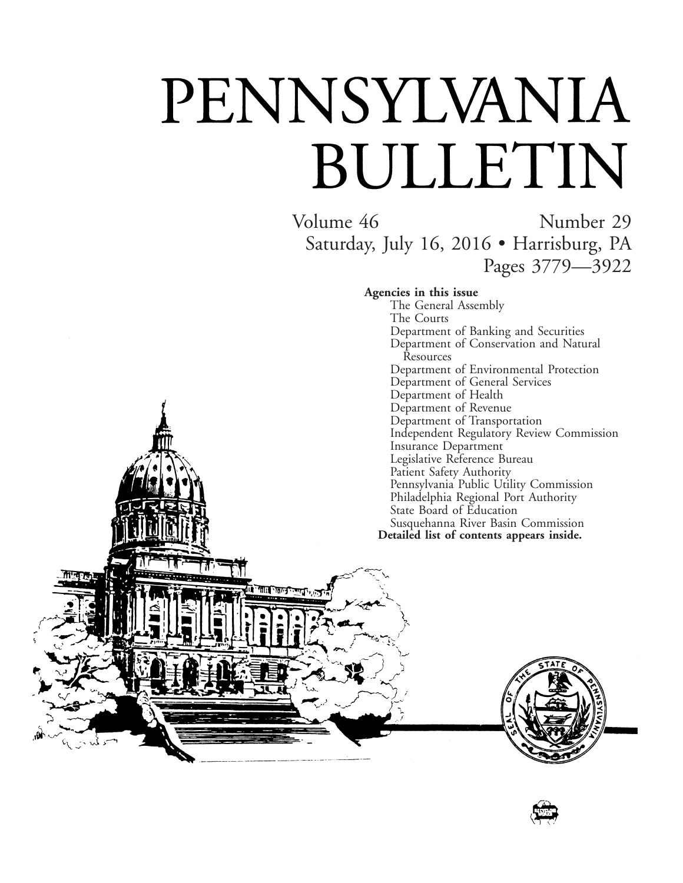# PENNSYLVANIA BULLETIN

Volume 46 Number 29

Saturday, July 16, 2016 • Harrisburg, PA

Pages 3779—3922

**Agencies in this issue**

- The General Assembly
- The Courts
- Department of Banking and Securities
- Department of Conservation and Natural Resources
- Department of Environmental Protection
- Department of General Services
- Department of Health
- Department of Revenue
- Department of Transportation
- Independent Regulatory Review Commission
- Insurance Department
- Legislative Reference Bureau
- Patient Safety Authority
- Pennsylvania Public Utility Commission
- Philadelphia Regional Port Authority
- State Board of Education
- Susquehanna River Basin Commission

**Detailed list of contents appears inside.**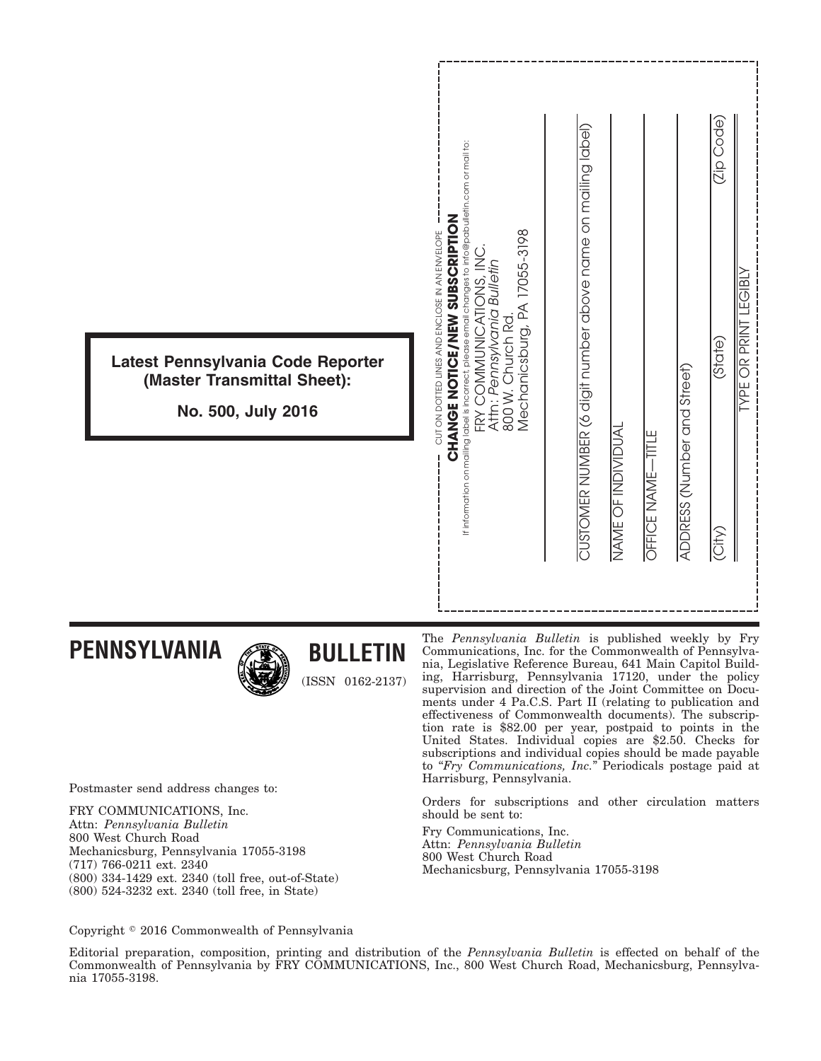**Latest Pennsylvania Code Reporter (Master Transmittal Sheet):**

**No. 500, July 2016**

CUT ON DOTTED LINES AND ENCLOSE IN AN ENVELOPE

**CHANGE NOTICE/NEW SUBSCRIPTION**

If information on mailing label is incorrect, please email changes to info@pabulletin.com or mail to:

FRY COMMUNICATIONS, INC.
Attn: *Pennsylvania Bulletin*
800 W. Church Rd.
Mechanicsburg, PA 17055-3198

CUSTOMER NUMBER (6 digit number above name on mailing label)

NAME OF INDIVIDUAL

OFFICE NAME—TITLE

ADDRESS (Number and Street)

(City) (State) (Zip Code)

TYPE OR PRINT LEGIBLY

# PENNSYLVANIA BULLETIN

(ISSN 0162-2137)

Postmaster send address changes to:

FRY COMMUNICATIONS, Inc.
Attn: *Pennsylvania Bulletin*
800 West Church Road
Mechanicsburg, Pennsylvania 17055-3198
(717) 766-0211 ext. 2340
(800) 334-1429 ext. 2340 (toll free, out-of-State)
(800) 524-3232 ext. 2340 (toll free, in State)

The *Pennsylvania Bulletin* is published weekly by Fry Communications, Inc. for the Commonwealth of Pennsylvania, Legislative Reference Bureau, 641 Main Capitol Building, Harrisburg, Pennsylvania 17120, under the policy supervision and direction of the Joint Committee on Documents under 4 Pa.C.S. Part II (relating to publication and effectiveness of Commonwealth documents). The subscription rate is $82.00 per year, postpaid to points in the United States. Individual copies are $2.50. Checks for subscriptions and individual copies should be made payable to "*Fry Communications, Inc.*" Periodicals postage paid at Harrisburg, Pennsylvania.

Orders for subscriptions and other circulation matters should be sent to:

Fry Communications, Inc.
Attn: *Pennsylvania Bulletin*
800 West Church Road
Mechanicsburg, Pennsylvania 17055-3198

Copyright © 2016 Commonwealth of Pennsylvania

Editorial preparation, composition, printing and distribution of the *Pennsylvania Bulletin* is effected on behalf of the Commonwealth of Pennsylvania by FRY COMMUNICATIONS, Inc., 800 West Church Road, Mechanicsburg, Pennsylvania 17055-3198.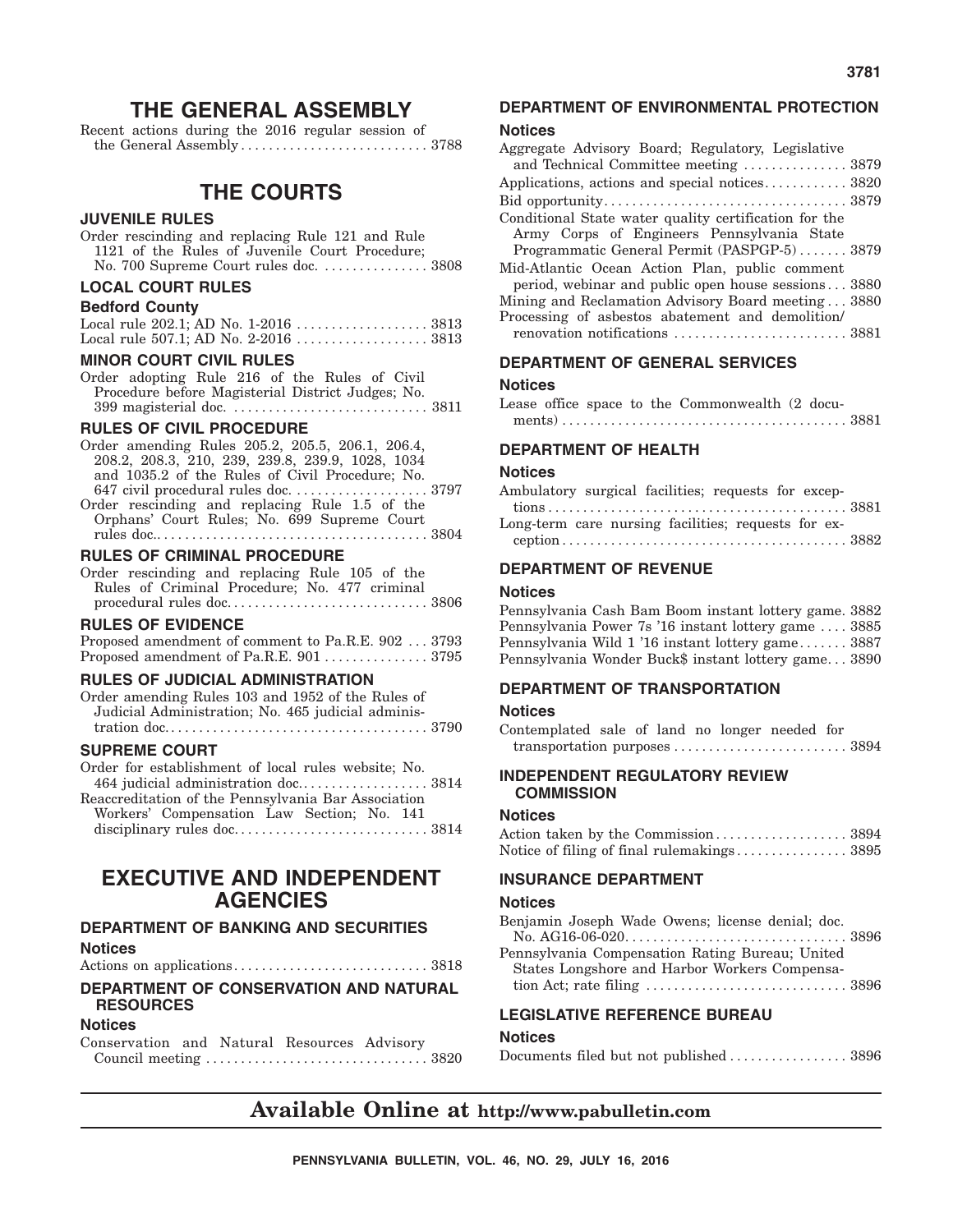# THE GENERAL ASSEMBLY

Recent actions during the 2016 regular session of the General Assembly . . . . . . . . . . . . . . . . . . . . . . . . . . . 3788

# THE COURTS

### JUVENILE RULES

Order rescinding and replacing Rule 121 and Rule 1121 of the Rules of Juvenile Court Procedure; No. 700 Supreme Court rules doc. . . . . . . . . . . . . . . . 3808

### LOCAL COURT RULES

#### Bedford County

Local rule 202.1; AD No. 1-2016 . . . . . . . . . . . . . . . . . . . 3813
Local rule 507.1; AD No. 2-2016 . . . . . . . . . . . . . . . . . . . 3813

### MINOR COURT CIVIL RULES

Order adopting Rule 216 of the Rules of Civil Procedure before Magisterial District Judges; No. 399 magisterial doc. . . . . . . . . . . . . . . . . . . . . . . . . . . . . 3811

### RULES OF CIVIL PROCEDURE

Order amending Rules 205.2, 205.5, 206.1, 206.4, 208.2, 208.3, 210, 239, 239.8, 239.9, 1028, 1034 and 1035.2 of the Rules of Civil Procedure; No. 647 civil procedural rules doc. . . . . . . . . . . . . . . . . . . 3797

Order rescinding and replacing Rule 1.5 of the Orphans' Court Rules; No. 699 Supreme Court rules doc.. . . . . . . . . . . . . . . . . . . . . . . . . . . . . . . . . . . . . . . 3804

### RULES OF CRIMINAL PROCEDURE

Order rescinding and replacing Rule 105 of the Rules of Criminal Procedure; No. 477 criminal procedural rules doc. . . . . . . . . . . . . . . . . . . . . . . . . . . . 3806

### RULES OF EVIDENCE

Proposed amendment of comment to Pa.R.E. 902 . . . 3793
Proposed amendment of Pa.R.E. 901 . . . . . . . . . . . . . . . 3795

### RULES OF JUDICIAL ADMINISTRATION

Order amending Rules 103 and 1952 of the Rules of Judicial Administration; No. 465 judicial administration doc. . . . . . . . . . . . . . . . . . . . . . . . . . . . . . . . . . . . . . 3790

### SUPREME COURT

Order for establishment of local rules website; No. 464 judicial administration doc.. . . . . . . . . . . . . . . . . . 3814

Reaccreditation of the Pennsylvania Bar Association Workers' Compensation Law Section; No. 141 disciplinary rules doc. . . . . . . . . . . . . . . . . . . . . . . . . . . 3814

# EXECUTIVE AND INDEPENDENT AGENCIES

### DEPARTMENT OF BANKING AND SECURITIES

#### Notices

Actions on applications . . . . . . . . . . . . . . . . . . . . . . . . . . . 3818

### DEPARTMENT OF CONSERVATION AND NATURAL RESOURCES

#### Notices

Conservation and Natural Resources Advisory Council meeting . . . . . . . . . . . . . . . . . . . . . . . . . . . . . . . 3820

### DEPARTMENT OF ENVIRONMENTAL PROTECTION

#### Notices

Aggregate Advisory Board; Regulatory, Legislative and Technical Committee meeting . . . . . . . . . . . . . . . 3879

Applications, actions and special notices. . . . . . . . . . . . 3820

Bid opportunity. . . . . . . . . . . . . . . . . . . . . . . . . . . . . . . . . . . 3879

Conditional State water quality certification for the Army Corps of Engineers Pennsylvania State Programmatic General Permit (PASPGP-5) . . . . . . . 3879

Mid-Atlantic Ocean Action Plan, public comment period, webinar and public open house sessions . . . 3880

Mining and Reclamation Advisory Board meeting . . . 3880

Processing of asbestos abatement and demolition/renovation notifications . . . . . . . . . . . . . . . . . . . . . . . . 3881

### DEPARTMENT OF GENERAL SERVICES

#### Notices

Lease office space to the Commonwealth (2 documents) . . . . . . . . . . . . . . . . . . . . . . . . . . . . . . . . . . . . . . . 3881

### DEPARTMENT OF HEALTH

#### Notices

Ambulatory surgical facilities; requests for exceptions . . . . . . . . . . . . . . . . . . . . . . . . . . . . . . . . . . . . . . . . . 3881

Long-term care nursing facilities; requests for exception . . . . . . . . . . . . . . . . . . . . . . . . . . . . . . . . . . . . . . . 3882

### DEPARTMENT OF REVENUE

#### Notices

Pennsylvania Cash Bam Boom instant lottery game. 3882
Pennsylvania Power 7s '16 instant lottery game . . . . 3885
Pennsylvania Wild 1 '16 instant lottery game . . . . . . . 3887
Pennsylvania Wonder Buck$ instant lottery game. . . 3890

### DEPARTMENT OF TRANSPORTATION

#### Notices

Contemplated sale of land no longer needed for transportation purposes . . . . . . . . . . . . . . . . . . . . . . . . . 3894

### INDEPENDENT REGULATORY REVIEW COMMISSION

#### Notices

Action taken by the Commission. . . . . . . . . . . . . . . . . . . 3894
Notice of filing of final rulemakings . . . . . . . . . . . . . . . . 3895

### INSURANCE DEPARTMENT

#### Notices

Benjamin Joseph Wade Owens; license denial; doc. No. AG16-06-020. . . . . . . . . . . . . . . . . . . . . . . . . . . . . . . . 3896

Pennsylvania Compensation Rating Bureau; United States Longshore and Harbor Workers Compensation Act; rate filing . . . . . . . . . . . . . . . . . . . . . . . . . . . . 3896

### LEGISLATIVE REFERENCE BUREAU

#### Notices

Documents filed but not published . . . . . . . . . . . . . . . . . 3896

## Available Online at http://www.pabulletin.com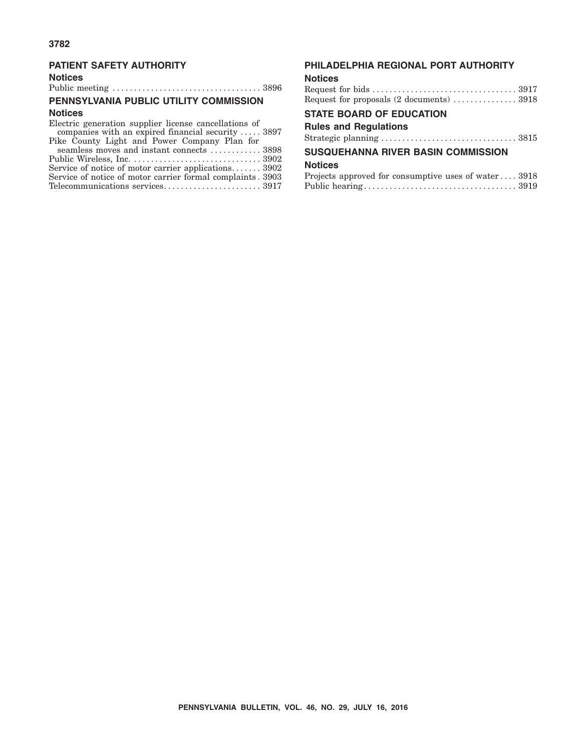## PATIENT SAFETY AUTHORITY

### Notices

Public meeting . . . . . . . . . . . . . . . . . . . . . . . . . . . . . . . . . . . 3896

## PENNSYLVANIA PUBLIC UTILITY COMMISSION

### Notices

Electric generation supplier license cancellations of companies with an expired financial security . . . . . 3897
Pike County Light and Power Company Plan for seamless moves and instant connects . . . . . . . . . . . . 3898
Public Wireless, Inc. . . . . . . . . . . . . . . . . . . . . . . . . . . . . . 3902
Service of notice of motor carrier applications. . . . . . . 3902
Service of notice of motor carrier formal complaints . 3903
Telecommunications services. . . . . . . . . . . . . . . . . . . . . . . 3917

## PHILADELPHIA REGIONAL PORT AUTHORITY

### Notices

Request for bids . . . . . . . . . . . . . . . . . . . . . . . . . . . . . . . . . . 3917
Request for proposals (2 documents) . . . . . . . . . . . . . . . 3918

## STATE BOARD OF EDUCATION

### Rules and Regulations

Strategic planning . . . . . . . . . . . . . . . . . . . . . . . . . . . . . . . . 3815

## SUSQUEHANNA RIVER BASIN COMMISSION

### Notices

Projects approved for consumptive uses of water . . . . 3918
Public hearing . . . . . . . . . . . . . . . . . . . . . . . . . . . . . . . . . . . 3919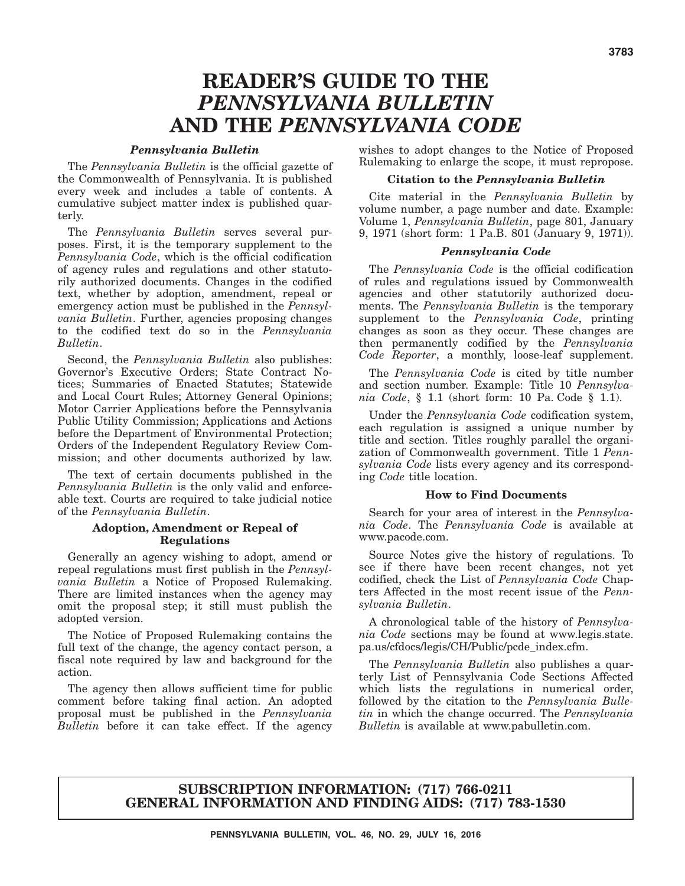# READER'S GUIDE TO THE *PENNSYLVANIA BULLETIN* AND THE *PENNSYLVANIA CODE*

### *Pennsylvania Bulletin*

The *Pennsylvania Bulletin* is the official gazette of the Commonwealth of Pennsylvania. It is published every week and includes a table of contents. A cumulative subject matter index is published quarterly.

The *Pennsylvania Bulletin* serves several purposes. First, it is the temporary supplement to the *Pennsylvania Code*, which is the official codification of agency rules and regulations and other statutorily authorized documents. Changes in the codified text, whether by adoption, amendment, repeal or emergency action must be published in the *Pennsylvania Bulletin*. Further, agencies proposing changes to the codified text do so in the *Pennsylvania Bulletin*.

Second, the *Pennsylvania Bulletin* also publishes: Governor's Executive Orders; State Contract Notices; Summaries of Enacted Statutes; Statewide and Local Court Rules; Attorney General Opinions; Motor Carrier Applications before the Pennsylvania Public Utility Commission; Applications and Actions before the Department of Environmental Protection; Orders of the Independent Regulatory Review Commission; and other documents authorized by law.

The text of certain documents published in the *Pennsylvania Bulletin* is the only valid and enforceable text. Courts are required to take judicial notice of the *Pennsylvania Bulletin*.

### Adoption, Amendment or Repeal of Regulations

Generally an agency wishing to adopt, amend or repeal regulations must first publish in the *Pennsylvania Bulletin* a Notice of Proposed Rulemaking. There are limited instances when the agency may omit the proposal step; it still must publish the adopted version.

The Notice of Proposed Rulemaking contains the full text of the change, the agency contact person, a fiscal note required by law and background for the action.

The agency then allows sufficient time for public comment before taking final action. An adopted proposal must be published in the *Pennsylvania Bulletin* before it can take effect. If the agency wishes to adopt changes to the Notice of Proposed Rulemaking to enlarge the scope, it must repropose.

### Citation to the *Pennsylvania Bulletin*

Cite material in the *Pennsylvania Bulletin* by volume number, a page number and date. Example: Volume 1, *Pennsylvania Bulletin*, page 801, January 9, 1971 (short form: 1 Pa.B. 801 (January 9, 1971)).

### *Pennsylvania Code*

The *Pennsylvania Code* is the official codification of rules and regulations issued by Commonwealth agencies and other statutorily authorized documents. The *Pennsylvania Bulletin* is the temporary supplement to the *Pennsylvania Code*, printing changes as soon as they occur. These changes are then permanently codified by the *Pennsylvania Code Reporter*, a monthly, loose-leaf supplement.

The *Pennsylvania Code* is cited by title number and section number. Example: Title 10 *Pennsylvania Code*, § 1.1 (short form: 10 Pa. Code § 1.1).

Under the *Pennsylvania Code* codification system, each regulation is assigned a unique number by title and section. Titles roughly parallel the organization of Commonwealth government. Title 1 *Pennsylvania Code* lists every agency and its corresponding *Code* title location.

### How to Find Documents

Search for your area of interest in the *Pennsylvania Code*. The *Pennsylvania Code* is available at www.pacode.com.

Source Notes give the history of regulations. To see if there have been recent changes, not yet codified, check the List of *Pennsylvania Code* Chapters Affected in the most recent issue of the *Pennsylvania Bulletin*.

A chronological table of the history of *Pennsylvania Code* sections may be found at www.legis.state.pa.us/cfdocs/legis/CH/Public/pcde_index.cfm.

The *Pennsylvania Bulletin* also publishes a quarterly List of Pennsylvania Code Sections Affected which lists the regulations in numerical order, followed by the citation to the *Pennsylvania Bulletin* in which the change occurred. The *Pennsylvania Bulletin* is available at www.pabulletin.com.

**SUBSCRIPTION INFORMATION: (717) 766-0211**
**GENERAL INFORMATION AND FINDING AIDS: (717) 783-1530**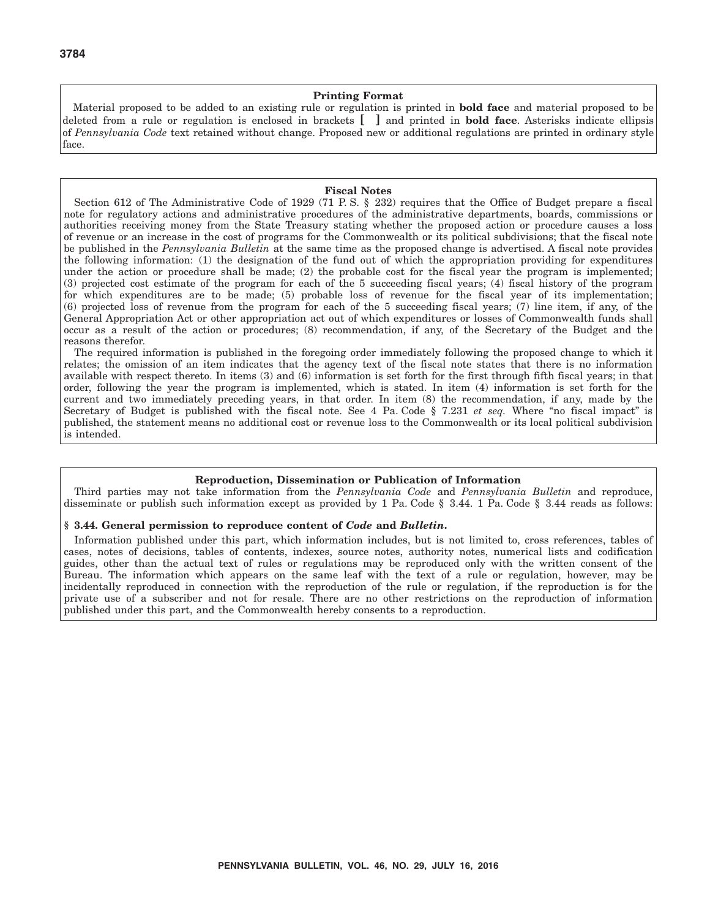## Printing Format

Material proposed to be added to an existing rule or regulation is printed in **bold face** and material proposed to be deleted from a rule or regulation is enclosed in brackets **[ ]** and printed in **bold face**. Asterisks indicate ellipsis of *Pennsylvania Code* text retained without change. Proposed new or additional regulations are printed in ordinary style face.

## Fiscal Notes

Section 612 of The Administrative Code of 1929 (71 P. S. § 232) requires that the Office of Budget prepare a fiscal note for regulatory actions and administrative procedures of the administrative departments, boards, commissions or authorities receiving money from the State Treasury stating whether the proposed action or procedure causes a loss of revenue or an increase in the cost of programs for the Commonwealth or its political subdivisions; that the fiscal note be published in the *Pennsylvania Bulletin* at the same time as the proposed change is advertised. A fiscal note provides the following information: (1) the designation of the fund out of which the appropriation providing for expenditures under the action or procedure shall be made; (2) the probable cost for the fiscal year the program is implemented; (3) projected cost estimate of the program for each of the 5 succeeding fiscal years; (4) fiscal history of the program for which expenditures are to be made; (5) probable loss of revenue for the fiscal year of its implementation; (6) projected loss of revenue from the program for each of the 5 succeeding fiscal years; (7) line item, if any, of the General Appropriation Act or other appropriation act out of which expenditures or losses of Commonwealth funds shall occur as a result of the action or procedures; (8) recommendation, if any, of the Secretary of the Budget and the reasons therefor.

The required information is published in the foregoing order immediately following the proposed change to which it relates; the omission of an item indicates that the agency text of the fiscal note states that there is no information available with respect thereto. In items (3) and (6) information is set forth for the first through fifth fiscal years; in that order, following the year the program is implemented, which is stated. In item (4) information is set forth for the current and two immediately preceding years, in that order. In item (8) the recommendation, if any, made by the Secretary of Budget is published with the fiscal note. See 4 Pa. Code § 7.231 *et seq.* Where "no fiscal impact" is published, the statement means no additional cost or revenue loss to the Commonwealth or its local political subdivision is intended.

## Reproduction, Dissemination or Publication of Information

Third parties may not take information from the *Pennsylvania Code* and *Pennsylvania Bulletin* and reproduce, disseminate or publish such information except as provided by 1 Pa. Code § 3.44. 1 Pa. Code § 3.44 reads as follows:

**§ 3.44. General permission to reproduce content of *Code* and *Bulletin*.**

Information published under this part, which information includes, but is not limited to, cross references, tables of cases, notes of decisions, tables of contents, indexes, source notes, authority notes, numerical lists and codification guides, other than the actual text of rules or regulations may be reproduced only with the written consent of the Bureau. The information which appears on the same leaf with the text of a rule or regulation, however, may be incidentally reproduced in connection with the reproduction of the rule or regulation, if the reproduction is for the private use of a subscriber and not for resale. There are no other restrictions on the reproduction of information published under this part, and the Commonwealth hereby consents to a reproduction.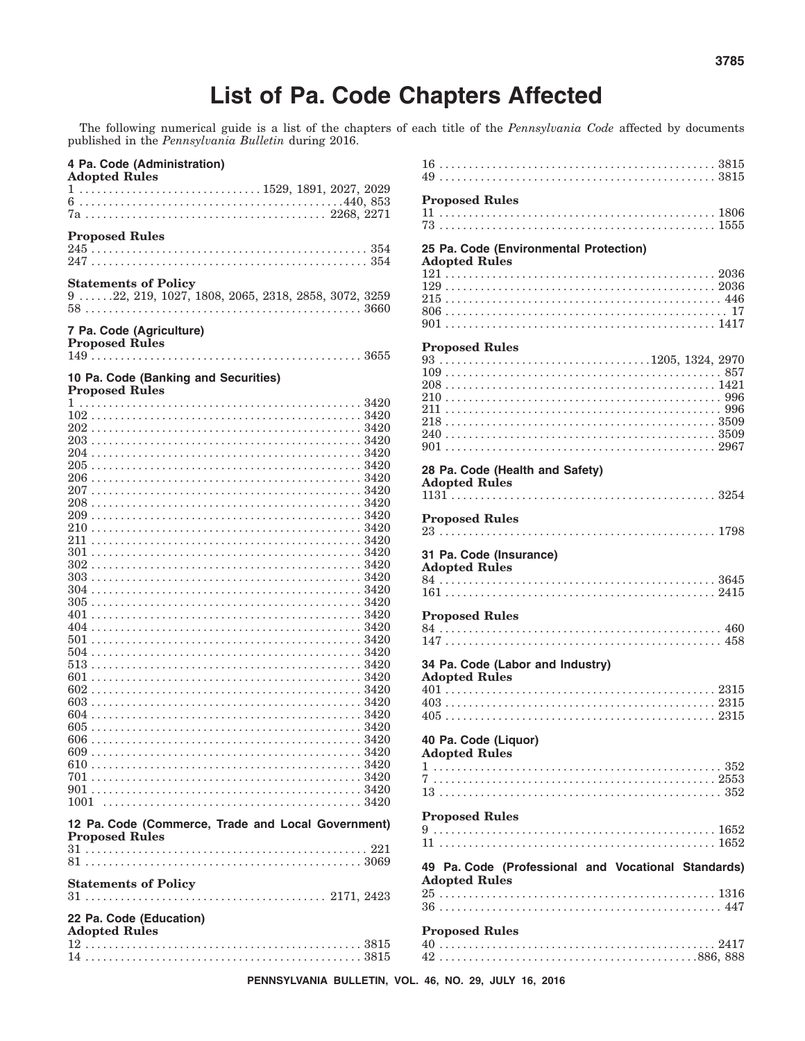# List of Pa. Code Chapters Affected

The following numerical guide is a list of the chapters of each title of the *Pennsylvania Code* affected by documents published in the *Pennsylvania Bulletin* during 2016.

## 4 Pa. Code (Administration)

**Adopted Rules**

1 . . . . . 1529, 1891, 2027, 2029
6 . . . . . 440, 853
7a . . . . . 2268, 2271

**Proposed Rules**

245 . . . . . 354
247 . . . . . 354

**Statements of Policy**

9 . . . . . 22, 219, 1027, 1808, 2065, 2318, 2858, 3072, 3259
58 . . . . . 3660

## 7 Pa. Code (Agriculture)

**Proposed Rules**

149 . . . . . 3655

## 10 Pa. Code (Banking and Securities)

**Proposed Rules**

1 . . . . . 3420
102 . . . . . 3420
202 . . . . . 3420
203 . . . . . 3420
204 . . . . . 3420
205 . . . . . 3420
206 . . . . . 3420
207 . . . . . 3420
208 . . . . . 3420
209 . . . . . 3420
210 . . . . . 3420
211 . . . . . 3420
301 . . . . . 3420
302 . . . . . 3420
303 . . . . . 3420
304 . . . . . 3420
305 . . . . . 3420
401 . . . . . 3420
404 . . . . . 3420
501 . . . . . 3420
504 . . . . . 3420
513 . . . . . 3420
601 . . . . . 3420
602 . . . . . 3420
603 . . . . . 3420
604 . . . . . 3420
605 . . . . . 3420
606 . . . . . 3420
609 . . . . . 3420
610 . . . . . 3420
701 . . . . . 3420
901 . . . . . 3420
1001 . . . . . 3420

## 12 Pa. Code (Commerce, Trade and Local Government)

**Proposed Rules**

31 . . . . . 221
81 . . . . . 3069

**Statements of Policy**

31 . . . . . 2171, 2423

## 22 Pa. Code (Education)

**Adopted Rules**

12 . . . . . 3815
14 . . . . . 3815
16 . . . . . 3815
49 . . . . . 3815

**Proposed Rules**

11 . . . . . 1806
73 . . . . . 1555

## 25 Pa. Code (Environmental Protection)

**Adopted Rules**

121 . . . . . 2036
129 . . . . . 2036
215 . . . . . 446
806 . . . . . 17
901 . . . . . 1417

**Proposed Rules**

93 . . . . . 1205, 1324, 2970
109 . . . . . 857
208 . . . . . 1421
210 . . . . . 996
211 . . . . . 996
218 . . . . . 3509
240 . . . . . 3509
901 . . . . . 2967

## 28 Pa. Code (Health and Safety)

**Adopted Rules**

1131 . . . . . 3254

**Proposed Rules**

23 . . . . . 1798

## 31 Pa. Code (Insurance)

**Adopted Rules**

84 . . . . . 3645
161 . . . . . 2415

**Proposed Rules**

84 . . . . . 460
147 . . . . . 458

## 34 Pa. Code (Labor and Industry)

**Adopted Rules**

401 . . . . . 2315
403 . . . . . 2315
405 . . . . . 2315

## 40 Pa. Code (Liquor)

**Adopted Rules**

1 . . . . . 352
7 . . . . . 2553
13 . . . . . 352

**Proposed Rules**

9 . . . . . 1652
11 . . . . . 1652

## 49 Pa. Code (Professional and Vocational Standards)

**Adopted Rules**

25 . . . . . 1316
36 . . . . . 447

**Proposed Rules**

40 . . . . . 2417
42 . . . . . 886, 888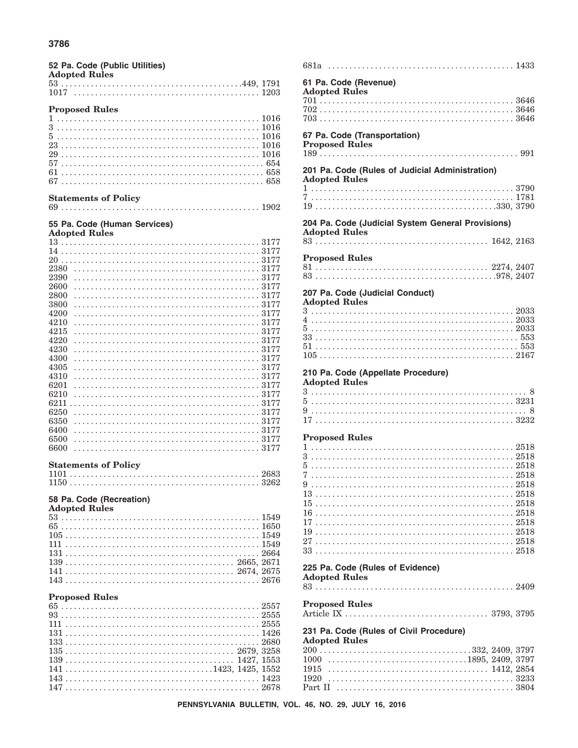### 52 Pa. Code (Public Utilities)

**Adopted Rules**

53 . . . . . . . . . . . . . . . . . . . . . . . . . . . . . . . . . . . . . . . . 449, 1791
1017 . . . . . . . . . . . . . . . . . . . . . . . . . . . . . . . . . . . . . . . . 1203

**Proposed Rules**

1 . . . . . . . . . . . . . . . . . . . . . . . . . . . . . . . . . . . . . . . . 1016
3 . . . . . . . . . . . . . . . . . . . . . . . . . . . . . . . . . . . . . . . . 1016
5 . . . . . . . . . . . . . . . . . . . . . . . . . . . . . . . . . . . . . . . . 1016
23 . . . . . . . . . . . . . . . . . . . . . . . . . . . . . . . . . . . . . . . . 1016
29 . . . . . . . . . . . . . . . . . . . . . . . . . . . . . . . . . . . . . . . . 1016
57 . . . . . . . . . . . . . . . . . . . . . . . . . . . . . . . . . . . . . . . . 654
61 . . . . . . . . . . . . . . . . . . . . . . . . . . . . . . . . . . . . . . . . 658
67 . . . . . . . . . . . . . . . . . . . . . . . . . . . . . . . . . . . . . . . . 658

**Statements of Policy**

69 . . . . . . . . . . . . . . . . . . . . . . . . . . . . . . . . . . . . . . . . 1902

### 55 Pa. Code (Human Services)

**Adopted Rules**

13 . . . . . . . . . . . . . . . . . . . . . . . . . . . . . . . . . . . . . . . . 3177
14 . . . . . . . . . . . . . . . . . . . . . . . . . . . . . . . . . . . . . . . . 3177
20 . . . . . . . . . . . . . . . . . . . . . . . . . . . . . . . . . . . . . . . . 3177
2380 . . . . . . . . . . . . . . . . . . . . . . . . . . . . . . . . . . . . . . . . 3177
2390 . . . . . . . . . . . . . . . . . . . . . . . . . . . . . . . . . . . . . . . . 3177
2600 . . . . . . . . . . . . . . . . . . . . . . . . . . . . . . . . . . . . . . . . 3177
2800 . . . . . . . . . . . . . . . . . . . . . . . . . . . . . . . . . . . . . . . . 3177
3800 . . . . . . . . . . . . . . . . . . . . . . . . . . . . . . . . . . . . . . . . 3177
4200 . . . . . . . . . . . . . . . . . . . . . . . . . . . . . . . . . . . . . . . . 3177
4210 . . . . . . . . . . . . . . . . . . . . . . . . . . . . . . . . . . . . . . . . 3177
4215 . . . . . . . . . . . . . . . . . . . . . . . . . . . . . . . . . . . . . . . . 3177
4220 . . . . . . . . . . . . . . . . . . . . . . . . . . . . . . . . . . . . . . . . 3177
4230 . . . . . . . . . . . . . . . . . . . . . . . . . . . . . . . . . . . . . . . . 3177
4300 . . . . . . . . . . . . . . . . . . . . . . . . . . . . . . . . . . . . . . . . 3177
4305 . . . . . . . . . . . . . . . . . . . . . . . . . . . . . . . . . . . . . . . . 3177
4310 . . . . . . . . . . . . . . . . . . . . . . . . . . . . . . . . . . . . . . . . 3177
6201 . . . . . . . . . . . . . . . . . . . . . . . . . . . . . . . . . . . . . . . . 3177
6210 . . . . . . . . . . . . . . . . . . . . . . . . . . . . . . . . . . . . . . . . 3177
6211 . . . . . . . . . . . . . . . . . . . . . . . . . . . . . . . . . . . . . . . . 3177
6250 . . . . . . . . . . . . . . . . . . . . . . . . . . . . . . . . . . . . . . . . 3177
6350 . . . . . . . . . . . . . . . . . . . . . . . . . . . . . . . . . . . . . . . . 3177
6400 . . . . . . . . . . . . . . . . . . . . . . . . . . . . . . . . . . . . . . . . 3177
6500 . . . . . . . . . . . . . . . . . . . . . . . . . . . . . . . . . . . . . . . . 3177
6600 . . . . . . . . . . . . . . . . . . . . . . . . . . . . . . . . . . . . . . . . 3177

**Statements of Policy**

1101 . . . . . . . . . . . . . . . . . . . . . . . . . . . . . . . . . . . . . . . . 2683
1150 . . . . . . . . . . . . . . . . . . . . . . . . . . . . . . . . . . . . . . . . 3262

### 58 Pa. Code (Recreation)

**Adopted Rules**

53 . . . . . . . . . . . . . . . . . . . . . . . . . . . . . . . . . . . . . . . . 1549
65 . . . . . . . . . . . . . . . . . . . . . . . . . . . . . . . . . . . . . . . . 1650
105 . . . . . . . . . . . . . . . . . . . . . . . . . . . . . . . . . . . . . . . . 1549
111 . . . . . . . . . . . . . . . . . . . . . . . . . . . . . . . . . . . . . . . . 1549
131 . . . . . . . . . . . . . . . . . . . . . . . . . . . . . . . . . . . . . . . . 2664
139 . . . . . . . . . . . . . . . . . . . . . . . . . . . . . . . . . . . . . . . . 2665, 2671
141 . . . . . . . . . . . . . . . . . . . . . . . . . . . . . . . . . . . . . . . . 2674, 2675
143 . . . . . . . . . . . . . . . . . . . . . . . . . . . . . . . . . . . . . . . . 2676

**Proposed Rules**

65 . . . . . . . . . . . . . . . . . . . . . . . . . . . . . . . . . . . . . . . . 2557
93 . . . . . . . . . . . . . . . . . . . . . . . . . . . . . . . . . . . . . . . . 2555
111 . . . . . . . . . . . . . . . . . . . . . . . . . . . . . . . . . . . . . . . . 2555
131 . . . . . . . . . . . . . . . . . . . . . . . . . . . . . . . . . . . . . . . . 1426
133 . . . . . . . . . . . . . . . . . . . . . . . . . . . . . . . . . . . . . . . . 2680
135 . . . . . . . . . . . . . . . . . . . . . . . . . . . . . . . . . . . . . . . . 2679, 3258
139 . . . . . . . . . . . . . . . . . . . . . . . . . . . . . . . . . . . . . . . . 1427, 1553
141 . . . . . . . . . . . . . . . . . . . . . . . . . . . . . . . . . . . . . . . . 1423, 1425, 1552
143 . . . . . . . . . . . . . . . . . . . . . . . . . . . . . . . . . . . . . . . . 1423
147 . . . . . . . . . . . . . . . . . . . . . . . . . . . . . . . . . . . . . . . . 2678
681a . . . . . . . . . . . . . . . . . . . . . . . . . . . . . . . . . . . . . . . . 1433

### 61 Pa. Code (Revenue)

**Adopted Rules**

701 . . . . . . . . . . . . . . . . . . . . . . . . . . . . . . . . . . . . . . . . 3646
702 . . . . . . . . . . . . . . . . . . . . . . . . . . . . . . . . . . . . . . . . 3646
703 . . . . . . . . . . . . . . . . . . . . . . . . . . . . . . . . . . . . . . . . 3646

### 67 Pa. Code (Transportation)

**Proposed Rules**

189 . . . . . . . . . . . . . . . . . . . . . . . . . . . . . . . . . . . . . . . . 991

### 201 Pa. Code (Rules of Judicial Administration)

**Adopted Rules**

1 . . . . . . . . . . . . . . . . . . . . . . . . . . . . . . . . . . . . . . . . 3790
7 . . . . . . . . . . . . . . . . . . . . . . . . . . . . . . . . . . . . . . . . 1781
19 . . . . . . . . . . . . . . . . . . . . . . . . . . . . . . . . . . . . . . . . 330, 3790

### 204 Pa. Code (Judicial System General Provisions)

**Adopted Rules**

83 . . . . . . . . . . . . . . . . . . . . . . . . . . . . . . . . . . . . . . . . 1642, 2163

**Proposed Rules**

81 . . . . . . . . . . . . . . . . . . . . . . . . . . . . . . . . . . . . . . . . 2274, 2407
83 . . . . . . . . . . . . . . . . . . . . . . . . . . . . . . . . . . . . . . . . 978, 2407

### 207 Pa. Code (Judicial Conduct)

**Adopted Rules**

3 . . . . . . . . . . . . . . . . . . . . . . . . . . . . . . . . . . . . . . . . 2033
4 . . . . . . . . . . . . . . . . . . . . . . . . . . . . . . . . . . . . . . . . 2033
5 . . . . . . . . . . . . . . . . . . . . . . . . . . . . . . . . . . . . . . . . 2033
33 . . . . . . . . . . . . . . . . . . . . . . . . . . . . . . . . . . . . . . . . 553
51 . . . . . . . . . . . . . . . . . . . . . . . . . . . . . . . . . . . . . . . . 553
105 . . . . . . . . . . . . . . . . . . . . . . . . . . . . . . . . . . . . . . . . 2167

### 210 Pa. Code (Appellate Procedure)

**Adopted Rules**

3 . . . . . . . . . . . . . . . . . . . . . . . . . . . . . . . . . . . . . . . . 8
5 . . . . . . . . . . . . . . . . . . . . . . . . . . . . . . . . . . . . . . . . 3231
9 . . . . . . . . . . . . . . . . . . . . . . . . . . . . . . . . . . . . . . . . 8
17 . . . . . . . . . . . . . . . . . . . . . . . . . . . . . . . . . . . . . . . . 3232

**Proposed Rules**

1 . . . . . . . . . . . . . . . . . . . . . . . . . . . . . . . . . . . . . . . . 2518
3 . . . . . . . . . . . . . . . . . . . . . . . . . . . . . . . . . . . . . . . . 2518
5 . . . . . . . . . . . . . . . . . . . . . . . . . . . . . . . . . . . . . . . . 2518
7 . . . . . . . . . . . . . . . . . . . . . . . . . . . . . . . . . . . . . . . . 2518
9 . . . . . . . . . . . . . . . . . . . . . . . . . . . . . . . . . . . . . . . . 2518
13 . . . . . . . . . . . . . . . . . . . . . . . . . . . . . . . . . . . . . . . . 2518
15 . . . . . . . . . . . . . . . . . . . . . . . . . . . . . . . . . . . . . . . . 2518
16 . . . . . . . . . . . . . . . . . . . . . . . . . . . . . . . . . . . . . . . . 2518
17 . . . . . . . . . . . . . . . . . . . . . . . . . . . . . . . . . . . . . . . . 2518
19 . . . . . . . . . . . . . . . . . . . . . . . . . . . . . . . . . . . . . . . . 2518
27 . . . . . . . . . . . . . . . . . . . . . . . . . . . . . . . . . . . . . . . . 2518
33 . . . . . . . . . . . . . . . . . . . . . . . . . . . . . . . . . . . . . . . . 2518

### 225 Pa. Code (Rules of Evidence)

**Adopted Rules**

83 . . . . . . . . . . . . . . . . . . . . . . . . . . . . . . . . . . . . . . . . 2409

**Proposed Rules**

Article IX . . . . . . . . . . . . . . . . . . . . . . . . . . . . . . . . . . . . . . . . 3793, 3795

### 231 Pa. Code (Rules of Civil Procedure)

**Adopted Rules**

200 . . . . . . . . . . . . . . . . . . . . . . . . . . . . . . . . . . . . . . . . 332, 2409, 3797
1000 . . . . . . . . . . . . . . . . . . . . . . . . . . . . . . . . . . . . . . . . 1895, 2409, 3797
1915 . . . . . . . . . . . . . . . . . . . . . . . . . . . . . . . . . . . . . . . . 1412, 2854
1920 . . . . . . . . . . . . . . . . . . . . . . . . . . . . . . . . . . . . . . . . 3233
Part II . . . . . . . . . . . . . . . . . . . . . . . . . . . . . . . . . . . . . . . . 3804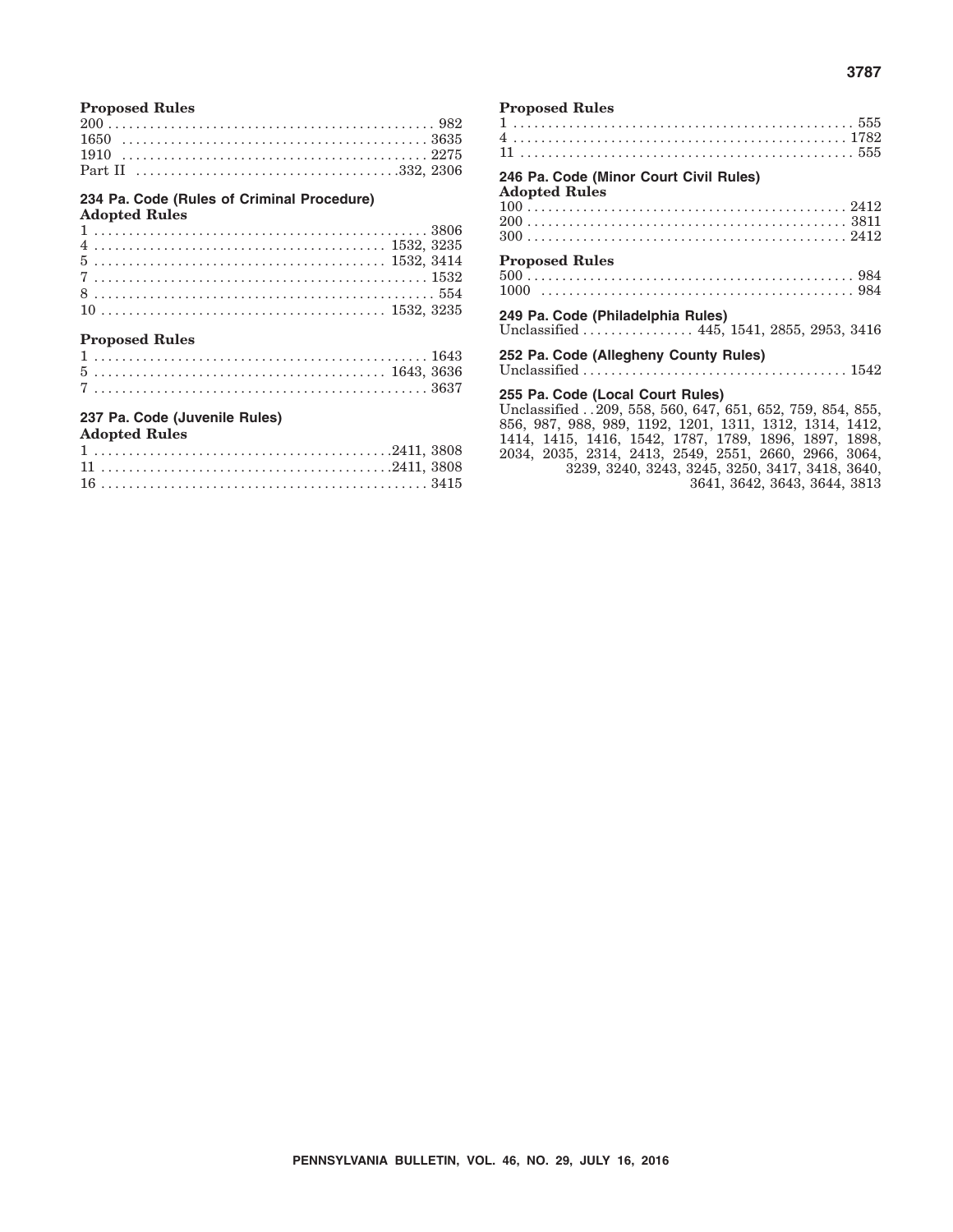**Proposed Rules**

200 . . . . . . . . . . . . . . . . . . . . . . . . . . . . . . . . . . . . . . . . . . . . . . . 982
1650 . . . . . . . . . . . . . . . . . . . . . . . . . . . . . . . . . . . . . . . . . . . . 3635
1910 . . . . . . . . . . . . . . . . . . . . . . . . . . . . . . . . . . . . . . . . . . . . 2275
Part II . . . . . . . . . . . . . . . . . . . . . . . . . . . . . . . . . . . . . .332, 2306

### 234 Pa. Code (Rules of Criminal Procedure)

**Adopted Rules**

1 . . . . . . . . . . . . . . . . . . . . . . . . . . . . . . . . . . . . . . . . . . . . . . . . 3806
4 . . . . . . . . . . . . . . . . . . . . . . . . . . . . . . . . . . . . . . . . . . 1532, 3235
5 . . . . . . . . . . . . . . . . . . . . . . . . . . . . . . . . . . . . . . . . . . 1532, 3414
7 . . . . . . . . . . . . . . . . . . . . . . . . . . . . . . . . . . . . . . . . . . . . . . . . 1532
8 . . . . . . . . . . . . . . . . . . . . . . . . . . . . . . . . . . . . . . . . . . . . . . . . . 554
10 . . . . . . . . . . . . . . . . . . . . . . . . . . . . . . . . . . . . . . . . . 1532, 3235

**Proposed Rules**

1 . . . . . . . . . . . . . . . . . . . . . . . . . . . . . . . . . . . . . . . . . . . . . . . . 1643
5 . . . . . . . . . . . . . . . . . . . . . . . . . . . . . . . . . . . . . . . . . . 1643, 3636
7 . . . . . . . . . . . . . . . . . . . . . . . . . . . . . . . . . . . . . . . . . . . . . . . . 3637

### 237 Pa. Code (Juvenile Rules)

**Adopted Rules**

1 . . . . . . . . . . . . . . . . . . . . . . . . . . . . . . . . . . . . . . . . . . .2411, 3808
11 . . . . . . . . . . . . . . . . . . . . . . . . . . . . . . . . . . . . . . . . . .2411, 3808
16 . . . . . . . . . . . . . . . . . . . . . . . . . . . . . . . . . . . . . . . . . . . . . . . 3415

**Proposed Rules**

1 . . . . . . . . . . . . . . . . . . . . . . . . . . . . . . . . . . . . . . . . . . . . . . . . . 555
4 . . . . . . . . . . . . . . . . . . . . . . . . . . . . . . . . . . . . . . . . . . . . . . . . 1782
11 . . . . . . . . . . . . . . . . . . . . . . . . . . . . . . . . . . . . . . . . . . . . . . . . 555

### 246 Pa. Code (Minor Court Civil Rules)

**Adopted Rules**

100 . . . . . . . . . . . . . . . . . . . . . . . . . . . . . . . . . . . . . . . . . . . . . . 2412
200 . . . . . . . . . . . . . . . . . . . . . . . . . . . . . . . . . . . . . . . . . . . . . . 3811
300 . . . . . . . . . . . . . . . . . . . . . . . . . . . . . . . . . . . . . . . . . . . . . . 2412

**Proposed Rules**

500 . . . . . . . . . . . . . . . . . . . . . . . . . . . . . . . . . . . . . . . . . . . . . . . 984
1000 . . . . . . . . . . . . . . . . . . . . . . . . . . . . . . . . . . . . . . . . . . . . . 984

### 249 Pa. Code (Philadelphia Rules)

Unclassified . . . . . . . . . . . . . . . . 445, 1541, 2855, 2953, 3416

### 252 Pa. Code (Allegheny County Rules)

Unclassified . . . . . . . . . . . . . . . . . . . . . . . . . . . . . . . . . . . . . 1542

### 255 Pa. Code (Local Court Rules)

Unclassified . . 209, 558, 560, 647, 651, 652, 759, 854, 855, 856, 987, 988, 989, 1192, 1201, 1311, 1312, 1314, 1412, 1414, 1415, 1416, 1542, 1787, 1789, 1896, 1897, 1898, 2034, 2035, 2314, 2413, 2549, 2551, 2660, 2966, 3064, 3239, 3240, 3243, 3245, 3250, 3417, 3418, 3640, 3641, 3642, 3643, 3644, 3813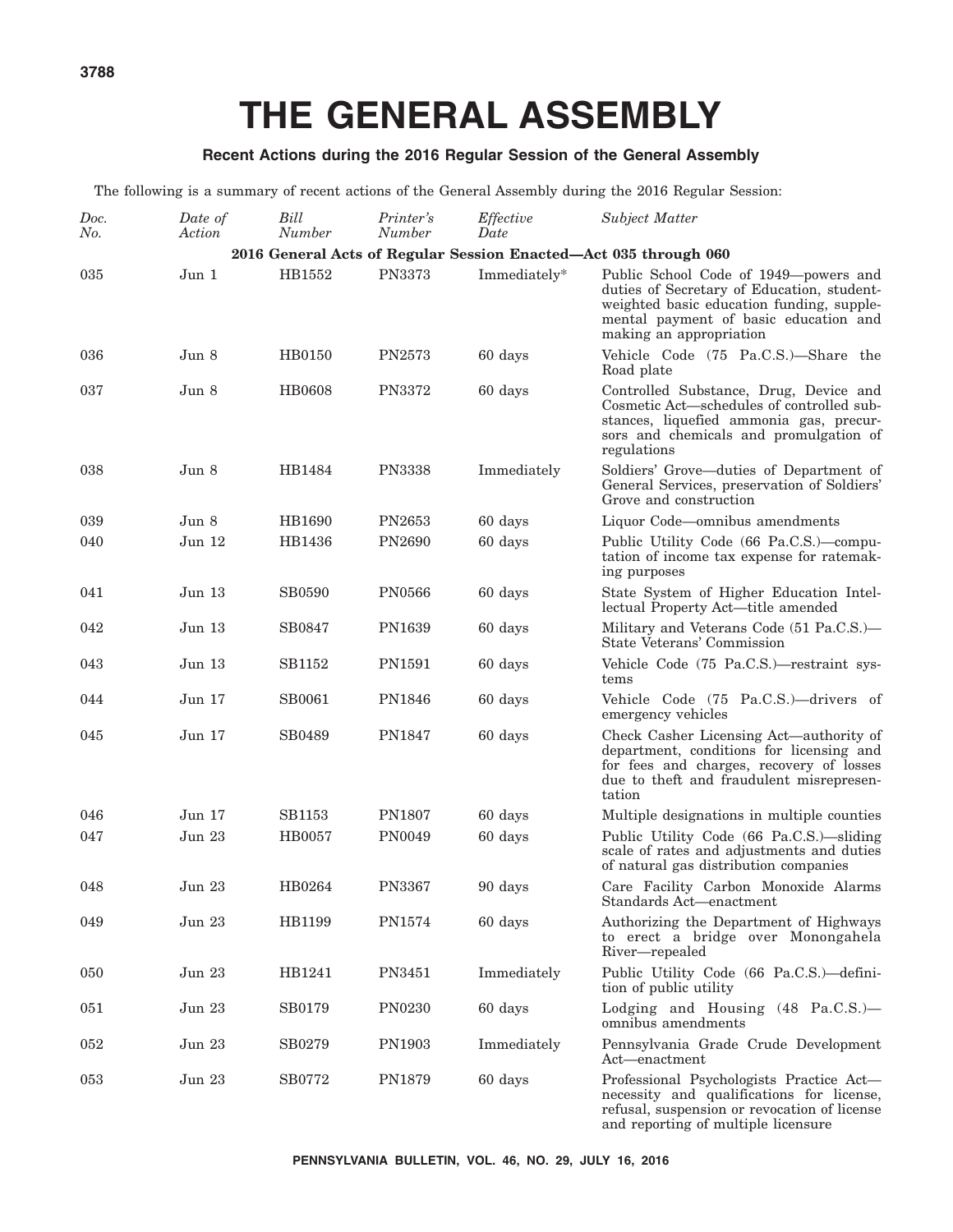# THE GENERAL ASSEMBLY

### Recent Actions during the 2016 Regular Session of the General Assembly

The following is a summary of recent actions of the General Assembly during the 2016 Regular Session:

| *Doc. No.* | *Date of Action* | *Bill Number* | *Printer's Number* | *Effective Date* | *Subject Matter* |
|---|---|---|---|---|---|
| **2016 General Acts of Regular Session Enacted—Act 035 through 060** | | | | | |
| 035 | Jun 1 | HB1552 | PN3373 | Immediately* | Public School Code of 1949—powers and duties of Secretary of Education, student-weighted basic education funding, supplemental payment of basic education and making an appropriation |
| 036 | Jun 8 | HB0150 | PN2573 | 60 days | Vehicle Code (75 Pa.C.S.)—Share the Road plate |
| 037 | Jun 8 | HB0608 | PN3372 | 60 days | Controlled Substance, Drug, Device and Cosmetic Act—schedules of controlled substances, liquefied ammonia gas, precursors and chemicals and promulgation of regulations |
| 038 | Jun 8 | HB1484 | PN3338 | Immediately | Soldiers' Grove—duties of Department of General Services, preservation of Soldiers' Grove and construction |
| 039 | Jun 8 | HB1690 | PN2653 | 60 days | Liquor Code—omnibus amendments |
| 040 | Jun 12 | HB1436 | PN2690 | 60 days | Public Utility Code (66 Pa.C.S.)—computation of income tax expense for ratemaking purposes |
| 041 | Jun 13 | SB0590 | PN0566 | 60 days | State System of Higher Education Intellectual Property Act—title amended |
| 042 | Jun 13 | SB0847 | PN1639 | 60 days | Military and Veterans Code (51 Pa.C.S.)—State Veterans' Commission |
| 043 | Jun 13 | SB1152 | PN1591 | 60 days | Vehicle Code (75 Pa.C.S.)—restraint systems |
| 044 | Jun 17 | SB0061 | PN1846 | 60 days | Vehicle Code (75 Pa.C.S.)—drivers of emergency vehicles |
| 045 | Jun 17 | SB0489 | PN1847 | 60 days | Check Casher Licensing Act—authority of department, conditions for licensing and for fees and charges, recovery of losses due to theft and fraudulent misrepresentation |
| 046 | Jun 17 | SB1153 | PN1807 | 60 days | Multiple designations in multiple counties |
| 047 | Jun 23 | HB0057 | PN0049 | 60 days | Public Utility Code (66 Pa.C.S.)—sliding scale of rates and adjustments and duties of natural gas distribution companies |
| 048 | Jun 23 | HB0264 | PN3367 | 90 days | Care Facility Carbon Monoxide Alarms Standards Act—enactment |
| 049 | Jun 23 | HB1199 | PN1574 | 60 days | Authorizing the Department of Highways to erect a bridge over Monongahela River—repealed |
| 050 | Jun 23 | HB1241 | PN3451 | Immediately | Public Utility Code (66 Pa.C.S.)—definition of public utility |
| 051 | Jun 23 | SB0179 | PN0230 | 60 days | Lodging and Housing (48 Pa.C.S.)—omnibus amendments |
| 052 | Jun 23 | SB0279 | PN1903 | Immediately | Pennsylvania Grade Crude Development Act—enactment |
| 053 | Jun 23 | SB0772 | PN1879 | 60 days | Professional Psychologists Practice Act—necessity and qualifications for license, refusal, suspension or revocation of license and reporting of multiple licensure |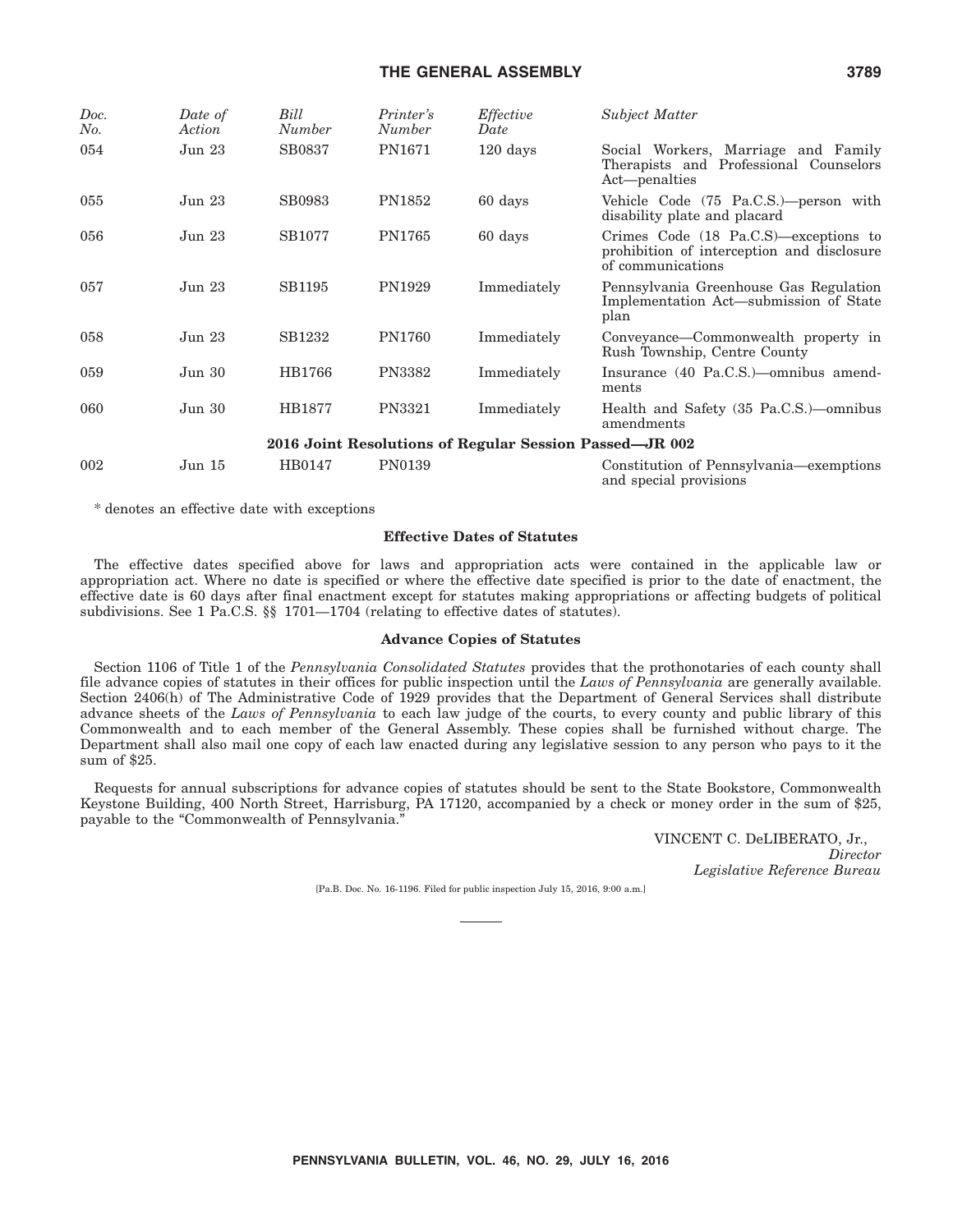| *Doc. No.* | *Date of Action* | *Bill Number* | *Printer's Number* | *Effective Date* | *Subject Matter* |
|---|---|---|---|---|---|
| 054 | Jun 23 | SB0837 | PN1671 | 120 days | Social Workers, Marriage and Family Therapists and Professional Counselors Act—penalties |
| 055 | Jun 23 | SB0983 | PN1852 | 60 days | Vehicle Code (75 Pa.C.S.)—person with disability plate and placard |
| 056 | Jun 23 | SB1077 | PN1765 | 60 days | Crimes Code (18 Pa.C.S)—exceptions to prohibition of interception and disclosure of communications |
| 057 | Jun 23 | SB1195 | PN1929 | Immediately | Pennsylvania Greenhouse Gas Regulation Implementation Act—submission of State plan |
| 058 | Jun 23 | SB1232 | PN1760 | Immediately | Conveyance—Commonwealth property in Rush Township, Centre County |
| 059 | Jun 30 | HB1766 | PN3382 | Immediately | Insurance (40 Pa.C.S.)—omnibus amendments |
| 060 | Jun 30 | HB1877 | PN3321 | Immediately | Health and Safety (35 Pa.C.S.)—omnibus amendments |
| | | | **2016 Joint Resolutions of Regular Session Passed—JR 002** | | |
| 002 | Jun 15 | HB0147 | PN0139 | | Constitution of Pennsylvania—exemptions and special provisions |

\* denotes an effective date with exceptions

**Effective Dates of Statutes**

The effective dates specified above for laws and appropriation acts were contained in the applicable law or appropriation act. Where no date is specified or where the effective date specified is prior to the date of enactment, the effective date is 60 days after final enactment except for statutes making appropriations or affecting budgets of political subdivisions. See 1 Pa.C.S. §§ 1701—1704 (relating to effective dates of statutes).

**Advance Copies of Statutes**

Section 1106 of Title 1 of the *Pennsylvania Consolidated Statutes* provides that the prothonotaries of each county shall file advance copies of statutes in their offices for public inspection until the *Laws of Pennsylvania* are generally available. Section 2406(h) of The Administrative Code of 1929 provides that the Department of General Services shall distribute advance sheets of the *Laws of Pennsylvania* to each law judge of the courts, to every county and public library of this Commonwealth and to each member of the General Assembly. These copies shall be furnished without charge. The Department shall also mail one copy of each law enacted during any legislative session to any person who pays to it the sum of $25.

Requests for annual subscriptions for advance copies of statutes should be sent to the State Bookstore, Commonwealth Keystone Building, 400 North Street, Harrisburg, PA 17120, accompanied by a check or money order in the sum of $25, payable to the "Commonwealth of Pennsylvania."

VINCENT C. DeLIBERATO, Jr.,
*Director*
*Legislative Reference Bureau*

[Pa.B. Doc. No. 16-1196. Filed for public inspection July 15, 2016, 9:00 a.m.]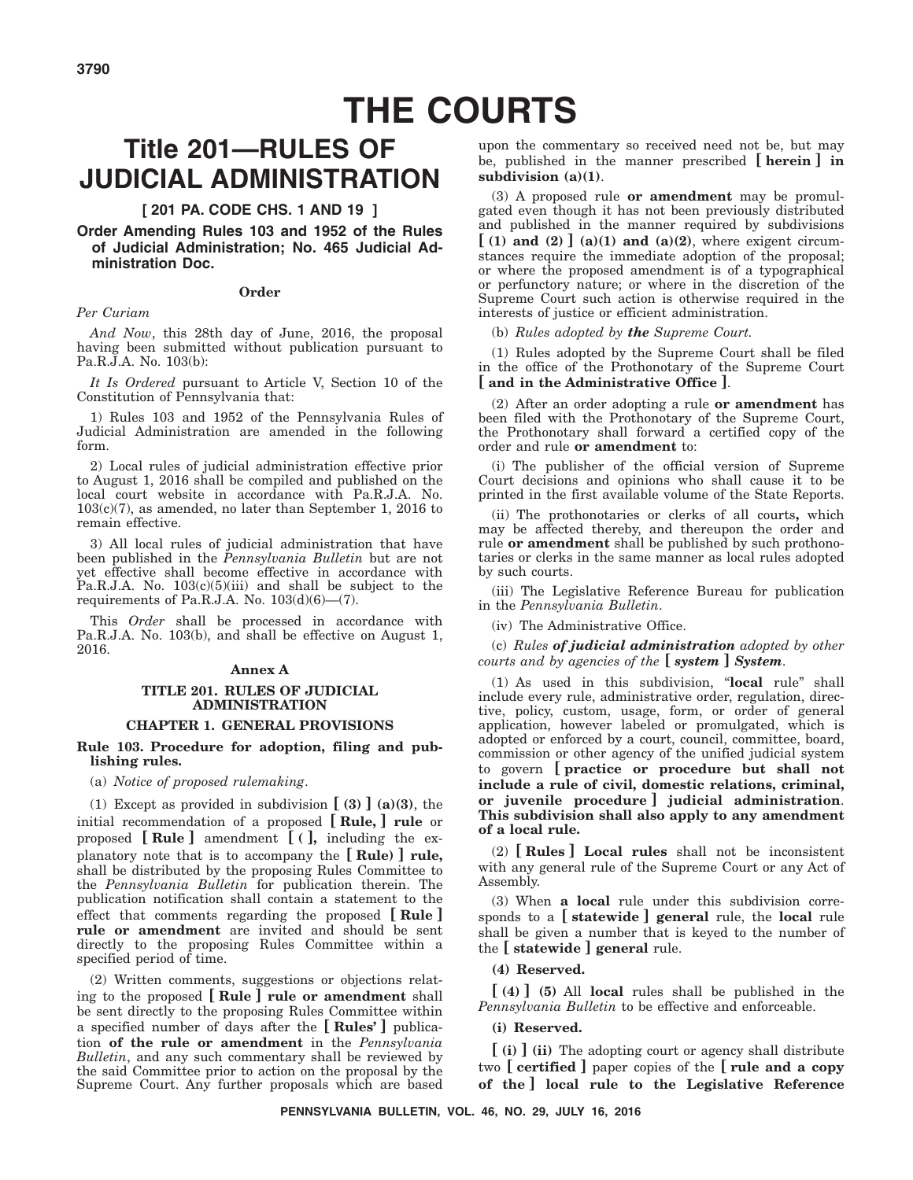# THE COURTS

## Title 201—RULES OF JUDICIAL ADMINISTRATION

### [ 201 PA. CODE CHS. 1 AND 19 ]

### Order Amending Rules 103 and 1952 of the Rules of Judicial Administration; No. 465 Judicial Administration Doc.

**Order**

*Per Curiam*

*And Now*, this 28th day of June, 2016, the proposal having been submitted without publication pursuant to Pa.R.J.A. No. 103(b):

*It Is Ordered* pursuant to Article V, Section 10 of the Constitution of Pennsylvania that:

1) Rules 103 and 1952 of the Pennsylvania Rules of Judicial Administration are amended in the following form.

2) Local rules of judicial administration effective prior to August 1, 2016 shall be compiled and published on the local court website in accordance with Pa.R.J.A. No. 103(c)(7), as amended, no later than September 1, 2016 to remain effective.

3) All local rules of judicial administration that have been published in the *Pennsylvania Bulletin* but are not yet effective shall become effective in accordance with Pa.R.J.A. No. 103(c)(5)(iii) and shall be subject to the requirements of Pa.R.J.A. No. 103(d)(6)—(7).

This *Order* shall be processed in accordance with Pa.R.J.A. No. 103(b), and shall be effective on August 1, 2016.

**Annex A**

**TITLE 201. RULES OF JUDICIAL ADMINISTRATION**

**CHAPTER 1. GENERAL PROVISIONS**

**Rule 103. Procedure for adoption, filing and publishing rules.**

(a) *Notice of proposed rulemaking*.

(1) Except as provided in subdivision **[ (3) ] (a)(3)**, the initial recommendation of a proposed **[ Rule, ] rule** or proposed **[ Rule ]** amendment **[ ( ],** including the explanatory note that is to accompany the **[ Rule) ] rule,** shall be distributed by the proposing Rules Committee to the *Pennsylvania Bulletin* for publication therein. The publication notification shall contain a statement to the effect that comments regarding the proposed **[ Rule ] rule or amendment** are invited and should be sent directly to the proposing Rules Committee within a specified period of time.

(2) Written comments, suggestions or objections relating to the proposed **[ Rule ] rule or amendment** shall be sent directly to the proposing Rules Committee within a specified number of days after the **[ Rules' ]** publication **of the rule or amendment** in the *Pennsylvania Bulletin*, and any such commentary shall be reviewed by the said Committee prior to action on the proposal by the Supreme Court. Any further proposals which are based upon the commentary so received need not be, but may be, published in the manner prescribed **[ herein ] in subdivision (a)(1)**.

(3) A proposed rule **or amendment** may be promulgated even though it has not been previously distributed and published in the manner required by subdivisions **[ (1) and (2) ] (a)(1) and (a)(2)**, where exigent circumstances require the immediate adoption of the proposal; or where the proposed amendment is of a typographical or perfunctory nature; or where in the discretion of the Supreme Court such action is otherwise required in the interests of justice or efficient administration.

(b) *Rules adopted by* ***the*** *Supreme Court*.

(1) Rules adopted by the Supreme Court shall be filed in the office of the Prothonotary of the Supreme Court **[ and in the Administrative Office ]**.

(2) After an order adopting a rule **or amendment** has been filed with the Prothonotary of the Supreme Court, the Prothonotary shall forward a certified copy of the order and rule **or amendment** to:

(i) The publisher of the official version of Supreme Court decisions and opinions who shall cause it to be printed in the first available volume of the State Reports.

(ii) The prothonotaries or clerks of all courts**,** which may be affected thereby, and thereupon the order and rule **or amendment** shall be published by such prothonotaries or clerks in the same manner as local rules adopted by such courts.

(iii) The Legislative Reference Bureau for publication in the *Pennsylvania Bulletin*.

(iv) The Administrative Office.

(c) *Rules* ***of judicial administration*** *adopted by other courts and by agencies of the* ***[ system ] System***.

(1) As used in this subdivision, "**local** rule" shall include every rule, administrative order, regulation, directive, policy, custom, usage, form, or order of general application, however labeled or promulgated, which is adopted or enforced by a court, council, committee, board, commission or other agency of the unified judicial system to govern **[ practice or procedure but shall not include a rule of civil, domestic relations, criminal, or juvenile procedure ] judicial administration**. **This subdivision shall also apply to any amendment of a local rule.**

(2) **[ Rules ] Local rules** shall not be inconsistent with any general rule of the Supreme Court or any Act of Assembly.

(3) When **a local** rule under this subdivision corresponds to a **[ statewide ] general** rule, the **local** rule shall be given a number that is keyed to the number of the **[ statewide ] general** rule.

**(4) Reserved.**

**[ (4) ] (5)** All **local** rules shall be published in the *Pennsylvania Bulletin* to be effective and enforceable.

**(i) Reserved.**

**[ (i) ] (ii)** The adopting court or agency shall distribute two **[ certified ]** paper copies of the **[ rule and a copy of the ] local rule to the Legislative Reference**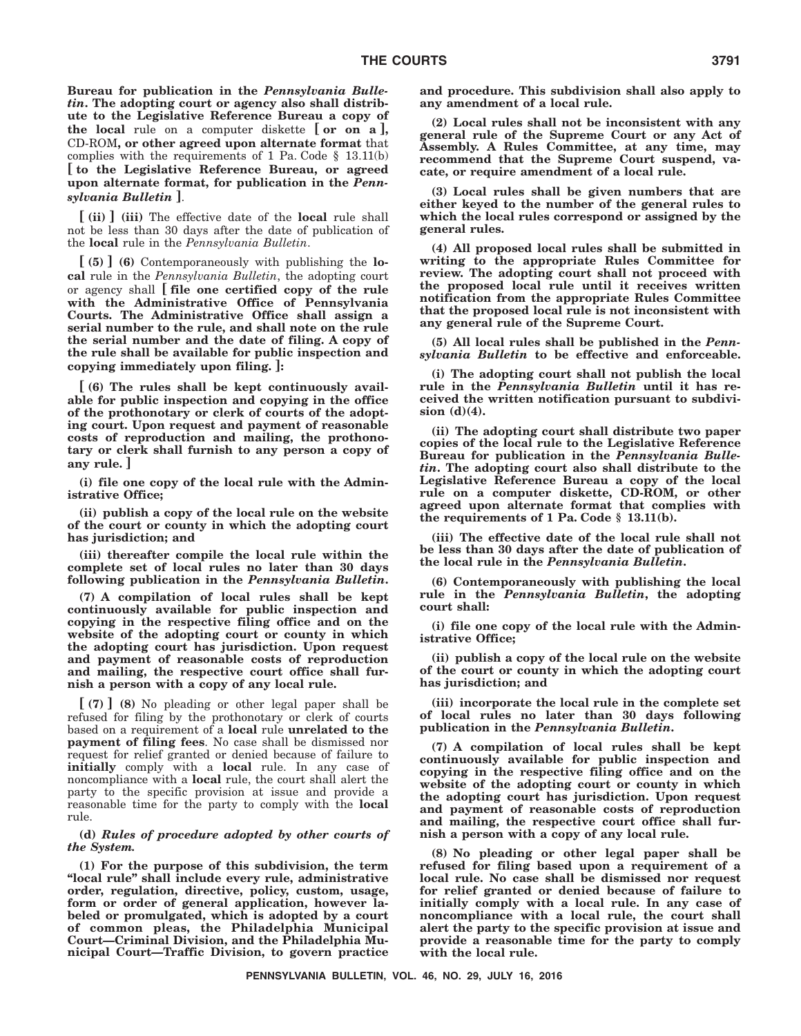**Bureau for publication in the *Pennsylvania Bulletin*. The adopting court or agency also shall distribute to the Legislative Reference Bureau a copy of the local** rule on a computer diskette **[ or on a ],** CD-ROM**, or other agreed upon alternate format** that complies with the requirements of 1 Pa. Code § 13.11(b) **[ to the Legislative Reference Bureau, or agreed upon alternate format, for publication in the *Pennsylvania Bulletin* ]**.

**[ (ii) ] (iii)** The effective date of the **local** rule shall not be less than 30 days after the date of publication of the **local** rule in the *Pennsylvania Bulletin*.

**[ (5) ] (6)** Contemporaneously with publishing the **local** rule in the *Pennsylvania Bulletin*, the adopting court or agency shall **[ file one certified copy of the rule with the Administrative Office of Pennsylvania Courts. The Administrative Office shall assign a serial number to the rule, and shall note on the rule the serial number and the date of filing. A copy of the rule shall be available for public inspection and copying immediately upon filing. ]**:

**[ (6) The rules shall be kept continuously available for public inspection and copying in the office of the prothonotary or clerk of courts of the adopting court. Upon request and payment of reasonable costs of reproduction and mailing, the prothonotary or clerk shall furnish to any person a copy of any rule. ]**

**(i) file one copy of the local rule with the Administrative Office;**

**(ii) publish a copy of the local rule on the website of the court or county in which the adopting court has jurisdiction; and**

**(iii) thereafter compile the local rule within the complete set of local rules no later than 30 days following publication in the *Pennsylvania Bulletin*.**

**(7) A compilation of local rules shall be kept continuously available for public inspection and copying in the respective filing office and on the website of the adopting court or county in which the adopting court has jurisdiction. Upon request and payment of reasonable costs of reproduction and mailing, the respective court office shall furnish a person with a copy of any local rule.**

**[ (7) ] (8)** No pleading or other legal paper shall be refused for filing by the prothonotary or clerk of courts based on a requirement of a **local** rule **unrelated to the payment of filing fees**. No case shall be dismissed nor request for relief granted or denied because of failure to **initially** comply with a **local** rule. In any case of noncompliance with a **local** rule, the court shall alert the party to the specific provision at issue and provide a reasonable time for the party to comply with the **local** rule.

**(d)** ***Rules of procedure adopted by other courts of the System.***

**(1) For the purpose of this subdivision, the term "local rule" shall include every rule, administrative order, regulation, directive, policy, custom, usage, form or order of general application, however labeled or promulgated, which is adopted by a court of common pleas, the Philadelphia Municipal Court—Criminal Division, and the Philadelphia Municipal Court—Traffic Division, to govern practice and procedure. This subdivision shall also apply to any amendment of a local rule.**

**(2) Local rules shall not be inconsistent with any general rule of the Supreme Court or any Act of Assembly. A Rules Committee, at any time, may recommend that the Supreme Court suspend, vacate, or require amendment of a local rule.**

**(3) Local rules shall be given numbers that are either keyed to the number of the general rules to which the local rules correspond or assigned by the general rules.**

**(4) All proposed local rules shall be submitted in writing to the appropriate Rules Committee for review. The adopting court shall not proceed with the proposed local rule until it receives written notification from the appropriate Rules Committee that the proposed local rule is not inconsistent with any general rule of the Supreme Court.**

**(5) All local rules shall be published in the *Pennsylvania Bulletin* to be effective and enforceable.**

**(i) The adopting court shall not publish the local rule in the *Pennsylvania Bulletin* until it has received the written notification pursuant to subdivision (d)(4).**

**(ii) The adopting court shall distribute two paper copies of the local rule to the Legislative Reference Bureau for publication in the *Pennsylvania Bulletin*. The adopting court also shall distribute to the Legislative Reference Bureau a copy of the local rule on a computer diskette, CD-ROM, or other agreed upon alternate format that complies with the requirements of 1 Pa. Code § 13.11(b).**

**(iii) The effective date of the local rule shall not be less than 30 days after the date of publication of the local rule in the *Pennsylvania Bulletin*.**

**(6) Contemporaneously with publishing the local rule in the *Pennsylvania Bulletin*, the adopting court shall:**

**(i) file one copy of the local rule with the Administrative Office;**

**(ii) publish a copy of the local rule on the website of the court or county in which the adopting court has jurisdiction; and**

**(iii) incorporate the local rule in the complete set of local rules no later than 30 days following publication in the *Pennsylvania Bulletin*.**

**(7) A compilation of local rules shall be kept continuously available for public inspection and copying in the respective filing office and on the website of the adopting court or county in which the adopting court has jurisdiction. Upon request and payment of reasonable costs of reproduction and mailing, the respective court office shall furnish a person with a copy of any local rule.**

**(8) No pleading or other legal paper shall be refused for filing based upon a requirement of a local rule. No case shall be dismissed nor request for relief granted or denied because of failure to initially comply with a local rule. In any case of noncompliance with a local rule, the court shall alert the party to the specific provision at issue and provide a reasonable time for the party to comply with the local rule.**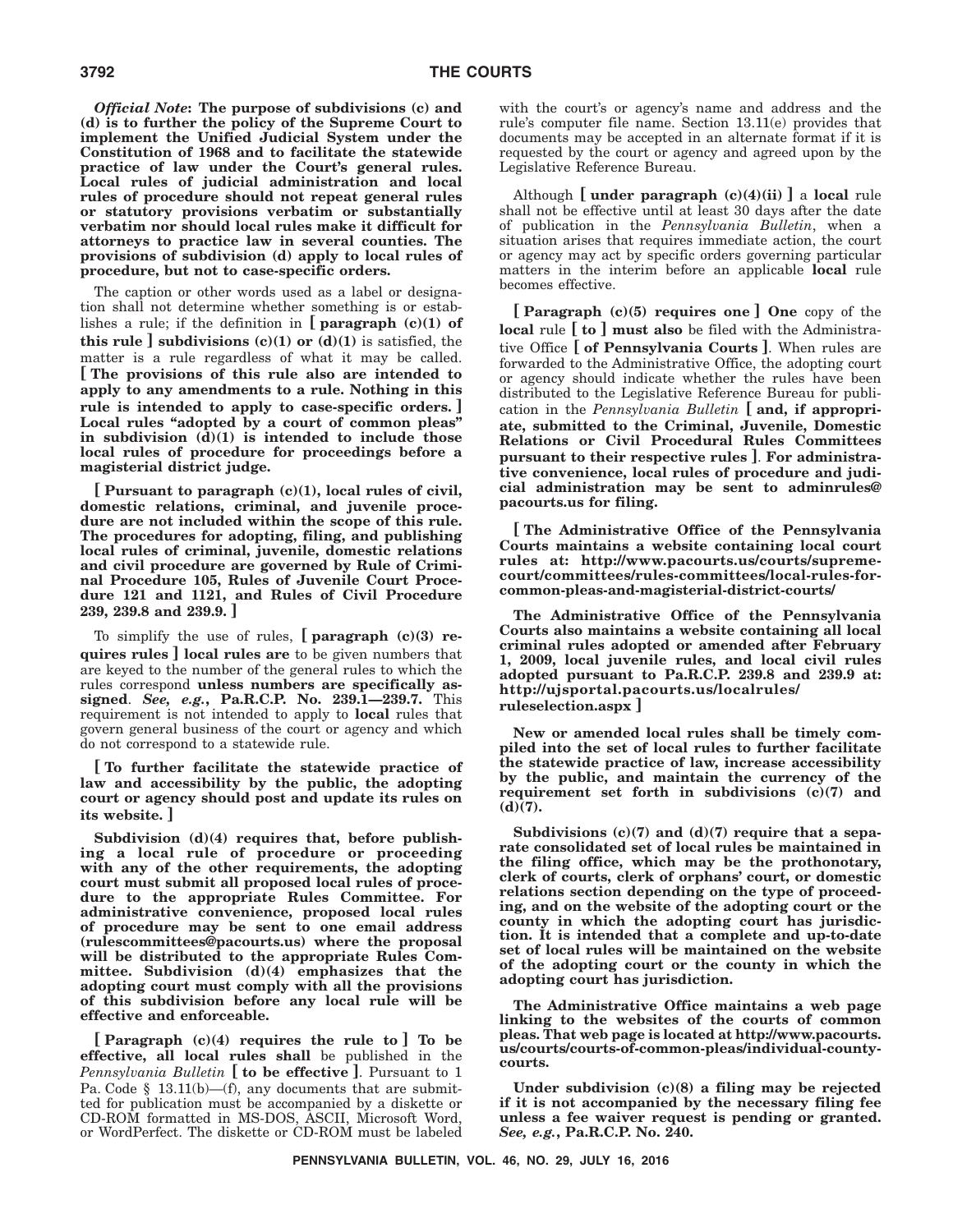***Official Note*: The purpose of subdivisions (c) and (d) is to further the policy of the Supreme Court to implement the Unified Judicial System under the Constitution of 1968 and to facilitate the statewide practice of law under the Court's general rules. Local rules of judicial administration and local rules of procedure should not repeat general rules or statutory provisions verbatim or substantially verbatim nor should local rules make it difficult for attorneys to practice law in several counties. The provisions of subdivision (d) apply to local rules of procedure, but not to case-specific orders.**

The caption or other words used as a label or designation shall not determine whether something is or establishes a rule; if the definition in **[ paragraph (c)(1) of this rule ] subdivisions (c)(1) or (d)(1)** is satisfied, the matter is a rule regardless of what it may be called. **[ The provisions of this rule also are intended to apply to any amendments to a rule. Nothing in this rule is intended to apply to case-specific orders. ] Local rules "adopted by a court of common pleas" in subdivision (d)(1) is intended to include those local rules of procedure for proceedings before a magisterial district judge.**

**[ Pursuant to paragraph (c)(1), local rules of civil, domestic relations, criminal, and juvenile procedure are not included within the scope of this rule. The procedures for adopting, filing, and publishing local rules of criminal, juvenile, domestic relations and civil procedure are governed by Rule of Criminal Procedure 105, Rules of Juvenile Court Procedure 121 and 1121, and Rules of Civil Procedure 239, 239.8 and 239.9. ]**

To simplify the use of rules, **[ paragraph (c)(3) requires rules ] local rules are** to be given numbers that are keyed to the number of the general rules to which the rules correspond **unless numbers are specifically assigned**. ***See, e.g.*, Pa.R.C.P. No. 239.1—239.7.** This requirement is not intended to apply to **local** rules that govern general business of the court or agency and which do not correspond to a statewide rule.

**[ To further facilitate the statewide practice of law and accessibility by the public, the adopting court or agency should post and update its rules on its website. ]**

**Subdivision (d)(4) requires that, before publishing a local rule of procedure or proceeding with any of the other requirements, the adopting court must submit all proposed local rules of procedure to the appropriate Rules Committee. For administrative convenience, proposed local rules of procedure may be sent to one email address (rulescommittees@pacourts.us) where the proposal will be distributed to the appropriate Rules Committee. Subdivision (d)(4) emphasizes that the adopting court must comply with all the provisions of this subdivision before any local rule will be effective and enforceable.**

**[ Paragraph (c)(4) requires the rule to ] To be effective, all local rules shall** be published in the *Pennsylvania Bulletin* **[ to be effective ]**. Pursuant to 1 Pa. Code § 13.11(b)—(f), any documents that are submitted for publication must be accompanied by a diskette or CD-ROM formatted in MS-DOS, ASCII, Microsoft Word, or WordPerfect. The diskette or CD-ROM must be labeled with the court's or agency's name and address and the rule's computer file name. Section 13.11(e) provides that documents may be accepted in an alternate format if it is requested by the court or agency and agreed upon by the Legislative Reference Bureau.

Although **[ under paragraph (c)(4)(ii) ]** a **local** rule shall not be effective until at least 30 days after the date of publication in the *Pennsylvania Bulletin*, when a situation arises that requires immediate action, the court or agency may act by specific orders governing particular matters in the interim before an applicable **local** rule becomes effective.

**[ Paragraph (c)(5) requires one ] One** copy of the **local** rule **[ to ] must also** be filed with the Administrative Office **[ of Pennsylvania Courts ]**. When rules are forwarded to the Administrative Office, the adopting court or agency should indicate whether the rules have been distributed to the Legislative Reference Bureau for publication in the *Pennsylvania Bulletin* **[ and, if appropriate, submitted to the Criminal, Juvenile, Domestic Relations or Civil Procedural Rules Committees pursuant to their respective rules ]**. **For administrative convenience, local rules of procedure and judicial administration may be sent to adminrules@pacourts.us for filing.**

**[ The Administrative Office of the Pennsylvania Courts maintains a website containing local court rules at: http://www.pacourts.us/courts/supreme-court/committees/rules-committees/local-rules-for-common-pleas-and-magisterial-district-courts/**

**The Administrative Office of the Pennsylvania Courts also maintains a website containing all local criminal rules adopted or amended after February 1, 2009, local juvenile rules, and local civil rules adopted pursuant to Pa.R.C.P. 239.8 and 239.9 at: http://ujsportal.pacourts.us/localrules/ruleselection.aspx ]**

**New or amended local rules shall be timely compiled into the set of local rules to further facilitate the statewide practice of law, increase accessibility by the public, and maintain the currency of the requirement set forth in subdivisions (c)(7) and (d)(7).**

**Subdivisions (c)(7) and (d)(7) require that a separate consolidated set of local rules be maintained in the filing office, which may be the prothonotary, clerk of courts, clerk of orphans' court, or domestic relations section depending on the type of proceeding, and on the website of the adopting court or the county in which the adopting court has jurisdiction. It is intended that a complete and up-to-date set of local rules will be maintained on the website of the adopting court or the county in which the adopting court has jurisdiction.**

**The Administrative Office maintains a web page linking to the websites of the courts of common pleas. That web page is located at http://www.pacourts.us/courts/courts-of-common-pleas/individual-county-courts.**

**Under subdivision (c)(8) a filing may be rejected if it is not accompanied by the necessary filing fee unless a fee waiver request is pending or granted. *See, e.g.*, Pa.R.C.P. No. 240.**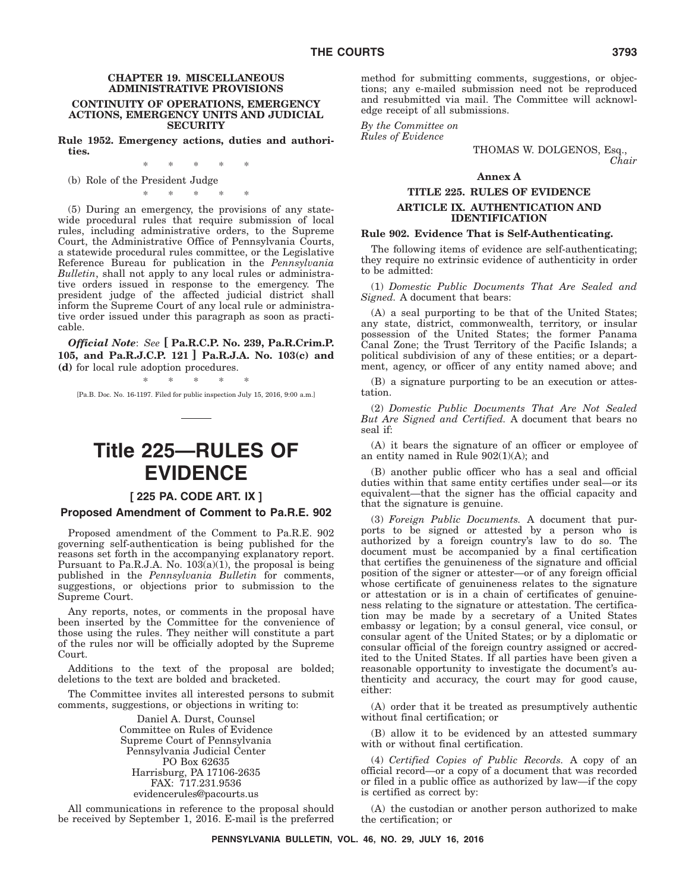### CHAPTER 19. MISCELLANEOUS ADMINISTRATIVE PROVISIONS

### CONTINUITY OF OPERATIONS, EMERGENCY ACTIONS, EMERGENCY UNITS AND JUDICIAL SECURITY

**Rule 1952. Emergency actions, duties and authorities.**

\* \* \* \* \*

(b) Role of the President Judge

\* \* \* \* \*

(5) During an emergency, the provisions of any statewide procedural rules that require submission of local rules, including administrative orders, to the Supreme Court, the Administrative Office of Pennsylvania Courts, a statewide procedural rules committee, or the Legislative Reference Bureau for publication in the *Pennsylvania Bulletin*, shall not apply to any local rules or administrative orders issued in response to the emergency. The president judge of the affected judicial district shall inform the Supreme Court of any local rule or administrative order issued under this paragraph as soon as practicable.

***Official Note***: *See* **[ Pa.R.C.P. No. 239, Pa.R.Crim.P. 105, and Pa.R.J.C.P. 121 ] Pa.R.J.A. No. 103(c) and (d)** for local rule adoption procedures.

\* \* \* \* \*

[Pa.B. Doc. No. 16-1197. Filed for public inspection July 15, 2016, 9:00 a.m.]

# Title 225—RULES OF EVIDENCE

## [ 225 PA. CODE ART. IX ]

## Proposed Amendment of Comment to Pa.R.E. 902

Proposed amendment of the Comment to Pa.R.E. 902 governing self-authentication is being published for the reasons set forth in the accompanying explanatory report. Pursuant to Pa.R.J.A. No. 103(a)(1), the proposal is being published in the *Pennsylvania Bulletin* for comments, suggestions, or objections prior to submission to the Supreme Court.

Any reports, notes, or comments in the proposal have been inserted by the Committee for the convenience of those using the rules. They neither will constitute a part of the rules nor will be officially adopted by the Supreme Court.

Additions to the text of the proposal are bolded; deletions to the text are bolded and bracketed.

The Committee invites all interested persons to submit comments, suggestions, or objections in writing to:

Daniel A. Durst, Counsel
Committee on Rules of Evidence
Supreme Court of Pennsylvania
Pennsylvania Judicial Center
PO Box 62635
Harrisburg, PA 17106-2635
FAX: 717.231.9536
evidencerules@pacourts.us

All communications in reference to the proposal should be received by September 1, 2016. E-mail is the preferred method for submitting comments, suggestions, or objections; any e-mailed submission need not be reproduced and resubmitted via mail. The Committee will acknowledge receipt of all submissions.

*By the Committee on Rules of Evidence*

THOMAS W. DOLGENOS, Esq.,
*Chair*

**Annex A**

### TITLE 225. RULES OF EVIDENCE

### ARTICLE IX. AUTHENTICATION AND IDENTIFICATION

**Rule 902. Evidence That is Self-Authenticating.**

The following items of evidence are self-authenticating; they require no extrinsic evidence of authenticity in order to be admitted:

(1) *Domestic Public Documents That Are Sealed and Signed.* A document that bears:

(A) a seal purporting to be that of the United States; any state, district, commonwealth, territory, or insular possession of the United States; the former Panama Canal Zone; the Trust Territory of the Pacific Islands; a political subdivision of any of these entities; or a department, agency, or officer of any entity named above; and

(B) a signature purporting to be an execution or attestation.

(2) *Domestic Public Documents That Are Not Sealed But Are Signed and Certified.* A document that bears no seal if:

(A) it bears the signature of an officer or employee of an entity named in Rule 902(1)(A); and

(B) another public officer who has a seal and official duties within that same entity certifies under seal—or its equivalent—that the signer has the official capacity and that the signature is genuine.

(3) *Foreign Public Documents.* A document that purports to be signed or attested by a person who is authorized by a foreign country's law to do so. The document must be accompanied by a final certification that certifies the genuineness of the signature and official position of the signer or attester—or of any foreign official whose certificate of genuineness relates to the signature or attestation or is in a chain of certificates of genuineness relating to the signature or attestation. The certification may be made by a secretary of a United States embassy or legation; by a consul general, vice consul, or consular agent of the United States; or by a diplomatic or consular official of the foreign country assigned or accredited to the United States. If all parties have been given a reasonable opportunity to investigate the document's authenticity and accuracy, the court may for good cause, either:

(A) order that it be treated as presumptively authentic without final certification; or

(B) allow it to be evidenced by an attested summary with or without final certification.

(4) *Certified Copies of Public Records.* A copy of an official record—or a copy of a document that was recorded or filed in a public office as authorized by law—if the copy is certified as correct by:

(A) the custodian or another person authorized to make the certification; or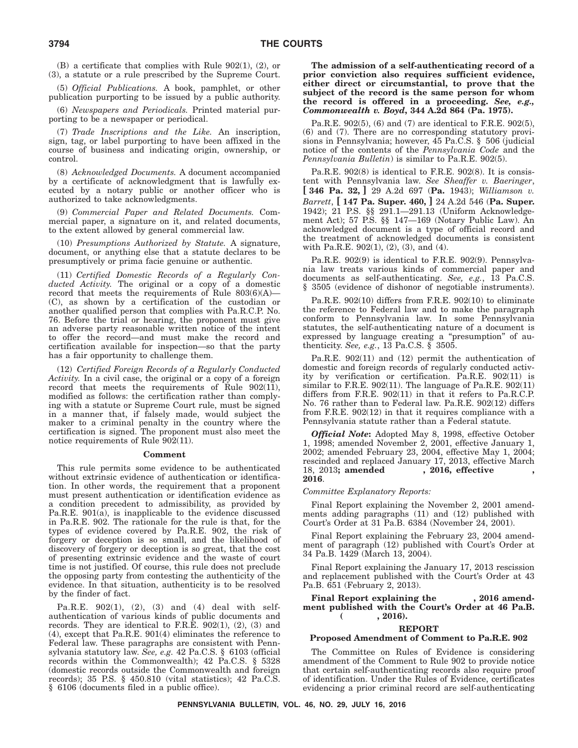(B) a certificate that complies with Rule 902(1), (2), or (3), a statute or a rule prescribed by the Supreme Court.

(5) *Official Publications.* A book, pamphlet, or other publication purporting to be issued by a public authority.

(6) *Newspapers and Periodicals.* Printed material purporting to be a newspaper or periodical.

(7) *Trade Inscriptions and the Like.* An inscription, sign, tag, or label purporting to have been affixed in the course of business and indicating origin, ownership, or control.

(8) *Acknowledged Documents.* A document accompanied by a certificate of acknowledgment that is lawfully executed by a notary public or another officer who is authorized to take acknowledgments.

(9) *Commercial Paper and Related Documents.* Commercial paper, a signature on it, and related documents, to the extent allowed by general commercial law.

(10) *Presumptions Authorized by Statute.* A signature, document, or anything else that a statute declares to be presumptively or prima facie genuine or authentic.

(11) *Certified Domestic Records of a Regularly Conducted Activity.* The original or a copy of a domestic record that meets the requirements of Rule 803(6)(A)—(C), as shown by a certification of the custodian or another qualified person that complies with Pa.R.C.P. No. 76. Before the trial or hearing, the proponent must give an adverse party reasonable written notice of the intent to offer the record—and must make the record and certification available for inspection—so that the party has a fair opportunity to challenge them.

(12) *Certified Foreign Records of a Regularly Conducted Activity.* In a civil case, the original or a copy of a foreign record that meets the requirements of Rule 902(11), modified as follows: the certification rather than complying with a statute or Supreme Court rule, must be signed in a manner that, if falsely made, would subject the maker to a criminal penalty in the country where the certification is signed. The proponent must also meet the notice requirements of Rule 902(11).

**Comment**

This rule permits some evidence to be authenticated without extrinsic evidence of authentication or identification. In other words, the requirement that a proponent must present authentication or identification evidence as a condition precedent to admissibility, as provided by Pa.R.E. 901(a), is inapplicable to the evidence discussed in Pa.R.E. 902. The rationale for the rule is that, for the types of evidence covered by Pa.R.E. 902, the risk of forgery or deception is so small, and the likelihood of discovery of forgery or deception is so great, that the cost of presenting extrinsic evidence and the waste of court time is not justified. Of course, this rule does not preclude the opposing party from contesting the authenticity of the evidence. In that situation, authenticity is to be resolved by the finder of fact.

Pa.R.E. 902(1), (2), (3) and (4) deal with self-authentication of various kinds of public documents and records. They are identical to F.R.E. 902(1), (2), (3) and (4), except that Pa.R.E. 901(4) eliminates the reference to Federal law. These paragraphs are consistent with Pennsylvania statutory law. *See, e.g.* 42 Pa.C.S. § 6103 (official records within the Commonwealth); 42 Pa.C.S. § 5328 (domestic records outside the Commonwealth and foreign records); 35 P.S. § 450.810 (vital statistics); 42 Pa.C.S. § 6106 (documents filed in a public office).

**The admission of a self-authenticating record of a prior conviction also requires sufficient evidence, either direct or circumstantial, to prove that the subject of the record is the same person for whom the record is offered in a proceeding. *See, e.g., Commonwealth v. Boyd*, 344 A.2d 864 (Pa. 1975).**

Pa.R.E. 902(5), (6) and (7) are identical to F.R.E. 902(5), (6) and (7). There are no corresponding statutory provisions in Pennsylvania; however, 45 Pa.C.S. § 506 (judicial notice of the contents of the *Pennsylvania Code* and the *Pennsylvania Bulletin*) is similar to Pa.R.E. 902(5).

Pa.R.E. 902(8) is identical to F.R.E. 902(8). It is consistent with Pennsylvania law. *See Sheaffer v. Baeringer*, **[ 346 Pa. 32, ]** 29 A.2d 697 (**Pa.** 1943); *Williamson v. Barrett*, **[ 147 Pa. Super. 460, ]** 24 A.2d 546 (**Pa. Super.** 1942); 21 P.S. §§ 291.1—291.13 (Uniform Acknowledgement Act); 57 P.S. §§ 147—169 (Notary Public Law). An acknowledged document is a type of official record and the treatment of acknowledged documents is consistent with Pa.R.E. 902(1), (2), (3), and (4).

Pa.R.E. 902(9) is identical to F.R.E. 902(9). Pennsylvania law treats various kinds of commercial paper and documents as self-authenticating. *See, e.g.*, 13 Pa.C.S. § 3505 (evidence of dishonor of negotiable instruments).

Pa.R.E. 902(10) differs from F.R.E. 902(10) to eliminate the reference to Federal law and to make the paragraph conform to Pennsylvania law. In some Pennsylvania statutes, the self-authenticating nature of a document is expressed by language creating a "presumption" of authenticity. *See, e.g.*, 13 Pa.C.S. § 3505.

Pa.R.E. 902(11) and (12) permit the authentication of domestic and foreign records of regularly conducted activity by verification or certification. Pa.R.E. 902(11) is similar to F.R.E. 902(11). The language of Pa.R.E. 902(11) differs from F.R.E. 902(11) in that it refers to Pa.R.C.P. No. 76 rather than to Federal law. Pa.R.E. 902(12) differs from F.R.E. 902(12) in that it requires compliance with a Pennsylvania statute rather than a Federal statute.

***Official Note*:** Adopted May 8, 1998, effective October 1, 1998; amended November 2, 2001, effective January 1, 2002; amended February 23, 2004, effective May 1, 2004; rescinded and replaced January 17, 2013, effective March 18, 2013**; amended , 2016, effective , 2016**.

*Committee Explanatory Reports:*

Final Report explaining the November 2, 2001 amendments adding paragraphs (11) and (12) published with Court's Order at 31 Pa.B. 6384 (November 24, 2001).

Final Report explaining the February 23, 2004 amendment of paragraph (12) published with Court's Order at 34 Pa.B. 1429 (March 13, 2004).

Final Report explaining the January 17, 2013 rescission and replacement published with the Court's Order at 43 Pa.B. 651 (February 2, 2013).

**Final Report explaining the , 2016 amendment published with the Court's Order at 46 Pa.B. ( , 2016).**

## REPORT

### Proposed Amendment of Comment to Pa.R.E. 902

The Committee on Rules of Evidence is considering amendment of the Comment to Rule 902 to provide notice that certain self-authenticating records also require proof of identification. Under the Rules of Evidence, certificates evidencing a prior criminal record are self-authenticating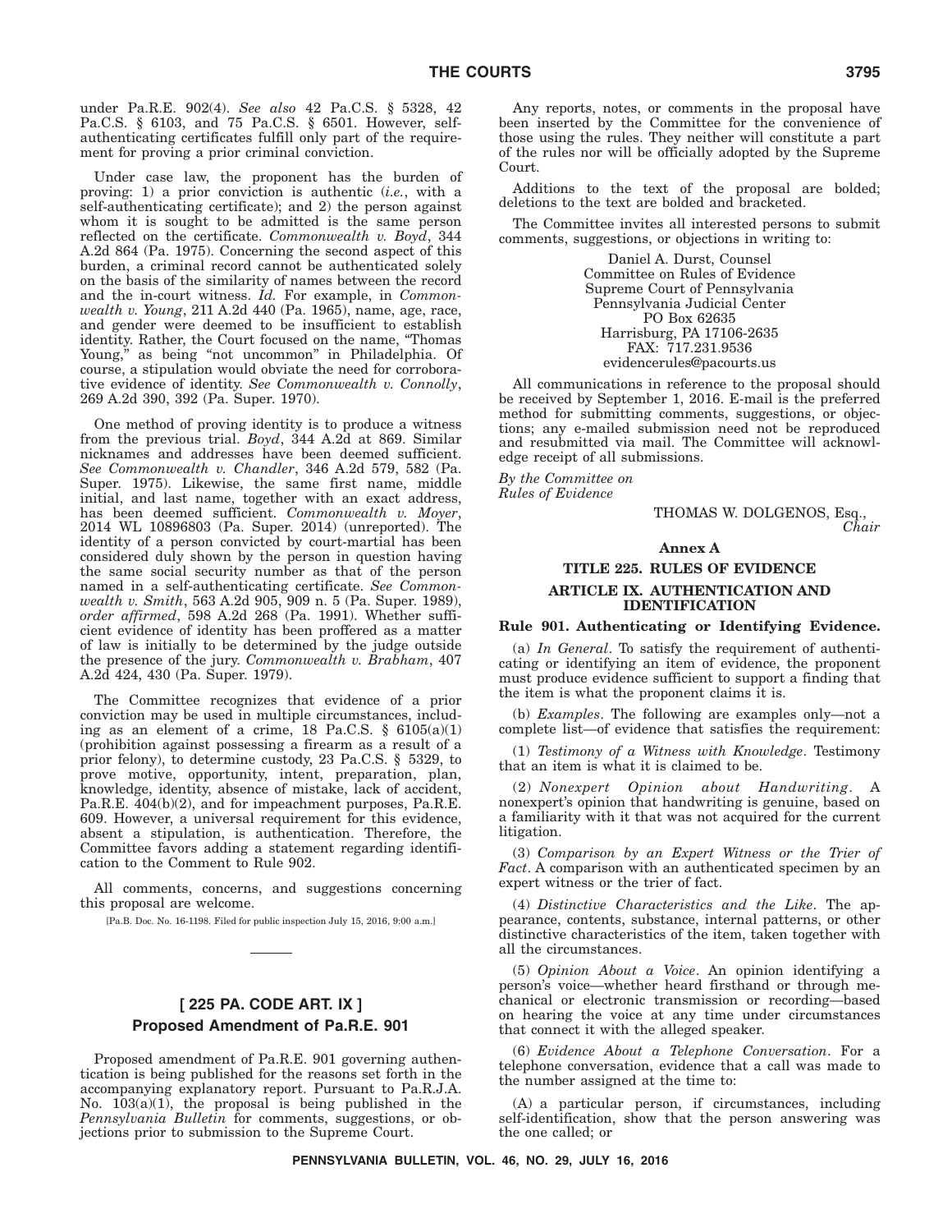under Pa.R.E. 902(4). *See also* 42 Pa.C.S. § 5328, 42 Pa.C.S. § 6103, and 75 Pa.C.S. § 6501. However, self-authenticating certificates fulfill only part of the requirement for proving a prior criminal conviction.

Under case law, the proponent has the burden of proving: 1) a prior conviction is authentic (*i.e.*, with a self-authenticating certificate); and 2) the person against whom it is sought to be admitted is the same person reflected on the certificate. *Commonwealth v. Boyd*, 344 A.2d 864 (Pa. 1975). Concerning the second aspect of this burden, a criminal record cannot be authenticated solely on the basis of the similarity of names between the record and the in-court witness. *Id.* For example, in *Commonwealth v. Young*, 211 A.2d 440 (Pa. 1965), name, age, race, and gender were deemed to be insufficient to establish identity. Rather, the Court focused on the name, "Thomas Young," as being "not uncommon" in Philadelphia. Of course, a stipulation would obviate the need for corroborative evidence of identity. *See Commonwealth v. Connolly*, 269 A.2d 390, 392 (Pa. Super. 1970).

One method of proving identity is to produce a witness from the previous trial. *Boyd*, 344 A.2d at 869. Similar nicknames and addresses have been deemed sufficient. *See Commonwealth v. Chandler*, 346 A.2d 579, 582 (Pa. Super. 1975). Likewise, the same first name, middle initial, and last name, together with an exact address, has been deemed sufficient. *Commonwealth v. Moyer*, 2014 WL 10896803 (Pa. Super. 2014) (unreported). The identity of a person convicted by court-martial has been considered duly shown by the person in question having the same social security number as that of the person named in a self-authenticating certificate. *See Commonwealth v. Smith*, 563 A.2d 905, 909 n. 5 (Pa. Super. 1989), *order affirmed*, 598 A.2d 268 (Pa. 1991). Whether sufficient evidence of identity has been proffered as a matter of law is initially to be determined by the judge outside the presence of the jury. *Commonwealth v. Brabham*, 407 A.2d 424, 430 (Pa. Super. 1979).

The Committee recognizes that evidence of a prior conviction may be used in multiple circumstances, including as an element of a crime, 18 Pa.C.S. § 6105(a)(1) (prohibition against possessing a firearm as a result of a prior felony), to determine custody, 23 Pa.C.S. § 5329, to prove motive, opportunity, intent, preparation, plan, knowledge, identity, absence of mistake, lack of accident, Pa.R.E. 404(b)(2), and for impeachment purposes, Pa.R.E. 609. However, a universal requirement for this evidence, absent a stipulation, is authentication. Therefore, the Committee favors adding a statement regarding identification to the Comment to Rule 902.

All comments, concerns, and suggestions concerning this proposal are welcome.

[Pa.B. Doc. No. 16-1198. Filed for public inspection July 15, 2016, 9:00 a.m.]

## [ 225 PA. CODE ART. IX ]
## Proposed Amendment of Pa.R.E. 901

Proposed amendment of Pa.R.E. 901 governing authentication is being published for the reasons set forth in the accompanying explanatory report. Pursuant to Pa.R.J.A. No. 103(a)(1), the proposal is being published in the *Pennsylvania Bulletin* for comments, suggestions, or objections prior to submission to the Supreme Court.

Any reports, notes, or comments in the proposal have been inserted by the Committee for the convenience of those using the rules. They neither will constitute a part of the rules nor will be officially adopted by the Supreme Court.

Additions to the text of the proposal are bolded; deletions to the text are bolded and bracketed.

The Committee invites all interested persons to submit comments, suggestions, or objections in writing to:

Daniel A. Durst, Counsel
Committee on Rules of Evidence
Supreme Court of Pennsylvania
Pennsylvania Judicial Center
PO Box 62635
Harrisburg, PA 17106-2635
FAX: 717.231.9536
evidencerules@pacourts.us

All communications in reference to the proposal should be received by September 1, 2016. E-mail is the preferred method for submitting comments, suggestions, or objections; any e-mailed submission need not be reproduced and resubmitted via mail. The Committee will acknowledge receipt of all submissions.

*By the Committee on Rules of Evidence*

THOMAS W. DOLGENOS, Esq.,
*Chair*

### Annex A

### TITLE 225. RULES OF EVIDENCE

### ARTICLE IX. AUTHENTICATION AND IDENTIFICATION

**Rule 901. Authenticating or Identifying Evidence.**

(a) *In General*. To satisfy the requirement of authenticating or identifying an item of evidence, the proponent must produce evidence sufficient to support a finding that the item is what the proponent claims it is.

(b) *Examples*. The following are examples only—not a complete list—of evidence that satisfies the requirement:

(1) *Testimony of a Witness with Knowledge*. Testimony that an item is what it is claimed to be.

(2) *Nonexpert Opinion about Handwriting*. A nonexpert's opinion that handwriting is genuine, based on a familiarity with it that was not acquired for the current litigation.

(3) *Comparison by an Expert Witness or the Trier of Fact*. A comparison with an authenticated specimen by an expert witness or the trier of fact.

(4) *Distinctive Characteristics and the Like*. The appearance, contents, substance, internal patterns, or other distinctive characteristics of the item, taken together with all the circumstances.

(5) *Opinion About a Voice*. An opinion identifying a person's voice—whether heard firsthand or through mechanical or electronic transmission or recording—based on hearing the voice at any time under circumstances that connect it with the alleged speaker.

(6) *Evidence About a Telephone Conversation*. For a telephone conversation, evidence that a call was made to the number assigned at the time to:

(A) a particular person, if circumstances, including self-identification, show that the person answering was the one called; or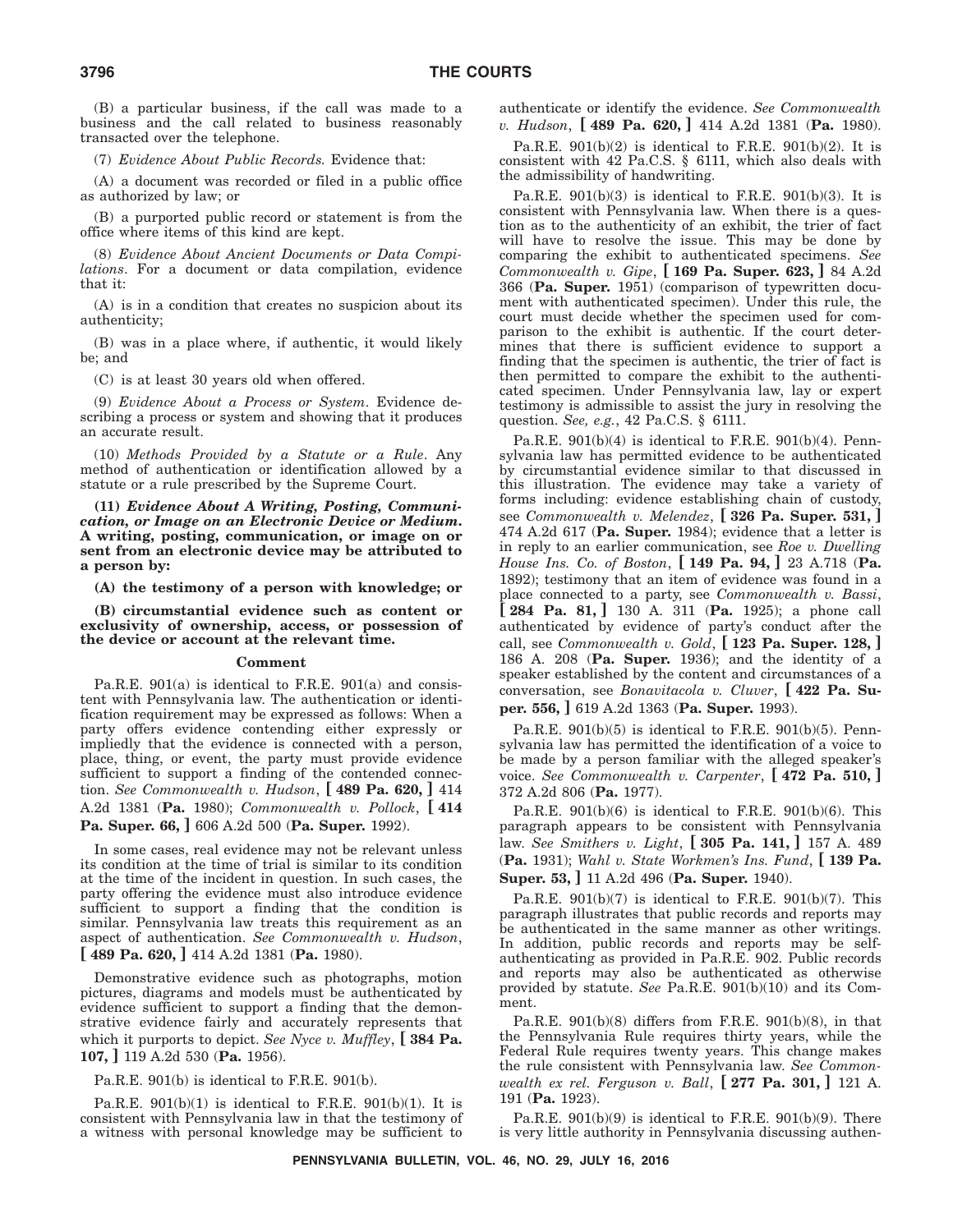(B) a particular business, if the call was made to a business and the call related to business reasonably transacted over the telephone.

(7) *Evidence About Public Records.* Evidence that:

(A) a document was recorded or filed in a public office as authorized by law; or

(B) a purported public record or statement is from the office where items of this kind are kept.

(8) *Evidence About Ancient Documents or Data Compilations*. For a document or data compilation, evidence that it:

(A) is in a condition that creates no suspicion about its authenticity;

(B) was in a place where, if authentic, it would likely be; and

(C) is at least 30 years old when offered.

(9) *Evidence About a Process or System*. Evidence describing a process or system and showing that it produces an accurate result.

(10) *Methods Provided by a Statute or a Rule*. Any method of authentication or identification allowed by a statute or a rule prescribed by the Supreme Court.

**(11) *Evidence About A Writing, Posting, Communication, or Image on an Electronic Device or Medium*. A writing, posting, communication, or image on or sent from an electronic device may be attributed to a person by:**

**(A) the testimony of a person with knowledge; or**

**(B) circumstantial evidence such as content or exclusivity of ownership, access, or possession of the device or account at the relevant time.**

**Comment**

Pa.R.E. 901(a) is identical to F.R.E. 901(a) and consistent with Pennsylvania law. The authentication or identification requirement may be expressed as follows: When a party offers evidence contending either expressly or impliedly that the evidence is connected with a person, place, thing, or event, the party must provide evidence sufficient to support a finding of the contended connection. *See Commonwealth v. Hudson*, **[ 489 Pa. 620, ]** 414 A.2d 1381 (**Pa.** 1980); *Commonwealth v. Pollock*, **[ 414 Pa. Super. 66, ]** 606 A.2d 500 (**Pa. Super.** 1992).

In some cases, real evidence may not be relevant unless its condition at the time of trial is similar to its condition at the time of the incident in question. In such cases, the party offering the evidence must also introduce evidence sufficient to support a finding that the condition is similar. Pennsylvania law treats this requirement as an aspect of authentication. *See Commonwealth v. Hudson*, **[ 489 Pa. 620, ]** 414 A.2d 1381 (**Pa.** 1980).

Demonstrative evidence such as photographs, motion pictures, diagrams and models must be authenticated by evidence sufficient to support a finding that the demonstrative evidence fairly and accurately represents that which it purports to depict. *See Nyce v. Muffley*, **[ 384 Pa. 107, ]** 119 A.2d 530 (**Pa.** 1956).

Pa.R.E. 901(b) is identical to F.R.E. 901(b).

Pa.R.E. 901(b)(1) is identical to F.R.E. 901(b)(1). It is consistent with Pennsylvania law in that the testimony of a witness with personal knowledge may be sufficient to authenticate or identify the evidence. *See Commonwealth v. Hudson*, **[ 489 Pa. 620, ]** 414 A.2d 1381 (**Pa.** 1980).

Pa.R.E. 901(b)(2) is identical to F.R.E. 901(b)(2). It is consistent with 42 Pa.C.S. § 6111, which also deals with the admissibility of handwriting.

Pa.R.E. 901(b)(3) is identical to F.R.E. 901(b)(3). It is consistent with Pennsylvania law. When there is a question as to the authenticity of an exhibit, the trier of fact will have to resolve the issue. This may be done by comparing the exhibit to authenticated specimens. *See Commonwealth v. Gipe*, **[ 169 Pa. Super. 623, ]** 84 A.2d 366 (**Pa. Super.** 1951) (comparison of typewritten document with authenticated specimen). Under this rule, the court must decide whether the specimen used for comparison to the exhibit is authentic. If the court determines that there is sufficient evidence to support a finding that the specimen is authentic, the trier of fact is then permitted to compare the exhibit to the authenticated specimen. Under Pennsylvania law, lay or expert testimony is admissible to assist the jury in resolving the question. *See, e.g.*, 42 Pa.C.S. § 6111.

Pa.R.E. 901(b)(4) is identical to F.R.E. 901(b)(4). Pennsylvania law has permitted evidence to be authenticated by circumstantial evidence similar to that discussed in this illustration. The evidence may take a variety of forms including: evidence establishing chain of custody, see *Commonwealth v. Melendez*, **[ 326 Pa. Super. 531, ]** 474 A.2d 617 (**Pa. Super.** 1984); evidence that a letter is in reply to an earlier communication, see *Roe v. Dwelling House Ins. Co. of Boston*, **[ 149 Pa. 94, ]** 23 A.718 (**Pa.** 1892); testimony that an item of evidence was found in a place connected to a party, see *Commonwealth v. Bassi*, **[ 284 Pa. 81, ]** 130 A. 311 (**Pa.** 1925); a phone call authenticated by evidence of party's conduct after the call, see *Commonwealth v. Gold*, **[ 123 Pa. Super. 128, ]** 186 A. 208 (**Pa. Super.** 1936); and the identity of a speaker established by the content and circumstances of a conversation, see *Bonavitacola v. Cluver*, **[ 422 Pa. Super. 556, ]** 619 A.2d 1363 (**Pa. Super.** 1993).

Pa.R.E. 901(b)(5) is identical to F.R.E. 901(b)(5). Pennsylvania law has permitted the identification of a voice to be made by a person familiar with the alleged speaker's voice. *See Commonwealth v. Carpenter*, **[ 472 Pa. 510, ]** 372 A.2d 806 (**Pa.** 1977).

Pa.R.E. 901(b)(6) is identical to F.R.E. 901(b)(6). This paragraph appears to be consistent with Pennsylvania law. *See Smithers v. Light*, **[ 305 Pa. 141, ]** 157 A. 489 (**Pa.** 1931); *Wahl v. State Workmen's Ins. Fund*, **[ 139 Pa. Super. 53, ]** 11 A.2d 496 (**Pa. Super.** 1940).

Pa.R.E. 901(b)(7) is identical to F.R.E. 901(b)(7). This paragraph illustrates that public records and reports may be authenticated in the same manner as other writings. In addition, public records and reports may be self-authenticating as provided in Pa.R.E. 902. Public records and reports may also be authenticated as otherwise provided by statute. *See* Pa.R.E. 901(b)(10) and its Comment.

Pa.R.E. 901(b)(8) differs from F.R.E. 901(b)(8), in that the Pennsylvania Rule requires thirty years, while the Federal Rule requires twenty years. This change makes the rule consistent with Pennsylvania law. *See Commonwealth ex rel. Ferguson v. Ball*, **[ 277 Pa. 301, ]** 121 A. 191 (**Pa.** 1923).

Pa.R.E. 901(b)(9) is identical to F.R.E. 901(b)(9). There is very little authority in Pennsylvania discussing authen-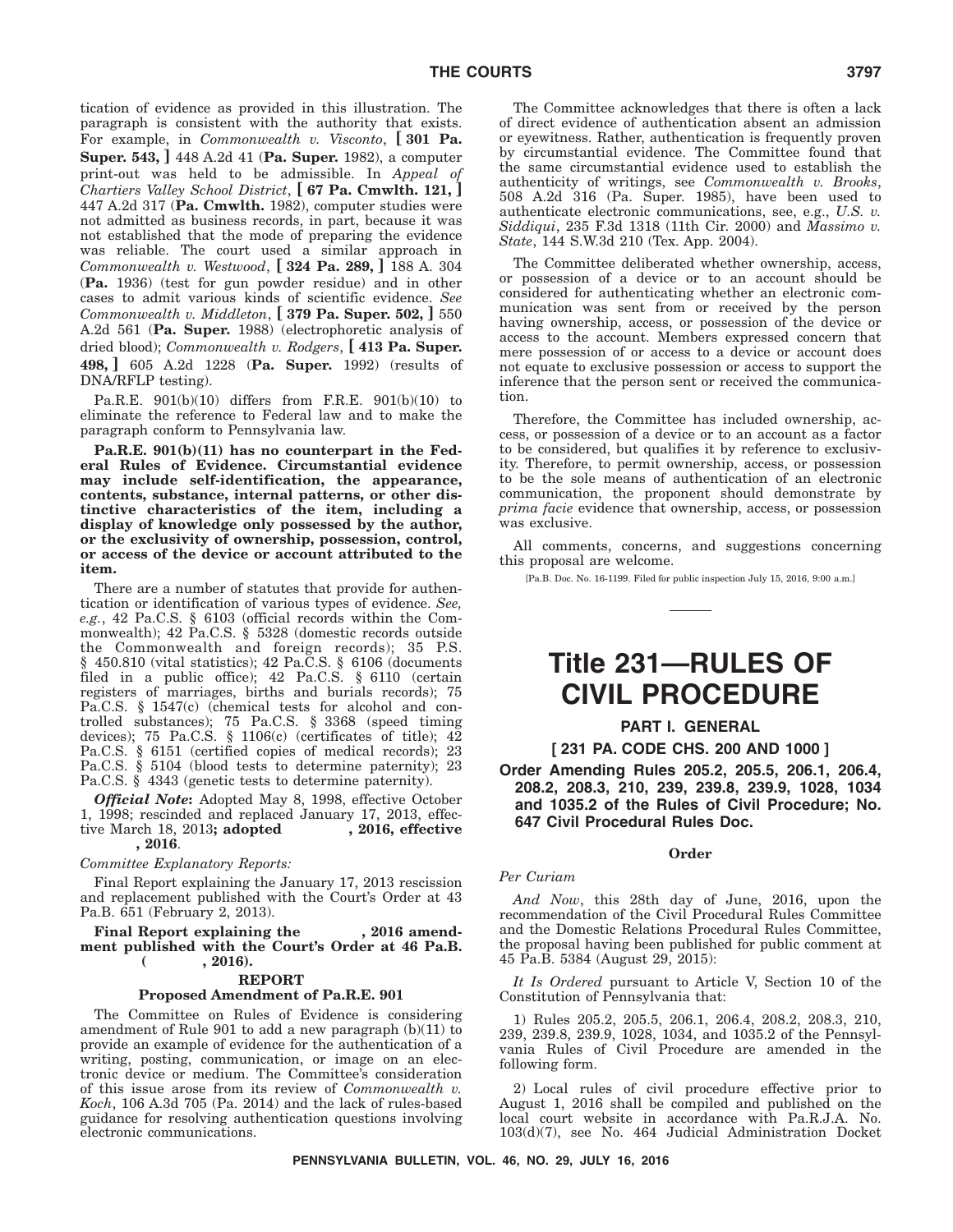tication of evidence as provided in this illustration. The paragraph is consistent with the authority that exists. For example, in *Commonwealth v. Visconto*, **[ 301 Pa. Super. 543, ]** 448 A.2d 41 (**Pa. Super.** 1982), a computer print-out was held to be admissible. In *Appeal of Chartiers Valley School District*, **[ 67 Pa. Cmwlth. 121, ]** 447 A.2d 317 (**Pa. Cmwlth.** 1982), computer studies were not admitted as business records, in part, because it was not established that the mode of preparing the evidence was reliable. The court used a similar approach in *Commonwealth v. Westwood*, **[ 324 Pa. 289, ]** 188 A. 304 (**Pa.** 1936) (test for gun powder residue) and in other cases to admit various kinds of scientific evidence. *See Commonwealth v. Middleton*, **[ 379 Pa. Super. 502, ]** 550 A.2d 561 (**Pa. Super.** 1988) (electrophoretic analysis of dried blood); *Commonwealth v. Rodgers*, **[ 413 Pa. Super. 498, ]** 605 A.2d 1228 (**Pa. Super.** 1992) (results of DNA/RFLP testing).

Pa.R.E. 901(b)(10) differs from F.R.E. 901(b)(10) to eliminate the reference to Federal law and to make the paragraph conform to Pennsylvania law.

**Pa.R.E. 901(b)(11) has no counterpart in the Federal Rules of Evidence. Circumstantial evidence may include self-identification, the appearance, contents, substance, internal patterns, or other distinctive characteristics of the item, including a display of knowledge only possessed by the author, or the exclusivity of ownership, possession, control, or access of the device or account attributed to the item.**

There are a number of statutes that provide for authentication or identification of various types of evidence. *See, e.g.*, 42 Pa.C.S. § 6103 (official records within the Commonwealth); 42 Pa.C.S. § 5328 (domestic records outside the Commonwealth and foreign records); 35 P.S. § 450.810 (vital statistics); 42 Pa.C.S. § 6106 (documents filed in a public office); 42 Pa.C.S. § 6110 (certain registers of marriages, births and burials records); 75 Pa.C.S. § 1547(c) (chemical tests for alcohol and controlled substances); 75 Pa.C.S. § 3368 (speed timing devices); 75 Pa.C.S. § 1106(c) (certificates of title); 42 Pa.C.S. § 6151 (certified copies of medical records); 23 Pa.C.S. § 5104 (blood tests to determine paternity); 23 Pa.C.S. § 4343 (genetic tests to determine paternity).

***Official Note*:** Adopted May 8, 1998, effective October 1, 1998; rescinded and replaced January 17, 2013, effective March 18, 2013**; adopted , 2016, effective , 2016**.

*Committee Explanatory Reports:*

Final Report explaining the January 17, 2013 rescission and replacement published with the Court's Order at 43 Pa.B. 651 (February 2, 2013).

**Final Report explaining the , 2016 amendment published with the Court's Order at 46 Pa.B. ( , 2016).**

**REPORT**

**Proposed Amendment of Pa.R.E. 901**

The Committee on Rules of Evidence is considering amendment of Rule 901 to add a new paragraph (b)(11) to provide an example of evidence for the authentication of a writing, posting, communication, or image on an electronic device or medium. The Committee's consideration of this issue arose from its review of *Commonwealth v. Koch*, 106 A.3d 705 (Pa. 2014) and the lack of rules-based guidance for resolving authentication questions involving electronic communications.

The Committee acknowledges that there is often a lack of direct evidence of authentication absent an admission or eyewitness. Rather, authentication is frequently proven by circumstantial evidence. The Committee found that the same circumstantial evidence used to establish the authenticity of writings, see *Commonwealth v. Brooks*, 508 A.2d 316 (Pa. Super. 1985), have been used to authenticate electronic communications, see, e.g., *U.S. v. Siddiqui*, 235 F.3d 1318 (11th Cir. 2000) and *Massimo v. State*, 144 S.W.3d 210 (Tex. App. 2004).

The Committee deliberated whether ownership, access, or possession of a device or to an account should be considered for authenticating whether an electronic communication was sent from or received by the person having ownership, access, or possession of the device or access to the account. Members expressed concern that mere possession of or access to a device or account does not equate to exclusive possession or access to support the inference that the person sent or received the communication.

Therefore, the Committee has included ownership, access, or possession of a device or to an account as a factor to be considered, but qualifies it by reference to exclusivity. Therefore, to permit ownership, access, or possession to be the sole means of authentication of an electronic communication, the proponent should demonstrate by *prima facie* evidence that ownership, access, or possession was exclusive.

All comments, concerns, and suggestions concerning this proposal are welcome.

[Pa.B. Doc. No. 16-1199. Filed for public inspection July 15, 2016, 9:00 a.m.]

# Title 231—RULES OF CIVIL PROCEDURE

## PART I. GENERAL

## [ 231 PA. CODE CHS. 200 AND 1000 ]

## Order Amending Rules 205.2, 205.5, 206.1, 206.4, 208.2, 208.3, 210, 239, 239.8, 239.9, 1028, 1034 and 1035.2 of the Rules of Civil Procedure; No. 647 Civil Procedural Rules Doc.

**Order**

*Per Curiam*

*And Now*, this 28th day of June, 2016, upon the recommendation of the Civil Procedural Rules Committee and the Domestic Relations Procedural Rules Committee, the proposal having been published for public comment at 45 Pa.B. 5384 (August 29, 2015):

*It Is Ordered* pursuant to Article V, Section 10 of the Constitution of Pennsylvania that:

1) Rules 205.2, 205.5, 206.1, 206.4, 208.2, 208.3, 210, 239, 239.8, 239.9, 1028, 1034, and 1035.2 of the Pennsylvania Rules of Civil Procedure are amended in the following form.

2) Local rules of civil procedure effective prior to August 1, 2016 shall be compiled and published on the local court website in accordance with Pa.R.J.A. No. 103(d)(7), see No. 464 Judicial Administration Docket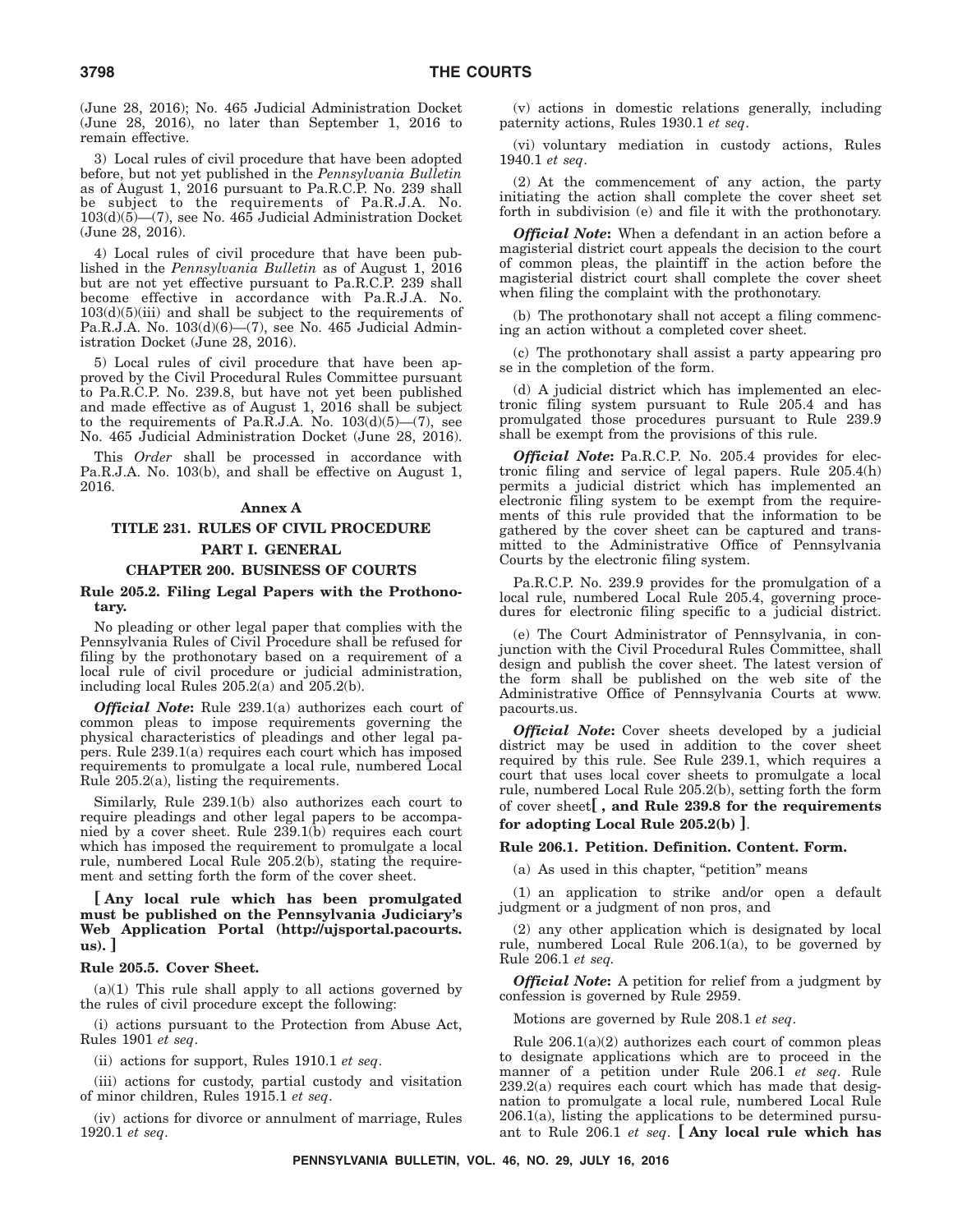(June 28, 2016); No. 465 Judicial Administration Docket (June 28, 2016), no later than September 1, 2016 to remain effective.

3) Local rules of civil procedure that have been adopted before, but not yet published in the *Pennsylvania Bulletin* as of August 1, 2016 pursuant to Pa.R.C.P. No. 239 shall be subject to the requirements of Pa.R.J.A. No. 103(d)(5)—(7), see No. 465 Judicial Administration Docket (June 28, 2016).

4) Local rules of civil procedure that have been published in the *Pennsylvania Bulletin* as of August 1, 2016 but are not yet effective pursuant to Pa.R.C.P. No. 239 shall become effective in accordance with Pa.R.J.A. No. 103(d)(5)(iii) and shall be subject to the requirements of Pa.R.J.A. No. 103(d)(6)—(7), see No. 465 Judicial Administration Docket (June 28, 2016).

5) Local rules of civil procedure that have been approved by the Civil Procedural Rules Committee pursuant to Pa.R.C.P. No. 239.8, but have not yet been published and made effective as of August 1, 2016 shall be subject to the requirements of Pa.R.J.A. No. 103(d)(5)—(7), see No. 465 Judicial Administration Docket (June 28, 2016).

This *Order* shall be processed in accordance with Pa.R.J.A. No. 103(b), and shall be effective on August 1, 2016.

## Annex A

## TITLE 231. RULES OF CIVIL PROCEDURE

## PART I. GENERAL

## CHAPTER 200. BUSINESS OF COURTS

### Rule 205.2. Filing Legal Papers with the Prothonotary.

No pleading or other legal paper that complies with the Pennsylvania Rules of Civil Procedure shall be refused for filing by the prothonotary based on a requirement of a local rule of civil procedure or judicial administration, including local Rules 205.2(a) and 205.2(b).

***Official Note*:** Rule 239.1(a) authorizes each court of common pleas to impose requirements governing the physical characteristics of pleadings and other legal papers. Rule 239.1(a) requires each court which has imposed requirements to promulgate a local rule, numbered Local Rule 205.2(a), listing the requirements.

Similarly, Rule 239.1(b) also authorizes each court to require pleadings and other legal papers to be accompanied by a cover sheet. Rule 239.1(b) requires each court which has imposed the requirement to promulgate a local rule, numbered Local Rule 205.2(b), stating the requirement and setting forth the form of the cover sheet.

**[ Any local rule which has been promulgated must be published on the Pennsylvania Judiciary's Web Application Portal (http://ujsportal.pacourts.us). ]**

### Rule 205.5. Cover Sheet.

(a)(1) This rule shall apply to all actions governed by the rules of civil procedure except the following:

(i) actions pursuant to the Protection from Abuse Act, Rules 1901 *et seq*.

(ii) actions for support, Rules 1910.1 *et seq*.

(iii) actions for custody, partial custody and visitation of minor children, Rules 1915.1 *et seq*.

(iv) actions for divorce or annulment of marriage, Rules 1920.1 *et seq*.

(v) actions in domestic relations generally, including paternity actions, Rules 1930.1 *et seq*.

(vi) voluntary mediation in custody actions, Rules 1940.1 *et seq*.

(2) At the commencement of any action, the party initiating the action shall complete the cover sheet set forth in subdivision (e) and file it with the prothonotary.

***Official Note*:** When a defendant in an action before a magisterial district court appeals the decision to the court of common pleas, the plaintiff in the action before the magisterial district court shall complete the cover sheet when filing the complaint with the prothonotary.

(b) The prothonotary shall not accept a filing commencing an action without a completed cover sheet.

(c) The prothonotary shall assist a party appearing pro se in the completion of the form.

(d) A judicial district which has implemented an electronic filing system pursuant to Rule 205.4 and has promulgated those procedures pursuant to Rule 239.9 shall be exempt from the provisions of this rule.

***Official Note*:** Pa.R.C.P. No. 205.4 provides for electronic filing and service of legal papers. Rule 205.4(h) permits a judicial district which has implemented an electronic filing system to be exempt from the requirements of this rule provided that the information to be gathered by the cover sheet can be captured and transmitted to the Administrative Office of Pennsylvania Courts by the electronic filing system.

Pa.R.C.P. No. 239.9 provides for the promulgation of a local rule, numbered Local Rule 205.4, governing procedures for electronic filing specific to a judicial district.

(e) The Court Administrator of Pennsylvania, in conjunction with the Civil Procedural Rules Committee, shall design and publish the cover sheet. The latest version of the form shall be published on the web site of the Administrative Office of Pennsylvania Courts at www.pacourts.us.

***Official Note*:** Cover sheets developed by a judicial district may be used in addition to the cover sheet required by this rule. See Rule 239.1, which requires a court that uses local cover sheets to promulgate a local rule, numbered Local Rule 205.2(b), setting forth the form of cover sheet**[ , and Rule 239.8 for the requirements for adopting Local Rule 205.2(b) ]**.

### Rule 206.1. Petition. Definition. Content. Form.

(a) As used in this chapter, "petition" means

(1) an application to strike and/or open a default judgment or a judgment of non pros, and

(2) any other application which is designated by local rule, numbered Local Rule 206.1(a), to be governed by Rule 206.1 *et seq.*

***Official Note*:** A petition for relief from a judgment by confession is governed by Rule 2959.

Motions are governed by Rule 208.1 *et seq*.

Rule 206.1(a)(2) authorizes each court of common pleas to designate applications which are to proceed in the manner of a petition under Rule 206.1 *et seq.* Rule 239.2(a) requires each court which has made that designation to promulgate a local rule, numbered Local Rule 206.1(a), listing the applications to be determined pursuant to Rule 206.1 *et seq*. **[ Any local rule which has**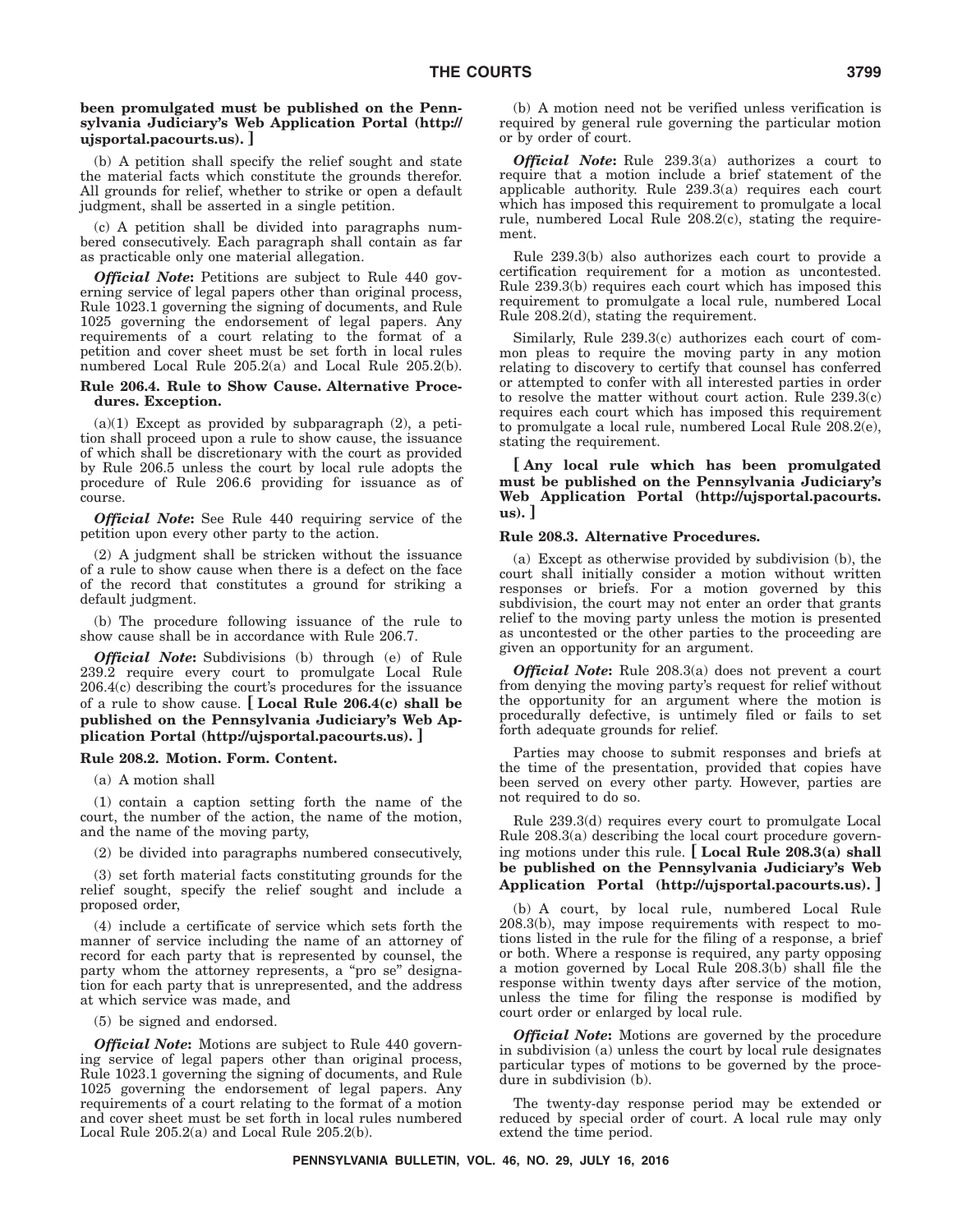**been promulgated must be published on the Pennsylvania Judiciary's Web Application Portal (http://ujsportal.pacourts.us). ]**

(b) A petition shall specify the relief sought and state the material facts which constitute the grounds therefor. All grounds for relief, whether to strike or open a default judgment, shall be asserted in a single petition.

(c) A petition shall be divided into paragraphs numbered consecutively. Each paragraph shall contain as far as practicable only one material allegation.

***Official Note*:** Petitions are subject to Rule 440 governing service of legal papers other than original process, Rule 1023.1 governing the signing of documents, and Rule 1025 governing the endorsement of legal papers. Any requirements of a court relating to the format of a petition and cover sheet must be set forth in local rules numbered Local Rule 205.2(a) and Local Rule 205.2(b).

**Rule 206.4. Rule to Show Cause. Alternative Procedures. Exception.**

(a)(1) Except as provided by subparagraph (2), a petition shall proceed upon a rule to show cause, the issuance of which shall be discretionary with the court as provided by Rule 206.5 unless the court by local rule adopts the procedure of Rule 206.6 providing for issuance as of course.

***Official Note*:** See Rule 440 requiring service of the petition upon every other party to the action.

(2) A judgment shall be stricken without the issuance of a rule to show cause when there is a defect on the face of the record that constitutes a ground for striking a default judgment.

(b) The procedure following issuance of the rule to show cause shall be in accordance with Rule 206.7.

***Official Note*:** Subdivisions (b) through (e) of Rule 239.2 require every court to promulgate Local Rule 206.4(c) describing the court's procedures for the issuance of a rule to show cause. **[ Local Rule 206.4(c) shall be published on the Pennsylvania Judiciary's Web Application Portal (http://ujsportal.pacourts.us). ]**

**Rule 208.2. Motion. Form. Content.**

(a) A motion shall

(1) contain a caption setting forth the name of the court, the number of the action, the name of the motion, and the name of the moving party,

(2) be divided into paragraphs numbered consecutively,

(3) set forth material facts constituting grounds for the relief sought, specify the relief sought and include a proposed order,

(4) include a certificate of service which sets forth the manner of service including the name of an attorney of record for each party that is represented by counsel, the party whom the attorney represents, a "pro se" designation for each party that is unrepresented, and the address at which service was made, and

(5) be signed and endorsed.

***Official Note*:** Motions are subject to Rule 440 governing service of legal papers other than original process, Rule 1023.1 governing the signing of documents, and Rule 1025 governing the endorsement of legal papers. Any requirements of a court relating to the format of a motion and cover sheet must be set forth in local rules numbered Local Rule 205.2(a) and Local Rule 205.2(b).

(b) A motion need not be verified unless verification is required by general rule governing the particular motion or by order of court.

***Official Note*:** Rule 239.3(a) authorizes a court to require that a motion include a brief statement of the applicable authority. Rule 239.3(a) requires each court which has imposed this requirement to promulgate a local rule, numbered Local Rule 208.2(c), stating the requirement.

Rule 239.3(b) also authorizes each court to provide a certification requirement for a motion as uncontested. Rule 239.3(b) requires each court which has imposed this requirement to promulgate a local rule, numbered Local Rule 208.2(d), stating the requirement.

Similarly, Rule 239.3(c) authorizes each court of common pleas to require the moving party in any motion relating to discovery to certify that counsel has conferred or attempted to confer with all interested parties in order to resolve the matter without court action. Rule 239.3(c) requires each court which has imposed this requirement to promulgate a local rule, numbered Local Rule 208.2(e), stating the requirement.

**[ Any local rule which has been promulgated must be published on the Pennsylvania Judiciary's Web Application Portal (http://ujsportal.pacourts.us). ]**

**Rule 208.3. Alternative Procedures.**

(a) Except as otherwise provided by subdivision (b), the court shall initially consider a motion without written responses or briefs. For a motion governed by this subdivision, the court may not enter an order that grants relief to the moving party unless the motion is presented as uncontested or the other parties to the proceeding are given an opportunity for an argument.

***Official Note*:** Rule 208.3(a) does not prevent a court from denying the moving party's request for relief without the opportunity for an argument where the motion is procedurally defective, is untimely filed or fails to set forth adequate grounds for relief.

Parties may choose to submit responses and briefs at the time of the presentation, provided that copies have been served on every other party. However, parties are not required to do so.

Rule 239.3(d) requires every court to promulgate Local Rule 208.3(a) describing the local court procedure governing motions under this rule. **[ Local Rule 208.3(a) shall be published on the Pennsylvania Judiciary's Web Application Portal (http://ujsportal.pacourts.us). ]**

(b) A court, by local rule, numbered Local Rule 208.3(b), may impose requirements with respect to motions listed in the rule for the filing of a response, a brief or both. Where a response is required, any party opposing a motion governed by Local Rule 208.3(b) shall file the response within twenty days after service of the motion, unless the time for filing the response is modified by court order or enlarged by local rule.

***Official Note*:** Motions are governed by the procedure in subdivision (a) unless the court by local rule designates particular types of motions to be governed by the procedure in subdivision (b).

The twenty-day response period may be extended or reduced by special order of court. A local rule may only extend the time period.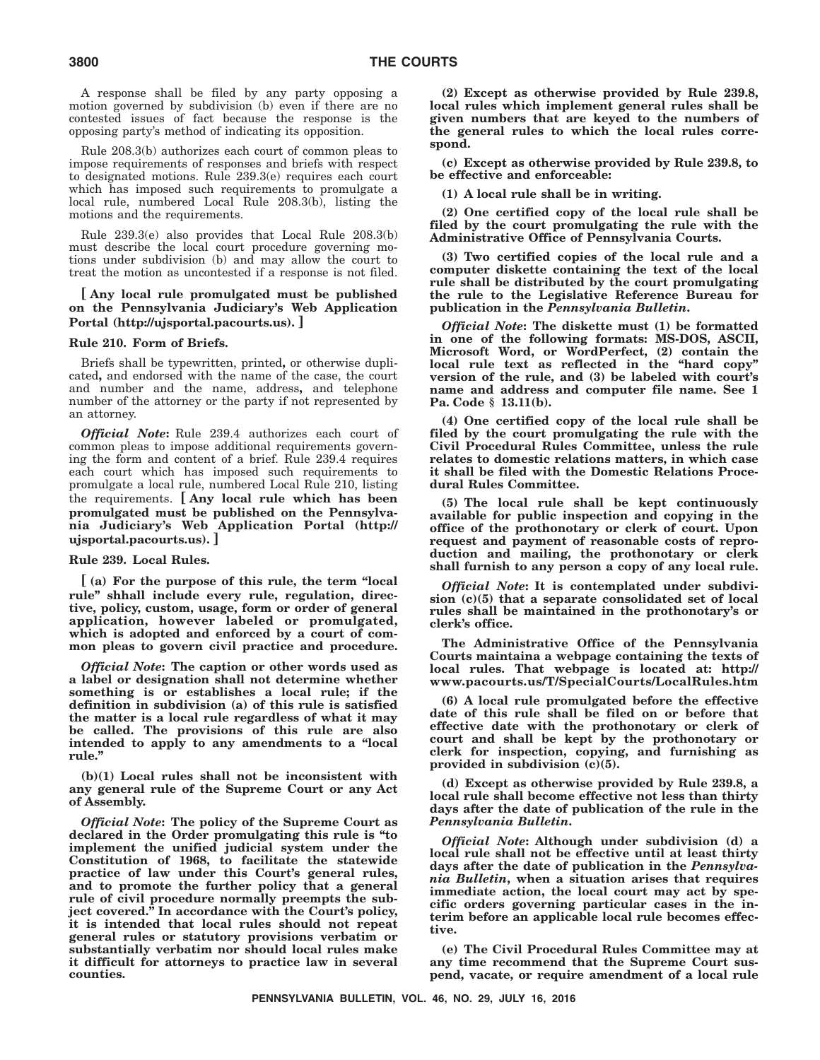A response shall be filed by any party opposing a motion governed by subdivision (b) even if there are no contested issues of fact because the response is the opposing party's method of indicating its opposition.

Rule 208.3(b) authorizes each court of common pleas to impose requirements of responses and briefs with respect to designated motions. Rule 239.3(e) requires each court which has imposed such requirements to promulgate a local rule, numbered Local Rule 208.3(b), listing the motions and the requirements.

Rule 239.3(e) also provides that Local Rule 208.3(b) must describe the local court procedure governing motions under subdivision (b) and may allow the court to treat the motion as uncontested if a response is not filed.

**[ Any local rule promulgated must be published on the Pennsylvania Judiciary's Web Application Portal (http://ujsportal.pacourts.us). ]**

**Rule 210. Form of Briefs.**

Briefs shall be typewritten, printed**,** or otherwise duplicated**,** and endorsed with the name of the case, the court and number and the name, address**,** and telephone number of the attorney or the party if not represented by an attorney.

***Official Note*:** Rule 239.4 authorizes each court of common pleas to impose additional requirements governing the form and content of a brief. Rule 239.4 requires each court which has imposed such requirements to promulgate a local rule, numbered Local Rule 210, listing the requirements. **[ Any local rule which has been promulgated must be published on the Pennsylvania Judiciary's Web Application Portal (http://ujsportal.pacourts.us). ]**

**Rule 239. Local Rules.**

**[ (a) For the purpose of this rule, the term "local rule" shhall include every rule, regulation, directive, policy, custom, usage, form or order of general application, however labeled or promulgated, which is adopted and enforced by a court of common pleas to govern civil practice and procedure.**

***Official Note*: The caption or other words used as a label or designation shall not determine whether something is or establishes a local rule; if the definition in subdivision (a) of this rule is satisfied the matter is a local rule regardless of what it may be called. The provisions of this rule are also intended to apply to any amendments to a "local rule."**

**(b)(1) Local rules shall not be inconsistent with any general rule of the Supreme Court or any Act of Assembly.**

***Official Note*: The policy of the Supreme Court as declared in the Order promulgating this rule is "to implement the unified judicial system under the Constitution of 1968, to facilitate the statewide practice of law under this Court's general rules, and to promote the further policy that a general rule of civil procedure normally preempts the subject covered." In accordance with the Court's policy, it is intended that local rules should not repeat general rules or statutory provisions verbatim or substantially verbatim nor should local rules make it difficult for attorneys to practice law in several counties.**

**(2) Except as otherwise provided by Rule 239.8, local rules which implement general rules shall be given numbers that are keyed to the numbers of the general rules to which the local rules correspond.**

**(c) Except as otherwise provided by Rule 239.8, to be effective and enforceable:**

**(1) A local rule shall be in writing.**

**(2) One certified copy of the local rule shall be filed by the court promulgating the rule with the Administrative Office of Pennsylvania Courts.**

**(3) Two certified copies of the local rule and a computer diskette containing the text of the local rule shall be distributed by the court promulgating the rule to the Legislative Reference Bureau for publication in the *Pennsylvania Bulletin*.**

***Official Note*: The diskette must (1) be formatted in one of the following formats: MS-DOS, ASCII, Microsoft Word, or WordPerfect, (2) contain the local rule text as reflected in the "hard copy" version of the rule, and (3) be labeled with court's name and address and computer file name. See 1 Pa. Code § 13.11(b).**

**(4) One certified copy of the local rule shall be filed by the court promulgating the rule with the Civil Procedural Rules Committee, unless the rule relates to domestic relations matters, in which case it shall be filed with the Domestic Relations Procedural Rules Committee.**

**(5) The local rule shall be kept continuously available for public inspection and copying in the office of the prothonotary or clerk of court. Upon request and payment of reasonable costs of reproduction and mailing, the prothonotary or clerk shall furnish to any person a copy of any local rule.**

***Official Note*: It is contemplated under subdivision (c)(5) that a separate consolidated set of local rules shall be maintained in the prothonotary's or clerk's office.**

**The Administrative Office of the Pennsylvania Courts maintaina a webpage containing the texts of local rules. That webpage is located at: http://www.pacourts.us/T/SpecialCourts/LocalRules.htm**

**(6) A local rule promulgated before the effective date of this rule shall be filed on or before that effective date with the prothonotary or clerk of court and shall be kept by the prothonotary or clerk for inspection, copying, and furnishing as provided in subdivision (c)(5).**

**(d) Except as otherwise provided by Rule 239.8, a local rule shall become effective not less than thirty days after the date of publication of the rule in the *Pennsylvania Bulletin*.**

***Official Note*: Although under subdivision (d) a local rule shall not be effective until at least thirty days after the date of publication in the *Pennsylvania Bulletin*, when a situation arises that requires immediate action, the local court may act by specific orders governing particular cases in the interim before an applicable local rule becomes effective.**

**(e) The Civil Procedural Rules Committee may at any time recommend that the Supreme Court suspend, vacate, or require amendment of a local rule**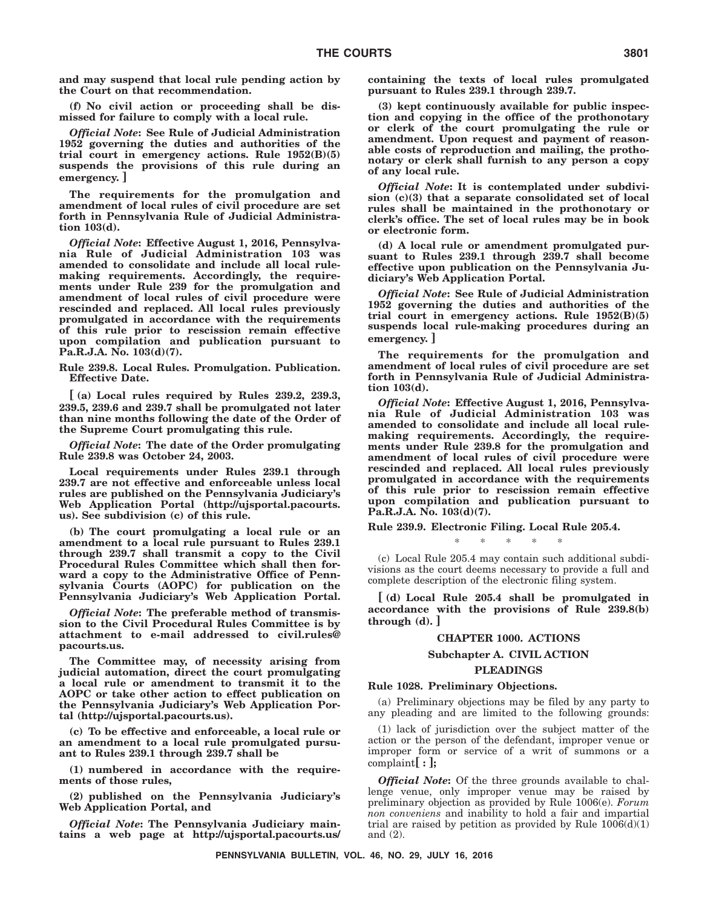**and may suspend that local rule pending action by the Court on that recommendation.**

**(f) No civil action or proceeding shall be dismissed for failure to comply with a local rule.**

***Official Note*: See Rule of Judicial Administration 1952 governing the duties and authorities of the trial court in emergency actions. Rule 1952(B)(5) suspends the provisions of this rule during an emergency. ]**

**The requirements for the promulgation and amendment of local rules of civil procedure are set forth in Pennsylvania Rule of Judicial Administration 103(d).**

***Official Note*: Effective August 1, 2016, Pennsylvania Rule of Judicial Administration 103 was amended to consolidate and include all local rule-making requirements. Accordingly, the requirements under Rule 239 for the promulgation and amendment of local rules of civil procedure were rescinded and replaced. All local rules previously promulgated in accordance with the requirements of this rule prior to rescission remain effective upon compilation and publication pursuant to Pa.R.J.A. No. 103(d)(7).**

**Rule 239.8. Local Rules. Promulgation. Publication. Effective Date.**

**[ (a) Local rules required by Rules 239.2, 239.3, 239.5, 239.6 and 239.7 shall be promulgated not later than nine months following the date of the Order of the Supreme Court promulgating this rule.**

***Official Note*: The date of the Order promulgating Rule 239.8 was October 24, 2003.**

**Local requirements under Rules 239.1 through 239.7 are not effective and enforceable unless local rules are published on the Pennsylvania Judiciary's Web Application Portal (http://ujsportal.pacourts.us). See subdivision (c) of this rule.**

**(b) The court promulgating a local rule or an amendment to a local rule pursuant to Rules 239.1 through 239.7 shall transmit a copy to the Civil Procedural Rules Committee which shall then forward a copy to the Administrative Office of Pennsylvania Courts (AOPC) for publication on the Pennsylvania Judiciary's Web Application Portal.**

***Official Note*: The preferable method of transmission to the Civil Procedural Rules Committee is by attachment to e-mail addressed to civil.rules@pacourts.us.**

**The Committee may, of necessity arising from judicial automation, direct the court promulgating a local rule or amendment to transmit it to the AOPC or take other action to effect publication on the Pennsylvania Judiciary's Web Application Portal (http://ujsportal.pacourts.us).**

**(c) To be effective and enforceable, a local rule or an amendment to a local rule promulgated pursuant to Rules 239.1 through 239.7 shall be**

**(1) numbered in accordance with the requirements of those rules,**

**(2) published on the Pennsylvania Judiciary's Web Application Portal, and**

***Official Note*: The Pennsylvania Judiciary maintains a web page at http://ujsportal.pacourts.us/ containing the texts of local rules promulgated pursuant to Rules 239.1 through 239.7.**

**(3) kept continuously available for public inspection and copying in the office of the prothonotary or clerk of the court promulgating the rule or amendment. Upon request and payment of reasonable costs of reproduction and mailing, the prothonotary or clerk shall furnish to any person a copy of any local rule.**

***Official Note*: It is contemplated under subdivision (c)(3) that a separate consolidated set of local rules shall be maintained in the prothonotary or clerk's office. The set of local rules may be in book or electronic form.**

**(d) A local rule or amendment promulgated pursuant to Rules 239.1 through 239.7 shall become effective upon publication on the Pennsylvania Judiciary's Web Application Portal.**

***Official Note*: See Rule of Judicial Administration 1952 governing the duties and authorities of the trial court in emergency actions. Rule 1952(B)(5) suspends local rule-making procedures during an emergency. ]**

**The requirements for the promulgation and amendment of local rules of civil procedure are set forth in Pennsylvania Rule of Judicial Administration 103(d).**

***Official Note*: Effective August 1, 2016, Pennsylvania Rule of Judicial Administration 103 was amended to consolidate and include all local rule-making requirements. Accordingly, the requirements under Rule 239.8 for the promulgation and amendment of local rules of civil procedure were rescinded and replaced. All local rules previously promulgated in accordance with the requirements of this rule prior to rescission remain effective upon compilation and publication pursuant to Pa.R.J.A. No. 103(d)(7).**

**Rule 239.9. Electronic Filing. Local Rule 205.4.**

\* \* \* \* \*

(c) Local Rule 205.4 may contain such additional subdivisions as the court deems necessary to provide a full and complete description of the electronic filing system.

**[ (d) Local Rule 205.4 shall be promulgated in accordance with the provisions of Rule 239.8(b) through (d). ]**

## CHAPTER 1000. ACTIONS

### Subchapter A. CIVIL ACTION

### PLEADINGS

**Rule 1028. Preliminary Objections.**

(a) Preliminary objections may be filed by any party to any pleading and are limited to the following grounds:

(1) lack of jurisdiction over the subject matter of the action or the person of the defendant, improper venue or improper form or service of a writ of summons or a complaint**[ : ];**

***Official Note*:** Of the three grounds available to challenge venue, only improper venue may be raised by preliminary objection as provided by Rule 1006(e). *Forum non conveniens* and inability to hold a fair and impartial trial are raised by petition as provided by Rule 1006(d)(1) and (2).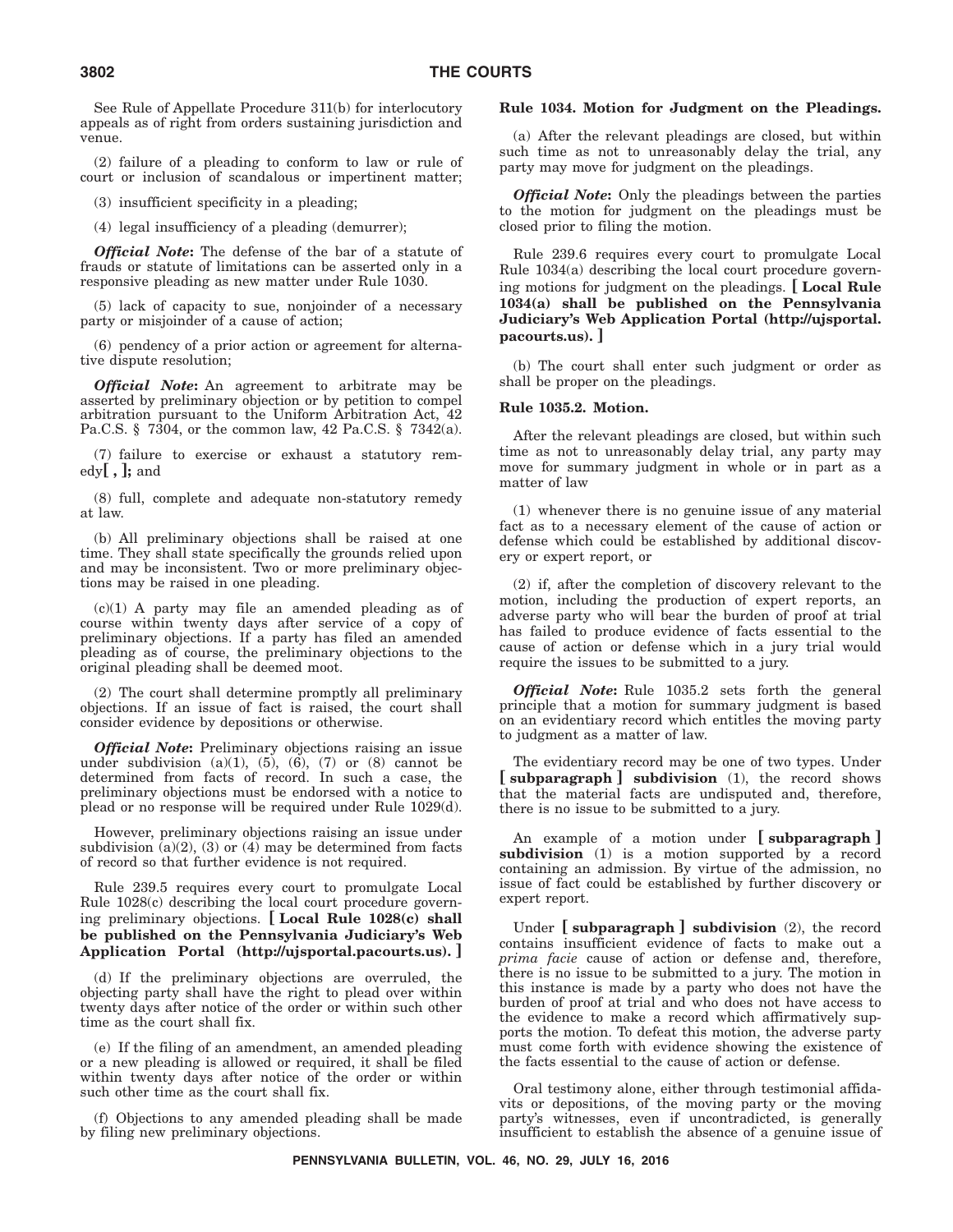See Rule of Appellate Procedure 311(b) for interlocutory appeals as of right from orders sustaining jurisdiction and venue.

(2) failure of a pleading to conform to law or rule of court or inclusion of scandalous or impertinent matter;

(3) insufficient specificity in a pleading;

(4) legal insufficiency of a pleading (demurrer);

***Official Note*:** The defense of the bar of a statute of frauds or statute of limitations can be asserted only in a responsive pleading as new matter under Rule 1030.

(5) lack of capacity to sue, nonjoinder of a necessary party or misjoinder of a cause of action;

(6) pendency of a prior action or agreement for alternative dispute resolution;

***Official Note*:** An agreement to arbitrate may be asserted by preliminary objection or by petition to compel arbitration pursuant to the Uniform Arbitration Act, 42 Pa.C.S. § 7304, or the common law, 42 Pa.C.S. § 7342(a).

(7) failure to exercise or exhaust a statutory remedy**[ , ];** and

(8) full, complete and adequate non-statutory remedy at law.

(b) All preliminary objections shall be raised at one time. They shall state specifically the grounds relied upon and may be inconsistent. Two or more preliminary objections may be raised in one pleading.

(c)(1) A party may file an amended pleading as of course within twenty days after service of a copy of preliminary objections. If a party has filed an amended pleading as of course, the preliminary objections to the original pleading shall be deemed moot.

(2) The court shall determine promptly all preliminary objections. If an issue of fact is raised, the court shall consider evidence by depositions or otherwise.

***Official Note*:** Preliminary objections raising an issue under subdivision (a)(1), (5), (6), (7) or (8) cannot be determined from facts of record. In such a case, the preliminary objections must be endorsed with a notice to plead or no response will be required under Rule 1029(d).

However, preliminary objections raising an issue under subdivision (a)(2), (3) or (4) may be determined from facts of record so that further evidence is not required.

Rule 239.5 requires every court to promulgate Local Rule 1028(c) describing the local court procedure governing preliminary objections. **[ Local Rule 1028(c) shall be published on the Pennsylvania Judiciary's Web Application Portal (http://ujsportal.pacourts.us). ]**

(d) If the preliminary objections are overruled, the objecting party shall have the right to plead over within twenty days after notice of the order or within such other time as the court shall fix.

(e) If the filing of an amendment, an amended pleading or a new pleading is allowed or required, it shall be filed within twenty days after notice of the order or within such other time as the court shall fix.

(f) Objections to any amended pleading shall be made by filing new preliminary objections.

**Rule 1034. Motion for Judgment on the Pleadings.**

(a) After the relevant pleadings are closed, but within such time as not to unreasonably delay the trial, any party may move for judgment on the pleadings.

***Official Note*:** Only the pleadings between the parties to the motion for judgment on the pleadings must be closed prior to filing the motion.

Rule 239.6 requires every court to promulgate Local Rule 1034(a) describing the local court procedure governing motions for judgment on the pleadings. **[ Local Rule 1034(a) shall be published on the Pennsylvania Judiciary's Web Application Portal (http://ujsportal.pacourts.us). ]**

(b) The court shall enter such judgment or order as shall be proper on the pleadings.

**Rule 1035.2. Motion.**

After the relevant pleadings are closed, but within such time as not to unreasonably delay trial, any party may move for summary judgment in whole or in part as a matter of law

(1) whenever there is no genuine issue of any material fact as to a necessary element of the cause of action or defense which could be established by additional discovery or expert report, or

(2) if, after the completion of discovery relevant to the motion, including the production of expert reports, an adverse party who will bear the burden of proof at trial has failed to produce evidence of facts essential to the cause of action or defense which in a jury trial would require the issues to be submitted to a jury.

***Official Note*:** Rule 1035.2 sets forth the general principle that a motion for summary judgment is based on an evidentiary record which entitles the moving party to judgment as a matter of law.

The evidentiary record may be one of two types. Under **[ subparagraph ] subdivision** (1), the record shows that the material facts are undisputed and, therefore, there is no issue to be submitted to a jury.

An example of a motion under **[ subparagraph ] subdivision** (1) is a motion supported by a record containing an admission. By virtue of the admission, no issue of fact could be established by further discovery or expert report.

Under **[ subparagraph ] subdivision** (2), the record contains insufficient evidence of facts to make out a *prima facie* cause of action or defense and, therefore, there is no issue to be submitted to a jury. The motion in this instance is made by a party who does not have the burden of proof at trial and who does not have access to the evidence to make a record which affirmatively supports the motion. To defeat this motion, the adverse party must come forth with evidence showing the existence of the facts essential to the cause of action or defense.

Oral testimony alone, either through testimonial affidavits or depositions, of the moving party or the moving party's witnesses, even if uncontradicted, is generally insufficient to establish the absence of a genuine issue of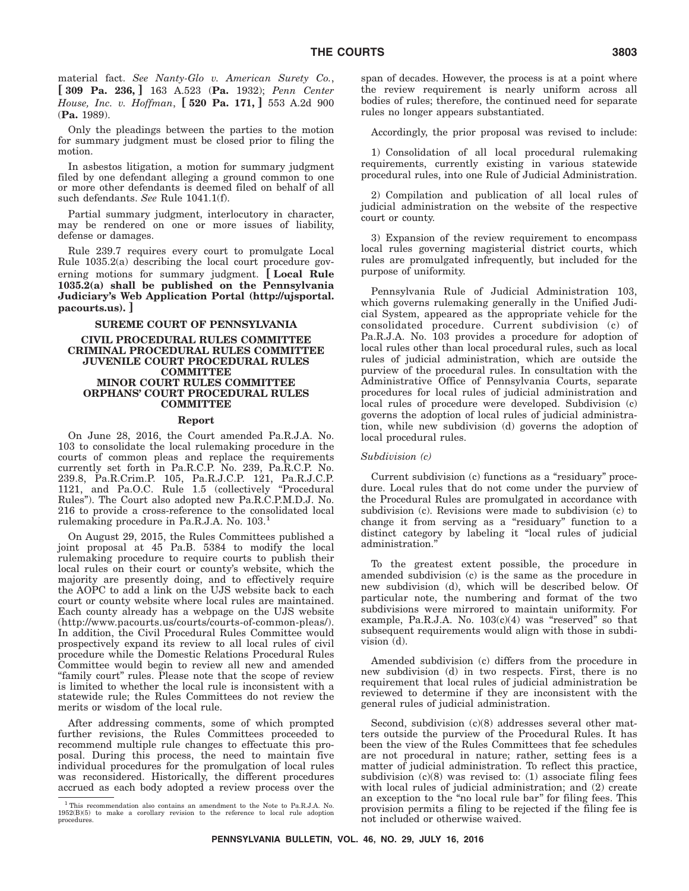material fact. *See Nanty-Glo v. American Surety Co.*, **[ 309 Pa. 236, ]** 163 A.523 (**Pa.** 1932); *Penn Center House, Inc. v. Hoffman*, **[ 520 Pa. 171, ]** 553 A.2d 900 (**Pa.** 1989).

Only the pleadings between the parties to the motion for summary judgment must be closed prior to filing the motion.

In asbestos litigation, a motion for summary judgment filed by one defendant alleging a ground common to one or more other defendants is deemed filed on behalf of all such defendants. *See* Rule 1041.1(f).

Partial summary judgment, interlocutory in character, may be rendered on one or more issues of liability, defense or damages.

Rule 239.7 requires every court to promulgate Local Rule 1035.2(a) describing the local court procedure governing motions for summary judgment. **[ Local Rule 1035.2(a) shall be published on the Pennsylvania Judiciary's Web Application Portal (http://ujsportal.pacourts.us). ]**

## SUREME COURT OF PENNSYLVANIA

## CIVIL PROCEDURAL RULES COMMITTEE
## CRIMINAL PROCEDURAL RULES COMMITTEE
## JUVENILE COURT PROCEDURAL RULES COMMITTEE
## MINOR COURT RULES COMMITTEE
## ORPHANS' COURT PROCEDURAL RULES COMMITTEE

### Report

On June 28, 2016, the Court amended Pa.R.J.A. No. 103 to consolidate the local rulemaking procedure in the courts of common pleas and replace the requirements currently set forth in Pa.R.C.P. No. 239, Pa.R.C.P. No. 239.8, Pa.R.Crim.P. 105, Pa.R.J.C.P. 121, Pa.R.J.C.P. 1121, and Pa.O.C. Rule 1.5 (collectively "Procedural Rules"). The Court also adopted new Pa.R.C.P.M.D.J. No. 216 to provide a cross-reference to the consolidated local rulemaking procedure in Pa.R.J.A. No. 103.[1]

On August 29, 2015, the Rules Committees published a joint proposal at 45 Pa.B. 5384 to modify the local rulemaking procedure to require courts to publish their local rules on their court or county's website, which the majority are presently doing, and to effectively require the AOPC to add a link on the UJS website back to each court or county website where local rules are maintained. Each county already has a webpage on the UJS website (http://www.pacourts.us/courts/courts-of-common-pleas/). In addition, the Civil Procedural Rules Committee would prospectively expand its review to all local rules of civil procedure while the Domestic Relations Procedural Rules Committee would begin to review all new and amended "family court" rules. Please note that the scope of review is limited to whether the local rule is inconsistent with a statewide rule; the Rules Committees do not review the merits or wisdom of the local rule.

After addressing comments, some of which prompted further revisions, the Rules Committees proceeded to recommend multiple rule changes to effectuate this proposal. During this process, the need to maintain five individual procedures for the promulgation of local rules was reconsidered. Historically, the different procedures accrued as each body adopted a review process over the span of decades. However, the process is at a point where the review requirement is nearly uniform across all bodies of rules; therefore, the continued need for separate rules no longer appears substantiated.

Accordingly, the prior proposal was revised to include:

1) Consolidation of all local procedural rulemaking requirements, currently existing in various statewide procedural rules, into one Rule of Judicial Administration.

2) Compilation and publication of all local rules of judicial administration on the website of the respective court or county.

3) Expansion of the review requirement to encompass local rules governing magisterial district courts, which rules are promulgated infrequently, but included for the purpose of uniformity.

Pennsylvania Rule of Judicial Administration 103, which governs rulemaking generally in the Unified Judicial System, appeared as the appropriate vehicle for the consolidated procedure. Current subdivision (c) of Pa.R.J.A. No. 103 provides a procedure for adoption of local rules other than local procedural rules, such as local rules of judicial administration, which are outside the purview of the procedural rules. In consultation with the Administrative Office of Pennsylvania Courts, separate procedures for local rules of judicial administration and local rules of procedure were developed. Subdivision (c) governs the adoption of local rules of judicial administration, while new subdivision (d) governs the adoption of local procedural rules.

*Subdivision (c)*

Current subdivision (c) functions as a "residuary" procedure. Local rules that do not come under the purview of the Procedural Rules are promulgated in accordance with subdivision (c). Revisions were made to subdivision (c) to change it from serving as a "residuary" function to a distinct category by labeling it "local rules of judicial administration."

To the greatest extent possible, the procedure in amended subdivision (c) is the same as the procedure in new subdivision (d), which will be described below. Of particular note, the numbering and format of the two subdivisions were mirrored to maintain uniformity. For example, Pa.R.J.A. No. 103(c)(4) was "reserved" so that subsequent requirements would align with those in subdivision (d).

Amended subdivision (c) differs from the procedure in new subdivision (d) in two respects. First, there is no requirement that local rules of judicial administration be reviewed to determine if they are inconsistent with the general rules of judicial administration.

Second, subdivision (c)(8) addresses several other matters outside the purview of the Procedural Rules. It has been the view of the Rules Committees that fee schedules are not procedural in nature; rather, setting fees is a matter of judicial administration. To reflect this practice, subdivision (c)(8) was revised to: (1) associate filing fees with local rules of judicial administration; and (2) create an exception to the "no local rule bar" for filing fees. This provision permits a filing to be rejected if the filing fee is not included or otherwise waived.

[1] This recommendation also contains an amendment to the Note to Pa.R.J.A. No. 1952(B)(5) to make a corollary revision to the reference to local rule adoption procedures.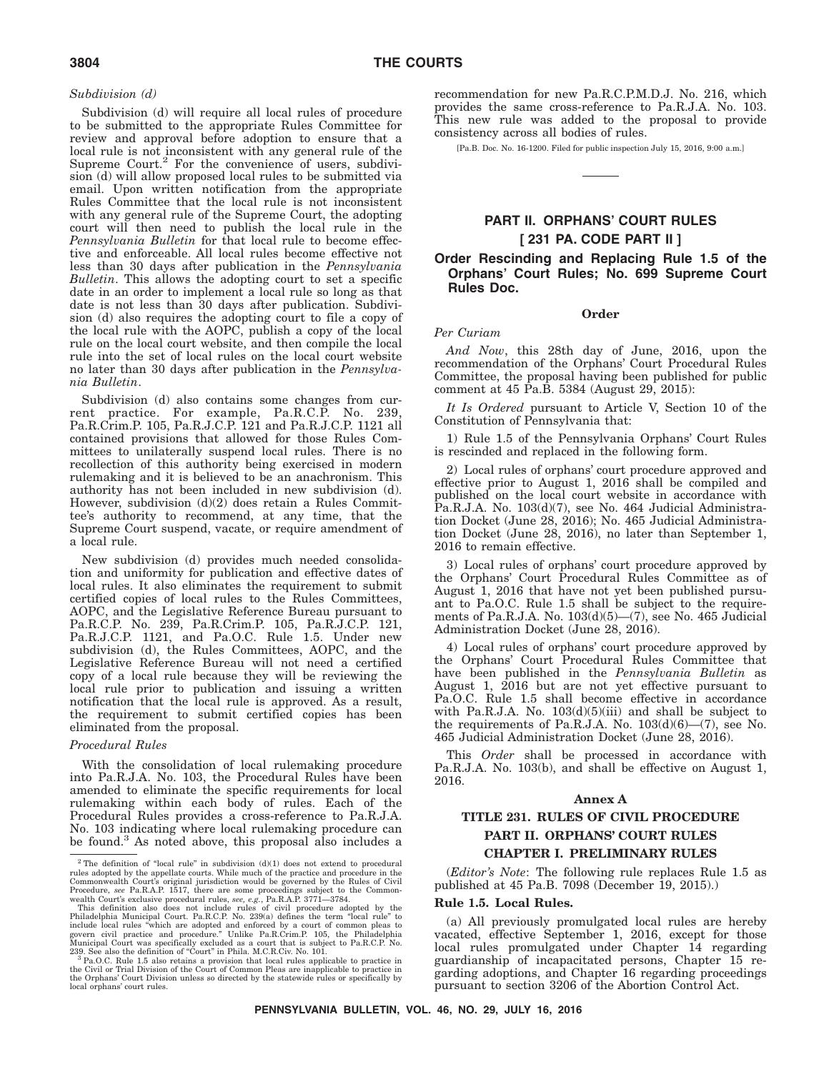*Subdivision (d)*

Subdivision (d) will require all local rules of procedure to be submitted to the appropriate Rules Committee for review and approval before adoption to ensure that a local rule is not inconsistent with any general rule of the Supreme Court.[2] For the convenience of users, subdivision (d) will allow proposed local rules to be submitted via email. Upon written notification from the appropriate Rules Committee that the local rule is not inconsistent with any general rule of the Supreme Court, the adopting court will then need to publish the local rule in the *Pennsylvania Bulletin* for that local rule to become effective and enforceable. All local rules become effective not less than 30 days after publication in the *Pennsylvania Bulletin*. This allows the adopting court to set a specific date in an order to implement a local rule so long as that date is not less than 30 days after publication. Subdivision (d) also requires the adopting court to file a copy of the local rule with the AOPC, publish a copy of the local rule on the local court website, and then compile the local rule into the set of local rules on the local court website no later than 30 days after publication in the *Pennsylvania Bulletin*.

Subdivision (d) also contains some changes from current practice. For example, Pa.R.C.P. No. 239, Pa.R.Crim.P. 105, Pa.R.J.C.P. 121 and Pa.R.J.C.P. 1121 all contained provisions that allowed for those Rules Committees to unilaterally suspend local rules. There is no recollection of this authority being exercised in modern rulemaking and it is believed to be an anachronism. This authority has not been included in new subdivision (d). However, subdivision (d)(2) does retain a Rules Committee's authority to recommend, at any time, that the Supreme Court suspend, vacate, or require amendment of a local rule.

New subdivision (d) provides much needed consolidation and uniformity for publication and effective dates of local rules. It also eliminates the requirement to submit certified copies of local rules to the Rules Committees, AOPC, and the Legislative Reference Bureau pursuant to Pa.R.C.P. No. 239, Pa.R.Crim.P. 105, Pa.R.J.C.P. 121, Pa.R.J.C.P. 1121, and Pa.O.C. Rule 1.5. Under new subdivision (d), the Rules Committees, AOPC, and the Legislative Reference Bureau will not need a certified copy of a local rule because they will be reviewing the local rule prior to publication and issuing a written notification that the local rule is approved. As a result, the requirement to submit certified copies has been eliminated from the proposal.

*Procedural Rules*

With the consolidation of local rulemaking procedure into Pa.R.J.A. No. 103, the Procedural Rules have been amended to eliminate the specific requirements for local rulemaking within each body of rules. Each of the Procedural Rules provides a cross-reference to Pa.R.J.A. No. 103 indicating where local rulemaking procedure can be found.[3] As noted above, this proposal also includes a recommendation for new Pa.R.C.P.M.D.J. No. 216, which provides the same cross-reference to Pa.R.J.A. No. 103. This new rule was added to the proposal to provide consistency across all bodies of rules.

[2] The definition of "local rule" in subdivision (d)(1) does not extend to procedural rules adopted by the appellate courts. While much of the practice and procedure in the Commonwealth Court's original jurisdiction would be governed by the Rules of Civil Procedure, *see* Pa.R.A.P. 1517, there are some proceedings subject to the Commonwealth Court's exclusive procedural rules, *see, e.g.*, Pa.R.A.P. 3771—3784.

This definition also does not include rules of civil procedure adopted by the Philadelphia Municipal Court. Pa.R.C.P. No. 239(a) defines the term "local rule" to include local rules "which are adopted and enforced by a court of common pleas to govern civil practice and procedure." Unlike Pa.R.Crim.P. 105, the Philadelphia Municipal Court was specifically excluded as a court that is subject to Pa.R.C.P. No. 239. See also the definition of "Court" in Phila. M.C.R.Civ. No. 101.

[3] Pa.O.C. Rule 1.5 also retains a provision that local rules applicable to practice in the Civil or Trial Division of the Court of Common Pleas are inapplicable to practice in the Orphans' Court Division unless so directed by the statewide rules or specifically by local orphans' court rules.

[Pa.B. Doc. No. 16-1200. Filed for public inspection July 15, 2016, 9:00 a.m.]

---

## PART II. ORPHANS' COURT RULES
## [ 231 PA. CODE PART II ]

### Order Rescinding and Replacing Rule 1.5 of the Orphans' Court Rules; No. 699 Supreme Court Rules Doc.

#### Order

*Per Curiam*

*And Now*, this 28th day of June, 2016, upon the recommendation of the Orphans' Court Procedural Rules Committee, the proposal having been published for public comment at 45 Pa.B. 5384 (August 29, 2015):

*It Is Ordered* pursuant to Article V, Section 10 of the Constitution of Pennsylvania that:

1) Rule 1.5 of the Pennsylvania Orphans' Court Rules is rescinded and replaced in the following form.

2) Local rules of orphans' court procedure approved and effective prior to August 1, 2016 shall be compiled and published on the local court website in accordance with Pa.R.J.A. No. 103(d)(7), see No. 464 Judicial Administration Docket (June 28, 2016); No. 465 Judicial Administration Docket (June 28, 2016), no later than September 1, 2016 to remain effective.

3) Local rules of orphans' court procedure approved by the Orphans' Court Procedural Rules Committee as of August 1, 2016 that have not yet been published pursuant to Pa.O.C. Rule 1.5 shall be subject to the requirements of Pa.R.J.A. No. 103(d)(5)—(7), see No. 465 Judicial Administration Docket (June 28, 2016).

4) Local rules of orphans' court procedure approved by the Orphans' Court Procedural Rules Committee that have been published in the *Pennsylvania Bulletin* as August 1, 2016 but are not yet effective pursuant to Pa.O.C. Rule 1.5 shall become effective in accordance with Pa.R.J.A. No. 103(d)(5)(iii) and shall be subject to the requirements of Pa.R.J.A. No. 103(d)(6)—(7), see No. 465 Judicial Administration Docket (June 28, 2016).

This *Order* shall be processed in accordance with Pa.R.J.A. No. 103(b), and shall be effective on August 1, 2016.

#### Annex A

#### TITLE 231. RULES OF CIVIL PROCEDURE

#### PART II. ORPHANS' COURT RULES

#### CHAPTER I. PRELIMINARY RULES

(*Editor's Note*: The following rule replaces Rule 1.5 as published at 45 Pa.B. 7098 (December 19, 2015).)

**Rule 1.5. Local Rules.**

(a) All previously promulgated local rules are hereby vacated, effective September 1, 2016, except for those local rules promulgated under Chapter 14 regarding guardianship of incapacitated persons, Chapter 15 regarding adoptions, and Chapter 16 regarding proceedings pursuant to section 3206 of the Abortion Control Act.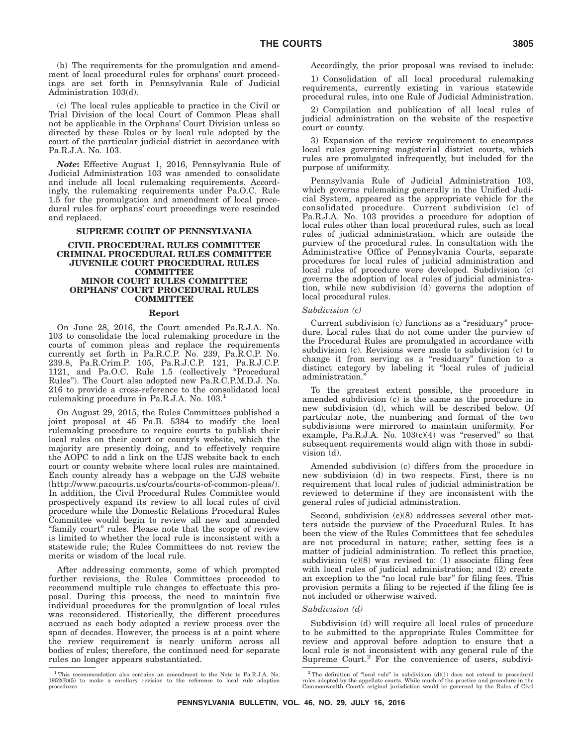(b) The requirements for the promulgation and amendment of local procedural rules for orphans' court proceedings are set forth in Pennsylvania Rule of Judicial Administration 103(d).

(c) The local rules applicable to practice in the Civil or Trial Division of the local Court of Common Pleas shall not be applicable in the Orphans' Court Division unless so directed by these Rules or by local rule adopted by the court of the particular judicial district in accordance with Pa.R.J.A. No. 103.

***Note*:** Effective August 1, 2016, Pennsylvania Rule of Judicial Administration 103 was amended to consolidate and include all local rulemaking requirements. Accordingly, the rulemaking requirements under Pa.O.C. Rule 1.5 for the promulgation and amendment of local procedural rules for orphans' court proceedings were rescinded and replaced.

## SUPREME COURT OF PENNSYLVANIA

## CIVIL PROCEDURAL RULES COMMITTEE
## CRIMINAL PROCEDURAL RULES COMMITTEE
## JUVENILE COURT PROCEDURAL RULES COMMITTEE
## MINOR COURT RULES COMMITTEE
## ORPHANS' COURT PROCEDURAL RULES COMMITTEE

### Report

On June 28, 2016, the Court amended Pa.R.J.A. No. 103 to consolidate the local rulemaking procedure in the courts of common pleas and replace the requirements currently set forth in Pa.R.C.P. No. 239, Pa.R.C.P. No. 239.8, Pa.R.Crim.P. 105, Pa.R.J.C.P. 121, Pa.R.J.C.P. 1121, and Pa.O.C. Rule 1.5 (collectively "Procedural Rules"). The Court also adopted new Pa.R.C.P.M.D.J. No. 216 to provide a cross-reference to the consolidated local rulemaking procedure in Pa.R.J.A. No. 103.[1]

On August 29, 2015, the Rules Committees published a joint proposal at 45 Pa.B. 5384 to modify the local rulemaking procedure to require courts to publish their local rules on their court or county's website, which the majority are presently doing, and to effectively require the AOPC to add a link on the UJS website back to each court or county website where local rules are maintained. Each county already has a webpage on the UJS website (http://www.pacourts.us/courts/courts-of-common-pleas/). In addition, the Civil Procedural Rules Committee would prospectively expand its review to all local rules of civil procedure while the Domestic Relations Procedural Rules Committee would begin to review all new and amended "family court" rules. Please note that the scope of review is limited to whether the local rule is inconsistent with a statewide rule; the Rules Committees do not review the merits or wisdom of the local rule.

After addressing comments, some of which prompted further revisions, the Rules Committees proceeded to recommend multiple rule changes to effectuate this proposal. During this process, the need to maintain five individual procedures for the promulgation of local rules was reconsidered. Historically, the different procedures accrued as each body adopted a review process over the span of decades. However, the process is at a point where the review requirement is nearly uniform across all bodies of rules; therefore, the continued need for separate rules no longer appears substantiated.

Accordingly, the prior proposal was revised to include:

1) Consolidation of all local procedural rulemaking requirements, currently existing in various statewide procedural rules, into one Rule of Judicial Administration.

2) Compilation and publication of all local rules of judicial administration on the website of the respective court or county.

3) Expansion of the review requirement to encompass local rules governing magisterial district courts, which rules are promulgated infrequently, but included for the purpose of uniformity.

Pennsylvania Rule of Judicial Administration 103, which governs rulemaking generally in the Unified Judicial System, appeared as the appropriate vehicle for the consolidated procedure. Current subdivision (c) of Pa.R.J.A. No. 103 provides a procedure for adoption of local rules other than local procedural rules, such as local rules of judicial administration, which are outside the purview of the procedural rules. In consultation with the Administrative Office of Pennsylvania Courts, separate procedures for local rules of judicial administration and local rules of procedure were developed. Subdivision (c) governs the adoption of local rules of judicial administration, while new subdivision (d) governs the adoption of local procedural rules.

*Subdivision (c)*

Current subdivision (c) functions as a "residuary" procedure. Local rules that do not come under the purview of the Procedural Rules are promulgated in accordance with subdivision (c). Revisions were made to subdivision (c) to change it from serving as a "residuary" function to a distinct category by labeling it "local rules of judicial administration."

To the greatest extent possible, the procedure in amended subdivision (c) is the same as the procedure in new subdivision (d), which will be described below. Of particular note, the numbering and format of the two subdivisions were mirrored to maintain uniformity. For example, Pa.R.J.A. No. 103(c)(4) was "reserved" so that subsequent requirements would align with those in subdivision (d).

Amended subdivision (c) differs from the procedure in new subdivision (d) in two respects. First, there is no requirement that local rules of judicial administration be reviewed to determine if they are inconsistent with the general rules of judicial administration.

Second, subdivision (c)(8) addresses several other matters outside the purview of the Procedural Rules. It has been the view of the Rules Committees that fee schedules are not procedural in nature; rather, setting fees is a matter of judicial administration. To reflect this practice, subdivision (c)(8) was revised to: (1) associate filing fees with local rules of judicial administration; and (2) create an exception to the "no local rule bar" for filing fees. This provision permits a filing to be rejected if the filing fee is not included or otherwise waived.

*Subdivision (d)*

Subdivision (d) will require all local rules of procedure to be submitted to the appropriate Rules Committee for review and approval before adoption to ensure that a local rule is not inconsistent with any general rule of the Supreme Court.[2] For the convenience of users, subdivi-

---

[1] This recommendation also contains an amendment to the Note to Pa.R.J.A. No. 1952(B)(5) to make a corollary revision to the reference to local rule adoption procedures.

[2] The definition of "local rule" in subdivision (d)(1) does not extend to procedural rules adopted by the appellate courts. While much of the practice and procedure in the Commonwealth Court's original jurisdiction would be governed by the Rules of Civil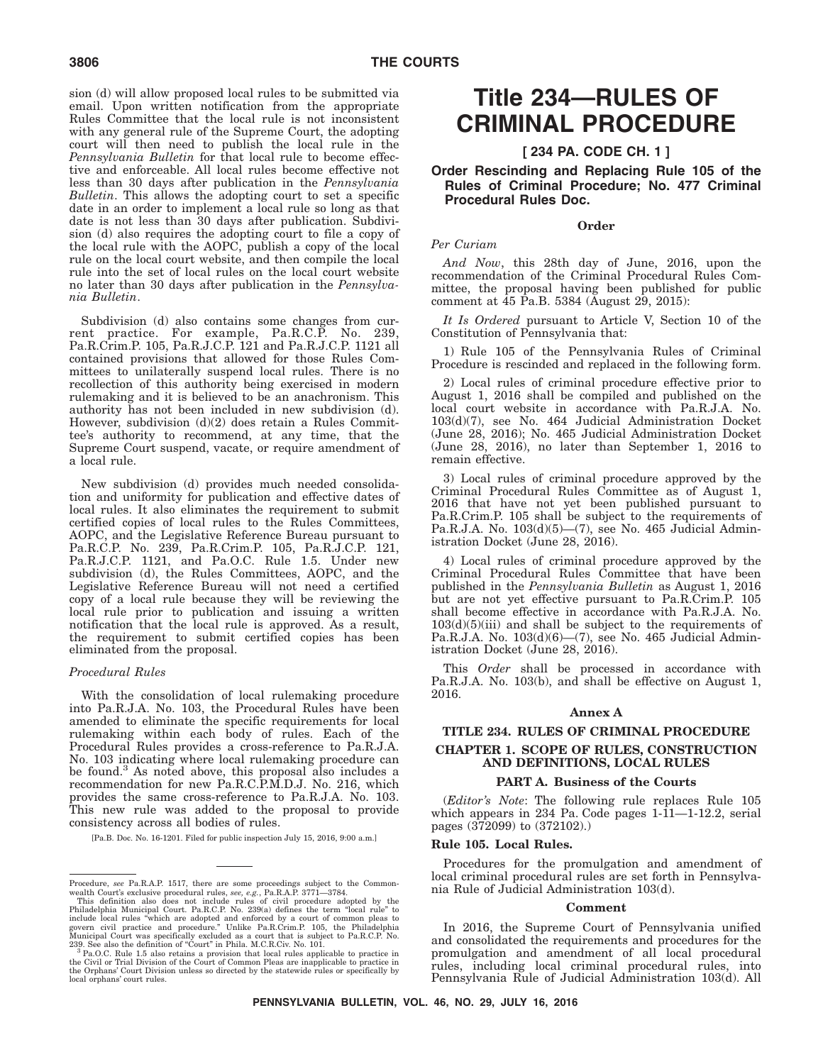sion (d) will allow proposed local rules to be submitted via email. Upon written notification from the appropriate Rules Committee that the local rule is not inconsistent with any general rule of the Supreme Court, the adopting court will then need to publish the local rule in the *Pennsylvania Bulletin* for that local rule to become effective and enforceable. All local rules become effective not less than 30 days after publication in the *Pennsylvania Bulletin*. This allows the adopting court to set a specific date in an order to implement a local rule so long as that date is not less than 30 days after publication. Subdivision (d) also requires the adopting court to file a copy of the local rule with the AOPC, publish a copy of the local rule on the local court website, and then compile the local rule into the set of local rules on the local court website no later than 30 days after publication in the *Pennsylvania Bulletin*.

Subdivision (d) also contains some changes from current practice. For example, Pa.R.C.P. No. 239, Pa.R.Crim.P. 105, Pa.R.J.C.P. 121 and Pa.R.J.C.P. 1121 all contained provisions that allowed for those Rules Committees to unilaterally suspend local rules. There is no recollection of this authority being exercised in modern rulemaking and it is believed to be an anachronism. This authority has not been included in new subdivision (d). However, subdivision (d)(2) does retain a Rules Committee's authority to recommend, at any time, that the Supreme Court suspend, vacate, or require amendment of a local rule.

New subdivision (d) provides much needed consolidation and uniformity for publication and effective dates of local rules. It also eliminates the requirement to submit certified copies of local rules to the Rules Committees, AOPC, and the Legislative Reference Bureau pursuant to Pa.R.C.P. No. 239, Pa.R.Crim.P. 105, Pa.R.J.C.P. 121, Pa.R.J.C.P. 1121, and Pa.O.C. Rule 1.5. Under new subdivision (d), the Rules Committees, AOPC, and the Legislative Reference Bureau will not need a certified copy of a local rule because they will be reviewing the local rule prior to publication and issuing a written notification that the local rule is approved. As a result, the requirement to submit certified copies has been eliminated from the proposal.

*Procedural Rules*

With the consolidation of local rulemaking procedure into Pa.R.J.A. No. 103, the Procedural Rules have been amended to eliminate the specific requirements for local rulemaking within each body of rules. Each of the Procedural Rules provides a cross-reference to Pa.R.J.A. No. 103 indicating where local rulemaking procedure can be found.[3] As noted above, this proposal also includes a recommendation for new Pa.R.C.P.M.D.J. No. 216, which provides the same cross-reference to Pa.R.J.A. No. 103. This new rule was added to the proposal to provide consistency across all bodies of rules.

[Pa.B. Doc. No. 16-1201. Filed for public inspection July 15, 2016, 9:00 a.m.]

---

Procedure, *see* Pa.R.A.P. 1517, there are some proceedings subject to the Commonwealth Court's exclusive procedural rules, *see, e.g.*, Pa.R.A.P. 3771—3784.

This definition also does not include rules of civil procedure adopted by the Philadelphia Municipal Court. Pa.R.C.P. No. 239(a) defines the term "local rule" to include local rules "which are adopted and enforced by a court of common pleas to govern civil practice and procedure." Unlike Pa.R.Crim.P. 105, the Philadelphia Municipal Court was specifically excluded as a court that is subject to Pa.R.C.P. No. 239. See also the definition of "Court" in Phila. M.C.R.Civ. No. 101.

[3] Pa.O.C. Rule 1.5 also retains a provision that local rules applicable to practice in the Civil or Trial Division of the Court of Common Pleas are inapplicable to practice in the Orphans' Court Division unless so directed by the statewide rules or specifically by local orphans' court rules.

# Title 234—RULES OF CRIMINAL PROCEDURE

## [ 234 PA. CODE CH. 1 ]

### Order Rescinding and Replacing Rule 105 of the Rules of Criminal Procedure; No. 477 Criminal Procedural Rules Doc.

**Order**

*Per Curiam*

*And Now*, this 28th day of June, 2016, upon the recommendation of the Criminal Procedural Rules Committee, the proposal having been published for public comment at 45 Pa.B. 5384 (August 29, 2015):

*It Is Ordered* pursuant to Article V, Section 10 of the Constitution of Pennsylvania that:

1) Rule 105 of the Pennsylvania Rules of Criminal Procedure is rescinded and replaced in the following form.

2) Local rules of criminal procedure effective prior to August 1, 2016 shall be compiled and published on the local court website in accordance with Pa.R.J.A. No. 103(d)(7), see No. 464 Judicial Administration Docket (June 28, 2016); No. 465 Judicial Administration Docket (June 28, 2016), no later than September 1, 2016 to remain effective.

3) Local rules of criminal procedure approved by the Criminal Procedural Rules Committee as of August 1, 2016 that have not yet been published pursuant to Pa.R.Crim.P. 105 shall be subject to the requirements of Pa.R.J.A. No. 103(d)(5)—(7), see No. 465 Judicial Administration Docket (June 28, 2016).

4) Local rules of criminal procedure approved by the Criminal Procedural Rules Committee that have been published in the *Pennsylvania Bulletin* as August 1, 2016 but are not yet effective pursuant to Pa.R.Crim.P. 105 shall become effective in accordance with Pa.R.J.A. No. 103(d)(5)(iii) and shall be subject to the requirements of Pa.R.J.A. No. 103(d)(6)—(7), see No. 465 Judicial Administration Docket (June 28, 2016).

This *Order* shall be processed in accordance with Pa.R.J.A. No. 103(b), and shall be effective on August 1, 2016.

**Annex A**

**TITLE 234. RULES OF CRIMINAL PROCEDURE**

**CHAPTER 1. SCOPE OF RULES, CONSTRUCTION AND DEFINITIONS, LOCAL RULES**

**PART A. Business of the Courts**

(*Editor's Note*: The following rule replaces Rule 105 which appears in 234 Pa. Code pages 1-11—1-12.2, serial pages (372099) to (372102).)

**Rule 105. Local Rules.**

Procedures for the promulgation and amendment of local criminal procedural rules are set forth in Pennsylvania Rule of Judicial Administration 103(d).

**Comment**

In 2016, the Supreme Court of Pennsylvania unified and consolidated the requirements and procedures for the promulgation and amendment of all local procedural rules, including local criminal procedural rules, into Pennsylvania Rule of Judicial Administration 103(d). All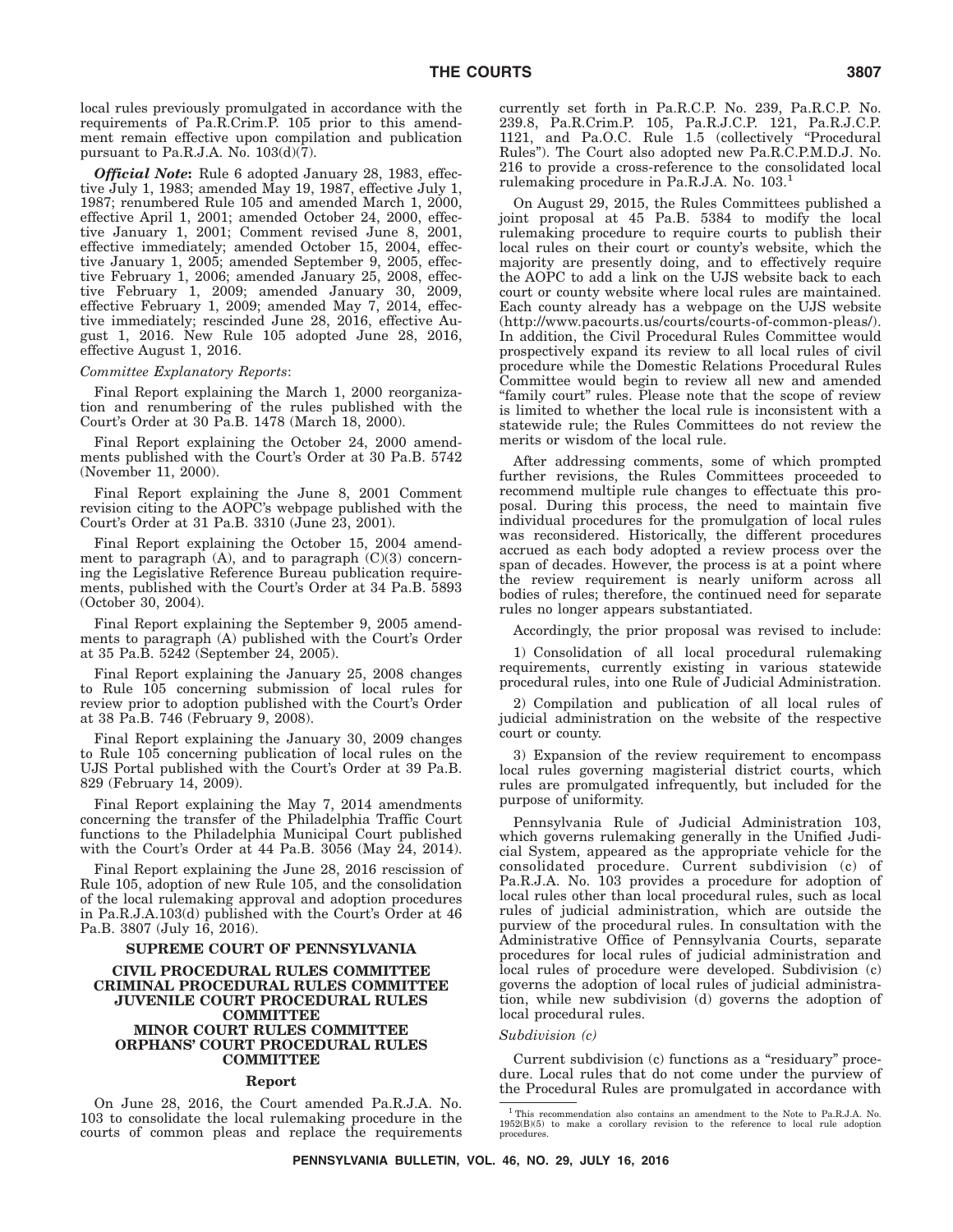local rules previously promulgated in accordance with the requirements of Pa.R.Crim.P. 105 prior to this amendment remain effective upon compilation and publication pursuant to Pa.R.J.A. No. 103(d)(7).

***Official Note***: Rule 6 adopted January 28, 1983, effective July 1, 1983; amended May 19, 1987, effective July 1, 1987; renumbered Rule 105 and amended March 1, 2000, effective April 1, 2001; amended October 24, 2000, effective January 1, 2001; Comment revised June 8, 2001, effective immediately; amended October 15, 2004, effective January 1, 2005; amended September 9, 2005, effective February 1, 2006; amended January 25, 2008, effective February 1, 2009; amended January 30, 2009, effective February 1, 2009; amended May 7, 2014, effective immediately; rescinded June 28, 2016, effective August 1, 2016. New Rule 105 adopted June 28, 2016, effective August 1, 2016.

*Committee Explanatory Reports*:

Final Report explaining the March 1, 2000 reorganization and renumbering of the rules published with the Court's Order at 30 Pa.B. 1478 (March 18, 2000).

Final Report explaining the October 24, 2000 amendments published with the Court's Order at 30 Pa.B. 5742 (November 11, 2000).

Final Report explaining the June 8, 2001 Comment revision citing to the AOPC's webpage published with the Court's Order at 31 Pa.B. 3310 (June 23, 2001).

Final Report explaining the October 15, 2004 amendment to paragraph (A), and to paragraph (C)(3) concerning the Legislative Reference Bureau publication requirements, published with the Court's Order at 34 Pa.B. 5893 (October 30, 2004).

Final Report explaining the September 9, 2005 amendments to paragraph (A) published with the Court's Order at 35 Pa.B. 5242 (September 24, 2005).

Final Report explaining the January 25, 2008 changes to Rule 105 concerning submission of local rules for review prior to adoption published with the Court's Order at 38 Pa.B. 746 (February 9, 2008).

Final Report explaining the January 30, 2009 changes to Rule 105 concerning publication of local rules on the UJS Portal published with the Court's Order at 39 Pa.B. 829 (February 14, 2009).

Final Report explaining the May 7, 2014 amendments concerning the transfer of the Philadelphia Traffic Court functions to the Philadelphia Municipal Court published with the Court's Order at 44 Pa.B. 3056 (May 24, 2014).

Final Report explaining the June 28, 2016 rescission of Rule 105, adoption of new Rule 105, and the consolidation of the local rulemaking approval and adoption procedures in Pa.R.J.A.103(d) published with the Court's Order at 46 Pa.B. 3807 (July 16, 2016).

## SUPREME COURT OF PENNSYLVANIA

### CIVIL PROCEDURAL RULES COMMITTEE
### CRIMINAL PROCEDURAL RULES COMMITTEE
### JUVENILE COURT PROCEDURAL RULES COMMITTEE
### MINOR COURT RULES COMMITTEE
### ORPHANS' COURT PROCEDURAL RULES COMMITTEE

#### Report

On June 28, 2016, the Court amended Pa.R.J.A. No. 103 to consolidate the local rulemaking procedure in the courts of common pleas and replace the requirements currently set forth in Pa.R.C.P. No. 239, Pa.R.C.P. No. 239.8, Pa.R.Crim.P. 105, Pa.R.J.C.P. 121, Pa.R.J.C.P. 1121, and Pa.O.C. Rule 1.5 (collectively "Procedural Rules"). The Court also adopted new Pa.R.C.P.M.D.J. No. 216 to provide a cross-reference to the consolidated local rulemaking procedure in Pa.R.J.A. No. 103.[1]

On August 29, 2015, the Rules Committees published a joint proposal at 45 Pa.B. 5384 to modify the local rulemaking procedure to require courts to publish their local rules on their court or county's website, which the majority are presently doing, and to effectively require the AOPC to add a link on the UJS website back to each court or county website where local rules are maintained. Each county already has a webpage on the UJS website (http://www.pacourts.us/courts/courts-of-common-pleas/). In addition, the Civil Procedural Rules Committee would prospectively expand its review to all local rules of civil procedure while the Domestic Relations Procedural Rules Committee would begin to review all new and amended "family court" rules. Please note that the scope of review is limited to whether the local rule is inconsistent with a statewide rule; the Rules Committees do not review the merits or wisdom of the local rule.

After addressing comments, some of which prompted further revisions, the Rules Committees proceeded to recommend multiple rule changes to effectuate this proposal. During this process, the need to maintain five individual procedures for the promulgation of local rules was reconsidered. Historically, the different procedures accrued as each body adopted a review process over the span of decades. However, the process is at a point where the review requirement is nearly uniform across all bodies of rules; therefore, the continued need for separate rules no longer appears substantiated.

Accordingly, the prior proposal was revised to include:

1) Consolidation of all local procedural rulemaking requirements, currently existing in various statewide procedural rules, into one Rule of Judicial Administration.

2) Compilation and publication of all local rules of judicial administration on the website of the respective court or county.

3) Expansion of the review requirement to encompass local rules governing magisterial district courts, which rules are promulgated infrequently, but included for the purpose of uniformity.

Pennsylvania Rule of Judicial Administration 103, which governs rulemaking generally in the Unified Judicial System, appeared as the appropriate vehicle for the consolidated procedure. Current subdivision (c) of Pa.R.J.A. No. 103 provides a procedure for adoption of local rules other than local procedural rules, such as local rules of judicial administration, which are outside the purview of the procedural rules. In consultation with the Administrative Office of Pennsylvania Courts, separate procedures for local rules of judicial administration and local rules of procedure were developed. Subdivision (c) governs the adoption of local rules of judicial administration, while new subdivision (d) governs the adoption of local procedural rules.

*Subdivision (c)*

Current subdivision (c) functions as a "residuary" procedure. Local rules that do not come under the purview of the Procedural Rules are promulgated in accordance with

[1] This recommendation also contains an amendment to the Note to Pa.R.J.A. No. 1952(B)(5) to make a corollary revision to the reference to local rule adoption procedures.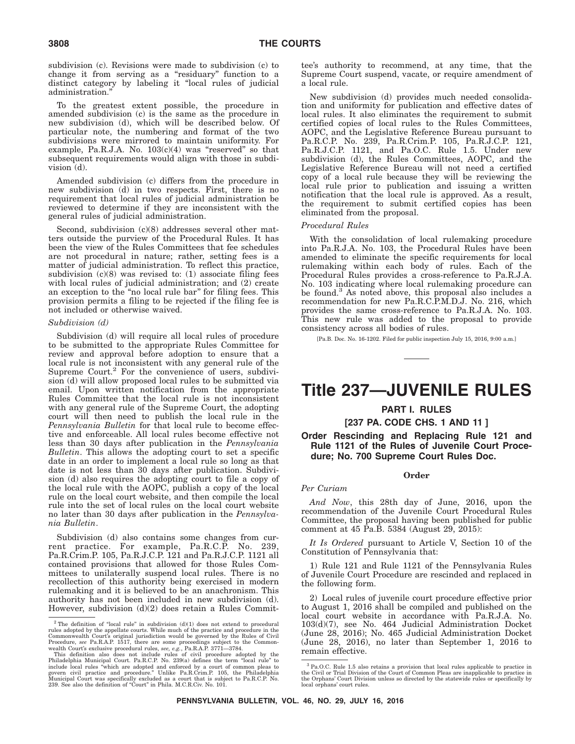subdivision (c). Revisions were made to subdivision (c) to change it from serving as a "residuary" function to a distinct category by labeling it "local rules of judicial administration."

To the greatest extent possible, the procedure in amended subdivision (c) is the same as the procedure in new subdivision (d), which will be described below. Of particular note, the numbering and format of the two subdivisions were mirrored to maintain uniformity. For example, Pa.R.J.A. No. 103(c)(4) was "reserved" so that subsequent requirements would align with those in subdivision (d).

Amended subdivision (c) differs from the procedure in new subdivision (d) in two respects. First, there is no requirement that local rules of judicial administration be reviewed to determine if they are inconsistent with the general rules of judicial administration.

Second, subdivision (c)(8) addresses several other matters outside the purview of the Procedural Rules. It has been the view of the Rules Committees that fee schedules are not procedural in nature; rather, setting fees is a matter of judicial administration. To reflect this practice, subdivision (c)(8) was revised to: (1) associate filing fees with local rules of judicial administration; and (2) create an exception to the "no local rule bar" for filing fees. This provision permits a filing to be rejected if the filing fee is not included or otherwise waived.

*Subdivision (d)*

Subdivision (d) will require all local rules of procedure to be submitted to the appropriate Rules Committee for review and approval before adoption to ensure that a local rule is not inconsistent with any general rule of the Supreme Court.[2] For the convenience of users, subdivision (d) will allow proposed local rules to be submitted via email. Upon written notification from the appropriate Rules Committee that the local rule is not inconsistent with any general rule of the Supreme Court, the adopting court will then need to publish the local rule in the *Pennsylvania Bulletin* for that local rule to become effective and enforceable. All local rules become effective not less than 30 days after publication in the *Pennsylvania Bulletin*. This allows the adopting court to set a specific date in an order to implement a local rule so long as that date is not less than 30 days after publication. Subdivision (d) also requires the adopting court to file a copy of the local rule with the AOPC, publish a copy of the local rule on the local court website, and then compile the local rule into the set of local rules on the local court website no later than 30 days after publication in the *Pennsylvania Bulletin*.

Subdivision (d) also contains some changes from current practice. For example, Pa.R.C.P. No. 239, Pa.R.Crim.P. 105, Pa.R.J.C.P. 121 and Pa.R.J.C.P. 1121 all contained provisions that allowed for those Rules Committees to unilaterally suspend local rules. There is no recollection of this authority being exercised in modern rulemaking and it is believed to be an anachronism. This authority has not been included in new subdivision (d). However, subdivision (d)(2) does retain a Rules Committee's authority to recommend, at any time, that the Supreme Court suspend, vacate, or require amendment of a local rule.

New subdivision (d) provides much needed consolidation and uniformity for publication and effective dates of local rules. It also eliminates the requirement to submit certified copies of local rules to the Rules Committees, AOPC, and the Legislative Reference Bureau pursuant to Pa.R.C.P. No. 239, Pa.R.Crim.P. 105, Pa.R.J.C.P. 121, Pa.R.J.C.P. 1121, and Pa.O.C. Rule 1.5. Under new subdivision (d), the Rules Committees, AOPC, and the Legislative Reference Bureau will not need a certified copy of a local rule because they will be reviewing the local rule prior to publication and issuing a written notification that the local rule is approved. As a result, the requirement to submit certified copies has been eliminated from the proposal.

*Procedural Rules*

With the consolidation of local rulemaking procedure into Pa.R.J.A. No. 103, the Procedural Rules have been amended to eliminate the specific requirements for local rulemaking within each body of rules. Each of the Procedural Rules provides a cross-reference to Pa.R.J.A. No. 103 indicating where local rulemaking procedure can be found.[3] As noted above, this proposal also includes a recommendation for new Pa.R.C.P.M.D.J. No. 216, which provides the same cross-reference to Pa.R.J.A. No. 103. This new rule was added to the proposal to provide consistency across all bodies of rules.

[Pa.B. Doc. No. 16-1202. Filed for public inspection July 15, 2016, 9:00 a.m.]

# Title 237—JUVENILE RULES

## PART I. RULES

## [237 PA. CODE CHS. 1 AND 11]

### Order Rescinding and Replacing Rule 121 and Rule 1121 of the Rules of Juvenile Court Procedure; No. 700 Supreme Court Rules Doc.

**Order**

*Per Curiam*

*And Now*, this 28th day of June, 2016, upon the recommendation of the Juvenile Court Procedural Rules Committee, the proposal having been published for public comment at 45 Pa.B. 5384 (August 29, 2015):

*It Is Ordered* pursuant to Article V, Section 10 of the Constitution of Pennsylvania that:

1) Rule 121 and Rule 1121 of the Pennsylvania Rules of Juvenile Court Procedure are rescinded and replaced in the following form.

2) Local rules of juvenile court procedure effective prior to August 1, 2016 shall be compiled and published on the local court website in accordance with Pa.R.J.A. No. 103(d)(7), see No. 464 Judicial Administration Docket (June 28, 2016); No. 465 Judicial Administration Docket (June 28, 2016), no later than September 1, 2016 to remain effective.

---

[2] The definition of "local rule" in subdivision (d)(1) does not extend to procedural rules adopted by the appellate courts. While much of the practice and procedure in the Commonwealth Court's original jurisdiction would be governed by the Rules of Civil Procedure, *see* Pa.R.A.P. 1517, there are some proceedings subject to the Commonwealth Court's exclusive procedural rules, *see, e.g.*, Pa.R.A.P. 3771—3784.

This definition also does not include rules of civil procedure adopted by the Philadelphia Municipal Court. Pa.R.C.P. No. 239(a) defines the term "local rule" to include local rules "which are adopted and enforced by a court of common pleas to govern civil practice and procedure." Unlike Pa.R.Crim.P. 105, the Philadelphia Municipal Court was specifically excluded as a court that is subject to Pa.R.C.P. No. 239. See also the definition of "Court" in Phila. M.C.R.Civ. No. 101.

[3] Pa.O.C. Rule 1.5 also retains a provision that local rules applicable to practice in the Civil or Trial Division of the Court of Common Pleas are inapplicable to practice in the Orphans' Court Division unless so directed by the statewide rules or specifically by local orphans' court rules.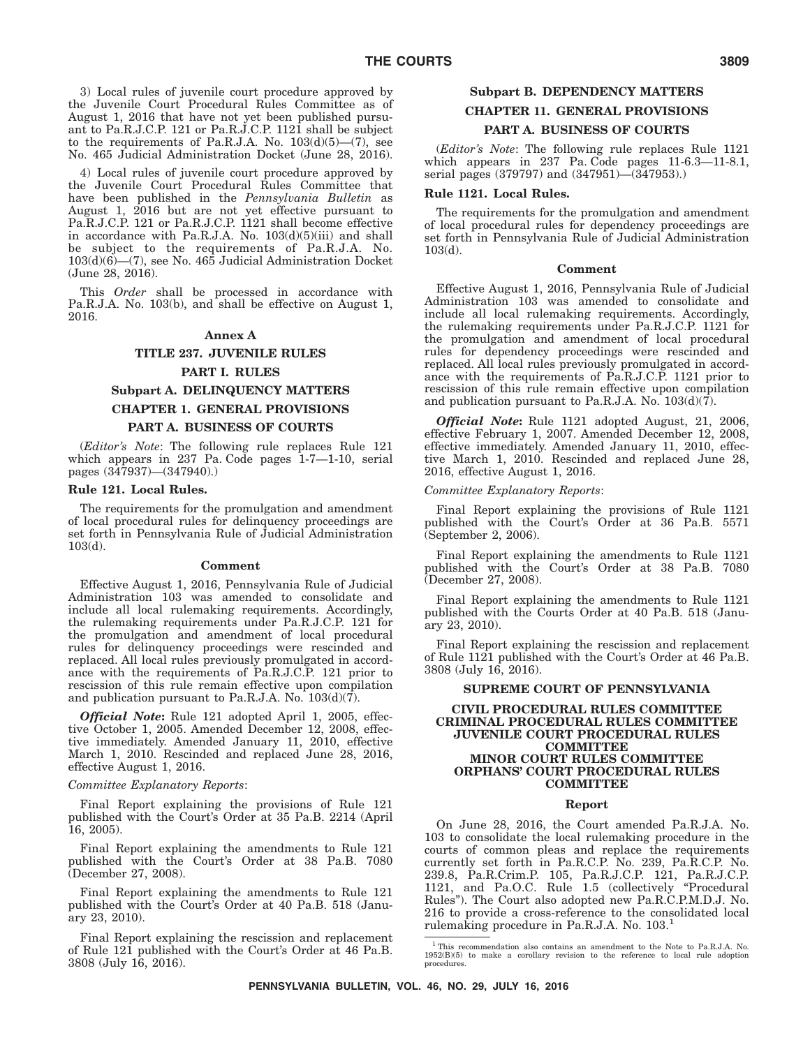3) Local rules of juvenile court procedure approved by the Juvenile Court Procedural Rules Committee as of August 1, 2016 that have not yet been published pursuant to Pa.R.J.C.P. 121 or Pa.R.J.C.P. 1121 shall be subject to the requirements of Pa.R.J.A. No. 103(d)(5)—(7), see No. 465 Judicial Administration Docket (June 28, 2016).

4) Local rules of juvenile court procedure approved by the Juvenile Court Procedural Rules Committee that have been published in the *Pennsylvania Bulletin* as August 1, 2016 but are not yet effective pursuant to Pa.R.J.C.P. 121 or Pa.R.J.C.P. 1121 shall become effective in accordance with Pa.R.J.A. No. 103(d)(5)(iii) and shall be subject to the requirements of Pa.R.J.A. No. 103(d)(6)—(7), see No. 465 Judicial Administration Docket (June 28, 2016).

This *Order* shall be processed in accordance with Pa.R.J.A. No. 103(b), and shall be effective on August 1, 2016.

## Annex A

## TITLE 237. JUVENILE RULES

## PART I. RULES

## Subpart A. DELINQUENCY MATTERS

## CHAPTER 1. GENERAL PROVISIONS

## PART A. BUSINESS OF COURTS

(*Editor's Note*: The following rule replaces Rule 121 which appears in 237 Pa. Code pages 1-7—1-10, serial pages (347937)—(347940).)

### Rule 121. Local Rules.

The requirements for the promulgation and amendment of local procedural rules for delinquency proceedings are set forth in Pennsylvania Rule of Judicial Administration 103(d).

#### Comment

Effective August 1, 2016, Pennsylvania Rule of Judicial Administration 103 was amended to consolidate and include all local rulemaking requirements. Accordingly, the rulemaking requirements under Pa.R.J.C.P. 121 for the promulgation and amendment of local procedural rules for delinquency proceedings were rescinded and replaced. All local rules previously promulgated in accordance with the requirements of Pa.R.J.C.P. 121 prior to rescission of this rule remain effective upon compilation and publication pursuant to Pa.R.J.A. No. 103(d)(7).

***Official Note*:** Rule 121 adopted April 1, 2005, effective October 1, 2005. Amended December 12, 2008, effective immediately. Amended January 11, 2010, effective March 1, 2010. Rescinded and replaced June 28, 2016, effective August 1, 2016.

*Committee Explanatory Reports*:

Final Report explaining the provisions of Rule 121 published with the Court's Order at 35 Pa.B. 2214 (April 16, 2005).

Final Report explaining the amendments to Rule 121 published with the Court's Order at 38 Pa.B. 7080 (December 27, 2008).

Final Report explaining the amendments to Rule 121 published with the Court's Order at 40 Pa.B. 518 (January 23, 2010).

Final Report explaining the rescission and replacement of Rule 121 published with the Court's Order at 46 Pa.B. 3808 (July 16, 2016).

## Subpart B. DEPENDENCY MATTERS

## CHAPTER 11. GENERAL PROVISIONS

## PART A. BUSINESS OF COURTS

(*Editor's Note*: The following rule replaces Rule 1121 which appears in 237 Pa. Code pages 11-6.3—11-8.1, serial pages (379797) and (347951)—(347953).)

### Rule 1121. Local Rules.

The requirements for the promulgation and amendment of local procedural rules for dependency proceedings are set forth in Pennsylvania Rule of Judicial Administration 103(d).

#### Comment

Effective August 1, 2016, Pennsylvania Rule of Judicial Administration 103 was amended to consolidate and include all local rulemaking requirements. Accordingly, the rulemaking requirements under Pa.R.J.C.P. 1121 for the promulgation and amendment of local procedural rules for dependency proceedings were rescinded and replaced. All local rules previously promulgated in accordance with the requirements of Pa.R.J.C.P. 1121 prior to rescission of this rule remain effective upon compilation and publication pursuant to Pa.R.J.A. No. 103(d)(7).

***Official Note*:** Rule 1121 adopted August, 21, 2006, effective February 1, 2007. Amended December 12, 2008, effective immediately. Amended January 11, 2010, effective March 1, 2010. Rescinded and replaced June 28, 2016, effective August 1, 2016.

*Committee Explanatory Reports*:

Final Report explaining the provisions of Rule 1121 published with the Court's Order at 36 Pa.B. 5571 (September 2, 2006).

Final Report explaining the amendments to Rule 1121 published with the Court's Order at 38 Pa.B. 7080 (December 27, 2008).

Final Report explaining the amendments to Rule 1121 published with the Courts Order at 40 Pa.B. 518 (January 23, 2010).

Final Report explaining the rescission and replacement of Rule 1121 published with the Court's Order at 46 Pa.B. 3808 (July 16, 2016).

## SUPREME COURT OF PENNSYLVANIA

## CIVIL PROCEDURAL RULES COMMITTEE
## CRIMINAL PROCEDURAL RULES COMMITTEE
## JUVENILE COURT PROCEDURAL RULES COMMITTEE
## MINOR COURT RULES COMMITTEE
## ORPHANS' COURT PROCEDURAL RULES COMMITTEE

#### Report

On June 28, 2016, the Court amended Pa.R.J.A. No. 103 to consolidate the local rulemaking procedure in the courts of common pleas and replace the requirements currently set forth in Pa.R.C.P. No. 239, Pa.R.C.P. No. 239.8, Pa.R.Crim.P. 105, Pa.R.J.C.P. 121, Pa.R.J.C.P. 1121, and Pa.O.C. Rule 1.5 (collectively "Procedural Rules"). The Court also adopted new Pa.R.C.P.M.D.J. No. 216 to provide a cross-reference to the consolidated local rulemaking procedure in Pa.R.J.A. No. 103.[1]

[1] This recommendation also contains an amendment to the Note to Pa.R.J.A. No. 1952(B)(5) to make a corollary revision to the reference to local rule adoption procedures.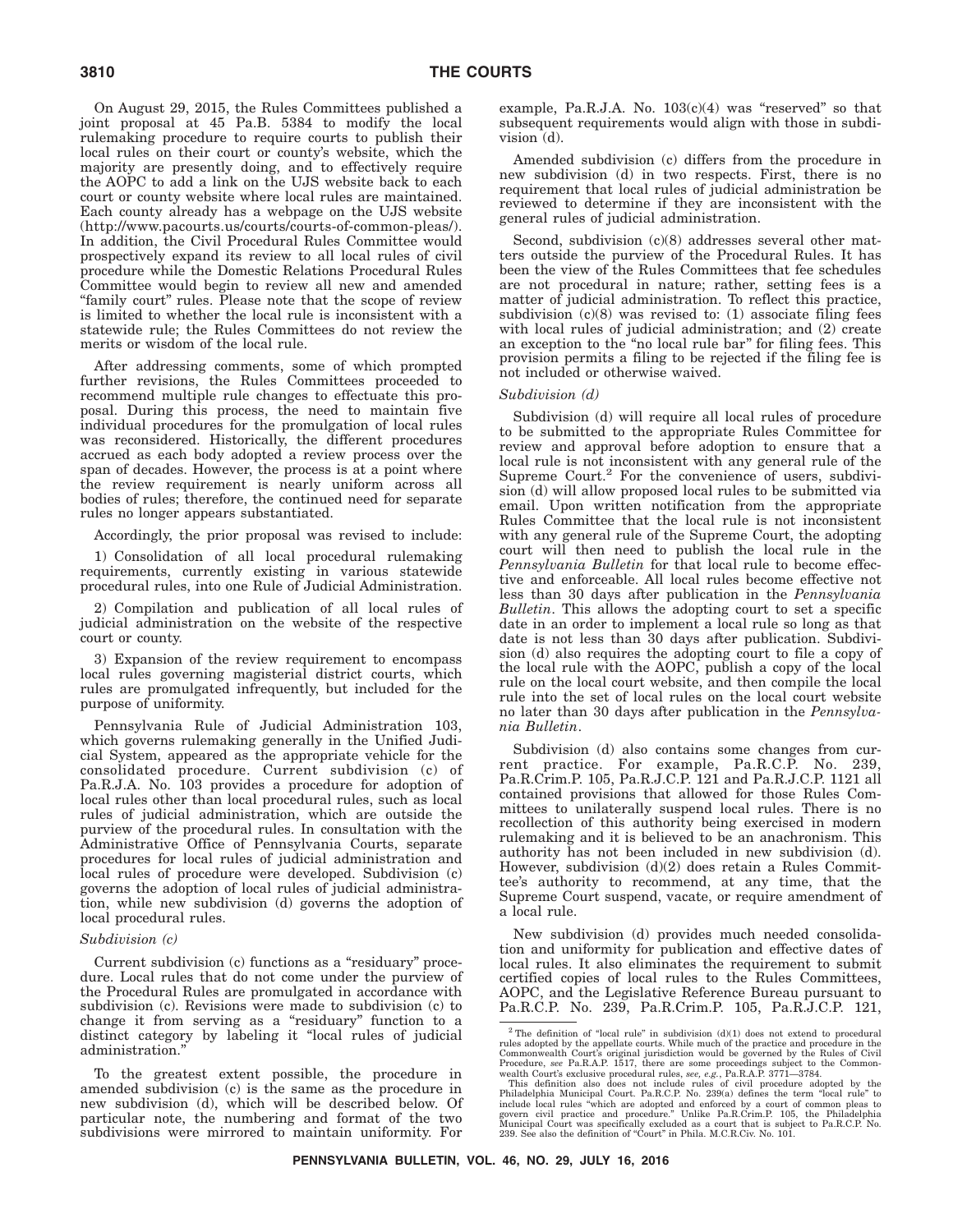On August 29, 2015, the Rules Committees published a joint proposal at 45 Pa.B. 5384 to modify the local rulemaking procedure to require courts to publish their local rules on their court or county's website, which the majority are presently doing, and to effectively require the AOPC to add a link on the UJS website back to each court or county website where local rules are maintained. Each county already has a webpage on the UJS website (http://www.pacourts.us/courts/courts-of-common-pleas/). In addition, the Civil Procedural Rules Committee would prospectively expand its review to all local rules of civil procedure while the Domestic Relations Procedural Rules Committee would begin to review all new and amended "family court" rules. Please note that the scope of review is limited to whether the local rule is inconsistent with a statewide rule; the Rules Committees do not review the merits or wisdom of the local rule.

After addressing comments, some of which prompted further revisions, the Rules Committees proceeded to recommend multiple rule changes to effectuate this proposal. During this process, the need to maintain five individual procedures for the promulgation of local rules was reconsidered. Historically, the different procedures accrued as each body adopted a review process over the span of decades. However, the process is at a point where the review requirement is nearly uniform across all bodies of rules; therefore, the continued need for separate rules no longer appears substantiated.

Accordingly, the prior proposal was revised to include:

1) Consolidation of all local procedural rulemaking requirements, currently existing in various statewide procedural rules, into one Rule of Judicial Administration.

2) Compilation and publication of all local rules of judicial administration on the website of the respective court or county.

3) Expansion of the review requirement to encompass local rules governing magisterial district courts, which rules are promulgated infrequently, but included for the purpose of uniformity.

Pennsylvania Rule of Judicial Administration 103, which governs rulemaking generally in the Unified Judicial System, appeared as the appropriate vehicle for the consolidated procedure. Current subdivision (c) of Pa.R.J.A. No. 103 provides a procedure for adoption of local rules other than local procedural rules, such as local rules of judicial administration, which are outside the purview of the procedural rules. In consultation with the Administrative Office of Pennsylvania Courts, separate procedures for local rules of judicial administration and local rules of procedure were developed. Subdivision (c) governs the adoption of local rules of judicial administration, while new subdivision (d) governs the adoption of local procedural rules.

*Subdivision (c)*

Current subdivision (c) functions as a "residuary" procedure. Local rules that do not come under the purview of the Procedural Rules are promulgated in accordance with subdivision (c). Revisions were made to subdivision (c) to change it from serving as a "residuary" function to a distinct category by labeling it "local rules of judicial administration."

To the greatest extent possible, the procedure in amended subdivision (c) is the same as the procedure in new subdivision (d), which will be described below. Of particular note, the numbering and format of the two subdivisions were mirrored to maintain uniformity. For example, Pa.R.J.A. No. 103(c)(4) was "reserved" so that subsequent requirements would align with those in subdivision (d).

Amended subdivision (c) differs from the procedure in new subdivision (d) in two respects. First, there is no requirement that local rules of judicial administration be reviewed to determine if they are inconsistent with the general rules of judicial administration.

Second, subdivision (c)(8) addresses several other matters outside the purview of the Procedural Rules. It has been the view of the Rules Committees that fee schedules are not procedural in nature; rather, setting fees is a matter of judicial administration. To reflect this practice, subdivision (c)(8) was revised to: (1) associate filing fees with local rules of judicial administration; and (2) create an exception to the "no local rule bar" for filing fees. This provision permits a filing to be rejected if the filing fee is not included or otherwise waived.

*Subdivision (d)*

Subdivision (d) will require all local rules of procedure to be submitted to the appropriate Rules Committee for review and approval before adoption to ensure that a local rule is not inconsistent with any general rule of the Supreme Court.[2] For the convenience of users, subdivision (d) will allow proposed local rules to be submitted via email. Upon written notification from the appropriate Rules Committee that the local rule is not inconsistent with any general rule of the Supreme Court, the adopting court will then need to publish the local rule in the *Pennsylvania Bulletin* for that local rule to become effective and enforceable. All local rules become effective not less than 30 days after publication in the *Pennsylvania Bulletin*. This allows the adopting court to set a specific date in an order to implement a local rule so long as that date is not less than 30 days after publication. Subdivision (d) also requires the adopting court to file a copy of the local rule with the AOPC, publish a copy of the local rule on the local court website, and then compile the local rule into the set of local rules on the local court website no later than 30 days after publication in the *Pennsylvania Bulletin*.

Subdivision (d) also contains some changes from current practice. For example, Pa.R.C.P. No. 239, Pa.R.Crim.P. 105, Pa.R.J.C.P. 121 and Pa.R.J.C.P. 1121 all contained provisions that allowed for those Rules Committees to unilaterally suspend local rules. There is no recollection of this authority being exercised in modern rulemaking and it is believed to be an anachronism. This authority has not been included in new subdivision (d). However, subdivision (d)(2) does retain a Rules Committee's authority to recommend, at any time, that the Supreme Court suspend, vacate, or require amendment of a local rule.

New subdivision (d) provides much needed consolidation and uniformity for publication and effective dates of local rules. It also eliminates the requirement to submit certified copies of local rules to the Rules Committees, AOPC, and the Legislative Reference Bureau pursuant to Pa.R.C.P. No. 239, Pa.R.Crim.P. 105, Pa.R.J.C.P. 121,

---

[2] The definition of "local rule" in subdivision (d)(1) does not extend to procedural rules adopted by the appellate courts. While much of the practice and procedure in the Commonwealth Court's original jurisdiction would be governed by the Rules of Civil Procedure, *see* Pa.R.A.P. 1517, there are some proceedings subject to the Commonwealth Court's exclusive procedural rules, *see, e.g.*, Pa.R.A.P. 3771—3784.

This definition also does not include rules of civil procedure adopted by the Philadelphia Municipal Court. Pa.R.C.P. No. 239(a) defines the term "local rule" to include local rules "which are adopted and enforced by a court of common pleas to govern civil practice and procedure." Unlike Pa.R.Crim.P. 105, the Philadelphia Municipal Court was specifically excluded as a court that is subject to Pa.R.C.P. No. 239. See also the definition of "Court" in Phila. M.C.R.Civ. No. 101.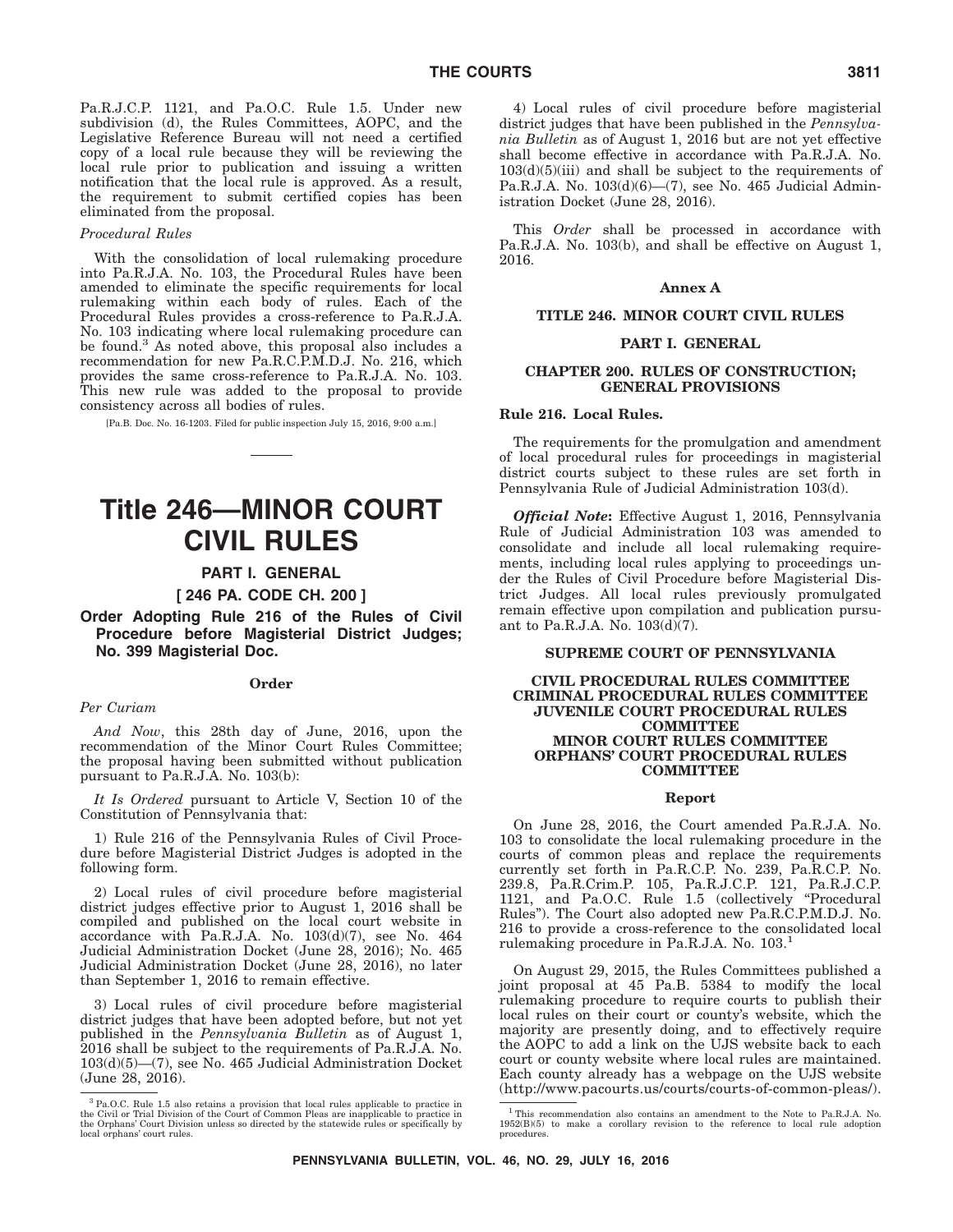Pa.R.J.C.P. 1121, and Pa.O.C. Rule 1.5. Under new subdivision (d), the Rules Committees, AOPC, and the Legislative Reference Bureau will not need a certified copy of a local rule because they will be reviewing the local rule prior to publication and issuing a written notification that the local rule is approved. As a result, the requirement to submit certified copies has been eliminated from the proposal.

*Procedural Rules*

With the consolidation of local rulemaking procedure into Pa.R.J.A. No. 103, the Procedural Rules have been amended to eliminate the specific requirements for local rulemaking within each body of rules. Each of the Procedural Rules provides a cross-reference to Pa.R.J.A. No. 103 indicating where local rulemaking procedure can be found.[3] As noted above, this proposal also includes a recommendation for new Pa.R.C.P.M.D.J. No. 216, which provides the same cross-reference to Pa.R.J.A. No. 103. This new rule was added to the proposal to provide consistency across all bodies of rules.

[Pa.B. Doc. No. 16-1203. Filed for public inspection July 15, 2016, 9:00 a.m.]

[3] Pa.O.C. Rule 1.5 also retains a provision that local rules applicable to practice in the Civil or Trial Division of the Court of Common Pleas are inapplicable to practice in the Orphans' Court Division unless so directed by the statewide rules or specifically by local orphans' court rules.

# Title 246—MINOR COURT CIVIL RULES

## PART I. GENERAL

## [ 246 PA. CODE CH. 200 ]

### Order Adopting Rule 216 of the Rules of Civil Procedure before Magisterial District Judges; No. 399 Magisterial Doc.

**Order**

*Per Curiam*

*And Now*, this 28th day of June, 2016, upon the recommendation of the Minor Court Rules Committee; the proposal having been submitted without publication pursuant to Pa.R.J.A. No. 103(b):

*It Is Ordered* pursuant to Article V, Section 10 of the Constitution of Pennsylvania that:

1) Rule 216 of the Pennsylvania Rules of Civil Procedure before Magisterial District Judges is adopted in the following form.

2) Local rules of civil procedure before magisterial district judges effective prior to August 1, 2016 shall be compiled and published on the local court website in accordance with Pa.R.J.A. No. 103(d)(7), see No. 464 Judicial Administration Docket (June 28, 2016); No. 465 Judicial Administration Docket (June 28, 2016), no later than September 1, 2016 to remain effective.

3) Local rules of civil procedure before magisterial district judges that have been adopted before, but not yet published in the *Pennsylvania Bulletin* as of August 1, 2016 shall be subject to the requirements of Pa.R.J.A. No. 103(d)(5)—(7), see No. 465 Judicial Administration Docket (June 28, 2016).

4) Local rules of civil procedure before magisterial district judges that have been published in the *Pennsylvania Bulletin* as of August 1, 2016 but are not yet effective shall become effective in accordance with Pa.R.J.A. No. 103(d)(5)(iii) and shall be subject to the requirements of Pa.R.J.A. No. 103(d)(6)—(7), see No. 465 Judicial Administration Docket (June 28, 2016).

This *Order* shall be processed in accordance with Pa.R.J.A. No. 103(b), and shall be effective on August 1, 2016.

**Annex A**

**TITLE 246. MINOR COURT CIVIL RULES**

**PART I. GENERAL**

**CHAPTER 200. RULES OF CONSTRUCTION; GENERAL PROVISIONS**

**Rule 216. Local Rules.**

The requirements for the promulgation and amendment of local procedural rules for proceedings in magisterial district courts subject to these rules are set forth in Pennsylvania Rule of Judicial Administration 103(d).

***Official Note*:** Effective August 1, 2016, Pennsylvania Rule of Judicial Administration 103 was amended to consolidate and include all local rulemaking requirements, including local rules applying to proceedings under the Rules of Civil Procedure before Magisterial District Judges. All local rules previously promulgated remain effective upon compilation and publication pursuant to Pa.R.J.A. No. 103(d)(7).

**SUPREME COURT OF PENNSYLVANIA**

**CIVIL PROCEDURAL RULES COMMITTEE**
**CRIMINAL PROCEDURAL RULES COMMITTEE**
**JUVENILE COURT PROCEDURAL RULES COMMITTEE**
**MINOR COURT RULES COMMITTEE**
**ORPHANS' COURT PROCEDURAL RULES COMMITTEE**

**Report**

On June 28, 2016, the Court amended Pa.R.J.A. No. 103 to consolidate the local rulemaking procedure in the courts of common pleas and replace the requirements currently set forth in Pa.R.C.P. No. 239, Pa.R.C.P. No. 239.8, Pa.R.Crim.P. 105, Pa.R.J.C.P. 121, Pa.R.J.C.P. 1121, and Pa.O.C. Rule 1.5 (collectively "Procedural Rules"). The Court also adopted new Pa.R.C.P.M.D.J. No. 216 to provide a cross-reference to the consolidated local rulemaking procedure in Pa.R.J.A. No. 103.[1]

On August 29, 2015, the Rules Committees published a joint proposal at 45 Pa.B. 5384 to modify the local rulemaking procedure to require courts to publish their local rules on their court or county's website, which the majority are presently doing, and to effectively require the AOPC to add a link on the UJS website back to each court or county website where local rules are maintained. Each county already has a webpage on the UJS website (http://www.pacourts.us/courts/courts-of-common-pleas/).

[1] This recommendation also contains an amendment to the Note to Pa.R.J.A. No. 1952(B)(5) to make a corollary revision to the reference to local rule adoption procedures.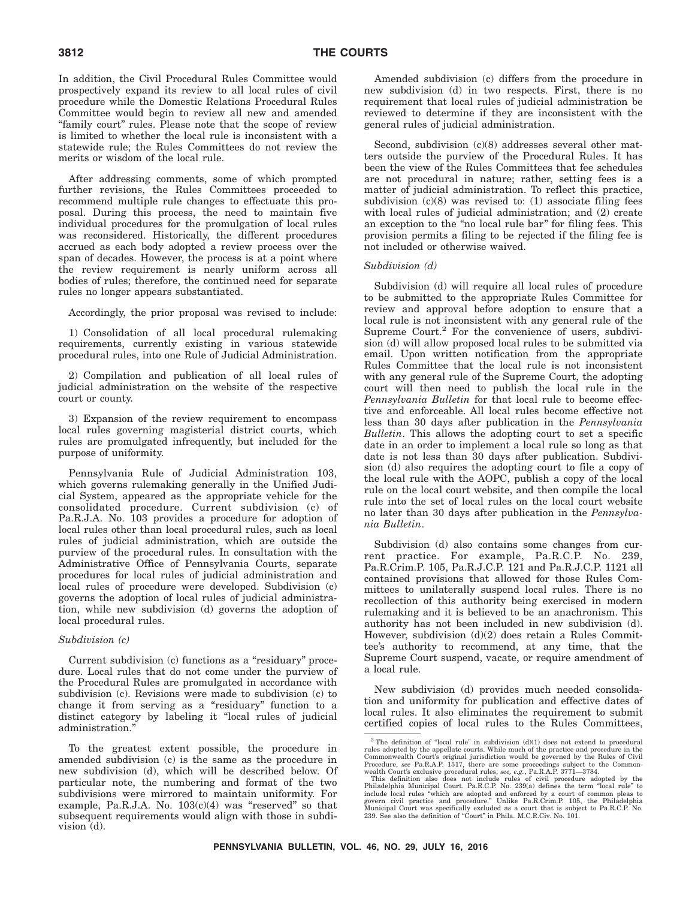In addition, the Civil Procedural Rules Committee would prospectively expand its review to all local rules of civil procedure while the Domestic Relations Procedural Rules Committee would begin to review all new and amended "family court" rules. Please note that the scope of review is limited to whether the local rule is inconsistent with a statewide rule; the Rules Committees do not review the merits or wisdom of the local rule.

After addressing comments, some of which prompted further revisions, the Rules Committees proceeded to recommend multiple rule changes to effectuate this proposal. During this process, the need to maintain five individual procedures for the promulgation of local rules was reconsidered. Historically, the different procedures accrued as each body adopted a review process over the span of decades. However, the process is at a point where the review requirement is nearly uniform across all bodies of rules; therefore, the continued need for separate rules no longer appears substantiated.

Accordingly, the prior proposal was revised to include:

1) Consolidation of all local procedural rulemaking requirements, currently existing in various statewide procedural rules, into one Rule of Judicial Administration.

2) Compilation and publication of all local rules of judicial administration on the website of the respective court or county.

3) Expansion of the review requirement to encompass local rules governing magisterial district courts, which rules are promulgated infrequently, but included for the purpose of uniformity.

Pennsylvania Rule of Judicial Administration 103, which governs rulemaking generally in the Unified Judicial System, appeared as the appropriate vehicle for the consolidated procedure. Current subdivision (c) of Pa.R.J.A. No. 103 provides a procedure for adoption of local rules other than local procedural rules, such as local rules of judicial administration, which are outside the purview of the procedural rules. In consultation with the Administrative Office of Pennsylvania Courts, separate procedures for local rules of judicial administration and local rules of procedure were developed. Subdivision (c) governs the adoption of local rules of judicial administration, while new subdivision (d) governs the adoption of local procedural rules.

*Subdivision (c)*

Current subdivision (c) functions as a "residuary" procedure. Local rules that do not come under the purview of the Procedural Rules are promulgated in accordance with subdivision (c). Revisions were made to subdivision (c) to change it from serving as a "residuary" function to a distinct category by labeling it "local rules of judicial administration."

To the greatest extent possible, the procedure in amended subdivision (c) is the same as the procedure in new subdivision (d), which will be described below. Of particular note, the numbering and format of the two subdivisions were mirrored to maintain uniformity. For example, Pa.R.J.A. No. 103(c)(4) was "reserved" so that subsequent requirements would align with those in subdivision (d).

Amended subdivision (c) differs from the procedure in new subdivision (d) in two respects. First, there is no requirement that local rules of judicial administration be reviewed to determine if they are inconsistent with the general rules of judicial administration.

Second, subdivision (c)(8) addresses several other matters outside the purview of the Procedural Rules. It has been the view of the Rules Committees that fee schedules are not procedural in nature; rather, setting fees is a matter of judicial administration. To reflect this practice, subdivision (c)(8) was revised to: (1) associate filing fees with local rules of judicial administration; and (2) create an exception to the "no local rule bar" for filing fees. This provision permits a filing to be rejected if the filing fee is not included or otherwise waived.

*Subdivision (d)*

Subdivision (d) will require all local rules of procedure to be submitted to the appropriate Rules Committee for review and approval before adoption to ensure that a local rule is not inconsistent with any general rule of the Supreme Court.[2] For the convenience of users, subdivision (d) will allow proposed local rules to be submitted via email. Upon written notification from the appropriate Rules Committee that the local rule is not inconsistent with any general rule of the Supreme Court, the adopting court will then need to publish the local rule in the *Pennsylvania Bulletin* for that local rule to become effective and enforceable. All local rules become effective not less than 30 days after publication in the *Pennsylvania Bulletin*. This allows the adopting court to set a specific date in an order to implement a local rule so long as that date is not less than 30 days after publication. Subdivision (d) also requires the adopting court to file a copy of the local rule with the AOPC, publish a copy of the local rule on the local court website, and then compile the local rule into the set of local rules on the local court website no later than 30 days after publication in the *Pennsylvania Bulletin*.

Subdivision (d) also contains some changes from current practice. For example, Pa.R.C.P. No. 239, Pa.R.Crim.P. 105, Pa.R.J.C.P. 121 and Pa.R.J.C.P. 1121 all contained provisions that allowed for those Rules Committees to unilaterally suspend local rules. There is no recollection of this authority being exercised in modern rulemaking and it is believed to be an anachronism. This authority has not been included in new subdivision (d). However, subdivision (d)(2) does retain a Rules Committee's authority to recommend, at any time, that the Supreme Court suspend, vacate, or require amendment of a local rule.

New subdivision (d) provides much needed consolidation and uniformity for publication and effective dates of local rules. It also eliminates the requirement to submit certified copies of local rules to the Rules Committees,

[2] The definition of "local rule" in subdivision (d)(1) does not extend to procedural rules adopted by the appellate courts. While much of the practice and procedure in the Commonwealth Court's original jurisdiction would be governed by the Rules of Civil Procedure, *see* Pa.R.A.P. 1517, there are some proceedings subject to the Commonwealth Court's exclusive procedural rules, *see, e.g.*, Pa.R.A.P. 3771—3784.

This definition also does not include rules of civil procedure adopted by the Philadelphia Municipal Court. Pa.R.C.P. No. 239(a) defines the term "local rule" to include local rules "which are adopted and enforced by a court of common pleas to govern civil practice and procedure." Unlike Pa.R.Crim.P. 105, the Philadelphia Municipal Court was specifically excluded as a court that is subject to Pa.R.C.P. No. 239. See also the definition of "Court" in Phila. M.C.R.Civ. No. 101.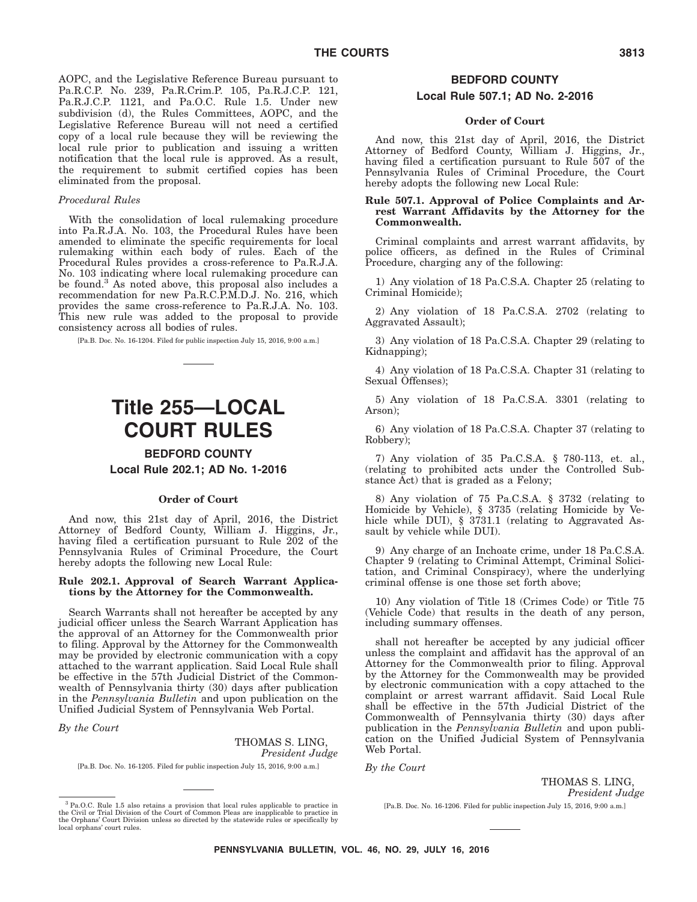AOPC, and the Legislative Reference Bureau pursuant to Pa.R.C.P. No. 239, Pa.R.Crim.P. 105, Pa.R.J.C.P. 121, Pa.R.J.C.P. 1121, and Pa.O.C. Rule 1.5. Under new subdivision (d), the Rules Committees, AOPC, and the Legislative Reference Bureau will not need a certified copy of a local rule because they will be reviewing the local rule prior to publication and issuing a written notification that the local rule is approved. As a result, the requirement to submit certified copies has been eliminated from the proposal.

*Procedural Rules*

With the consolidation of local rulemaking procedure into Pa.R.J.A. No. 103, the Procedural Rules have been amended to eliminate the specific requirements for local rulemaking within each body of rules. Each of the Procedural Rules provides a cross-reference to Pa.R.J.A. No. 103 indicating where local rulemaking procedure can be found.[3] As noted above, this proposal also includes a recommendation for new Pa.R.C.P.M.D.J. No. 216, which provides the same cross-reference to Pa.R.J.A. No. 103. This new rule was added to the proposal to provide consistency across all bodies of rules.

[Pa.B. Doc. No. 16-1204. Filed for public inspection July 15, 2016, 9:00 a.m.]

[3] Pa.O.C. Rule 1.5 also retains a provision that local rules applicable to practice in the Civil or Trial Division of the Court of Common Pleas are inapplicable to practice in the Orphans' Court Division unless so directed by the statewide rules or specifically by local orphans' court rules.

# Title 255—LOCAL COURT RULES

## BEDFORD COUNTY

### Local Rule 202.1; AD No. 1-2016

**Order of Court**

And now, this 21st day of April, 2016, the District Attorney of Bedford County, William J. Higgins, Jr., having filed a certification pursuant to Rule 202 of the Pennsylvania Rules of Criminal Procedure, the Court hereby adopts the following new Local Rule:

**Rule 202.1. Approval of Search Warrant Applications by the Attorney for the Commonwealth.**

Search Warrants shall not hereafter be accepted by any judicial officer unless the Search Warrant Application has the approval of an Attorney for the Commonwealth prior to filing. Approval by the Attorney for the Commonwealth may be provided by electronic communication with a copy attached to the warrant application. Said Local Rule shall be effective in the 57th Judicial District of the Commonwealth of Pennsylvania thirty (30) days after publication in the *Pennsylvania Bulletin* and upon publication on the Unified Judicial System of Pennsylvania Web Portal.

*By the Court*

THOMAS S. LING,
*President Judge*

[Pa.B. Doc. No. 16-1205. Filed for public inspection July 15, 2016, 9:00 a.m.]

## BEDFORD COUNTY

### Local Rule 507.1; AD No. 2-2016

**Order of Court**

And now, this 21st day of April, 2016, the District Attorney of Bedford County, William J. Higgins, Jr., having filed a certification pursuant to Rule 507 of the Pennsylvania Rules of Criminal Procedure, the Court hereby adopts the following new Local Rule:

**Rule 507.1. Approval of Police Complaints and Arrest Warrant Affidavits by the Attorney for the Commonwealth.**

Criminal complaints and arrest warrant affidavits, by police officers, as defined in the Rules of Criminal Procedure, charging any of the following:

1) Any violation of 18 Pa.C.S.A. Chapter 25 (relating to Criminal Homicide);

2) Any violation of 18 Pa.C.S.A. 2702 (relating to Aggravated Assault);

3) Any violation of 18 Pa.C.S.A. Chapter 29 (relating to Kidnapping);

4) Any violation of 18 Pa.C.S.A. Chapter 31 (relating to Sexual Offenses);

5) Any violation of 18 Pa.C.S.A. 3301 (relating to Arson);

6) Any violation of 18 Pa.C.S.A. Chapter 37 (relating to Robbery);

7) Any violation of 35 Pa.C.S.A. § 780-113, et. al., (relating to prohibited acts under the Controlled Substance Act) that is graded as a Felony;

8) Any violation of 75 Pa.C.S.A. § 3732 (relating to Homicide by Vehicle), § 3735 (relating Homicide by Vehicle while DUI), § 3731.1 (relating to Aggravated Assault by vehicle while DUI).

9) Any charge of an Inchoate crime, under 18 Pa.C.S.A. Chapter 9 (relating to Criminal Attempt, Criminal Solicitation, and Criminal Conspiracy), where the underlying criminal offense is one those set forth above;

10) Any violation of Title 18 (Crimes Code) or Title 75 (Vehicle Code) that results in the death of any person, including summary offenses.

shall not hereafter be accepted by any judicial officer unless the complaint and affidavit has the approval of an Attorney for the Commonwealth prior to filing. Approval by the Attorney for the Commonwealth may be provided by electronic communication with a copy attached to the complaint or arrest warrant affidavit. Said Local Rule shall be effective in the 57th Judicial District of the Commonwealth of Pennsylvania thirty (30) days after publication in the *Pennsylvania Bulletin* and upon publication on the Unified Judicial System of Pennsylvania Web Portal.

*By the Court*

THOMAS S. LING,
*President Judge*

[Pa.B. Doc. No. 16-1206. Filed for public inspection July 15, 2016, 9:00 a.m.]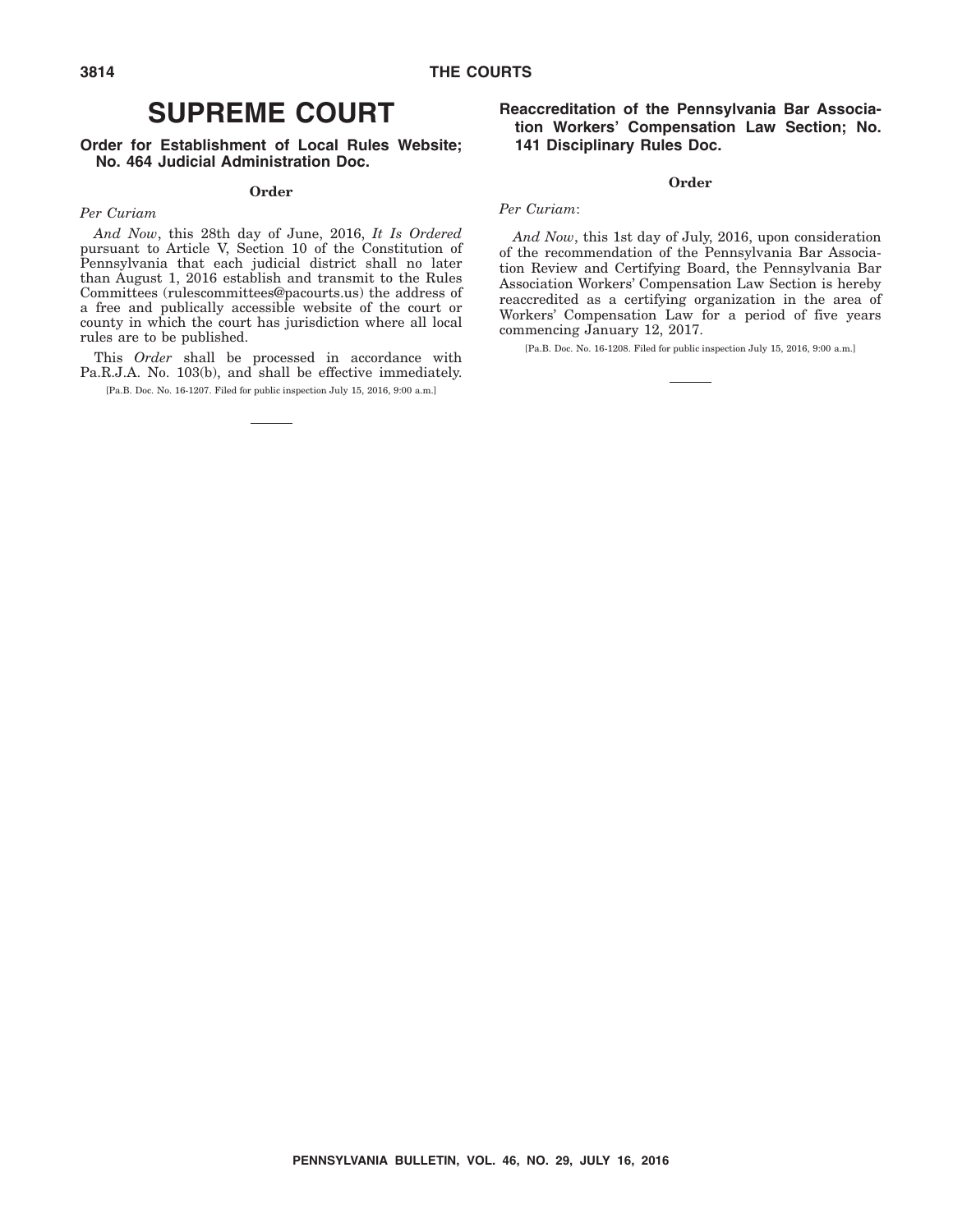# SUPREME COURT

## Order for Establishment of Local Rules Website; No. 464 Judicial Administration Doc.

### Order

*Per Curiam*

*And Now*, this 28th day of June, 2016, *It Is Ordered* pursuant to Article V, Section 10 of the Constitution of Pennsylvania that each judicial district shall no later than August 1, 2016 establish and transmit to the Rules Committees (rulescommittees@pacourts.us) the address of a free and publically accessible website of the court or county in which the court has jurisdiction where all local rules are to be published.

This *Order* shall be processed in accordance with Pa.R.J.A. No. 103(b), and shall be effective immediately.

[Pa.B. Doc. No. 16-1207. Filed for public inspection July 15, 2016, 9:00 a.m.]

## Reaccreditation of the Pennsylvania Bar Association Workers' Compensation Law Section; No. 141 Disciplinary Rules Doc.

### Order

*Per Curiam*:

*And Now*, this 1st day of July, 2016, upon consideration of the recommendation of the Pennsylvania Bar Association Review and Certifying Board, the Pennsylvania Bar Association Workers' Compensation Law Section is hereby reaccredited as a certifying organization in the area of Workers' Compensation Law for a period of five years commencing January 12, 2017.

[Pa.B. Doc. No. 16-1208. Filed for public inspection July 15, 2016, 9:00 a.m.]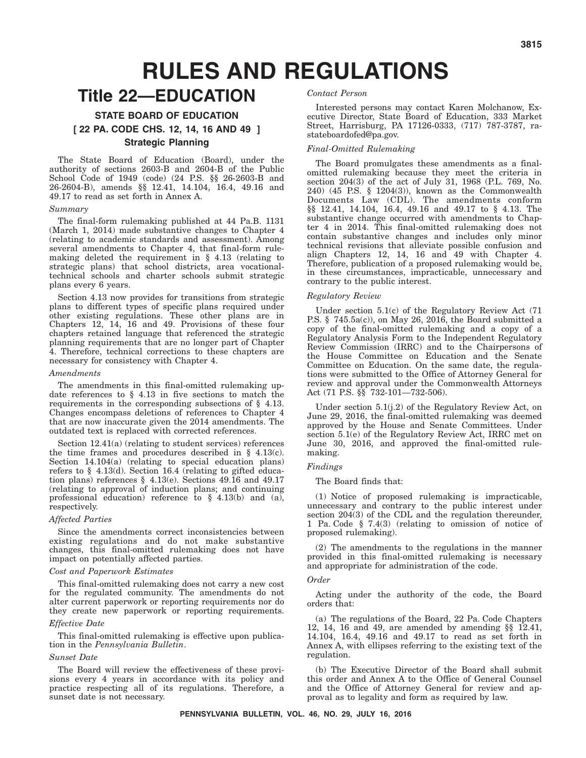# RULES AND REGULATIONS

## Title 22—EDUCATION

### STATE BOARD OF EDUCATION

### [ 22 PA. CODE CHS. 12, 14, 16 AND 49 ]

### Strategic Planning

The State Board of Education (Board), under the authority of sections 2603-B and 2604-B of the Public School Code of 1949 (code) (24 P.S. §§ 26-2603-B and 26-2604-B), amends §§ 12.41, 14.104, 16.4, 49.16 and 49.17 to read as set forth in Annex A.

*Summary*

The final-form rulemaking published at 44 Pa.B. 1131 (March 1, 2014) made substantive changes to Chapter 4 (relating to academic standards and assessment). Among several amendments to Chapter 4, that final-form rulemaking deleted the requirement in § 4.13 (relating to strategic plans) that school districts, area vocational-technical schools and charter schools submit strategic plans every 6 years.

Section 4.13 now provides for transitions from strategic plans to different types of specific plans required under other existing regulations. These other plans are in Chapters 12, 14, 16 and 49. Provisions of these four chapters retained language that referenced the strategic planning requirements that are no longer part of Chapter 4. Therefore, technical corrections to these chapters are necessary for consistency with Chapter 4.

*Amendments*

The amendments in this final-omitted rulemaking update references to § 4.13 in five sections to match the requirements in the corresponding subsections of § 4.13. Changes encompass deletions of references to Chapter 4 that are now inaccurate given the 2014 amendments. The outdated text is replaced with corrected references.

Section 12.41(a) (relating to student services) references the time frames and procedures described in § 4.13(c). Section 14.104(a) (relating to special education plans) refers to § 4.13(d). Section 16.4 (relating to gifted education plans) references § 4.13(e). Sections 49.16 and 49.17 (relating to approval of induction plans; and continuing professional education) reference to § 4.13(b) and (a), respectively.

*Affected Parties*

Since the amendments correct inconsistencies between existing regulations and do not make substantive changes, this final-omitted rulemaking does not have impact on potentially affected parties.

*Cost and Paperwork Estimates*

This final-omitted rulemaking does not carry a new cost for the regulated community. The amendments do not alter current paperwork or reporting requirements nor do they create new paperwork or reporting requirements.

*Effective Date*

This final-omitted rulemaking is effective upon publication in the *Pennsylvania Bulletin*.

*Sunset Date*

The Board will review the effectiveness of these provisions every 4 years in accordance with its policy and practice respecting all of its regulations. Therefore, a sunset date is not necessary.

*Contact Person*

Interested persons may contact Karen Molchanow, Executive Director, State Board of Education, 333 Market Street, Harrisburg, PA 17126-0333, (717) 787-3787, ra-stateboardofed@pa.gov.

*Final-Omitted Rulemaking*

The Board promulgates these amendments as a final-omitted rulemaking because they meet the criteria in section 204(3) of the act of July 31, 1968 (P.L. 769, No. 240) (45 P.S. § 1204(3)), known as the Commonwealth Documents Law (CDL). The amendments conform §§ 12.41, 14.104, 16.4, 49.16 and 49.17 to § 4.13. The substantive change occurred with amendments to Chapter 4 in 2014. This final-omitted rulemaking does not contain substantive changes and includes only minor technical revisions that alleviate possible confusion and align Chapters 12, 14, 16 and 49 with Chapter 4. Therefore, publication of a proposed rulemaking would be, in these circumstances, impracticable, unnecessary and contrary to the public interest.

*Regulatory Review*

Under section 5.1(c) of the Regulatory Review Act (71 P.S. § 745.5a(c)), on May 26, 2016, the Board submitted a copy of the final-omitted rulemaking and a copy of a Regulatory Analysis Form to the Independent Regulatory Review Commission (IRRC) and to the Chairpersons of the House Committee on Education and the Senate Committee on Education. On the same date, the regulations were submitted to the Office of Attorney General for review and approval under the Commonwealth Attorneys Act (71 P.S. §§ 732-101—732-506).

Under section 5.1(j.2) of the Regulatory Review Act, on June 29, 2016, the final-omitted rulemaking was deemed approved by the House and Senate Committees. Under section 5.1(e) of the Regulatory Review Act, IRRC met on June 30, 2016, and approved the final-omitted rulemaking.

*Findings*

The Board finds that:

(1) Notice of proposed rulemaking is impracticable, unnecessary and contrary to the public interest under section 204(3) of the CDL and the regulation thereunder, 1 Pa. Code § 7.4(3) (relating to omission of notice of proposed rulemaking).

(2) The amendments to the regulations in the manner provided in this final-omitted rulemaking is necessary and appropriate for administration of the code.

*Order*

Acting under the authority of the code, the Board orders that:

(a) The regulations of the Board, 22 Pa. Code Chapters 12, 14, 16 and 49, are amended by amending §§ 12.41, 14.104, 16.4, 49.16 and 49.17 to read as set forth in Annex A, with ellipses referring to the existing text of the regulation.

(b) The Executive Director of the Board shall submit this order and Annex A to the Office of General Counsel and the Office of Attorney General for review and approval as to legality and form as required by law.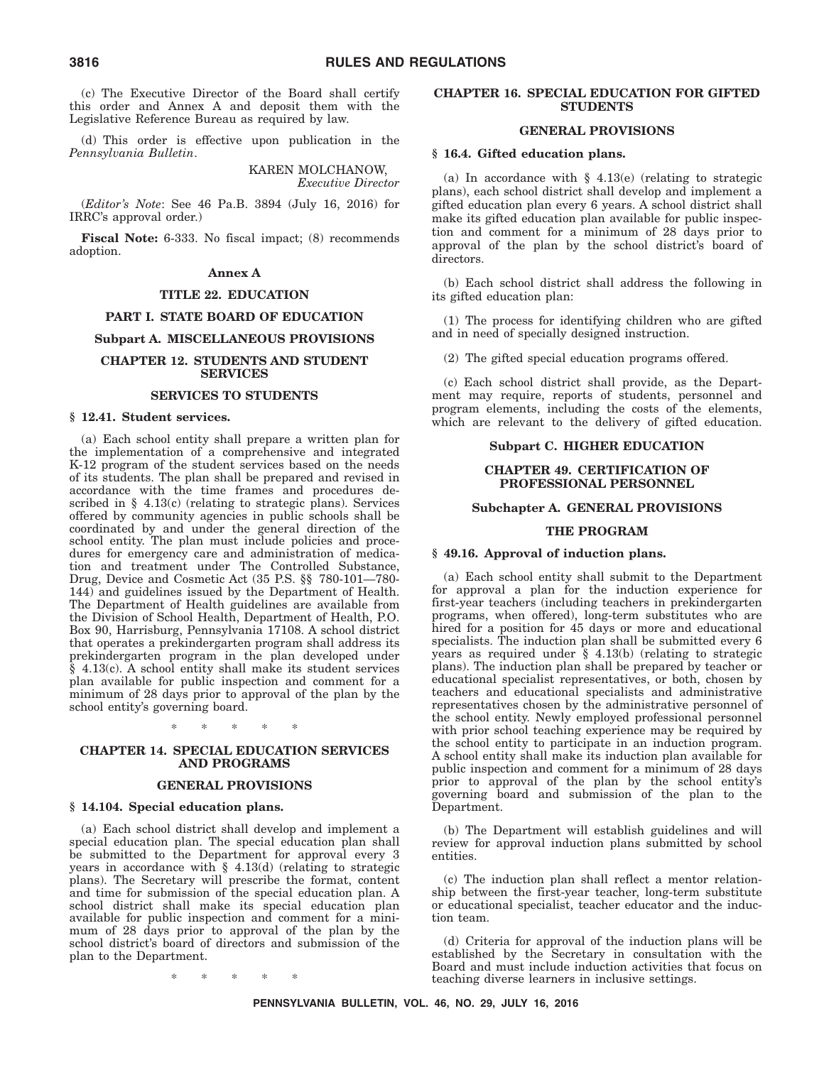(c) The Executive Director of the Board shall certify this order and Annex A and deposit them with the Legislative Reference Bureau as required by law.

(d) This order is effective upon publication in the *Pennsylvania Bulletin*.

KAREN MOLCHANOW,
*Executive Director*

(*Editor's Note*: See 46 Pa.B. 3894 (July 16, 2016) for IRRC's approval order.)

**Fiscal Note:** 6-333. No fiscal impact; (8) recommends adoption.

**Annex A**

**TITLE 22. EDUCATION**

**PART I. STATE BOARD OF EDUCATION**

**Subpart A. MISCELLANEOUS PROVISIONS**

**CHAPTER 12. STUDENTS AND STUDENT SERVICES**

**SERVICES TO STUDENTS**

**§ 12.41. Student services.**

(a) Each school entity shall prepare a written plan for the implementation of a comprehensive and integrated K-12 program of the student services based on the needs of its students. The plan shall be prepared and revised in accordance with the time frames and procedures described in § 4.13(c) (relating to strategic plans). Services offered by community agencies in public schools shall be coordinated by and under the general direction of the school entity. The plan must include policies and procedures for emergency care and administration of medication and treatment under The Controlled Substance, Drug, Device and Cosmetic Act (35 P.S. §§ 780-101—780-144) and guidelines issued by the Department of Health. The Department of Health guidelines are available from the Division of School Health, Department of Health, P.O. Box 90, Harrisburg, Pennsylvania 17108. A school district that operates a prekindergarten program shall address its prekindergarten program in the plan developed under § 4.13(c). A school entity shall make its student services plan available for public inspection and comment for a minimum of 28 days prior to approval of the plan by the school entity's governing board.

\* \* \* \* \*

**CHAPTER 14. SPECIAL EDUCATION SERVICES AND PROGRAMS**

**GENERAL PROVISIONS**

**§ 14.104. Special education plans.**

(a) Each school district shall develop and implement a special education plan. The special education plan shall be submitted to the Department for approval every 3 years in accordance with § 4.13(d) (relating to strategic plans). The Secretary will prescribe the format, content and time for submission of the special education plan. A school district shall make its special education plan available for public inspection and comment for a minimum of 28 days prior to approval of the plan by the school district's board of directors and submission of the plan to the Department.

\* \* \* \* \*

**CHAPTER 16. SPECIAL EDUCATION FOR GIFTED STUDENTS**

**GENERAL PROVISIONS**

**§ 16.4. Gifted education plans.**

(a) In accordance with § 4.13(e) (relating to strategic plans), each school district shall develop and implement a gifted education plan every 6 years. A school district shall make its gifted education plan available for public inspection and comment for a minimum of 28 days prior to approval of the plan by the school district's board of directors.

(b) Each school district shall address the following in its gifted education plan:

(1) The process for identifying children who are gifted and in need of specially designed instruction.

(2) The gifted special education programs offered.

(c) Each school district shall provide, as the Department may require, reports of students, personnel and program elements, including the costs of the elements, which are relevant to the delivery of gifted education.

**Subpart C. HIGHER EDUCATION**

**CHAPTER 49. CERTIFICATION OF PROFESSIONAL PERSONNEL**

**Subchapter A. GENERAL PROVISIONS**

**THE PROGRAM**

**§ 49.16. Approval of induction plans.**

(a) Each school entity shall submit to the Department for approval a plan for the induction experience for first-year teachers (including teachers in prekindergarten programs, when offered), long-term substitutes who are hired for a position for 45 days or more and educational specialists. The induction plan shall be submitted every 6 years as required under § 4.13(b) (relating to strategic plans). The induction plan shall be prepared by teacher or educational specialist representatives, or both, chosen by teachers and educational specialists and administrative representatives chosen by the administrative personnel of the school entity. Newly employed professional personnel with prior school teaching experience may be required by the school entity to participate in an induction program. A school entity shall make its induction plan available for public inspection and comment for a minimum of 28 days prior to approval of the plan by the school entity's governing board and submission of the plan to the Department.

(b) The Department will establish guidelines and will review for approval induction plans submitted by school entities.

(c) The induction plan shall reflect a mentor relationship between the first-year teacher, long-term substitute or educational specialist, teacher educator and the induction team.

(d) Criteria for approval of the induction plans will be established by the Secretary in consultation with the Board and must include induction activities that focus on teaching diverse learners in inclusive settings.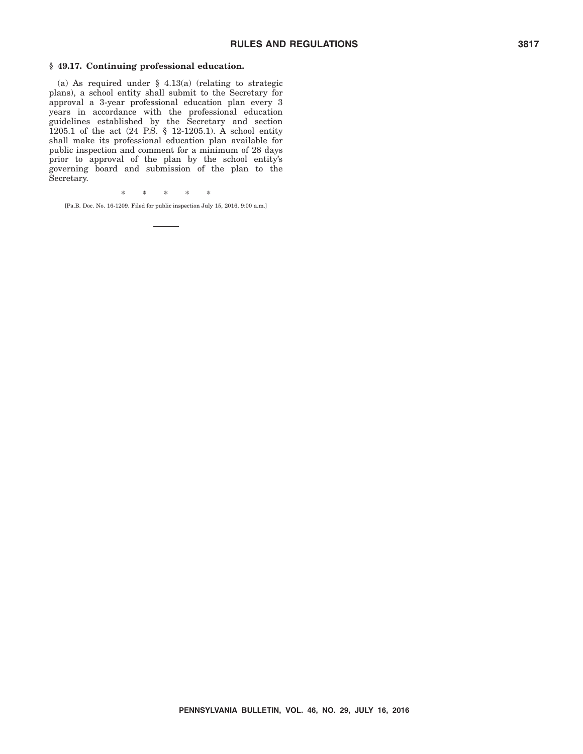**§ 49.17. Continuing professional education.**

(a) As required under § 4.13(a) (relating to strategic plans), a school entity shall submit to the Secretary for approval a 3-year professional education plan every 3 years in accordance with the professional education guidelines established by the Secretary and section 1205.1 of the act (24 P.S. § 12-1205.1). A school entity shall make its professional education plan available for public inspection and comment for a minimum of 28 days prior to approval of the plan by the school entity's governing board and submission of the plan to the Secretary.

\* \* \* \* \*

[Pa.B. Doc. No. 16-1209. Filed for public inspection July 15, 2016, 9:00 a.m.]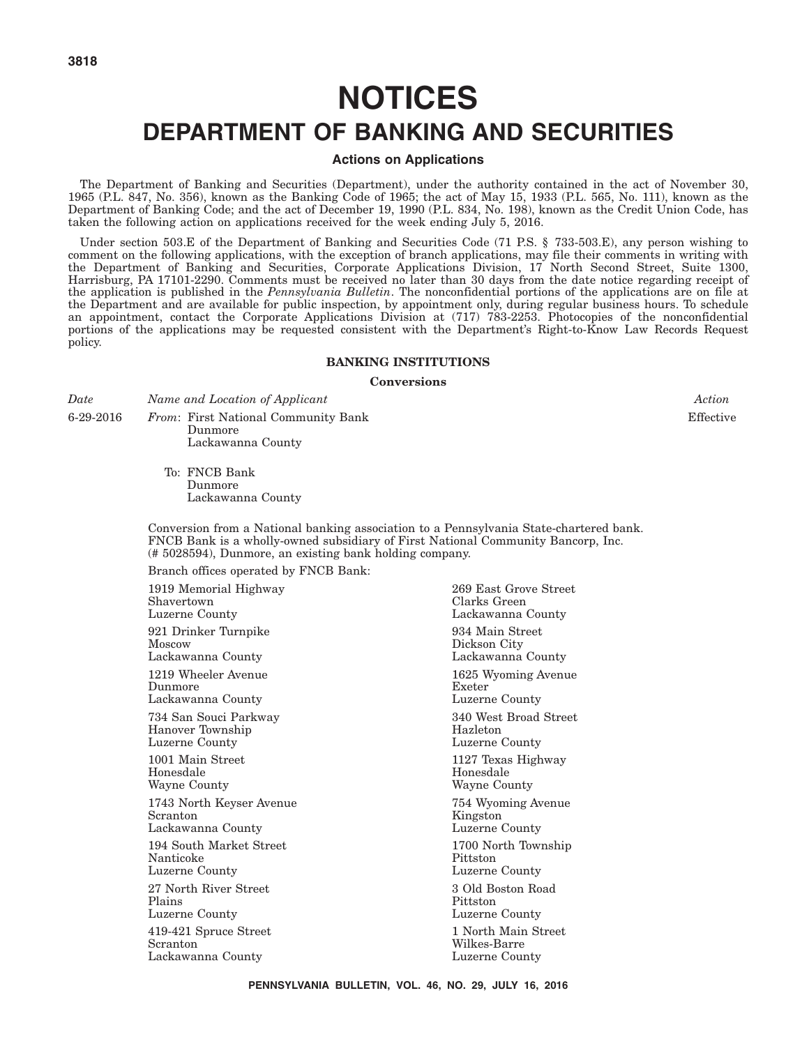# NOTICES

# DEPARTMENT OF BANKING AND SECURITIES

### Actions on Applications

The Department of Banking and Securities (Department), under the authority contained in the act of November 30, 1965 (P.L. 847, No. 356), known as the Banking Code of 1965; the act of May 15, 1933 (P.L. 565, No. 111), known as the Department of Banking Code; and the act of December 19, 1990 (P.L. 834, No. 198), known as the Credit Union Code, has taken the following action on applications received for the week ending July 5, 2016.

Under section 503.E of the Department of Banking and Securities Code (71 P.S. § 733-503.E), any person wishing to comment on the following applications, with the exception of branch applications, may file their comments in writing with the Department of Banking and Securities, Corporate Applications Division, 17 North Second Street, Suite 1300, Harrisburg, PA 17101-2290. Comments must be received no later than 30 days from the date notice regarding receipt of the application is published in the *Pennsylvania Bulletin*. The nonconfidential portions of the applications are on file at the Department and are available for public inspection, by appointment only, during regular business hours. To schedule an appointment, contact the Corporate Applications Division at (717) 783-2253. Photocopies of the nonconfidential portions of the applications may be requested consistent with the Department's Right-to-Know Law Records Request policy.

**BANKING INSTITUTIONS**

**Conversions**

| *Date* | *Name and Location of Applicant* | *Action* |
|---|---|---|
| 6-29-2016 | *From*: First National Community Bank<br>Dunmore<br>Lackawanna County<br><br>To: FNCB Bank<br>Dunmore<br>Lackawanna County | Effective |

Conversion from a National banking association to a Pennsylvania State-chartered bank. FNCB Bank is a wholly-owned subsidiary of First National Community Bancorp, Inc. (# 5028594), Dunmore, an existing bank holding company.

Branch offices operated by FNCB Bank:

1919 Memorial Highway
Shavertown
Luzerne County

921 Drinker Turnpike
Moscow
Lackawanna County

1219 Wheeler Avenue
Dunmore
Lackawanna County

734 San Souci Parkway
Hanover Township
Luzerne County

1001 Main Street
Honesdale
Wayne County

1743 North Keyser Avenue
Scranton
Lackawanna County

194 South Market Street
Nanticoke
Luzerne County

27 North River Street
Plains
Luzerne County

419-421 Spruce Street
Scranton
Lackawanna County

269 East Grove Street
Clarks Green
Lackawanna County

934 Main Street
Dickson City
Lackawanna County

1625 Wyoming Avenue
Exeter
Luzerne County

340 West Broad Street
Hazleton
Luzerne County

1127 Texas Highway
Honesdale
Wayne County

754 Wyoming Avenue
Kingston
Luzerne County

1700 North Township
Pittston
Luzerne County

3 Old Boston Road
Pittston
Luzerne County

1 North Main Street
Wilkes-Barre
Luzerne County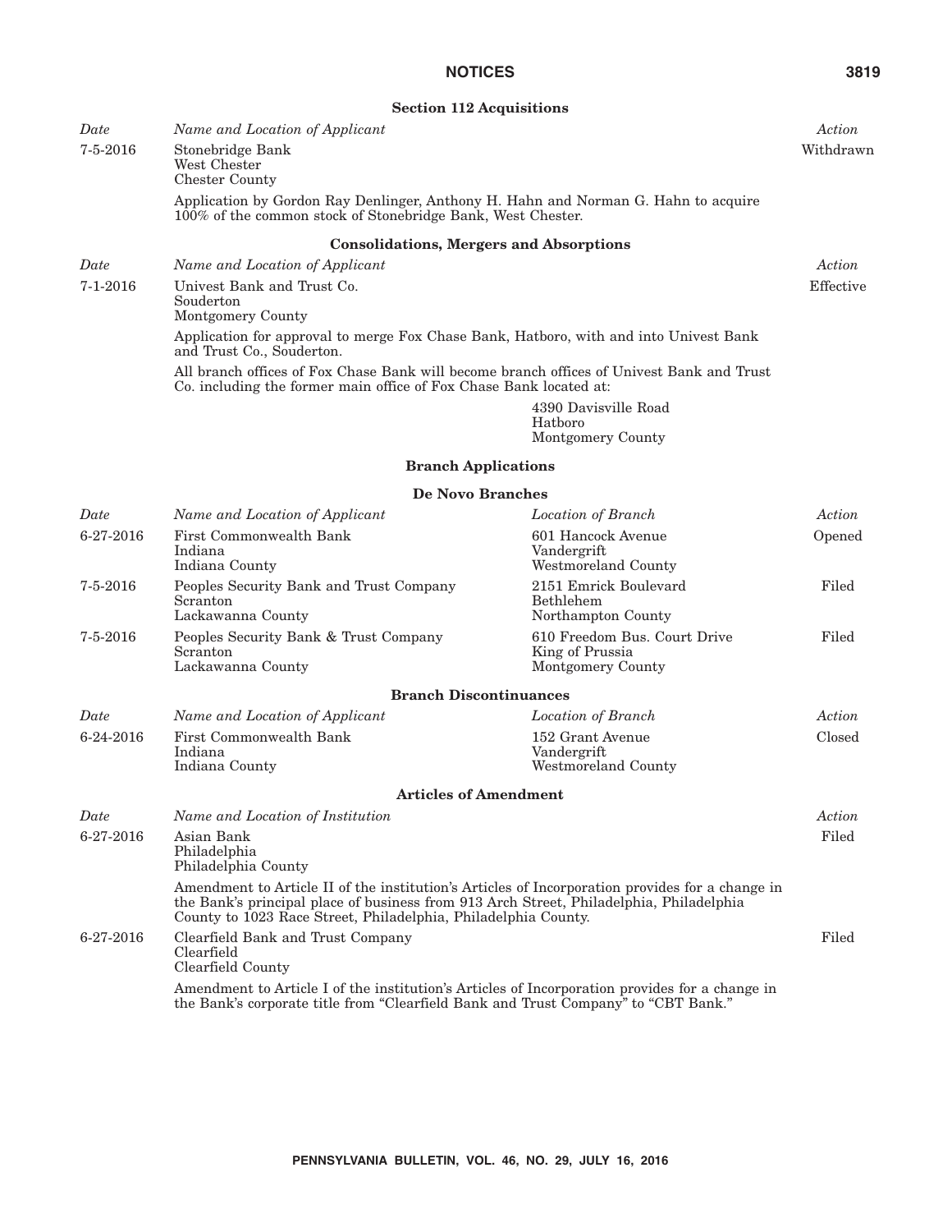### Section 112 Acquisitions

| *Date* | *Name and Location of Applicant* | *Action* |
|---|---|---|
| 7-5-2016 | Stonebridge Bank<br>West Chester<br>Chester County | Withdrawn |

Application by Gordon Ray Denlinger, Anthony H. Hahn and Norman G. Hahn to acquire 100% of the common stock of Stonebridge Bank, West Chester.

### Consolidations, Mergers and Absorptions

| *Date* | *Name and Location of Applicant* | *Action* |
|---|---|---|
| 7-1-2016 | Univest Bank and Trust Co.<br>Souderton<br>Montgomery County | Effective |

Application for approval to merge Fox Chase Bank, Hatboro, with and into Univest Bank and Trust Co., Souderton.

All branch offices of Fox Chase Bank will become branch offices of Univest Bank and Trust Co. including the former main office of Fox Chase Bank located at:

4390 Davisville Road
Hatboro
Montgomery County

### Branch Applications

#### De Novo Branches

| *Date* | *Name and Location of Applicant* | *Location of Branch* | *Action* |
|---|---|---|---|
| 6-27-2016 | First Commonwealth Bank<br>Indiana<br>Indiana County | 601 Hancock Avenue<br>Vandergrift<br>Westmoreland County | Opened |
| 7-5-2016 | Peoples Security Bank and Trust Company<br>Scranton<br>Lackawanna County | 2151 Emrick Boulevard<br>Bethlehem<br>Northampton County | Filed |
| 7-5-2016 | Peoples Security Bank & Trust Company<br>Scranton<br>Lackawanna County | 610 Freedom Bus. Court Drive<br>King of Prussia<br>Montgomery County | Filed |

#### Branch Discontinuances

| *Date* | *Name and Location of Applicant* | *Location of Branch* | *Action* |
|---|---|---|---|
| 6-24-2016 | First Commonwealth Bank<br>Indiana<br>Indiana County | 152 Grant Avenue<br>Vandergrift<br>Westmoreland County | Closed |

### Articles of Amendment

| *Date* | *Name and Location of Institution* | *Action* |
|---|---|---|
| 6-27-2016 | Asian Bank<br>Philadelphia<br>Philadelphia County | Filed |

Amendment to Article II of the institution's Articles of Incorporation provides for a change in the Bank's principal place of business from 913 Arch Street, Philadelphia, Philadelphia County to 1023 Race Street, Philadelphia, Philadelphia County.

| *Date* | *Name and Location of Institution* | *Action* |
|---|---|---|
| 6-27-2016 | Clearfield Bank and Trust Company<br>Clearfield<br>Clearfield County | Filed |

Amendment to Article I of the institution's Articles of Incorporation provides for a change in the Bank's corporate title from "Clearfield Bank and Trust Company" to "CBT Bank."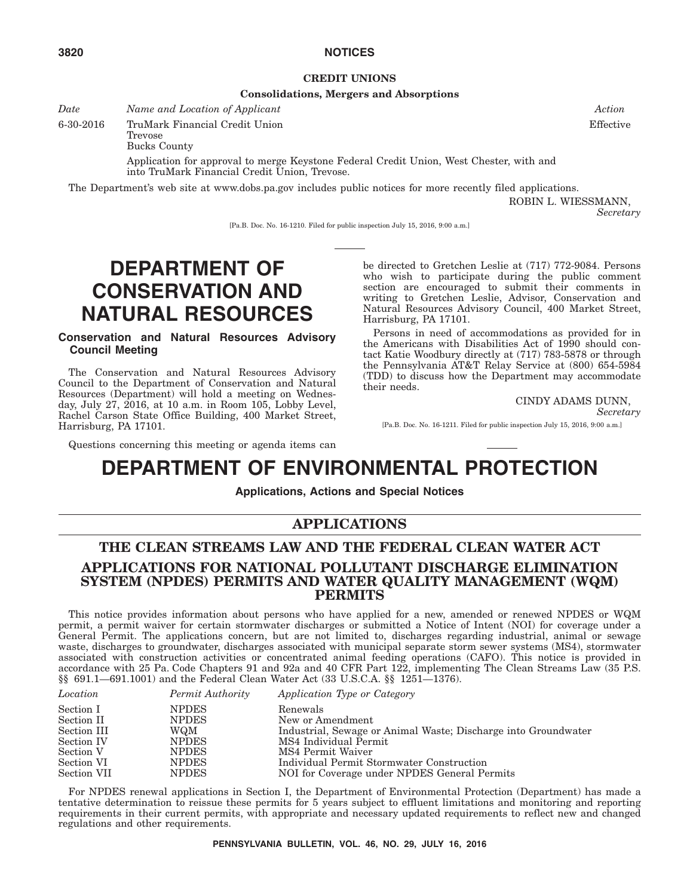### CREDIT UNIONS

#### Consolidations, Mergers and Absorptions

| *Date* | *Name and Location of Applicant* | *Action* |
|---|---|---|
| 6-30-2016 | TruMark Financial Credit Union<br>Trevose<br>Bucks County | Effective |
| | Application for approval to merge Keystone Federal Credit Union, West Chester, with and into TruMark Financial Credit Union, Trevose. | |

The Department's web site at www.dobs.pa.gov includes public notices for more recently filed applications.

ROBIN L. WIESSMANN,
*Secretary*

[Pa.B. Doc. No. 16-1210. Filed for public inspection July 15, 2016, 9:00 a.m.]

# DEPARTMENT OF CONSERVATION AND NATURAL RESOURCES

## Conservation and Natural Resources Advisory Council Meeting

The Conservation and Natural Resources Advisory Council to the Department of Conservation and Natural Resources (Department) will hold a meeting on Wednesday, July 27, 2016, at 10 a.m. in Room 105, Lobby Level, Rachel Carson State Office Building, 400 Market Street, Harrisburg, PA 17101.

Questions concerning this meeting or agenda items can be directed to Gretchen Leslie at (717) 772-9084. Persons who wish to participate during the public comment section are encouraged to submit their comments in writing to Gretchen Leslie, Advisor, Conservation and Natural Resources Advisory Council, 400 Market Street, Harrisburg, PA 17101.

Persons in need of accommodations as provided for in the Americans with Disabilities Act of 1990 should contact Katie Woodbury directly at (717) 783-5878 or through the Pennsylvania AT&T Relay Service at (800) 654-5984 (TDD) to discuss how the Department may accommodate their needs.

CINDY ADAMS DUNN,
*Secretary*

[Pa.B. Doc. No. 16-1211. Filed for public inspection July 15, 2016, 9:00 a.m.]

# DEPARTMENT OF ENVIRONMENTAL PROTECTION

## Applications, Actions and Special Notices

## APPLICATIONS

## THE CLEAN STREAMS LAW AND THE FEDERAL CLEAN WATER ACT

## APPLICATIONS FOR NATIONAL POLLUTANT DISCHARGE ELIMINATION SYSTEM (NPDES) PERMITS AND WATER QUALITY MANAGEMENT (WQM) PERMITS

This notice provides information about persons who have applied for a new, amended or renewed NPDES or WQM permit, a permit waiver for certain stormwater discharges or submitted a Notice of Intent (NOI) for coverage under a General Permit. The applications concern, but are not limited to, discharges regarding industrial, animal or sewage waste, discharges to groundwater, discharges associated with municipal separate storm sewer systems (MS4), stormwater associated with construction activities or concentrated animal feeding operations (CAFO). This notice is provided in accordance with 25 Pa. Code Chapters 91 and 92a and 40 CFR Part 122, implementing The Clean Streams Law (35 P.S. §§ 691.1—691.1001) and the Federal Clean Water Act (33 U.S.C.A. §§ 1251—1376).

| *Location* | *Permit Authority* | *Application Type or Category* |
|---|---|---|
| Section I | NPDES | Renewals |
| Section II | NPDES | New or Amendment |
| Section III | WQM | Industrial, Sewage or Animal Waste; Discharge into Groundwater |
| Section IV | NPDES | MS4 Individual Permit |
| Section V | NPDES | MS4 Permit Waiver |
| Section VI | NPDES | Individual Permit Stormwater Construction |
| Section VII | NPDES | NOI for Coverage under NPDES General Permits |

For NPDES renewal applications in Section I, the Department of Environmental Protection (Department) has made a tentative determination to reissue these permits for 5 years subject to effluent limitations and monitoring and reporting requirements in their current permits, with appropriate and necessary updated requirements to reflect new and changed regulations and other requirements.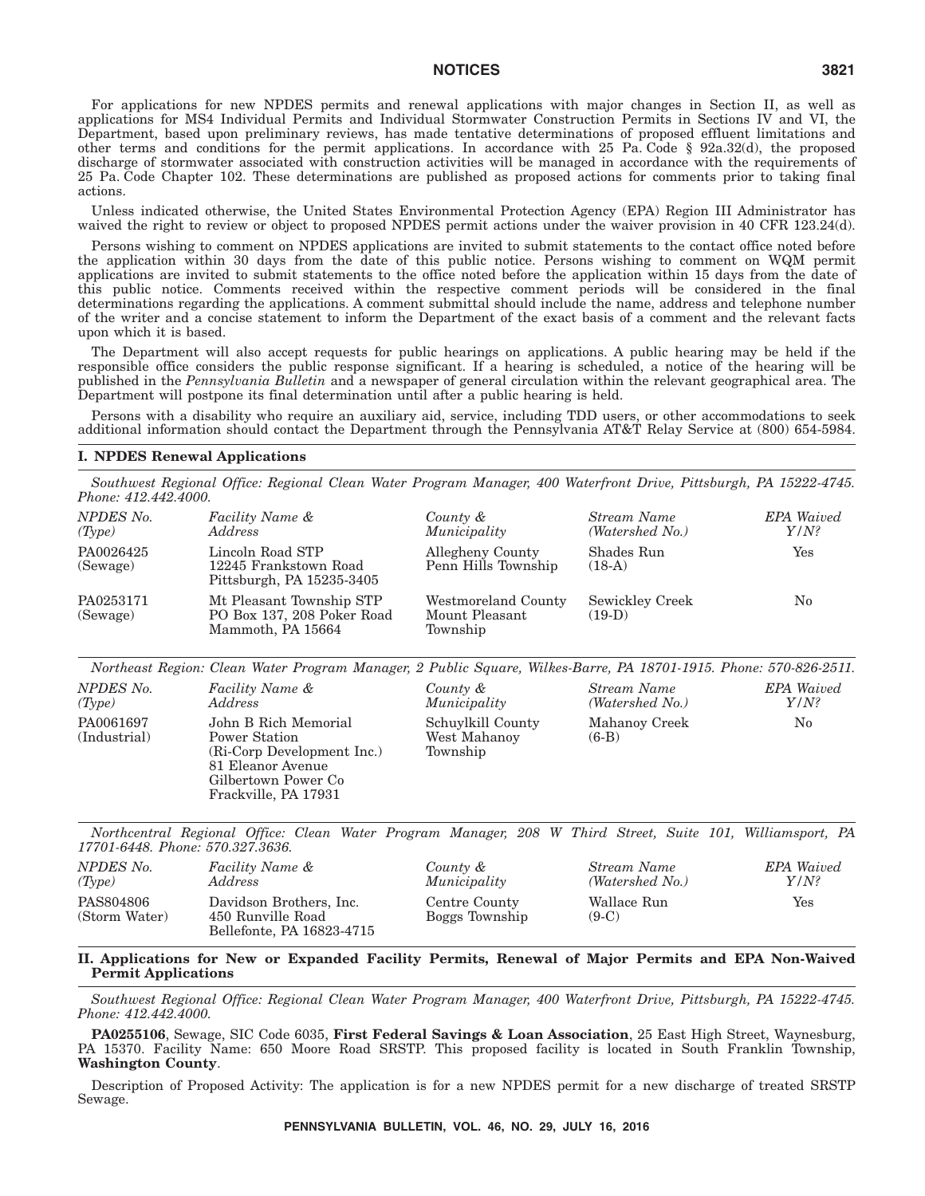For applications for new NPDES permits and renewal applications with major changes in Section II, as well as applications for MS4 Individual Permits and Individual Stormwater Construction Permits in Sections IV and VI, the Department, based upon preliminary reviews, has made tentative determinations of proposed effluent limitations and other terms and conditions for the permit applications. In accordance with 25 Pa. Code § 92a.32(d), the proposed discharge of stormwater associated with construction activities will be managed in accordance with the requirements of 25 Pa. Code Chapter 102. These determinations are published as proposed actions for comments prior to taking final actions.

Unless indicated otherwise, the United States Environmental Protection Agency (EPA) Region III Administrator has waived the right to review or object to proposed NPDES permit actions under the waiver provision in 40 CFR 123.24(d).

Persons wishing to comment on NPDES applications are invited to submit statements to the contact office noted before the application within 30 days from the date of this public notice. Persons wishing to comment on WQM permit applications are invited to submit statements to the office noted before the application within 15 days from the date of this public notice. Comments received within the respective comment periods will be considered in the final determinations regarding the applications. A comment submittal should include the name, address and telephone number of the writer and a concise statement to inform the Department of the exact basis of a comment and the relevant facts upon which it is based.

The Department will also accept requests for public hearings on applications. A public hearing may be held if the responsible office considers the public response significant. If a hearing is scheduled, a notice of the hearing will be published in the *Pennsylvania Bulletin* and a newspaper of general circulation within the relevant geographical area. The Department will postpone its final determination until after a public hearing is held.

Persons with a disability who require an auxiliary aid, service, including TDD users, or other accommodations to seek additional information should contact the Department through the Pennsylvania AT&T Relay Service at (800) 654-5984.

## I. NPDES Renewal Applications

*Southwest Regional Office: Regional Clean Water Program Manager, 400 Waterfront Drive, Pittsburgh, PA 15222-4745. Phone: 412.442.4000.*

| *NPDES No. (Type)* | *Facility Name & Address* | *County & Municipality* | *Stream Name (Watershed No.)* | *EPA Waived Y/N?* |
|---|---|---|---|---|
| PA0026425 (Sewage) | Lincoln Road STP 12245 Frankstown Road Pittsburgh, PA 15235-3405 | Allegheny County Penn Hills Township | Shades Run (18-A) | Yes |
| PA0253171 (Sewage) | Mt Pleasant Township STP PO Box 137, 208 Poker Road Mammoth, PA 15664 | Westmoreland County Mount Pleasant Township | Sewickley Creek (19-D) | No |

*Northeast Region: Clean Water Program Manager, 2 Public Square, Wilkes-Barre, PA 18701-1915. Phone: 570-826-2511.*

| *NPDES No. (Type)* | *Facility Name & Address* | *County & Municipality* | *Stream Name (Watershed No.)* | *EPA Waived Y/N?* |
|---|---|---|---|---|
| PA0061697 (Industrial) | John B Rich Memorial Power Station (Ri-Corp Development Inc.) 81 Eleanor Avenue Gilbertown Power Co Frackville, PA 17931 | Schuylkill County West Mahanoy Township | Mahanoy Creek (6-B) | No |

*Northcentral Regional Office: Clean Water Program Manager, 208 W Third Street, Suite 101, Williamsport, PA 17701-6448. Phone: 570.327.3636.*

| *NPDES No. (Type)* | *Facility Name & Address* | *County & Municipality* | *Stream Name (Watershed No.)* | *EPA Waived Y/N?* |
|---|---|---|---|---|
| PAS804806 (Storm Water) | Davidson Brothers, Inc. 450 Runville Road Bellefonte, PA 16823-4715 | Centre County Boggs Township | Wallace Run (9-C) | Yes |

## II. Applications for New or Expanded Facility Permits, Renewal of Major Permits and EPA Non-Waived Permit Applications

*Southwest Regional Office: Regional Clean Water Program Manager, 400 Waterfront Drive, Pittsburgh, PA 15222-4745. Phone: 412.442.4000.*

**PA0255106**, Sewage, SIC Code 6035, **First Federal Savings & Loan Association**, 25 East High Street, Waynesburg, PA 15370. Facility Name: 650 Moore Road SRSTP. This proposed facility is located in South Franklin Township, **Washington County**.

Description of Proposed Activity: The application is for a new NPDES permit for a new discharge of treated SRSTP Sewage.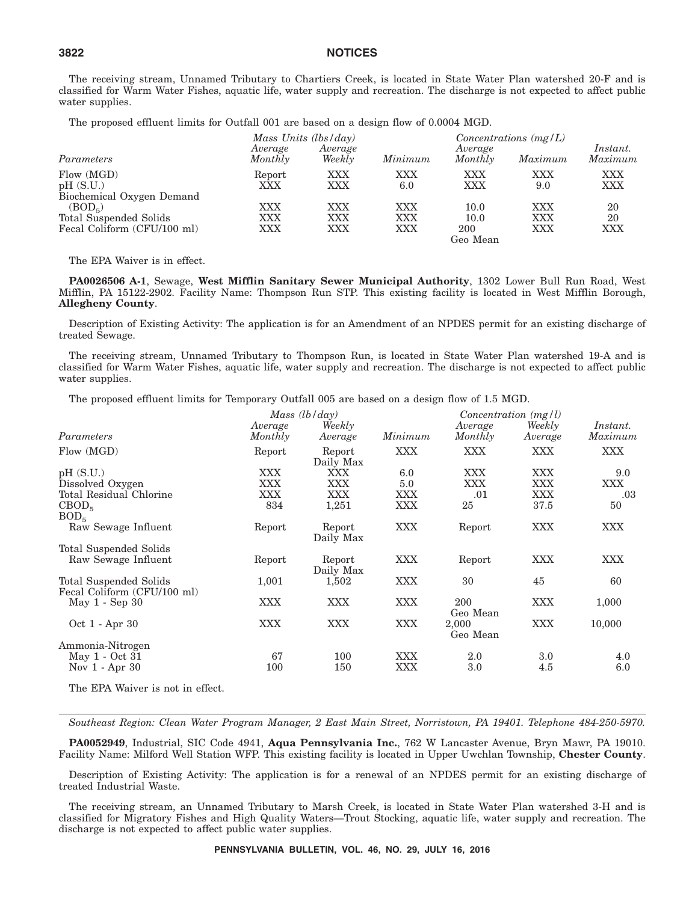The receiving stream, Unnamed Tributary to Chartiers Creek, is located in State Water Plan watershed 20-F and is classified for Warm Water Fishes, aquatic life, water supply and recreation. The discharge is not expected to affect public water supplies.

The proposed effluent limits for Outfall 001 are based on a design flow of 0.0004 MGD.

| | *Mass Units (lbs/day)* | | | *Concentrations (mg/L)* | | |
|---|---|---|---|---|---|---|
| *Parameters* | *Average Monthly* | *Average Weekly* | *Minimum* | *Average Monthly* | *Maximum* | *Instant. Maximum* |
| Flow (MGD) | Report | XXX | XXX | XXX | XXX | XXX |
| pH (S.U.) | XXX | XXX | 6.0 | XXX | 9.0 | XXX |
| Biochemical Oxygen Demand ($BOD_5$) | XXX | XXX | XXX | 10.0 | XXX | 20 |
| Total Suspended Solids | XXX | XXX | XXX | 10.0 | XXX | 20 |
| Fecal Coliform (CFU/100 ml) | XXX | XXX | XXX | 200 Geo Mean | XXX | XXX |

The EPA Waiver is in effect.

**PA0026506 A-1**, Sewage, **West Mifflin Sanitary Sewer Municipal Authority**, 1302 Lower Bull Run Road, West Mifflin, PA 15122-2902. Facility Name: Thompson Run STP. This existing facility is located in West Mifflin Borough, **Allegheny County**.

Description of Existing Activity: The application is for an Amendment of an NPDES permit for an existing discharge of treated Sewage.

The receiving stream, Unnamed Tributary to Thompson Run, is located in State Water Plan watershed 19-A and is classified for Warm Water Fishes, aquatic life, water supply and recreation. The discharge is not expected to affect public water supplies.

The proposed effluent limits for Temporary Outfall 005 are based on a design flow of 1.5 MGD.

| | *Mass (lb/day)* | | | *Concentration (mg/l)* | | |
|---|---|---|---|---|---|---|
| *Parameters* | *Average Monthly* | *Weekly Average* | *Minimum* | *Average Monthly* | *Weekly Average* | *Instant. Maximum* |
| Flow (MGD) | Report | Report Daily Max | XXX | XXX | XXX | XXX |
| pH (S.U.) | XXX | XXX | 6.0 | XXX | XXX | 9.0 |
| Dissolved Oxygen | XXX | XXX | 5.0 | XXX | XXX | XXX |
| Total Residual Chlorine | XXX | XXX | XXX | .01 | XXX | .03 |
| $CBOD_5$ | 834 | 1,251 | XXX | 25 | 37.5 | 50 |
| $BOD_5$ Raw Sewage Influent | Report | Report Daily Max | XXX | Report | XXX | XXX |
| Total Suspended Solids Raw Sewage Influent | Report | Report Daily Max | XXX | Report | XXX | XXX |
| Total Suspended Solids | 1,001 | 1,502 | XXX | 30 | 45 | 60 |
| Fecal Coliform (CFU/100 ml) May 1 - Sep 30 | XXX | XXX | XXX | 200 Geo Mean | XXX | 1,000 |
| Oct 1 - Apr 30 | XXX | XXX | XXX | 2,000 Geo Mean | XXX | 10,000 |
| Ammonia-Nitrogen May 1 - Oct 31 | 67 | 100 | XXX | 2.0 | 3.0 | 4.0 |
| Nov 1 - Apr 30 | 100 | 150 | XXX | 3.0 | 4.5 | 6.0 |

The EPA Waiver is not in effect.

---

*Southeast Region: Clean Water Program Manager, 2 East Main Street, Norristown, PA 19401. Telephone 484-250-5970.*

**PA0052949**, Industrial, SIC Code 4941, **Aqua Pennsylvania Inc.**, 762 W Lancaster Avenue, Bryn Mawr, PA 19010. Facility Name: Milford Well Station WFP. This existing facility is located in Upper Uwchlan Township, **Chester County**.

Description of Existing Activity: The application is for a renewal of an NPDES permit for an existing discharge of treated Industrial Waste.

The receiving stream, an Unnamed Tributary to Marsh Creek, is located in State Water Plan watershed 3-H and is classified for Migratory Fishes and High Quality Waters—Trout Stocking, aquatic life, water supply and recreation. The discharge is not expected to affect public water supplies.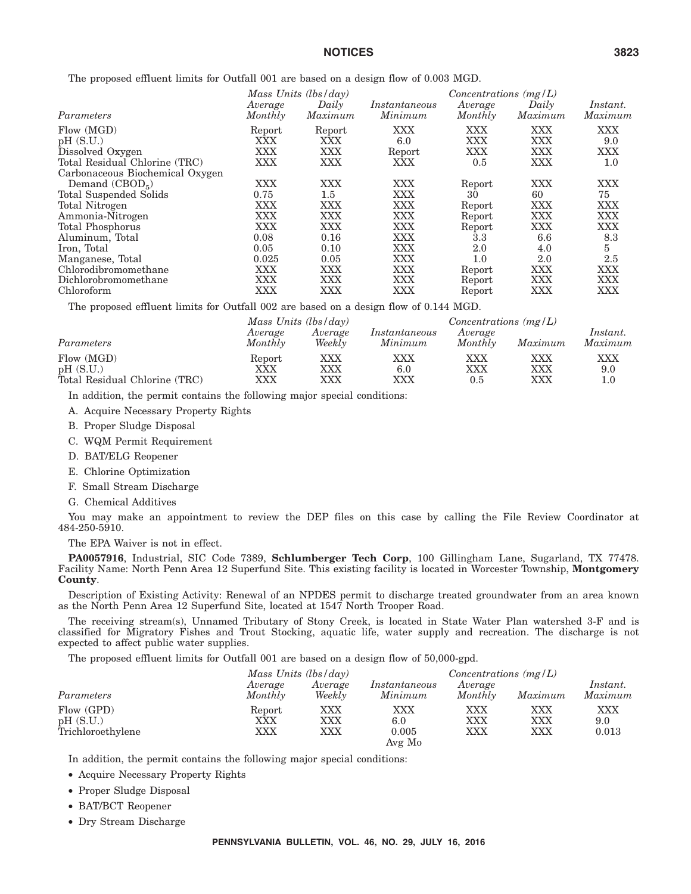The proposed effluent limits for Outfall 001 are based on a design flow of 0.003 MGD.

| | *Mass Units (lbs/day)* | | | *Concentrations (mg/L)* | | |
|---|---|---|---|---|---|---|
| *Parameters* | *Average Monthly* | *Daily Maximum* | *Instantaneous Minimum* | *Average Monthly* | *Daily Maximum* | *Instant. Maximum* |
| Flow (MGD) | Report | Report | XXX | XXX | XXX | XXX |
| pH (S.U.) | XXX | XXX | 6.0 | XXX | XXX | 9.0 |
| Dissolved Oxygen | XXX | XXX | Report | XXX | XXX | XXX |
| Total Residual Chlorine (TRC) | XXX | XXX | XXX | 0.5 | XXX | 1.0 |
| Carbonaceous Biochemical Oxygen Demand ($CBOD_5$) | XXX | XXX | XXX | Report | XXX | XXX |
| Total Suspended Solids | 0.75 | 1.5 | XXX | 30 | 60 | 75 |
| Total Nitrogen | XXX | XXX | XXX | Report | XXX | XXX |
| Ammonia-Nitrogen | XXX | XXX | XXX | Report | XXX | XXX |
| Total Phosphorus | XXX | XXX | XXX | Report | XXX | XXX |
| Aluminum, Total | 0.08 | 0.16 | XXX | 3.3 | 6.6 | 8.3 |
| Iron, Total | 0.05 | 0.10 | XXX | 2.0 | 4.0 | 5 |
| Manganese, Total | 0.025 | 0.05 | XXX | 1.0 | 2.0 | 2.5 |
| Chlorodibromomethane | XXX | XXX | XXX | Report | XXX | XXX |
| Dichlorobromomethane | XXX | XXX | XXX | Report | XXX | XXX |
| Chloroform | XXX | XXX | XXX | Report | XXX | XXX |

The proposed effluent limits for Outfall 002 are based on a design flow of 0.144 MGD.

| | *Mass Units (lbs/day)* | | | *Concentrations (mg/L)* | | |
|---|---|---|---|---|---|---|
| *Parameters* | *Average Monthly* | *Average Weekly* | *Instantaneous Minimum* | *Average Monthly* | *Maximum* | *Instant. Maximum* |
| Flow (MGD) | Report | XXX | XXX | XXX | XXX | XXX |
| pH (S.U.) | XXX | XXX | 6.0 | XXX | XXX | 9.0 |
| Total Residual Chlorine (TRC) | XXX | XXX | XXX | 0.5 | XXX | 1.0 |

In addition, the permit contains the following major special conditions:

A. Acquire Necessary Property Rights

B. Proper Sludge Disposal

C. WQM Permit Requirement

D. BAT/ELG Reopener

E. Chlorine Optimization

F. Small Stream Discharge

G. Chemical Additives

You may make an appointment to review the DEP files on this case by calling the File Review Coordinator at 484-250-5910.

The EPA Waiver is not in effect.

**PA0057916**, Industrial, SIC Code 7389, **Schlumberger Tech Corp**, 100 Gillingham Lane, Sugarland, TX 77478. Facility Name: North Penn Area 12 Superfund Site. This existing facility is located in Worcester Township, **Montgomery County**.

Description of Existing Activity: Renewal of an NPDES permit to discharge treated groundwater from an area known as the North Penn Area 12 Superfund Site, located at 1547 North Trooper Road.

The receiving stream(s), Unnamed Tributary of Stony Creek, is located in State Water Plan watershed 3-F and is classified for Migratory Fishes and Trout Stocking, aquatic life, water supply and recreation. The discharge is not expected to affect public water supplies.

The proposed effluent limits for Outfall 001 are based on a design flow of 50,000-gpd.

| | *Mass Units (lbs/day)* | | | *Concentrations (mg/L)* | | |
|---|---|---|---|---|---|---|
| *Parameters* | *Average Monthly* | *Average Weekly* | *Instantaneous Minimum* | *Average Monthly* | *Maximum* | *Instant. Maximum* |
| Flow (GPD) | Report | XXX | XXX | XXX | XXX | XXX |
| pH (S.U.) | XXX | XXX | 6.0 | XXX | XXX | 9.0 |
| Trichloroethylene | XXX | XXX | 0.005 Avg Mo | XXX | XXX | 0.013 |

In addition, the permit contains the following major special conditions:

- Acquire Necessary Property Rights
- Proper Sludge Disposal
- BAT/BCT Reopener
- Dry Stream Discharge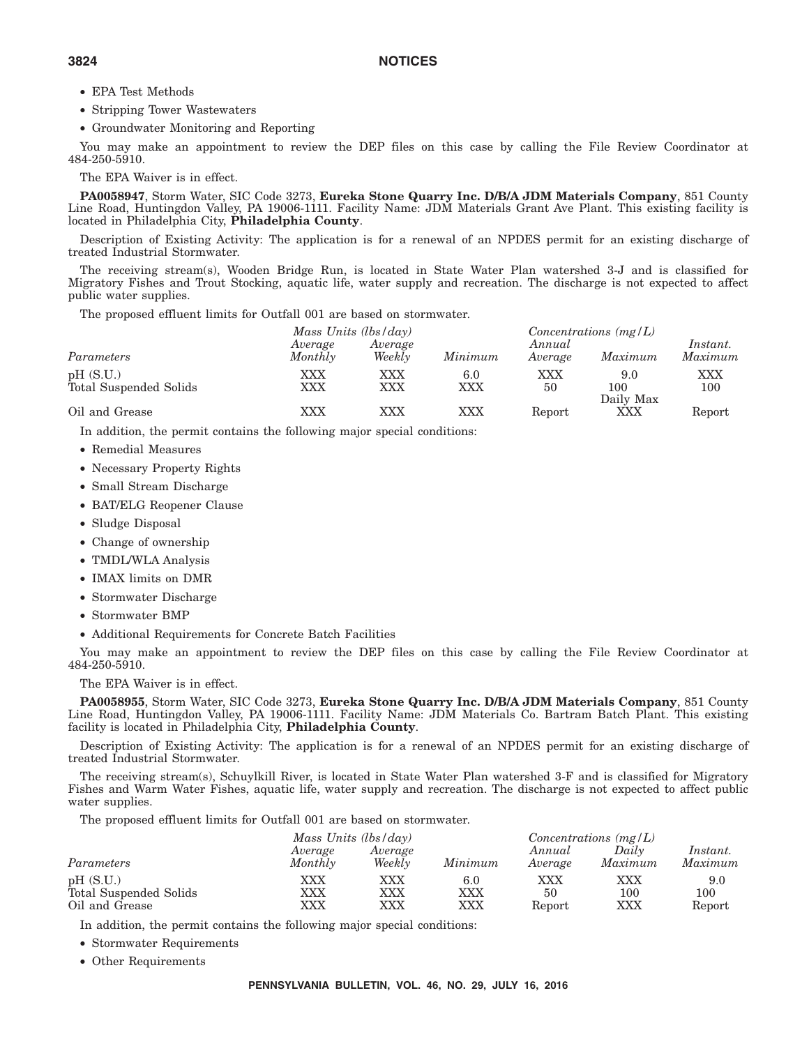- EPA Test Methods
- Stripping Tower Wastewaters
- Groundwater Monitoring and Reporting

You may make an appointment to review the DEP files on this case by calling the File Review Coordinator at 484-250-5910.

The EPA Waiver is in effect.

**PA0058947**, Storm Water, SIC Code 3273, **Eureka Stone Quarry Inc. D/B/A JDM Materials Company**, 851 County Line Road, Huntingdon Valley, PA 19006-1111. Facility Name: JDM Materials Grant Ave Plant. This existing facility is located in Philadelphia City, **Philadelphia County**.

Description of Existing Activity: The application is for a renewal of an NPDES permit for an existing discharge of treated Industrial Stormwater.

The receiving stream(s), Wooden Bridge Run, is located in State Water Plan watershed 3-J and is classified for Migratory Fishes and Trout Stocking, aquatic life, water supply and recreation. The discharge is not expected to affect public water supplies.

The proposed effluent limits for Outfall 001 are based on stormwater.

| | *Mass Units (lbs/day)* | | | *Concentrations (mg/L)* | | |
|---|---|---|---|---|---|---|
| *Parameters* | *Average Monthly* | *Average Weekly* | *Minimum* | *Annual Average* | *Maximum* | *Instant. Maximum* |
| pH (S.U.) | XXX | XXX | 6.0 | XXX | 9.0 | XXX |
| Total Suspended Solids | XXX | XXX | XXX | 50 | 100 Daily Max | 100 |
| Oil and Grease | XXX | XXX | XXX | Report | XXX | Report |

In addition, the permit contains the following major special conditions:

- Remedial Measures
- Necessary Property Rights
- Small Stream Discharge
- BAT/ELG Reopener Clause
- Sludge Disposal
- Change of ownership
- TMDL/WLA Analysis
- IMAX limits on DMR
- Stormwater Discharge
- Stormwater BMP
- Additional Requirements for Concrete Batch Facilities

You may make an appointment to review the DEP files on this case by calling the File Review Coordinator at 484-250-5910.

The EPA Waiver is in effect.

**PA0058955**, Storm Water, SIC Code 3273, **Eureka Stone Quarry Inc. D/B/A JDM Materials Company**, 851 County Line Road, Huntingdon Valley, PA 19006-1111. Facility Name: JDM Materials Co. Bartram Batch Plant. This existing facility is located in Philadelphia City, **Philadelphia County**.

Description of Existing Activity: The application is for a renewal of an NPDES permit for an existing discharge of treated Industrial Stormwater.

The receiving stream(s), Schuylkill River, is located in State Water Plan watershed 3-F and is classified for Migratory Fishes and Warm Water Fishes, aquatic life, water supply and recreation. The discharge is not expected to affect public water supplies.

The proposed effluent limits for Outfall 001 are based on stormwater.

| | *Mass Units (lbs/day)* | | | *Concentrations (mg/L)* | | |
|---|---|---|---|---|---|---|
| *Parameters* | *Average Monthly* | *Average Weekly* | *Minimum* | *Annual Average* | *Daily Maximum* | *Instant. Maximum* |
| pH (S.U.) | XXX | XXX | 6.0 | XXX | XXX | 9.0 |
| Total Suspended Solids | XXX | XXX | XXX | 50 | 100 | 100 |
| Oil and Grease | XXX | XXX | XXX | Report | XXX | Report |

In addition, the permit contains the following major special conditions:

- Stormwater Requirements
- Other Requirements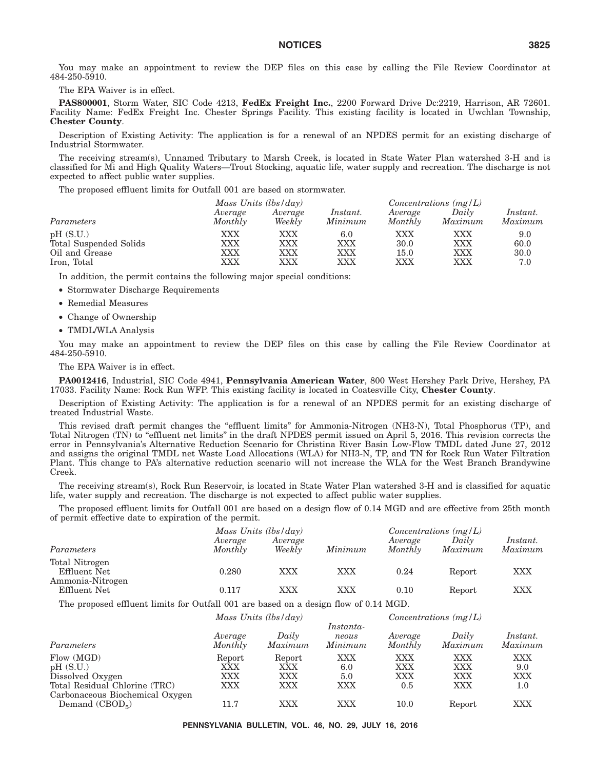You may make an appointment to review the DEP files on this case by calling the File Review Coordinator at 484-250-5910.

The EPA Waiver is in effect.

**PAS800001**, Storm Water, SIC Code 4213, **FedEx Freight Inc.**, 2200 Forward Drive Dc:2219, Harrison, AR 72601. Facility Name: FedEx Freight Inc. Chester Springs Facility. This existing facility is located in Uwchlan Township, **Chester County**.

Description of Existing Activity: The application is for a renewal of an NPDES permit for an existing discharge of Industrial Stormwater.

The receiving stream(s), Unnamed Tributary to Marsh Creek, is located in State Water Plan watershed 3-H and is classified for Mi and High Quality Waters—Trout Stocking, aquatic life, water supply and recreation. The discharge is not expected to affect public water supplies.

The proposed effluent limits for Outfall 001 are based on stormwater.

| | *Mass Units (lbs/day)* | | | *Concentrations (mg/L)* | | |
|---|---|---|---|---|---|---|
| *Parameters* | *Average Monthly* | *Average Weekly* | *Instant. Minimum* | *Average Monthly* | *Daily Maximum* | *Instant. Maximum* |
| pH (S.U.) | XXX | XXX | 6.0 | XXX | XXX | 9.0 |
| Total Suspended Solids | XXX | XXX | XXX | 30.0 | XXX | 60.0 |
| Oil and Grease | XXX | XXX | XXX | 15.0 | XXX | 30.0 |
| Iron, Total | XXX | XXX | XXX | XXX | XXX | 7.0 |

In addition, the permit contains the following major special conditions:

- Stormwater Discharge Requirements
- Remedial Measures
- Change of Ownership
- TMDL/WLA Analysis

You may make an appointment to review the DEP files on this case by calling the File Review Coordinator at 484-250-5910.

The EPA Waiver is in effect.

**PA0012416**, Industrial, SIC Code 4941, **Pennsylvania American Water**, 800 West Hershey Park Drive, Hershey, PA 17033. Facility Name: Rock Run WFP. This existing facility is located in Coatesville City, **Chester County**.

Description of Existing Activity: The application is for a renewal of an NPDES permit for an existing discharge of treated Industrial Waste.

This revised draft permit changes the "effluent limits" for Ammonia-Nitrogen (NH3-N), Total Phosphorus (TP), and Total Nitrogen (TN) to "effluent net limits" in the draft NPDES permit issued on April 5, 2016. This revision corrects the error in Pennsylvania's Alternative Reduction Scenario for Christina River Basin Low-Flow TMDL dated June 27, 2012 and assigns the original TMDL net Waste Load Allocations (WLA) for NH3-N, TP, and TN for Rock Run Water Filtration Plant. This change to PA's alternative reduction scenario will not increase the WLA for the West Branch Brandywine Creek.

The receiving stream(s), Rock Run Reservoir, is located in State Water Plan watershed 3-H and is classified for aquatic life, water supply and recreation. The discharge is not expected to affect public water supplies.

The proposed effluent limits for Outfall 001 are based on a design flow of 0.14 MGD and are effective from 25th month of permit effective date to expiration of the permit.

| | *Mass Units (lbs/day)* | | | *Concentrations (mg/L)* | | |
|---|---|---|---|---|---|---|
| *Parameters* | *Average Monthly* | *Average Weekly* | *Minimum* | *Average Monthly* | *Daily Maximum* | *Instant. Maximum* |
| Total Nitrogen Effluent Net | 0.280 | XXX | XXX | 0.24 | Report | XXX |
| Ammonia-Nitrogen Effluent Net | 0.117 | XXX | XXX | 0.10 | Report | XXX |

The proposed effluent limits for Outfall 001 are based on a design flow of 0.14 MGD.

| | *Mass Units (lbs/day)* | | | *Concentrations (mg/L)* | | |
|---|---|---|---|---|---|---|
| *Parameters* | *Average Monthly* | *Daily Maximum* | *Instantaneous Minimum* | *Average Monthly* | *Daily Maximum* | *Instant. Maximum* |
| Flow (MGD) | Report | Report | XXX | XXX | XXX | XXX |
| pH (S.U.) | XXX | XXX | 6.0 | XXX | XXX | 9.0 |
| Dissolved Oxygen | XXX | XXX | 5.0 | XXX | XXX | XXX |
| Total Residual Chlorine (TRC) | XXX | XXX | XXX | 0.5 | XXX | 1.0 |
| Carbonaceous Biochemical Oxygen Demand ($CBOD_5$) | 11.7 | XXX | XXX | 10.0 | Report | XXX |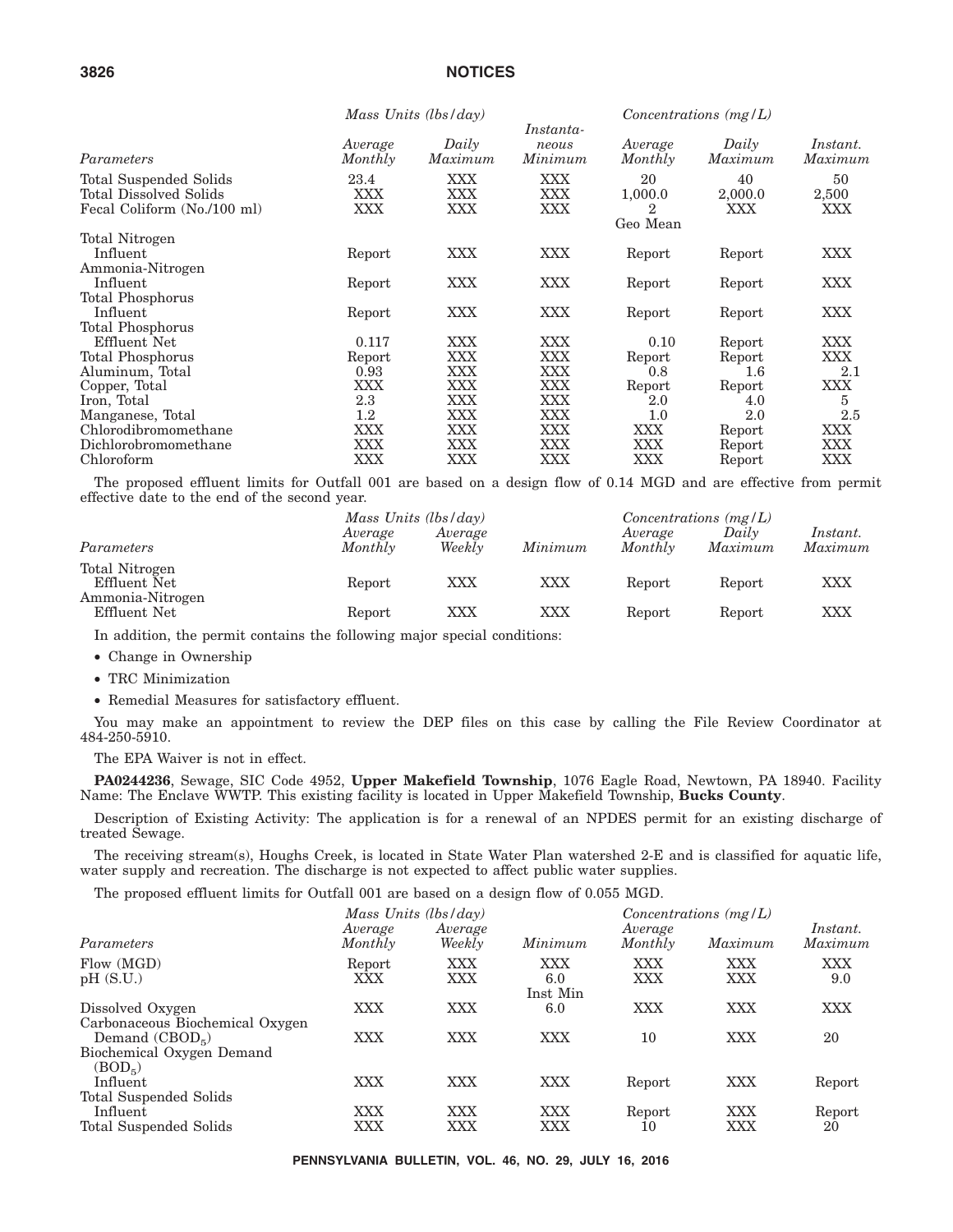| | Mass Units (lbs/day) | | | Concentrations (mg/L) | | |
|---|---|---|---|---|---|---|
| Parameters | Average Monthly | Daily Maximum | Instantaneous Minimum | Average Monthly | Daily Maximum | Instant. Maximum |
| Total Suspended Solids | 23.4 | XXX | XXX | 20 | 40 | 50 |
| Total Dissolved Solids | XXX | XXX | XXX | 1,000.0 | 2,000.0 | 2,500 |
| Fecal Coliform (No./100 ml) | XXX | XXX | XXX | 2 Geo Mean | XXX | XXX |
| Total Nitrogen Influent | Report | XXX | XXX | Report | Report | XXX |
| Ammonia-Nitrogen Influent | Report | XXX | XXX | Report | Report | XXX |
| Total Phosphorus Influent | Report | XXX | XXX | Report | Report | XXX |
| Total Phosphorus Effluent Net | 0.117 | XXX | XXX | 0.10 | Report | XXX |
| Total Phosphorus | Report | XXX | XXX | Report | Report | XXX |
| Aluminum, Total | 0.93 | XXX | XXX | 0.8 | 1.6 | 2.1 |
| Copper, Total | XXX | XXX | XXX | Report | Report | XXX |
| Iron, Total | 2.3 | XXX | XXX | 2.0 | 4.0 | 5 |
| Manganese, Total | 1.2 | XXX | XXX | 1.0 | 2.0 | 2.5 |
| Chlorodibromomethane | XXX | XXX | XXX | XXX | Report | XXX |
| Dichlorobromomethane | XXX | XXX | XXX | XXX | Report | XXX |
| Chloroform | XXX | XXX | XXX | XXX | Report | XXX |

The proposed effluent limits for Outfall 001 are based on a design flow of 0.14 MGD and are effective from permit effective date to the end of the second year.

| | Mass Units (lbs/day) | | | Concentrations (mg/L) | | |
|---|---|---|---|---|---|---|
| Parameters | Average Monthly | Average Weekly | Minimum | Average Monthly | Daily Maximum | Instant. Maximum |
| Total Nitrogen Effluent Net | Report | XXX | XXX | Report | Report | XXX |
| Ammonia-Nitrogen Effluent Net | Report | XXX | XXX | Report | Report | XXX |

In addition, the permit contains the following major special conditions:

- Change in Ownership
- TRC Minimization
- Remedial Measures for satisfactory effluent.

You may make an appointment to review the DEP files on this case by calling the File Review Coordinator at 484-250-5910.

The EPA Waiver is not in effect.

**PA0244236**, Sewage, SIC Code 4952, **Upper Makefield Township**, 1076 Eagle Road, Newtown, PA 18940. Facility Name: The Enclave WWTP. This existing facility is located in Upper Makefield Township, **Bucks County**.

Description of Existing Activity: The application is for a renewal of an NPDES permit for an existing discharge of treated Sewage.

The receiving stream(s), Houghs Creek, is located in State Water Plan watershed 2-E and is classified for aquatic life, water supply and recreation. The discharge is not expected to affect public water supplies.

The proposed effluent limits for Outfall 001 are based on a design flow of 0.055 MGD.

| | Mass Units (lbs/day) | | | Concentrations (mg/L) | | |
|---|---|---|---|---|---|---|
| Parameters | Average Monthly | Average Weekly | Minimum | Average Monthly | Maximum | Instant. Maximum |
| Flow (MGD) | Report | XXX | XXX | XXX | XXX | XXX |
| pH (S.U.) | XXX | XXX | 6.0 Inst Min | XXX | XXX | 9.0 |
| Dissolved Oxygen | XXX | XXX | 6.0 | XXX | XXX | XXX |
| Carbonaceous Biochemical Oxygen Demand ($CBOD_5$) | XXX | XXX | XXX | 10 | XXX | 20 |
| Biochemical Oxygen Demand ($BOD_5$) Influent | XXX | XXX | XXX | Report | XXX | Report |
| Total Suspended Solids Influent | XXX | XXX | XXX | Report | XXX | Report |
| Total Suspended Solids | XXX | XXX | XXX | 10 | XXX | 20 |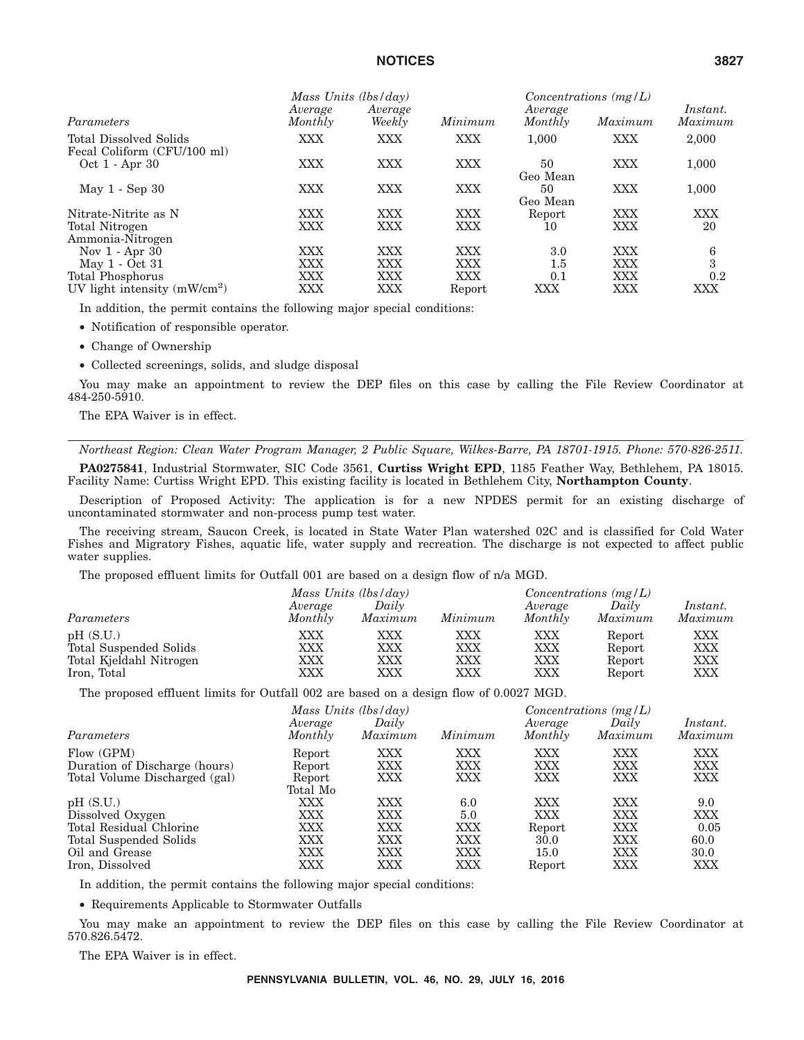| | Mass Units (lbs/day) | | | Concentrations (mg/L) | | |
|---|---|---|---|---|---|---|
| Parameters | Average Monthly | Average Weekly | Minimum | Average Monthly | Maximum | Instant. Maximum |
| Total Dissolved Solids | XXX | XXX | XXX | 1,000 | XXX | 2,000 |
| Fecal Coliform (CFU/100 ml) | | | | | | |
| Oct 1 - Apr 30 | XXX | XXX | XXX | 50 Geo Mean | XXX | 1,000 |
| May 1 - Sep 30 | XXX | XXX | XXX | 50 Geo Mean | XXX | 1,000 |
| Nitrate-Nitrite as N | XXX | XXX | XXX | Report | XXX | XXX |
| Total Nitrogen | XXX | XXX | XXX | 10 | XXX | 20 |
| Ammonia-Nitrogen | | | | | | |
| Nov 1 - Apr 30 | XXX | XXX | XXX | 3.0 | XXX | 6 |
| May 1 - Oct 31 | XXX | XXX | XXX | 1.5 | XXX | 3 |
| Total Phosphorus | XXX | XXX | XXX | 0.1 | XXX | 0.2 |
| UV light intensity ($mW/cm^2$) | XXX | XXX | Report | XXX | XXX | XXX |

In addition, the permit contains the following major special conditions:

- Notification of responsible operator.
- Change of Ownership
- Collected screenings, solids, and sludge disposal

You may make an appointment to review the DEP files on this case by calling the File Review Coordinator at 484-250-5910.

The EPA Waiver is in effect.

---

*Northeast Region: Clean Water Program Manager, 2 Public Square, Wilkes-Barre, PA 18701-1915. Phone: 570-826-2511.*

**PA0275841**, Industrial Stormwater, SIC Code 3561, **Curtiss Wright EPD**, 1185 Feather Way, Bethlehem, PA 18015. Facility Name: Curtiss Wright EPD. This existing facility is located in Bethlehem City, **Northampton County**.

Description of Proposed Activity: The application is for a new NPDES permit for an existing discharge of uncontaminated stormwater and non-process pump test water.

The receiving stream, Saucon Creek, is located in State Water Plan watershed 02C and is classified for Cold Water Fishes and Migratory Fishes, aquatic life, water supply and recreation. The discharge is not expected to affect public water supplies.

The proposed effluent limits for Outfall 001 are based on a design flow of n/a MGD.

| | Mass Units (lbs/day) | | | Concentrations (mg/L) | | |
|---|---|---|---|---|---|---|
| Parameters | Average Monthly | Daily Maximum | Minimum | Average Monthly | Daily Maximum | Instant. Maximum |
| pH (S.U.) | XXX | XXX | XXX | XXX | Report | XXX |
| Total Suspended Solids | XXX | XXX | XXX | XXX | Report | XXX |
| Total Kjeldahl Nitrogen | XXX | XXX | XXX | XXX | Report | XXX |
| Iron, Total | XXX | XXX | XXX | XXX | Report | XXX |

The proposed effluent limits for Outfall 002 are based on a design flow of 0.0027 MGD.

| | Mass Units (lbs/day) | | | Concentrations (mg/L) | | |
|---|---|---|---|---|---|---|
| Parameters | Average Monthly | Daily Maximum | Minimum | Average Monthly | Daily Maximum | Instant. Maximum |
| Flow (GPM) | Report | XXX | XXX | XXX | XXX | XXX |
| Duration of Discharge (hours) | Report | XXX | XXX | XXX | XXX | XXX |
| Total Volume Discharged (gal) | Report Total Mo | XXX | XXX | XXX | XXX | XXX |
| pH (S.U.) | XXX | XXX | 6.0 | XXX | XXX | 9.0 |
| Dissolved Oxygen | XXX | XXX | 5.0 | XXX | XXX | XXX |
| Total Residual Chlorine | XXX | XXX | XXX | Report | XXX | 0.05 |
| Total Suspended Solids | XXX | XXX | XXX | 30.0 | XXX | 60.0 |
| Oil and Grease | XXX | XXX | XXX | 15.0 | XXX | 30.0 |
| Iron, Dissolved | XXX | XXX | XXX | Report | XXX | XXX |

In addition, the permit contains the following major special conditions:

- Requirements Applicable to Stormwater Outfalls

You may make an appointment to review the DEP files on this case by calling the File Review Coordinator at 570.826.5472.

The EPA Waiver is in effect.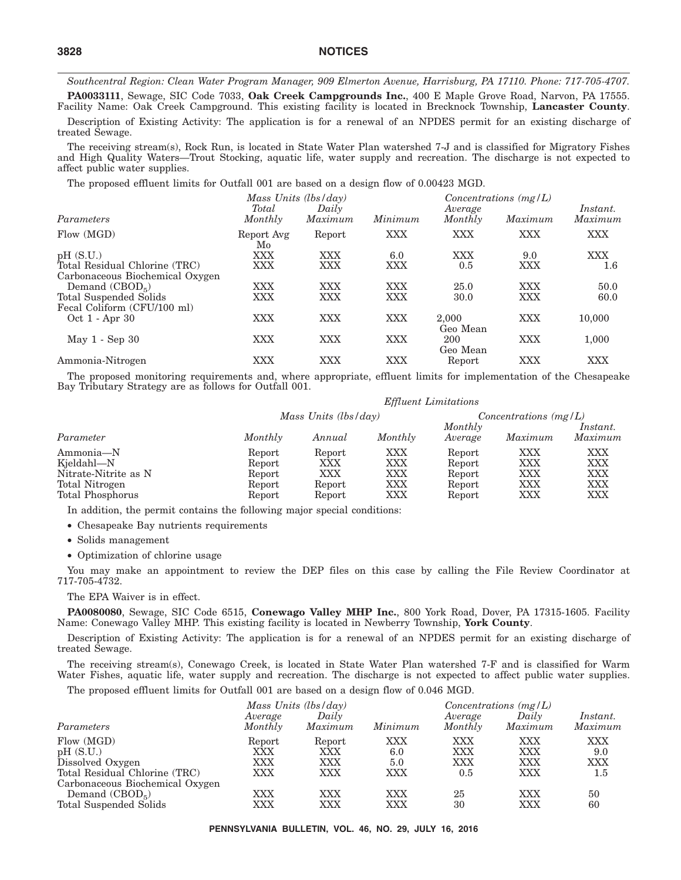*Southcentral Region: Clean Water Program Manager, 909 Elmerton Avenue, Harrisburg, PA 17110. Phone: 717-705-4707.*

**PA0033111**, Sewage, SIC Code 7033, **Oak Creek Campgrounds Inc.**, 400 E Maple Grove Road, Narvon, PA 17555. Facility Name: Oak Creek Campground. This existing facility is located in Brecknock Township, **Lancaster County**.

Description of Existing Activity: The application is for a renewal of an NPDES permit for an existing discharge of treated Sewage.

The receiving stream(s), Rock Run, is located in State Water Plan watershed 7-J and is classified for Migratory Fishes and High Quality Waters—Trout Stocking, aquatic life, water supply and recreation. The discharge is not expected to affect public water supplies.

The proposed effluent limits for Outfall 001 are based on a design flow of 0.00423 MGD.

| | *Mass Units (lbs/day)* | | | *Concentrations (mg/L)* | | |
|---|---|---|---|---|---|---|
| *Parameters* | *Total Monthly* | *Daily Maximum* | *Minimum* | *Average Monthly* | *Maximum* | *Instant. Maximum* |
| Flow (MGD) | Report Avg Mo | Report | XXX | XXX | XXX | XXX |
| pH (S.U.) | XXX | XXX | 6.0 | XXX | 9.0 | XXX |
| Total Residual Chlorine (TRC) | XXX | XXX | XXX | 0.5 | XXX | 1.6 |
| Carbonaceous Biochemical Oxygen Demand ($CBOD_5$) | XXX | XXX | XXX | 25.0 | XXX | 50.0 |
| Total Suspended Solids | XXX | XXX | XXX | 30.0 | XXX | 60.0 |
| Fecal Coliform (CFU/100 ml) | | | | | | |
| Oct 1 - Apr 30 | XXX | XXX | XXX | 2,000 Geo Mean | XXX | 10,000 |
| May 1 - Sep 30 | XXX | XXX | XXX | 200 Geo Mean | XXX | 1,000 |
| Ammonia-Nitrogen | XXX | XXX | XXX | Report | XXX | XXX |

The proposed monitoring requirements and, where appropriate, effluent limits for implementation of the Chesapeake Bay Tributary Strategy are as follows for Outfall 001.

| | *Effluent Limitations* | | | | | |
|---|---|---|---|---|---|---|
| | *Mass Units (lbs/day)* | | *Concentrations (mg/L)* | | | |
| *Parameter* | *Monthly* | *Annual* | *Monthly* | *Monthly Average* | *Maximum* | *Instant. Maximum* |
| Ammonia—N | Report | Report | XXX | Report | XXX | XXX |
| Kjeldahl—N | Report | XXX | XXX | Report | XXX | XXX |
| Nitrate-Nitrite as N | Report | XXX | XXX | Report | XXX | XXX |
| Total Nitrogen | Report | Report | XXX | Report | XXX | XXX |
| Total Phosphorus | Report | Report | XXX | Report | XXX | XXX |

In addition, the permit contains the following major special conditions:

- Chesapeake Bay nutrients requirements
- Solids management
- Optimization of chlorine usage

You may make an appointment to review the DEP files on this case by calling the File Review Coordinator at 717-705-4732.

The EPA Waiver is in effect.

**PA0080080**, Sewage, SIC Code 6515, **Conewago Valley MHP Inc.**, 800 York Road, Dover, PA 17315-1605. Facility Name: Conewago Valley MHP. This existing facility is located in Newberry Township, **York County**.

Description of Existing Activity: The application is for a renewal of an NPDES permit for an existing discharge of treated Sewage.

The receiving stream(s), Conewago Creek, is located in State Water Plan watershed 7-F and is classified for Warm Water Fishes, aquatic life, water supply and recreation. The discharge is not expected to affect public water supplies.

The proposed effluent limits for Outfall 001 are based on a design flow of 0.046 MGD.

| | *Mass Units (lbs/day)* | | | *Concentrations (mg/L)* | | |
|---|---|---|---|---|---|---|
| *Parameters* | *Average Monthly* | *Daily Maximum* | *Minimum* | *Average Monthly* | *Daily Maximum* | *Instant. Maximum* |
| Flow (MGD) | Report | Report | XXX | XXX | XXX | XXX |
| pH (S.U.) | XXX | XXX | 6.0 | XXX | XXX | 9.0 |
| Dissolved Oxygen | XXX | XXX | 5.0 | XXX | XXX | XXX |
| Total Residual Chlorine (TRC) | XXX | XXX | XXX | 0.5 | XXX | 1.5 |
| Carbonaceous Biochemical Oxygen Demand ($CBOD_5$) | XXX | XXX | XXX | 25 | XXX | 50 |
| Total Suspended Solids | XXX | XXX | XXX | 30 | XXX | 60 |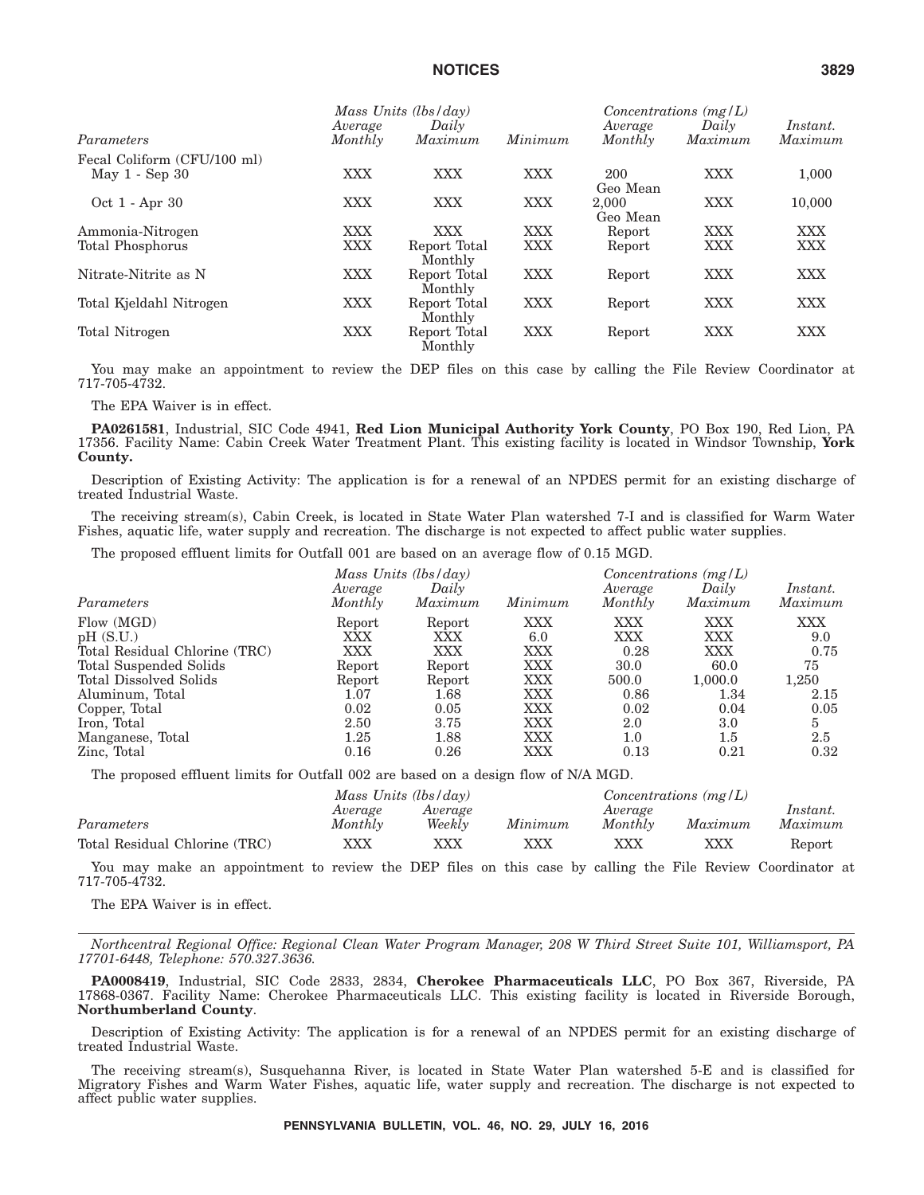| | Mass Units (lbs/day) | | | Concentrations (mg/L) | | |
|---|---|---|---|---|---|---|
| Parameters | Average Monthly | Daily Maximum | Minimum | Average Monthly | Daily Maximum | Instant. Maximum |
| Fecal Coliform (CFU/100 ml) | | | | | | |
| May 1 - Sep 30 | XXX | XXX | XXX | 200 Geo Mean | XXX | 1,000 |
| Oct 1 - Apr 30 | XXX | XXX | XXX | 2,000 Geo Mean | XXX | 10,000 |
| Ammonia-Nitrogen | XXX | XXX | XXX | Report | XXX | XXX |
| Total Phosphorus | XXX | Report Total Monthly | XXX | Report | XXX | XXX |
| Nitrate-Nitrite as N | XXX | Report Total Monthly | XXX | Report | XXX | XXX |
| Total Kjeldahl Nitrogen | XXX | Report Total Monthly | XXX | Report | XXX | XXX |
| Total Nitrogen | XXX | Report Total Monthly | XXX | Report | XXX | XXX |

You may make an appointment to review the DEP files on this case by calling the File Review Coordinator at 717-705-4732.

The EPA Waiver is in effect.

**PA0261581**, Industrial, SIC Code 4941, **Red Lion Municipal Authority York County**, PO Box 190, Red Lion, PA 17356. Facility Name: Cabin Creek Water Treatment Plant. This existing facility is located in Windsor Township, **York County.**

Description of Existing Activity: The application is for a renewal of an NPDES permit for an existing discharge of treated Industrial Waste.

The receiving stream(s), Cabin Creek, is located in State Water Plan watershed 7-I and is classified for Warm Water Fishes, aquatic life, water supply and recreation. The discharge is not expected to affect public water supplies.

The proposed effluent limits for Outfall 001 are based on an average flow of 0.15 MGD.

| | Mass Units (lbs/day) | | | Concentrations (mg/L) | | |
|---|---|---|---|---|---|---|
| Parameters | Average Monthly | Daily Maximum | Minimum | Average Monthly | Daily Maximum | Instant. Maximum |
| Flow (MGD) | Report | Report | XXX | XXX | XXX | XXX |
| pH (S.U.) | XXX | XXX | 6.0 | XXX | XXX | 9.0 |
| Total Residual Chlorine (TRC) | XXX | XXX | XXX | 0.28 | XXX | 0.75 |
| Total Suspended Solids | Report | Report | XXX | 30.0 | 60.0 | 75 |
| Total Dissolved Solids | Report | Report | XXX | 500.0 | 1,000.0 | 1,250 |
| Aluminum, Total | 1.07 | 1.68 | XXX | 0.86 | 1.34 | 2.15 |
| Copper, Total | 0.02 | 0.05 | XXX | 0.02 | 0.04 | 0.05 |
| Iron, Total | 2.50 | 3.75 | XXX | 2.0 | 3.0 | 5 |
| Manganese, Total | 1.25 | 1.88 | XXX | 1.0 | 1.5 | 2.5 |
| Zinc, Total | 0.16 | 0.26 | XXX | 0.13 | 0.21 | 0.32 |

The proposed effluent limits for Outfall 002 are based on a design flow of N/A MGD.

| | Mass Units (lbs/day) | | | Concentrations (mg/L) | | |
|---|---|---|---|---|---|---|
| Parameters | Average Monthly | Average Weekly | Minimum | Average Monthly | Maximum | Instant. Maximum |
| Total Residual Chlorine (TRC) | XXX | XXX | XXX | XXX | XXX | Report |

You may make an appointment to review the DEP files on this case by calling the File Review Coordinator at 717-705-4732.

The EPA Waiver is in effect.

---

*Northcentral Regional Office: Regional Clean Water Program Manager, 208 W Third Street Suite 101, Williamsport, PA 17701-6448, Telephone: 570.327.3636.*

**PA0008419**, Industrial, SIC Code 2833, 2834, **Cherokee Pharmaceuticals LLC**, PO Box 367, Riverside, PA 17868-0367. Facility Name: Cherokee Pharmaceuticals LLC. This existing facility is located in Riverside Borough, **Northumberland County**.

Description of Existing Activity: The application is for a renewal of an NPDES permit for an existing discharge of treated Industrial Waste.

The receiving stream(s), Susquehanna River, is located in State Water Plan watershed 5-E and is classified for Migratory Fishes and Warm Water Fishes, aquatic life, water supply and recreation. The discharge is not expected to affect public water supplies.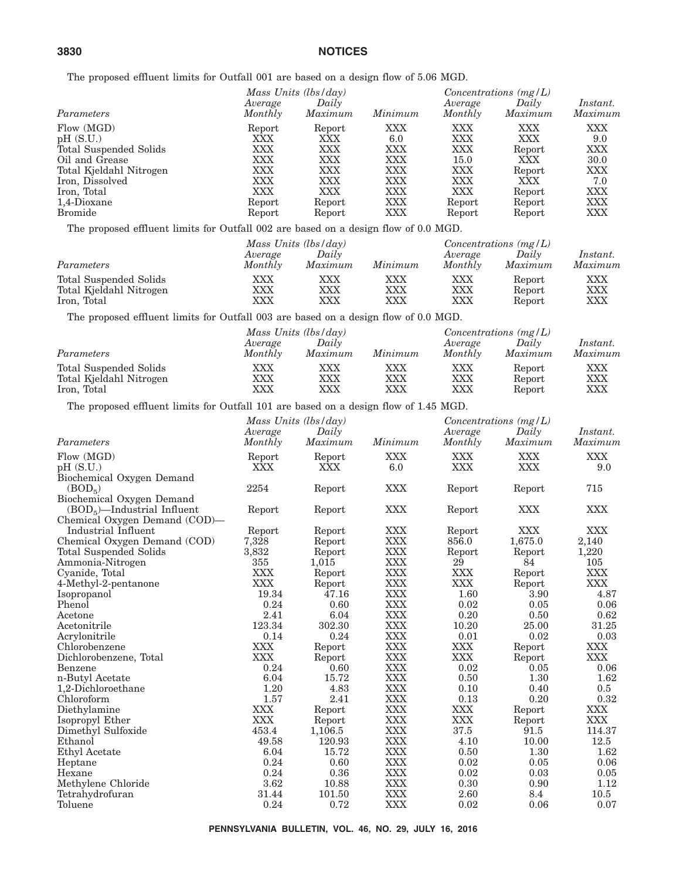The proposed effluent limits for Outfall 001 are based on a design flow of 5.06 MGD.

| | *Mass Units (lbs/day)* | | | *Concentrations (mg/L)* | | |
|---|---|---|---|---|---|---|
| *Parameters* | *Average Monthly* | *Daily Maximum* | *Minimum* | *Average Monthly* | *Daily Maximum* | *Instant. Maximum* |
| Flow (MGD) | Report | Report | XXX | XXX | XXX | XXX |
| pH (S.U.) | XXX | XXX | 6.0 | XXX | XXX | 9.0 |
| Total Suspended Solids | XXX | XXX | XXX | XXX | Report | XXX |
| Oil and Grease | XXX | XXX | XXX | 15.0 | XXX | 30.0 |
| Total Kjeldahl Nitrogen | XXX | XXX | XXX | XXX | Report | XXX |
| Iron, Dissolved | XXX | XXX | XXX | XXX | XXX | 7.0 |
| Iron, Total | XXX | XXX | XXX | XXX | Report | XXX |
| 1,4-Dioxane | Report | Report | XXX | Report | Report | XXX |
| Bromide | Report | Report | XXX | Report | Report | XXX |

The proposed effluent limits for Outfall 002 are based on a design flow of 0.0 MGD.

| | *Mass Units (lbs/day)* | | | *Concentrations (mg/L)* | | |
|---|---|---|---|---|---|---|
| *Parameters* | *Average Monthly* | *Daily Maximum* | *Minimum* | *Average Monthly* | *Daily Maximum* | *Instant. Maximum* |
| Total Suspended Solids | XXX | XXX | XXX | XXX | Report | XXX |
| Total Kjeldahl Nitrogen | XXX | XXX | XXX | XXX | Report | XXX |
| Iron, Total | XXX | XXX | XXX | XXX | Report | XXX |

The proposed effluent limits for Outfall 003 are based on a design flow of 0.0 MGD.

| | *Mass Units (lbs/day)* | | | *Concentrations (mg/L)* | | |
|---|---|---|---|---|---|---|
| *Parameters* | *Average Monthly* | *Daily Maximum* | *Minimum* | *Average Monthly* | *Daily Maximum* | *Instant. Maximum* |
| Total Suspended Solids | XXX | XXX | XXX | XXX | Report | XXX |
| Total Kjeldahl Nitrogen | XXX | XXX | XXX | XXX | Report | XXX |
| Iron, Total | XXX | XXX | XXX | XXX | Report | XXX |

The proposed effluent limits for Outfall 101 are based on a design flow of 1.45 MGD.

| | *Mass Units (lbs/day)* | | | *Concentrations (mg/L)* | | |
|---|---|---|---|---|---|---|
| *Parameters* | *Average Monthly* | *Daily Maximum* | *Minimum* | *Average Monthly* | *Daily Maximum* | *Instant. Maximum* |
| Flow (MGD) | Report | Report | XXX | XXX | XXX | XXX |
| pH (S.U.) | XXX | XXX | 6.0 | XXX | XXX | 9.0 |
| Biochemical Oxygen Demand ($BOD_5$) | 2254 | Report | XXX | Report | Report | 715 |
| Biochemical Oxygen Demand ($BOD_5$)—Industrial Influent | Report | Report | XXX | Report | XXX | XXX |
| Chemical Oxygen Demand (COD)—Industrial Influent | Report | Report | XXX | Report | XXX | XXX |
| Chemical Oxygen Demand (COD) | 7,328 | Report | XXX | 856.0 | 1,675.0 | 2,140 |
| Total Suspended Solids | 3,832 | Report | XXX | Report | Report | 1,220 |
| Ammonia-Nitrogen | 355 | 1,015 | XXX | 29 | 84 | 105 |
| Cyanide, Total | XXX | Report | XXX | XXX | Report | XXX |
| 4-Methyl-2-pentanone | XXX | Report | XXX | XXX | Report | XXX |
| Isopropanol | 19.34 | 47.16 | XXX | 1.60 | 3.90 | 4.87 |
| Phenol | 0.24 | 0.60 | XXX | 0.02 | 0.05 | 0.06 |
| Acetone | 2.41 | 6.04 | XXX | 0.20 | 0.50 | 0.62 |
| Acetonitrile | 123.34 | 302.30 | XXX | 10.20 | 25.00 | 31.25 |
| Acrylonitrile | 0.14 | 0.24 | XXX | 0.01 | 0.02 | 0.03 |
| Chlorobenzene | XXX | Report | XXX | XXX | Report | XXX |
| Dichlorobenzene, Total | XXX | Report | XXX | XXX | Report | XXX |
| Benzene | 0.24 | 0.60 | XXX | 0.02 | 0.05 | 0.06 |
| n-Butyl Acetate | 6.04 | 15.72 | XXX | 0.50 | 1.30 | 1.62 |
| 1,2-Dichloroethane | 1.20 | 4.83 | XXX | 0.10 | 0.40 | 0.5 |
| Chloroform | 1.57 | 2.41 | XXX | 0.13 | 0.20 | 0.32 |
| Diethylamine | XXX | Report | XXX | XXX | Report | XXX |
| Isopropyl Ether | XXX | Report | XXX | XXX | Report | XXX |
| Dimethyl Sulfoxide | 453.4 | 1,106.5 | XXX | 37.5 | 91.5 | 114.37 |
| Ethanol | 49.58 | 120.93 | XXX | 4.10 | 10.00 | 12.5 |
| Ethyl Acetate | 6.04 | 15.72 | XXX | 0.50 | 1.30 | 1.62 |
| Heptane | 0.24 | 0.60 | XXX | 0.02 | 0.05 | 0.06 |
| Hexane | 0.24 | 0.36 | XXX | 0.02 | 0.03 | 0.05 |
| Methylene Chloride | 3.62 | 10.88 | XXX | 0.30 | 0.90 | 1.12 |
| Tetrahydrofuran | 31.44 | 101.50 | XXX | 2.60 | 8.4 | 10.5 |
| Toluene | 0.24 | 0.72 | XXX | 0.02 | 0.06 | 0.07 |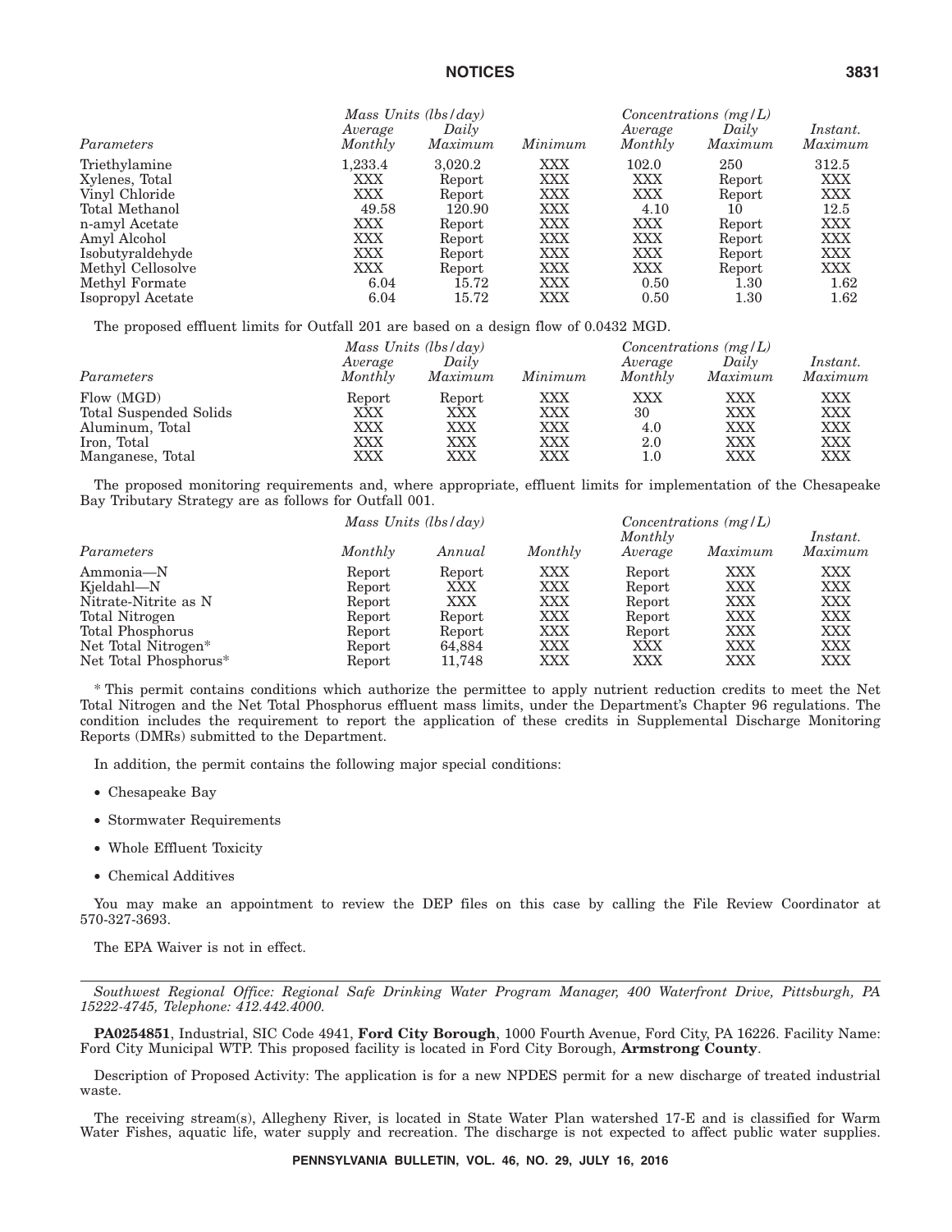| | Mass Units (lbs/day) | | | Concentrations (mg/L) | | |
|---|---|---|---|---|---|---|
| Parameters | Average Monthly | Daily Maximum | Minimum | Average Monthly | Daily Maximum | Instant. Maximum |
| Triethylamine | 1,233.4 | 3,020.2 | XXX | 102.0 | 250 | 312.5 |
| Xylenes, Total | XXX | Report | XXX | XXX | Report | XXX |
| Vinyl Chloride | XXX | Report | XXX | XXX | Report | XXX |
| Total Methanol | 49.58 | 120.90 | XXX | 4.10 | 10 | 12.5 |
| n-amyl Acetate | XXX | Report | XXX | XXX | Report | XXX |
| Amyl Alcohol | XXX | Report | XXX | XXX | Report | XXX |
| Isobutyraldehyde | XXX | Report | XXX | XXX | Report | XXX |
| Methyl Cellosolve | XXX | Report | XXX | XXX | Report | XXX |
| Methyl Formate | 6.04 | 15.72 | XXX | 0.50 | 1.30 | 1.62 |
| Isopropyl Acetate | 6.04 | 15.72 | XXX | 0.50 | 1.30 | 1.62 |

The proposed effluent limits for Outfall 201 are based on a design flow of 0.0432 MGD.

| | Mass Units (lbs/day) | | | Concentrations (mg/L) | | |
|---|---|---|---|---|---|---|
| Parameters | Average Monthly | Daily Maximum | Minimum | Average Monthly | Daily Maximum | Instant. Maximum |
| Flow (MGD) | Report | Report | XXX | XXX | XXX | XXX |
| Total Suspended Solids | XXX | XXX | XXX | 30 | XXX | XXX |
| Aluminum, Total | XXX | XXX | XXX | 4.0 | XXX | XXX |
| Iron, Total | XXX | XXX | XXX | 2.0 | XXX | XXX |
| Manganese, Total | XXX | XXX | XXX | 1.0 | XXX | XXX |

The proposed monitoring requirements and, where appropriate, effluent limits for implementation of the Chesapeake Bay Tributary Strategy are as follows for Outfall 001.

| | Mass Units (lbs/day) | | Concentrations (mg/L) | | | |
|---|---|---|---|---|---|---|
| Parameters | Monthly | Annual | Monthly | Monthly Average | Maximum | Instant. Maximum |
| Ammonia—N | Report | Report | XXX | Report | XXX | XXX |
| Kjeldahl—N | Report | XXX | XXX | Report | XXX | XXX |
| Nitrate-Nitrite as N | Report | XXX | XXX | Report | XXX | XXX |
| Total Nitrogen | Report | Report | XXX | Report | XXX | XXX |
| Total Phosphorus | Report | Report | XXX | Report | XXX | XXX |
| Net Total Nitrogen* | Report | 64,884 | XXX | XXX | XXX | XXX |
| Net Total Phosphorus* | Report | 11,748 | XXX | XXX | XXX | XXX |

* This permit contains conditions which authorize the permittee to apply nutrient reduction credits to meet the Net Total Nitrogen and the Net Total Phosphorus effluent mass limits, under the Department's Chapter 96 regulations. The condition includes the requirement to report the application of these credits in Supplemental Discharge Monitoring Reports (DMRs) submitted to the Department.

In addition, the permit contains the following major special conditions:

- Chesapeake Bay
- Stormwater Requirements
- Whole Effluent Toxicity
- Chemical Additives

You may make an appointment to review the DEP files on this case by calling the File Review Coordinator at 570-327-3693.

The EPA Waiver is not in effect.

---

*Southwest Regional Office: Regional Safe Drinking Water Program Manager, 400 Waterfront Drive, Pittsburgh, PA 15222-4745, Telephone: 412.442.4000.*

**PA0254851**, Industrial, SIC Code 4941, **Ford City Borough**, 1000 Fourth Avenue, Ford City, PA 16226. Facility Name: Ford City Municipal WTP. This proposed facility is located in Ford City Borough, **Armstrong County**.

Description of Proposed Activity: The application is for a new NPDES permit for a new discharge of treated industrial waste.

The receiving stream(s), Allegheny River, is located in State Water Plan watershed 17-E and is classified for Warm Water Fishes, aquatic life, water supply and recreation. The discharge is not expected to affect public water supplies.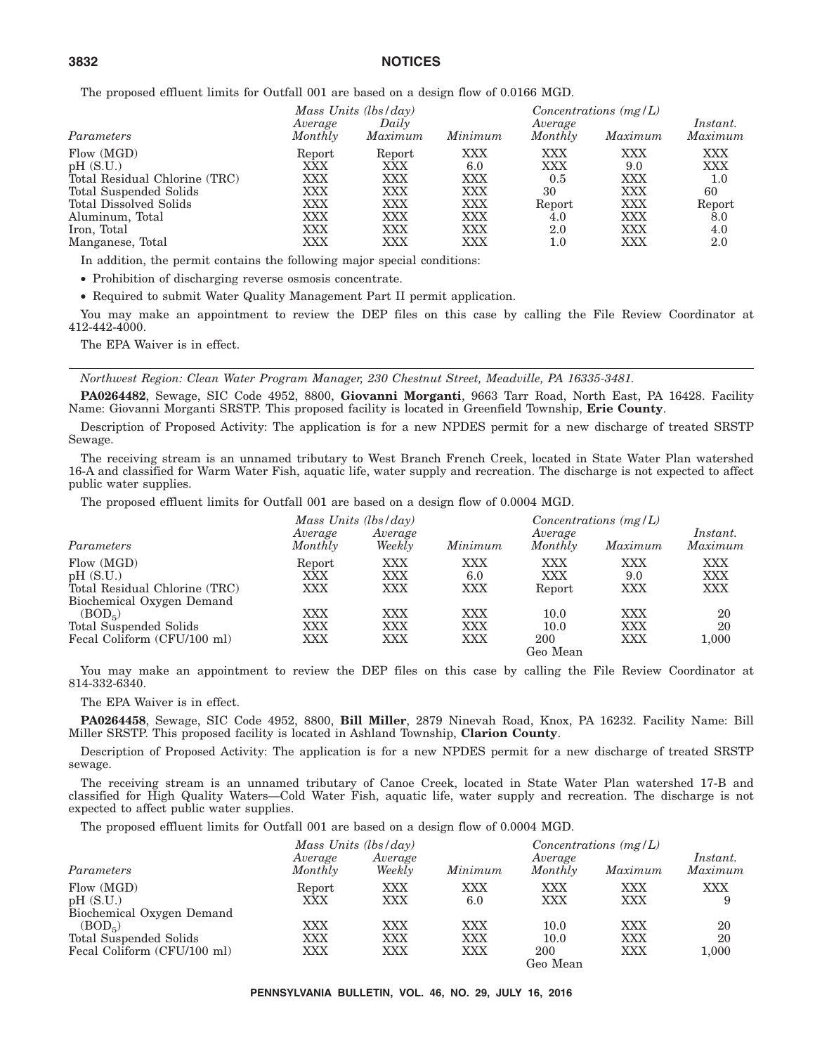The proposed effluent limits for Outfall 001 are based on a design flow of 0.0166 MGD.

| | Mass Units (lbs/day) | | | Concentrations (mg/L) | | |
|---|---|---|---|---|---|---|
| *Parameters* | *Average Monthly* | *Daily Maximum* | *Minimum* | *Average Monthly* | *Maximum* | *Instant. Maximum* |
| Flow (MGD) | Report | Report | XXX | XXX | XXX | XXX |
| pH (S.U.) | XXX | XXX | 6.0 | XXX | 9.0 | XXX |
| Total Residual Chlorine (TRC) | XXX | XXX | XXX | 0.5 | XXX | 1.0 |
| Total Suspended Solids | XXX | XXX | XXX | 30 | XXX | 60 |
| Total Dissolved Solids | XXX | XXX | XXX | Report | XXX | Report |
| Aluminum, Total | XXX | XXX | XXX | 4.0 | XXX | 8.0 |
| Iron, Total | XXX | XXX | XXX | 2.0 | XXX | 4.0 |
| Manganese, Total | XXX | XXX | XXX | 1.0 | XXX | 2.0 |

In addition, the permit contains the following major special conditions:

- Prohibition of discharging reverse osmosis concentrate.
- Required to submit Water Quality Management Part II permit application.

You may make an appointment to review the DEP files on this case by calling the File Review Coordinator at 412-442-4000.

The EPA Waiver is in effect.

*Northwest Region: Clean Water Program Manager, 230 Chestnut Street, Meadville, PA 16335-3481.*

**PA0264482**, Sewage, SIC Code 4952, 8800, **Giovanni Morganti**, 9663 Tarr Road, North East, PA 16428. Facility Name: Giovanni Morganti SRSTP. This proposed facility is located in Greenfield Township, **Erie County**.

Description of Proposed Activity: The application is for a new NPDES permit for a new discharge of treated SRSTP Sewage.

The receiving stream is an unnamed tributary to West Branch French Creek, located in State Water Plan watershed 16-A and classified for Warm Water Fish, aquatic life, water supply and recreation. The discharge is not expected to affect public water supplies.

The proposed effluent limits for Outfall 001 are based on a design flow of 0.0004 MGD.

| | Mass Units (lbs/day) | | | Concentrations (mg/L) | | |
|---|---|---|---|---|---|---|
| *Parameters* | *Average Monthly* | *Average Weekly* | *Minimum* | *Average Monthly* | *Maximum* | *Instant. Maximum* |
| Flow (MGD) | Report | XXX | XXX | XXX | XXX | XXX |
| pH (S.U.) | XXX | XXX | 6.0 | XXX | 9.0 | XXX |
| Total Residual Chlorine (TRC) | XXX | XXX | XXX | Report | XXX | XXX |
| Biochemical Oxygen Demand ($BOD_5$) | XXX | XXX | XXX | 10.0 | XXX | 20 |
| Total Suspended Solids | XXX | XXX | XXX | 10.0 | XXX | 20 |
| Fecal Coliform (CFU/100 ml) | XXX | XXX | XXX | 200 Geo Mean | XXX | 1,000 |

You may make an appointment to review the DEP files on this case by calling the File Review Coordinator at 814-332-6340.

The EPA Waiver is in effect.

**PA0264458**, Sewage, SIC Code 4952, 8800, **Bill Miller**, 2879 Ninevah Road, Knox, PA 16232. Facility Name: Bill Miller SRSTP. This proposed facility is located in Ashland Township, **Clarion County**.

Description of Proposed Activity: The application is for a new NPDES permit for a new discharge of treated SRSTP sewage.

The receiving stream is an unnamed tributary of Canoe Creek, located in State Water Plan watershed 17-B and classified for High Quality Waters—Cold Water Fish, aquatic life, water supply and recreation. The discharge is not expected to affect public water supplies.

The proposed effluent limits for Outfall 001 are based on a design flow of 0.0004 MGD.

| | Mass Units (lbs/day) | | | Concentrations (mg/L) | | |
|---|---|---|---|---|---|---|
| *Parameters* | *Average Monthly* | *Average Weekly* | *Minimum* | *Average Monthly* | *Maximum* | *Instant. Maximum* |
| Flow (MGD) | Report | XXX | XXX | XXX | XXX | XXX |
| pH (S.U.) | XXX | XXX | 6.0 | XXX | XXX | 9 |
| Biochemical Oxygen Demand ($BOD_5$) | XXX | XXX | XXX | 10.0 | XXX | 20 |
| Total Suspended Solids | XXX | XXX | XXX | 10.0 | XXX | 20 |
| Fecal Coliform (CFU/100 ml) | XXX | XXX | XXX | 200 Geo Mean | XXX | 1,000 |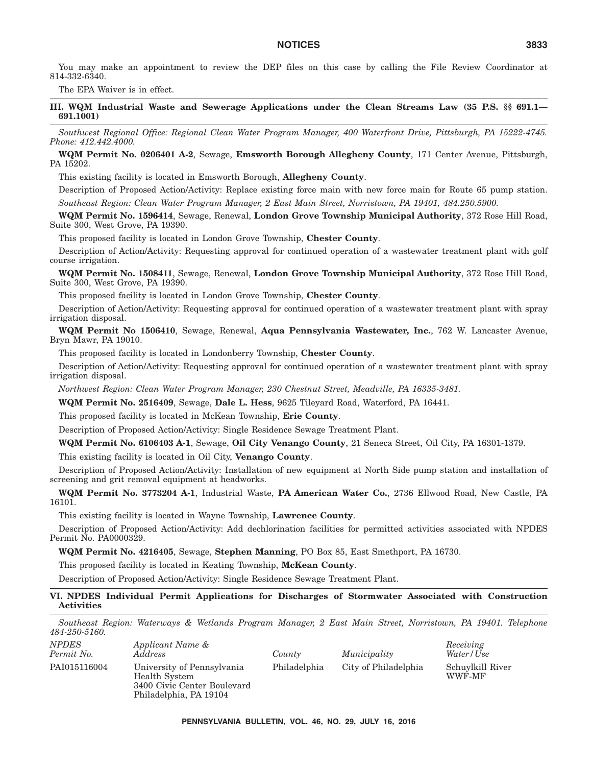You may make an appointment to review the DEP files on this case by calling the File Review Coordinator at 814-332-6340.

The EPA Waiver is in effect.

## III. WQM Industrial Waste and Sewerage Applications under the Clean Streams Law (35 P.S. §§ 691.1—691.1001)

*Southwest Regional Office: Regional Clean Water Program Manager, 400 Waterfront Drive, Pittsburgh, PA 15222-4745. Phone: 412.442.4000.*

**WQM Permit No. 0206401 A-2**, Sewage, **Emsworth Borough Allegheny County**, 171 Center Avenue, Pittsburgh, PA 15202.

This existing facility is located in Emsworth Borough, **Allegheny County**.

Description of Proposed Action/Activity: Replace existing force main with new force main for Route 65 pump station.

*Southeast Region: Clean Water Program Manager, 2 East Main Street, Norristown, PA 19401, 484.250.5900.*

**WQM Permit No. 1596414**, Sewage, Renewal, **London Grove Township Municipal Authority**, 372 Rose Hill Road, Suite 300, West Grove, PA 19390.

This proposed facility is located in London Grove Township, **Chester County**.

Description of Action/Activity: Requesting approval for continued operation of a wastewater treatment plant with golf course irrigation.

**WQM Permit No. 1508411**, Sewage, Renewal, **London Grove Township Municipal Authority**, 372 Rose Hill Road, Suite 300, West Grove, PA 19390.

This proposed facility is located in London Grove Township, **Chester County**.

Description of Action/Activity: Requesting approval for continued operation of a wastewater treatment plant with spray irrigation disposal.

**WQM Permit No 1506410**, Sewage, Renewal, **Aqua Pennsylvania Wastewater, Inc.**, 762 W. Lancaster Avenue, Bryn Mawr, PA 19010.

This proposed facility is located in Londonberry Township, **Chester County**.

Description of Action/Activity: Requesting approval for continued operation of a wastewater treatment plant with spray irrigation disposal.

*Northwest Region: Clean Water Program Manager, 230 Chestnut Street, Meadville, PA 16335-3481.*

**WQM Permit No. 2516409**, Sewage, **Dale L. Hess**, 9625 Tileyard Road, Waterford, PA 16441.

This proposed facility is located in McKean Township, **Erie County**.

Description of Proposed Action/Activity: Single Residence Sewage Treatment Plant.

**WQM Permit No. 6106403 A-1**, Sewage, **Oil City Venango County**, 21 Seneca Street, Oil City, PA 16301-1379.

This existing facility is located in Oil City, **Venango County**.

Description of Proposed Action/Activity: Installation of new equipment at North Side pump station and installation of screening and grit removal equipment at headworks.

**WQM Permit No. 3773204 A-1**, Industrial Waste, **PA American Water Co.**, 2736 Ellwood Road, New Castle, PA 16101.

This existing facility is located in Wayne Township, **Lawrence County**.

Description of Proposed Action/Activity: Add dechlorination facilities for permitted activities associated with NPDES Permit No. PA0000329.

**WQM Permit No. 4216405**, Sewage, **Stephen Manning**, PO Box 85, East Smethport, PA 16730.

This proposed facility is located in Keating Township, **McKean County**.

Description of Proposed Action/Activity: Single Residence Sewage Treatment Plant.

## VI. NPDES Individual Permit Applications for Discharges of Stormwater Associated with Construction Activities

*Southeast Region: Waterways & Wetlands Program Manager, 2 East Main Street, Norristown, PA 19401. Telephone 484-250-5160.*

| *NPDES Permit No.* | *Applicant Name & Address* | *County* | *Municipality* | *Receiving Water/Use* |
|---|---|---|---|---|
| PAI015116004 | University of Pennsylvania Health System 3400 Civic Center Boulevard Philadelphia, PA 19104 | Philadelphia | City of Philadelphia | Schuylkill River WWF-MF |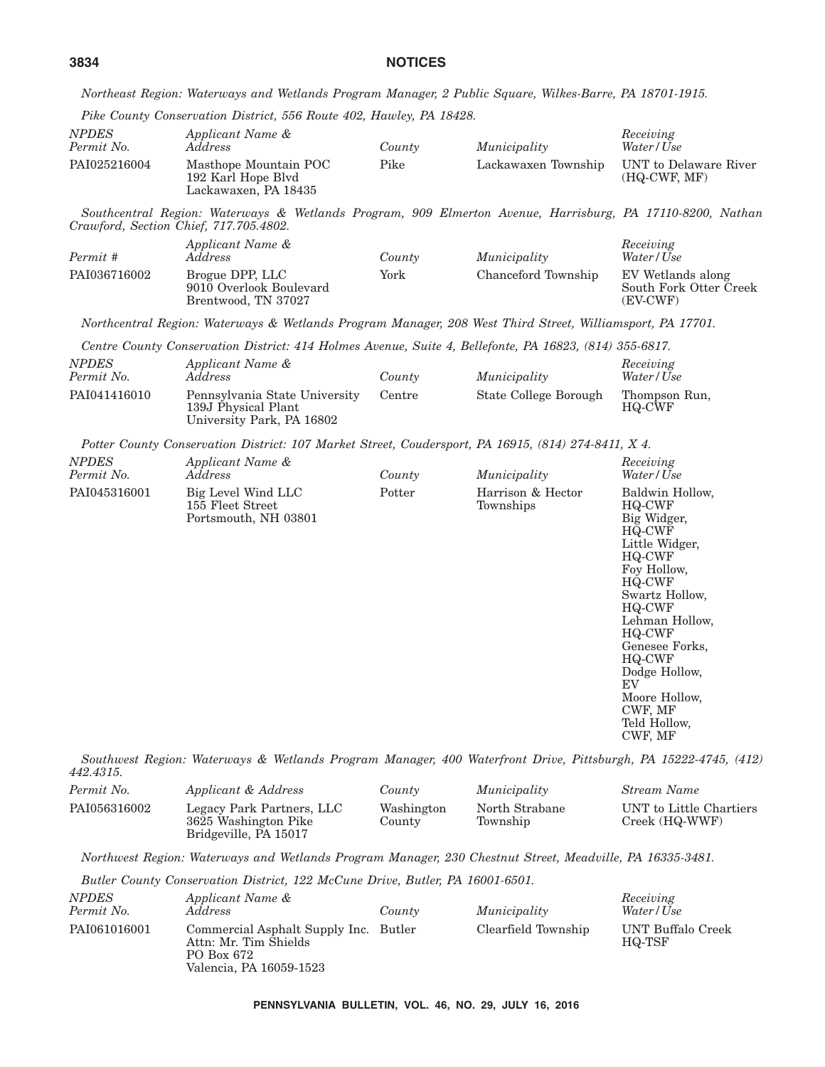*Northeast Region: Waterways and Wetlands Program Manager, 2 Public Square, Wilkes-Barre, PA 18701-1915.*

*Pike County Conservation District, 556 Route 402, Hawley, PA 18428.*

| *NPDES Permit No.* | *Applicant Name & Address* | *County* | *Municipality* | *Receiving Water/Use* |
|---|---|---|---|---|
| PAI025216004 | Masthope Mountain POC<br>192 Karl Hope Blvd<br>Lackawaxen, PA 18435 | Pike | Lackawaxen Township | UNT to Delaware River (HQ-CWF, MF) |

*Southcentral Region: Waterways & Wetlands Program, 909 Elmerton Avenue, Harrisburg, PA 17110-8200, Nathan Crawford, Section Chief, 717.705.4802.*

| *Permit #* | *Applicant Name & Address* | *County* | *Municipality* | *Receiving Water/Use* |
|---|---|---|---|---|
| PAI036716002 | Brogue DPP, LLC<br>9010 Overlook Boulevard<br>Brentwood, TN 37027 | York | Chanceford Township | EV Wetlands along South Fork Otter Creek (EV-CWF) |

*Northcentral Region: Waterways & Wetlands Program Manager, 208 West Third Street, Williamsport, PA 17701.*

*Centre County Conservation District: 414 Holmes Avenue, Suite 4, Bellefonte, PA 16823, (814) 355-6817.*

| *NPDES Permit No.* | *Applicant Name & Address* | *County* | *Municipality* | *Receiving Water/Use* |
|---|---|---|---|---|
| PAI041416010 | Pennsylvania State University<br>139J Physical Plant<br>University Park, PA 16802 | Centre | State College Borough | Thompson Run, HQ-CWF |

*Potter County Conservation District: 107 Market Street, Coudersport, PA 16915, (814) 274-8411, X 4.*

| *NPDES Permit No.* | *Applicant Name & Address* | *County* | *Municipality* | *Receiving Water/Use* |
|---|---|---|---|---|
| PAI045316001 | Big Level Wind LLC<br>155 Fleet Street<br>Portsmouth, NH 03801 | Potter | Harrison & Hector Townships | Baldwin Hollow, HQ-CWF<br>Big Widger, HQ-CWF<br>Little Widger, HQ-CWF<br>Foy Hollow, HQ-CWF<br>Swartz Hollow, HQ-CWF<br>Lehman Hollow, HQ-CWF<br>Genesee Forks, HQ-CWF<br>Dodge Hollow, EV<br>Moore Hollow, CWF, MF<br>Teld Hollow, CWF, MF |

*Southwest Region: Waterways & Wetlands Program Manager, 400 Waterfront Drive, Pittsburgh, PA 15222-4745, (412) 442.4315.*

| *Permit No.* | *Applicant & Address* | *County* | *Municipality* | *Stream Name* |
|---|---|---|---|---|
| PAI056316002 | Legacy Park Partners, LLC<br>3625 Washington Pike<br>Bridgeville, PA 15017 | Washington County | North Strabane Township | UNT to Little Chartiers Creek (HQ-WWF) |

*Northwest Region: Waterways and Wetlands Program Manager, 230 Chestnut Street, Meadville, PA 16335-3481.*

*Butler County Conservation District, 122 McCune Drive, Butler, PA 16001-6501.*

| *NPDES Permit No.* | *Applicant Name & Address* | *County* | *Municipality* | *Receiving Water/Use* |
|---|---|---|---|---|
| PAI061016001 | Commercial Asphalt Supply Inc.<br>Attn: Mr. Tim Shields<br>PO Box 672<br>Valencia, PA 16059-1523 | Butler | Clearfield Township | UNT Buffalo Creek HQ-TSF |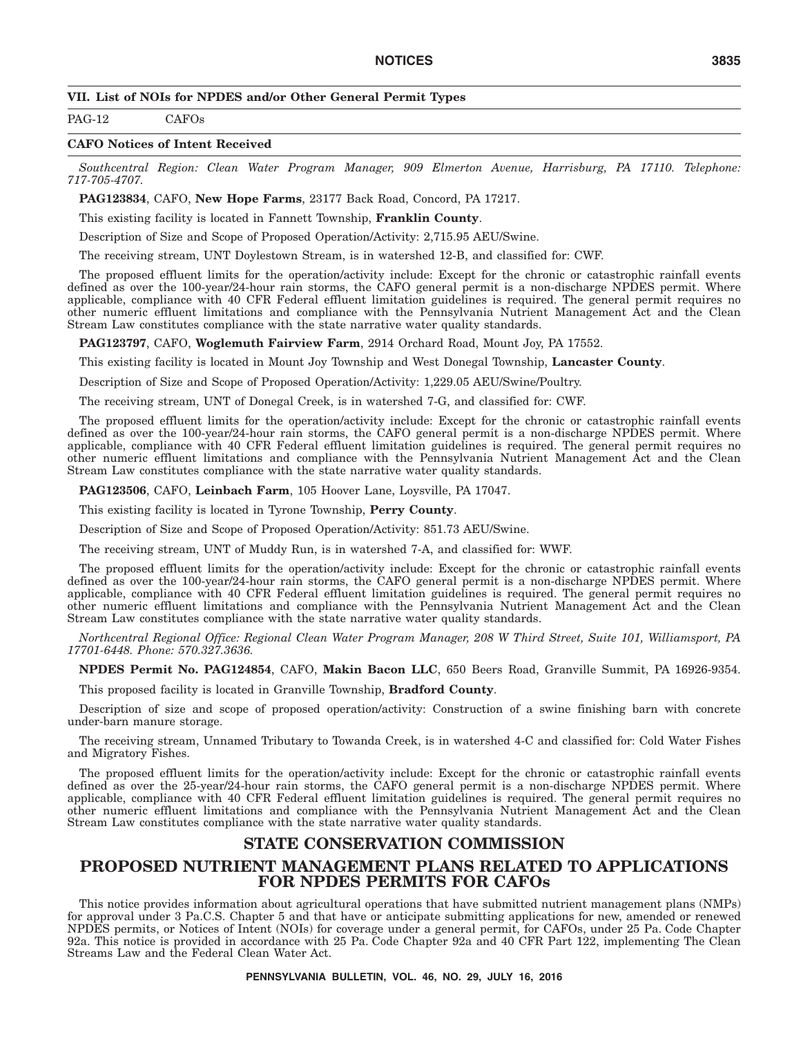### VII. List of NOIs for NPDES and/or Other General Permit Types

PAG-12 CAFOs

### CAFO Notices of Intent Received

*Southcentral Region: Clean Water Program Manager, 909 Elmerton Avenue, Harrisburg, PA 17110. Telephone: 717-705-4707.*

**PAG123834**, CAFO, **New Hope Farms**, 23177 Back Road, Concord, PA 17217.

This existing facility is located in Fannett Township, **Franklin County**.

Description of Size and Scope of Proposed Operation/Activity: 2,715.95 AEU/Swine.

The receiving stream, UNT Doylestown Stream, is in watershed 12-B, and classified for: CWF.

The proposed effluent limits for the operation/activity include: Except for the chronic or catastrophic rainfall events defined as over the 100-year/24-hour rain storms, the CAFO general permit is a non-discharge NPDES permit. Where applicable, compliance with 40 CFR Federal effluent limitation guidelines is required. The general permit requires no other numeric effluent limitations and compliance with the Pennsylvania Nutrient Management Act and the Clean Stream Law constitutes compliance with the state narrative water quality standards.

**PAG123797**, CAFO, **Woglemuth Fairview Farm**, 2914 Orchard Road, Mount Joy, PA 17552.

This existing facility is located in Mount Joy Township and West Donegal Township, **Lancaster County**.

Description of Size and Scope of Proposed Operation/Activity: 1,229.05 AEU/Swine/Poultry.

The receiving stream, UNT of Donegal Creek, is in watershed 7-G, and classified for: CWF.

The proposed effluent limits for the operation/activity include: Except for the chronic or catastrophic rainfall events defined as over the 100-year/24-hour rain storms, the CAFO general permit is a non-discharge NPDES permit. Where applicable, compliance with 40 CFR Federal effluent limitation guidelines is required. The general permit requires no other numeric effluent limitations and compliance with the Pennsylvania Nutrient Management Act and the Clean Stream Law constitutes compliance with the state narrative water quality standards.

**PAG123506**, CAFO, **Leinbach Farm**, 105 Hoover Lane, Loysville, PA 17047.

This existing facility is located in Tyrone Township, **Perry County**.

Description of Size and Scope of Proposed Operation/Activity: 851.73 AEU/Swine.

The receiving stream, UNT of Muddy Run, is in watershed 7-A, and classified for: WWF.

The proposed effluent limits for the operation/activity include: Except for the chronic or catastrophic rainfall events defined as over the 100-year/24-hour rain storms, the CAFO general permit is a non-discharge NPDES permit. Where applicable, compliance with 40 CFR Federal effluent limitation guidelines is required. The general permit requires no other numeric effluent limitations and compliance with the Pennsylvania Nutrient Management Act and the Clean Stream Law constitutes compliance with the state narrative water quality standards.

*Northcentral Regional Office: Regional Clean Water Program Manager, 208 W Third Street, Suite 101, Williamsport, PA 17701-6448. Phone: 570.327.3636.*

**NPDES Permit No. PAG124854**, CAFO, **Makin Bacon LLC**, 650 Beers Road, Granville Summit, PA 16926-9354.

This proposed facility is located in Granville Township, **Bradford County**.

Description of size and scope of proposed operation/activity: Construction of a swine finishing barn with concrete under-barn manure storage.

The receiving stream, Unnamed Tributary to Towanda Creek, is in watershed 4-C and classified for: Cold Water Fishes and Migratory Fishes.

The proposed effluent limits for the operation/activity include: Except for the chronic or catastrophic rainfall events defined as over the 25-year/24-hour rain storms, the CAFO general permit is a non-discharge NPDES permit. Where applicable, compliance with 40 CFR Federal effluent limitation guidelines is required. The general permit requires no other numeric effluent limitations and compliance with the Pennsylvania Nutrient Management Act and the Clean Stream Law constitutes compliance with the state narrative water quality standards.

## STATE CONSERVATION COMMISSION

## PROPOSED NUTRIENT MANAGEMENT PLANS RELATED TO APPLICATIONS FOR NPDES PERMITS FOR CAFOs

This notice provides information about agricultural operations that have submitted nutrient management plans (NMPs) for approval under 3 Pa.C.S. Chapter 5 and that have or anticipate submitting applications for new, amended or renewed NPDES permits, or Notices of Intent (NOIs) for coverage under a general permit, for CAFOs, under 25 Pa. Code Chapter 92a. This notice is provided in accordance with 25 Pa. Code Chapter 92a and 40 CFR Part 122, implementing The Clean Streams Law and the Federal Clean Water Act.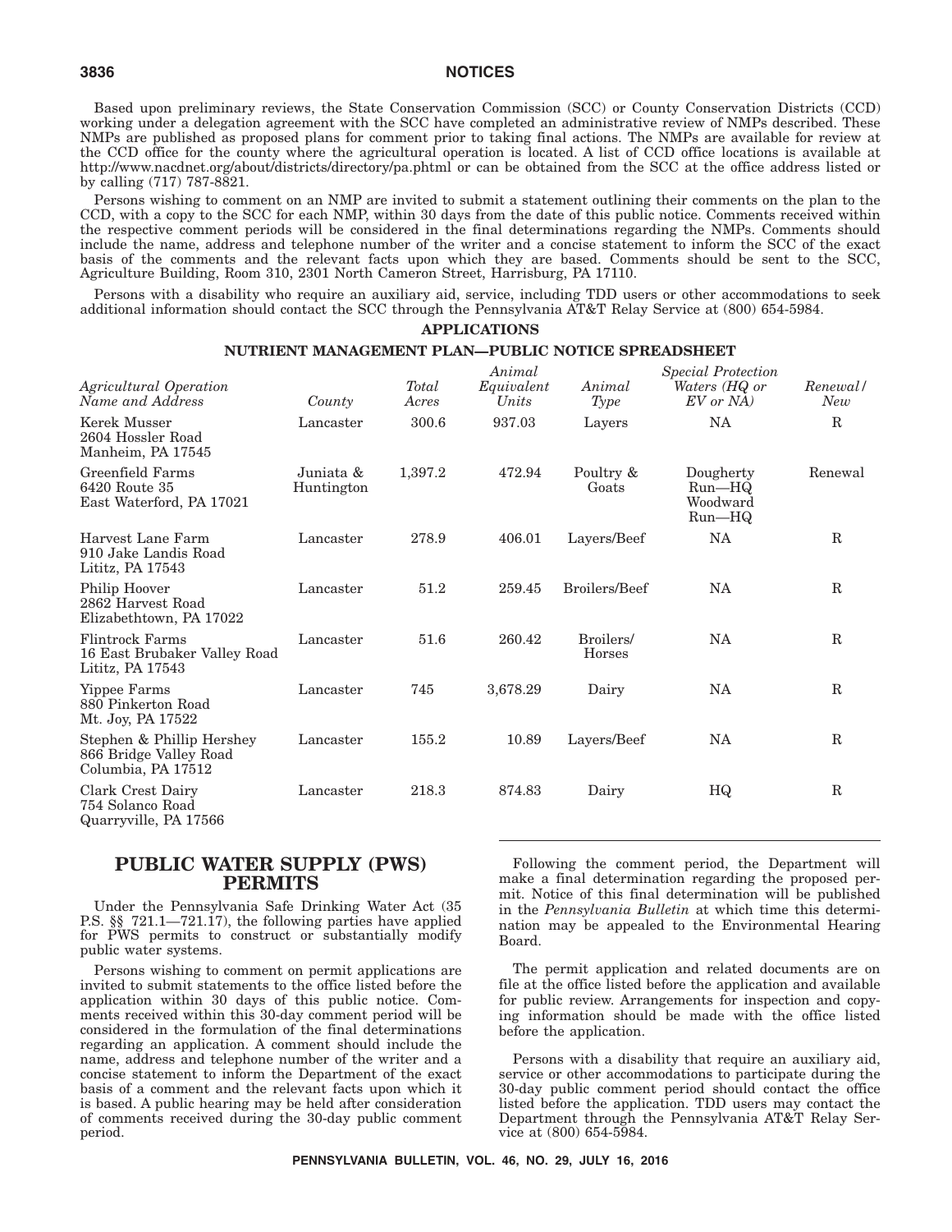Based upon preliminary reviews, the State Conservation Commission (SCC) or County Conservation Districts (CCD) working under a delegation agreement with the SCC have completed an administrative review of NMPs described. These NMPs are published as proposed plans for comment prior to taking final actions. The NMPs are available for review at the CCD office for the county where the agricultural operation is located. A list of CCD office locations is available at http://www.nacdnet.org/about/districts/directory/pa.phtml or can be obtained from the SCC at the office address listed or by calling (717) 787-8821.

Persons wishing to comment on an NMP are invited to submit a statement outlining their comments on the plan to the CCD, with a copy to the SCC for each NMP, within 30 days from the date of this public notice. Comments received within the respective comment periods will be considered in the final determinations regarding the NMPs. Comments should include the name, address and telephone number of the writer and a concise statement to inform the SCC of the exact basis of the comments and the relevant facts upon which they are based. Comments should be sent to the SCC, Agriculture Building, Room 310, 2301 North Cameron Street, Harrisburg, PA 17110.

Persons with a disability who require an auxiliary aid, service, including TDD users or other accommodations to seek additional information should contact the SCC through the Pennsylvania AT&T Relay Service at (800) 654-5984.

**APPLICATIONS**

**NUTRIENT MANAGEMENT PLAN—PUBLIC NOTICE SPREADSHEET**

| *Agricultural Operation Name and Address* | *County* | *Total Acres* | *Animal Equivalent Units* | *Animal Type* | *Special Protection Waters (HQ or EV or NA)* | *Renewal/ New* |
|---|---|---|---|---|---|---|
| Kerek Musser<br>2604 Hossler Road<br>Manheim, PA 17545 | Lancaster | 300.6 | 937.03 | Layers | NA | R |
| Greenfield Farms<br>6420 Route 35<br>East Waterford, PA 17021 | Juniata & Huntington | 1,397.2 | 472.94 | Poultry & Goats | Dougherty Run—HQ<br>Woodward Run—HQ | Renewal |
| Harvest Lane Farm<br>910 Jake Landis Road<br>Lititz, PA 17543 | Lancaster | 278.9 | 406.01 | Layers/Beef | NA | R |
| Philip Hoover<br>2862 Harvest Road<br>Elizabethtown, PA 17022 | Lancaster | 51.2 | 259.45 | Broilers/Beef | NA | R |
| Flintrock Farms<br>16 East Brubaker Valley Road<br>Lititz, PA 17543 | Lancaster | 51.6 | 260.42 | Broilers/ Horses | NA | R |
| Yippee Farms<br>880 Pinkerton Road<br>Mt. Joy, PA 17522 | Lancaster | 745 | 3,678.29 | Dairy | NA | R |
| Stephen & Phillip Hershey<br>866 Bridge Valley Road<br>Columbia, PA 17512 | Lancaster | 155.2 | 10.89 | Layers/Beef | NA | R |
| Clark Crest Dairy<br>754 Solanco Road<br>Quarryville, PA 17566 | Lancaster | 218.3 | 874.83 | Dairy | HQ | R |

## PUBLIC WATER SUPPLY (PWS) PERMITS

Under the Pennsylvania Safe Drinking Water Act (35 P.S. §§ 721.1—721.17), the following parties have applied for PWS permits to construct or substantially modify public water systems.

Persons wishing to comment on permit applications are invited to submit statements to the office listed before the application within 30 days of this public notice. Comments received within this 30-day comment period will be considered in the formulation of the final determinations regarding an application. A comment should include the name, address and telephone number of the writer and a concise statement to inform the Department of the exact basis of a comment and the relevant facts upon which it is based. A public hearing may be held after consideration of comments received during the 30-day public comment period.

Following the comment period, the Department will make a final determination regarding the proposed permit. Notice of this final determination will be published in the *Pennsylvania Bulletin* at which time this determination may be appealed to the Environmental Hearing Board.

The permit application and related documents are on file at the office listed before the application and available for public review. Arrangements for inspection and copying information should be made with the office listed before the application.

Persons with a disability that require an auxiliary aid, service or other accommodations to participate during the 30-day public comment period should contact the office listed before the application. TDD users may contact the Department through the Pennsylvania AT&T Relay Service at (800) 654-5984.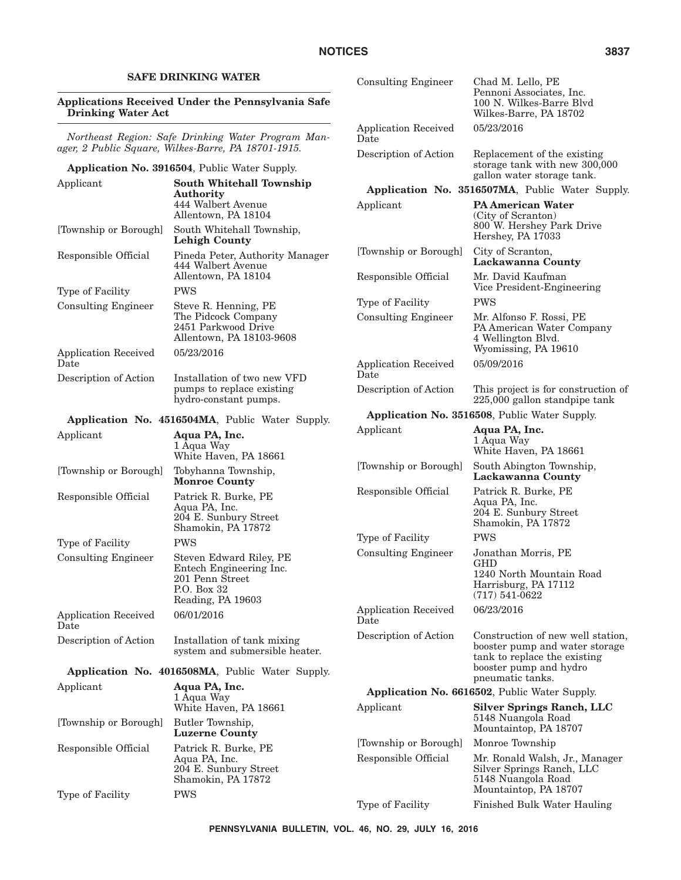## SAFE DRINKING WATER

### Applications Received Under the Pennsylvania Safe Drinking Water Act

*Northeast Region: Safe Drinking Water Program Manager, 2 Public Square, Wilkes-Barre, PA 18701-1915.*

**Application No. 3916504**, Public Water Supply.

| | |
|---|---|
| Applicant | **South Whitehall Township Authority** 444 Walbert Avenue Allentown, PA 18104 |
| [Township or Borough] | South Whitehall Township, **Lehigh County** |
| Responsible Official | Pineda Peter, Authority Manager 444 Walbert Avenue Allentown, PA 18104 |
| Type of Facility | PWS |
| Consulting Engineer | Steve R. Henning, PE The Pidcock Company 2451 Parkwood Drive Allentown, PA 18103-9608 |
| Application Received Date | 05/23/2016 |
| Description of Action | Installation of two new VFD pumps to replace existing hydro-constant pumps. |

**Application No. 4516504MA**, Public Water Supply.

| | |
|---|---|
| Applicant | **Aqua PA, Inc.** 1 Aqua Way White Haven, PA 18661 |
| [Township or Borough] | Tobyhanna Township, **Monroe County** |
| Responsible Official | Patrick R. Burke, PE Aqua PA, Inc. 204 E. Sunbury Street Shamokin, PA 17872 |
| Type of Facility | PWS |
| Consulting Engineer | Steven Edward Riley, PE Entech Engineering Inc. 201 Penn Street P.O. Box 32 Reading, PA 19603 |
| Application Received Date | 06/01/2016 |
| Description of Action | Installation of tank mixing system and submersible heater. |

**Application No. 4016508MA**, Public Water Supply.

| | |
|---|---|
| Applicant | **Aqua PA, Inc.** 1 Aqua Way White Haven, PA 18661 |
| [Township or Borough] | Butler Township, **Luzerne County** |
| Responsible Official | Patrick R. Burke, PE Aqua PA, Inc. 204 E. Sunbury Street Shamokin, PA 17872 |
| Type of Facility | PWS |
| Consulting Engineer | Chad M. Lello, PE Pennoni Associates, Inc. 100 N. Wilkes-Barre Blvd Wilkes-Barre, PA 18702 |
| Application Received Date | 05/23/2016 |
| Description of Action | Replacement of the existing storage tank with new 300,000 gallon water storage tank. |

**Application No. 3516507MA**, Public Water Supply.

| | |
|---|---|
| Applicant | **PA American Water** (City of Scranton) 800 W. Hershey Park Drive Hershey, PA 17033 |
| [Township or Borough] | City of Scranton, **Lackawanna County** |
| Responsible Official | Mr. David Kaufman Vice President-Engineering |
| Type of Facility | PWS |
| Consulting Engineer | Mr. Alfonso F. Rossi, PE PA American Water Company 4 Wellington Blvd. Wyomissing, PA 19610 |
| Application Received Date | 05/09/2016 |
| Description of Action | This project is for construction of 225,000 gallon standpipe tank |

**Application No. 3516508**, Public Water Supply.

| | |
|---|---|
| Applicant | **Aqua PA, Inc.** 1 Aqua Way White Haven, PA 18661 |
| [Township or Borough] | South Abington Township, **Lackawanna County** |
| Responsible Official | Patrick R. Burke, PE Aqua PA, Inc. 204 E. Sunbury Street Shamokin, PA 17872 |
| Type of Facility | PWS |
| Consulting Engineer | Jonathan Morris, PE GHD 1240 North Mountain Road Harrisburg, PA 17112 (717) 541-0622 |
| Application Received Date | 06/23/2016 |
| Description of Action | Construction of new well station, booster pump and water storage tank to replace the existing booster pump and hydro pneumatic tanks. |

**Application No. 6616502**, Public Water Supply.

| | |
|---|---|
| Applicant | **Silver Springs Ranch, LLC** 5148 Nuangola Road Mountaintop, PA 18707 |
| [Township or Borough] | Monroe Township |
| Responsible Official | Mr. Ronald Walsh, Jr., Manager Silver Springs Ranch, LLC 5148 Nuangola Road Mountaintop, PA 18707 |
| Type of Facility | Finished Bulk Water Hauling |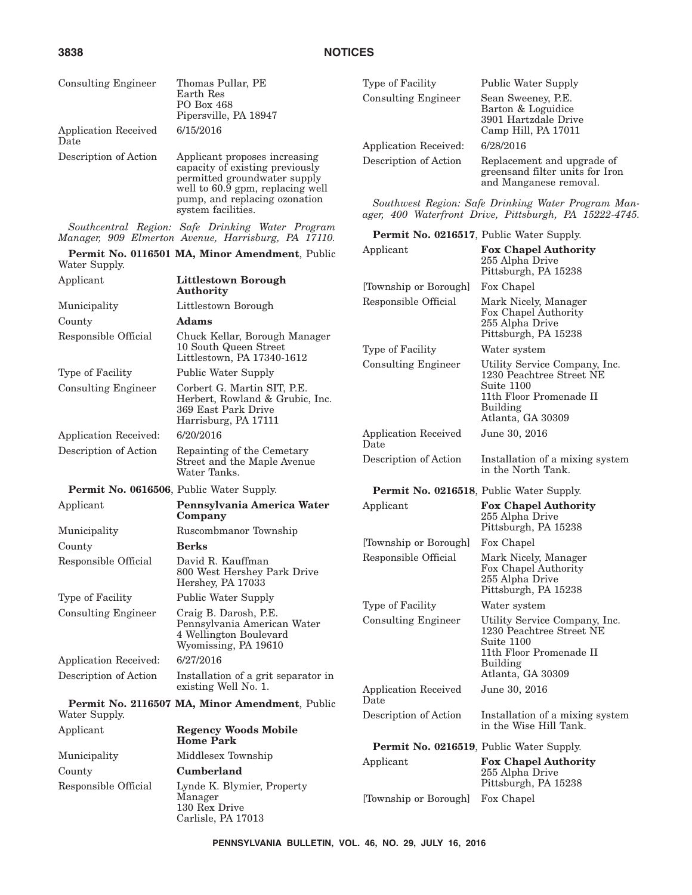| | |
|---|---|
| Consulting Engineer | Thomas Pullar, PE<br>Earth Res<br>PO Box 468<br>Pipersville, PA 18947 |
| Application Received Date | 6/15/2016 |
| Description of Action | Applicant proposes increasing capacity of existing previously permitted groundwater supply well to 60.9 gpm, replacing well pump, and replacing ozonation system facilities. |

*Southcentral Region: Safe Drinking Water Program Manager, 909 Elmerton Avenue, Harrisburg, PA 17110.*

**Permit No. 0116501 MA, Minor Amendment**, Public Water Supply.

| | |
|---|---|
| Applicant | **Littlestown Borough Authority** |
| Municipality | Littlestown Borough |
| County | **Adams** |
| Responsible Official | Chuck Kellar, Borough Manager<br>10 South Queen Street<br>Littlestown, PA 17340-1612 |
| Type of Facility | Public Water Supply |
| Consulting Engineer | Corbert G. Martin SIT, P.E.<br>Herbert, Rowland & Grubic, Inc.<br>369 East Park Drive<br>Harrisburg, PA 17111 |
| Application Received: | 6/20/2016 |
| Description of Action | Repainting of the Cemetary Street and the Maple Avenue Water Tanks. |

**Permit No. 0616506**, Public Water Supply.

| | |
|---|---|
| Applicant | **Pennsylvania America Water Company** |
| Municipality | Ruscombmanor Township |
| County | **Berks** |
| Responsible Official | David R. Kauffman<br>800 West Hershey Park Drive<br>Hershey, PA 17033 |
| Type of Facility | Public Water Supply |
| Consulting Engineer | Craig B. Darosh, P.E.<br>Pennsylvania American Water<br>4 Wellington Boulevard<br>Wyomissing, PA 19610 |
| Application Received: | 6/27/2016 |
| Description of Action | Installation of a grit separator in existing Well No. 1. |

**Permit No. 2116507 MA, Minor Amendment**, Public Water Supply.

| | |
|---|---|
| Applicant | **Regency Woods Mobile Home Park** |
| Municipality | Middlesex Township |
| County | **Cumberland** |
| Responsible Official | Lynde K. Blymier, Property Manager<br>130 Rex Drive<br>Carlisle, PA 17013 |
| Type of Facility | Public Water Supply |
| Consulting Engineer | Sean Sweeney, P.E.<br>Barton & Loguidice<br>3901 Hartzdale Drive<br>Camp Hill, PA 17011 |
| Application Received: | 6/28/2016 |
| Description of Action | Replacement and upgrade of greensand filter units for Iron and Manganese removal. |

*Southwest Region: Safe Drinking Water Program Manager, 400 Waterfront Drive, Pittsburgh, PA 15222-4745.*

**Permit No. 0216517**, Public Water Supply.

| | |
|---|---|
| Applicant | **Fox Chapel Authority**<br>255 Alpha Drive<br>Pittsburgh, PA 15238 |
| [Township or Borough] | Fox Chapel |
| Responsible Official | Mark Nicely, Manager<br>Fox Chapel Authority<br>255 Alpha Drive<br>Pittsburgh, PA 15238 |
| Type of Facility | Water system |
| Consulting Engineer | Utility Service Company, Inc.<br>1230 Peachtree Street NE<br>Suite 1100<br>11th Floor Promenade II Building<br>Atlanta, GA 30309 |
| Application Received Date | June 30, 2016 |
| Description of Action | Installation of a mixing system in the North Tank. |

**Permit No. 0216518**, Public Water Supply.

| | |
|---|---|
| Applicant | **Fox Chapel Authority**<br>255 Alpha Drive<br>Pittsburgh, PA 15238 |
| [Township or Borough] | Fox Chapel |
| Responsible Official | Mark Nicely, Manager<br>Fox Chapel Authority<br>255 Alpha Drive<br>Pittsburgh, PA 15238 |
| Type of Facility | Water system |
| Consulting Engineer | Utility Service Company, Inc.<br>1230 Peachtree Street NE<br>Suite 1100<br>11th Floor Promenade II Building<br>Atlanta, GA 30309 |
| Application Received Date | June 30, 2016 |
| Description of Action | Installation of a mixing system in the Wise Hill Tank. |

**Permit No. 0216519**, Public Water Supply.

| | |
|---|---|
| Applicant | **Fox Chapel Authority**<br>255 Alpha Drive<br>Pittsburgh, PA 15238 |
| [Township or Borough] | Fox Chapel |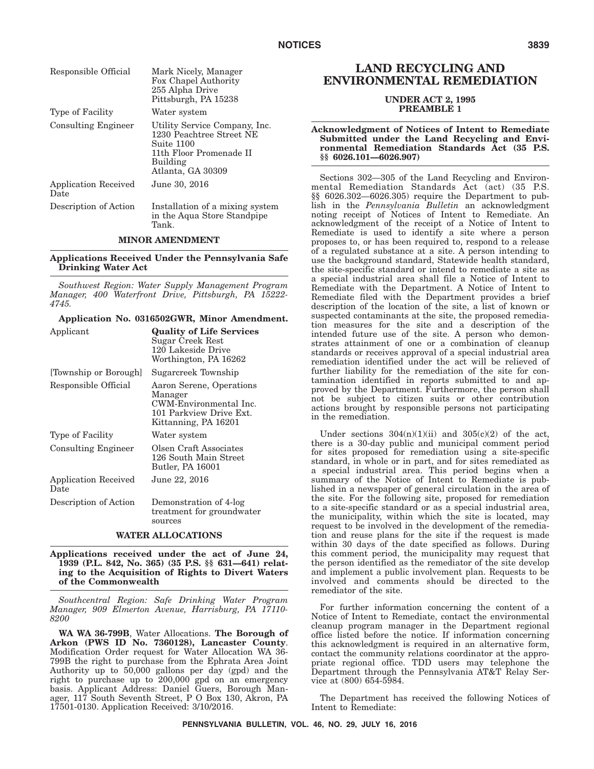| | |
|---|---|
| Responsible Official | Mark Nicely, Manager<br>Fox Chapel Authority<br>255 Alpha Drive<br>Pittsburgh, PA 15238 |
| Type of Facility | Water system |
| Consulting Engineer | Utility Service Company, Inc.<br>1230 Peachtree Street NE<br>Suite 1100<br>11th Floor Promenade II Building<br>Atlanta, GA 30309 |
| Application Received Date | June 30, 2016 |
| Description of Action | Installation of a mixing system in the Aqua Store Standpipe Tank. |

### MINOR AMENDMENT

**Applications Received Under the Pennsylvania Safe Drinking Water Act**

*Southwest Region: Water Supply Management Program Manager, 400 Waterfront Drive, Pittsburgh, PA 15222-4745.*

**Application No. 0316502GWR, Minor Amendment.**

| | |
|---|---|
| Applicant | **Quality of Life Services**<br>Sugar Creek Rest<br>120 Lakeside Drive<br>Worthington, PA 16262 |
| [Township or Borough] | Sugarcreek Township |
| Responsible Official | Aaron Serene, Operations Manager<br>CWM-Environmental Inc.<br>101 Parkview Drive Ext.<br>Kittanning, PA 16201 |
| Type of Facility | Water system |
| Consulting Engineer | Olsen Craft Associates<br>126 South Main Street<br>Butler, PA 16001 |
| Application Received Date | June 22, 2016 |
| Description of Action | Demonstration of 4-log treatment for groundwater sources |

### WATER ALLOCATIONS

**Applications received under the act of June 24, 1939 (P.L. 842, No. 365) (35 P.S. §§ 631—641) relating to the Acquisition of Rights to Divert Waters of the Commonwealth**

*Southcentral Region: Safe Drinking Water Program Manager, 909 Elmerton Avenue, Harrisburg, PA 17110-8200*

**WA WA 36-799B**, Water Allocations. **The Borough of Arkon (PWS ID No. 7360128), Lancaster County**. Modification Order request for Water Allocation WA 36-799B the right to purchase from the Ephrata Area Joint Authority up to 50,000 gallons per day (gpd) and the right to purchase up to 200,000 gpd on an emergency basis. Applicant Address: Daniel Guers, Borough Manager, 117 South Seventh Street, P O Box 130, Akron, PA 17501-0130. Application Received: 3/10/2016.

# LAND RECYCLING AND ENVIRONMENTAL REMEDIATION

## UNDER ACT 2, 1995 PREAMBLE 1

**Acknowledgment of Notices of Intent to Remediate Submitted under the Land Recycling and Environmental Remediation Standards Act (35 P.S. §§ 6026.101—6026.907)**

Sections 302—305 of the Land Recycling and Environmental Remediation Standards Act (act) (35 P.S. §§ 6026.302—6026.305) require the Department to publish in the *Pennsylvania Bulletin* an acknowledgment noting receipt of Notices of Intent to Remediate. An acknowledgment of the receipt of a Notice of Intent to Remediate is used to identify a site where a person proposes to, or has been required to, respond to a release of a regulated substance at a site. A person intending to use the background standard, Statewide health standard, the site-specific standard or intend to remediate a site as a special industrial area shall file a Notice of Intent to Remediate with the Department. A Notice of Intent to Remediate filed with the Department provides a brief description of the location of the site, a list of known or suspected contaminants at the site, the proposed remediation measures for the site and a description of the intended future use of the site. A person who demonstrates attainment of one or a combination of cleanup standards or receives approval of a special industrial area remediation identified under the act will be relieved of further liability for the remediation of the site for contamination identified in reports submitted to and approved by the Department. Furthermore, the person shall not be subject to citizen suits or other contribution actions brought by responsible persons not participating in the remediation.

Under sections 304(n)(1)(ii) and 305(c)(2) of the act, there is a 30-day public and municipal comment period for sites proposed for remediation using a site-specific standard, in whole or in part, and for sites remediated as a special industrial area. This period begins when a summary of the Notice of Intent to Remediate is published in a newspaper of general circulation in the area of the site. For the following site, proposed for remediation to a site-specific standard or as a special industrial area, the municipality, within which the site is located, may request to be involved in the development of the remediation and reuse plans for the site if the request is made within 30 days of the date specified as follows. During this comment period, the municipality may request that the person identified as the remediator of the site develop and implement a public involvement plan. Requests to be involved and comments should be directed to the remediator of the site.

For further information concerning the content of a Notice of Intent to Remediate, contact the environmental cleanup program manager in the Department regional office listed before the notice. If information concerning this acknowledgment is required in an alternative form, contact the community relations coordinator at the appropriate regional office. TDD users may telephone the Department through the Pennsylvania AT&T Relay Service at (800) 654-5984.

The Department has received the following Notices of Intent to Remediate: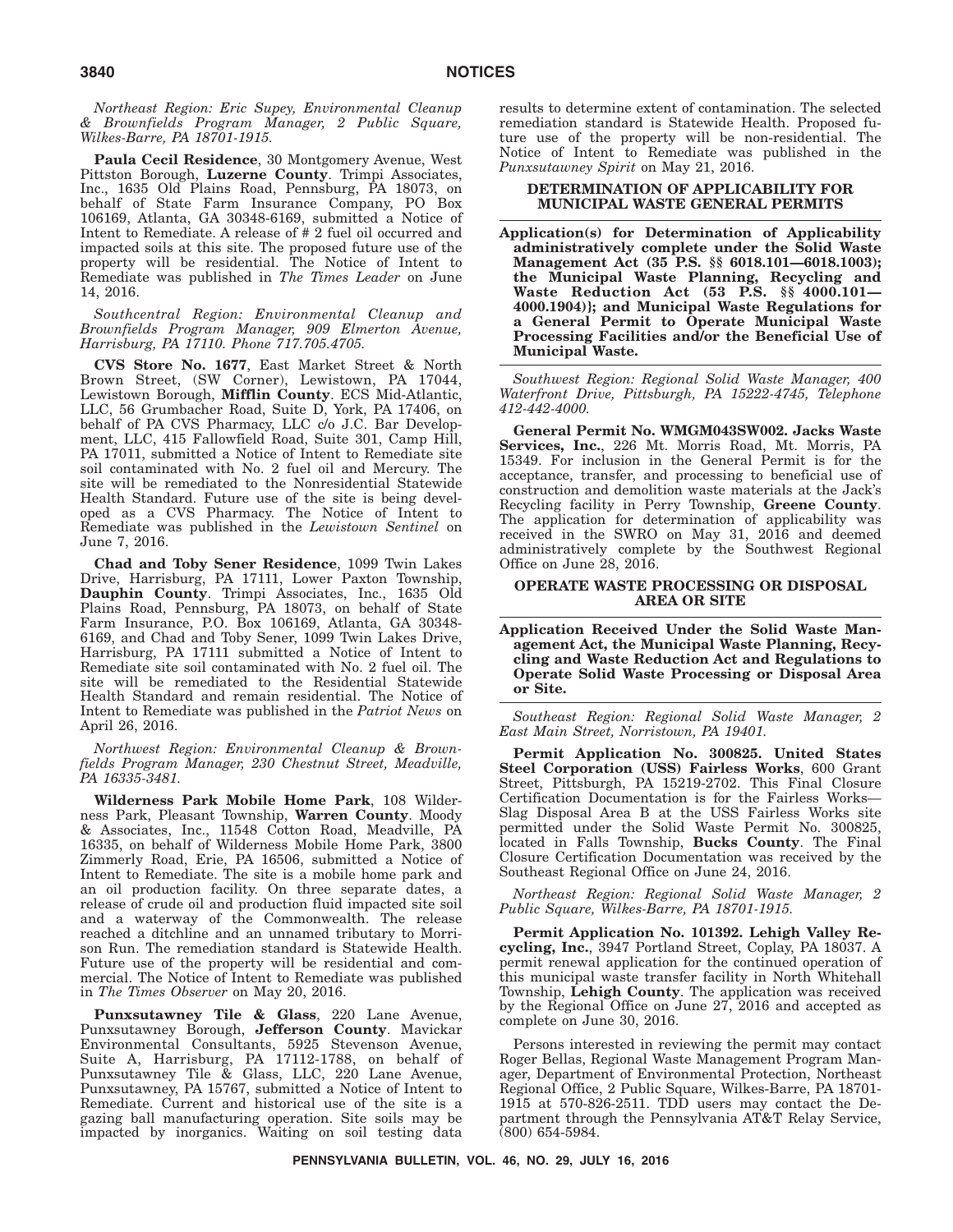*Northeast Region: Eric Supey, Environmental Cleanup & Brownfields Program Manager, 2 Public Square, Wilkes-Barre, PA 18701-1915.*

**Paula Cecil Residence**, 30 Montgomery Avenue, West Pittston Borough, **Luzerne County**. Trimpi Associates, Inc., 1635 Old Plains Road, Pennsburg, PA 18073, on behalf of State Farm Insurance Company, PO Box 106169, Atlanta, GA 30348-6169, submitted a Notice of Intent to Remediate. A release of # 2 fuel oil occurred and impacted soils at this site. The proposed future use of the property will be residential. The Notice of Intent to Remediate was published in *The Times Leader* on June 14, 2016.

*Southcentral Region: Environmental Cleanup and Brownfields Program Manager, 909 Elmerton Avenue, Harrisburg, PA 17110. Phone 717.705.4705.*

**CVS Store No. 1677**, East Market Street & North Brown Street, (SW Corner), Lewistown, PA 17044, Lewistown Borough, **Mifflin County**. ECS Mid-Atlantic, LLC, 56 Grumbacher Road, Suite D, York, PA 17406, on behalf of PA CVS Pharmacy, LLC c/o J.C. Bar Development, LLC, 415 Fallowfield Road, Suite 301, Camp Hill, PA 17011, submitted a Notice of Intent to Remediate site soil contaminated with No. 2 fuel oil and Mercury. The site will be remediated to the Nonresidential Statewide Health Standard. Future use of the site is being developed as a CVS Pharmacy. The Notice of Intent to Remediate was published in the *Lewistown Sentinel* on June 7, 2016.

**Chad and Toby Sener Residence**, 1099 Twin Lakes Drive, Harrisburg, PA 17111, Lower Paxton Township, **Dauphin County**. Trimpi Associates, Inc., 1635 Old Plains Road, Pennsburg, PA 18073, on behalf of State Farm Insurance, P.O. Box 106169, Atlanta, GA 30348-6169, and Chad and Toby Sener, 1099 Twin Lakes Drive, Harrisburg, PA 17111 submitted a Notice of Intent to Remediate site soil contaminated with No. 2 fuel oil. The site will be remediated to the Residential Statewide Health Standard and remain residential. The Notice of Intent to Remediate was published in the *Patriot News* on April 26, 2016.

*Northwest Region: Environmental Cleanup & Brownfields Program Manager, 230 Chestnut Street, Meadville, PA 16335-3481.*

**Wilderness Park Mobile Home Park**, 108 Wilderness Park, Pleasant Township, **Warren County**. Moody & Associates, Inc., 11548 Cotton Road, Meadville, PA 16335, on behalf of Wilderness Mobile Home Park, 3800 Zimmerly Road, Erie, PA 16506, submitted a Notice of Intent to Remediate. The site is a mobile home park and an oil production facility. On three separate dates, a release of crude oil and production fluid impacted site soil and a waterway of the Commonwealth. The release reached a ditchline and an unnamed tributary to Morrison Run. The remediation standard is Statewide Health. Future use of the property will be residential and commercial. The Notice of Intent to Remediate was published in *The Times Observer* on May 20, 2016.

**Punxsutawney Tile & Glass**, 220 Lane Avenue, Punxsutawney Borough, **Jefferson County**. Mavickar Environmental Consultants, 5925 Stevenson Avenue, Suite A, Harrisburg, PA 17112-1788, on behalf of Punxsutawney Tile & Glass, LLC, 220 Lane Avenue, Punxsutawney, PA 15767, submitted a Notice of Intent to Remediate. Current and historical use of the site is a gazing ball manufacturing operation. Site soils may be impacted by inorganics. Waiting on soil testing data results to determine extent of contamination. The selected remediation standard is Statewide Health. Proposed future use of the property will be non-residential. The Notice of Intent to Remediate was published in the *Punxsutawney Spirit* on May 21, 2016.

## DETERMINATION OF APPLICABILITY FOR MUNICIPAL WASTE GENERAL PERMITS

**Application(s) for Determination of Applicability administratively complete under the Solid Waste Management Act (35 P.S. §§ 6018.101—6018.1003); the Municipal Waste Planning, Recycling and Waste Reduction Act (53 P.S. §§ 4000.101—4000.1904); and Municipal Waste Regulations for a General Permit to Operate Municipal Waste Processing Facilities and/or the Beneficial Use of Municipal Waste.**

*Southwest Region: Regional Solid Waste Manager, 400 Waterfront Drive, Pittsburgh, PA 15222-4745, Telephone 412-442-4000.*

**General Permit No. WMGM043SW002. Jacks Waste Services, Inc.**, 226 Mt. Morris Road, Mt. Morris, PA 15349. For inclusion in the General Permit is for the acceptance, transfer, and processing to beneficial use of construction and demolition waste materials at the Jack's Recycling facility in Perry Township, **Greene County**. The application for determination of applicability was received in the SWRO on May 31, 2016 and deemed administratively complete by the Southwest Regional Office on June 28, 2016.

## OPERATE WASTE PROCESSING OR DISPOSAL AREA OR SITE

**Application Received Under the Solid Waste Management Act, the Municipal Waste Planning, Recycling and Waste Reduction Act and Regulations to Operate Solid Waste Processing or Disposal Area or Site.**

*Southeast Region: Regional Solid Waste Manager, 2 East Main Street, Norristown, PA 19401.*

**Permit Application No. 300825. United States Steel Corporation (USS) Fairless Works**, 600 Grant Street, Pittsburgh, PA 15219-2702. This Final Closure Certification Documentation is for the Fairless Works—Slag Disposal Area B at the USS Fairless Works site permitted under the Solid Waste Permit No. 300825, located in Falls Township, **Bucks County**. The Final Closure Certification Documentation was received by the Southeast Regional Office on June 24, 2016.

*Northeast Region: Regional Solid Waste Manager, 2 Public Square, Wilkes-Barre, PA 18701-1915.*

**Permit Application No. 101392. Lehigh Valley Recycling, Inc.**, 3947 Portland Street, Coplay, PA 18037. A permit renewal application for the continued operation of this municipal waste transfer facility in North Whitehall Township, **Lehigh County**. The application was received by the Regional Office on June 27, 2016 and accepted as complete on June 30, 2016.

Persons interested in reviewing the permit may contact Roger Bellas, Regional Waste Management Program Manager, Department of Environmental Protection, Northeast Regional Office, 2 Public Square, Wilkes-Barre, PA 18701-1915 at 570-826-2511. TDD users may contact the Department through the Pennsylvania AT&T Relay Service, (800) 654-5984.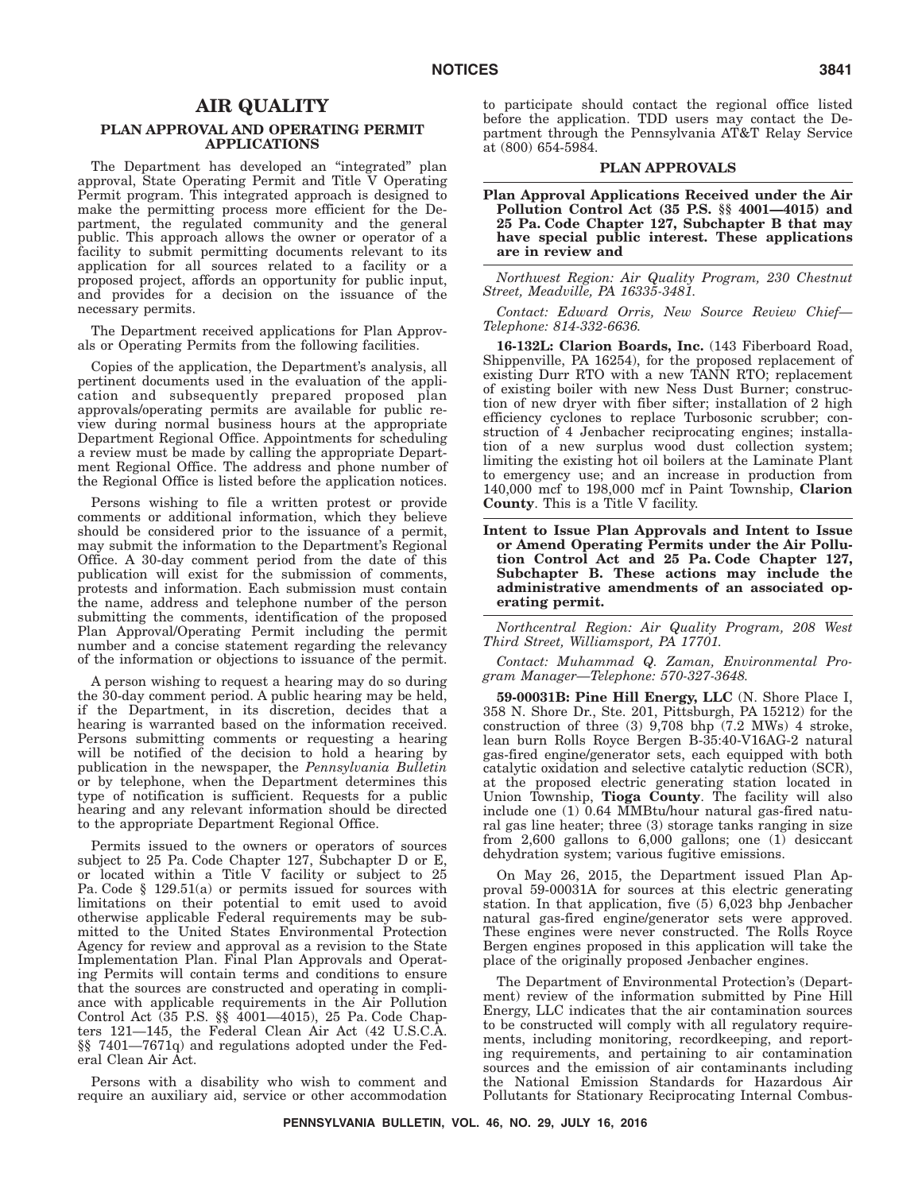# AIR QUALITY

## PLAN APPROVAL AND OPERATING PERMIT APPLICATIONS

The Department has developed an "integrated" plan approval, State Operating Permit and Title V Operating Permit program. This integrated approach is designed to make the permitting process more efficient for the Department, the regulated community and the general public. This approach allows the owner or operator of a facility to submit permitting documents relevant to its application for all sources related to a facility or a proposed project, affords an opportunity for public input, and provides for a decision on the issuance of the necessary permits.

The Department received applications for Plan Approvals or Operating Permits from the following facilities.

Copies of the application, the Department's analysis, all pertinent documents used in the evaluation of the application and subsequently prepared proposed plan approvals/operating permits are available for public review during normal business hours at the appropriate Department Regional Office. Appointments for scheduling a review must be made by calling the appropriate Department Regional Office. The address and phone number of the Regional Office is listed before the application notices.

Persons wishing to file a written protest or provide comments or additional information, which they believe should be considered prior to the issuance of a permit, may submit the information to the Department's Regional Office. A 30-day comment period from the date of this publication will exist for the submission of comments, protests and information. Each submission must contain the name, address and telephone number of the person submitting the comments, identification of the proposed Plan Approval/Operating Permit including the permit number and a concise statement regarding the relevancy of the information or objections to issuance of the permit.

A person wishing to request a hearing may do so during the 30-day comment period. A public hearing may be held, if the Department, in its discretion, decides that a hearing is warranted based on the information received. Persons submitting comments or requesting a hearing will be notified of the decision to hold a hearing by publication in the newspaper, the *Pennsylvania Bulletin* or by telephone, when the Department determines this type of notification is sufficient. Requests for a public hearing and any relevant information should be directed to the appropriate Department Regional Office.

Permits issued to the owners or operators of sources subject to 25 Pa. Code Chapter 127, Subchapter D or E, or located within a Title V facility or subject to 25 Pa. Code § 129.51(a) or permits issued for sources with limitations on their potential to emit used to avoid otherwise applicable Federal requirements may be submitted to the United States Environmental Protection Agency for review and approval as a revision to the State Implementation Plan. Final Plan Approvals and Operating Permits will contain terms and conditions to ensure that the sources are constructed and operating in compliance with applicable requirements in the Air Pollution Control Act (35 P.S. §§ 4001—4015), 25 Pa. Code Chapters 121—145, the Federal Clean Air Act (42 U.S.C.A. §§ 7401—7671q) and regulations adopted under the Federal Clean Air Act.

Persons with a disability who wish to comment and require an auxiliary aid, service or other accommodation to participate should contact the regional office listed before the application. TDD users may contact the Department through the Pennsylvania AT&T Relay Service at (800) 654-5984.

## PLAN APPROVALS

### Plan Approval Applications Received under the Air Pollution Control Act (35 P.S. §§ 4001—4015) and 25 Pa. Code Chapter 127, Subchapter B that may have special public interest. These applications are in review and

*Northwest Region: Air Quality Program, 230 Chestnut Street, Meadville, PA 16335-3481.*

*Contact: Edward Orris, New Source Review Chief—Telephone: 814-332-6636.*

**16-132L: Clarion Boards, Inc.** (143 Fiberboard Road, Shippenville, PA 16254), for the proposed replacement of existing Durr RTO with a new TANN RTO; replacement of existing boiler with new Ness Dust Burner; construction of new dryer with fiber sifter; installation of 2 high efficiency cyclones to replace Turbosonic scrubber; construction of 4 Jenbacher reciprocating engines; installation of a new surplus wood dust collection system; limiting the existing hot oil boilers at the Laminate Plant to emergency use; and an increase in production from 140,000 mcf to 198,000 mcf in Paint Township, **Clarion County**. This is a Title V facility.

### Intent to Issue Plan Approvals and Intent to Issue or Amend Operating Permits under the Air Pollution Control Act and 25 Pa. Code Chapter 127, Subchapter B. These actions may include the administrative amendments of an associated operating permit.

*Northcentral Region: Air Quality Program, 208 West Third Street, Williamsport, PA 17701.*

*Contact: Muhammad Q. Zaman, Environmental Program Manager—Telephone: 570-327-3648.*

**59-00031B: Pine Hill Energy, LLC** (N. Shore Place I, 358 N. Shore Dr., Ste. 201, Pittsburgh, PA 15212) for the construction of three (3) 9,708 bhp (7.2 MWs) 4 stroke, lean burn Rolls Royce Bergen B-35:40-V16AG-2 natural gas-fired engine/generator sets, each equipped with both catalytic oxidation and selective catalytic reduction (SCR), at the proposed electric generating station located in Union Township, **Tioga County**. The facility will also include one (1) 0.64 MMBtu/hour natural gas-fired natural gas line heater; three (3) storage tanks ranging in size from 2,600 gallons to 6,000 gallons; one (1) desiccant dehydration system; various fugitive emissions.

On May 26, 2015, the Department issued Plan Approval 59-00031A for sources at this electric generating station. In that application, five (5) 6,023 bhp Jenbacher natural gas-fired engine/generator sets were approved. These engines were never constructed. The Rolls Royce Bergen engines proposed in this application will take the place of the originally proposed Jenbacher engines.

The Department of Environmental Protection's (Department) review of the information submitted by Pine Hill Energy, LLC indicates that the air contamination sources to be constructed will comply with all regulatory requirements, including monitoring, recordkeeping, and reporting requirements, and pertaining to air contamination sources and the emission of air contaminants including the National Emission Standards for Hazardous Air Pollutants for Stationary Reciprocating Internal Combus-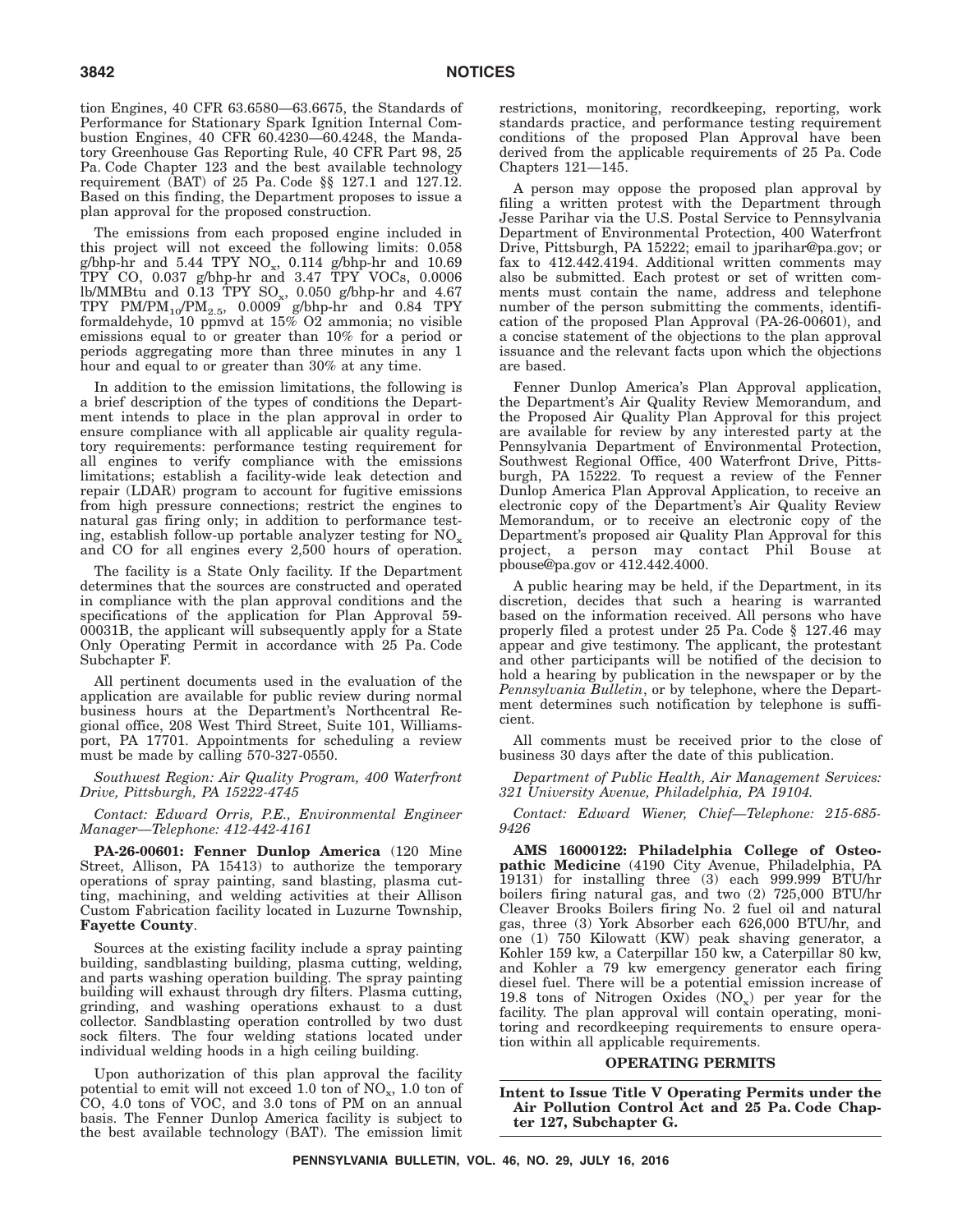tion Engines, 40 CFR 63.6580—63.6675, the Standards of Performance for Stationary Spark Ignition Internal Combustion Engines, 40 CFR 60.4230—60.4248, the Mandatory Greenhouse Gas Reporting Rule, 40 CFR Part 98, 25 Pa. Code Chapter 123 and the best available technology requirement (BAT) of 25 Pa. Code §§ 127.1 and 127.12. Based on this finding, the Department proposes to issue a plan approval for the proposed construction.

The emissions from each proposed engine included in this project will not exceed the following limits: 0.058 g/bhp-hr and 5.44 TPY $NO_x$, 0.114 g/bhp-hr and 10.69 TPY CO, 0.037 g/bhp-hr and 3.47 TPY VOCs, 0.0006 lb/MMBtu and 0.13 TPY $SO_x$, 0.050 g/bhp-hr and 4.67 TPY $PM/PM_{10}/PM_{2.5}$, 0.0009 g/bhp-hr and 0.84 TPY formaldehyde, 10 ppmvd at 15% O2 ammonia; no visible emissions equal to or greater than 10% for a period or periods aggregating more than three minutes in any 1 hour and equal to or greater than 30% at any time.

In addition to the emission limitations, the following is a brief description of the types of conditions the Department intends to place in the plan approval in order to ensure compliance with all applicable air quality regulatory requirements: performance testing requirement for all engines to verify compliance with the emissions limitations; establish a facility-wide leak detection and repair (LDAR) program to account for fugitive emissions from high pressure connections; restrict the engines to natural gas firing only; in addition to performance testing, establish follow-up portable analyzer testing for $NO_x$ and CO for all engines every 2,500 hours of operation.

The facility is a State Only facility. If the Department determines that the sources are constructed and operated in compliance with the plan approval conditions and the specifications of the application for Plan Approval 59-00031B, the applicant will subsequently apply for a State Only Operating Permit in accordance with 25 Pa. Code Subchapter F.

All pertinent documents used in the evaluation of the application are available for public review during normal business hours at the Department's Northcentral Regional office, 208 West Third Street, Suite 101, Williamsport, PA 17701. Appointments for scheduling a review must be made by calling 570-327-0550.

*Southwest Region: Air Quality Program, 400 Waterfront Drive, Pittsburgh, PA 15222-4745*

*Contact: Edward Orris, P.E., Environmental Engineer Manager—Telephone: 412-442-4161*

**PA-26-00601: Fenner Dunlop America** (120 Mine Street, Allison, PA 15413) to authorize the temporary operations of spray painting, sand blasting, plasma cutting, machining, and welding activities at their Allison Custom Fabrication facility located in Luzurne Township, **Fayette County**.

Sources at the existing facility include a spray painting building, sandblasting building, plasma cutting, welding, and parts washing operation building. The spray painting building will exhaust through dry filters. Plasma cutting, grinding, and washing operations exhaust to a dust collector. Sandblasting operation controlled by two dust sock filters. The four welding stations located under individual welding hoods in a high ceiling building.

Upon authorization of this plan approval the facility potential to emit will not exceed 1.0 ton of $NO_x$, 1.0 ton of CO, 4.0 tons of VOC, and 3.0 tons of PM on an annual basis. The Fenner Dunlop America facility is subject to the best available technology (BAT). The emission limit restrictions, monitoring, recordkeeping, reporting, work standards practice, and performance testing requirement conditions of the proposed Plan Approval have been derived from the applicable requirements of 25 Pa. Code Chapters 121—145.

A person may oppose the proposed plan approval by filing a written protest with the Department through Jesse Parihar via the U.S. Postal Service to Pennsylvania Department of Environmental Protection, 400 Waterfront Drive, Pittsburgh, PA 15222; email to jparihar@pa.gov; or fax to 412.442.4194. Additional written comments may also be submitted. Each protest or set of written comments must contain the name, address and telephone number of the person submitting the comments, identification of the proposed Plan Approval (PA-26-00601), and a concise statement of the objections to the plan approval issuance and the relevant facts upon which the objections are based.

Fenner Dunlop America's Plan Approval application, the Department's Air Quality Review Memorandum, and the Proposed Air Quality Plan Approval for this project are available for review by any interested party at the Pennsylvania Department of Environmental Protection, Southwest Regional Office, 400 Waterfront Drive, Pittsburgh, PA 15222. To request a review of the Fenner Dunlop America Plan Approval Application, to receive an electronic copy of the Department's Air Quality Review Memorandum, or to receive an electronic copy of the Department's proposed air Quality Plan Approval for this project, a person may contact Phil Bouse at pbouse@pa.gov or 412.442.4000.

A public hearing may be held, if the Department, in its discretion, decides that such a hearing is warranted based on the information received. All persons who have properly filed a protest under 25 Pa. Code § 127.46 may appear and give testimony. The applicant, the protestant and other participants will be notified of the decision to hold a hearing by publication in the newspaper or by the *Pennsylvania Bulletin*, or by telephone, where the Department determines such notification by telephone is sufficient.

All comments must be received prior to the close of business 30 days after the date of this publication.

*Department of Public Health, Air Management Services: 321 University Avenue, Philadelphia, PA 19104.*

*Contact: Edward Wiener, Chief—Telephone: 215-685-9426*

**AMS 16000122: Philadelphia College of Osteopathic Medicine** (4190 City Avenue, Philadelphia, PA 19131) for installing three (3) each 999.999 BTU/hr boilers firing natural gas, and two (2) 725,000 BTU/hr Cleaver Brooks Boilers firing No. 2 fuel oil and natural gas, three (3) York Absorber each 626,000 BTU/hr, and one (1) 750 Kilowatt (KW) peak shaving generator, a Kohler 159 kw, a Caterpillar 150 kw, a Caterpillar 80 kw, and Kohler a 79 kw emergency generator each firing diesel fuel. There will be a potential emission increase of 19.8 tons of Nitrogen Oxides ($NO_x$) per year for the facility. The plan approval will contain operating, monitoring and recordkeeping requirements to ensure operation within all applicable requirements.

## OPERATING PERMITS

**Intent to Issue Title V Operating Permits under the Air Pollution Control Act and 25 Pa. Code Chapter 127, Subchapter G.**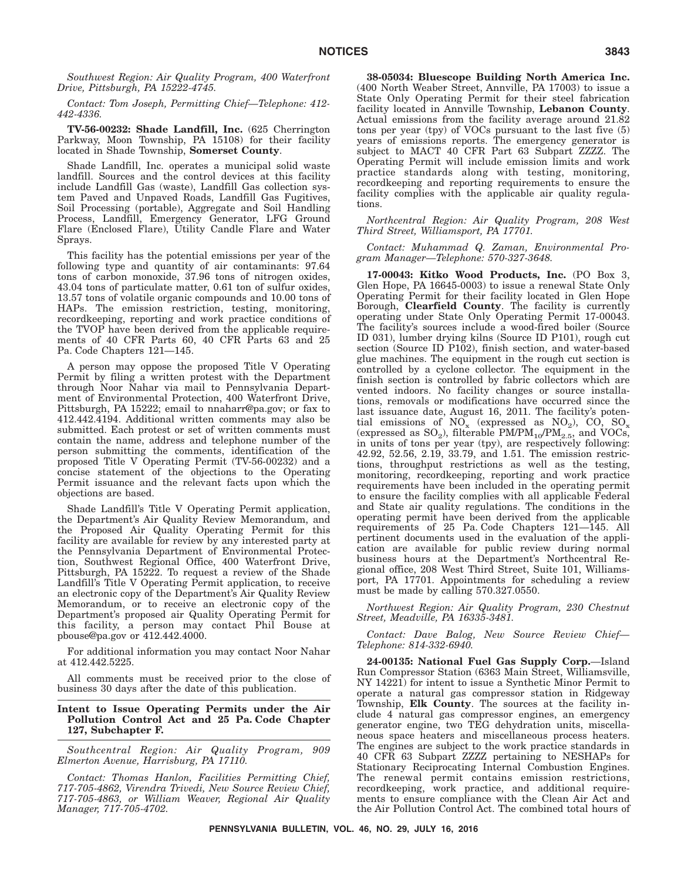*Southwest Region: Air Quality Program, 400 Waterfront Drive, Pittsburgh, PA 15222-4745.*

*Contact: Tom Joseph, Permitting Chief—Telephone: 412-442-4336.*

**TV-56-00232: Shade Landfill, Inc.** (625 Cherrington Parkway, Moon Township, PA 15108) for their facility located in Shade Township, **Somerset County**.

Shade Landfill, Inc. operates a municipal solid waste landfill. Sources and the control devices at this facility include Landfill Gas (waste), Landfill Gas collection system Paved and Unpaved Roads, Landfill Gas Fugitives, Soil Processing (portable), Aggregate and Soil Handling Process, Landfill, Emergency Generator, LFG Ground Flare (Enclosed Flare), Utility Candle Flare and Water Sprays.

This facility has the potential emissions per year of the following type and quantity of air contaminants: 97.64 tons of carbon monoxide, 37.96 tons of nitrogen oxides, 43.04 tons of particulate matter, 0.61 ton of sulfur oxides, 13.57 tons of volatile organic compounds and 10.00 tons of HAPs. The emission restriction, testing, monitoring, recordkeeping, reporting and work practice conditions of the TVOP have been derived from the applicable requirements of 40 CFR Parts 60, 40 CFR Parts 63 and 25 Pa. Code Chapters 121—145.

A person may oppose the proposed Title V Operating Permit by filing a written protest with the Department through Noor Nahar via mail to Pennsylvania Department of Environmental Protection, 400 Waterfront Drive, Pittsburgh, PA 15222; email to nnaharr@pa.gov; or fax to 412.442.4194. Additional written comments may also be submitted. Each protest or set of written comments must contain the name, address and telephone number of the person submitting the comments, identification of the proposed Title V Operating Permit (TV-56-00232) and a concise statement of the objections to the Operating Permit issuance and the relevant facts upon which the objections are based.

Shade Landfill's Title V Operating Permit application, the Department's Air Quality Review Memorandum, and the Proposed Air Quality Operating Permit for this facility are available for review by any interested party at the Pennsylvania Department of Environmental Protection, Southwest Regional Office, 400 Waterfront Drive, Pittsburgh, PA 15222. To request a review of the Shade Landfill's Title V Operating Permit application, to receive an electronic copy of the Department's Air Quality Review Memorandum, or to receive an electronic copy of the Department's proposed air Quality Operating Permit for this facility, a person may contact Phil Bouse at pbouse@pa.gov or 412.442.4000.

For additional information you may contact Noor Nahar at 412.442.5225.

All comments must be received prior to the close of business 30 days after the date of this publication.

## Intent to Issue Operating Permits under the Air Pollution Control Act and 25 Pa. Code Chapter 127, Subchapter F.

*Southcentral Region: Air Quality Program, 909 Elmerton Avenue, Harrisburg, PA 17110.*

*Contact: Thomas Hanlon, Facilities Permitting Chief, 717-705-4862, Virendra Trivedi, New Source Review Chief, 717-705-4863, or William Weaver, Regional Air Quality Manager, 717-705-4702.*

**38-05034: Bluescope Building North America Inc.** (400 North Weaber Street, Annville, PA 17003) to issue a State Only Operating Permit for their steel fabrication facility located in Annville Township, **Lebanon County**. Actual emissions from the facility average around 21.82 tons per year (tpy) of VOCs pursuant to the last five (5) years of emissions reports. The emergency generator is subject to MACT 40 CFR Part 63 Subpart ZZZZ. The Operating Permit will include emission limits and work practice standards along with testing, monitoring, recordkeeping and reporting requirements to ensure the facility complies with the applicable air quality regulations.

*Northcentral Region: Air Quality Program, 208 West Third Street, Williamsport, PA 17701.*

*Contact: Muhammad Q. Zaman, Environmental Program Manager—Telephone: 570-327-3648.*

**17-00043: Kitko Wood Products, Inc.** (PO Box 3, Glen Hope, PA 16645-0003) to issue a renewal State Only Operating Permit for their facility located in Glen Hope Borough, **Clearfield County**. The facility is currently operating under State Only Operating Permit 17-00043. The facility's sources include a wood-fired boiler (Source ID 031), lumber drying kilns (Source ID P101), rough cut section (Source ID P102), finish section, and water-based glue machines. The equipment in the rough cut section is controlled by a cyclone collector. The equipment in the finish section is controlled by fabric collectors which are vented indoors. No facility changes or source installations, removals or modifications have occurred since the last issuance date, August 16, 2011. The facility's potential emissions of $NO_x$ (expressed as $NO_2$), CO, $SO_x$ (expressed as $SO_2$), filterable $PM/PM_{10}/PM_{2.5}$, and VOCs, in units of tons per year (tpy), are respectively following: 42.92, 52.56, 2.19, 33.79, and 1.51. The emission restrictions, throughput restrictions as well as the testing, monitoring, recordkeeping, reporting and work practice requirements have been included in the operating permit to ensure the facility complies with all applicable Federal and State air quality regulations. The conditions in the operating permit have been derived from the applicable requirements of 25 Pa. Code Chapters 121—145. All pertinent documents used in the evaluation of the application are available for public review during normal business hours at the Department's Northcentral Regional office, 208 West Third Street, Suite 101, Williamsport, PA 17701. Appointments for scheduling a review must be made by calling 570.327.0550.

*Northwest Region: Air Quality Program, 230 Chestnut Street, Meadville, PA 16335-3481.*

*Contact: Dave Balog, New Source Review Chief—Telephone: 814-332-6940.*

**24-00135: National Fuel Gas Supply Corp.**—Island Run Compressor Station (6363 Main Street, Williamsville, NY 14221) for intent to issue a Synthetic Minor Permit to operate a natural gas compressor station in Ridgeway Township, **Elk County**. The sources at the facility include 4 natural gas compressor engines, an emergency generator engine, two TEG dehydration units, miscellaneous space heaters and miscellaneous process heaters. The engines are subject to the work practice standards in 40 CFR 63 Subpart ZZZZ pertaining to NESHAPs for Stationary Reciprocating Internal Combustion Engines. The renewal permit contains emission restrictions, recordkeeping, work practice, and additional requirements to ensure compliance with the Clean Air Act and the Air Pollution Control Act. The combined total hours of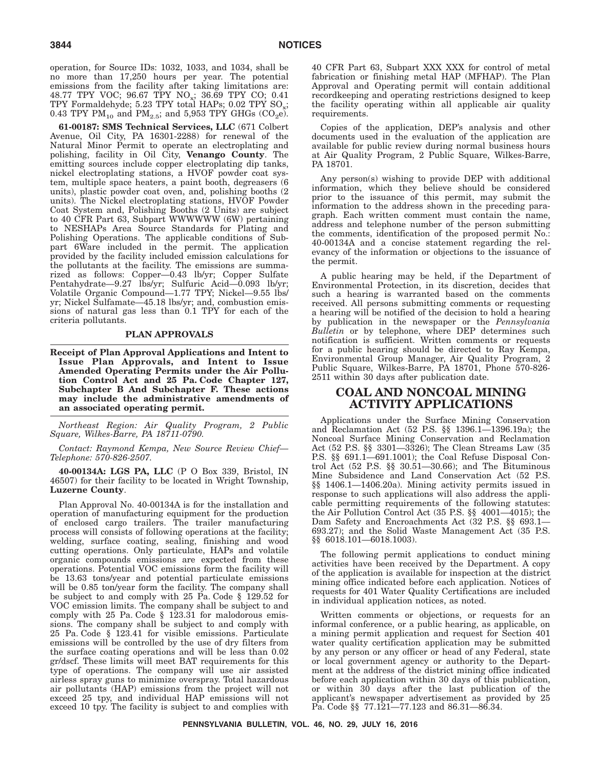operation, for Source IDs: 1032, 1033, and 1034, shall be no more than 17,250 hours per year. The potential emissions from the facility after taking limitations are: 48.77 TPY VOC; 96.67 TPY $NO_x$; 36.69 TPY CO; 0.41 TPY Formaldehyde; 5.23 TPY total HAPs; 0.02 TPY $SO_x$; 0.43 TPY $PM_{10}$ and $PM_{2.5}$; and 5,953 TPY GHGs ($CO_2e$).

**61-00187: SMS Technical Services, LLC** (671 Colbert Avenue, Oil City, PA 16301-2288) for renewal of the Natural Minor Permit to operate an electroplating and polishing, facility in Oil City, **Venango County**. The emitting sources include copper electroplating dip tanks, nickel electroplating stations, a HVOF powder coat system, multiple space heaters, a paint booth, degreasers (6 units), plastic powder coat oven, and, polishing booths (2 units). The Nickel electroplating stations, HVOF Powder Coat System and, Polishing Booths (2 Units) are subject to 40 CFR Part 63, Subpart WWWWWW (6W) pertaining to NESHAPs Area Source Standards for Plating and Polishing Operations. The applicable conditions of Subpart 6Ware included in the permit. The application provided by the facility included emission calculations for the pollutants at the facility. The emissions are summarized as follows: Copper—0.43 lb/yr; Copper Sulfate Pentahydrate—9.27 lbs/yr; Sulfuric Acid—0.093 lb/yr; Volatile Organic Compound—1.77 TPY; Nickel—9.55 lbs/yr; Nickel Sulfamate—45.18 lbs/yr; and, combustion emissions of natural gas less than 0.1 TPY for each of the criteria pollutants.

## PLAN APPROVALS

**Receipt of Plan Approval Applications and Intent to Issue Plan Approvals, and Intent to Issue Amended Operating Permits under the Air Pollution Control Act and 25 Pa. Code Chapter 127, Subchapter B And Subchapter F. These actions may include the administrative amendments of an associated operating permit.**

*Northeast Region: Air Quality Program, 2 Public Square, Wilkes-Barre, PA 18711-0790.*

*Contact: Raymond Kempa, New Source Review Chief—Telephone: 570-826-2507.*

**40-00134A: LGS PA, LLC** (P O Box 339, Bristol, IN 46507) for their facility to be located in Wright Township, **Luzerne County**.

Plan Approval No. 40-00134A is for the installation and operation of manufacturing equipment for the production of enclosed cargo trailers. The trailer manufacturing process will consists of following operations at the facility; welding, surface coating, sealing, finishing and wood cutting operations. Only particulate, HAPs and volatile organic compounds emissions are expected from these operations. Potential VOC emissions form the facility will be 13.63 tons/year and potential particulate emissions will be 0.85 ton/year form the facility. The company shall be subject to and comply with 25 Pa. Code § 129.52 for VOC emission limits. The company shall be subject to and comply with 25 Pa. Code § 123.31 for malodorous emissions. The company shall be subject to and comply with 25 Pa. Code § 123.41 for visible emissions. Particulate emissions will be controlled by the use of dry filters from the surface coating operations and will be less than 0.02 gr/dscf. These limits will meet BAT requirements for this type of operations. The company will use air assisted airless spray guns to minimize overspray. Total hazardous air pollutants (HAP) emissions from the project will not exceed 25 tpy, and individual HAP emissions will not exceed 10 tpy. The facility is subject to and complies with 40 CFR Part 63, Subpart XXX XXX for control of metal fabrication or finishing metal HAP (MFHAP). The Plan Approval and Operating permit will contain additional recordkeeping and operating restrictions designed to keep the facility operating within all applicable air quality requirements.

Copies of the application, DEP's analysis and other documents used in the evaluation of the application are available for public review during normal business hours at Air Quality Program, 2 Public Square, Wilkes-Barre, PA 18701.

Any person(s) wishing to provide DEP with additional information, which they believe should be considered prior to the issuance of this permit, may submit the information to the address shown in the preceding paragraph. Each written comment must contain the name, address and telephone number of the person submitting the comments, identification of the proposed permit No.: 40-00134A and a concise statement regarding the relevancy of the information or objections to the issuance of the permit.

A public hearing may be held, if the Department of Environmental Protection, in its discretion, decides that such a hearing is warranted based on the comments received. All persons submitting comments or requesting a hearing will be notified of the decision to hold a hearing by publication in the newspaper or the *Pennsylvania Bulletin* or by telephone, where DEP determines such notification is sufficient. Written comments or requests for a public hearing should be directed to Ray Kempa, Environmental Group Manager, Air Quality Program, 2 Public Square, Wilkes-Barre, PA 18701, Phone 570-826-2511 within 30 days after publication date.

# COAL AND NONCOAL MINING ACTIVITY APPLICATIONS

Applications under the Surface Mining Conservation and Reclamation Act (52 P.S. §§ 1396.1—1396.19a); the Noncoal Surface Mining Conservation and Reclamation Act (52 P.S. §§ 3301—3326); The Clean Streams Law (35 P.S. §§ 691.1—691.1001); the Coal Refuse Disposal Control Act (52 P.S. §§ 30.51—30.66); and The Bituminous Mine Subsidence and Land Conservation Act (52 P.S. §§ 1406.1—1406.20a). Mining activity permits issued in response to such applications will also address the applicable permitting requirements of the following statutes: the Air Pollution Control Act (35 P.S. §§ 4001—4015); the Dam Safety and Encroachments Act (32 P.S. §§ 693.1—693.27); and the Solid Waste Management Act (35 P.S. §§ 6018.101—6018.1003).

The following permit applications to conduct mining activities have been received by the Department. A copy of the application is available for inspection at the district mining office indicated before each application. Notices of requests for 401 Water Quality Certifications are included in individual application notices, as noted.

Written comments or objections, or requests for an informal conference, or a public hearing, as applicable, on a mining permit application and request for Section 401 water quality certification application may be submitted by any person or any officer or head of any Federal, state or local government agency or authority to the Department at the address of the district mining office indicated before each application within 30 days of this publication, or within 30 days after the last publication of the applicant's newspaper advertisement as provided by 25 Pa. Code §§ 77.121—77.123 and 86.31—86.34.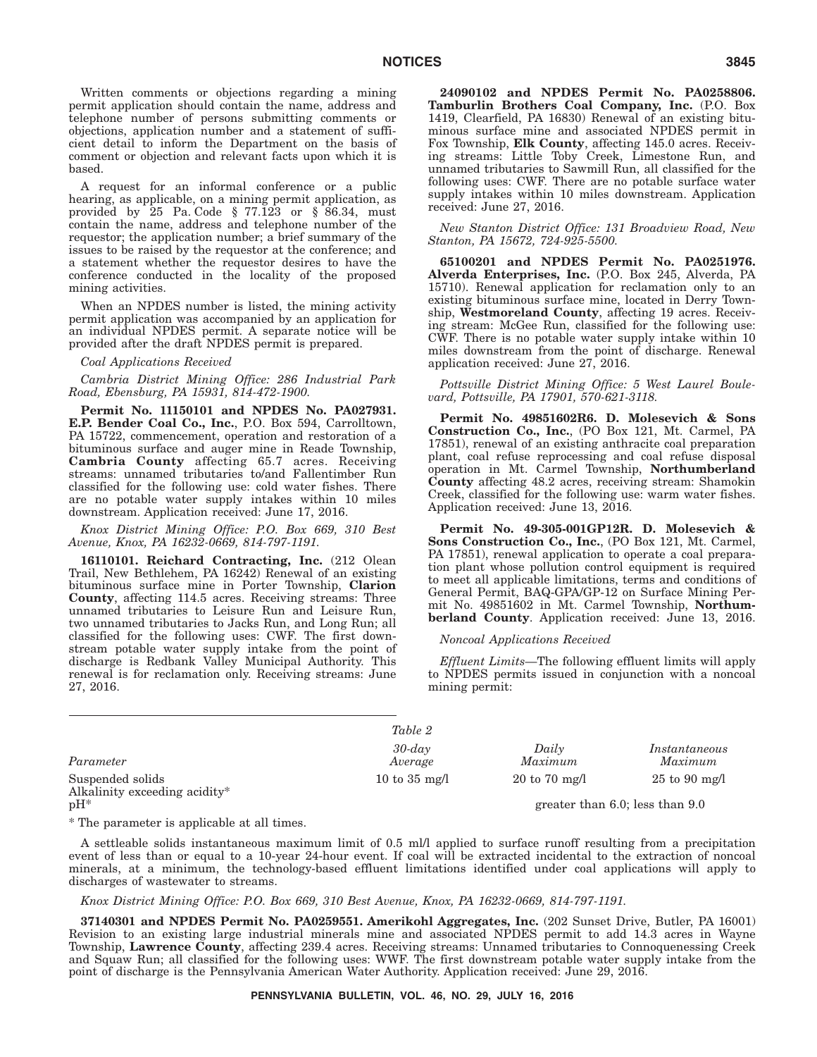Written comments or objections regarding a mining permit application should contain the name, address and telephone number of persons submitting comments or objections, application number and a statement of sufficient detail to inform the Department on the basis of comment or objection and relevant facts upon which it is based.

A request for an informal conference or a public hearing, as applicable, on a mining permit application, as provided by 25 Pa. Code § 77.123 or § 86.34, must contain the name, address and telephone number of the requestor; the application number; a brief summary of the issues to be raised by the requestor at the conference; and a statement whether the requestor desires to have the conference conducted in the locality of the proposed mining activities.

When an NPDES number is listed, the mining activity permit application was accompanied by an application for an individual NPDES permit. A separate notice will be provided after the draft NPDES permit is prepared.

*Coal Applications Received*

*Cambria District Mining Office: 286 Industrial Park Road, Ebensburg, PA 15931, 814-472-1900.*

**Permit No. 11150101 and NPDES No. PA027931. E.P. Bender Coal Co., Inc.**, P.O. Box 594, Carrolltown, PA 15722, commencement, operation and restoration of a bituminous surface and auger mine in Reade Township, **Cambria County** affecting 65.7 acres. Receiving streams: unnamed tributaries to/and Fallentimber Run classified for the following use: cold water fishes. There are no potable water supply intakes within 10 miles downstream. Application received: June 17, 2016.

*Knox District Mining Office: P.O. Box 669, 310 Best Avenue, Knox, PA 16232-0669, 814-797-1191.*

**16110101. Reichard Contracting, Inc.** (212 Olean Trail, New Bethlehem, PA 16242) Renewal of an existing bituminous surface mine in Porter Township, **Clarion County**, affecting 114.5 acres. Receiving streams: Three unnamed tributaries to Leisure Run and Leisure Run, two unnamed tributaries to Jacks Run, and Long Run; all classified for the following uses: CWF. The first downstream potable water supply intake from the point of discharge is Redbank Valley Municipal Authority. This renewal is for reclamation only. Receiving streams: June 27, 2016.

**24090102 and NPDES Permit No. PA0258806. Tamburlin Brothers Coal Company, Inc.** (P.O. Box 1419, Clearfield, PA 16830) Renewal of an existing bituminous surface mine and associated NPDES permit in Fox Township, **Elk County**, affecting 145.0 acres. Receiving streams: Little Toby Creek, Limestone Run, and unnamed tributaries to Sawmill Run, all classified for the following uses: CWF. There are no potable surface water supply intakes within 10 miles downstream. Application received: June 27, 2016.

*New Stanton District Office: 131 Broadview Road, New Stanton, PA 15672, 724-925-5500.*

**65100201 and NPDES Permit No. PA0251976. Alverda Enterprises, Inc.** (P.O. Box 245, Alverda, PA 15710). Renewal application for reclamation only to an existing bituminous surface mine, located in Derry Township, **Westmoreland County**, affecting 19 acres. Receiving stream: McGee Run, classified for the following use: CWF. There is no potable water supply intake within 10 miles downstream from the point of discharge. Renewal application received: June 27, 2016.

*Pottsville District Mining Office: 5 West Laurel Boulevard, Pottsville, PA 17901, 570-621-3118.*

**Permit No. 49851602R6. D. Molesevich & Sons Construction Co., Inc.**, (PO Box 121, Mt. Carmel, PA 17851), renewal of an existing anthracite coal preparation plant, coal refuse reprocessing and coal refuse disposal operation in Mt. Carmel Township, **Northumberland County** affecting 48.2 acres, receiving stream: Shamokin Creek, classified for the following use: warm water fishes. Application received: June 13, 2016.

**Permit No. 49-305-001GP12R. D. Molesevich & Sons Construction Co., Inc.**, (PO Box 121, Mt. Carmel, PA 17851), renewal application to operate a coal preparation plant whose pollution control equipment is required to meet all applicable limitations, terms and conditions of General Permit, BAQ-GPA/GP-12 on Surface Mining Permit No. 49851602 in Mt. Carmel Township, **Northumberland County**. Application received: June 13, 2016.

*Noncoal Applications Received*

*Effluent Limits*—The following effluent limits will apply to NPDES permits issued in conjunction with a noncoal mining permit:

*Table 2*

| *Parameter* | *30-day Average* | *Daily Maximum* | *Instantaneous Maximum* |
|---|---|---|---|
| Suspended solids | 10 to 35 mg/l | 20 to 70 mg/l | 25 to 90 mg/l |
| Alkalinity exceeding acidity* | | | |
| pH* | | greater than 6.0; less than 9.0 | |

\* The parameter is applicable at all times.

A settleable solids instantaneous maximum limit of 0.5 ml/l applied to surface runoff resulting from a precipitation event of less than or equal to a 10-year 24-hour event. If coal will be extracted incidental to the extraction of noncoal minerals, at a minimum, the technology-based effluent limitations identified under coal applications will apply to discharges of wastewater to streams.

*Knox District Mining Office: P.O. Box 669, 310 Best Avenue, Knox, PA 16232-0669, 814-797-1191.*

**37140301 and NPDES Permit No. PA0259551. Amerikohl Aggregates, Inc.** (202 Sunset Drive, Butler, PA 16001) Revision to an existing large industrial minerals mine and associated NPDES permit to add 14.3 acres in Wayne Township, **Lawrence County**, affecting 239.4 acres. Receiving streams: Unnamed tributaries to Connoquenessing Creek and Squaw Run; all classified for the following uses: WWF. The first downstream potable water supply intake from the point of discharge is the Pennsylvania American Water Authority. Application received: June 29, 2016.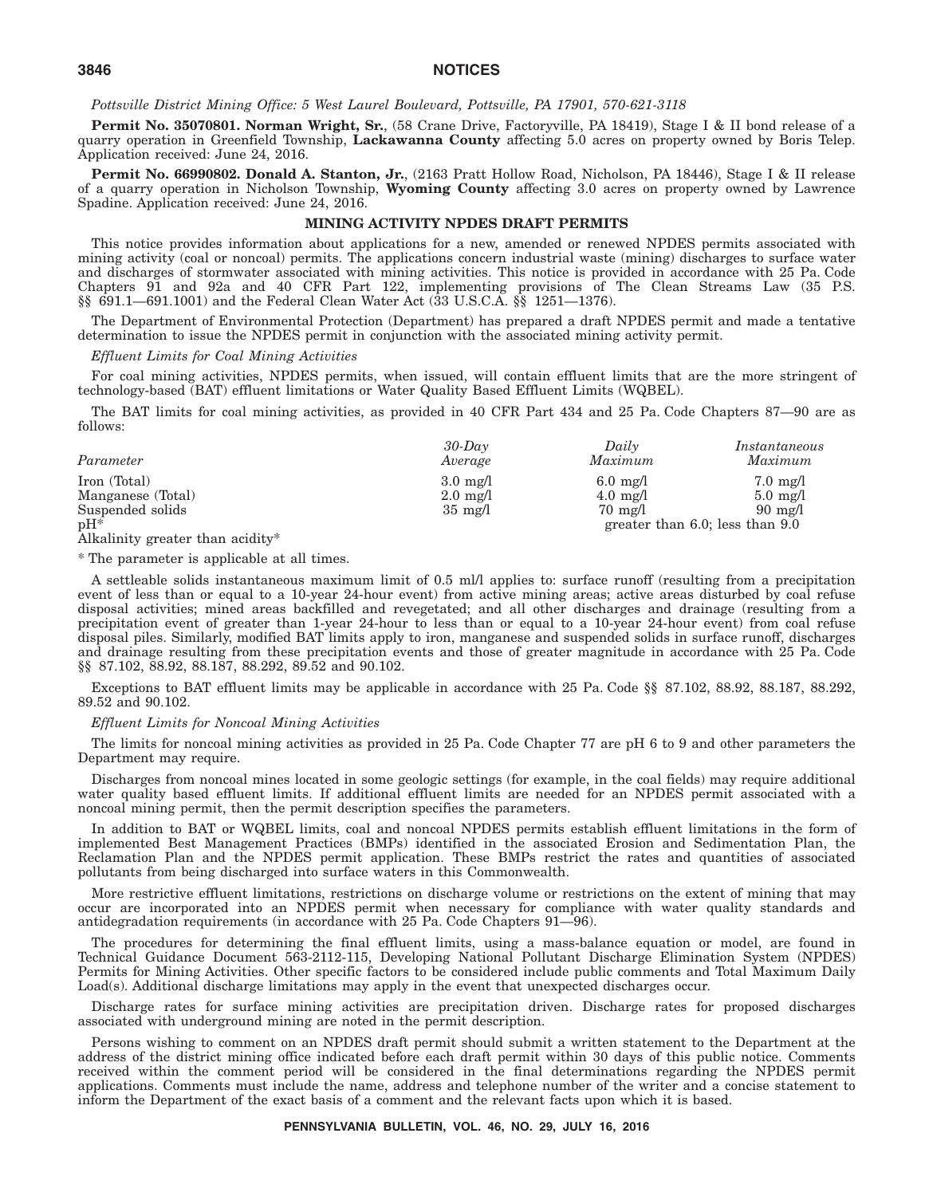*Pottsville District Mining Office: 5 West Laurel Boulevard, Pottsville, PA 17901, 570-621-3118*

**Permit No. 35070801. Norman Wright, Sr.**, (58 Crane Drive, Factoryville, PA 18419), Stage I & II bond release of a quarry operation in Greenfield Township, **Lackawanna County** affecting 5.0 acres on property owned by Boris Telep. Application received: June 24, 2016.

**Permit No. 66990802. Donald A. Stanton, Jr.**, (2163 Pratt Hollow Road, Nicholson, PA 18446), Stage I & II release of a quarry operation in Nicholson Township, **Wyoming County** affecting 3.0 acres on property owned by Lawrence Spadine. Application received: June 24, 2016.

## MINING ACTIVITY NPDES DRAFT PERMITS

This notice provides information about applications for a new, amended or renewed NPDES permits associated with mining activity (coal or noncoal) permits. The applications concern industrial waste (mining) discharges to surface water and discharges of stormwater associated with mining activities. This notice is provided in accordance with 25 Pa. Code Chapters 91 and 92a and 40 CFR Part 122, implementing provisions of The Clean Streams Law (35 P.S. §§ 691.1—691.1001) and the Federal Clean Water Act (33 U.S.C.A. §§ 1251—1376).

The Department of Environmental Protection (Department) has prepared a draft NPDES permit and made a tentative determination to issue the NPDES permit in conjunction with the associated mining activity permit.

*Effluent Limits for Coal Mining Activities*

For coal mining activities, NPDES permits, when issued, will contain effluent limits that are the more stringent of technology-based (BAT) effluent limitations or Water Quality Based Effluent Limits (WQBEL).

The BAT limits for coal mining activities, as provided in 40 CFR Part 434 and 25 Pa. Code Chapters 87—90 are as follows:

| *Parameter* | *30-Day Average* | *Daily Maximum* | *Instantaneous Maximum* |
|---|---|---|---|
| Iron (Total) | 3.0 mg/l | 6.0 mg/l | 7.0 mg/l |
| Manganese (Total) | 2.0 mg/l | 4.0 mg/l | 5.0 mg/l |
| Suspended solids | 35 mg/l | 70 mg/l | 90 mg/l |
| pH* | | greater than 6.0; less than 9.0 | |
| Alkalinity greater than acidity* | | | |

\* The parameter is applicable at all times.

A settleable solids instantaneous maximum limit of 0.5 ml/l applies to: surface runoff (resulting from a precipitation event of less than or equal to a 10-year 24-hour event) from active mining areas; active areas disturbed by coal refuse disposal activities; mined areas backfilled and revegetated; and all other discharges and drainage (resulting from a precipitation event of greater than 1-year 24-hour to less than or equal to a 10-year 24-hour event) from coal refuse disposal piles. Similarly, modified BAT limits apply to iron, manganese and suspended solids in surface runoff, discharges and drainage resulting from these precipitation events and those of greater magnitude in accordance with 25 Pa. Code §§ 87.102, 88.92, 88.187, 88.292, 89.52 and 90.102.

Exceptions to BAT effluent limits may be applicable in accordance with 25 Pa. Code §§ 87.102, 88.92, 88.187, 88.292, 89.52 and 90.102.

*Effluent Limits for Noncoal Mining Activities*

The limits for noncoal mining activities as provided in 25 Pa. Code Chapter 77 are pH 6 to 9 and other parameters the Department may require.

Discharges from noncoal mines located in some geologic settings (for example, in the coal fields) may require additional water quality based effluent limits. If additional effluent limits are needed for an NPDES permit associated with a noncoal mining permit, then the permit description specifies the parameters.

In addition to BAT or WQBEL limits, coal and noncoal NPDES permits establish effluent limitations in the form of implemented Best Management Practices (BMPs) identified in the associated Erosion and Sedimentation Plan, the Reclamation Plan and the NPDES permit application. These BMPs restrict the rates and quantities of associated pollutants from being discharged into surface waters in this Commonwealth.

More restrictive effluent limitations, restrictions on discharge volume or restrictions on the extent of mining that may occur are incorporated into an NPDES permit when necessary for compliance with water quality standards and antidegradation requirements (in accordance with 25 Pa. Code Chapters 91—96).

The procedures for determining the final effluent limits, using a mass-balance equation or model, are found in Technical Guidance Document 563-2112-115, Developing National Pollutant Discharge Elimination System (NPDES) Permits for Mining Activities. Other specific factors to be considered include public comments and Total Maximum Daily Load(s). Additional discharge limitations may apply in the event that unexpected discharges occur.

Discharge rates for surface mining activities are precipitation driven. Discharge rates for proposed discharges associated with underground mining are noted in the permit description.

Persons wishing to comment on an NPDES draft permit should submit a written statement to the Department at the address of the district mining office indicated before each draft permit within 30 days of this public notice. Comments received within the comment period will be considered in the final determinations regarding the NPDES permit applications. Comments must include the name, address and telephone number of the writer and a concise statement to inform the Department of the exact basis of a comment and the relevant facts upon which it is based.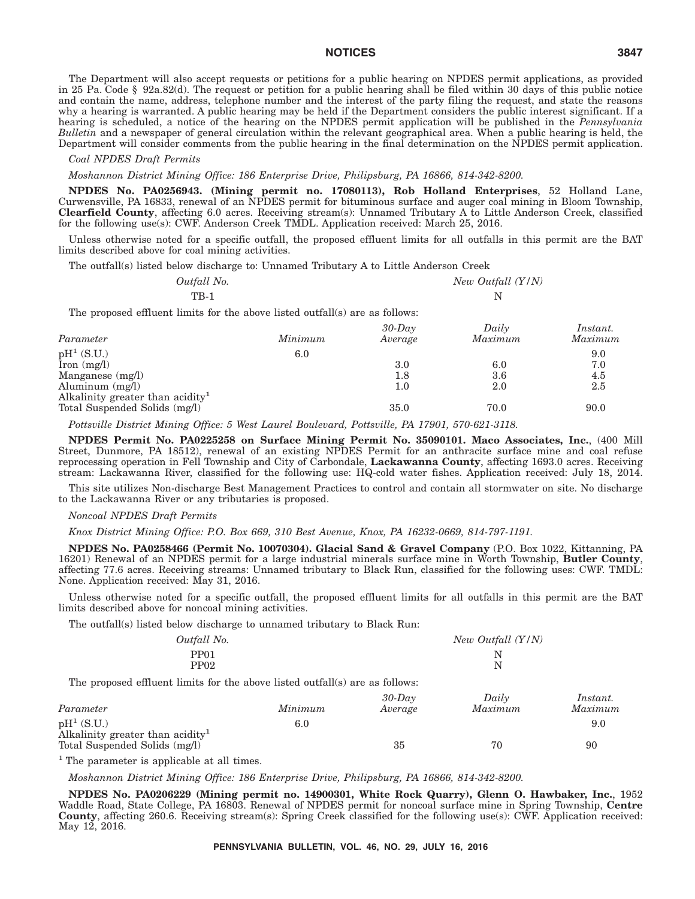The Department will also accept requests or petitions for a public hearing on NPDES permit applications, as provided in 25 Pa. Code § 92a.82(d). The request or petition for a public hearing shall be filed within 30 days of this public notice and contain the name, address, telephone number and the interest of the party filing the request, and state the reasons why a hearing is warranted. A public hearing may be held if the Department considers the public interest significant. If a hearing is scheduled, a notice of the hearing on the NPDES permit application will be published in the *Pennsylvania Bulletin* and a newspaper of general circulation within the relevant geographical area. When a public hearing is held, the Department will consider comments from the public hearing in the final determination on the NPDES permit application.

*Coal NPDES Draft Permits*

*Moshannon District Mining Office: 186 Enterprise Drive, Philipsburg, PA 16866, 814-342-8200.*

**NPDES No. PA0256943. (Mining permit no. 17080113), Rob Holland Enterprises**, 52 Holland Lane, Curwensville, PA 16833, renewal of an NPDES permit for bituminous surface and auger coal mining in Bloom Township, **Clearfield County**, affecting 6.0 acres. Receiving stream(s): Unnamed Tributary A to Little Anderson Creek, classified for the following use(s): CWF. Anderson Creek TMDL. Application received: March 25, 2016.

Unless otherwise noted for a specific outfall, the proposed effluent limits for all outfalls in this permit are the BAT limits described above for coal mining activities.

The outfall(s) listed below discharge to: Unnamed Tributary A to Little Anderson Creek

| *Outfall No.* | *New Outfall (Y/N)* |
|---|---|
| TB-1 | N |

The proposed effluent limits for the above listed outfall(s) are as follows:

| *Parameter* | *Minimum* | *30-Day Average* | *Daily Maximum* | *Instant. Maximum* |
|---|---|---|---|---|
| pH[1] (S.U.) | 6.0 | | | 9.0 |
| Iron (mg/l) | | 3.0 | 6.0 | 7.0 |
| Manganese (mg/l) | | 1.8 | 3.6 | 4.5 |
| Aluminum (mg/l) | | 1.0 | 2.0 | 2.5 |
| Alkalinity greater than acidity[1] | | | | |
| Total Suspended Solids (mg/l) | | 35.0 | 70.0 | 90.0 |

*Pottsville District Mining Office: 5 West Laurel Boulevard, Pottsville, PA 17901, 570-621-3118.*

**NPDES Permit No. PA0225258 on Surface Mining Permit No. 35090101. Maco Associates, Inc.**, (400 Mill Street, Dunmore, PA 18512), renewal of an existing NPDES Permit for an anthracite surface mine and coal refuse reprocessing operation in Fell Township and City of Carbondale, **Lackawanna County**, affecting 1693.0 acres. Receiving stream: Lackawanna River, classified for the following use: HQ-cold water fishes. Application received: July 18, 2014.

This site utilizes Non-discharge Best Management Practices to control and contain all stormwater on site. No discharge to the Lackawanna River or any tributaries is proposed.

*Noncoal NPDES Draft Permits*

*Knox District Mining Office: P.O. Box 669, 310 Best Avenue, Knox, PA 16232-0669, 814-797-1191.*

**NPDES No. PA0258466 (Permit No. 10070304). Glacial Sand & Gravel Company** (P.O. Box 1022, Kittanning, PA 16201) Renewal of an NPDES permit for a large industrial minerals surface mine in Worth Township, **Butler County**, affecting 77.6 acres. Receiving streams: Unnamed tributary to Black Run, classified for the following uses: CWF. TMDL: None. Application received: May 31, 2016.

Unless otherwise noted for a specific outfall, the proposed effluent limits for all outfalls in this permit are the BAT limits described above for noncoal mining activities.

The outfall(s) listed below discharge to unnamed tributary to Black Run:

| *Outfall No.* | *New Outfall (Y/N)* |
|---|---|
| PP01 | N |
| PP02 | N |

The proposed effluent limits for the above listed outfall(s) are as follows:

| *Parameter* | *Minimum* | *30-Day Average* | *Daily Maximum* | *Instant. Maximum* |
|---|---|---|---|---|
| pH[1] (S.U.) | 6.0 | | | 9.0 |
| Alkalinity greater than acidity[1] | | | | |
| Total Suspended Solids (mg/l) | | 35 | 70 | 90 |

[1] The parameter is applicable at all times.

*Moshannon District Mining Office: 186 Enterprise Drive, Philipsburg, PA 16866, 814-342-8200.*

**NPDES No. PA0206229 (Mining permit no. 14900301, White Rock Quarry), Glenn O. Hawbaker, Inc.**, 1952 Waddle Road, State College, PA 16803. Renewal of NPDES permit for noncoal surface mine in Spring Township, **Centre County**, affecting 260.6. Receiving stream(s): Spring Creek classified for the following use(s): CWF. Application received: May 12, 2016.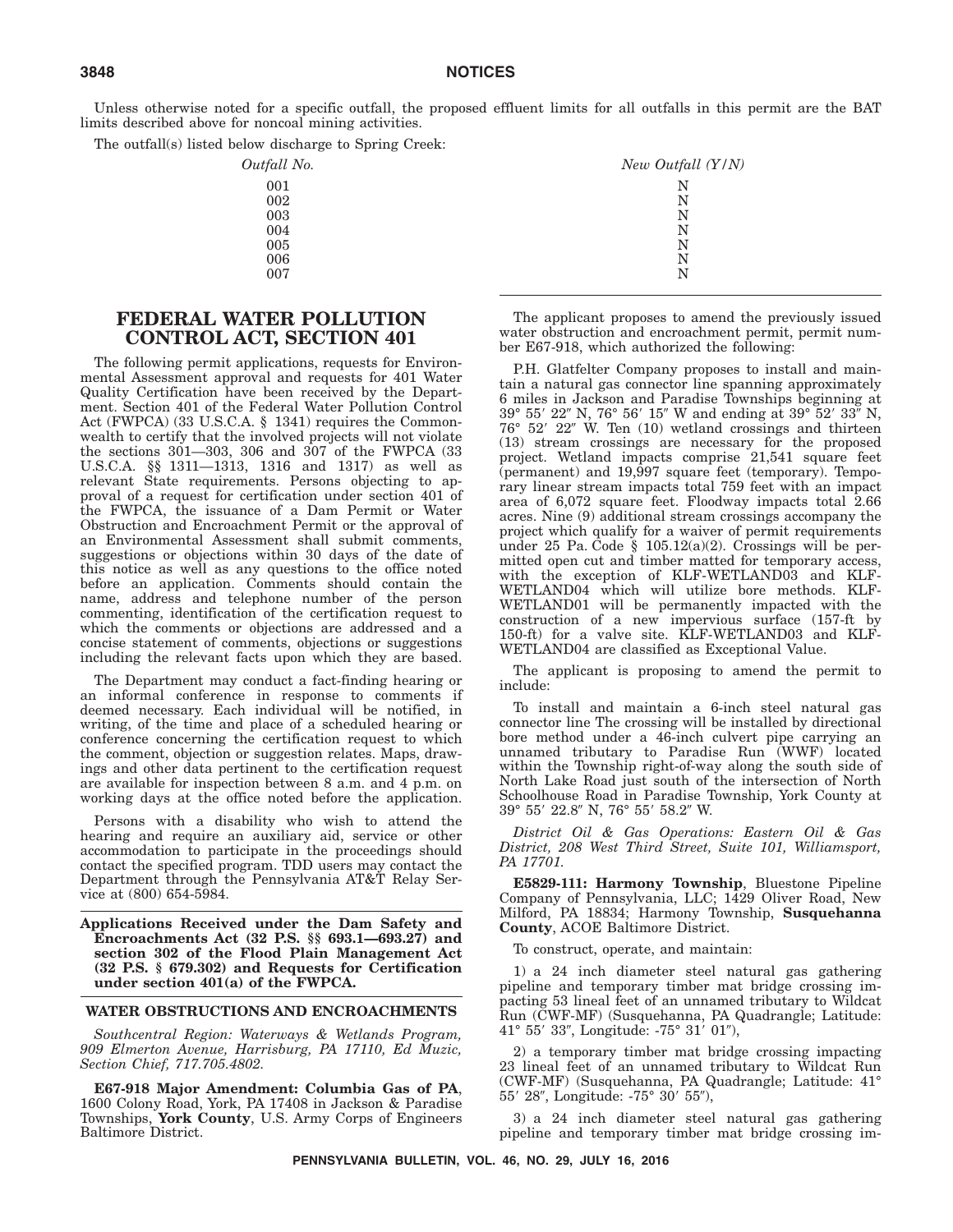Unless otherwise noted for a specific outfall, the proposed effluent limits for all outfalls in this permit are the BAT limits described above for noncoal mining activities.

The outfall(s) listed below discharge to Spring Creek:

| *Outfall No.* | *New Outfall (Y/N)* |
|---|---|
| 001 | N |
| 002 | N |
| 003 | N |
| 004 | N |
| 005 | N |
| 006 | N |
| 007 | N |

# FEDERAL WATER POLLUTION CONTROL ACT, SECTION 401

The following permit applications, requests for Environmental Assessment approval and requests for 401 Water Quality Certification have been received by the Department. Section 401 of the Federal Water Pollution Control Act (FWPCA) (33 U.S.C.A. § 1341) requires the Commonwealth to certify that the involved projects will not violate the sections 301—303, 306 and 307 of the FWPCA (33 U.S.C.A. §§ 1311—1313, 1316 and 1317) as well as relevant State requirements. Persons objecting to approval of a request for certification under section 401 of the FWPCA, the issuance of a Dam Permit or Water Obstruction and Encroachment Permit or the approval of an Environmental Assessment shall submit comments, suggestions or objections within 30 days of the date of this notice as well as any questions to the office noted before an application. Comments should contain the name, address and telephone number of the person commenting, identification of the certification request to which the comments or objections are addressed and a concise statement of comments, objections or suggestions including the relevant facts upon which they are based.

The Department may conduct a fact-finding hearing or an informal conference in response to comments if deemed necessary. Each individual will be notified, in writing, of the time and place of a scheduled hearing or conference concerning the certification request to which the comment, objection or suggestion relates. Maps, drawings and other data pertinent to the certification request are available for inspection between 8 a.m. and 4 p.m. on working days at the office noted before the application.

Persons with a disability who wish to attend the hearing and require an auxiliary aid, service or other accommodation to participate in the proceedings should contact the specified program. TDD users may contact the Department through the Pennsylvania AT&T Relay Service at (800) 654-5984.

**Applications Received under the Dam Safety and Encroachments Act (32 P.S. §§ 693.1—693.27) and section 302 of the Flood Plain Management Act (32 P.S. § 679.302) and Requests for Certification under section 401(a) of the FWPCA.**

## WATER OBSTRUCTIONS AND ENCROACHMENTS

*Southcentral Region: Waterways & Wetlands Program, 909 Elmerton Avenue, Harrisburg, PA 17110, Ed Muzic, Section Chief, 717.705.4802.*

**E67-918 Major Amendment: Columbia Gas of PA**, 1600 Colony Road, York, PA 17408 in Jackson & Paradise Townships, **York County**, U.S. Army Corps of Engineers Baltimore District.

The applicant proposes to amend the previously issued water obstruction and encroachment permit, permit number E67-918, which authorized the following:

P.H. Glatfelter Company proposes to install and maintain a natural gas connector line spanning approximately 6 miles in Jackson and Paradise Townships beginning at 39° 55′ 22″ N, 76° 56′ 15″ W and ending at 39° 52′ 33″ N, 76° 52′ 22″ W. Ten (10) wetland crossings and thirteen (13) stream crossings are necessary for the proposed project. Wetland impacts comprise 21,541 square feet (permanent) and 19,997 square feet (temporary). Temporary linear stream impacts total 759 feet with an impact area of 6,072 square feet. Floodway impacts total 2.66 acres. Nine (9) additional stream crossings accompany the project which qualify for a waiver of permit requirements under 25 Pa. Code § 105.12(a)(2). Crossings will be permitted open cut and timber matted for temporary access, with the exception of KLF-WETLAND03 and KLF-WETLAND04 which will utilize bore methods. KLF-WETLAND01 will be permanently impacted with the construction of a new impervious surface (157-ft by 150-ft) for a valve site. KLF-WETLAND03 and KLF-WETLAND04 are classified as Exceptional Value.

The applicant is proposing to amend the permit to include:

To install and maintain a 6-inch steel natural gas connector line The crossing will be installed by directional bore method under a 46-inch culvert pipe carrying an unnamed tributary to Paradise Run (WWF) located within the Township right-of-way along the south side of North Lake Road just south of the intersection of North Schoolhouse Road in Paradise Township, York County at 39° 55′ 22.8″ N, 76° 55′ 58.2″ W.

*District Oil & Gas Operations: Eastern Oil & Gas District, 208 West Third Street, Suite 101, Williamsport, PA 17701.*

**E5829-111: Harmony Township**, Bluestone Pipeline Company of Pennsylvania, LLC; 1429 Oliver Road, New Milford, PA 18834; Harmony Township, **Susquehanna County**, ACOE Baltimore District.

To construct, operate, and maintain:

1) a 24 inch diameter steel natural gas gathering pipeline and temporary timber mat bridge crossing impacting 53 lineal feet of an unnamed tributary to Wildcat Run (CWF-MF) (Susquehanna, PA Quadrangle; Latitude: 41° 55′ 33″, Longitude: -75° 31′ 01″),

2) a temporary timber mat bridge crossing impacting 23 lineal feet of an unnamed tributary to Wildcat Run (CWF-MF) (Susquehanna, PA Quadrangle; Latitude: 41° 55′ 28″, Longitude: -75° 30′ 55″),

3) a 24 inch diameter steel natural gas gathering pipeline and temporary timber mat bridge crossing im-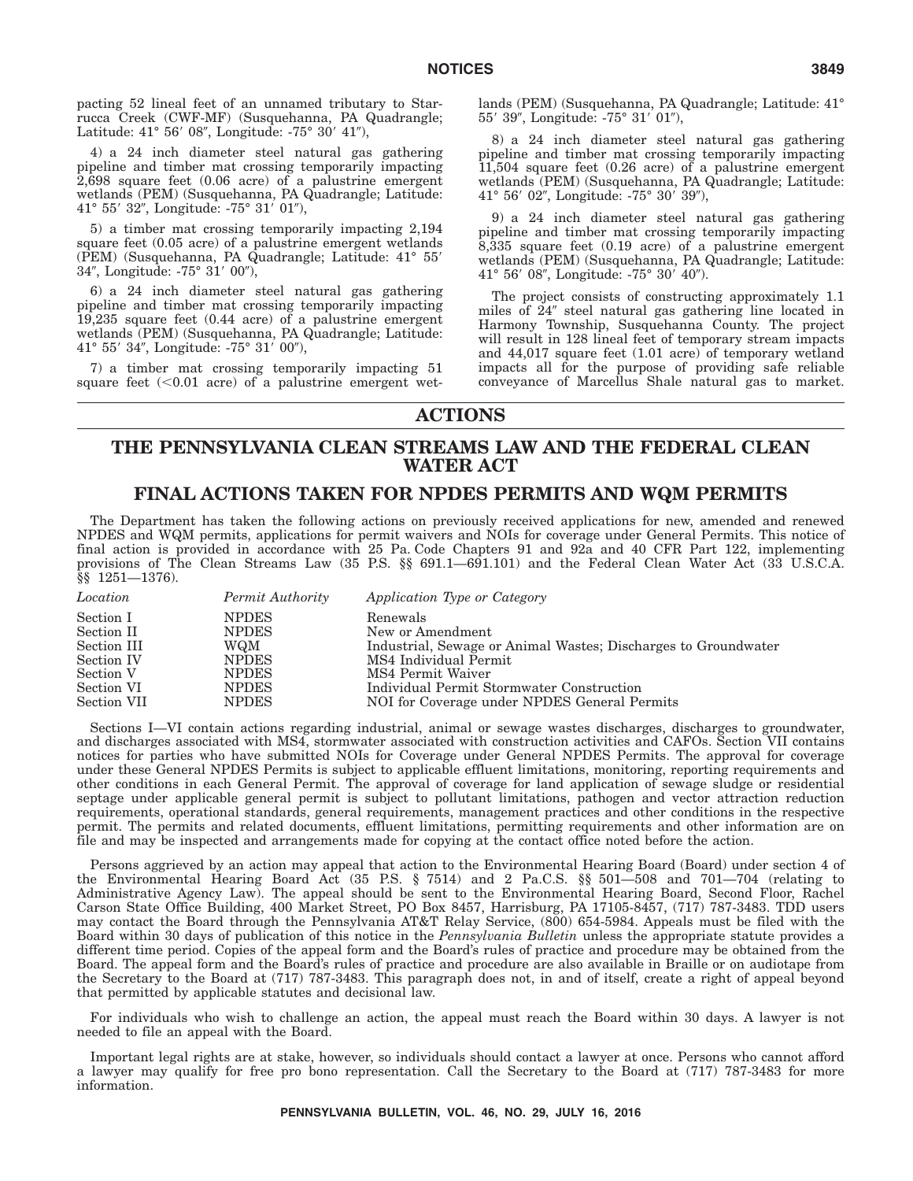pacting 52 lineal feet of an unnamed tributary to Starrucca Creek (CWF-MF) (Susquehanna, PA Quadrangle; Latitude: 41° 56′ 08″, Longitude: -75° 30′ 41″),

4) a 24 inch diameter steel natural gas gathering pipeline and timber mat crossing temporarily impacting 2,698 square feet (0.06 acre) of a palustrine emergent wetlands (PEM) (Susquehanna, PA Quadrangle; Latitude: 41° 55′ 32″, Longitude: -75° 31′ 01″),

5) a timber mat crossing temporarily impacting 2,194 square feet (0.05 acre) of a palustrine emergent wetlands (PEM) (Susquehanna, PA Quadrangle; Latitude: 41° 55′ 34″, Longitude: -75° 31′ 00″),

6) a 24 inch diameter steel natural gas gathering pipeline and timber mat crossing temporarily impacting 19,235 square feet (0.44 acre) of a palustrine emergent wetlands (PEM) (Susquehanna, PA Quadrangle; Latitude: 41° 55′ 34″, Longitude: -75° 31′ 00″),

7) a timber mat crossing temporarily impacting 51 square feet (<0.01 acre) of a palustrine emergent wetlands (PEM) (Susquehanna, PA Quadrangle; Latitude: 41° 55′ 39″, Longitude: -75° 31′ 01″),

8) a 24 inch diameter steel natural gas gathering pipeline and timber mat crossing temporarily impacting 11,504 square feet (0.26 acre) of a palustrine emergent wetlands (PEM) (Susquehanna, PA Quadrangle; Latitude: 41° 56′ 02″, Longitude: -75° 30′ 39″),

9) a 24 inch diameter steel natural gas gathering pipeline and timber mat crossing temporarily impacting 8,335 square feet (0.19 acre) of a palustrine emergent wetlands (PEM) (Susquehanna, PA Quadrangle; Latitude: 41° 56′ 08″, Longitude: -75° 30′ 40″).

The project consists of constructing approximately 1.1 miles of 24″ steel natural gas gathering line located in Harmony Township, Susquehanna County. The project will result in 128 lineal feet of temporary stream impacts and 44,017 square feet (1.01 acre) of temporary wetland impacts all for the purpose of providing safe reliable conveyance of Marcellus Shale natural gas to market.

# ACTIONS

## THE PENNSYLVANIA CLEAN STREAMS LAW AND THE FEDERAL CLEAN WATER ACT

## FINAL ACTIONS TAKEN FOR NPDES PERMITS AND WQM PERMITS

The Department has taken the following actions on previously received applications for new, amended and renewed NPDES and WQM permits, applications for permit waivers and NOIs for coverage under General Permits. This notice of final action is provided in accordance with 25 Pa. Code Chapters 91 and 92a and 40 CFR Part 122, implementing provisions of The Clean Streams Law (35 P.S. §§ 691.1—691.101) and the Federal Clean Water Act (33 U.S.C.A. §§ 1251—1376).

| *Location* | *Permit Authority* | *Application Type or Category* |
|---|---|---|
| Section I | NPDES | Renewals |
| Section II | NPDES | New or Amendment |
| Section III | WQM | Industrial, Sewage or Animal Wastes; Discharges to Groundwater |
| Section IV | NPDES | MS4 Individual Permit |
| Section V | NPDES | MS4 Permit Waiver |
| Section VI | NPDES | Individual Permit Stormwater Construction |
| Section VII | NPDES | NOI for Coverage under NPDES General Permits |

Sections I—VI contain actions regarding industrial, animal or sewage wastes discharges, discharges to groundwater, and discharges associated with MS4, stormwater associated with construction activities and CAFOs. Section VII contains notices for parties who have submitted NOIs for Coverage under General NPDES Permits. The approval for coverage under these General NPDES Permits is subject to applicable effluent limitations, monitoring, reporting requirements and other conditions in each General Permit. The approval of coverage for land application of sewage sludge or residential septage under applicable general permit is subject to pollutant limitations, pathogen and vector attraction reduction requirements, operational standards, general requirements, management practices and other conditions in the respective permit. The permits and related documents, effluent limitations, permitting requirements and other information are on file and may be inspected and arrangements made for copying at the contact office noted before the action.

Persons aggrieved by an action may appeal that action to the Environmental Hearing Board (Board) under section 4 of the Environmental Hearing Board Act (35 P.S. § 7514) and 2 Pa.C.S. §§ 501—508 and 701—704 (relating to Administrative Agency Law). The appeal should be sent to the Environmental Hearing Board, Second Floor, Rachel Carson State Office Building, 400 Market Street, PO Box 8457, Harrisburg, PA 17105-8457, (717) 787-3483. TDD users may contact the Board through the Pennsylvania AT&T Relay Service, (800) 654-5984. Appeals must be filed with the Board within 30 days of publication of this notice in the *Pennsylvania Bulletin* unless the appropriate statute provides a different time period. Copies of the appeal form and the Board's rules of practice and procedure may be obtained from the Board. The appeal form and the Board's rules of practice and procedure are also available in Braille or on audiotape from the Secretary to the Board at (717) 787-3483. This paragraph does not, in and of itself, create a right of appeal beyond that permitted by applicable statutes and decisional law.

For individuals who wish to challenge an action, the appeal must reach the Board within 30 days. A lawyer is not needed to file an appeal with the Board.

Important legal rights are at stake, however, so individuals should contact a lawyer at once. Persons who cannot afford a lawyer may qualify for free pro bono representation. Call the Secretary to the Board at (717) 787-3483 for more information.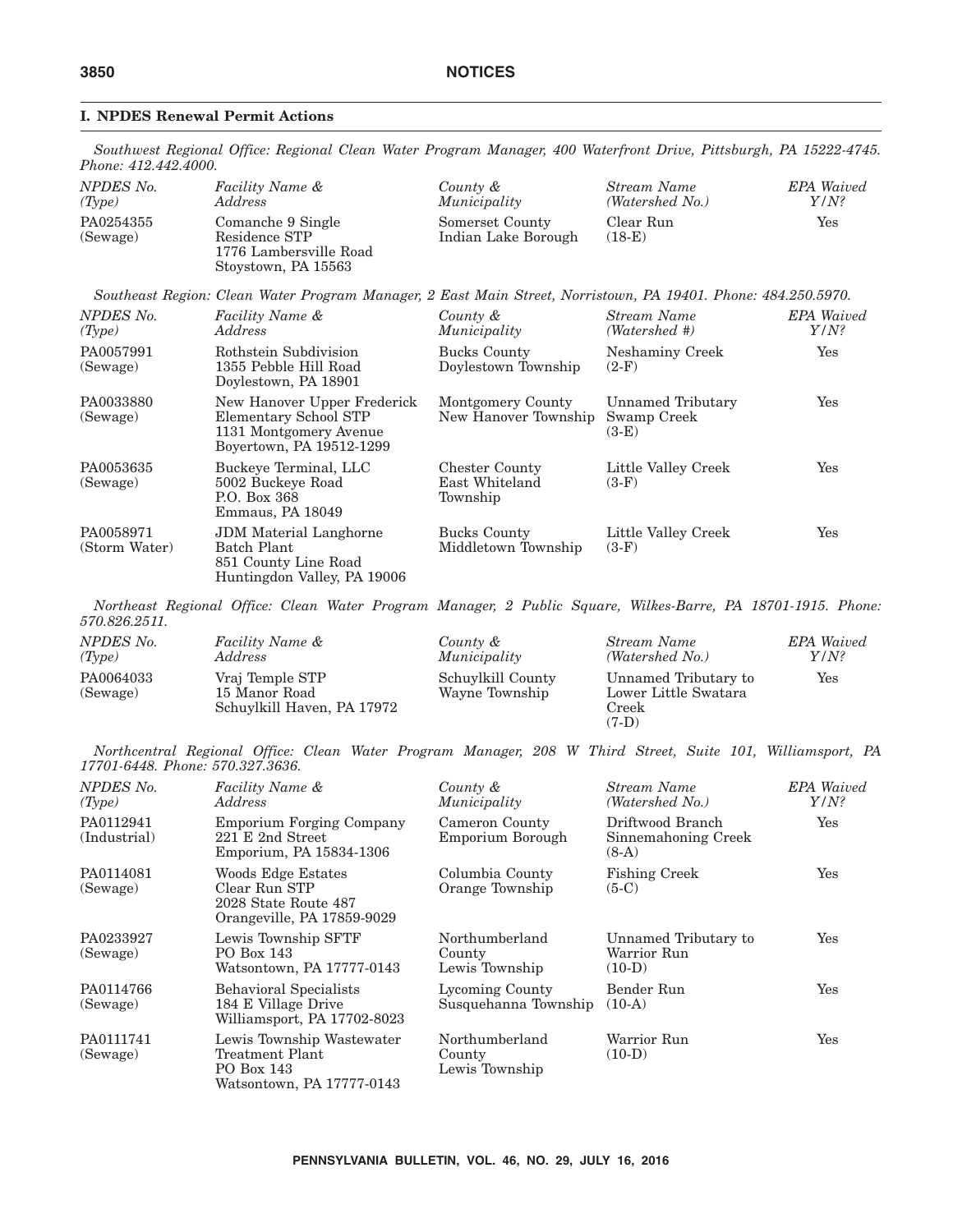## I. NPDES Renewal Permit Actions

*Southwest Regional Office: Regional Clean Water Program Manager, 400 Waterfront Drive, Pittsburgh, PA 15222-4745. Phone: 412.442.4000.*

| *NPDES No. (Type)* | *Facility Name & Address* | *County & Municipality* | *Stream Name (Watershed No.)* | *EPA Waived Y/N?* |
|---|---|---|---|---|
| PA0254355 (Sewage) | Comanche 9 Single Residence STP 1776 Lambersville Road Stoystown, PA 15563 | Somerset County Indian Lake Borough | Clear Run (18-E) | Yes |

*Southeast Region: Clean Water Program Manager, 2 East Main Street, Norristown, PA 19401. Phone: 484.250.5970.*

| *NPDES No. (Type)* | *Facility Name & Address* | *County & Municipality* | *Stream Name (Watershed #)* | *EPA Waived Y/N?* |
|---|---|---|---|---|
| PA0057991 (Sewage) | Rothstein Subdivision 1355 Pebble Hill Road Doylestown, PA 18901 | Bucks County Doylestown Township | Neshaminy Creek (2-F) | Yes |
| PA0033880 (Sewage) | New Hanover Upper Frederick Elementary School STP 1131 Montgomery Avenue Boyertown, PA 19512-1299 | Montgomery County New Hanover Township | Unnamed Tributary Swamp Creek (3-E) | Yes |
| PA0053635 (Sewage) | Buckeye Terminal, LLC 5002 Buckeye Road P.O. Box 368 Emmaus, PA 18049 | Chester County East Whiteland Township | Little Valley Creek (3-F) | Yes |
| PA0058971 (Storm Water) | JDM Material Langhorne Batch Plant 851 County Line Road Huntingdon Valley, PA 19006 | Bucks County Middletown Township | Little Valley Creek (3-F) | Yes |

*Northeast Regional Office: Clean Water Program Manager, 2 Public Square, Wilkes-Barre, PA 18701-1915. Phone: 570.826.2511.*

| *NPDES No. (Type)* | *Facility Name & Address* | *County & Municipality* | *Stream Name (Watershed No.)* | *EPA Waived Y/N?* |
|---|---|---|---|---|
| PA0064033 (Sewage) | Vraj Temple STP 15 Manor Road Schuylkill Haven, PA 17972 | Schuylkill County Wayne Township | Unnamed Tributary to Lower Little Swatara Creek (7-D) | Yes |

*Northcentral Regional Office: Clean Water Program Manager, 208 W Third Street, Suite 101, Williamsport, PA 17701-6448. Phone: 570.327.3636.*

| *NPDES No. (Type)* | *Facility Name & Address* | *County & Municipality* | *Stream Name (Watershed No.)* | *EPA Waived Y/N?* |
|---|---|---|---|---|
| PA0112941 (Industrial) | Emporium Forging Company 221 E 2nd Street Emporium, PA 15834-1306 | Cameron County Emporium Borough | Driftwood Branch Sinnemahoning Creek (8-A) | Yes |
| PA0114081 (Sewage) | Woods Edge Estates Clear Run STP 2028 State Route 487 Orangeville, PA 17859-9029 | Columbia County Orange Township | Fishing Creek (5-C) | Yes |
| PA0233927 (Sewage) | Lewis Township SFTF PO Box 143 Watsontown, PA 17777-0143 | Northumberland County Lewis Township | Unnamed Tributary to Warrior Run (10-D) | Yes |
| PA0114766 (Sewage) | Behavioral Specialists 184 E Village Drive Williamsport, PA 17702-8023 | Lycoming County Susquehanna Township | Bender Run (10-A) | Yes |
| PA0111741 (Sewage) | Lewis Township Wastewater Treatment Plant PO Box 143 Watsontown, PA 17777-0143 | Northumberland County Lewis Township | Warrior Run (10-D) | Yes |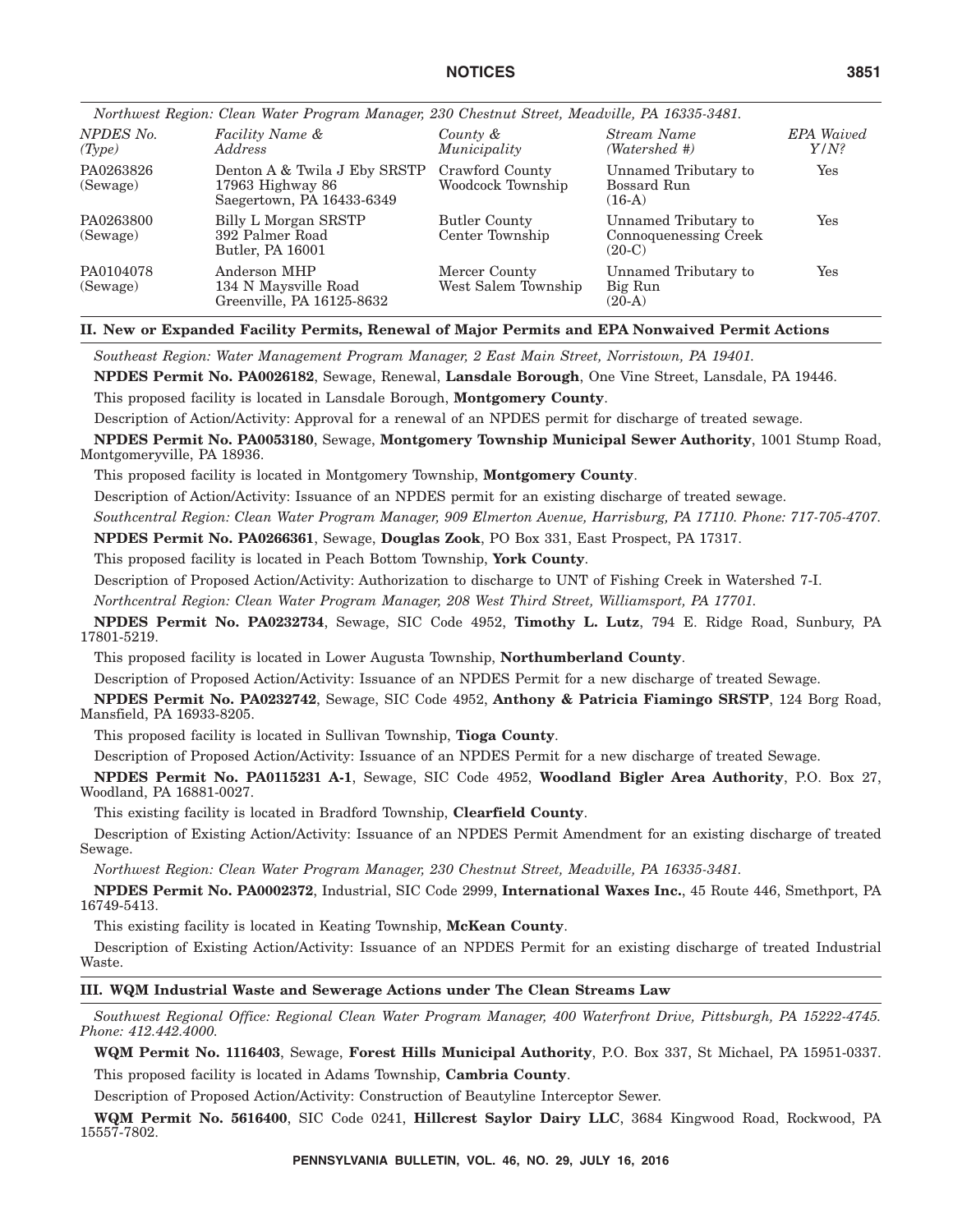*Northwest Region: Clean Water Program Manager, 230 Chestnut Street, Meadville, PA 16335-3481.*

| *NPDES No. (Type)* | *Facility Name & Address* | *County & Municipality* | *Stream Name (Watershed #)* | *EPA Waived Y/N?* |
|---|---|---|---|---|
| PA0263826 (Sewage) | Denton A & Twila J Eby SRSTP 17963 Highway 86 Saegertown, PA 16433-6349 | Crawford County Woodcock Township | Unnamed Tributary to Bossard Run (16-A) | Yes |
| PA0263800 (Sewage) | Billy L Morgan SRSTP 392 Palmer Road Butler, PA 16001 | Butler County Center Township | Unnamed Tributary to Connoquenessing Creek (20-C) | Yes |
| PA0104078 (Sewage) | Anderson MHP 134 N Maysville Road Greenville, PA 16125-8632 | Mercer County West Salem Township | Unnamed Tributary to Big Run (20-A) | Yes |

## II. New or Expanded Facility Permits, Renewal of Major Permits and EPA Nonwaived Permit Actions

*Southeast Region: Water Management Program Manager, 2 East Main Street, Norristown, PA 19401.*

**NPDES Permit No. PA0026182**, Sewage, Renewal, **Lansdale Borough**, One Vine Street, Lansdale, PA 19446.

This proposed facility is located in Lansdale Borough, **Montgomery County**.

Description of Action/Activity: Approval for a renewal of an NPDES permit for discharge of treated sewage.

**NPDES Permit No. PA0053180**, Sewage, **Montgomery Township Municipal Sewer Authority**, 1001 Stump Road, Montgomeryville, PA 18936.

This proposed facility is located in Montgomery Township, **Montgomery County**.

Description of Action/Activity: Issuance of an NPDES permit for an existing discharge of treated sewage.

*Southcentral Region: Clean Water Program Manager, 909 Elmerton Avenue, Harrisburg, PA 17110. Phone: 717-705-4707.*

**NPDES Permit No. PA0266361**, Sewage, **Douglas Zook**, PO Box 331, East Prospect, PA 17317.

This proposed facility is located in Peach Bottom Township, **York County**.

Description of Proposed Action/Activity: Authorization to discharge to UNT of Fishing Creek in Watershed 7-I.

*Northcentral Region: Clean Water Program Manager, 208 West Third Street, Williamsport, PA 17701.*

**NPDES Permit No. PA0232734**, Sewage, SIC Code 4952, **Timothy L. Lutz**, 794 E. Ridge Road, Sunbury, PA 17801-5219.

This proposed facility is located in Lower Augusta Township, **Northumberland County**.

Description of Proposed Action/Activity: Issuance of an NPDES Permit for a new discharge of treated Sewage.

**NPDES Permit No. PA0232742**, Sewage, SIC Code 4952, **Anthony & Patricia Fiamingo SRSTP**, 124 Borg Road, Mansfield, PA 16933-8205.

This proposed facility is located in Sullivan Township, **Tioga County**.

Description of Proposed Action/Activity: Issuance of an NPDES Permit for a new discharge of treated Sewage.

**NPDES Permit No. PA0115231 A-1**, Sewage, SIC Code 4952, **Woodland Bigler Area Authority**, P.O. Box 27, Woodland, PA 16881-0027.

This existing facility is located in Bradford Township, **Clearfield County**.

Description of Existing Action/Activity: Issuance of an NPDES Permit Amendment for an existing discharge of treated Sewage.

*Northwest Region: Clean Water Program Manager, 230 Chestnut Street, Meadville, PA 16335-3481.*

**NPDES Permit No. PA0002372**, Industrial, SIC Code 2999, **International Waxes Inc.**, 45 Route 446, Smethport, PA 16749-5413.

This existing facility is located in Keating Township, **McKean County**.

Description of Existing Action/Activity: Issuance of an NPDES Permit for an existing discharge of treated Industrial Waste.

## III. WQM Industrial Waste and Sewerage Actions under The Clean Streams Law

*Southwest Regional Office: Regional Clean Water Program Manager, 400 Waterfront Drive, Pittsburgh, PA 15222-4745. Phone: 412.442.4000.*

**WQM Permit No. 1116403**, Sewage, **Forest Hills Municipal Authority**, P.O. Box 337, St Michael, PA 15951-0337.

This proposed facility is located in Adams Township, **Cambria County**.

Description of Proposed Action/Activity: Construction of Beautyline Interceptor Sewer.

**WQM Permit No. 5616400**, SIC Code 0241, **Hillcrest Saylor Dairy LLC**, 3684 Kingwood Road, Rockwood, PA 15557-7802.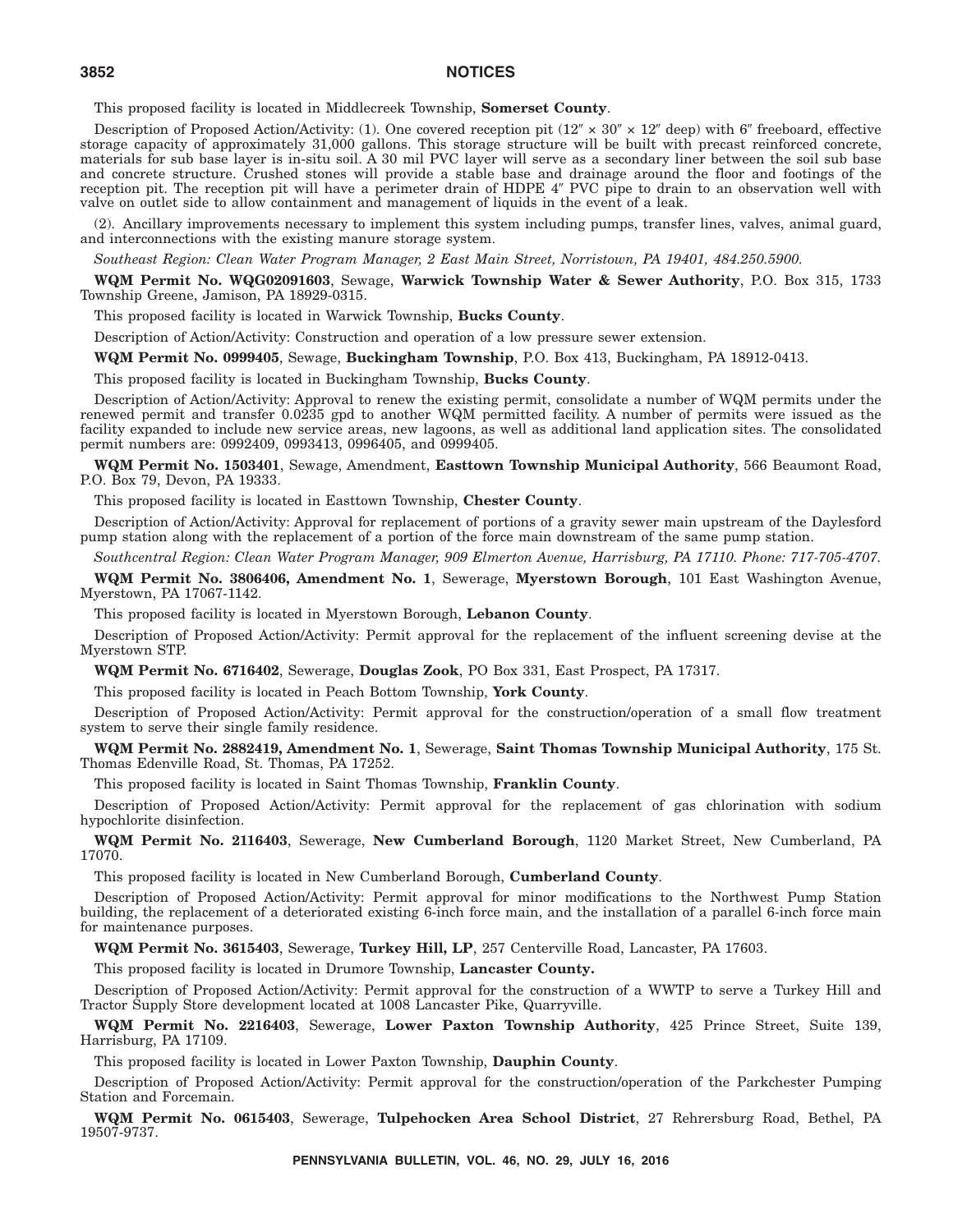This proposed facility is located in Middlecreek Township, **Somerset County**.

Description of Proposed Action/Activity: (1). One covered reception pit (12′ × 30′ × 12′ deep) with 6′ freeboard, effective storage capacity of approximately 31,000 gallons. This storage structure will be built with precast reinforced concrete, materials for sub base layer is in-situ soil. A 30 mil PVC layer will serve as a secondary liner between the soil sub base and concrete structure. Crushed stones will provide a stable base and drainage around the floor and footings of the reception pit. The reception pit will have a perimeter drain of HDPE 4″ PVC pipe to drain to an observation well with valve on outlet side to allow containment and management of liquids in the event of a leak.

(2). Ancillary improvements necessary to implement this system including pumps, transfer lines, valves, animal guard, and interconnections with the existing manure storage system.

*Southeast Region: Clean Water Program Manager, 2 East Main Street, Norristown, PA 19401, 484.250.5900.*

**WQM Permit No. WQG02091603**, Sewage, **Warwick Township Water & Sewer Authority**, P.O. Box 315, 1733 Township Greene, Jamison, PA 18929-0315.

This proposed facility is located in Warwick Township, **Bucks County**.

Description of Action/Activity: Construction and operation of a low pressure sewer extension.

**WQM Permit No. 0999405**, Sewage, **Buckingham Township**, P.O. Box 413, Buckingham, PA 18912-0413.

This proposed facility is located in Buckingham Township, **Bucks County**.

Description of Action/Activity: Approval to renew the existing permit, consolidate a number of WQM permits under the renewed permit and transfer 0.0235 gpd to another WQM permitted facility. A number of permits were issued as the facility expanded to include new service areas, new lagoons, as well as additional land application sites. The consolidated permit numbers are: 0992409, 0993413, 0996405, and 0999405.

**WQM Permit No. 1503401**, Sewage, Amendment, **Easttown Township Municipal Authority**, 566 Beaumont Road, P.O. Box 79, Devon, PA 19333.

This proposed facility is located in Easttown Township, **Chester County**.

Description of Action/Activity: Approval for replacement of portions of a gravity sewer main upstream of the Daylesford pump station along with the replacement of a portion of the force main downstream of the same pump station.

*Southcentral Region: Clean Water Program Manager, 909 Elmerton Avenue, Harrisburg, PA 17110. Phone: 717-705-4707.*

**WQM Permit No. 3806406, Amendment No. 1**, Sewerage, **Myerstown Borough**, 101 East Washington Avenue, Myerstown, PA 17067-1142.

This proposed facility is located in Myerstown Borough, **Lebanon County**.

Description of Proposed Action/Activity: Permit approval for the replacement of the influent screening devise at the Myerstown STP.

**WQM Permit No. 6716402**, Sewerage, **Douglas Zook**, PO Box 331, East Prospect, PA 17317.

This proposed facility is located in Peach Bottom Township, **York County**.

Description of Proposed Action/Activity: Permit approval for the construction/operation of a small flow treatment system to serve their single family residence.

**WQM Permit No. 2882419, Amendment No. 1**, Sewerage, **Saint Thomas Township Municipal Authority**, 175 St. Thomas Edenville Road, St. Thomas, PA 17252.

This proposed facility is located in Saint Thomas Township, **Franklin County**.

Description of Proposed Action/Activity: Permit approval for the replacement of gas chlorination with sodium hypochlorite disinfection.

**WQM Permit No. 2116403**, Sewerage, **New Cumberland Borough**, 1120 Market Street, New Cumberland, PA 17070.

This proposed facility is located in New Cumberland Borough, **Cumberland County**.

Description of Proposed Action/Activity: Permit approval for minor modifications to the Northwest Pump Station building, the replacement of a deteriorated existing 6-inch force main, and the installation of a parallel 6-inch force main for maintenance purposes.

**WQM Permit No. 3615403**, Sewerage, **Turkey Hill, LP**, 257 Centerville Road, Lancaster, PA 17603.

This proposed facility is located in Drumore Township, **Lancaster County.**

Description of Proposed Action/Activity: Permit approval for the construction of a WWTP to serve a Turkey Hill and Tractor Supply Store development located at 1008 Lancaster Pike, Quarryville.

**WQM Permit No. 2216403**, Sewerage, **Lower Paxton Township Authority**, 425 Prince Street, Suite 139, Harrisburg, PA 17109.

This proposed facility is located in Lower Paxton Township, **Dauphin County**.

Description of Proposed Action/Activity: Permit approval for the construction/operation of the Parkchester Pumping Station and Forcemain.

**WQM Permit No. 0615403**, Sewerage, **Tulpehocken Area School District**, 27 Rehrersburg Road, Bethel, PA 19507-9737.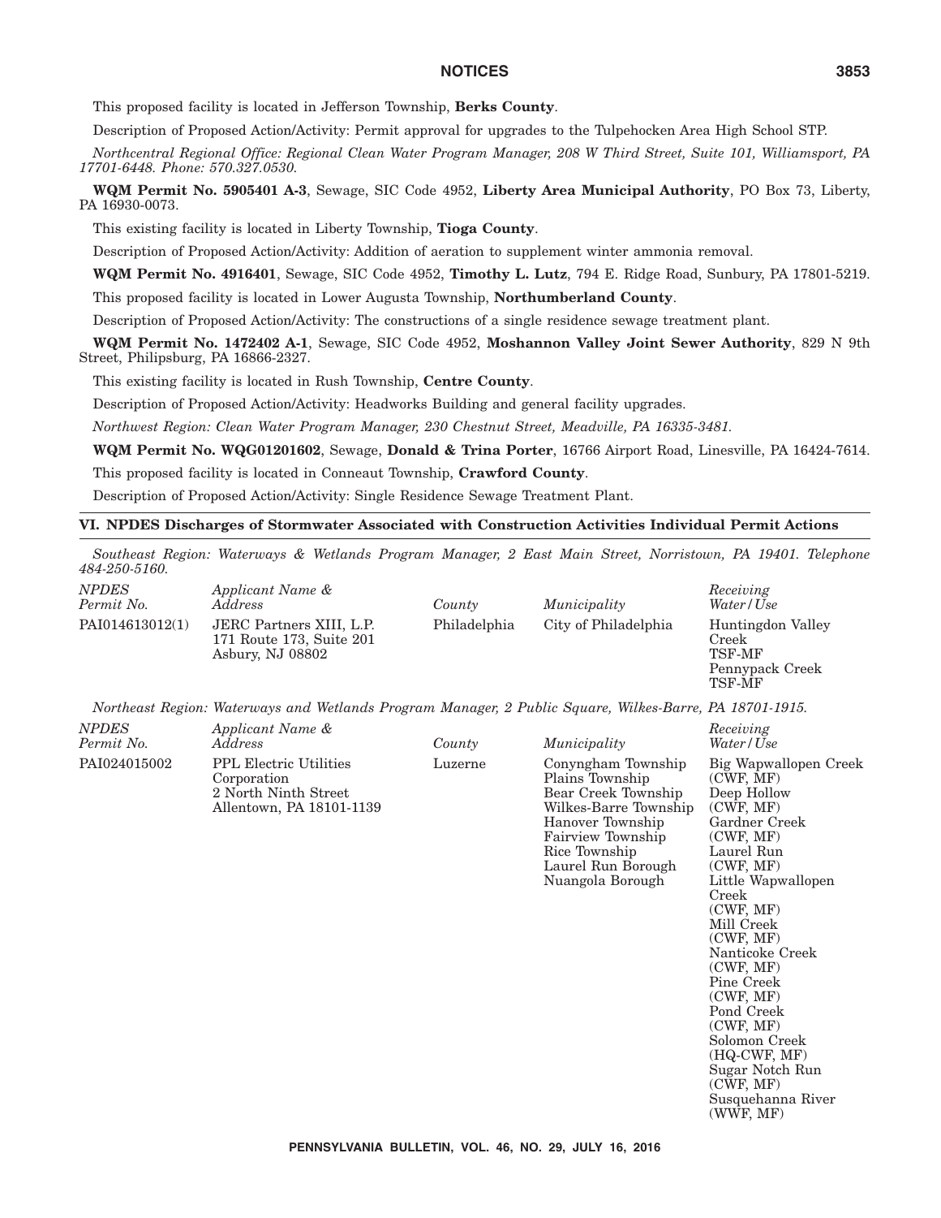This proposed facility is located in Jefferson Township, **Berks County**.

Description of Proposed Action/Activity: Permit approval for upgrades to the Tulpehocken Area High School STP.

*Northcentral Regional Office: Regional Clean Water Program Manager, 208 W Third Street, Suite 101, Williamsport, PA 17701-6448. Phone: 570.327.0530.*

**WQM Permit No. 5905401 A-3**, Sewage, SIC Code 4952, **Liberty Area Municipal Authority**, PO Box 73, Liberty, PA 16930-0073.

This existing facility is located in Liberty Township, **Tioga County**.

Description of Proposed Action/Activity: Addition of aeration to supplement winter ammonia removal.

**WQM Permit No. 4916401**, Sewage, SIC Code 4952, **Timothy L. Lutz**, 794 E. Ridge Road, Sunbury, PA 17801-5219.

This proposed facility is located in Lower Augusta Township, **Northumberland County**.

Description of Proposed Action/Activity: The constructions of a single residence sewage treatment plant.

**WQM Permit No. 1472402 A-1**, Sewage, SIC Code 4952, **Moshannon Valley Joint Sewer Authority**, 829 N 9th Street, Philipsburg, PA 16866-2327.

This existing facility is located in Rush Township, **Centre County**.

Description of Proposed Action/Activity: Headworks Building and general facility upgrades.

*Northwest Region: Clean Water Program Manager, 230 Chestnut Street, Meadville, PA 16335-3481.*

**WQM Permit No. WQG01201602**, Sewage, **Donald & Trina Porter**, 16766 Airport Road, Linesville, PA 16424-7614.

This proposed facility is located in Conneaut Township, **Crawford County**.

Description of Proposed Action/Activity: Single Residence Sewage Treatment Plant.

## VI. NPDES Discharges of Stormwater Associated with Construction Activities Individual Permit Actions

*Southeast Region: Waterways & Wetlands Program Manager, 2 East Main Street, Norristown, PA 19401. Telephone 484-250-5160.*

| *NPDES Permit No.* | *Applicant Name & Address* | *County* | *Municipality* | *Receiving Water/Use* |
|---|---|---|---|---|
| PAI014613012(1) | JERC Partners XIII, L.P. 171 Route 173, Suite 201 Asbury, NJ 08802 | Philadelphia | City of Philadelphia | Huntingdon Valley Creek TSF-MF Pennypack Creek TSF-MF |

*Northeast Region: Waterways and Wetlands Program Manager, 2 Public Square, Wilkes-Barre, PA 18701-1915.*

| *NPDES Permit No.* | *Applicant Name & Address* | *County* | *Municipality* | *Receiving Water/Use* |
|---|---|---|---|---|
| PAI024015002 | PPL Electric Utilities Corporation 2 North Ninth Street Allentown, PA 18101-1139 | Luzerne | Conyngham Township Plains Township Bear Creek Township Wilkes-Barre Township Hanover Township Fairview Township Rice Township Laurel Run Borough Nuangola Borough | Big Wapwallopen Creek (CWF, MF) Deep Hollow (CWF, MF) Gardner Creek (CWF, MF) Laurel Run (CWF, MF) Little Wapwallopen Creek (CWF, MF) Mill Creek (CWF, MF) Nanticoke Creek (CWF, MF) Pine Creek (CWF, MF) Pond Creek (CWF, MF) Solomon Creek (HQ-CWF, MF) Sugar Notch Run (CWF, MF) Susquehanna River (WWF, MF) |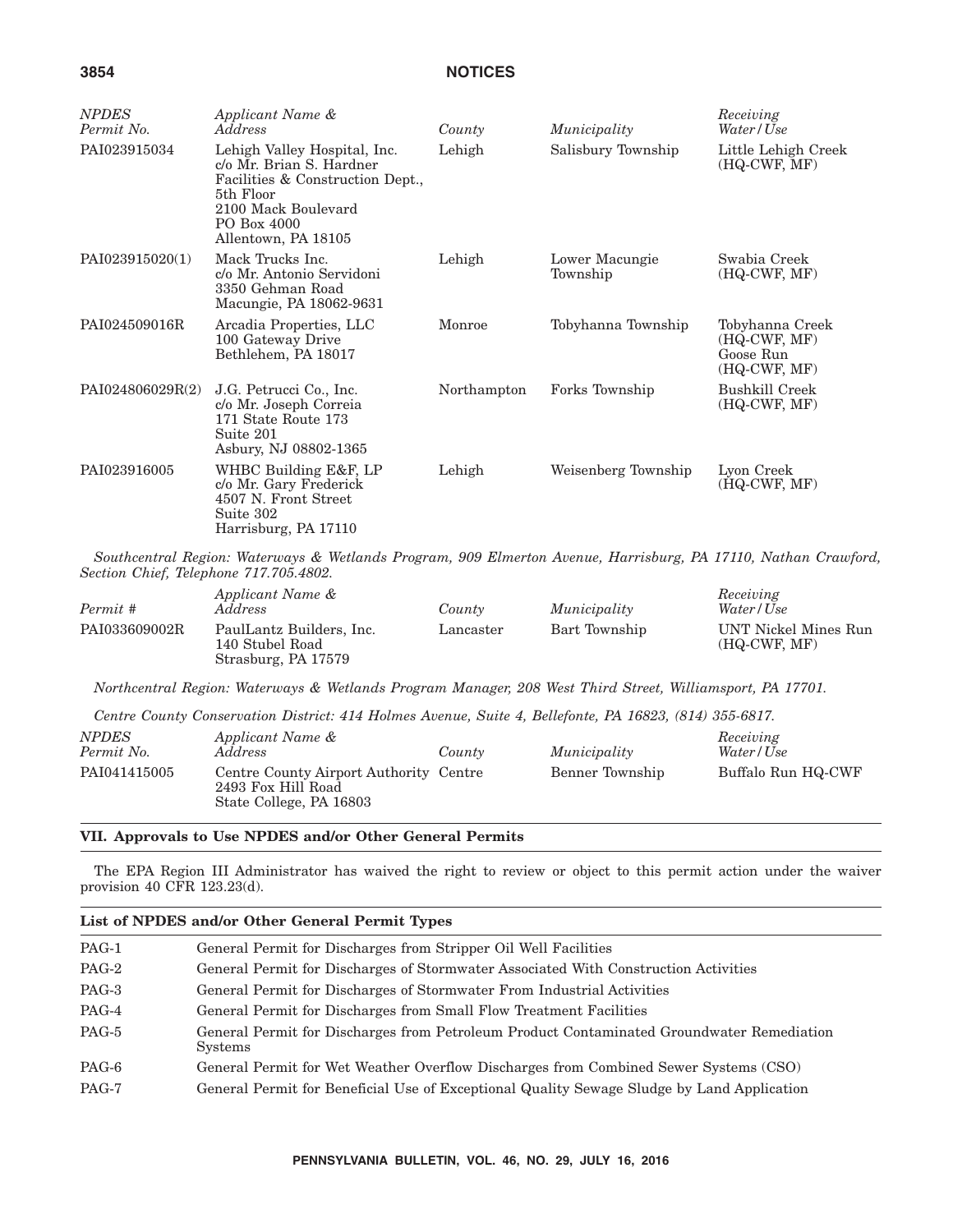| *NPDES Permit No.* | *Applicant Name & Address* | *County* | *Municipality* | *Receiving Water/Use* |
|---|---|---|---|---|
| PAI023915034 | Lehigh Valley Hospital, Inc. c/o Mr. Brian S. Hardner Facilities & Construction Dept., 5th Floor 2100 Mack Boulevard PO Box 4000 Allentown, PA 18105 | Lehigh | Salisbury Township | Little Lehigh Creek (HQ-CWF, MF) |
| PAI023915020(1) | Mack Trucks Inc. c/o Mr. Antonio Servidoni 3350 Gehman Road Macungie, PA 18062-9631 | Lehigh | Lower Macungie Township | Swabia Creek (HQ-CWF, MF) |
| PAI024509016R | Arcadia Properties, LLC 100 Gateway Drive Bethlehem, PA 18017 | Monroe | Tobyhanna Township | Tobyhanna Creek (HQ-CWF, MF) Goose Run (HQ-CWF, MF) |
| PAI024806029R(2) | J.G. Petrucci Co., Inc. c/o Mr. Joseph Correia 171 State Route 173 Suite 201 Asbury, NJ 08802-1365 | Northampton | Forks Township | Bushkill Creek (HQ-CWF, MF) |
| PAI023916005 | WHBC Building E&F, LP c/o Mr. Gary Frederick 4507 N. Front Street Suite 302 Harrisburg, PA 17110 | Lehigh | Weisenberg Township | Lyon Creek (HQ-CWF, MF) |

*Southcentral Region: Waterways & Wetlands Program, 909 Elmerton Avenue, Harrisburg, PA 17110, Nathan Crawford, Section Chief, Telephone 717.705.4802.*

| *Permit #* | *Applicant Name & Address* | *County* | *Municipality* | *Receiving Water/Use* |
|---|---|---|---|---|
| PAI033609002R | PaulLantz Builders, Inc. 140 Stubel Road Strasburg, PA 17579 | Lancaster | Bart Township | UNT Nickel Mines Run (HQ-CWF, MF) |

*Northcentral Region: Waterways & Wetlands Program Manager, 208 West Third Street, Williamsport, PA 17701.*

*Centre County Conservation District: 414 Holmes Avenue, Suite 4, Bellefonte, PA 16823, (814) 355-6817.*

| *NPDES Permit No.* | *Applicant Name & Address* | *County* | *Municipality* | *Receiving Water/Use* |
|---|---|---|---|---|
| PAI041415005 | Centre County Airport Authority 2493 Fox Hill Road State College, PA 16803 | Centre | Benner Township | Buffalo Run HQ-CWF |

## VII. Approvals to Use NPDES and/or Other General Permits

The EPA Region III Administrator has waived the right to review or object to this permit action under the waiver provision 40 CFR 123.23(d).

**List of NPDES and/or Other General Permit Types**

| | |
|---|---|
| PAG-1 | General Permit for Discharges from Stripper Oil Well Facilities |
| PAG-2 | General Permit for Discharges of Stormwater Associated With Construction Activities |
| PAG-3 | General Permit for Discharges of Stormwater From Industrial Activities |
| PAG-4 | General Permit for Discharges from Small Flow Treatment Facilities |
| PAG-5 | General Permit for Discharges from Petroleum Product Contaminated Groundwater Remediation Systems |
| PAG-6 | General Permit for Wet Weather Overflow Discharges from Combined Sewer Systems (CSO) |
| PAG-7 | General Permit for Beneficial Use of Exceptional Quality Sewage Sludge by Land Application |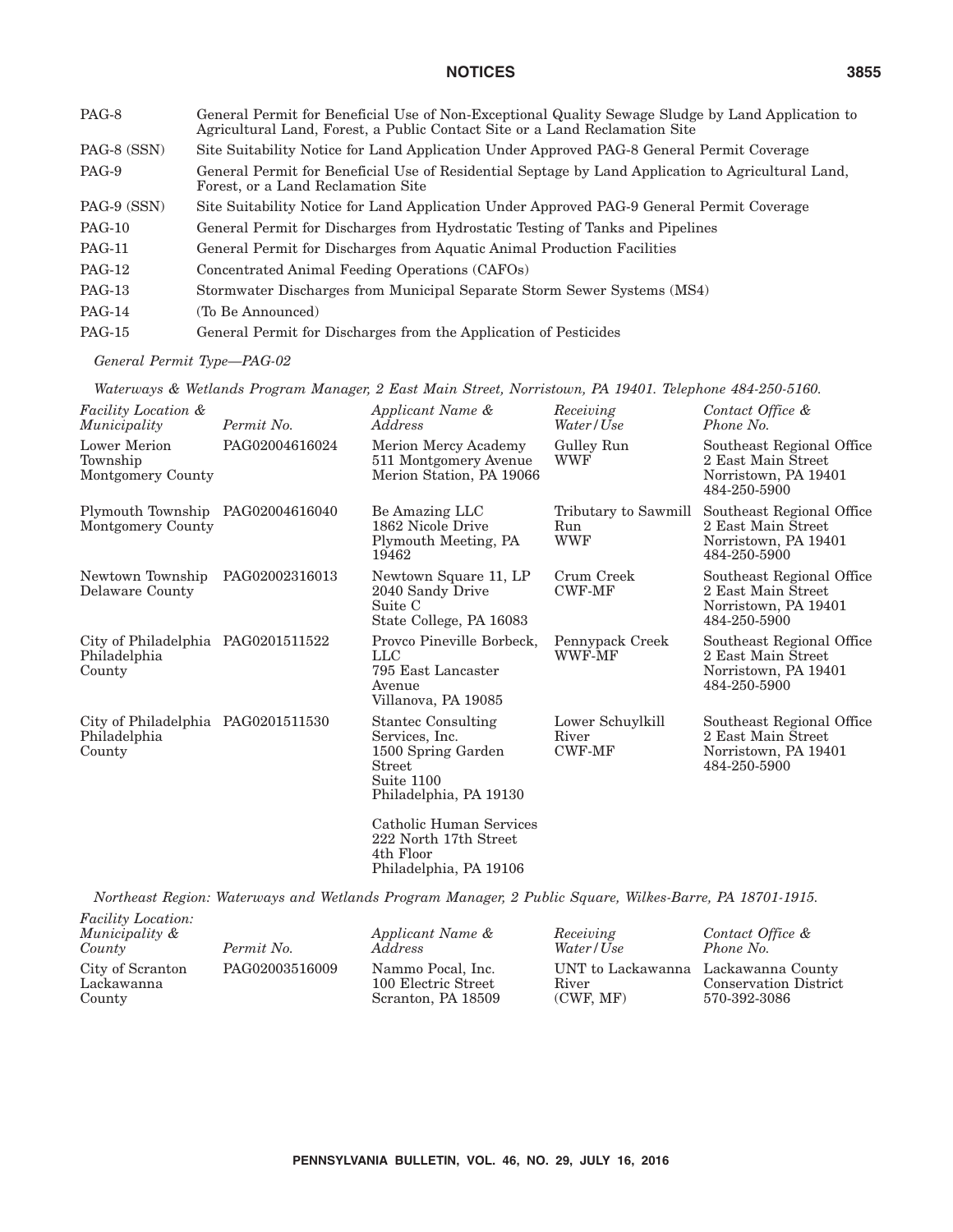| | |
|---|---|
| PAG-8 | General Permit for Beneficial Use of Non-Exceptional Quality Sewage Sludge by Land Application to Agricultural Land, Forest, a Public Contact Site or a Land Reclamation Site |
| PAG-8 (SSN) | Site Suitability Notice for Land Application Under Approved PAG-8 General Permit Coverage |
| PAG-9 | General Permit for Beneficial Use of Residential Septage by Land Application to Agricultural Land, Forest, or a Land Reclamation Site |
| PAG-9 (SSN) | Site Suitability Notice for Land Application Under Approved PAG-9 General Permit Coverage |
| PAG-10 | General Permit for Discharges from Hydrostatic Testing of Tanks and Pipelines |
| PAG-11 | General Permit for Discharges from Aquatic Animal Production Facilities |
| PAG-12 | Concentrated Animal Feeding Operations (CAFOs) |
| PAG-13 | Stormwater Discharges from Municipal Separate Storm Sewer Systems (MS4) |
| PAG-14 | (To Be Announced) |
| PAG-15 | General Permit for Discharges from the Application of Pesticides |

*General Permit Type—PAG-02*

*Waterways & Wetlands Program Manager, 2 East Main Street, Norristown, PA 19401. Telephone 484-250-5160.*

| *Facility Location & Municipality* | *Permit No.* | *Applicant Name & Address* | *Receiving Water/Use* | *Contact Office & Phone No.* |
|---|---|---|---|---|
| Lower Merion Township Montgomery County | PAG02004616024 | Merion Mercy Academy 511 Montgomery Avenue Merion Station, PA 19066 | Gulley Run WWF | Southeast Regional Office 2 East Main Street Norristown, PA 19401 484-250-5900 |
| Plymouth Township Montgomery County | PAG02004616040 | Be Amazing LLC 1862 Nicole Drive Plymouth Meeting, PA 19462 | Tributary to Sawmill Run WWF | Southeast Regional Office 2 East Main Street Norristown, PA 19401 484-250-5900 |
| Newtown Township Delaware County | PAG02002316013 | Newtown Square 11, LP 2040 Sandy Drive Suite C State College, PA 16083 | Crum Creek CWF-MF | Southeast Regional Office 2 East Main Street Norristown, PA 19401 484-250-5900 |
| City of Philadelphia Philadelphia County | PAG0201511522 | Provco Pineville Borbeck, LLC 795 East Lancaster Avenue Villanova, PA 19085 | Pennypack Creek WWF-MF | Southeast Regional Office 2 East Main Street Norristown, PA 19401 484-250-5900 |
| City of Philadelphia Philadelphia County | PAG0201511530 | Stantec Consulting Services, Inc. 1500 Spring Garden Street Suite 1100 Philadelphia, PA 19130<br><br>Catholic Human Services 222 North 17th Street 4th Floor Philadelphia, PA 19106 | Lower Schuylkill River CWF-MF | Southeast Regional Office 2 East Main Street Norristown, PA 19401 484-250-5900 |

*Northeast Region: Waterways and Wetlands Program Manager, 2 Public Square, Wilkes-Barre, PA 18701-1915.*

| *Facility Location: Municipality & County* | *Permit No.* | *Applicant Name & Address* | *Receiving Water/Use* | *Contact Office & Phone No.* |
|---|---|---|---|---|
| City of Scranton Lackawanna County | PAG02003516009 | Nammo Pocal, Inc. 100 Electric Street Scranton, PA 18509 | UNT to Lackawanna River (CWF, MF) | Lackawanna County Conservation District 570-392-3086 |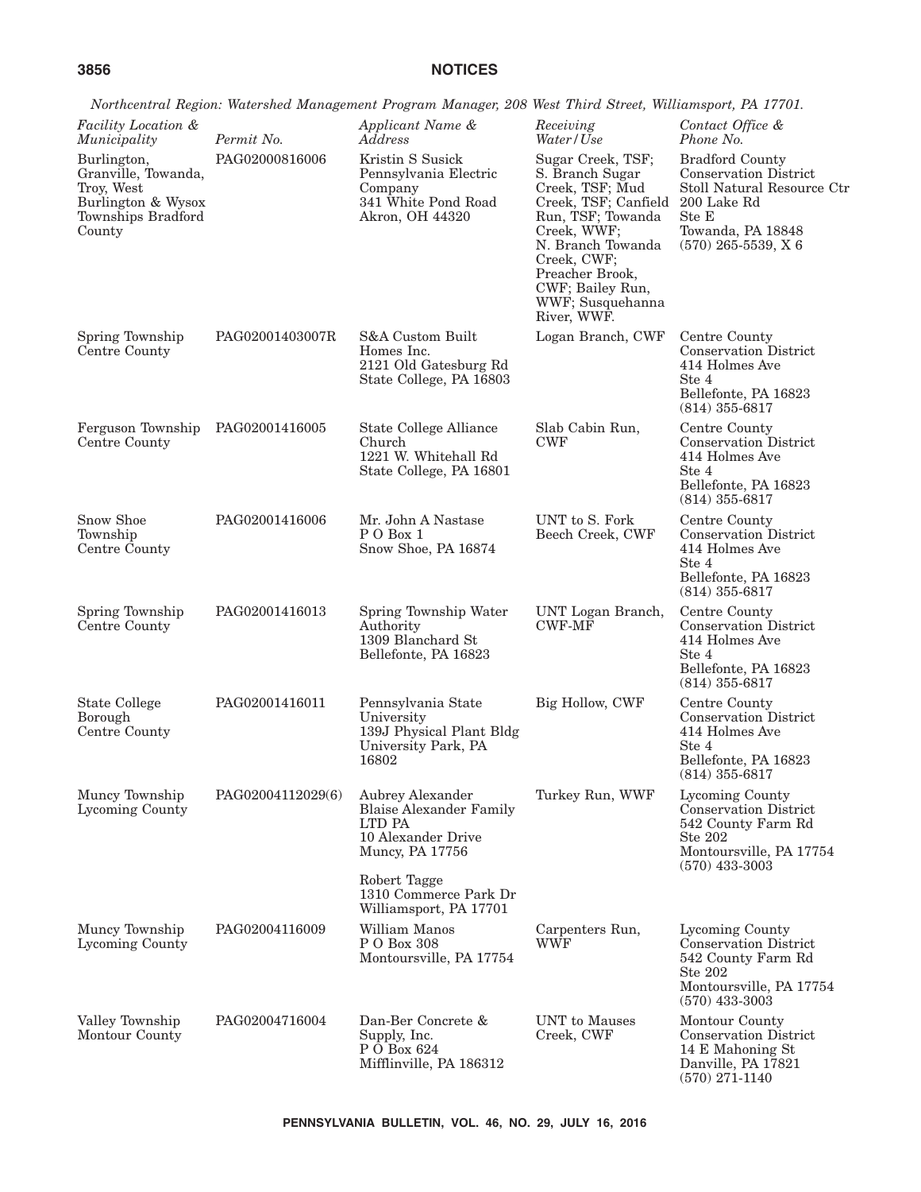*Northcentral Region: Watershed Management Program Manager, 208 West Third Street, Williamsport, PA 17701.*

| *Facility Location & Municipality* | *Permit No.* | *Applicant Name & Address* | *Receiving Water/Use* | *Contact Office & Phone No.* |
|---|---|---|---|---|
| Burlington, Granville, Towanda, Troy, West Burlington & Wysox Townships Bradford County | PAG02000816006 | Kristin S Susick Pennsylvania Electric Company 341 White Pond Road Akron, OH 44320 | Sugar Creek, TSF; S. Branch Sugar Creek, TSF; Mud Creek, TSF; Canfield Run, TSF; Towanda Creek, WWF; N. Branch Towanda Creek, CWF; Preacher Brook, CWF; Bailey Run, WWF; Susquehanna River, WWF. | Bradford County Conservation District Stoll Natural Resource Ctr 200 Lake Rd Ste E Towanda, PA 18848 (570) 265-5539, X 6 |
| Spring Township Centre County | PAG02001403007R | S&A Custom Built Homes Inc. 2121 Old Gatesburg Rd State College, PA 16803 | Logan Branch, CWF | Centre County Conservation District 414 Holmes Ave Ste 4 Bellefonte, PA 16823 (814) 355-6817 |
| Ferguson Township Centre County | PAG02001416005 | State College Alliance Church 1221 W. Whitehall Rd State College, PA 16801 | Slab Cabin Run, CWF | Centre County Conservation District 414 Holmes Ave Ste 4 Bellefonte, PA 16823 (814) 355-6817 |
| Snow Shoe Township Centre County | PAG02001416006 | Mr. John A Nastase P O Box 1 Snow Shoe, PA 16874 | UNT to S. Fork Beech Creek, CWF | Centre County Conservation District 414 Holmes Ave Ste 4 Bellefonte, PA 16823 (814) 355-6817 |
| Spring Township Centre County | PAG02001416013 | Spring Township Water Authority 1309 Blanchard St Bellefonte, PA 16823 | UNT Logan Branch, CWF-MF | Centre County Conservation District 414 Holmes Ave Ste 4 Bellefonte, PA 16823 (814) 355-6817 |
| State College Borough Centre County | PAG02001416011 | Pennsylvania State University 139J Physical Plant Bldg University Park, PA 16802 | Big Hollow, CWF | Centre County Conservation District 414 Holmes Ave Ste 4 Bellefonte, PA 16823 (814) 355-6817 |
| Muncy Township Lycoming County | PAG02004112029(6) | Aubrey Alexander Blaise Alexander Family LTD PA 10 Alexander Drive Muncy, PA 17756<br><br>Robert Tagge 1310 Commerce Park Dr Williamsport, PA 17701 | Turkey Run, WWF | Lycoming County Conservation District 542 County Farm Rd Ste 202 Montoursville, PA 17754 (570) 433-3003 |
| Muncy Township Lycoming County | PAG02004116009 | William Manos P O Box 308 Montoursville, PA 17754 | Carpenters Run, WWF | Lycoming County Conservation District 542 County Farm Rd Ste 202 Montoursville, PA 17754 (570) 433-3003 |
| Valley Township Montour County | PAG02004716004 | Dan-Ber Concrete & Supply, Inc. P O Box 624 Mifflinville, PA 186312 | UNT to Mauses Creek, CWF | Montour County Conservation District 14 E Mahoning St Danville, PA 17821 (570) 271-1140 |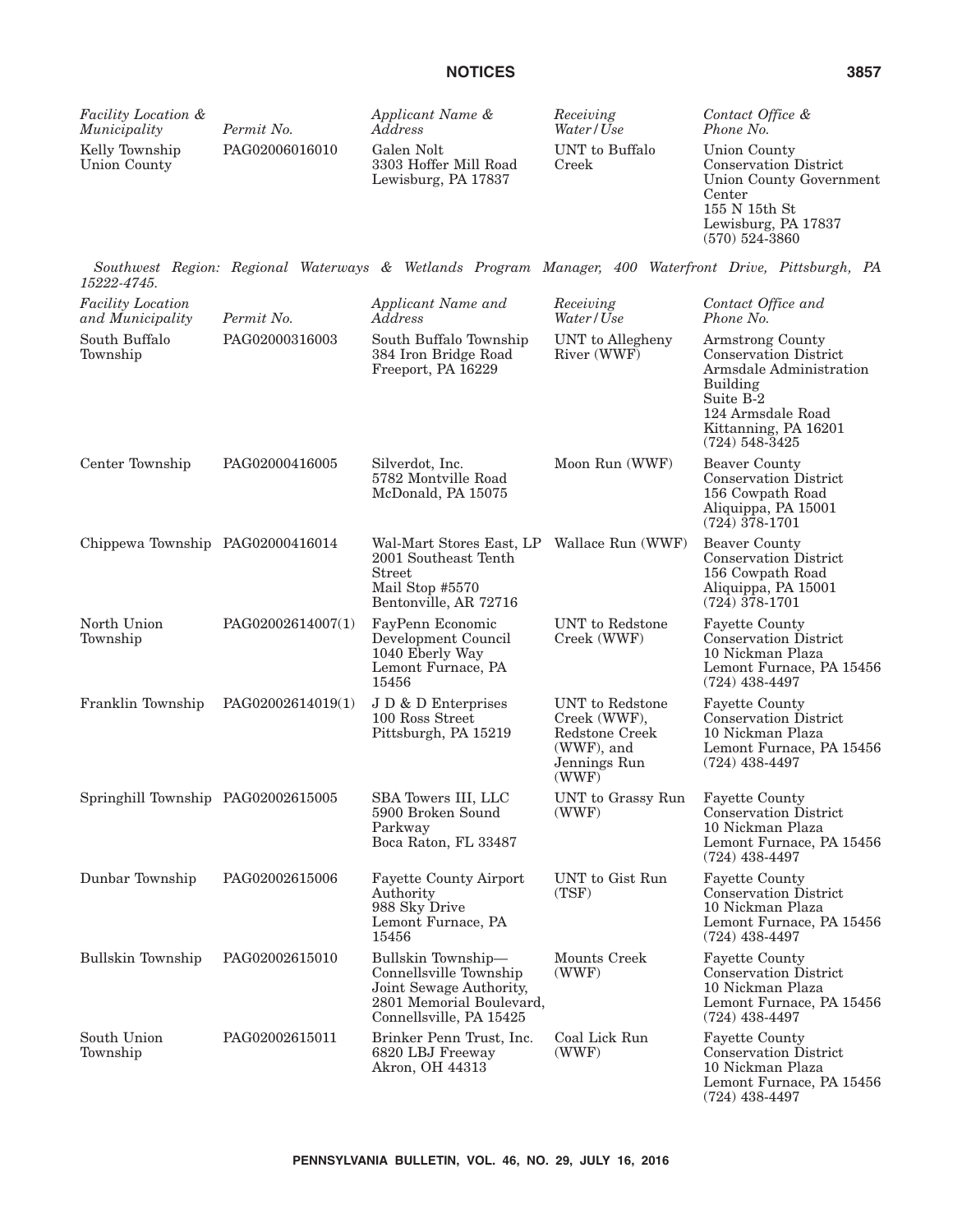| *Facility Location & Municipality* | *Permit No.* | *Applicant Name & Address* | *Receiving Water/Use* | *Contact Office & Phone No.* |
|---|---|---|---|---|
| Kelly Township Union County | PAG02006016010 | Galen Nolt 3303 Hoffer Mill Road Lewisburg, PA 17837 | UNT to Buffalo Creek | Union County Conservation District Union County Government Center 155 N 15th St Lewisburg, PA 17837 (570) 524-3860 |

*Southwest Region: Regional Waterways & Wetlands Program Manager, 400 Waterfront Drive, Pittsburgh, PA 15222-4745.*

| *Facility Location and Municipality* | *Permit No.* | *Applicant Name and Address* | *Receiving Water/Use* | *Contact Office and Phone No.* |
|---|---|---|---|---|
| South Buffalo Township | PAG02000316003 | South Buffalo Township 384 Iron Bridge Road Freeport, PA 16229 | UNT to Allegheny River (WWF) | Armstrong County Conservation District Armsdale Administration Building Suite B-2 124 Armsdale Road Kittanning, PA 16201 (724) 548-3425 |
| Center Township | PAG02000416005 | Silverdot, Inc. 5782 Montville Road McDonald, PA 15075 | Moon Run (WWF) | Beaver County Conservation District 156 Cowpath Road Aliquippa, PA 15001 (724) 378-1701 |
| Chippewa Township | PAG02000416014 | Wal-Mart Stores East, LP 2001 Southeast Tenth Street Mail Stop #5570 Bentonville, AR 72716 | Wallace Run (WWF) | Beaver County Conservation District 156 Cowpath Road Aliquippa, PA 15001 (724) 378-1701 |
| North Union Township | PAG02002614007(1) | FayPenn Economic Development Council 1040 Eberly Way Lemont Furnace, PA 15456 | UNT to Redstone Creek (WWF) | Fayette County Conservation District 10 Nickman Plaza Lemont Furnace, PA 15456 (724) 438-4497 |
| Franklin Township | PAG02002614019(1) | J D & D Enterprises 100 Ross Street Pittsburgh, PA 15219 | UNT to Redstone Creek (WWF), Redstone Creek (WWF), and Jennings Run (WWF) | Fayette County Conservation District 10 Nickman Plaza Lemont Furnace, PA 15456 (724) 438-4497 |
| Springhill Township | PAG02002615005 | SBA Towers III, LLC 5900 Broken Sound Parkway Boca Raton, FL 33487 | UNT to Grassy Run (WWF) | Fayette County Conservation District 10 Nickman Plaza Lemont Furnace, PA 15456 (724) 438-4497 |
| Dunbar Township | PAG02002615006 | Fayette County Airport Authority 988 Sky Drive Lemont Furnace, PA 15456 | UNT to Gist Run (TSF) | Fayette County Conservation District 10 Nickman Plaza Lemont Furnace, PA 15456 (724) 438-4497 |
| Bullskin Township | PAG02002615010 | Bullskin Township—Connellsville Township Joint Sewage Authority, 2801 Memorial Boulevard, Connellsville, PA 15425 | Mounts Creek (WWF) | Fayette County Conservation District 10 Nickman Plaza Lemont Furnace, PA 15456 (724) 438-4497 |
| South Union Township | PAG02002615011 | Brinker Penn Trust, Inc. 6820 LBJ Freeway Akron, OH 44313 | Coal Lick Run (WWF) | Fayette County Conservation District 10 Nickman Plaza Lemont Furnace, PA 15456 (724) 438-4497 |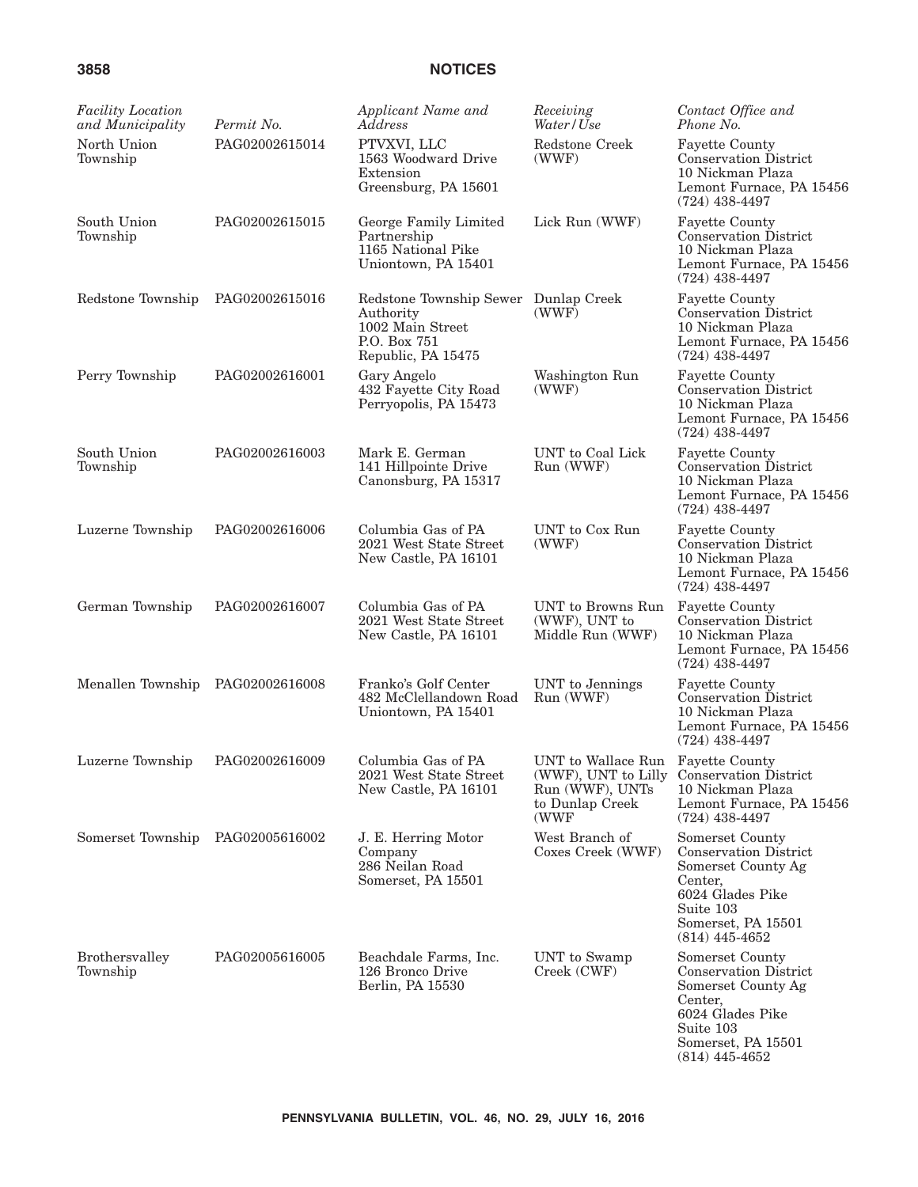| *Facility Location and Municipality* | *Permit No.* | *Applicant Name and Address* | *Receiving Water/Use* | *Contact Office and Phone No.* |
|---|---|---|---|---|
| North Union Township | PAG02002615014 | PTVXVI, LLC 1563 Woodward Drive Extension Greensburg, PA 15601 | Redstone Creek (WWF) | Fayette County Conservation District 10 Nickman Plaza Lemont Furnace, PA 15456 (724) 438-4497 |
| South Union Township | PAG02002615015 | George Family Limited Partnership 1165 National Pike Uniontown, PA 15401 | Lick Run (WWF) | Fayette County Conservation District 10 Nickman Plaza Lemont Furnace, PA 15456 (724) 438-4497 |
| Redstone Township | PAG02002615016 | Redstone Township Sewer Authority 1002 Main Street P.O. Box 751 Republic, PA 15475 | Dunlap Creek (WWF) | Fayette County Conservation District 10 Nickman Plaza Lemont Furnace, PA 15456 (724) 438-4497 |
| Perry Township | PAG02002616001 | Gary Angelo 432 Fayette City Road Perryopolis, PA 15473 | Washington Run (WWF) | Fayette County Conservation District 10 Nickman Plaza Lemont Furnace, PA 15456 (724) 438-4497 |
| South Union Township | PAG02002616003 | Mark E. German 141 Hillpointe Drive Canonsburg, PA 15317 | UNT to Coal Lick Run (WWF) | Fayette County Conservation District 10 Nickman Plaza Lemont Furnace, PA 15456 (724) 438-4497 |
| Luzerne Township | PAG02002616006 | Columbia Gas of PA 2021 West State Street New Castle, PA 16101 | UNT to Cox Run (WWF) | Fayette County Conservation District 10 Nickman Plaza Lemont Furnace, PA 15456 (724) 438-4497 |
| German Township | PAG02002616007 | Columbia Gas of PA 2021 West State Street New Castle, PA 16101 | UNT to Browns Run (WWF), UNT to Middle Run (WWF) | Fayette County Conservation District 10 Nickman Plaza Lemont Furnace, PA 15456 (724) 438-4497 |
| Menallen Township | PAG02002616008 | Franko's Golf Center 482 McClellandown Road Uniontown, PA 15401 | UNT to Jennings Run (WWF) | Fayette County Conservation District 10 Nickman Plaza Lemont Furnace, PA 15456 (724) 438-4497 |
| Luzerne Township | PAG02002616009 | Columbia Gas of PA 2021 West State Street New Castle, PA 16101 | UNT to Wallace Run (WWF), UNT to Lilly Run (WWF), UNTs to Dunlap Creek (WWF | Fayette County Conservation District 10 Nickman Plaza Lemont Furnace, PA 15456 (724) 438-4497 |
| Somerset Township | PAG02005616002 | J. E. Herring Motor Company 286 Neilan Road Somerset, PA 15501 | West Branch of Coxes Creek (WWF) | Somerset County Conservation District Somerset County Ag Center, 6024 Glades Pike Suite 103 Somerset, PA 15501 (814) 445-4652 |
| Brothersvalley Township | PAG02005616005 | Beachdale Farms, Inc. 126 Bronco Drive Berlin, PA 15530 | UNT to Swamp Creek (CWF) | Somerset County Conservation District Somerset County Ag Center, 6024 Glades Pike Suite 103 Somerset, PA 15501 (814) 445-4652 |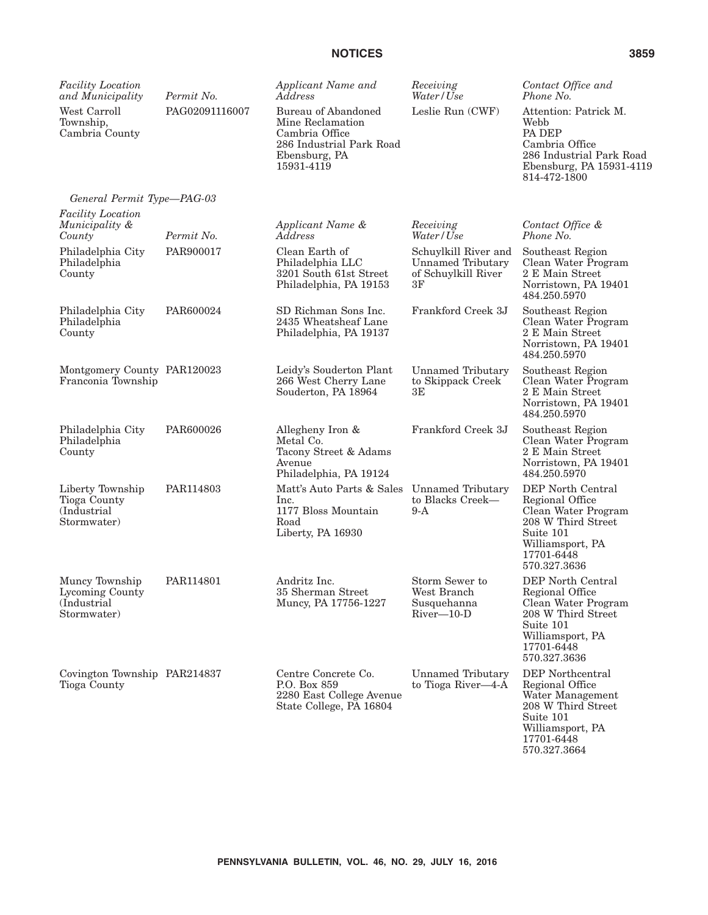| *Facility Location and Municipality* | *Permit No.* | *Applicant Name and Address* | *Receiving Water/Use* | *Contact Office and Phone No.* |
|---|---|---|---|---|
| West Carroll Township, Cambria County | PAG02091116007 | Bureau of Abandoned Mine Reclamation Cambria Office 286 Industrial Park Road Ebensburg, PA 15931-4119 | Leslie Run (CWF) | Attention: Patrick M. Webb PA DEP Cambria Office 286 Industrial Park Road Ebensburg, PA 15931-4119 814-472-1800 |

*General Permit Type—PAG-03*

| *Facility Location Municipality & County* | *Permit No.* | *Applicant Name & Address* | *Receiving Water/Use* | *Contact Office & Phone No.* |
|---|---|---|---|---|
| Philadelphia City Philadelphia County | PAR900017 | Clean Earth of Philadelphia LLC 3201 South 61st Street Philadelphia, PA 19153 | Schuylkill River and Unnamed Tributary of Schuylkill River 3F | Southeast Region Clean Water Program 2 E Main Street Norristown, PA 19401 484.250.5970 |
| Philadelphia City Philadelphia County | PAR600024 | SD Richman Sons Inc. 2435 Wheatsheaf Lane Philadelphia, PA 19137 | Frankford Creek 3J | Southeast Region Clean Water Program 2 E Main Street Norristown, PA 19401 484.250.5970 |
| Montgomery County Franconia Township | PAR120023 | Leidy's Souderton Plant 266 West Cherry Lane Souderton, PA 18964 | Unnamed Tributary to Skippack Creek 3E | Southeast Region Clean Water Program 2 E Main Street Norristown, PA 19401 484.250.5970 |
| Philadelphia City Philadelphia County | PAR600026 | Allegheny Iron & Metal Co. Tacony Street & Adams Avenue Philadelphia, PA 19124 | Frankford Creek 3J | Southeast Region Clean Water Program 2 E Main Street Norristown, PA 19401 484.250.5970 |
| Liberty Township Tioga County (Industrial Stormwater) | PAR114803 | Matt's Auto Parts & Sales Inc. 1177 Bloss Mountain Road Liberty, PA 16930 | Unnamed Tributary to Blacks Creek—9-A | DEP North Central Regional Office Clean Water Program 208 W Third Street Suite 101 Williamsport, PA 17701-6448 570.327.3636 |
| Muncy Township Lycoming County (Industrial Stormwater) | PAR114801 | Andritz Inc. 35 Sherman Street Muncy, PA 17756-1227 | Storm Sewer to West Branch Susquehanna River—10-D | DEP North Central Regional Office Clean Water Program 208 W Third Street Suite 101 Williamsport, PA 17701-6448 570.327.3636 |
| Covington Township Tioga County | PAR214837 | Centre Concrete Co. P.O. Box 859 2280 East College Avenue State College, PA 16804 | Unnamed Tributary to Tioga River—4-A | DEP Northcentral Regional Office Water Management 208 W Third Street Suite 101 Williamsport, PA 17701-6448 570.327.3664 |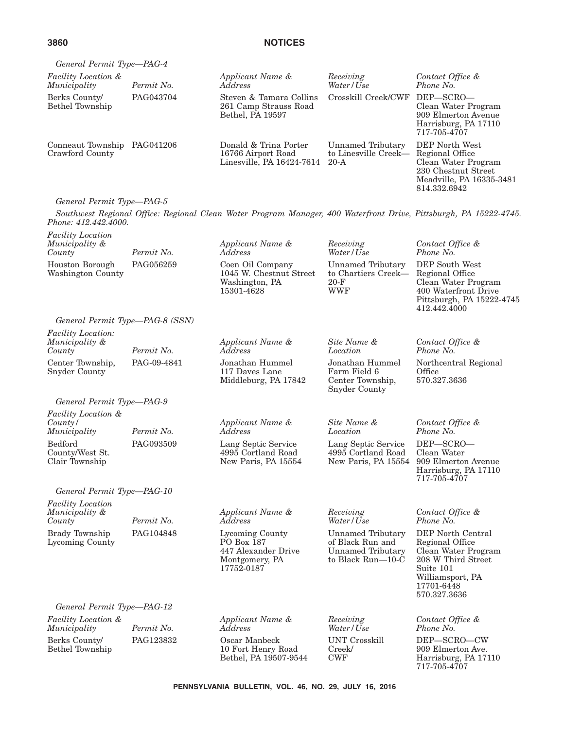*General Permit Type—PAG-4*

| *Facility Location & Municipality* | *Permit No.* | *Applicant Name & Address* | *Receiving Water/Use* | *Contact Office & Phone No.* |
|---|---|---|---|---|
| Berks County/ Bethel Township | PAG043704 | Steven & Tamara Collins 261 Camp Strauss Road Bethel, PA 19597 | Crosskill Creek/CWF | DEP—SCRO— Clean Water Program 909 Elmerton Avenue Harrisburg, PA 17110 717-705-4707 |
| Conneaut Township Crawford County | PAG041206 | Donald & Trina Porter 16766 Airport Road Linesville, PA 16424-7614 | Unnamed Tributary to Linesville Creek— 20-A | DEP North West Regional Office Clean Water Program 230 Chestnut Street Meadville, PA 16335-3481 814.332.6942 |

*General Permit Type—PAG-5*

*Southwest Regional Office: Regional Clean Water Program Manager, 400 Waterfront Drive, Pittsburgh, PA 15222-4745. Phone: 412.442.4000.*

| *Facility Location Municipality & County* | *Permit No.* | *Applicant Name & Address* | *Receiving Water/Use* | *Contact Office & Phone No.* |
|---|---|---|---|---|
| Houston Borough Washington County | PAG056259 | Coen Oil Company 1045 W. Chestnut Street Washington, PA 15301-4628 | Unnamed Tributary to Chartiers Creek— 20-F WWF | DEP South West Regional Office Clean Water Program 400 Waterfront Drive Pittsburgh, PA 15222-4745 412.442.4000 |

*General Permit Type—PAG-8 (SSN)*

| *Facility Location: Municipality & County* | *Permit No.* | *Applicant Name & Address* | *Site Name & Location* | *Contact Office & Phone No.* |
|---|---|---|---|---|
| Center Township, Snyder County | PAG-09-4841 | Jonathan Hummel 117 Daves Lane Middleburg, PA 17842 | Jonathan Hummel Farm Field 6 Center Township, Snyder County | Northcentral Regional Office 570.327.3636 |

*General Permit Type—PAG-9*

| *Facility Location & County/ Municipality* | *Permit No.* | *Applicant Name & Address* | *Site Name & Location* | *Contact Office & Phone No.* |
|---|---|---|---|---|
| Bedford County/West St. Clair Township | PAG093509 | Lang Septic Service 4995 Cortland Road New Paris, PA 15554 | Lang Septic Service 4995 Cortland Road New Paris, PA 15554 | DEP—SCRO— Clean Water 909 Elmerton Avenue Harrisburg, PA 17110 717-705-4707 |

*General Permit Type—PAG-10*

| *Facility Location Municipality & County* | *Permit No.* | *Applicant Name & Address* | *Receiving Water/Use* | *Contact Office & Phone No.* |
|---|---|---|---|---|
| Brady Township Lycoming County | PAG104848 | Lycoming County PO Box 187 447 Alexander Drive Montgomery, PA 17752-0187 | Unnamed Tributary of Black Run and Unnamed Tributary to Black Run—10-C | DEP North Central Regional Office Clean Water Program 208 W Third Street Suite 101 Williamsport, PA 17701-6448 570.327.3636 |

*General Permit Type—PAG-12*

| *Facility Location & Municipality* | *Permit No.* | *Applicant Name & Address* | *Receiving Water/Use* | *Contact Office & Phone No.* |
|---|---|---|---|---|
| Berks County/ Bethel Township | PAG123832 | Oscar Manbeck 10 Fort Henry Road Bethel, PA 19507-9544 | UNT Crosskill Creek/ CWF | DEP—SCRO—CW 909 Elmerton Ave. Harrisburg, PA 17110 717-705-4707 |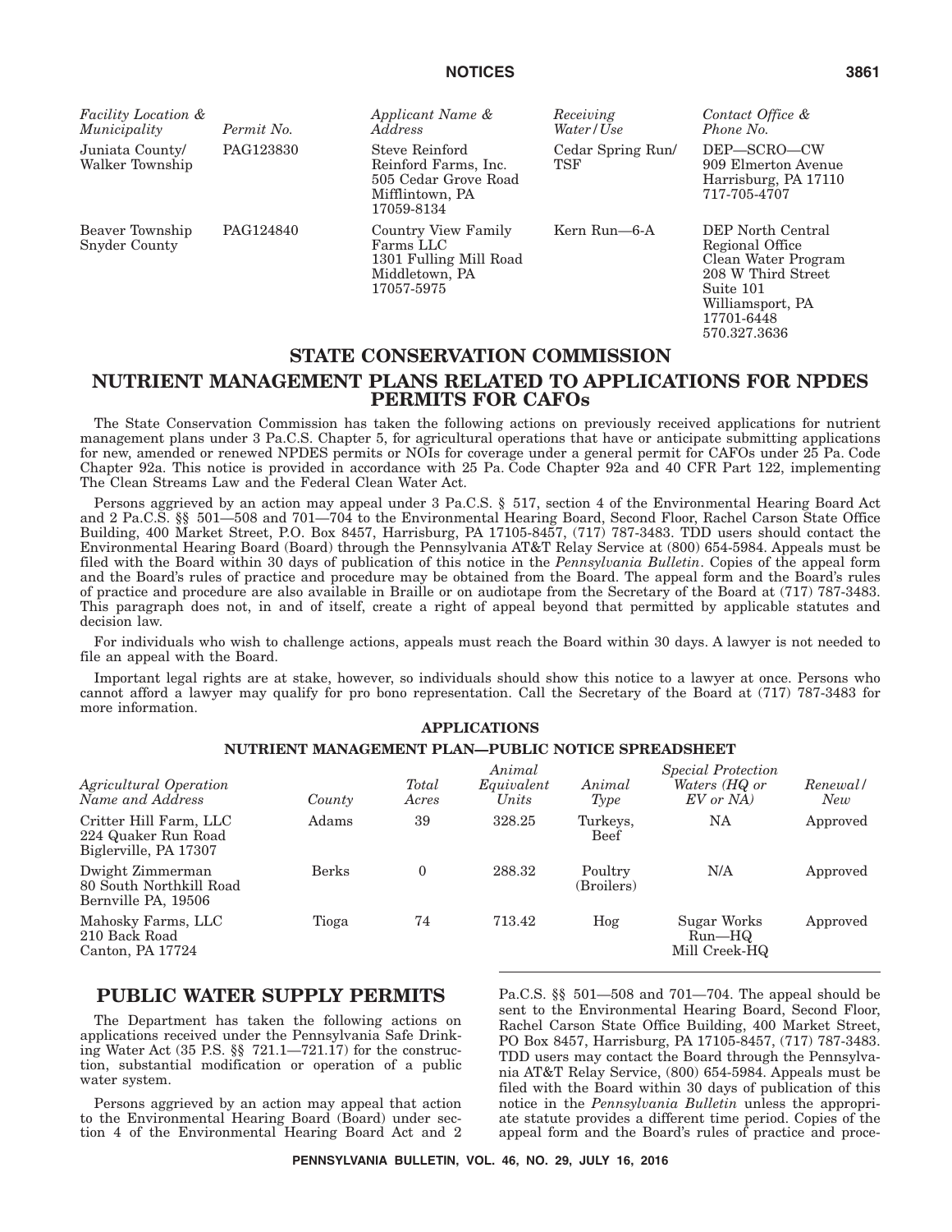| *Facility Location & Municipality* | *Permit No.* | *Applicant Name & Address* | *Receiving Water/Use* | *Contact Office & Phone No.* |
|---|---|---|---|---|
| Juniata County/ Walker Township | PAG123830 | Steve Reinford Reinford Farms, Inc. 505 Cedar Grove Road Mifflintown, PA 17059-8134 | Cedar Spring Run/ TSF | DEP—SCRO—CW 909 Elmerton Avenue Harrisburg, PA 17110 717-705-4707 |
| Beaver Township Snyder County | PAG124840 | Country View Family Farms LLC 1301 Fulling Mill Road Middletown, PA 17057-5975 | Kern Run—6-A | DEP North Central Regional Office Clean Water Program 208 W Third Street Suite 101 Williamsport, PA 17701-6448 570.327.3636 |

## STATE CONSERVATION COMMISSION

## NUTRIENT MANAGEMENT PLANS RELATED TO APPLICATIONS FOR NPDES PERMITS FOR CAFOs

The State Conservation Commission has taken the following actions on previously received applications for nutrient management plans under 3 Pa.C.S. Chapter 5, for agricultural operations that have or anticipate submitting applications for new, amended or renewed NPDES permits or NOIs for coverage under a general permit for CAFOs under 25 Pa. Code Chapter 92a. This notice is provided in accordance with 25 Pa. Code Chapter 92a and 40 CFR Part 122, implementing The Clean Streams Law and the Federal Clean Water Act.

Persons aggrieved by an action may appeal under 3 Pa.C.S. § 517, section 4 of the Environmental Hearing Board Act and 2 Pa.C.S. §§ 501—508 and 701—704 to the Environmental Hearing Board, Second Floor, Rachel Carson State Office Building, 400 Market Street, P.O. Box 8457, Harrisburg, PA 17105-8457, (717) 787-3483. TDD users should contact the Environmental Hearing Board (Board) through the Pennsylvania AT&T Relay Service at (800) 654-5984. Appeals must be filed with the Board within 30 days of publication of this notice in the *Pennsylvania Bulletin*. Copies of the appeal form and the Board's rules of practice and procedure may be obtained from the Board. The appeal form and the Board's rules of practice and procedure are also available in Braille or on audiotape from the Secretary of the Board at (717) 787-3483. This paragraph does not, in and of itself, create a right of appeal beyond that permitted by applicable statutes and decision law.

For individuals who wish to challenge actions, appeals must reach the Board within 30 days. A lawyer is not needed to file an appeal with the Board.

Important legal rights are at stake, however, so individuals should show this notice to a lawyer at once. Persons who cannot afford a lawyer may qualify for pro bono representation. Call the Secretary of the Board at (717) 787-3483 for more information.

### APPLICATIONS

### NUTRIENT MANAGEMENT PLAN—PUBLIC NOTICE SPREADSHEET

| *Agricultural Operation Name and Address* | *County* | *Total Acres* | *Animal Equivalent Units* | *Animal Type* | *Special Protection Waters (HQ or EV or NA)* | *Renewal/ New* |
|---|---|---|---|---|---|---|
| Critter Hill Farm, LLC 224 Quaker Run Road Biglerville, PA 17307 | Adams | 39 | 328.25 | Turkeys, Beef | NA | Approved |
| Dwight Zimmerman 80 South Northkill Road Bernville PA, 19506 | Berks | 0 | 288.32 | Poultry (Broilers) | N/A | Approved |
| Mahosky Farms, LLC 210 Back Road Canton, PA 17724 | Tioga | 74 | 713.42 | Hog | Sugar Works Run—HQ Mill Creek-HQ | Approved |

## PUBLIC WATER SUPPLY PERMITS

The Department has taken the following actions on applications received under the Pennsylvania Safe Drinking Water Act (35 P.S. §§ 721.1—721.17) for the construction, substantial modification or operation of a public water system.

Persons aggrieved by an action may appeal that action to the Environmental Hearing Board (Board) under section 4 of the Environmental Hearing Board Act and 2 Pa.C.S. §§ 501—508 and 701—704. The appeal should be sent to the Environmental Hearing Board, Second Floor, Rachel Carson State Office Building, 400 Market Street, PO Box 8457, Harrisburg, PA 17105-8457, (717) 787-3483. TDD users may contact the Board through the Pennsylvania AT&T Relay Service, (800) 654-5984. Appeals must be filed with the Board within 30 days of publication of this notice in the *Pennsylvania Bulletin* unless the appropriate statute provides a different time period. Copies of the appeal form and the Board's rules of practice and proce-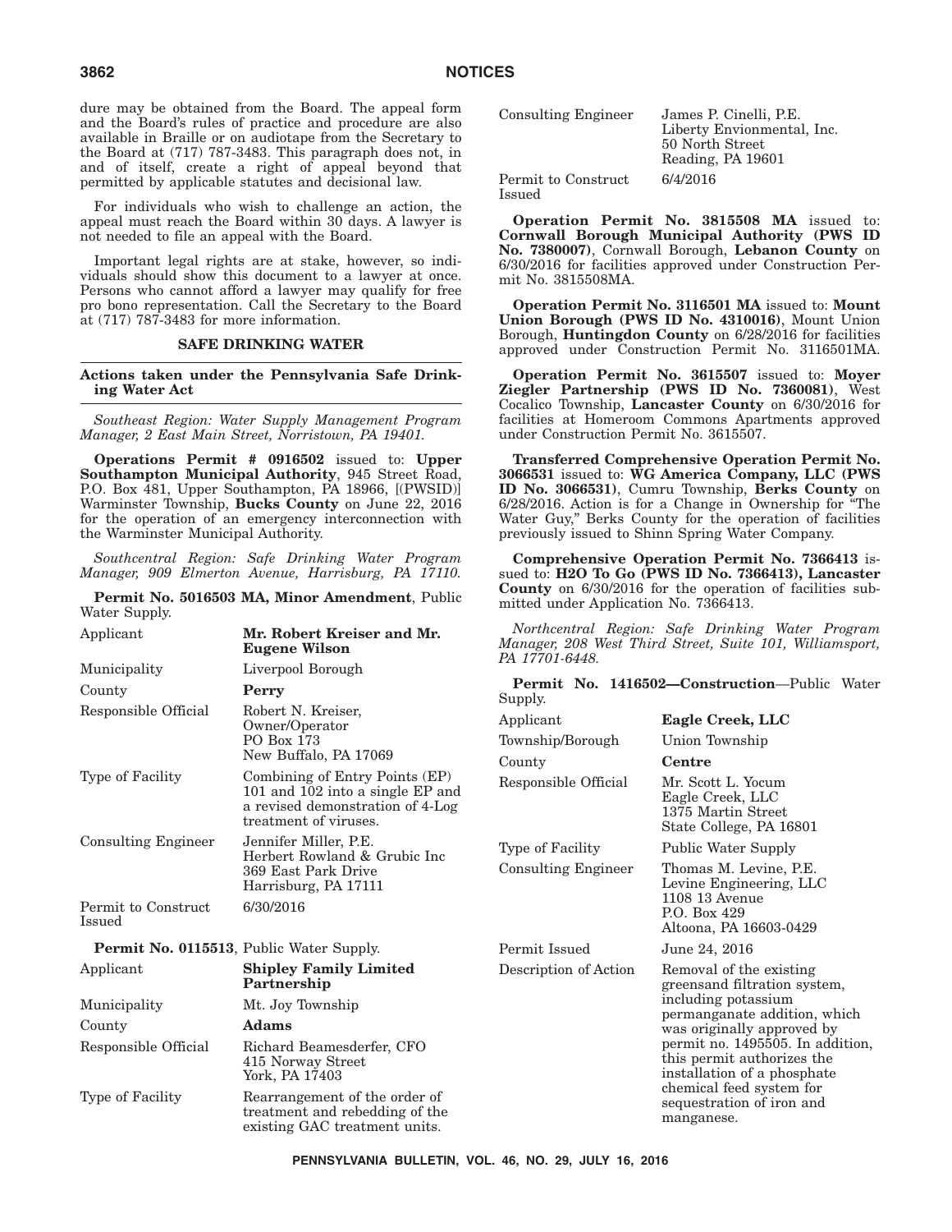dure may be obtained from the Board. The appeal form and the Board's rules of practice and procedure are also available in Braille or on audiotape from the Secretary to the Board at (717) 787-3483. This paragraph does not, in and of itself, create a right of appeal beyond that permitted by applicable statutes and decisional law.

For individuals who wish to challenge an action, the appeal must reach the Board within 30 days. A lawyer is not needed to file an appeal with the Board.

Important legal rights are at stake, however, so individuals should show this document to a lawyer at once. Persons who cannot afford a lawyer may qualify for free pro bono representation. Call the Secretary to the Board at (717) 787-3483 for more information.

## SAFE DRINKING WATER

### Actions taken under the Pennsylvania Safe Drinking Water Act

*Southeast Region: Water Supply Management Program Manager, 2 East Main Street, Norristown, PA 19401.*

**Operations Permit # 0916502** issued to: **Upper Southampton Municipal Authority**, 945 Street Road, P.O. Box 481, Upper Southampton, PA 18966, [(PWSID)] Warminster Township, **Bucks County** on June 22, 2016 for the operation of an emergency interconnection with the Warminster Municipal Authority.

*Southcentral Region: Safe Drinking Water Program Manager, 909 Elmerton Avenue, Harrisburg, PA 17110.*

**Permit No. 5016503 MA, Minor Amendment**, Public Water Supply.

| | |
|---|---|
| Applicant | **Mr. Robert Kreiser and Mr. Eugene Wilson** |
| Municipality | Liverpool Borough |
| County | **Perry** |
| Responsible Official | Robert N. Kreiser, Owner/Operator<br>PO Box 173<br>New Buffalo, PA 17069 |
| Type of Facility | Combining of Entry Points (EP) 101 and 102 into a single EP and a revised demonstration of 4-Log treatment of viruses. |
| Consulting Engineer | Jennifer Miller, P.E.<br>Herbert Rowland & Grubic Inc<br>369 East Park Drive<br>Harrisburg, PA 17111 |
| Permit to Construct Issued | 6/30/2016 |

**Permit No. 0115513**, Public Water Supply.

| | |
|---|---|
| Applicant | **Shipley Family Limited Partnership** |
| Municipality | Mt. Joy Township |
| County | **Adams** |
| Responsible Official | Richard Beamesderfer, CFO<br>415 Norway Street<br>York, PA 17403 |
| Type of Facility | Rearrangement of the order of treatment and rebedding of the existing GAC treatment units. |
| Consulting Engineer | James P. Cinelli, P.E.<br>Liberty Envionmental, Inc.<br>50 North Street<br>Reading, PA 19601 |
| Permit to Construct Issued | 6/4/2016 |

**Operation Permit No. 3815508 MA** issued to: **Cornwall Borough Municipal Authority (PWS ID No. 7380007)**, Cornwall Borough, **Lebanon County** on 6/30/2016 for facilities approved under Construction Permit No. 3815508MA.

**Operation Permit No. 3116501 MA** issued to: **Mount Union Borough (PWS ID No. 4310016)**, Mount Union Borough, **Huntingdon County** on 6/28/2016 for facilities approved under Construction Permit No. 3116501MA.

**Operation Permit No. 3615507** issued to: **Moyer Ziegler Partnership (PWS ID No. 7360081)**, West Cocalico Township, **Lancaster County** on 6/30/2016 for facilities at Homeroom Commons Apartments approved under Construction Permit No. 3615507.

**Transferred Comprehensive Operation Permit No. 3066531** issued to: **WG America Company, LLC (PWS ID No. 3066531)**, Cumru Township, **Berks County** on 6/28/2016. Action is for a Change in Ownership for "The Water Guy," Berks County for the operation of facilities previously issued to Shinn Spring Water Company.

**Comprehensive Operation Permit No. 7366413** issued to: **H2O To Go (PWS ID No. 7366413), Lancaster County** on 6/30/2016 for the operation of facilities submitted under Application No. 7366413.

*Northcentral Region: Safe Drinking Water Program Manager, 208 West Third Street, Suite 101, Williamsport, PA 17701-6448.*

**Permit No. 1416502—Construction**—Public Water Supply.

| | |
|---|---|
| Applicant | **Eagle Creek, LLC** |
| Township/Borough | Union Township |
| County | **Centre** |
| Responsible Official | Mr. Scott L. Yocum<br>Eagle Creek, LLC<br>1375 Martin Street<br>State College, PA 16801 |
| Type of Facility | Public Water Supply |
| Consulting Engineer | Thomas M. Levine, P.E.<br>Levine Engineering, LLC<br>1108 13 Avenue<br>P.O. Box 429<br>Altoona, PA 16603-0429 |
| Permit Issued | June 24, 2016 |
| Description of Action | Removal of the existing greensand filtration system, including potassium permanganate addition, which was originally approved by permit no. 1495505. In addition, this permit authorizes the installation of a phosphate chemical feed system for sequestration of iron and manganese. |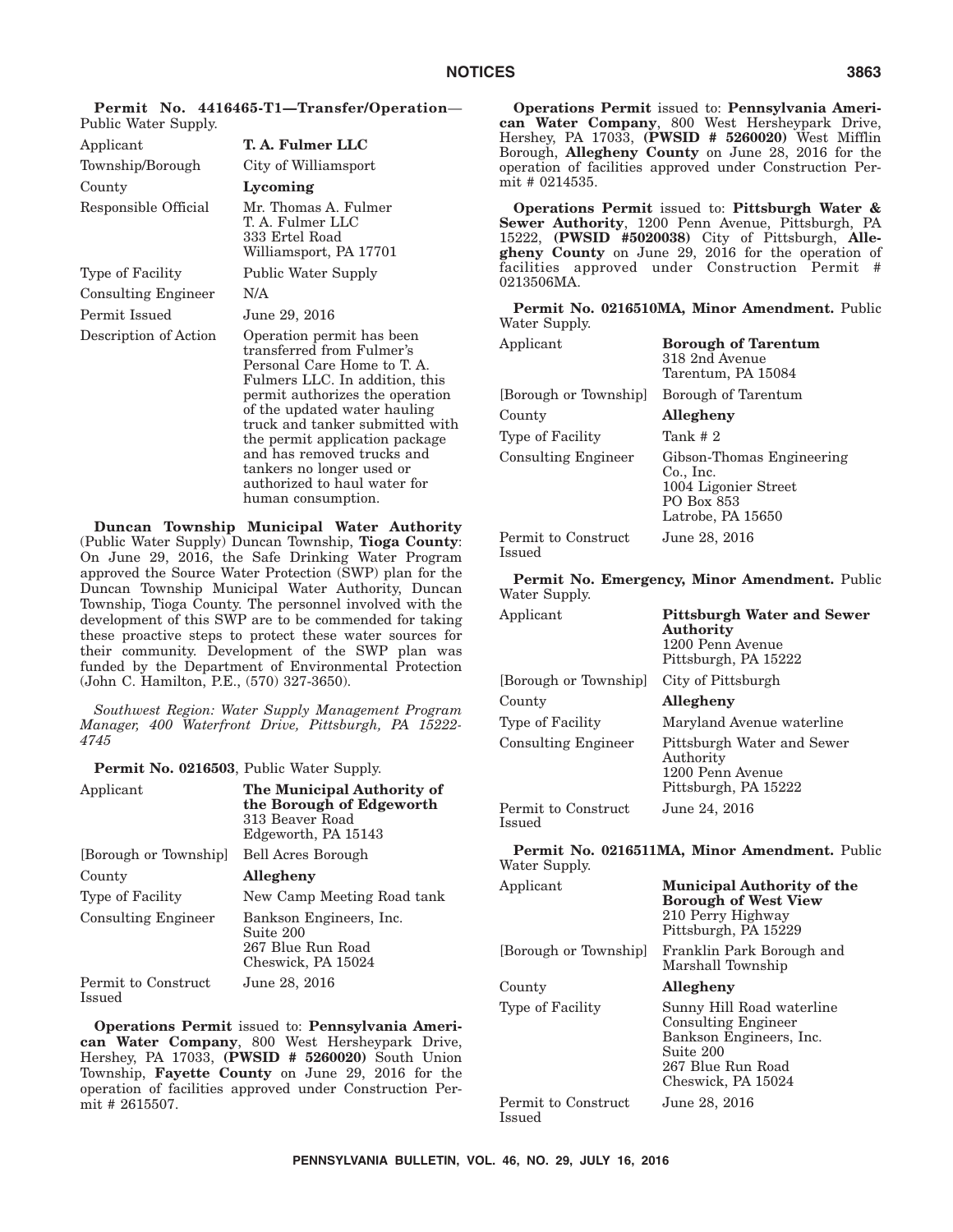**Permit No. 4416465-T1—Transfer/Operation**—Public Water Supply.

| | |
|---|---|
| Applicant | **T. A. Fulmer LLC** |
| Township/Borough | City of Williamsport |
| County | **Lycoming** |
| Responsible Official | Mr. Thomas A. Fulmer<br>T. A. Fulmer LLC<br>333 Ertel Road<br>Williamsport, PA 17701 |
| Type of Facility | Public Water Supply |
| Consulting Engineer | N/A |
| Permit Issued | June 29, 2016 |
| Description of Action | Operation permit has been transferred from Fulmer's Personal Care Home to T. A. Fulmers LLC. In addition, this permit authorizes the operation of the updated water hauling truck and tanker submitted with the permit application package and has removed trucks and tankers no longer used or authorized to haul water for human consumption. |

**Duncan Township Municipal Water Authority** (Public Water Supply) Duncan Township, **Tioga County**: On June 29, 2016, the Safe Drinking Water Program approved the Source Water Protection (SWP) plan for the Duncan Township Municipal Water Authority, Duncan Township, Tioga County. The personnel involved with the development of this SWP are to be commended for taking these proactive steps to protect these water sources for their community. Development of the SWP plan was funded by the Department of Environmental Protection (John C. Hamilton, P.E., (570) 327-3650).

*Southwest Region: Water Supply Management Program Manager, 400 Waterfront Drive, Pittsburgh, PA 15222-4745*

**Permit No. 0216503**, Public Water Supply.

| | |
|---|---|
| Applicant | **The Municipal Authority of the Borough of Edgeworth**<br>313 Beaver Road<br>Edgeworth, PA 15143 |
| [Borough or Township] | Bell Acres Borough |
| County | **Allegheny** |
| Type of Facility | New Camp Meeting Road tank |
| Consulting Engineer | Bankson Engineers, Inc.<br>Suite 200<br>267 Blue Run Road<br>Cheswick, PA 15024 |
| Permit to Construct Issued | June 28, 2016 |

**Operations Permit** issued to: **Pennsylvania American Water Company**, 800 West Hersheypark Drive, Hershey, PA 17033, **(PWSID # 5260020)** South Union Township, **Fayette County** on June 29, 2016 for the operation of facilities approved under Construction Permit # 2615507.

**Operations Permit** issued to: **Pennsylvania American Water Company**, 800 West Hersheypark Drive, Hershey, PA 17033, **(PWSID # 5260020)** West Mifflin Borough, **Allegheny County** on June 28, 2016 for the operation of facilities approved under Construction Permit # 0214535.

**Operations Permit** issued to: **Pittsburgh Water & Sewer Authority**, 1200 Penn Avenue, Pittsburgh, PA 15222, **(PWSID #5020038)** City of Pittsburgh, **Allegheny County** on June 29, 2016 for the operation of facilities approved under Construction Permit # 0213506MA.

**Permit No. 0216510MA, Minor Amendment.** Public Water Supply.

| | |
|---|---|
| Applicant | **Borough of Tarentum**<br>318 2nd Avenue<br>Tarentum, PA 15084 |
| [Borough or Township] | Borough of Tarentum |
| County | **Allegheny** |
| Type of Facility | Tank # 2 |
| Consulting Engineer | Gibson-Thomas Engineering Co., Inc.<br>1004 Ligonier Street<br>PO Box 853<br>Latrobe, PA 15650 |
| Permit to Construct Issued | June 28, 2016 |

**Permit No. Emergency, Minor Amendment.** Public Water Supply.

| | |
|---|---|
| Applicant | **Pittsburgh Water and Sewer Authority**<br>1200 Penn Avenue<br>Pittsburgh, PA 15222 |
| [Borough or Township] | City of Pittsburgh |
| County | **Allegheny** |
| Type of Facility | Maryland Avenue waterline |
| Consulting Engineer | Pittsburgh Water and Sewer Authority<br>1200 Penn Avenue<br>Pittsburgh, PA 15222 |
| Permit to Construct Issued | June 24, 2016 |

**Permit No. 0216511MA, Minor Amendment.** Public Water Supply.

| | |
|---|---|
| Applicant | **Municipal Authority of the Borough of West View**<br>210 Perry Highway<br>Pittsburgh, PA 15229 |
| [Borough or Township] | Franklin Park Borough and Marshall Township |
| County | **Allegheny** |
| Type of Facility | Sunny Hill Road waterline<br>Consulting Engineer<br>Bankson Engineers, Inc.<br>Suite 200<br>267 Blue Run Road<br>Cheswick, PA 15024 |
| Permit to Construct Issued | June 28, 2016 |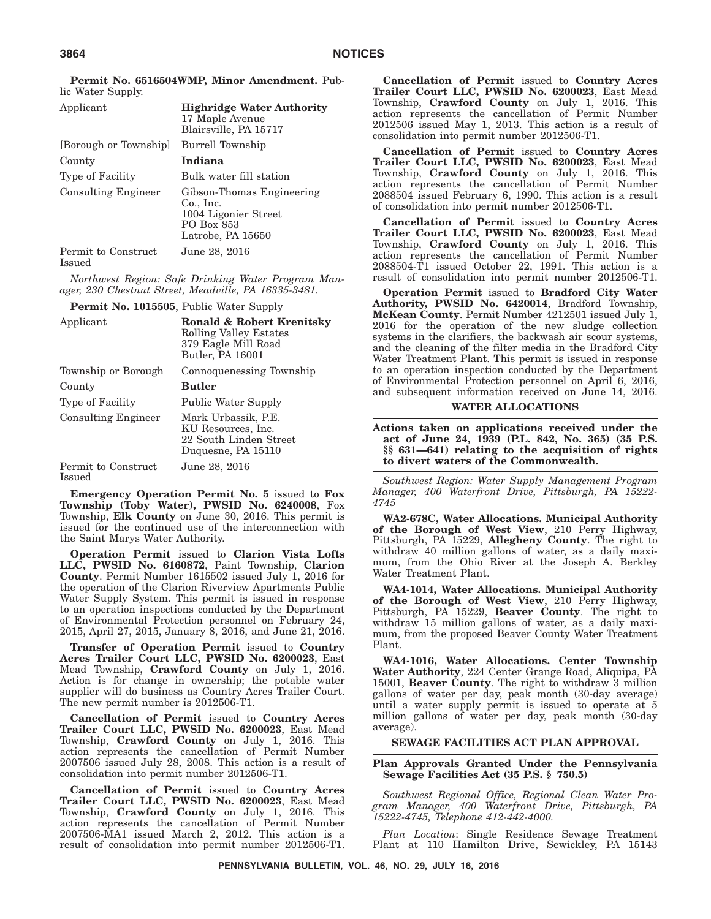**Permit No. 6516504WMP, Minor Amendment.** Public Water Supply.

| | |
|---|---|
| Applicant | **Highridge Water Authority**<br>17 Maple Avenue<br>Blairsville, PA 15717 |
| [Borough or Township] | Burrell Township |
| County | **Indiana** |
| Type of Facility | Bulk water fill station |
| Consulting Engineer | Gibson-Thomas Engineering Co., Inc.<br>1004 Ligonier Street<br>PO Box 853<br>Latrobe, PA 15650 |
| Permit to Construct Issued | June 28, 2016 |

*Northwest Region: Safe Drinking Water Program Manager, 230 Chestnut Street, Meadville, PA 16335-3481.*

**Permit No. 1015505**, Public Water Supply

| | |
|---|---|
| Applicant | **Ronald & Robert Krenitsky**<br>Rolling Valley Estates<br>379 Eagle Mill Road<br>Butler, PA 16001 |
| Township or Borough | Connoquenessing Township |
| County | **Butler** |
| Type of Facility | Public Water Supply |
| Consulting Engineer | Mark Urbassik, P.E.<br>KU Resources, Inc.<br>22 South Linden Street<br>Duquesne, PA 15110 |
| Permit to Construct Issued | June 28, 2016 |

**Emergency Operation Permit No. 5** issued to **Fox Township (Toby Water), PWSID No. 6240008**, Fox Township, **Elk County** on June 30, 2016. This permit is issued for the continued use of the interconnection with the Saint Marys Water Authority.

**Operation Permit** issued to **Clarion Vista Lofts LLC, PWSID No. 6160872**, Paint Township, **Clarion County**. Permit Number 1615502 issued July 1, 2016 for the operation of the Clarion Riverview Apartments Public Water Supply System. This permit is issued in response to an operation inspections conducted by the Department of Environmental Protection personnel on February 24, 2015, April 27, 2015, January 8, 2016, and June 21, 2016.

**Transfer of Operation Permit** issued to **Country Acres Trailer Court LLC, PWSID No. 6200023**, East Mead Township, **Crawford County** on July 1, 2016. Action is for change in ownership; the potable water supplier will do business as Country Acres Trailer Court. The new permit number is 2012506-T1.

**Cancellation of Permit** issued to **Country Acres Trailer Court LLC, PWSID No. 6200023**, East Mead Township, **Crawford County** on July 1, 2016. This action represents the cancellation of Permit Number 2007506 issued July 28, 2008. This action is a result of consolidation into permit number 2012506-T1.

**Cancellation of Permit** issued to **Country Acres Trailer Court LLC, PWSID No. 6200023**, East Mead Township, **Crawford County** on July 1, 2016. This action represents the cancellation of Permit Number 2007506-MA1 issued March 2, 2012. This action is a result of consolidation into permit number 2012506-T1.

**Cancellation of Permit** issued to **Country Acres Trailer Court LLC, PWSID No. 6200023**, East Mead Township, **Crawford County** on July 1, 2016. This action represents the cancellation of Permit Number 2012506 issued May 1, 2013. This action is a result of consolidation into permit number 2012506-T1.

**Cancellation of Permit** issued to **Country Acres Trailer Court LLC, PWSID No. 6200023**, East Mead Township, **Crawford County** on July 1, 2016. This action represents the cancellation of Permit Number 2088504 issued February 6, 1990. This action is a result of consolidation into permit number 2012506-T1.

**Cancellation of Permit** issued to **Country Acres Trailer Court LLC, PWSID No. 6200023**, East Mead Township, **Crawford County** on July 1, 2016. This action represents the cancellation of Permit Number 2088504-T1 issued October 22, 1991. This action is a result of consolidation into permit number 2012506-T1.

**Operation Permit** issued to **Bradford City Water Authority, PWSID No. 6420014**, Bradford Township, **McKean County**. Permit Number 4212501 issued July 1, 2016 for the operation of the new sludge collection systems in the clarifiers, the backwash air scour systems, and the cleaning of the filter media in the Bradford City Water Treatment Plant. This permit is issued in response to an operation inspection conducted by the Department of Environmental Protection personnel on April 6, 2016, and subsequent information received on June 14, 2016.

## WATER ALLOCATIONS

**Actions taken on applications received under the act of June 24, 1939 (P.L. 842, No. 365) (35 P.S. §§ 631—641) relating to the acquisition of rights to divert waters of the Commonwealth.**

*Southwest Region: Water Supply Management Program Manager, 400 Waterfront Drive, Pittsburgh, PA 15222-4745*

**WA2-678C, Water Allocations. Municipal Authority of the Borough of West View**, 210 Perry Highway, Pittsburgh, PA 15229, **Allegheny County**. The right to withdraw 40 million gallons of water, as a daily maximum, from the Ohio River at the Joseph A. Berkley Water Treatment Plant.

**WA4-1014, Water Allocations. Municipal Authority of the Borough of West View**, 210 Perry Highway, Pittsburgh, PA 15229, **Beaver County**. The right to withdraw 15 million gallons of water, as a daily maximum, from the proposed Beaver County Water Treatment Plant.

**WA4-1016, Water Allocations. Center Township Water Authority**, 224 Center Grange Road, Aliquipa, PA 15001, **Beaver County**. The right to withdraw 3 million gallons of water per day, peak month (30-day average) until a water supply permit is issued to operate at 5 million gallons of water per day, peak month (30-day average).

## SEWAGE FACILITIES ACT PLAN APPROVAL

**Plan Approvals Granted Under the Pennsylvania Sewage Facilities Act (35 P.S. § 750.5)**

*Southwest Regional Office, Regional Clean Water Program Manager, 400 Waterfront Drive, Pittsburgh, PA 15222-4745, Telephone 412-442-4000.*

*Plan Location*: Single Residence Sewage Treatment Plant at 110 Hamilton Drive, Sewickley, PA 15143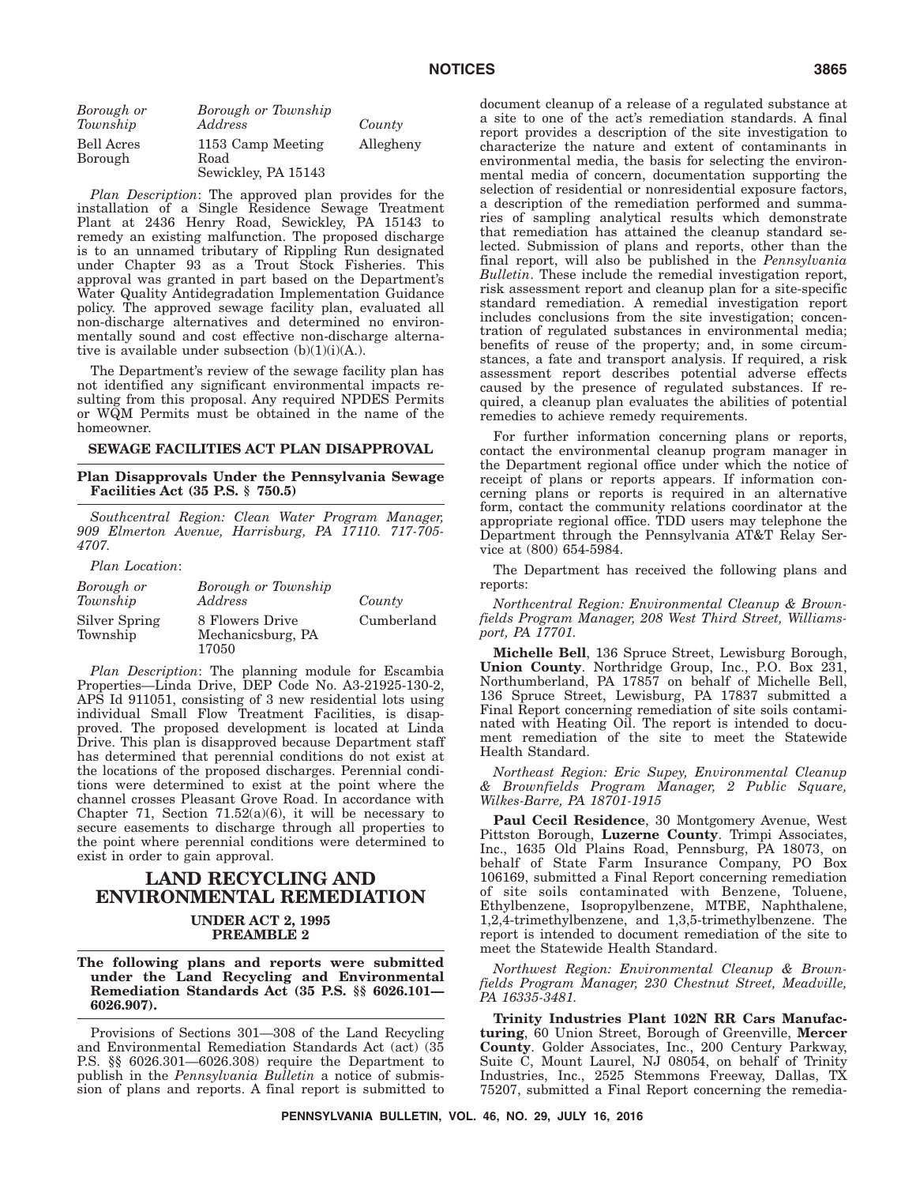| *Borough or Township* | *Borough or Township Address* | *County* |
|---|---|---|
| Bell Acres Borough | 1153 Camp Meeting Road Sewickley, PA 15143 | Allegheny |

*Plan Description*: The approved plan provides for the installation of a Single Residence Sewage Treatment Plant at 2436 Henry Road, Sewickley, PA 15143 to remedy an existing malfunction. The proposed discharge is to an unnamed tributary of Rippling Run designated under Chapter 93 as a Trout Stock Fisheries. This approval was granted in part based on the Department's Water Quality Antidegradation Implementation Guidance policy. The approved sewage facility plan, evaluated all non-discharge alternatives and determined no environmentally sound and cost effective non-discharge alternative is available under subsection (b)(1)(i)(A.).

The Department's review of the sewage facility plan has not identified any significant environmental impacts resulting from this proposal. Any required NPDES Permits or WQM Permits must be obtained in the name of the homeowner.

**SEWAGE FACILITIES ACT PLAN DISAPPROVAL**

**Plan Disapprovals Under the Pennsylvania Sewage Facilities Act (35 P.S. § 750.5)**

*Southcentral Region: Clean Water Program Manager, 909 Elmerton Avenue, Harrisburg, PA 17110. 717-705-4707.*

*Plan Location*:

| *Borough or Township* | *Borough or Township Address* | *County* |
|---|---|---|
| Silver Spring Township | 8 Flowers Drive Mechanicsburg, PA 17050 | Cumberland |

*Plan Description*: The planning module for Escambia Properties—Linda Drive, DEP Code No. A3-21925-130-2, APS Id 911051, consisting of 3 new residential lots using individual Small Flow Treatment Facilities, is disapproved. The proposed development is located at Linda Drive. This plan is disapproved because Department staff has determined that perennial conditions do not exist at the locations of the proposed discharges. Perennial conditions were determined to exist at the point where the channel crosses Pleasant Grove Road. In accordance with Chapter 71, Section 71.52(a)(6), it will be necessary to secure easements to discharge through all properties to the point where perennial conditions were determined to exist in order to gain approval.

# LAND RECYCLING AND ENVIRONMENTAL REMEDIATION

## UNDER ACT 2, 1995 PREAMBLE 2

**The following plans and reports were submitted under the Land Recycling and Environmental Remediation Standards Act (35 P.S. §§ 6026.101—6026.907).**

Provisions of Sections 301—308 of the Land Recycling and Environmental Remediation Standards Act (act) (35 P.S. §§ 6026.301—6026.308) require the Department to publish in the *Pennsylvania Bulletin* a notice of submission of plans and reports. A final report is submitted to document cleanup of a release of a regulated substance at a site to one of the act's remediation standards. A final report provides a description of the site investigation to characterize the nature and extent of contaminants in environmental media, the basis for selecting the environmental media of concern, documentation supporting the selection of residential or nonresidential exposure factors, a description of the remediation performed and summaries of sampling analytical results which demonstrate that remediation has attained the cleanup standard selected. Submission of plans and reports, other than the final report, will also be published in the *Pennsylvania Bulletin*. These include the remedial investigation report, risk assessment report and cleanup plan for a site-specific standard remediation. A remedial investigation report includes conclusions from the site investigation; concentration of regulated substances in environmental media; benefits of reuse of the property; and, in some circumstances, a fate and transport analysis. If required, a risk assessment report describes potential adverse effects caused by the presence of regulated substances. If required, a cleanup plan evaluates the abilities of potential remedies to achieve remedy requirements.

For further information concerning plans or reports, contact the environmental cleanup program manager in the Department regional office under which the notice of receipt of plans or reports appears. If information concerning plans or reports is required in an alternative form, contact the community relations coordinator at the appropriate regional office. TDD users may telephone the Department through the Pennsylvania AT&T Relay Service at (800) 654-5984.

The Department has received the following plans and reports:

*Northcentral Region: Environmental Cleanup & Brownfields Program Manager, 208 West Third Street, Williamsport, PA 17701.*

**Michelle Bell**, 136 Spruce Street, Lewisburg Borough, **Union County**. Northridge Group, Inc., P.O. Box 231, Northumberland, PA 17857 on behalf of Michelle Bell, 136 Spruce Street, Lewisburg, PA 17837 submitted a Final Report concerning remediation of site soils contaminated with Heating Oil. The report is intended to document remediation of the site to meet the Statewide Health Standard.

*Northeast Region: Eric Supey, Environmental Cleanup & Brownfields Program Manager, 2 Public Square, Wilkes-Barre, PA 18701-1915*

**Paul Cecil Residence**, 30 Montgomery Avenue, West Pittston Borough, **Luzerne County**. Trimpi Associates, Inc., 1635 Old Plains Road, Pennsburg, PA 18073, on behalf of State Farm Insurance Company, PO Box 106169, submitted a Final Report concerning remediation of site soils contaminated with Benzene, Toluene, Ethylbenzene, Isopropylbenzene, MTBE, Naphthalene, 1,2,4-trimethylbenzene, and 1,3,5-trimethylbenzene. The report is intended to document remediation of the site to meet the Statewide Health Standard.

*Northwest Region: Environmental Cleanup & Brownfields Program Manager, 230 Chestnut Street, Meadville, PA 16335-3481.*

**Trinity Industries Plant 102N RR Cars Manufacturing**, 60 Union Street, Borough of Greenville, **Mercer County**. Golder Associates, Inc., 200 Century Parkway, Suite C, Mount Laurel, NJ 08054, on behalf of Trinity Industries, Inc., 2525 Stemmons Freeway, Dallas, TX 75207, submitted a Final Report concerning the remedia-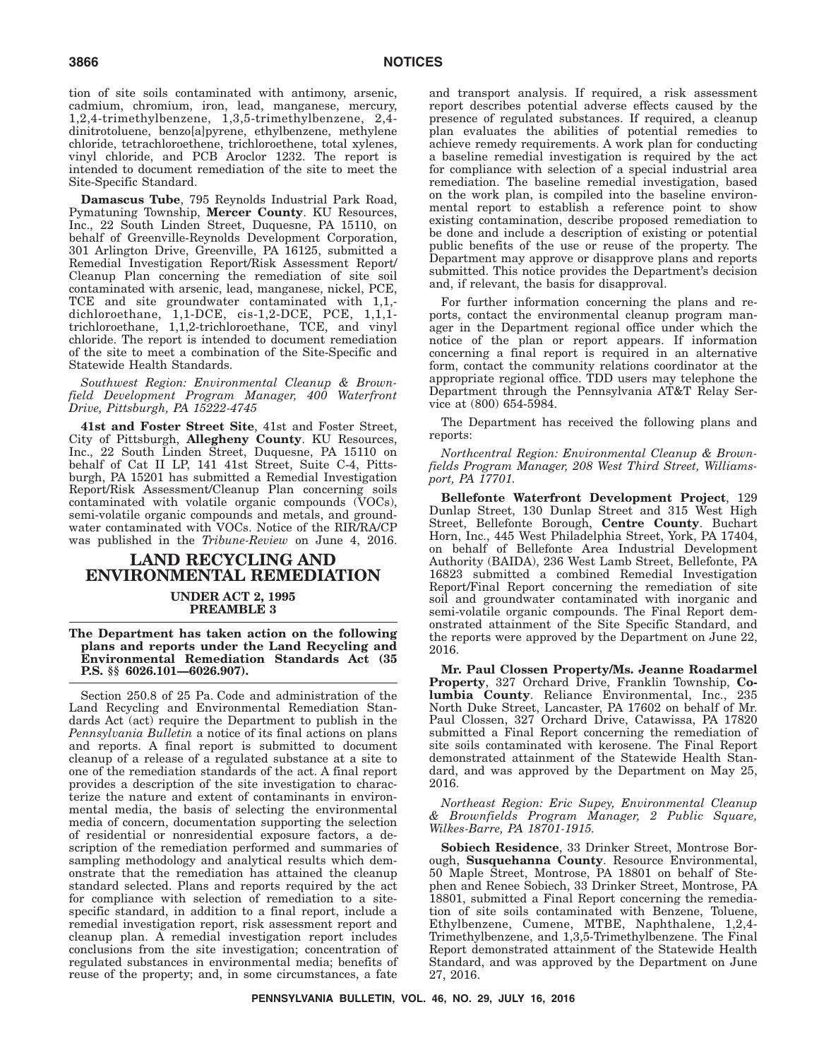tion of site soils contaminated with antimony, arsenic, cadmium, chromium, iron, lead, manganese, mercury, 1,2,4-trimethylbenzene, 1,3,5-trimethylbenzene, 2,4-dinitrotoluene, benzo[a]pyrene, ethylbenzene, methylene chloride, tetrachloroethene, trichloroethene, total xylenes, vinyl chloride, and PCB Aroclor 1232. The report is intended to document remediation of the site to meet the Site-Specific Standard.

**Damascus Tube**, 795 Reynolds Industrial Park Road, Pymatuning Township, **Mercer County**. KU Resources, Inc., 22 South Linden Street, Duquesne, PA 15110, on behalf of Greenville-Reynolds Development Corporation, 301 Arlington Drive, Greenville, PA 16125, submitted a Remedial Investigation Report/Risk Assessment Report/Cleanup Plan concerning the remediation of site soil contaminated with arsenic, lead, manganese, nickel, PCE, TCE and site groundwater contaminated with 1,1,-dichloroethane, 1,1-DCE, cis-1,2-DCE, PCE, 1,1,1-trichloroethane, 1,1,2-trichloroethane, TCE, and vinyl chloride. The report is intended to document remediation of the site to meet a combination of the Site-Specific and Statewide Health Standards.

*Southwest Region: Environmental Cleanup & Brownfield Development Program Manager, 400 Waterfront Drive, Pittsburgh, PA 15222-4745*

**41st and Foster Street Site**, 41st and Foster Street, City of Pittsburgh, **Allegheny County**. KU Resources, Inc., 22 South Linden Street, Duquesne, PA 15110 on behalf of Cat II LP, 141 41st Street, Suite C-4, Pittsburgh, PA 15201 has submitted a Remedial Investigation Report/Risk Assessment/Cleanup Plan concerning soils contaminated with volatile organic compounds (VOCs), semi-volatile organic compounds and metals, and groundwater contaminated with VOCs. Notice of the RIR/RA/CP was published in the *Tribune-Review* on June 4, 2016.

## LAND RECYCLING AND ENVIRONMENTAL REMEDIATION

### UNDER ACT 2, 1995
### PREAMBLE 3

**The Department has taken action on the following plans and reports under the Land Recycling and Environmental Remediation Standards Act (35 P.S. §§ 6026.101—6026.907).**

Section 250.8 of 25 Pa. Code and administration of the Land Recycling and Environmental Remediation Standards Act (act) require the Department to publish in the *Pennsylvania Bulletin* a notice of its final actions on plans and reports. A final report is submitted to document cleanup of a release of a regulated substance at a site to one of the remediation standards of the act. A final report provides a description of the site investigation to characterize the nature and extent of contaminants in environmental media, the basis of selecting the environmental media of concern, documentation supporting the selection of residential or nonresidential exposure factors, a description of the remediation performed and summaries of sampling methodology and analytical results which demonstrate that the remediation has attained the cleanup standard selected. Plans and reports required by the act for compliance with selection of remediation to a site-specific standard, in addition to a final report, include a remedial investigation report, risk assessment report and cleanup plan. A remedial investigation report includes conclusions from the site investigation; concentration of regulated substances in environmental media; benefits of reuse of the property; and, in some circumstances, a fate and transport analysis. If required, a risk assessment report describes potential adverse effects caused by the presence of regulated substances. If required, a cleanup plan evaluates the abilities of potential remedies to achieve remedy requirements. A work plan for conducting a baseline remedial investigation is required by the act for compliance with selection of a special industrial area remediation. The baseline remedial investigation, based on the work plan, is compiled into the baseline environmental report to establish a reference point to show existing contamination, describe proposed remediation to be done and include a description of existing or potential public benefits of the use or reuse of the property. The Department may approve or disapprove plans and reports submitted. This notice provides the Department's decision and, if relevant, the basis for disapproval.

For further information concerning the plans and reports, contact the environmental cleanup program manager in the Department regional office under which the notice of the plan or report appears. If information concerning a final report is required in an alternative form, contact the community relations coordinator at the appropriate regional office. TDD users may telephone the Department through the Pennsylvania AT&T Relay Service at (800) 654-5984.

The Department has received the following plans and reports:

*Northcentral Region: Environmental Cleanup & Brownfields Program Manager, 208 West Third Street, Williamsport, PA 17701.*

**Bellefonte Waterfront Development Project**, 129 Dunlap Street, 130 Dunlap Street and 315 West High Street, Bellefonte Borough, **Centre County**. Buchart Horn, Inc., 445 West Philadelphia Street, York, PA 17404, on behalf of Bellefonte Area Industrial Development Authority (BAIDA), 236 West Lamb Street, Bellefonte, PA 16823 submitted a combined Remedial Investigation Report/Final Report concerning the remediation of site soil and groundwater contaminated with inorganic and semi-volatile organic compounds. The Final Report demonstrated attainment of the Site Specific Standard, and the reports were approved by the Department on June 22, 2016.

**Mr. Paul Clossen Property/Ms. Jeanne Roadarmel Property**, 327 Orchard Drive, Franklin Township, **Columbia County**. Reliance Environmental, Inc., 235 North Duke Street, Lancaster, PA 17602 on behalf of Mr. Paul Clossen, 327 Orchard Drive, Catawissa, PA 17820 submitted a Final Report concerning the remediation of site soils contaminated with kerosene. The Final Report demonstrated attainment of the Statewide Health Standard, and was approved by the Department on May 25, 2016.

*Northeast Region: Eric Supey, Environmental Cleanup & Brownfields Program Manager, 2 Public Square, Wilkes-Barre, PA 18701-1915.*

**Sobiech Residence**, 33 Drinker Street, Montrose Borough, **Susquehanna County**. Resource Environmental, 50 Maple Street, Montrose, PA 18801 on behalf of Stephen and Renee Sobiech, 33 Drinker Street, Montrose, PA 18801, submitted a Final Report concerning the remediation of site soils contaminated with Benzene, Toluene, Ethylbenzene, Cumene, MTBE, Naphthalene, 1,2,4-Trimethylbenzene, and 1,3,5-Trimethylbenzene. The Final Report demonstrated attainment of the Statewide Health Standard, and was approved by the Department on June 27, 2016.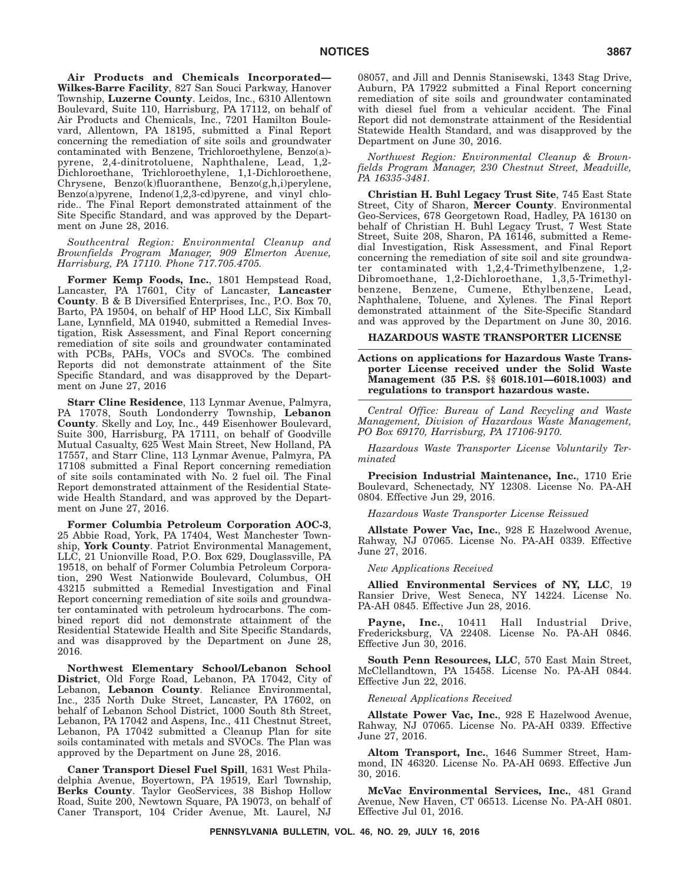**Air Products and Chemicals Incorporated—Wilkes-Barre Facility**, 827 San Souci Parkway, Hanover Township, **Luzerne County**. Leidos, Inc., 6310 Allentown Boulevard, Suite 110, Harrisburg, PA 17112, on behalf of Air Products and Chemicals, Inc., 7201 Hamilton Boulevard, Allentown, PA 18195, submitted a Final Report concerning the remediation of site soils and groundwater contaminated with Benzene, Trichloroethylene, Benzo(a)-pyrene, 2,4-dinitrotoluene, Naphthalene, Lead, 1,2-Dichloroethane, Trichloroethylene, 1,1-Dichloroethene, Chrysene, Benzo(k)fluoranthene, Benzo(g,h,i)perylene, Benzo(a)pyrene, Indeno(1,2,3-cd)pyrene, and vinyl chloride.. The Final Report demonstrated attainment of the Site Specific Standard, and was approved by the Department on June 28, 2016.

*Southcentral Region: Environmental Cleanup and Brownfields Program Manager, 909 Elmerton Avenue, Harrisburg, PA 17110. Phone 717.705.4705.*

**Former Kemp Foods, Inc.**, 1801 Hempstead Road, Lancaster, PA 17601, City of Lancaster, **Lancaster County**. B & B Diversified Enterprises, Inc., P.O. Box 70, Barto, PA 19504, on behalf of HP Hood LLC, Six Kimball Lane, Lynnfield, MA 01940, submitted a Remedial Investigation, Risk Assessment, and Final Report concerning remediation of site soils and groundwater contaminated with PCBs, PAHs, VOCs and SVOCs. The combined Reports did not demonstrate attainment of the Site Specific Standard, and was disapproved by the Department on June 27, 2016

**Starr Cline Residence**, 113 Lynmar Avenue, Palmyra, PA 17078, South Londonderry Township, **Lebanon County**. Skelly and Loy, Inc., 449 Eisenhower Boulevard, Suite 300, Harrisburg, PA 17111, on behalf of Goodville Mutual Casualty, 625 West Main Street, New Holland, PA 17557, and Starr Cline, 113 Lynmar Avenue, Palmyra, PA 17108 submitted a Final Report concerning remediation of site soils contaminated with No. 2 fuel oil. The Final Report demonstrated attainment of the Residential Statewide Health Standard, and was approved by the Department on June 27, 2016.

**Former Columbia Petroleum Corporation AOC-3**, 25 Abbie Road, York, PA 17404, West Manchester Township, **York County**. Patriot Environmental Management, LLC, 21 Unionville Road, P.O. Box 629, Douglassville, PA 19518, on behalf of Former Columbia Petroleum Corporation, 290 West Nationwide Boulevard, Columbus, OH 43215 submitted a Remedial Investigation and Final Report concerning remediation of site soils and groundwater contaminated with petroleum hydrocarbons. The combined report did not demonstrate attainment of the Residential Statewide Health and Site Specific Standards, and was disapproved by the Department on June 28, 2016.

**Northwest Elementary School/Lebanon School District**, Old Forge Road, Lebanon, PA 17042, City of Lebanon, **Lebanon County**. Reliance Environmental, Inc., 235 North Duke Street, Lancaster, PA 17602, on behalf of Lebanon School District, 1000 South 8th Street, Lebanon, PA 17042 and Aspens, Inc., 411 Chestnut Street, Lebanon, PA 17042 submitted a Cleanup Plan for site soils contaminated with metals and SVOCs. The Plan was approved by the Department on June 28, 2016.

**Caner Transport Diesel Fuel Spill**, 1631 West Philadelphia Avenue, Boyertown, PA 19519, Earl Township, **Berks County**. Taylor GeoServices, 38 Bishop Hollow Road, Suite 200, Newtown Square, PA 19073, on behalf of Caner Transport, 104 Crider Avenue, Mt. Laurel, NJ 08057, and Jill and Dennis Stanisewski, 1343 Stag Drive, Auburn, PA 17922 submitted a Final Report concerning remediation of site soils and groundwater contaminated with diesel fuel from a vehicular accident. The Final Report did not demonstrate attainment of the Residential Statewide Health Standard, and was disapproved by the Department on June 30, 2016.

*Northwest Region: Environmental Cleanup & Brownfields Program Manager, 230 Chestnut Street, Meadville, PA 16335-3481.*

**Christian H. Buhl Legacy Trust Site**, 745 East State Street, City of Sharon, **Mercer County**. Environmental Geo-Services, 678 Georgetown Road, Hadley, PA 16130 on behalf of Christian H. Buhl Legacy Trust, 7 West State Street, Suite 208, Sharon, PA 16146, submitted a Remedial Investigation, Risk Assessment, and Final Report concerning the remediation of site soil and site groundwater contaminated with 1,2,4-Trimethylbenzene, 1,2-Dibromoethane, 1,2-Dichloroethane, 1,3,5-Trimethylbenzene, Benzene, Cumene, Ethylbenzene, Lead, Naphthalene, Toluene, and Xylenes. The Final Report demonstrated attainment of the Site-Specific Standard and was approved by the Department on June 30, 2016.

## HAZARDOUS WASTE TRANSPORTER LICENSE

**Actions on applications for Hazardous Waste Transporter License received under the Solid Waste Management (35 P.S. §§ 6018.101—6018.1003) and regulations to transport hazardous waste.**

*Central Office: Bureau of Land Recycling and Waste Management, Division of Hazardous Waste Management, PO Box 69170, Harrisburg, PA 17106-9170.*

*Hazardous Waste Transporter License Voluntarily Terminated*

**Precision Industrial Maintenance, Inc.**, 1710 Erie Boulevard, Schenectady, NY 12308. License No. PA-AH 0804. Effective Jun 29, 2016.

*Hazardous Waste Transporter License Reissued*

**Allstate Power Vac, Inc.**, 928 E Hazelwood Avenue, Rahway, NJ 07065. License No. PA-AH 0339. Effective June 27, 2016.

*New Applications Received*

**Allied Environmental Services of NY, LLC**, 19 Ransier Drive, West Seneca, NY 14224. License No. PA-AH 0845. Effective Jun 28, 2016.

**Payne, Inc.**, 10411 Hall Industrial Drive, Fredericksburg, VA 22408. License No. PA-AH 0846. Effective Jun 30, 2016.

**South Penn Resources, LLC**, 570 East Main Street, McClellandtown, PA 15458. License No. PA-AH 0844. Effective Jun 22, 2016.

*Renewal Applications Received*

**Allstate Power Vac, Inc.**, 928 E Hazelwood Avenue, Rahway, NJ 07065. License No. PA-AH 0339. Effective June 27, 2016.

**Altom Transport, Inc.**, 1646 Summer Street, Hammond, IN 46320. License No. PA-AH 0693. Effective Jun 30, 2016.

**McVac Environmental Services, Inc.**, 481 Grand Avenue, New Haven, CT 06513. License No. PA-AH 0801. Effective Jul 01, 2016.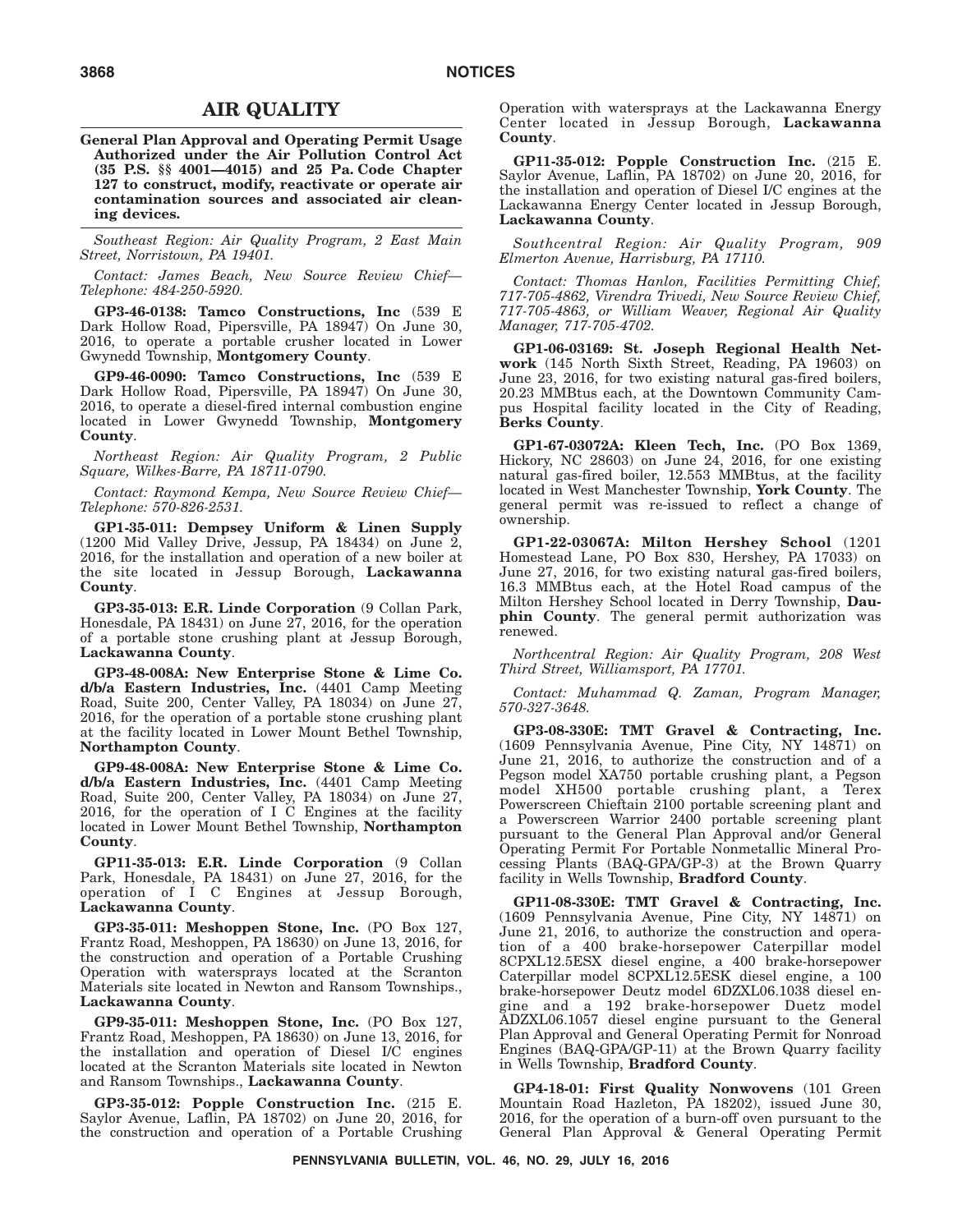## AIR QUALITY

**General Plan Approval and Operating Permit Usage Authorized under the Air Pollution Control Act (35 P.S. §§ 4001—4015) and 25 Pa. Code Chapter 127 to construct, modify, reactivate or operate air contamination sources and associated air cleaning devices.**

*Southeast Region: Air Quality Program, 2 East Main Street, Norristown, PA 19401.*

*Contact: James Beach, New Source Review Chief—Telephone: 484-250-5920.*

**GP3-46-0138: Tamco Constructions, Inc** (539 E Dark Hollow Road, Pipersville, PA 18947) On June 30, 2016, to operate a portable crusher located in Lower Gwynedd Township, **Montgomery County**.

**GP9-46-0090: Tamco Constructions, Inc** (539 E Dark Hollow Road, Pipersville, PA 18947) On June 30, 2016, to operate a diesel-fired internal combustion engine located in Lower Gwynedd Township, **Montgomery County**.

*Northeast Region: Air Quality Program, 2 Public Square, Wilkes-Barre, PA 18711-0790.*

*Contact: Raymond Kempa, New Source Review Chief—Telephone: 570-826-2531.*

**GP1-35-011: Dempsey Uniform & Linen Supply** (1200 Mid Valley Drive, Jessup, PA 18434) on June 2, 2016, for the installation and operation of a new boiler at the site located in Jessup Borough, **Lackawanna County**.

**GP3-35-013: E.R. Linde Corporation** (9 Collan Park, Honesdale, PA 18431) on June 27, 2016, for the operation of a portable stone crushing plant at Jessup Borough, **Lackawanna County**.

**GP3-48-008A: New Enterprise Stone & Lime Co. d/b/a Eastern Industries, Inc.** (4401 Camp Meeting Road, Suite 200, Center Valley, PA 18034) on June 27, 2016, for the operation of a portable stone crushing plant at the facility located in Lower Mount Bethel Township, **Northampton County**.

**GP9-48-008A: New Enterprise Stone & Lime Co. d/b/a Eastern Industries, Inc.** (4401 Camp Meeting Road, Suite 200, Center Valley, PA 18034) on June 27, 2016, for the operation of I C Engines at the facility located in Lower Mount Bethel Township, **Northampton County**.

**GP11-35-013: E.R. Linde Corporation** (9 Collan Park, Honesdale, PA 18431) on June 27, 2016, for the operation of I C Engines at Jessup Borough, **Lackawanna County**.

**GP3-35-011: Meshoppen Stone, Inc.** (PO Box 127, Frantz Road, Meshoppen, PA 18630) on June 13, 2016, for the construction and operation of a Portable Crushing Operation with watersprays located at the Scranton Materials site located in Newton and Ransom Townships., **Lackawanna County**.

**GP9-35-011: Meshoppen Stone, Inc.** (PO Box 127, Frantz Road, Meshoppen, PA 18630) on June 13, 2016, for the installation and operation of Diesel I/C engines located at the Scranton Materials site located in Newton and Ransom Townships., **Lackawanna County**.

**GP3-35-012: Popple Construction Inc.** (215 E. Saylor Avenue, Laflin, PA 18702) on June 20, 2016, for the construction and operation of a Portable Crushing Operation with watersprays at the Lackawanna Energy Center located in Jessup Borough, **Lackawanna County**.

**GP11-35-012: Popple Construction Inc.** (215 E. Saylor Avenue, Laflin, PA 18702) on June 20, 2016, for the installation and operation of Diesel I/C engines at the Lackawanna Energy Center located in Jessup Borough, **Lackawanna County**.

*Southcentral Region: Air Quality Program, 909 Elmerton Avenue, Harrisburg, PA 17110.*

*Contact: Thomas Hanlon, Facilities Permitting Chief, 717-705-4862, Virendra Trivedi, New Source Review Chief, 717-705-4863, or William Weaver, Regional Air Quality Manager, 717-705-4702.*

**GP1-06-03169: St. Joseph Regional Health Network** (145 North Sixth Street, Reading, PA 19603) on June 23, 2016, for two existing natural gas-fired boilers, 20.23 MMBtus each, at the Downtown Community Campus Hospital facility located in the City of Reading, **Berks County**.

**GP1-67-03072A: Kleen Tech, Inc.** (PO Box 1369, Hickory, NC 28603) on June 24, 2016, for one existing natural gas-fired boiler, 12.553 MMBtus, at the facility located in West Manchester Township, **York County**. The general permit was re-issued to reflect a change of ownership.

**GP1-22-03067A: Milton Hershey School** (1201 Homestead Lane, PO Box 830, Hershey, PA 17033) on June 27, 2016, for two existing natural gas-fired boilers, 16.3 MMBtus each, at the Hotel Road campus of the Milton Hershey School located in Derry Township, **Dauphin County**. The general permit authorization was renewed.

*Northcentral Region: Air Quality Program, 208 West Third Street, Williamsport, PA 17701.*

*Contact: Muhammad Q. Zaman, Program Manager, 570-327-3648.*

**GP3-08-330E: TMT Gravel & Contracting, Inc.** (1609 Pennsylvania Avenue, Pine City, NY 14871) on June 21, 2016, to authorize the construction and of a Pegson model XA750 portable crushing plant, a Pegson model XH500 portable crushing plant, a Terex Powerscreen Chieftain 2100 portable screening plant and a Powerscreen Warrior 2400 portable screening plant pursuant to the General Plan Approval and/or General Operating Permit For Portable Nonmetallic Mineral Processing Plants (BAQ-GPA/GP-3) at the Brown Quarry facility in Wells Township, **Bradford County**.

**GP11-08-330E: TMT Gravel & Contracting, Inc.** (1609 Pennsylvania Avenue, Pine City, NY 14871) on June 21, 2016, to authorize the construction and operation of a 400 brake-horsepower Caterpillar model 8CPXL12.5ESX diesel engine, a 400 brake-horsepower Caterpillar model 8CPXL12.5ESK diesel engine, a 100 brake-horsepower Deutz model 6DZXL06.1038 diesel engine and a 192 brake-horsepower Duetz model ADZXL06.1057 diesel engine pursuant to the General Plan Approval and General Operating Permit for Nonroad Engines (BAQ-GPA/GP-11) at the Brown Quarry facility in Wells Township, **Bradford County**.

**GP4-18-01: First Quality Nonwovens** (101 Green Mountain Road Hazleton, PA 18202), issued June 30, 2016, for the operation of a burn-off oven pursuant to the General Plan Approval & General Operating Permit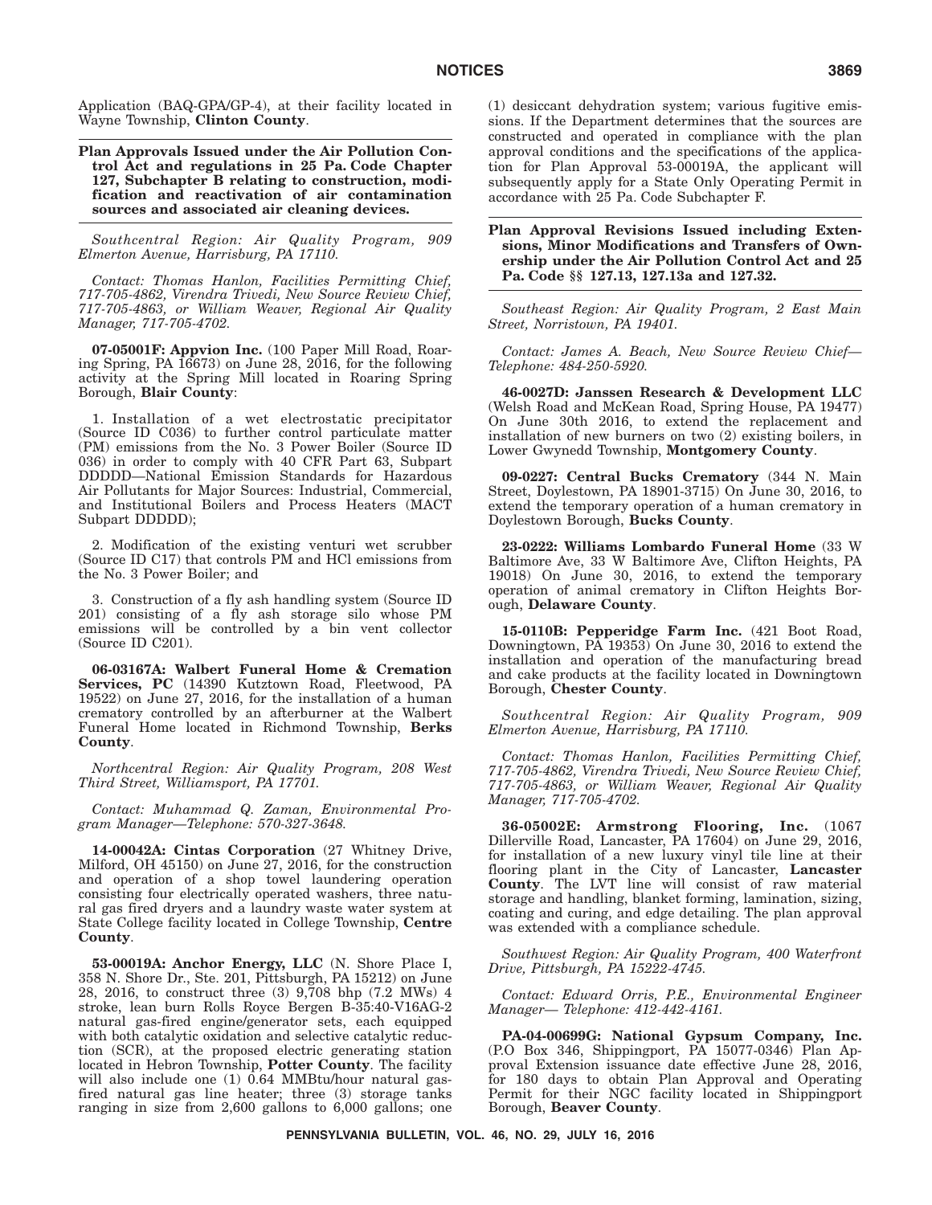Application (BAQ-GPA/GP-4), at their facility located in Wayne Township, **Clinton County**.

**Plan Approvals Issued under the Air Pollution Control Act and regulations in 25 Pa. Code Chapter 127, Subchapter B relating to construction, modification and reactivation of air contamination sources and associated air cleaning devices.**

*Southcentral Region: Air Quality Program, 909 Elmerton Avenue, Harrisburg, PA 17110.*

*Contact: Thomas Hanlon, Facilities Permitting Chief, 717-705-4862, Virendra Trivedi, New Source Review Chief, 717-705-4863, or William Weaver, Regional Air Quality Manager, 717-705-4702.*

**07-05001F: Appvion Inc.** (100 Paper Mill Road, Roaring Spring, PA 16673) on June 28, 2016, for the following activity at the Spring Mill located in Roaring Spring Borough, **Blair County**:

1. Installation of a wet electrostatic precipitator (Source ID C036) to further control particulate matter (PM) emissions from the No. 3 Power Boiler (Source ID 036) in order to comply with 40 CFR Part 63, Subpart DDDDD—National Emission Standards for Hazardous Air Pollutants for Major Sources: Industrial, Commercial, and Institutional Boilers and Process Heaters (MACT Subpart DDDDD);

2. Modification of the existing venturi wet scrubber (Source ID C17) that controls PM and HCl emissions from the No. 3 Power Boiler; and

3. Construction of a fly ash handling system (Source ID 201) consisting of a fly ash storage silo whose PM emissions will be controlled by a bin vent collector (Source ID C201).

**06-03167A: Walbert Funeral Home & Cremation Services, PC** (14390 Kutztown Road, Fleetwood, PA 19522) on June 27, 2016, for the installation of a human crematory controlled by an afterburner at the Walbert Funeral Home located in Richmond Township, **Berks County**.

*Northcentral Region: Air Quality Program, 208 West Third Street, Williamsport, PA 17701.*

*Contact: Muhammad Q. Zaman, Environmental Program Manager—Telephone: 570-327-3648.*

**14-00042A: Cintas Corporation** (27 Whitney Drive, Milford, OH 45150) on June 27, 2016, for the construction and operation of a shop towel laundering operation consisting four electrically operated washers, three natural gas fired dryers and a laundry waste water system at State College facility located in College Township, **Centre County**.

**53-00019A: Anchor Energy, LLC** (N. Shore Place I, 358 N. Shore Dr., Ste. 201, Pittsburgh, PA 15212) on June 28, 2016, to construct three (3) 9,708 bhp (7.2 MWs) 4 stroke, lean burn Rolls Royce Bergen B-35:40-V16AG-2 natural gas-fired engine/generator sets, each equipped with both catalytic oxidation and selective catalytic reduction (SCR), at the proposed electric generating station located in Hebron Township, **Potter County**. The facility will also include one (1) 0.64 MMBtu/hour natural gas-fired natural gas line heater; three (3) storage tanks ranging in size from 2,600 gallons to 6,000 gallons; one (1) desiccant dehydration system; various fugitive emissions. If the Department determines that the sources are constructed and operated in compliance with the plan approval conditions and the specifications of the application for Plan Approval 53-00019A, the applicant will subsequently apply for a State Only Operating Permit in accordance with 25 Pa. Code Subchapter F.

**Plan Approval Revisions Issued including Extensions, Minor Modifications and Transfers of Ownership under the Air Pollution Control Act and 25 Pa. Code §§ 127.13, 127.13a and 127.32.**

*Southeast Region: Air Quality Program, 2 East Main Street, Norristown, PA 19401.*

*Contact: James A. Beach, New Source Review Chief—Telephone: 484-250-5920.*

**46-0027D: Janssen Research & Development LLC** (Welsh Road and McKean Road, Spring House, PA 19477) On June 30th 2016, to extend the replacement and installation of new burners on two (2) existing boilers, in Lower Gwynedd Township, **Montgomery County**.

**09-0227: Central Bucks Crematory** (344 N. Main Street, Doylestown, PA 18901-3715) On June 30, 2016, to extend the temporary operation of a human crematory in Doylestown Borough, **Bucks County**.

**23-0222: Williams Lombardo Funeral Home** (33 W Baltimore Ave, 33 W Baltimore Ave, Clifton Heights, PA 19018) On June 30, 2016, to extend the temporary operation of animal crematory in Clifton Heights Borough, **Delaware County**.

**15-0110B: Pepperidge Farm Inc.** (421 Boot Road, Downingtown, PA 19353) On June 30, 2016 to extend the installation and operation of the manufacturing bread and cake products at the facility located in Downingtown Borough, **Chester County**.

*Southcentral Region: Air Quality Program, 909 Elmerton Avenue, Harrisburg, PA 17110.*

*Contact: Thomas Hanlon, Facilities Permitting Chief, 717-705-4862, Virendra Trivedi, New Source Review Chief, 717-705-4863, or William Weaver, Regional Air Quality Manager, 717-705-4702.*

**36-05002E: Armstrong Flooring, Inc.** (1067 Dillerville Road, Lancaster, PA 17604) on June 29, 2016, for installation of a new luxury vinyl tile line at their flooring plant in the City of Lancaster, **Lancaster County**. The LVT line will consist of raw material storage and handling, blanket forming, lamination, sizing, coating and curing, and edge detailing. The plan approval was extended with a compliance schedule.

*Southwest Region: Air Quality Program, 400 Waterfront Drive, Pittsburgh, PA 15222-4745.*

*Contact: Edward Orris, P.E., Environmental Engineer Manager— Telephone: 412-442-4161.*

**PA-04-00699G: National Gypsum Company, Inc.** (P.O Box 346, Shippingport, PA 15077-0346) Plan Approval Extension issuance date effective June 28, 2016, for 180 days to obtain Plan Approval and Operating Permit for their NGC facility located in Shippingport Borough, **Beaver County**.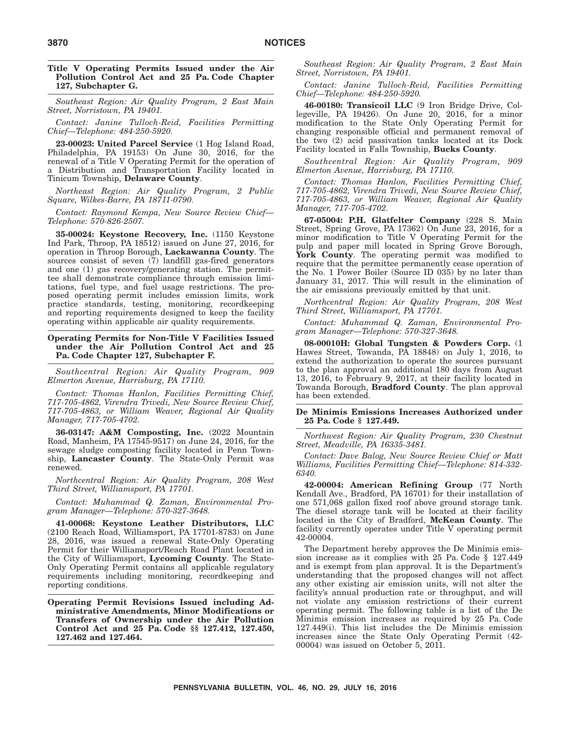**Title V Operating Permits Issued under the Air Pollution Control Act and 25 Pa. Code Chapter 127, Subchapter G.**

*Southeast Region: Air Quality Program, 2 East Main Street, Norristown, PA 19401.*

*Contact: Janine Tulloch-Reid, Facilities Permitting Chief—Telephone: 484-250-5920.*

**23-00023: United Parcel Service** (1 Hog Island Road, Philadelphia, PA 19153) On June 30, 2016, for the renewal of a Title V Operating Permit for the operation of a Distribution and Transportation Facility located in Tinicum Township, **Delaware County**.

*Northeast Region: Air Quality Program, 2 Public Square, Wilkes-Barre, PA 18711-0790.*

*Contact: Raymond Kempa, New Source Review Chief—Telephone: 570-826-2507.*

**35-00024: Keystone Recovery, Inc.** (1150 Keystone Ind Park, Throop, PA 18512) issued on June 27, 2016, for operation in Throop Borough, **Lackawanna County**. The sources consist of seven (7) landfill gas-fired generators and one (1) gas recovery/generating station. The permittee shall demonstrate compliance through emission limitations, fuel type, and fuel usage restrictions. The proposed operating permit includes emission limits, work practice standards, testing, monitoring, recordkeeping and reporting requirements designed to keep the facility operating within applicable air quality requirements.

**Operating Permits for Non-Title V Facilities Issued under the Air Pollution Control Act and 25 Pa. Code Chapter 127, Subchapter F.**

*Southcentral Region: Air Quality Program, 909 Elmerton Avenue, Harrisburg, PA 17110.*

*Contact: Thomas Hanlon, Facilities Permitting Chief, 717-705-4862, Virendra Trivedi, New Source Review Chief, 717-705-4863, or William Weaver, Regional Air Quality Manager, 717-705-4702.*

**36-03147: A&M Composting, Inc.** (2022 Mountain Road, Manheim, PA 17545-9517) on June 24, 2016, for the sewage sludge composting facility located in Penn Township, **Lancaster County**. The State-Only Permit was renewed.

*Northcentral Region: Air Quality Program, 208 West Third Street, Williamsport, PA 17701.*

*Contact: Muhammad Q. Zaman, Environmental Program Manager—Telephone: 570-327-3648.*

**41-00068: Keystone Leather Distributors, LLC** (2100 Reach Road, Williamsport, PA 17701-8783) on June 28, 2016, was issued a renewal State-Only Operating Permit for their Williamsport/Reach Road Plant located in the City of Williamsport, **Lycoming County**. The State-Only Operating Permit contains all applicable regulatory requirements including monitoring, recordkeeping and reporting conditions.

**Operating Permit Revisions Issued including Administrative Amendments, Minor Modifications or Transfers of Ownership under the Air Pollution Control Act and 25 Pa. Code §§ 127.412, 127.450, 127.462 and 127.464.**

*Southeast Region: Air Quality Program, 2 East Main Street, Norristown, PA 19401.*

*Contact: Janine Tulloch-Reid, Facilities Permitting Chief—Telephone: 484-250-5920.*

**46-00180: Transicoil LLC** (9 Iron Bridge Drive, Collegeville, PA 19426). On June 20, 2016, for a minor modification to the State Only Operating Permit for changing responsible official and permanent removal of the two (2) acid passivation tanks located at its Dock Facility located in Falls Township, **Bucks County**.

*Southcentral Region: Air Quality Program, 909 Elmerton Avenue, Harrisburg, PA 17110.*

*Contact: Thomas Hanlon, Facilities Permitting Chief, 717-705-4862, Virendra Trivedi, New Source Review Chief, 717-705-4863, or William Weaver, Regional Air Quality Manager, 717-705-4702.*

**67-05004: P.H. Glatfelter Company** (228 S. Main Street, Spring Grove, PA 17362) On June 23, 2016, for a minor modification to Title V Operating Permit for the pulp and paper mill located in Spring Grove Borough, **York County**. The operating permit was modified to require that the permittee permanently cease operation of the No. 1 Power Boiler (Source ID 035) by no later than January 31, 2017. This will result in the elimination of the air emissions previously emitted by that unit.

*Northcentral Region: Air Quality Program, 208 West Third Street, Williamsport, PA 17701.*

*Contact: Muhammad Q. Zaman, Environmental Program Manager—Telephone: 570-327-3648.*

**08-00010H: Global Tungsten & Powders Corp.** (1 Hawes Street, Towanda, PA 18848) on July 1, 2016, to extend the authorization to operate the sources pursuant to the plan approval an additional 180 days from August 13, 2016, to February 9, 2017, at their facility located in Towanda Borough, **Bradford County**. The plan approval has been extended.

**De Minimis Emissions Increases Authorized under 25 Pa. Code § 127.449.**

*Northwest Region: Air Quality Program, 230 Chestnut Street, Meadville, PA 16335-3481.*

*Contact: Dave Balog, New Source Review Chief or Matt Williams, Facilities Permitting Chief—Telephone: 814-332-6340.*

**42-00004: American Refining Group** (77 North Kendall Ave., Bradford, PA 16701) for their installation of one 571,068 gallon fixed roof above ground storage tank. The diesel storage tank will be located at their facility located in the City of Bradford, **McKean County**. The facility currently operates under Title V operating permit 42-00004.

The Department hereby approves the De Minimis emission increase as it complies with 25 Pa. Code § 127.449 and is exempt from plan approval. It is the Department's understanding that the proposed changes will not affect any other existing air emission units, will not alter the facility's annual production rate or throughput, and will not violate any emission restrictions of their current operating permit. The following table is a list of the De Minimis emission increases as required by 25 Pa. Code 127.449(i). This list includes the De Minimis emission increases since the State Only Operating Permit (42-00004) was issued on October 5, 2011.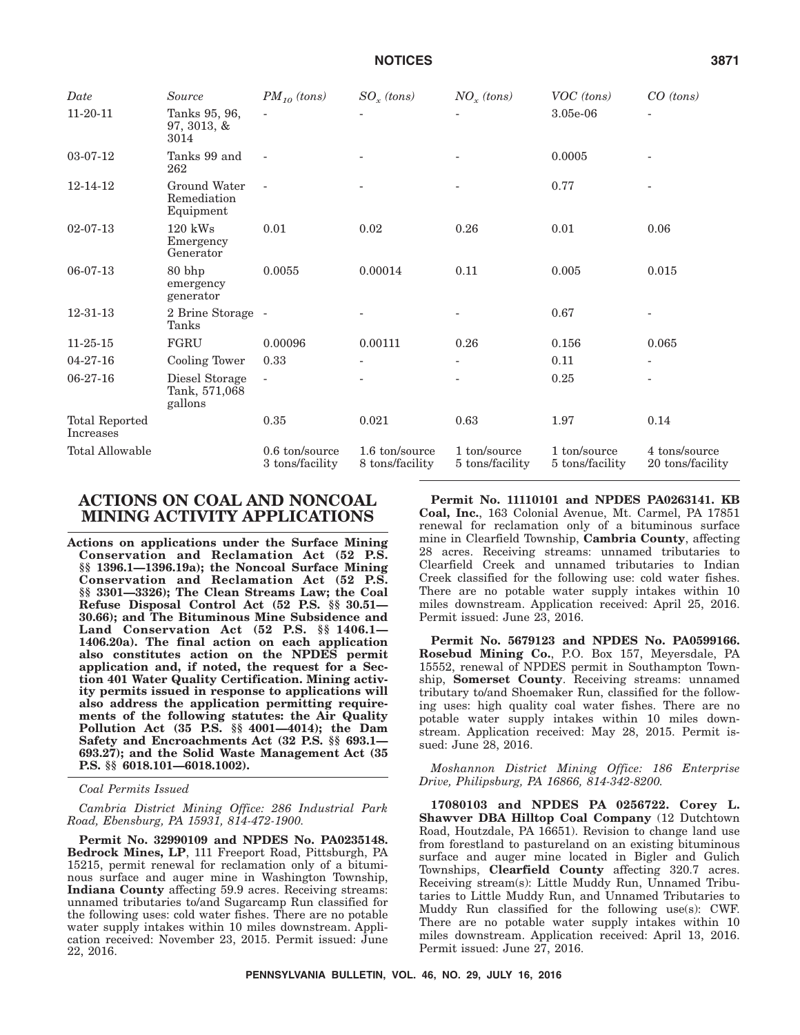| Date | Source | $PM_{10}$ (tons) | $SO_x$ (tons) | $NO_x$ (tons) | VOC (tons) | CO (tons) |
|---|---|---|---|---|---|---|
| 11-20-11 | Tanks 95, 96, 97, 3013, & 3014 | - | - | - | 3.05e-06 | - |
| 03-07-12 | Tanks 99 and 262 | - | - | - | 0.0005 | - |
| 12-14-12 | Ground Water Remediation Equipment | - | - | - | 0.77 | - |
| 02-07-13 | 120 kWs Emergency Generator | 0.01 | 0.02 | 0.26 | 0.01 | 0.06 |
| 06-07-13 | 80 bhp emergency generator | 0.0055 | 0.00014 | 0.11 | 0.005 | 0.015 |
| 12-31-13 | 2 Brine Storage Tanks | - | - | - | 0.67 | - |
| 11-25-15 | FGRU | 0.00096 | 0.00111 | 0.26 | 0.156 | 0.065 |
| 04-27-16 | Cooling Tower | 0.33 | - | - | 0.11 | - |
| 06-27-16 | Diesel Storage Tank, 571,068 gallons | - | - | - | 0.25 | - |
| Total Reported Increases | | 0.35 | 0.021 | 0.63 | 1.97 | 0.14 |
| Total Allowable | | 0.6 ton/source 3 tons/facility | 1.6 ton/source 8 tons/facility | 1 ton/source 5 tons/facility | 1 ton/source 5 tons/facility | 4 tons/source 20 tons/facility |

# ACTIONS ON COAL AND NONCOAL MINING ACTIVITY APPLICATIONS

**Actions on applications under the Surface Mining Conservation and Reclamation Act (52 P.S. §§ 1396.1—1396.19a); the Noncoal Surface Mining Conservation and Reclamation Act (52 P.S. §§ 3301—3326); The Clean Streams Law; the Coal Refuse Disposal Control Act (52 P.S. §§ 30.51—30.66); and The Bituminous Mine Subsidence and Land Conservation Act (52 P.S. §§ 1406.1—1406.20a). The final action on each application also constitutes action on the NPDES permit application and, if noted, the request for a Section 401 Water Quality Certification. Mining activity permits issued in response to applications will also address the application permitting requirements of the following statutes: the Air Quality Pollution Act (35 P.S. §§ 4001—4014); the Dam Safety and Encroachments Act (32 P.S. §§ 693.1—693.27); and the Solid Waste Management Act (35 P.S. §§ 6018.101—6018.1002).**

*Coal Permits Issued*

*Cambria District Mining Office: 286 Industrial Park Road, Ebensburg, PA 15931, 814-472-1900.*

**Permit No. 32990109 and NPDES No. PA0235148. Bedrock Mines, LP**, 111 Freeport Road, Pittsburgh, PA 15215, permit renewal for reclamation only of a bituminous surface and auger mine in Washington Township, **Indiana County** affecting 59.9 acres. Receiving streams: unnamed tributaries to/and Sugarcamp Run classified for the following uses: cold water fishes. There are no potable water supply intakes within 10 miles downstream. Application received: November 23, 2015. Permit issued: June 22, 2016.

**Permit No. 11110101 and NPDES PA0263141. KB Coal, Inc.**, 163 Colonial Avenue, Mt. Carmel, PA 17851 renewal for reclamation only of a bituminous surface mine in Clearfield Township, **Cambria County**, affecting 28 acres. Receiving streams: unnamed tributaries to Clearfield Creek and unnamed tributaries to Indian Creek classified for the following use: cold water fishes. There are no potable water supply intakes within 10 miles downstream. Application received: April 25, 2016. Permit issued: June 23, 2016.

**Permit No. 5679123 and NPDES No. PA0599166. Rosebud Mining Co.**, P.O. Box 157, Meyersdale, PA 15552, renewal of NPDES permit in Southampton Township, **Somerset County**. Receiving streams: unnamed tributary to/and Shoemaker Run, classified for the following uses: high quality coal water fishes. There are no potable water supply intakes within 10 miles downstream. Application received: May 28, 2015. Permit issued: June 28, 2016.

*Moshannon District Mining Office: 186 Enterprise Drive, Philipsburg, PA 16866, 814-342-8200.*

**17080103 and NPDES PA 0256722. Corey L. Shawver DBA Hilltop Coal Company** (12 Dutchtown Road, Houtzdale, PA 16651). Revision to change land use from forestland to pastureland on an existing bituminous surface and auger mine located in Bigler and Gulich Townships, **Clearfield County** affecting 320.7 acres. Receiving stream(s): Little Muddy Run, Unnamed Tributaries to Little Muddy Run, and Unnamed Tributaries to Muddy Run classified for the following use(s): CWF. There are no potable water supply intakes within 10 miles downstream. Application received: April 13, 2016. Permit issued: June 27, 2016.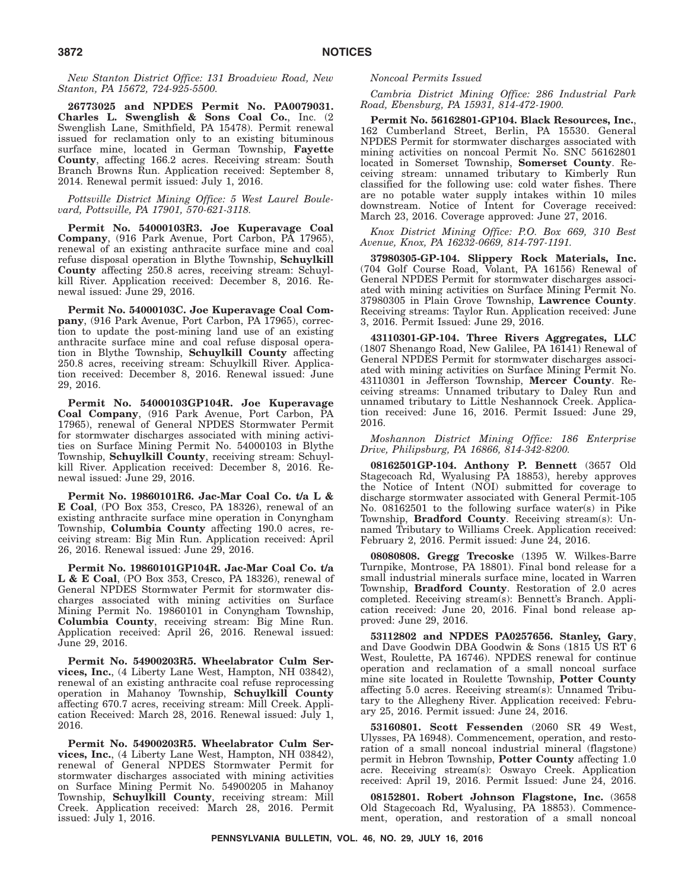*New Stanton District Office: 131 Broadview Road, New Stanton, PA 15672, 724-925-5500.*

**26773025 and NPDES Permit No. PA0079031. Charles L. Swenglish & Sons Coal Co.**, Inc. (2 Swenglish Lane, Smithfield, PA 15478). Permit renewal issued for reclamation only to an existing bituminous surface mine, located in German Township, **Fayette County**, affecting 166.2 acres. Receiving stream: South Branch Browns Run. Application received: September 8, 2014. Renewal permit issued: July 1, 2016.

*Pottsville District Mining Office: 5 West Laurel Boulevard, Pottsville, PA 17901, 570-621-3118.*

**Permit No. 54000103R3. Joe Kuperavage Coal Company**, (916 Park Avenue, Port Carbon, PA 17965), renewal of an existing anthracite surface mine and coal refuse disposal operation in Blythe Township, **Schuylkill County** affecting 250.8 acres, receiving stream: Schuylkill River. Application received: December 8, 2016. Renewal issued: June 29, 2016.

**Permit No. 54000103C. Joe Kuperavage Coal Company**, (916 Park Avenue, Port Carbon, PA 17965), correction to update the post-mining land use of an existing anthracite surface mine and coal refuse disposal operation in Blythe Township, **Schuylkill County** affecting 250.8 acres, receiving stream: Schuylkill River. Application received: December 8, 2016. Renewal issued: June 29, 2016.

**Permit No. 54000103GP104R. Joe Kuperavage Coal Company**, (916 Park Avenue, Port Carbon, PA 17965), renewal of General NPDES Stormwater Permit for stormwater discharges associated with mining activities on Surface Mining Permit No. 54000103 in Blythe Township, **Schuylkill County**, receiving stream: Schuylkill River. Application received: December 8, 2016. Renewal issued: June 29, 2016.

**Permit No. 19860101R6. Jac-Mar Coal Co. t/a L & E Coal**, (PO Box 353, Cresco, PA 18326), renewal of an existing anthracite surface mine operation in Conyngham Township, **Columbia County** affecting 190.0 acres, receiving stream: Big Min Run. Application received: April 26, 2016. Renewal issued: June 29, 2016.

**Permit No. 19860101GP104R. Jac-Mar Coal Co. t/a L & E Coal**, (PO Box 353, Cresco, PA 18326), renewal of General NPDES Stormwater Permit for stormwater discharges associated with mining activities on Surface Mining Permit No. 19860101 in Conyngham Township, **Columbia County**, receiving stream: Big Mine Run. Application received: April 26, 2016. Renewal issued: June 29, 2016.

**Permit No. 54900203R5. Wheelabrator Culm Services, Inc.**, (4 Liberty Lane West, Hampton, NH 03842), renewal of an existing anthracite coal refuse reprocessing operation in Mahanoy Township, **Schuylkill County** affecting 670.7 acres, receiving stream: Mill Creek. Application Received: March 28, 2016. Renewal issued: July 1, 2016.

**Permit No. 54900203R5. Wheelabrator Culm Services, Inc.**, (4 Liberty Lane West, Hampton, NH 03842), renewal of General NPDES Stormwater Permit for stormwater discharges associated with mining activities on Surface Mining Permit No. 54900205 in Mahanoy Township, **Schuylkill County**, receiving stream: Mill Creek. Application received: March 28, 2016. Permit issued: July 1, 2016.

*Noncoal Permits Issued*

*Cambria District Mining Office: 286 Industrial Park Road, Ebensburg, PA 15931, 814-472-1900.*

**Permit No. 56162801-GP104. Black Resources, Inc.**, 162 Cumberland Street, Berlin, PA 15530. General NPDES Permit for stormwater discharges associated with mining activities on noncoal Permit No. SNC 56162801 located in Somerset Township, **Somerset County**. Receiving stream: unnamed tributary to Kimberly Run classified for the following use: cold water fishes. There are no potable water supply intakes within 10 miles downstream. Notice of Intent for Coverage received: March 23, 2016. Coverage approved: June 27, 2016.

*Knox District Mining Office: P.O. Box 669, 310 Best Avenue, Knox, PA 16232-0669, 814-797-1191.*

**37980305-GP-104. Slippery Rock Materials, Inc.** (704 Golf Course Road, Volant, PA 16156) Renewal of General NPDES Permit for stormwater discharges associated with mining activities on Surface Mining Permit No. 37980305 in Plain Grove Township, **Lawrence County**. Receiving streams: Taylor Run. Application received: June 3, 2016. Permit Issued: June 29, 2016.

**43110301-GP-104. Three Rivers Aggregates, LLC** (1807 Shenango Road, New Galilee, PA 16141) Renewal of General NPDES Permit for stormwater discharges associated with mining activities on Surface Mining Permit No. 43110301 in Jefferson Township, **Mercer County**. Receiving streams: Unnamed tributary to Daley Run and unnamed tributary to Little Neshannock Creek. Application received: June 16, 2016. Permit Issued: June 29, 2016.

*Moshannon District Mining Office: 186 Enterprise Drive, Philipsburg, PA 16866, 814-342-8200.*

**08162501GP-104. Anthony P. Bennett** (3657 Old Stagecoach Rd, Wyalusing PA 18853), hereby approves the Notice of Intent (NOI) submitted for coverage to discharge stormwater associated with General Permit-105 No. 08162501 to the following surface water(s) in Pike Township, **Bradford County**. Receiving stream(s): Unnamed Tributary to Williams Creek. Application received: February 2, 2016. Permit issued: June 24, 2016.

**08080808. Gregg Trecoske** (1395 W. Wilkes-Barre Turnpike, Montrose, PA 18801). Final bond release for a small industrial minerals surface mine, located in Warren Township, **Bradford County**. Restoration of 2.0 acres completed. Receiving stream(s): Bennett's Branch. Application received: June 20, 2016. Final bond release approved: June 29, 2016.

**53112802 and NPDES PA0257656. Stanley, Gary**, and Dave Goodwin DBA Goodwin & Sons (1815 US RT 6 West, Roulette, PA 16746). NPDES renewal for continue operation and reclamation of a small noncoal surface mine site located in Roulette Township, **Potter County** affecting 5.0 acres. Receiving stream(s): Unnamed Tributary to the Allegheny River. Application received: February 25, 2016. Permit issued: June 24, 2016.

**53160801. Scott Fessenden** (2060 SR 49 West, Ulysses, PA 16948). Commencement, operation, and restoration of a small noncoal industrial mineral (flagstone) permit in Hebron Township, **Potter County** affecting 1.0 acre. Receiving stream(s): Oswayo Creek. Application received: April 19, 2016. Permit Issued: June 24, 2016.

**08152801. Robert Johnson Flagstone, Inc.** (3658 Old Stagecoach Rd, Wyalusing, PA 18853). Commencement, operation, and restoration of a small noncoal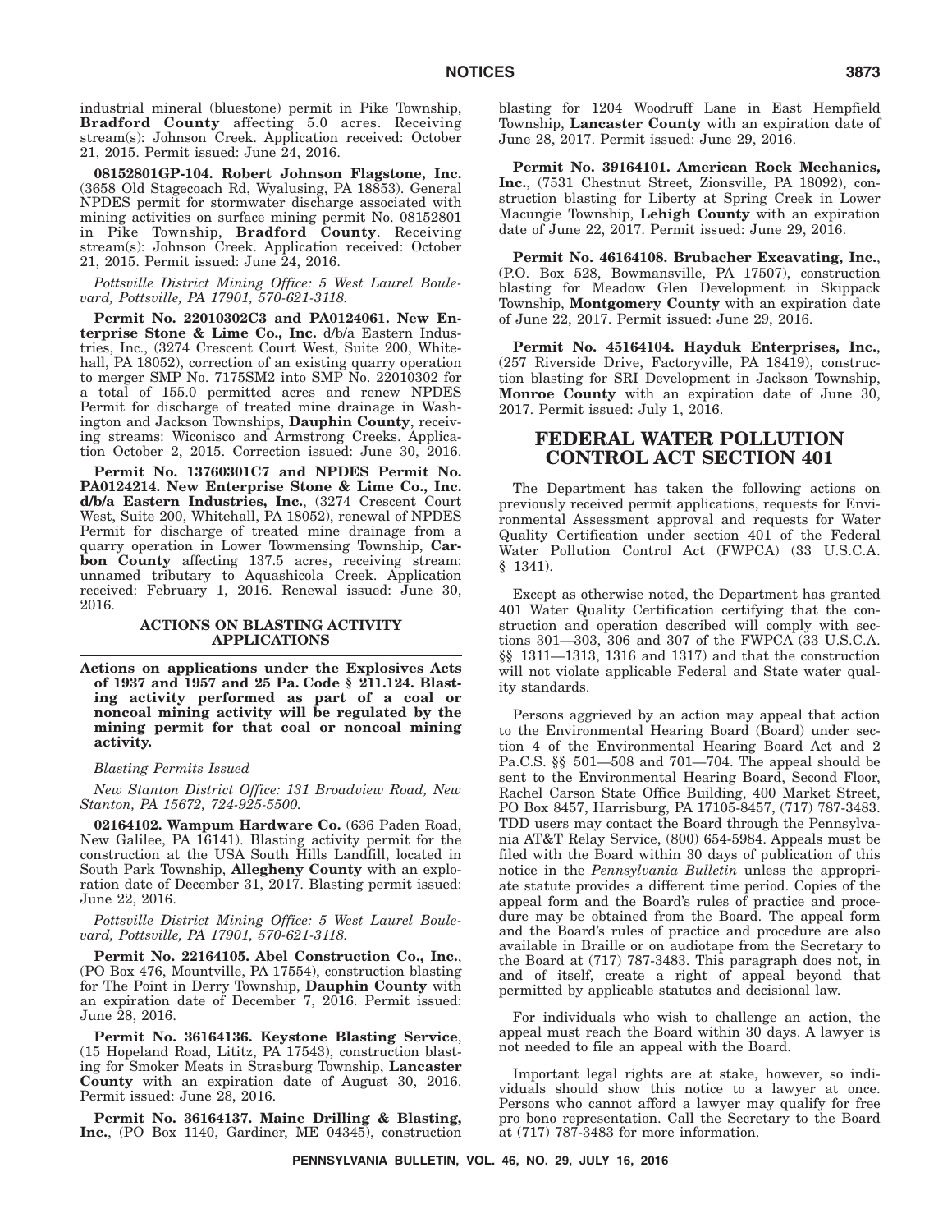industrial mineral (bluestone) permit in Pike Township, **Bradford County** affecting 5.0 acres. Receiving stream(s): Johnson Creek. Application received: October 21, 2015. Permit issued: June 24, 2016.

**08152801GP-104. Robert Johnson Flagstone, Inc.** (3658 Old Stagecoach Rd, Wyalusing, PA 18853). General NPDES permit for stormwater discharge associated with mining activities on surface mining permit No. 08152801 in Pike Township, **Bradford County**. Receiving stream(s): Johnson Creek. Application received: October 21, 2015. Permit issued: June 24, 2016.

*Pottsville District Mining Office: 5 West Laurel Boulevard, Pottsville, PA 17901, 570-621-3118.*

**Permit No. 22010302C3 and PA0124061. New Enterprise Stone & Lime Co., Inc.** d/b/a Eastern Industries, Inc., (3274 Crescent Court West, Suite 200, Whitehall, PA 18052), correction of an existing quarry operation to merger SMP No. 7175SM2 into SMP No. 22010302 for a total of 155.0 permitted acres and renew NPDES Permit for discharge of treated mine drainage in Washington and Jackson Townships, **Dauphin County**, receiving streams: Wiconisco and Armstrong Creeks. Application October 2, 2015. Correction issued: June 30, 2016.

**Permit No. 13760301C7 and NPDES Permit No. PA0124214. New Enterprise Stone & Lime Co., Inc. d/b/a Eastern Industries, Inc.**, (3274 Crescent Court West, Suite 200, Whitehall, PA 18052), renewal of NPDES Permit for discharge of treated mine drainage from a quarry operation in Lower Towmensing Township, **Carbon County** affecting 137.5 acres, receiving stream: unnamed tributary to Aquashicola Creek. Application received: February 1, 2016. Renewal issued: June 30, 2016.

### ACTIONS ON BLASTING ACTIVITY APPLICATIONS

**Actions on applications under the Explosives Acts of 1937 and 1957 and 25 Pa. Code § 211.124. Blasting activity performed as part of a coal or noncoal mining activity will be regulated by the mining permit for that coal or noncoal mining activity.**

*Blasting Permits Issued*

*New Stanton District Office: 131 Broadview Road, New Stanton, PA 15672, 724-925-5500.*

**02164102. Wampum Hardware Co.** (636 Paden Road, New Galilee, PA 16141). Blasting activity permit for the construction at the USA South Hills Landfill, located in South Park Township, **Allegheny County** with an exploration date of December 31, 2017. Blasting permit issued: June 22, 2016.

*Pottsville District Mining Office: 5 West Laurel Boulevard, Pottsville, PA 17901, 570-621-3118.*

**Permit No. 22164105. Abel Construction Co., Inc.**, (PO Box 476, Mountville, PA 17554), construction blasting for The Point in Derry Township, **Dauphin County** with an expiration date of December 7, 2016. Permit issued: June 28, 2016.

**Permit No. 36164136. Keystone Blasting Service**, (15 Hopeland Road, Lititz, PA 17543), construction blasting for Smoker Meats in Strasburg Township, **Lancaster County** with an expiration date of August 30, 2016. Permit issued: June 28, 2016.

**Permit No. 36164137. Maine Drilling & Blasting, Inc.**, (PO Box 1140, Gardiner, ME 04345), construction blasting for 1204 Woodruff Lane in East Hempfield Township, **Lancaster County** with an expiration date of June 28, 2017. Permit issued: June 29, 2016.

**Permit No. 39164101. American Rock Mechanics, Inc.**, (7531 Chestnut Street, Zionsville, PA 18092), construction blasting for Liberty at Spring Creek in Lower Macungie Township, **Lehigh County** with an expiration date of June 22, 2017. Permit issued: June 29, 2016.

**Permit No. 46164108. Brubacher Excavating, Inc.**, (P.O. Box 528, Bowmansville, PA 17507), construction blasting for Meadow Glen Development in Skippack Township, **Montgomery County** with an expiration date of June 22, 2017. Permit issued: June 29, 2016.

**Permit No. 45164104. Hayduk Enterprises, Inc.**, (257 Riverside Drive, Factoryville, PA 18419), construction blasting for SRI Development in Jackson Township, **Monroe County** with an expiration date of June 30, 2017. Permit issued: July 1, 2016.

## FEDERAL WATER POLLUTION CONTROL ACT SECTION 401

The Department has taken the following actions on previously received permit applications, requests for Environmental Assessment approval and requests for Water Quality Certification under section 401 of the Federal Water Pollution Control Act (FWPCA) (33 U.S.C.A. § 1341).

Except as otherwise noted, the Department has granted 401 Water Quality Certification certifying that the construction and operation described will comply with sections 301—303, 306 and 307 of the FWPCA (33 U.S.C.A. §§ 1311—1313, 1316 and 1317) and that the construction will not violate applicable Federal and State water quality standards.

Persons aggrieved by an action may appeal that action to the Environmental Hearing Board (Board) under section 4 of the Environmental Hearing Board Act and 2 Pa.C.S. §§ 501—508 and 701—704. The appeal should be sent to the Environmental Hearing Board, Second Floor, Rachel Carson State Office Building, 400 Market Street, PO Box 8457, Harrisburg, PA 17105-8457, (717) 787-3483. TDD users may contact the Board through the Pennsylvania AT&T Relay Service, (800) 654-5984. Appeals must be filed with the Board within 30 days of publication of this notice in the *Pennsylvania Bulletin* unless the appropriate statute provides a different time period. Copies of the appeal form and the Board's rules of practice and procedure may be obtained from the Board. The appeal form and the Board's rules of practice and procedure are also available in Braille or on audiotape from the Secretary to the Board at (717) 787-3483. This paragraph does not, in and of itself, create a right of appeal beyond that permitted by applicable statutes and decisional law.

For individuals who wish to challenge an action, the appeal must reach the Board within 30 days. A lawyer is not needed to file an appeal with the Board.

Important legal rights are at stake, however, so individuals should show this notice to a lawyer at once. Persons who cannot afford a lawyer may qualify for free pro bono representation. Call the Secretary to the Board at (717) 787-3483 for more information.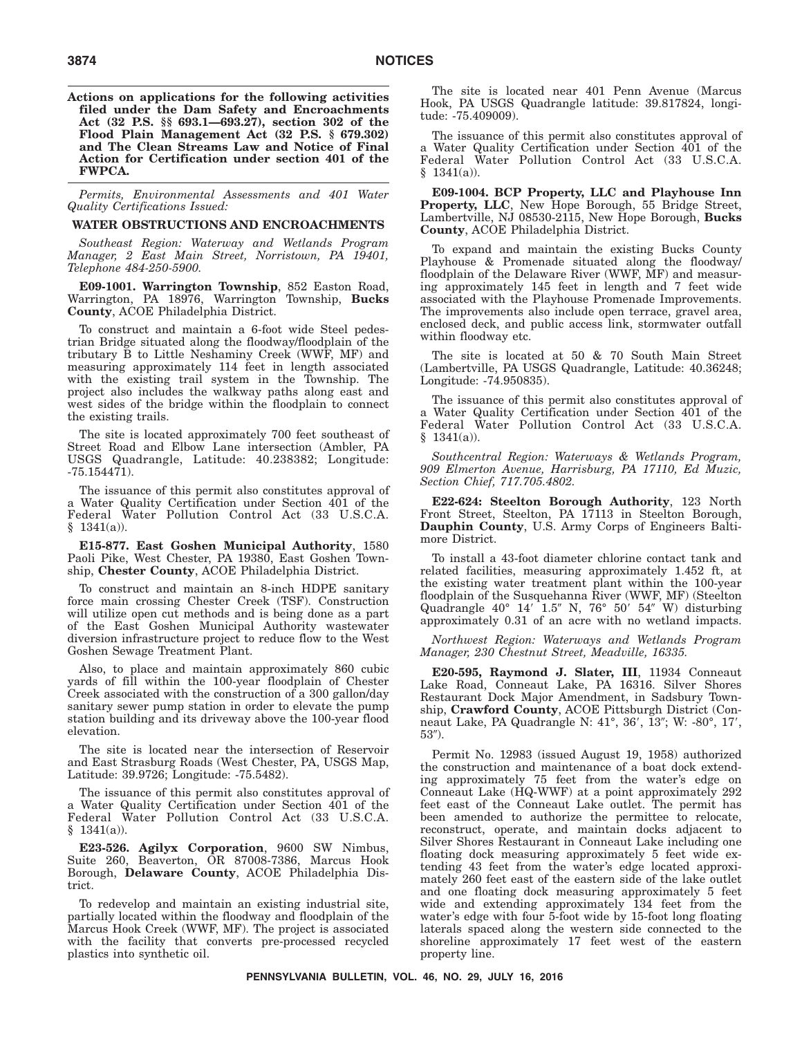**Actions on applications for the following activities filed under the Dam Safety and Encroachments Act (32 P.S. §§ 693.1—693.27), section 302 of the Flood Plain Management Act (32 P.S. § 679.302) and The Clean Streams Law and Notice of Final Action for Certification under section 401 of the FWPCA.**

*Permits, Environmental Assessments and 401 Water Quality Certifications Issued:*

**WATER OBSTRUCTIONS AND ENCROACHMENTS**

*Southeast Region: Waterway and Wetlands Program Manager, 2 East Main Street, Norristown, PA 19401, Telephone 484-250-5900.*

**E09-1001. Warrington Township**, 852 Easton Road, Warrington, PA 18976, Warrington Township, **Bucks County**, ACOE Philadelphia District.

To construct and maintain a 6-foot wide Steel pedestrian Bridge situated along the floodway/floodplain of the tributary B to Little Neshaminy Creek (WWF, MF) and measuring approximately 114 feet in length associated with the existing trail system in the Township. The project also includes the walkway paths along east and west sides of the bridge within the floodplain to connect the existing trails.

The site is located approximately 700 feet southeast of Street Road and Elbow Lane intersection (Ambler, PA USGS Quadrangle, Latitude: 40.238382; Longitude: -75.154471).

The issuance of this permit also constitutes approval of a Water Quality Certification under Section 401 of the Federal Water Pollution Control Act (33 U.S.C.A. § 1341(a)).

**E15-877. East Goshen Municipal Authority**, 1580 Paoli Pike, West Chester, PA 19380, East Goshen Township, **Chester County**, ACOE Philadelphia District.

To construct and maintain an 8-inch HDPE sanitary force main crossing Chester Creek (TSF). Construction will utilize open cut methods and is being done as a part of the East Goshen Municipal Authority wastewater diversion infrastructure project to reduce flow to the West Goshen Sewage Treatment Plant.

Also, to place and maintain approximately 860 cubic yards of fill within the 100-year floodplain of Chester Creek associated with the construction of a 300 gallon/day sanitary sewer pump station in order to elevate the pump station building and its driveway above the 100-year flood elevation.

The site is located near the intersection of Reservoir and East Strasburg Roads (West Chester, PA, USGS Map, Latitude: 39.9726; Longitude: -75.5482).

The issuance of this permit also constitutes approval of a Water Quality Certification under Section 401 of the Federal Water Pollution Control Act (33 U.S.C.A. § 1341(a)).

**E23-526. Agilyx Corporation**, 9600 SW Nimbus, Suite 260, Beaverton, OR 87008-7386, Marcus Hook Borough, **Delaware County**, ACOE Philadelphia District.

To redevelop and maintain an existing industrial site, partially located within the floodway and floodplain of the Marcus Hook Creek (WWF, MF). The project is associated with the facility that converts pre-processed recycled plastics into synthetic oil.

The site is located near 401 Penn Avenue (Marcus Hook, PA USGS Quadrangle latitude: 39.817824, longitude: -75.409009).

The issuance of this permit also constitutes approval of a Water Quality Certification under Section 401 of the Federal Water Pollution Control Act (33 U.S.C.A. § 1341(a)).

**E09-1004. BCP Property, LLC and Playhouse Inn Property, LLC**, New Hope Borough, 55 Bridge Street, Lambertville, NJ 08530-2115, New Hope Borough, **Bucks County**, ACOE Philadelphia District.

To expand and maintain the existing Bucks County Playhouse & Promenade situated along the floodway/floodplain of the Delaware River (WWF, MF) and measuring approximately 145 feet in length and 7 feet wide associated with the Playhouse Promenade Improvements. The improvements also include open terrace, gravel area, enclosed deck, and public access link, stormwater outfall within floodway etc.

The site is located at 50 & 70 South Main Street (Lambertville, PA USGS Quadrangle, Latitude: 40.36248; Longitude: -74.950835).

The issuance of this permit also constitutes approval of a Water Quality Certification under Section 401 of the Federal Water Pollution Control Act (33 U.S.C.A. § 1341(a)).

*Southcentral Region: Waterways & Wetlands Program, 909 Elmerton Avenue, Harrisburg, PA 17110, Ed Muzic, Section Chief, 717.705.4802.*

**E22-624: Steelton Borough Authority**, 123 North Front Street, Steelton, PA 17113 in Steelton Borough, **Dauphin County**, U.S. Army Corps of Engineers Baltimore District.

To install a 43-foot diameter chlorine contact tank and related facilities, measuring approximately 1.452 ft, at the existing water treatment plant within the 100-year floodplain of the Susquehanna River (WWF, MF) (Steelton Quadrangle 40° 14′ 1.5″ N, 76° 50′ 54″ W) disturbing approximately 0.31 of an acre with no wetland impacts.

*Northwest Region: Waterways and Wetlands Program Manager, 230 Chestnut Street, Meadville, 16335.*

**E20-595, Raymond J. Slater, III**, 11934 Conneaut Lake Road, Conneaut Lake, PA 16316. Silver Shores Restaurant Dock Major Amendment, in Sadsbury Township, **Crawford County**, ACOE Pittsburgh District (Conneaut Lake, PA Quadrangle N: 41°, 36′, 13″; W: -80°, 17′, 53″).

Permit No. 12983 (issued August 19, 1958) authorized the construction and maintenance of a boat dock extending approximately 75 feet from the water's edge on Conneaut Lake (HQ-WWF) at a point approximately 292 feet east of the Conneaut Lake outlet. The permit has been amended to authorize the permittee to relocate, reconstruct, operate, and maintain docks adjacent to Silver Shores Restaurant in Conneaut Lake including one floating dock measuring approximately 5 feet wide extending 43 feet from the water's edge located approximately 260 feet east of the eastern side of the lake outlet and one floating dock measuring approximately 5 feet wide and extending approximately 134 feet from the water's edge with four 5-foot wide by 15-foot long floating laterals spaced along the western side connected to the shoreline approximately 17 feet west of the eastern property line.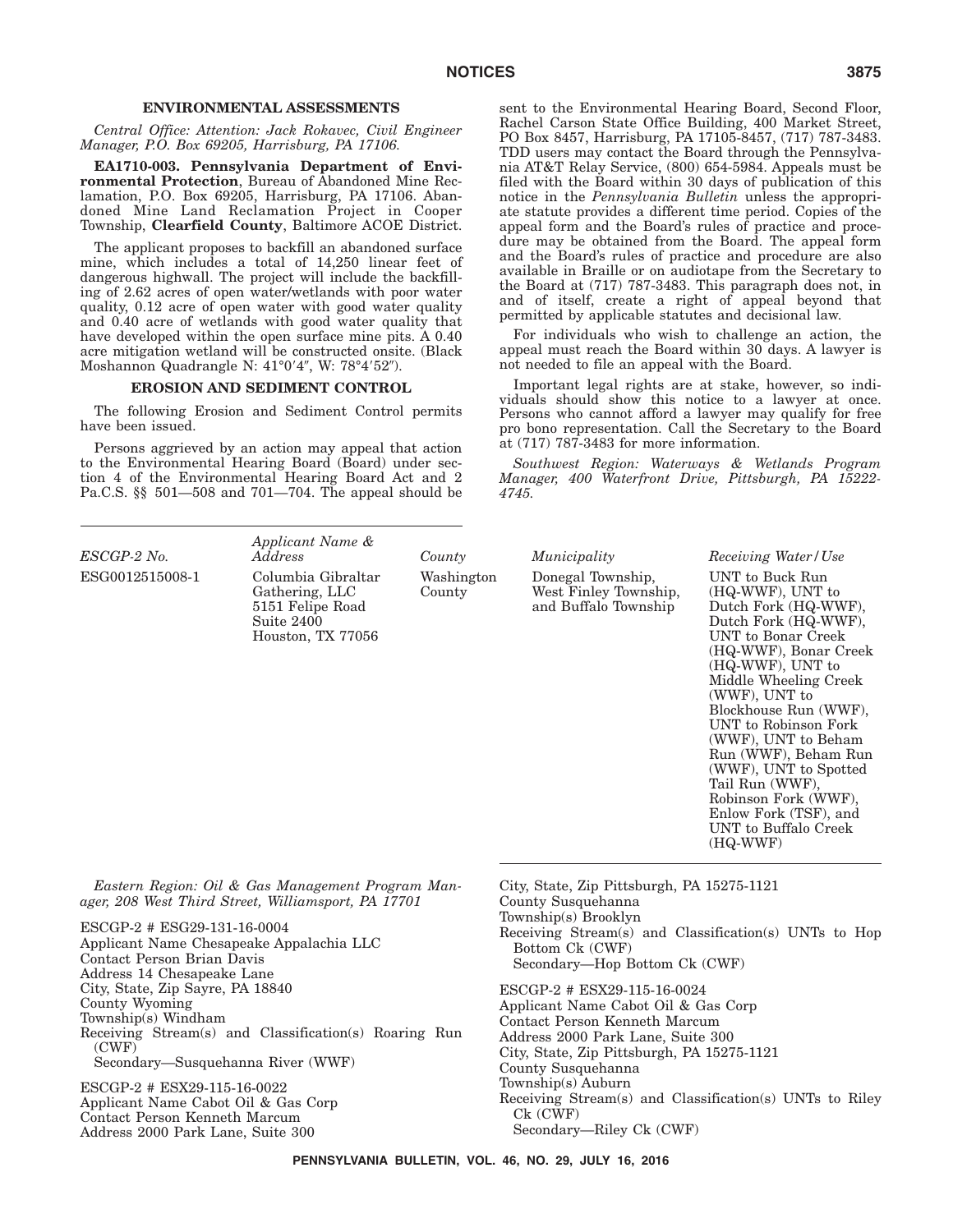### ENVIRONMENTAL ASSESSMENTS

*Central Office: Attention: Jack Rokavec, Civil Engineer Manager, P.O. Box 69205, Harrisburg, PA 17106.*

**EA1710-003. Pennsylvania Department of Environmental Protection**, Bureau of Abandoned Mine Reclamation, P.O. Box 69205, Harrisburg, PA 17106. Abandoned Mine Land Reclamation Project in Cooper Township, **Clearfield County**, Baltimore ACOE District.

The applicant proposes to backfill an abandoned surface mine, which includes a total of 14,250 linear feet of dangerous highwall. The project will include the backfilling of 2.62 acres of open water/wetlands with poor water quality, 0.12 acre of open water with good water quality and 0.40 acre of wetlands with good water quality that have developed within the open surface mine pits. A 0.40 acre mitigation wetland will be constructed onsite. (Black Moshannon Quadrangle N: 41°0′4″, W: 78°4′52″).

### EROSION AND SEDIMENT CONTROL

The following Erosion and Sediment Control permits have been issued.

Persons aggrieved by an action may appeal that action to the Environmental Hearing Board (Board) under section 4 of the Environmental Hearing Board Act and 2 Pa.C.S. §§ 501—508 and 701—704. The appeal should be sent to the Environmental Hearing Board, Second Floor, Rachel Carson State Office Building, 400 Market Street, PO Box 8457, Harrisburg, PA 17105-8457, (717) 787-3483. TDD users may contact the Board through the Pennsylvania AT&T Relay Service, (800) 654-5984. Appeals must be filed with the Board within 30 days of publication of this notice in the *Pennsylvania Bulletin* unless the appropriate statute provides a different time period. Copies of the appeal form and the Board's rules of practice and procedure may be obtained from the Board. The appeal form and the Board's rules of practice and procedure are also available in Braille or on audiotape from the Secretary to the Board at (717) 787-3483. This paragraph does not, in and of itself, create a right of appeal beyond that permitted by applicable statutes and decisional law.

For individuals who wish to challenge an action, the appeal must reach the Board within 30 days. A lawyer is not needed to file an appeal with the Board.

Important legal rights are at stake, however, so individuals should show this notice to a lawyer at once. Persons who cannot afford a lawyer may qualify for free pro bono representation. Call the Secretary to the Board at (717) 787-3483 for more information.

*Southwest Region: Waterways & Wetlands Program Manager, 400 Waterfront Drive, Pittsburgh, PA 15222-4745.*

| *ESCGP-2 No.* | *Applicant Name & Address* | *County* | *Municipality* | *Receiving Water/Use* |
|---|---|---|---|---|
| ESG0012515008-1 | Columbia Gibraltar Gathering, LLC 5151 Felipe Road Suite 2400 Houston, TX 77056 | Washington County | Donegal Township, West Finley Township, and Buffalo Township | UNT to Buck Run (HQ-WWF), UNT to Dutch Fork (HQ-WWF), Dutch Fork (HQ-WWF), UNT to Bonar Creek (HQ-WWF), Bonar Creek (HQ-WWF), UNT to Middle Wheeling Creek (WWF), UNT to Blockhouse Run (WWF), UNT to Robinson Fork (WWF), UNT to Beham Run (WWF), Beham Run (WWF), UNT to Spotted Tail Run (WWF), Robinson Fork (WWF), Enlow Fork (TSF), and UNT to Buffalo Creek (HQ-WWF) |

*Eastern Region: Oil & Gas Management Program Manager, 208 West Third Street, Williamsport, PA 17701*

ESCGP-2 # ESG29-131-16-0004
Applicant Name Chesapeake Appalachia LLC
Contact Person Brian Davis
Address 14 Chesapeake Lane
City, State, Zip Sayre, PA 18840
County Wyoming
Township(s) Windham
Receiving Stream(s) and Classification(s) Roaring Run (CWF)
Secondary—Susquehanna River (WWF)

ESCGP-2 # ESX29-115-16-0022
Applicant Name Cabot Oil & Gas Corp
Contact Person Kenneth Marcum
Address 2000 Park Lane, Suite 300
City, State, Zip Pittsburgh, PA 15275-1121
County Susquehanna
Township(s) Brooklyn
Receiving Stream(s) and Classification(s) UNTs to Hop Bottom Ck (CWF)
Secondary—Hop Bottom Ck (CWF)

ESCGP-2 # ESX29-115-16-0024
Applicant Name Cabot Oil & Gas Corp
Contact Person Kenneth Marcum
Address 2000 Park Lane, Suite 300
City, State, Zip Pittsburgh, PA 15275-1121
County Susquehanna
Township(s) Auburn
Receiving Stream(s) and Classification(s) UNTs to Riley Ck (CWF)
Secondary—Riley Ck (CWF)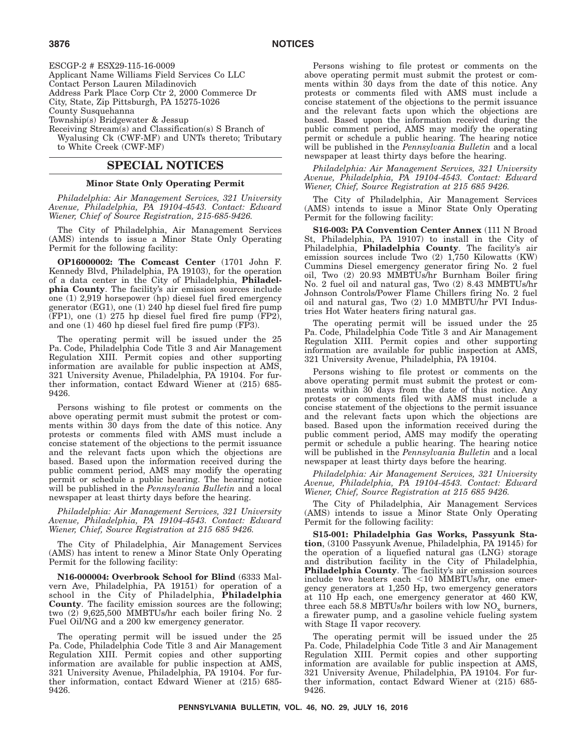ESCGP-2 # ESX29-115-16-0009
Applicant Name Williams Field Services Co LLC
Contact Person Lauren Miladinovich
Address Park Place Corp Ctr 2, 2000 Commerce Dr
City, State, Zip Pittsburgh, PA 15275-1026
County Susquehanna
Township(s) Bridgewater & Jessup
Receiving Stream(s) and Classification(s) S Branch of Wyalusing Ck (CWF-MF) and UNTs thereto; Tributary to White Creek (CWF-MF)

# SPECIAL NOTICES

### Minor State Only Operating Permit

*Philadelphia: Air Management Services, 321 University Avenue, Philadelphia, PA 19104-4543. Contact: Edward Wiener, Chief of Source Registration, 215-685-9426.*

The City of Philadelphia, Air Management Services (AMS) intends to issue a Minor State Only Operating Permit for the following facility:

**OP16000002: The Comcast Center** (1701 John F. Kennedy Blvd, Philadelphia, PA 19103), for the operation of a data center in the City of Philadelphia, **Philadelphia County**. The facility's air emission sources include one (1) 2,919 horsepower (hp) diesel fuel fired emergency generator (EG1), one (1) 240 hp diesel fuel fired fire pump (FP1), one (1) 275 hp diesel fuel fired fire pump (FP2), and one (1) 460 hp diesel fuel fired fire pump (FP3).

The operating permit will be issued under the 25 Pa. Code, Philadelphia Code Title 3 and Air Management Regulation XIII. Permit copies and other supporting information are available for public inspection at AMS, 321 University Avenue, Philadelphia, PA 19104. For further information, contact Edward Wiener at (215) 685-9426.

Persons wishing to file protest or comments on the above operating permit must submit the protest or comments within 30 days from the date of this notice. Any protests or comments filed with AMS must include a concise statement of the objections to the permit issuance and the relevant facts upon which the objections are based. Based upon the information received during the public comment period, AMS may modify the operating permit or schedule a public hearing. The hearing notice will be published in the *Pennsylvania Bulletin* and a local newspaper at least thirty days before the hearing.

*Philadelphia: Air Management Services, 321 University Avenue, Philadelphia, PA 19104-4543. Contact: Edward Wiener, Chief, Source Registration at 215 685 9426.*

The City of Philadelphia, Air Management Services (AMS) has intent to renew a Minor State Only Operating Permit for the following facility:

**N16-000004: Overbrook School for Blind** (6333 Malvern Ave, Philadelphia, PA 19151) for operation of a school in the City of Philadelphia, **Philadelphia County**. The facility emission sources are the following; two (2) 9,625,500 MMBTUs/hr each boiler firing No. 2 Fuel Oil/NG and a 200 kw emergency generator.

The operating permit will be issued under the 25 Pa. Code, Philadelphia Code Title 3 and Air Management Regulation XIII. Permit copies and other supporting information are available for public inspection at AMS, 321 University Avenue, Philadelphia, PA 19104. For further information, contact Edward Wiener at (215) 685-9426.

Persons wishing to file protest or comments on the above operating permit must submit the protest or comments within 30 days from the date of this notice. Any protests or comments filed with AMS must include a concise statement of the objections to the permit issuance and the relevant facts upon which the objections are based. Based upon the information received during the public comment period, AMS may modify the operating permit or schedule a public hearing. The hearing notice will be published in the *Pennsylvania Bulletin* and a local newspaper at least thirty days before the hearing.

*Philadelphia: Air Management Services, 321 University Avenue, Philadelphia, PA 19104-4543. Contact: Edward Wiener, Chief, Source Registration at 215 685 9426.*

The City of Philadelphia, Air Management Services (AMS) intends to issue a Minor State Only Operating Permit for the following facility:

**S16-003: PA Convention Center Annex** (111 N Broad St, Philadelphia, PA 19107) to install in the City of Philadelphia, **Philadelphia County**. The facility's air emission sources include Two (2) 1,750 Kilowatts (KW) Cummins Diesel emergency generator firing No. 2 fuel oil, Two (2) 20.93 MMBTUs/hr Burnham Boiler firing No. 2 fuel oil and natural gas, Two (2) 8.43 MMBTUs/hr Johnson Controls/Power Flame Chillers firing No. 2 fuel oil and natural gas, Two (2) 1.0 MMBTU/hr PVI Industries Hot Water heaters firing natural gas.

The operating permit will be issued under the 25 Pa. Code, Philadelphia Code Title 3 and Air Management Regulation XIII. Permit copies and other supporting information are available for public inspection at AMS, 321 University Avenue, Philadelphia, PA 19104.

Persons wishing to file protest or comments on the above operating permit must submit the protest or comments within 30 days from the date of this notice. Any protests or comments filed with AMS must include a concise statement of the objections to the permit issuance and the relevant facts upon which the objections are based. Based upon the information received during the public comment period, AMS may modify the operating permit or schedule a public hearing. The hearing notice will be published in the *Pennsylvania Bulletin* and a local newspaper at least thirty days before the hearing.

*Philadelphia: Air Management Services, 321 University Avenue, Philadelphia, PA 19104-4543. Contact: Edward Wiener, Chief, Source Registration at 215 685 9426.*

The City of Philadelphia, Air Management Services (AMS) intends to issue a Minor State Only Operating Permit for the following facility:

**S15-001: Philadelphia Gas Works, Passyunk Station**, (3100 Passyunk Avenue, Philadelphia, PA 19145) for the operation of a liquefied natural gas (LNG) storage and distribution facility in the City of Philadelphia, **Philadelphia County**. The facility's air emission sources include two heaters each <10 MMBTUs/hr, one emergency generators at 1,250 Hp, two emergency generators at 110 Hp each, one emergency generator at 460 KW, three each 58.8 MBTUs/hr boilers with low $NO_x$ burners, a firewater pump, and a gasoline vehicle fueling system with Stage II vapor recovery.

The operating permit will be issued under the 25 Pa. Code, Philadelphia Code Title 3 and Air Management Regulation XIII. Permit copies and other supporting information are available for public inspection at AMS, 321 University Avenue, Philadelphia, PA 19104. For further information, contact Edward Wiener at (215) 685-9426.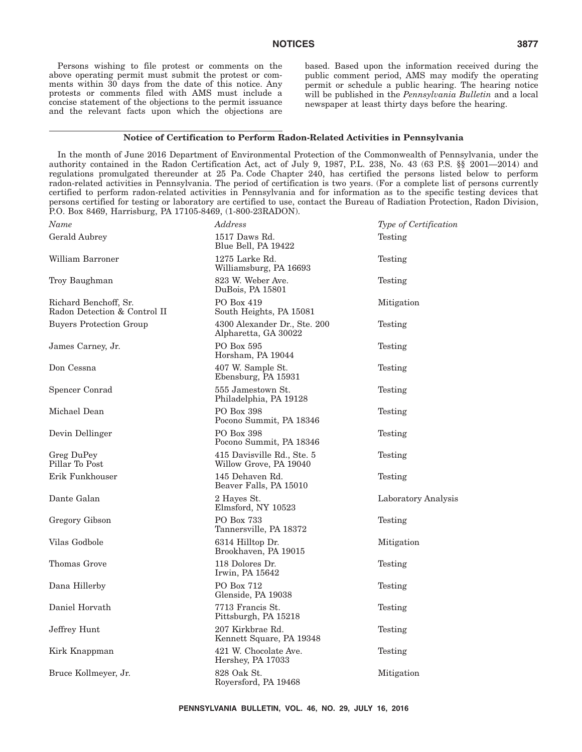Persons wishing to file protest or comments on the above operating permit must submit the protest or comments within 30 days from the date of this notice. Any protests or comments filed with AMS must include a concise statement of the objections to the permit issuance and the relevant facts upon which the objections are based. Based upon the information received during the public comment period, AMS may modify the operating permit or schedule a public hearing. The hearing notice will be published in the *Pennsylvania Bulletin* and a local newspaper at least thirty days before the hearing.

## Notice of Certification to Perform Radon-Related Activities in Pennsylvania

In the month of June 2016 Department of Environmental Protection of the Commonwealth of Pennsylvania, under the authority contained in the Radon Certification Act, act of July 9, 1987, P.L. 238, No. 43 (63 P.S. §§ 2001—2014) and regulations promulgated thereunder at 25 Pa. Code Chapter 240, has certified the persons listed below to perform radon-related activities in Pennsylvania. The period of certification is two years. (For a complete list of persons currently certified to perform radon-related activities in Pennsylvania and for information as to the specific testing devices that persons certified for testing or laboratory are certified to use, contact the Bureau of Radiation Protection, Radon Division, P.O. Box 8469, Harrisburg, PA 17105-8469, (1-800-23RADON).

| *Name* | *Address* | *Type of Certification* |
|---|---|---|
| Gerald Aubrey | 1517 Daws Rd.<br>Blue Bell, PA 19422 | Testing |
| William Barroner | 1275 Larke Rd.<br>Williamsburg, PA 16693 | Testing |
| Troy Baughman | 823 W. Weber Ave.<br>DuBois, PA 15801 | Testing |
| Richard Benchoff, Sr.<br>Radon Detection & Control II | PO Box 419<br>South Heights, PA 15081 | Mitigation |
| Buyers Protection Group | 4300 Alexander Dr., Ste. 200<br>Alpharetta, GA 30022 | Testing |
| James Carney, Jr. | PO Box 595<br>Horsham, PA 19044 | Testing |
| Don Cessna | 407 W. Sample St.<br>Ebensburg, PA 15931 | Testing |
| Spencer Conrad | 555 Jamestown St.<br>Philadelphia, PA 19128 | Testing |
| Michael Dean | PO Box 398<br>Pocono Summit, PA 18346 | Testing |
| Devin Dellinger | PO Box 398<br>Pocono Summit, PA 18346 | Testing |
| Greg DuPey<br>Pillar To Post | 415 Davisville Rd., Ste. 5<br>Willow Grove, PA 19040 | Testing |
| Erik Funkhouser | 145 Dehaven Rd.<br>Beaver Falls, PA 15010 | Testing |
| Dante Galan | 2 Hayes St.<br>Elmsford, NY 10523 | Laboratory Analysis |
| Gregory Gibson | PO Box 733<br>Tannersville, PA 18372 | Testing |
| Vilas Godbole | 6314 Hilltop Dr.<br>Brookhaven, PA 19015 | Mitigation |
| Thomas Grove | 118 Dolores Dr.<br>Irwin, PA 15642 | Testing |
| Dana Hillerby | PO Box 712<br>Glenside, PA 19038 | Testing |
| Daniel Horvath | 7713 Francis St.<br>Pittsburgh, PA 15218 | Testing |
| Jeffrey Hunt | 207 Kirkbrae Rd.<br>Kennett Square, PA 19348 | Testing |
| Kirk Knappman | 421 W. Chocolate Ave.<br>Hershey, PA 17033 | Testing |
| Bruce Kollmeyer, Jr. | 828 Oak St.<br>Royersford, PA 19468 | Mitigation |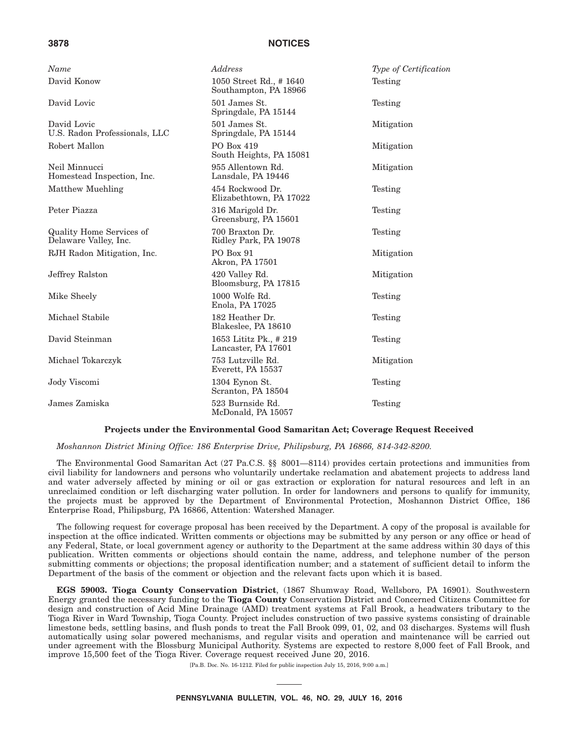| Name | Address | Type of Certification |
| --- | --- | --- |
| David Konow | 1050 Street Rd., # 1640 Southampton, PA 18966 | Testing |
| David Lovic | 501 James St. Springdale, PA 15144 | Testing |
| David Lovic U.S. Radon Professionals, LLC | 501 James St. Springdale, PA 15144 | Mitigation |
| Robert Mallon | PO Box 419 South Heights, PA 15081 | Mitigation |
| Neil Minnucci Homestead Inspection, Inc. | 955 Allentown Rd. Lansdale, PA 19446 | Mitigation |
| Matthew Muehling | 454 Rockwood Dr. Elizabethtown, PA 17022 | Testing |
| Peter Piazza | 316 Marigold Dr. Greensburg, PA 15601 | Testing |
| Quality Home Services of Delaware Valley, Inc. | 700 Braxton Dr. Ridley Park, PA 19078 | Testing |
| RJH Radon Mitigation, Inc. | PO Box 91 Akron, PA 17501 | Mitigation |
| Jeffrey Ralston | 420 Valley Rd. Bloomsburg, PA 17815 | Mitigation |
| Mike Sheely | 1000 Wolfe Rd. Enola, PA 17025 | Testing |
| Michael Stabile | 182 Heather Dr. Blakeslee, PA 18610 | Testing |
| David Steinman | 1653 Lititz Pk., # 219 Lancaster, PA 17601 | Testing |
| Michael Tokarczyk | 753 Lutzville Rd. Everett, PA 15537 | Mitigation |
| Jody Viscomi | 1304 Eynon St. Scranton, PA 18504 | Testing |
| James Zamiska | 523 Burnside Rd. McDonald, PA 15057 | Testing |

### Projects under the Environmental Good Samaritan Act; Coverage Request Received

*Moshannon District Mining Office: 186 Enterprise Drive, Philipsburg, PA 16866, 814-342-8200.*

The Environmental Good Samaritan Act (27 Pa.C.S. §§ 8001—8114) provides certain protections and immunities from civil liability for landowners and persons who voluntarily undertake reclamation and abatement projects to address land and water adversely affected by mining or oil or gas extraction or exploration for natural resources and left in an unreclaimed condition or left discharging water pollution. In order for landowners and persons to qualify for immunity, the projects must be approved by the Department of Environmental Protection, Moshannon District Office, 186 Enterprise Road, Philipsburg, PA 16866, Attention: Watershed Manager.

The following request for coverage proposal has been received by the Department. A copy of the proposal is available for inspection at the office indicated. Written comments or objections may be submitted by any person or any office or head of any Federal, State, or local government agency or authority to the Department at the same address within 30 days of this publication. Written comments or objections should contain the name, address, and telephone number of the person submitting comments or objections; the proposal identification number; and a statement of sufficient detail to inform the Department of the basis of the comment or objection and the relevant facts upon which it is based.

**EGS 59003. Tioga County Conservation District**, (1867 Shumway Road, Wellsboro, PA 16901). Southwestern Energy granted the necessary funding to the **Tioga County** Conservation District and Concerned Citizens Committee for design and construction of Acid Mine Drainage (AMD) treatment systems at Fall Brook, a headwaters tributary to the Tioga River in Ward Township, Tioga County. Project includes construction of two passive systems consisting of drainable limestone beds, settling basins, and flush ponds to treat the Fall Brook 099, 01, 02, and 03 discharges. Systems will flush automatically using solar powered mechanisms, and regular visits and operation and maintenance will be carried out under agreement with the Blossburg Municipal Authority. Systems are expected to restore 8,000 feet of Fall Brook, and improve 15,500 feet of the Tioga River. Coverage request received June 20, 2016.

[Pa.B. Doc. No. 16-1212. Filed for public inspection July 15, 2016, 9:00 a.m.]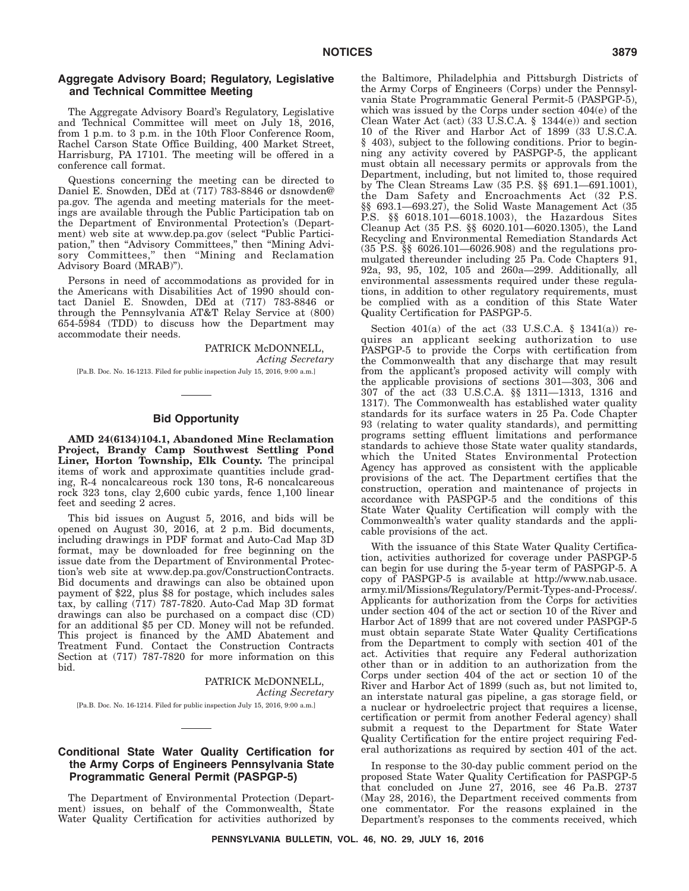## Aggregate Advisory Board; Regulatory, Legislative and Technical Committee Meeting

The Aggregate Advisory Board's Regulatory, Legislative and Technical Committee will meet on July 18, 2016, from 1 p.m. to 3 p.m. in the 10th Floor Conference Room, Rachel Carson State Office Building, 400 Market Street, Harrisburg, PA 17101. The meeting will be offered in a conference call format.

Questions concerning the meeting can be directed to Daniel E. Snowden, DEd at (717) 783-8846 or dsnowden@pa.gov. The agenda and meeting materials for the meetings are available through the Public Participation tab on the Department of Environmental Protection's (Department) web site at www.dep.pa.gov (select "Public Participation," then "Advisory Committees," then "Mining Advisory Committees," then "Mining and Reclamation Advisory Board (MRAB)").

Persons in need of accommodations as provided for in the Americans with Disabilities Act of 1990 should contact Daniel E. Snowden, DEd at (717) 783-8846 or through the Pennsylvania AT&T Relay Service at (800) 654-5984 (TDD) to discuss how the Department may accommodate their needs.

PATRICK McDONNELL,
*Acting Secretary*

[Pa.B. Doc. No. 16-1213. Filed for public inspection July 15, 2016, 9:00 a.m.]

## Bid Opportunity

**AMD 24(6134)104.1, Abandoned Mine Reclamation Project, Brandy Camp Southwest Settling Pond Liner, Horton Township, Elk County.** The principal items of work and approximate quantities include grading, R-4 noncalcareous rock 130 tons, R-6 noncalcareous rock 323 tons, clay 2,600 cubic yards, fence 1,100 linear feet and seeding 2 acres.

This bid issues on August 5, 2016, and bids will be opened on August 30, 2016, at 2 p.m. Bid documents, including drawings in PDF format and Auto-Cad Map 3D format, may be downloaded for free beginning on the issue date from the Department of Environmental Protection's web site at www.dep.pa.gov/ConstructionContracts. Bid documents and drawings can also be obtained upon payment of $22, plus $8 for postage, which includes sales tax, by calling (717) 787-7820. Auto-Cad Map 3D format drawings can also be purchased on a compact disc (CD) for an additional $5 per CD. Money will not be refunded. This project is financed by the AMD Abatement and Treatment Fund. Contact the Construction Contracts Section at (717) 787-7820 for more information on this bid.

PATRICK McDONNELL,
*Acting Secretary*

[Pa.B. Doc. No. 16-1214. Filed for public inspection July 15, 2016, 9:00 a.m.]

## Conditional State Water Quality Certification for the Army Corps of Engineers Pennsylvania State Programmatic General Permit (PASPGP-5)

The Department of Environmental Protection (Department) issues, on behalf of the Commonwealth, State Water Quality Certification for activities authorized by the Baltimore, Philadelphia and Pittsburgh Districts of the Army Corps of Engineers (Corps) under the Pennsylvania State Programmatic General Permit-5 (PASPGP-5), which was issued by the Corps under section 404(e) of the Clean Water Act (act) (33 U.S.C.A. § 1344(e)) and section 10 of the River and Harbor Act of 1899 (33 U.S.C.A. § 403), subject to the following conditions. Prior to beginning any activity covered by PASPGP-5, the applicant must obtain all necessary permits or approvals from the Department, including, but not limited to, those required by The Clean Streams Law (35 P.S. §§ 691.1—691.1001), the Dam Safety and Encroachments Act (32 P.S. §§ 693.1—693.27), the Solid Waste Management Act (35 P.S. §§ 6018.101—6018.1003), the Hazardous Sites Cleanup Act (35 P.S. §§ 6020.101—6020.1305), the Land Recycling and Environmental Remediation Standards Act (35 P.S. §§ 6026.101—6026.908) and the regulations promulgated thereunder including 25 Pa. Code Chapters 91, 92a, 93, 95, 102, 105 and 260a—299. Additionally, all environmental assessments required under these regulations, in addition to other regulatory requirements, must be complied with as a condition of this State Water Quality Certification for PASPGP-5.

Section 401(a) of the act (33 U.S.C.A. § 1341(a)) requires an applicant seeking authorization to use PASPGP-5 to provide the Corps with certification from the Commonwealth that any discharge that may result from the applicant's proposed activity will comply with the applicable provisions of sections 301—303, 306 and 307 of the act (33 U.S.C.A. §§ 1311—1313, 1316 and 1317). The Commonwealth has established water quality standards for its surface waters in 25 Pa. Code Chapter 93 (relating to water quality standards), and permitting programs setting effluent limitations and performance standards to achieve those State water quality standards, which the United States Environmental Protection Agency has approved as consistent with the applicable provisions of the act. The Department certifies that the construction, operation and maintenance of projects in accordance with PASPGP-5 and the conditions of this State Water Quality Certification will comply with the Commonwealth's water quality standards and the applicable provisions of the act.

With the issuance of this State Water Quality Certification, activities authorized for coverage under PASPGP-5 can begin for use during the 5-year term of PASPGP-5. A copy of PASPGP-5 is available at http://www.nab.usace.army.mil/Missions/Regulatory/Permit-Types-and-Process/. Applicants for authorization from the Corps for activities under section 404 of the act or section 10 of the River and Harbor Act of 1899 that are not covered under PASPGP-5 must obtain separate State Water Quality Certifications from the Department to comply with section 401 of the act. Activities that require any Federal authorization other than or in addition to an authorization from the Corps under section 404 of the act or section 10 of the River and Harbor Act of 1899 (such as, but not limited to, an interstate natural gas pipeline, a gas storage field, or a nuclear or hydroelectric project that requires a license, certification or permit from another Federal agency) shall submit a request to the Department for State Water Quality Certification for the entire project requiring Federal authorizations as required by section 401 of the act.

In response to the 30-day public comment period on the proposed State Water Quality Certification for PASPGP-5 that concluded on June 27, 2016, see 46 Pa.B. 2737 (May 28, 2016), the Department received comments from one commentator. For the reasons explained in the Department's responses to the comments received, which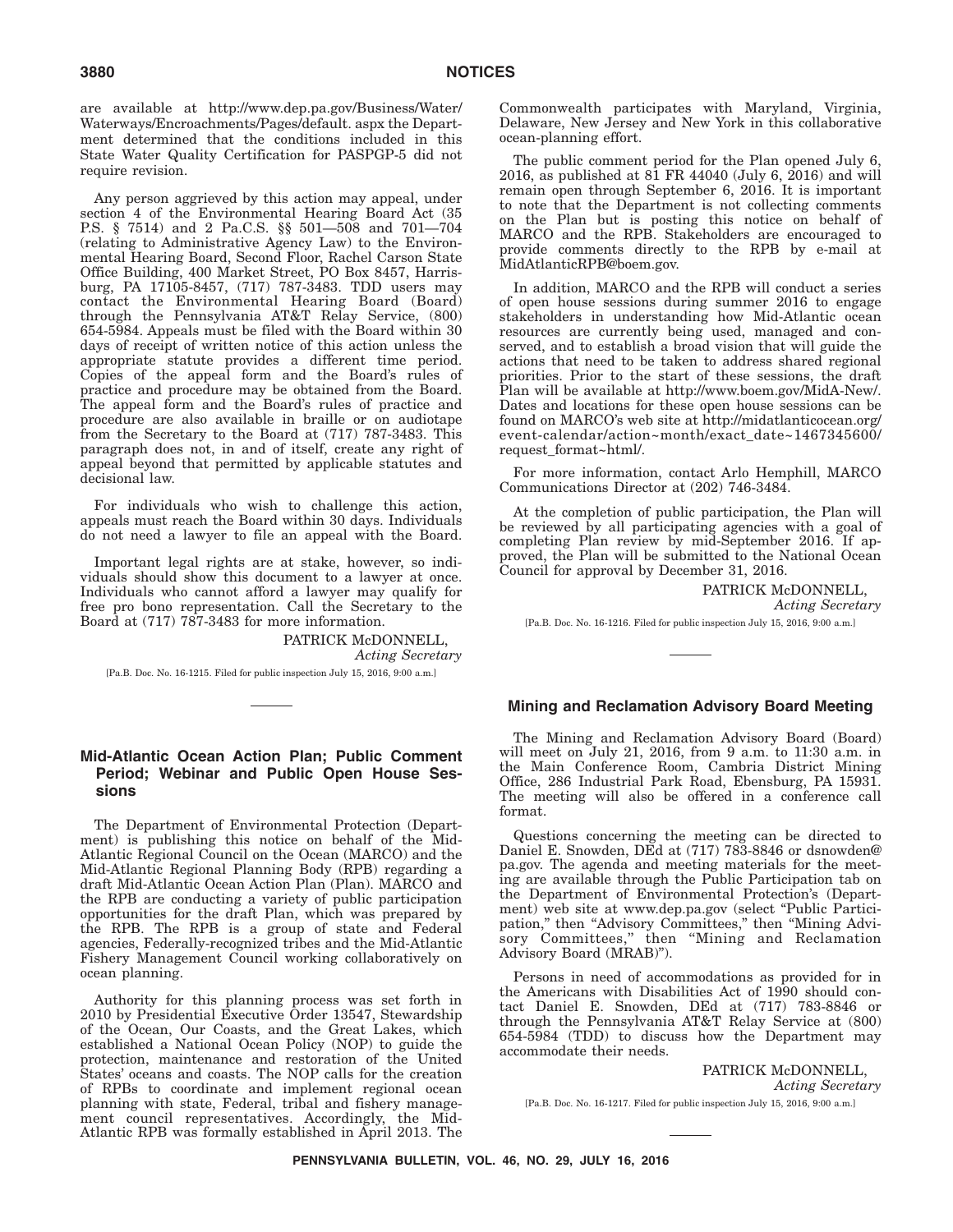are available at http://www.dep.pa.gov/Business/Water/Waterways/Encroachments/Pages/default. aspx the Department determined that the conditions included in this State Water Quality Certification for PASPGP-5 did not require revision.

Any person aggrieved by this action may appeal, under section 4 of the Environmental Hearing Board Act (35 P.S. § 7514) and 2 Pa.C.S. §§ 501—508 and 701—704 (relating to Administrative Agency Law) to the Environmental Hearing Board, Second Floor, Rachel Carson State Office Building, 400 Market Street, PO Box 8457, Harrisburg, PA 17105-8457, (717) 787-3483. TDD users may contact the Environmental Hearing Board (Board) through the Pennsylvania AT&T Relay Service, (800) 654-5984. Appeals must be filed with the Board within 30 days of receipt of written notice of this action unless the appropriate statute provides a different time period. Copies of the appeal form and the Board's rules of practice and procedure may be obtained from the Board. The appeal form and the Board's rules of practice and procedure are also available in braille or on audiotape from the Secretary to the Board at (717) 787-3483. This paragraph does not, in and of itself, create any right of appeal beyond that permitted by applicable statutes and decisional law.

For individuals who wish to challenge this action, appeals must reach the Board within 30 days. Individuals do not need a lawyer to file an appeal with the Board.

Important legal rights are at stake, however, so individuals should show this document to a lawyer at once. Individuals who cannot afford a lawyer may qualify for free pro bono representation. Call the Secretary to the Board at (717) 787-3483 for more information.

PATRICK McDONNELL,
*Acting Secretary*

[Pa.B. Doc. No. 16-1215. Filed for public inspection July 15, 2016, 9:00 a.m.]

## Mid-Atlantic Ocean Action Plan; Public Comment Period; Webinar and Public Open House Sessions

The Department of Environmental Protection (Department) is publishing this notice on behalf of the Mid-Atlantic Regional Council on the Ocean (MARCO) and the Mid-Atlantic Regional Planning Body (RPB) regarding a draft Mid-Atlantic Ocean Action Plan (Plan). MARCO and the RPB are conducting a variety of public participation opportunities for the draft Plan, which was prepared by the RPB. The RPB is a group of state and Federal agencies, Federally-recognized tribes and the Mid-Atlantic Fishery Management Council working collaboratively on ocean planning.

Authority for this planning process was set forth in 2010 by Presidential Executive Order 13547, Stewardship of the Ocean, Our Coasts, and the Great Lakes, which established a National Ocean Policy (NOP) to guide the protection, maintenance and restoration of the United States' oceans and coasts. The NOP calls for the creation of RPBs to coordinate and implement regional ocean planning with state, Federal, tribal and fishery management council representatives. Accordingly, the Mid-Atlantic RPB was formally established in April 2013. The Commonwealth participates with Maryland, Virginia, Delaware, New Jersey and New York in this collaborative ocean-planning effort.

The public comment period for the Plan opened July 6, 2016, as published at 81 FR 44040 (July 6, 2016) and will remain open through September 6, 2016. It is important to note that the Department is not collecting comments on the Plan but is posting this notice on behalf of MARCO and the RPB. Stakeholders are encouraged to provide comments directly to the RPB by e-mail at MidAtlanticRPB@boem.gov.

In addition, MARCO and the RPB will conduct a series of open house sessions during summer 2016 to engage stakeholders in understanding how Mid-Atlantic ocean resources are currently being used, managed and conserved, and to establish a broad vision that will guide the actions that need to be taken to address shared regional priorities. Prior to the start of these sessions, the draft Plan will be available at http://www.boem.gov/MidA-New/. Dates and locations for these open house sessions can be found on MARCO's web site at http://midatlanticocean.org/event-calendar/action~month/exact_date~1467345600/request_format~html/.

For more information, contact Arlo Hemphill, MARCO Communications Director at (202) 746-3484.

At the completion of public participation, the Plan will be reviewed by all participating agencies with a goal of completing Plan review by mid-September 2016. If approved, the Plan will be submitted to the National Ocean Council for approval by December 31, 2016.

PATRICK McDONNELL,
*Acting Secretary*

[Pa.B. Doc. No. 16-1216. Filed for public inspection July 15, 2016, 9:00 a.m.]

## Mining and Reclamation Advisory Board Meeting

The Mining and Reclamation Advisory Board (Board) will meet on July 21, 2016, from 9 a.m. to 11:30 a.m. in the Main Conference Room, Cambria District Mining Office, 286 Industrial Park Road, Ebensburg, PA 15931. The meeting will also be offered in a conference call format.

Questions concerning the meeting can be directed to Daniel E. Snowden, DEd at (717) 783-8846 or dsnowden@pa.gov. The agenda and meeting materials for the meeting are available through the Public Participation tab on the Department of Environmental Protection's (Department) web site at www.dep.pa.gov (select "Public Participation," then "Advisory Committees," then "Mining Advisory Committees," then "Mining and Reclamation Advisory Board (MRAB)").

Persons in need of accommodations as provided for in the Americans with Disabilities Act of 1990 should contact Daniel E. Snowden, DEd at (717) 783-8846 or through the Pennsylvania AT&T Relay Service at (800) 654-5984 (TDD) to discuss how the Department may accommodate their needs.

PATRICK McDONNELL,
*Acting Secretary*

[Pa.B. Doc. No. 16-1217. Filed for public inspection July 15, 2016, 9:00 a.m.]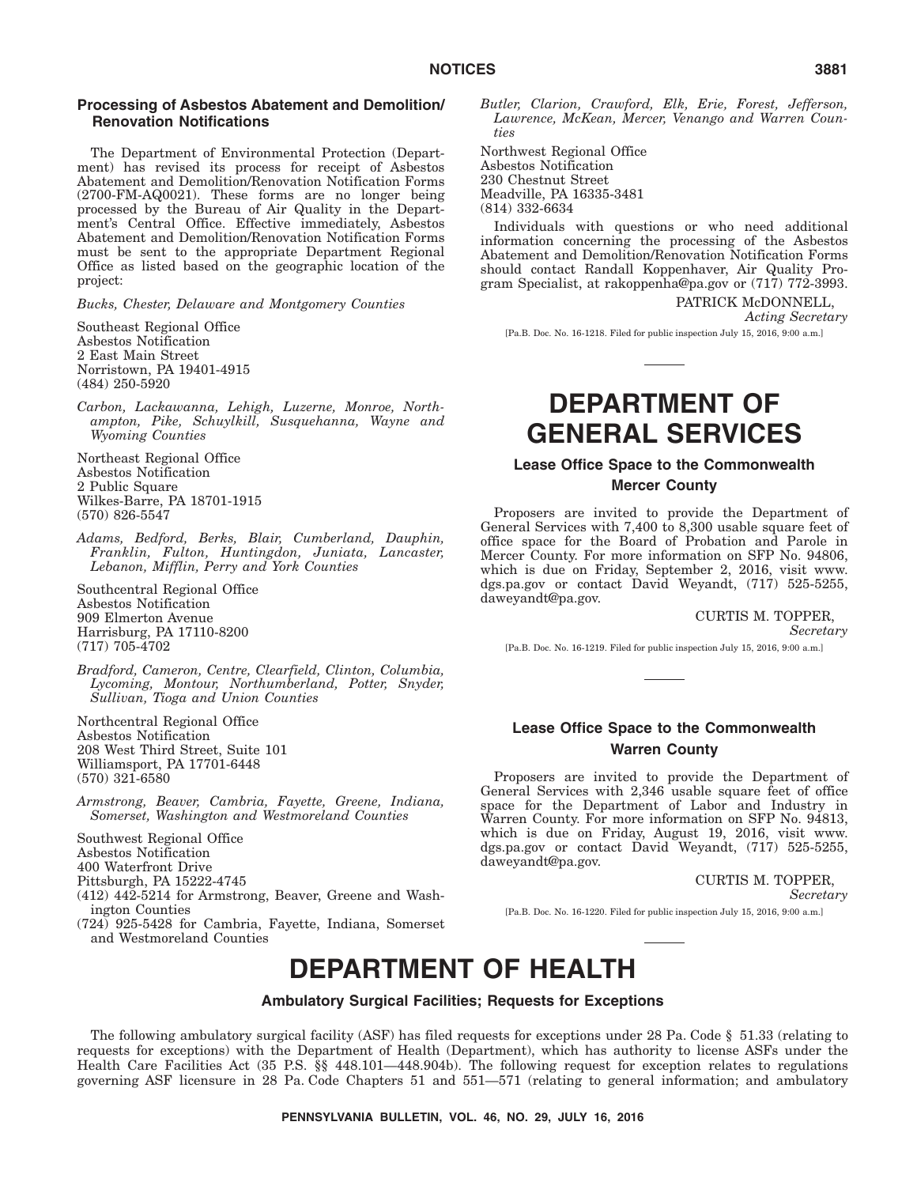### Processing of Asbestos Abatement and Demolition/Renovation Notifications

The Department of Environmental Protection (Department) has revised its process for receipt of Asbestos Abatement and Demolition/Renovation Notification Forms (2700-FM-AQ0021). These forms are no longer being processed by the Bureau of Air Quality in the Department's Central Office. Effective immediately, Asbestos Abatement and Demolition/Renovation Notification Forms must be sent to the appropriate Department Regional Office as listed based on the geographic location of the project:

*Bucks, Chester, Delaware and Montgomery Counties*

Southeast Regional Office
Asbestos Notification
2 East Main Street
Norristown, PA 19401-4915
(484) 250-5920

*Carbon, Lackawanna, Lehigh, Luzerne, Monroe, Northampton, Pike, Schuylkill, Susquehanna, Wayne and Wyoming Counties*

Northeast Regional Office
Asbestos Notification
2 Public Square
Wilkes-Barre, PA 18701-1915
(570) 826-5547

*Adams, Bedford, Berks, Blair, Cumberland, Dauphin, Franklin, Fulton, Huntingdon, Juniata, Lancaster, Lebanon, Mifflin, Perry and York Counties*

Southcentral Regional Office
Asbestos Notification
909 Elmerton Avenue
Harrisburg, PA 17110-8200
(717) 705-4702

*Bradford, Cameron, Centre, Clearfield, Clinton, Columbia, Lycoming, Montour, Northumberland, Potter, Snyder, Sullivan, Tioga and Union Counties*

Northcentral Regional Office
Asbestos Notification
208 West Third Street, Suite 101
Williamsport, PA 17701-6448
(570) 321-6580

*Armstrong, Beaver, Cambria, Fayette, Greene, Indiana, Somerset, Washington and Westmoreland Counties*

Southwest Regional Office
Asbestos Notification
400 Waterfront Drive
Pittsburgh, PA 15222-4745
(412) 442-5214 for Armstrong, Beaver, Greene and Washington Counties
(724) 925-5428 for Cambria, Fayette, Indiana, Somerset and Westmoreland Counties

*Butler, Clarion, Crawford, Elk, Erie, Forest, Jefferson, Lawrence, McKean, Mercer, Venango and Warren Counties*

Northwest Regional Office
Asbestos Notification
230 Chestnut Street
Meadville, PA 16335-3481
(814) 332-6634

Individuals with questions or who need additional information concerning the processing of the Asbestos Abatement and Demolition/Renovation Notification Forms should contact Randall Koppenhaver, Air Quality Program Specialist, at rakoppenha@pa.gov or (717) 772-3993.

PATRICK McDONNELL,
*Acting Secretary*

[Pa.B. Doc. No. 16-1218. Filed for public inspection July 15, 2016, 9:00 a.m.]

# DEPARTMENT OF GENERAL SERVICES

### Lease Office Space to the Commonwealth
### Mercer County

Proposers are invited to provide the Department of General Services with 7,400 to 8,300 usable square feet of office space for the Board of Probation and Parole in Mercer County. For more information on SFP No. 94806, which is due on Friday, September 2, 2016, visit www.dgs.pa.gov or contact David Weyandt, (717) 525-5255, daweyandt@pa.gov.

CURTIS M. TOPPER,
*Secretary*

[Pa.B. Doc. No. 16-1219. Filed for public inspection July 15, 2016, 9:00 a.m.]

### Lease Office Space to the Commonwealth
### Warren County

Proposers are invited to provide the Department of General Services with 2,346 usable square feet of office space for the Department of Labor and Industry in Warren County. For more information on SFP No. 94813, which is due on Friday, August 19, 2016, visit www.dgs.pa.gov or contact David Weyandt, (717) 525-5255, daweyandt@pa.gov.

CURTIS M. TOPPER,
*Secretary*

[Pa.B. Doc. No. 16-1220. Filed for public inspection July 15, 2016, 9:00 a.m.]

# DEPARTMENT OF HEALTH

### Ambulatory Surgical Facilities; Requests for Exceptions

The following ambulatory surgical facility (ASF) has filed requests for exceptions under 28 Pa. Code § 51.33 (relating to requests for exceptions) with the Department of Health (Department), which has authority to license ASFs under the Health Care Facilities Act (35 P.S. §§ 448.101—448.904b). The following request for exception relates to regulations governing ASF licensure in 28 Pa. Code Chapters 51 and 551—571 (relating to general information; and ambulatory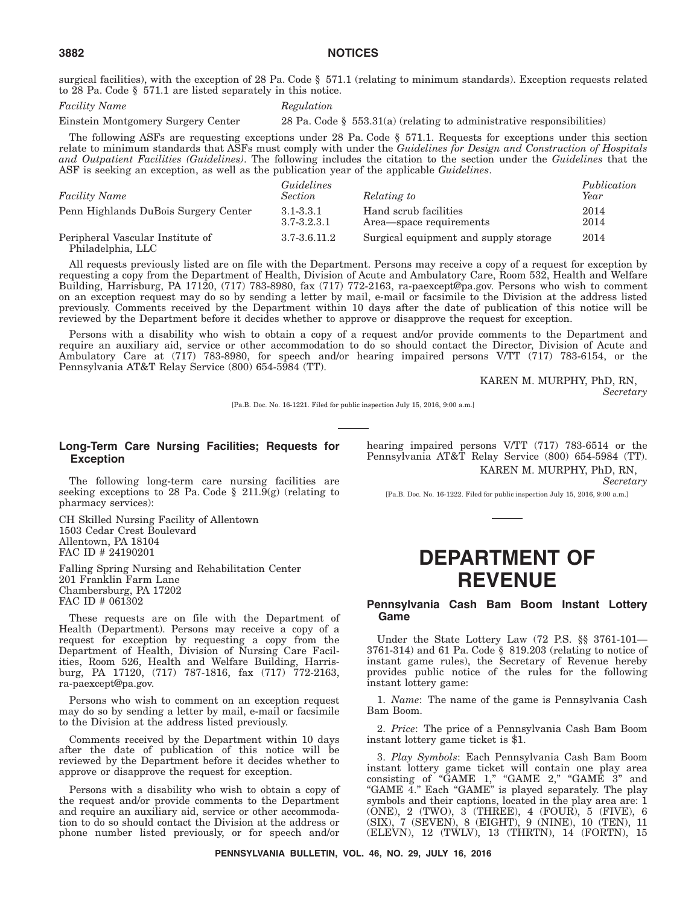surgical facilities), with the exception of 28 Pa. Code § 571.1 (relating to minimum standards). Exception requests related to 28 Pa. Code § 571.1 are listed separately in this notice.

| *Facility Name* | *Regulation* |
|---|---|
| Einstein Montgomery Surgery Center | 28 Pa. Code § 553.31(a) (relating to administrative responsibilities) |

The following ASFs are requesting exceptions under 28 Pa. Code § 571.1. Requests for exceptions under this section relate to minimum standards that ASFs must comply with under the *Guidelines for Design and Construction of Hospitals and Outpatient Facilities (Guidelines)*. The following includes the citation to the section under the *Guidelines* that the ASF is seeking an exception, as well as the publication year of the applicable *Guidelines*.

| *Facility Name* | *Guidelines Section* | *Relating to* | *Publication Year* |
|---|---|---|---|
| Penn Highlands DuBois Surgery Center | 3.1-3.3.1 | Hand scrub facilities | 2014 |
| | 3.7-3.2.3.1 | Area—space requirements | 2014 |
| Peripheral Vascular Institute of Philadelphia, LLC | 3.7-3.6.11.2 | Surgical equipment and supply storage | 2014 |

All requests previously listed are on file with the Department. Persons may receive a copy of a request for exception by requesting a copy from the Department of Health, Division of Acute and Ambulatory Care, Room 532, Health and Welfare Building, Harrisburg, PA 17120, (717) 783-8980, fax (717) 772-2163, ra-paexcept@pa.gov. Persons who wish to comment on an exception request may do so by sending a letter by mail, e-mail or facsimile to the Division at the address listed previously. Comments received by the Department within 10 days after the date of publication of this notice will be reviewed by the Department before it decides whether to approve or disapprove the request for exception.

Persons with a disability who wish to obtain a copy of a request and/or provide comments to the Department and require an auxiliary aid, service or other accommodation to do so should contact the Director, Division of Acute and Ambulatory Care at (717) 783-8980, for speech and/or hearing impaired persons V/TT (717) 783-6154, or the Pennsylvania AT&T Relay Service (800) 654-5984 (TT).

KAREN M. MURPHY, PhD, RN,
*Secretary*

[Pa.B. Doc. No. 16-1221. Filed for public inspection July 15, 2016, 9:00 a.m.]

## Long-Term Care Nursing Facilities; Requests for Exception

The following long-term care nursing facilities are seeking exceptions to 28 Pa. Code § 211.9(g) (relating to pharmacy services):

CH Skilled Nursing Facility of Allentown
1503 Cedar Crest Boulevard
Allentown, PA 18104
FAC ID # 24190201

Falling Spring Nursing and Rehabilitation Center
201 Franklin Farm Lane
Chambersburg, PA 17202
FAC ID # 061302

These requests are on file with the Department of Health (Department). Persons may receive a copy of a request for exception by requesting a copy from the Department of Health, Division of Nursing Care Facilities, Room 526, Health and Welfare Building, Harrisburg, PA 17120, (717) 787-1816, fax (717) 772-2163, ra-paexcept@pa.gov.

Persons who wish to comment on an exception request may do so by sending a letter by mail, e-mail or facsimile to the Division at the address listed previously.

Comments received by the Department within 10 days after the date of publication of this notice will be reviewed by the Department before it decides whether to approve or disapprove the request for exception.

Persons with a disability who wish to obtain a copy of the request and/or provide comments to the Department and require an auxiliary aid, service or other accommodation to do so should contact the Division at the address or phone number listed previously, or for speech and/or hearing impaired persons V/TT (717) 783-6514 or the Pennsylvania AT&T Relay Service (800) 654-5984 (TT).

KAREN M. MURPHY, PhD, RN,
*Secretary*

[Pa.B. Doc. No. 16-1222. Filed for public inspection July 15, 2016, 9:00 a.m.]

# DEPARTMENT OF REVENUE

## Pennsylvania Cash Bam Boom Instant Lottery Game

Under the State Lottery Law (72 P.S. §§ 3761-101—3761-314) and 61 Pa. Code § 819.203 (relating to notice of instant game rules), the Secretary of Revenue hereby provides public notice of the rules for the following instant lottery game:

1. *Name*: The name of the game is Pennsylvania Cash Bam Boom.

2. *Price*: The price of a Pennsylvania Cash Bam Boom instant lottery game ticket is $1.

3. *Play Symbols*: Each Pennsylvania Cash Bam Boom instant lottery game ticket will contain one play area consisting of "GAME 1," "GAME 2," "GAME 3" and "GAME 4." Each "GAME" is played separately. The play symbols and their captions, located in the play area are: 1 (ONE), 2 (TWO), 3 (THREE), 4 (FOUR), 5 (FIVE), 6 (SIX), 7 (SEVEN), 8 (EIGHT), 9 (NINE), 10 (TEN), 11 (ELEVN), 12 (TWLV), 13 (THRTN), 14 (FORTN), 15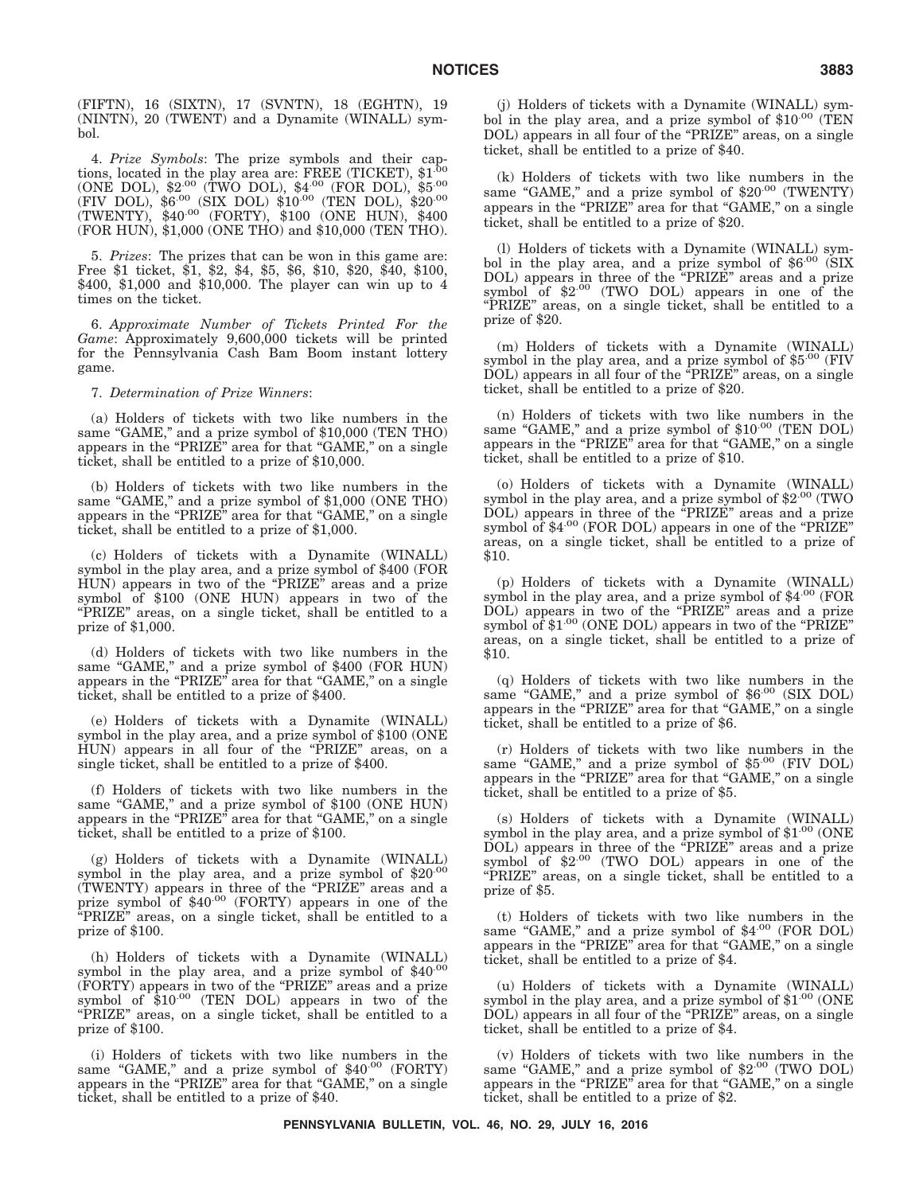(FIFTN), 16 (SIXTN), 17 (SVNTN), 18 (EGHTN), 19 (NINTN), 20 (TWENT) and a Dynamite (WINALL) symbol.

4. *Prize Symbols*: The prize symbols and their captions, located in the play area are: FREE (TICKET), $1.00 (ONE DOL), $2.00 (TWO DOL), $4.00 (FOR DOL), $5.00 (FIV DOL), $6.00 (SIX DOL) $10.00 (TEN DOL), $20.00 (TWENTY), $40.00 (FORTY), $100 (ONE HUN), $400 (FOR HUN), $1,000 (ONE THO) and $10,000 (TEN THO).

5. *Prizes*: The prizes that can be won in this game are: Free $1 ticket, $1, $2, $4, $5, $6, $10, $20, $40, $100, $400, $1,000 and $10,000. The player can win up to 4 times on the ticket.

6. *Approximate Number of Tickets Printed For the Game*: Approximately 9,600,000 tickets will be printed for the Pennsylvania Cash Bam Boom instant lottery game.

7. *Determination of Prize Winners*:

(a) Holders of tickets with two like numbers in the same "GAME," and a prize symbol of $10,000 (TEN THO) appears in the "PRIZE" area for that "GAME," on a single ticket, shall be entitled to a prize of $10,000.

(b) Holders of tickets with two like numbers in the same "GAME," and a prize symbol of $1,000 (ONE THO) appears in the "PRIZE" area for that "GAME," on a single ticket, shall be entitled to a prize of $1,000.

(c) Holders of tickets with a Dynamite (WINALL) symbol in the play area, and a prize symbol of $400 (FOR HUN) appears in two of the "PRIZE" areas and a prize symbol of $100 (ONE HUN) appears in two of the "PRIZE" areas, on a single ticket, shall be entitled to a prize of $1,000.

(d) Holders of tickets with two like numbers in the same "GAME," and a prize symbol of $400 (FOR HUN) appears in the "PRIZE" area for that "GAME," on a single ticket, shall be entitled to a prize of $400.

(e) Holders of tickets with a Dynamite (WINALL) symbol in the play area, and a prize symbol of $100 (ONE HUN) appears in all four of the "PRIZE" areas, on a single ticket, shall be entitled to a prize of $400.

(f) Holders of tickets with two like numbers in the same "GAME," and a prize symbol of $100 (ONE HUN) appears in the "PRIZE" area for that "GAME," on a single ticket, shall be entitled to a prize of $100.

(g) Holders of tickets with a Dynamite (WINALL) symbol in the play area, and a prize symbol of $20.00 (TWENTY) appears in three of the "PRIZE" areas and a prize symbol of $40.00 (FORTY) appears in one of the "PRIZE" areas, on a single ticket, shall be entitled to a prize of $100.

(h) Holders of tickets with a Dynamite (WINALL) symbol in the play area, and a prize symbol of $40.00 (FORTY) appears in two of the "PRIZE" areas and a prize symbol of $10.00 (TEN DOL) appears in two of the "PRIZE" areas, on a single ticket, shall be entitled to a prize of $100.

(i) Holders of tickets with two like numbers in the same "GAME," and a prize symbol of $40.00 (FORTY) appears in the "PRIZE" area for that "GAME," on a single ticket, shall be entitled to a prize of $40.

(j) Holders of tickets with a Dynamite (WINALL) symbol in the play area, and a prize symbol of $10.00 (TEN DOL) appears in all four of the "PRIZE" areas, on a single ticket, shall be entitled to a prize of $40.

(k) Holders of tickets with two like numbers in the same "GAME," and a prize symbol of $20.00 (TWENTY) appears in the "PRIZE" area for that "GAME," on a single ticket, shall be entitled to a prize of $20.

(l) Holders of tickets with a Dynamite (WINALL) symbol in the play area, and a prize symbol of $6.00 (SIX DOL) appears in three of the "PRIZE" areas and a prize symbol of $2.00 (TWO DOL) appears in one of the "PRIZE" areas, on a single ticket, shall be entitled to a prize of $20.

(m) Holders of tickets with a Dynamite (WINALL) symbol in the play area, and a prize symbol of $5.00 (FIV DOL) appears in all four of the "PRIZE" areas, on a single ticket, shall be entitled to a prize of $20.

(n) Holders of tickets with two like numbers in the same "GAME," and a prize symbol of $10.00 (TEN DOL) appears in the "PRIZE" area for that "GAME," on a single ticket, shall be entitled to a prize of $10.

(o) Holders of tickets with a Dynamite (WINALL) symbol in the play area, and a prize symbol of $2.00 (TWO DOL) appears in three of the "PRIZE" areas and a prize symbol of $4.00 (FOR DOL) appears in one of the "PRIZE" areas, on a single ticket, shall be entitled to a prize of $10.

(p) Holders of tickets with a Dynamite (WINALL) symbol in the play area, and a prize symbol of $4.00 (FOR DOL) appears in two of the "PRIZE" areas and a prize symbol of $1.00 (ONE DOL) appears in two of the "PRIZE" areas, on a single ticket, shall be entitled to a prize of $10.

(q) Holders of tickets with two like numbers in the same "GAME," and a prize symbol of $6.00 (SIX DOL) appears in the "PRIZE" area for that "GAME," on a single ticket, shall be entitled to a prize of $6.

(r) Holders of tickets with two like numbers in the same "GAME," and a prize symbol of $5.00 (FIV DOL) appears in the "PRIZE" area for that "GAME," on a single ticket, shall be entitled to a prize of $5.

(s) Holders of tickets with a Dynamite (WINALL) symbol in the play area, and a prize symbol of $1.00 (ONE DOL) appears in three of the "PRIZE" areas and a prize symbol of $2.00 (TWO DOL) appears in one of the "PRIZE" areas, on a single ticket, shall be entitled to a prize of $5.

(t) Holders of tickets with two like numbers in the same "GAME," and a prize symbol of $4.00 (FOR DOL) appears in the "PRIZE" area for that "GAME," on a single ticket, shall be entitled to a prize of $4.

(u) Holders of tickets with a Dynamite (WINALL) symbol in the play area, and a prize symbol of $1.00 (ONE DOL) appears in all four of the "PRIZE" areas, on a single ticket, shall be entitled to a prize of $4.

(v) Holders of tickets with two like numbers in the same "GAME," and a prize symbol of $2.00 (TWO DOL) appears in the "PRIZE" area for that "GAME," on a single ticket, shall be entitled to a prize of $2.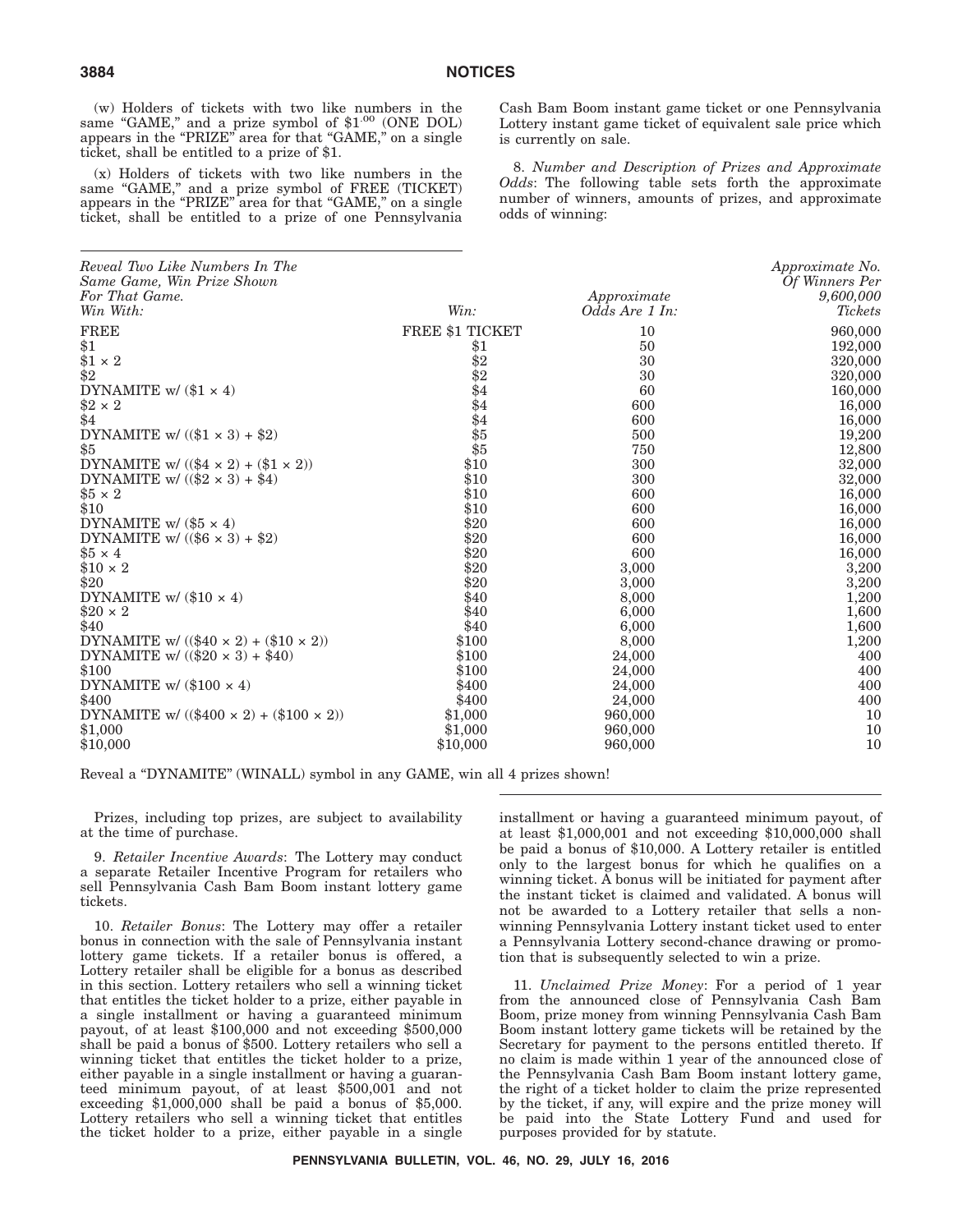(w) Holders of tickets with two like numbers in the same "GAME," and a prize symbol of $\$1^{.00}$ (ONE DOL) appears in the "PRIZE" area for that "GAME," on a single ticket, shall be entitled to a prize of $1.

(x) Holders of tickets with two like numbers in the same "GAME," and a prize symbol of FREE (TICKET) appears in the "PRIZE" area for that "GAME," on a single ticket, shall be entitled to a prize of one Pennsylvania Cash Bam Boom instant game ticket or one Pennsylvania Lottery instant game ticket of equivalent sale price which is currently on sale.

8. *Number and Description of Prizes and Approximate Odds*: The following table sets forth the approximate number of winners, amounts of prizes, and approximate odds of winning:

| *Reveal Two Like Numbers In The Same Game, Win Prize Shown For That Game. Win With:* | *Win:* | *Approximate Odds Are 1 In:* | *Approximate No. Of Winners Per 9,600,000 Tickets* |
|---|---|---|---|
| FREE | FREE $1 TICKET | 10 | 960,000 |
| $1 | $1 | 50 | 192,000 |
| $1 × 2 | $2 | 30 | 320,000 |
| $2 | $2 | 30 | 320,000 |
| DYNAMITE w/ ($1 × 4) | $4 | 60 | 160,000 |
| $2 × 2 | $4 | 600 | 16,000 |
| $4 | $4 | 600 | 16,000 |
| DYNAMITE w/ (($1 × 3) + $2) | $5 | 500 | 19,200 |
| $5 | $5 | 750 | 12,800 |
| DYNAMITE w/ (($4 × 2) + ($1 × 2)) | $10 | 300 | 32,000 |
| DYNAMITE w/ (($2 × 3) + $4) | $10 | 300 | 32,000 |
| $5 × 2 | $10 | 600 | 16,000 |
| $10 | $10 | 600 | 16,000 |
| DYNAMITE w/ ($5 × 4) | $20 | 600 | 16,000 |
| DYNAMITE w/ (($6 × 3) + $2) | $20 | 600 | 16,000 |
| $5 × 4 | $20 | 600 | 16,000 |
| $10 × 2 | $20 | 3,000 | 3,200 |
| $20 | $20 | 3,000 | 3,200 |
| DYNAMITE w/ ($10 × 4) | $40 | 8,000 | 1,200 |
| $20 × 2 | $40 | 6,000 | 1,600 |
| $40 | $40 | 6,000 | 1,600 |
| DYNAMITE w/ (($40 × 2) + ($10 × 2)) | $100 | 8,000 | 1,200 |
| DYNAMITE w/ (($20 × 3) + $40) | $100 | 24,000 | 400 |
| $100 | $100 | 24,000 | 400 |
| DYNAMITE w/ ($100 × 4) | $400 | 24,000 | 400 |
| $400 | $400 | 24,000 | 400 |
| DYNAMITE w/ (($400 × 2) + ($100 × 2)) | $1,000 | 960,000 | 10 |
| $1,000 | $1,000 | 960,000 | 10 |
| $10,000 | $10,000 | 960,000 | 10 |

Reveal a "DYNAMITE" (WINALL) symbol in any GAME, win all 4 prizes shown!

Prizes, including top prizes, are subject to availability at the time of purchase.

9. *Retailer Incentive Awards*: The Lottery may conduct a separate Retailer Incentive Program for retailers who sell Pennsylvania Cash Bam Boom instant lottery game tickets.

10. *Retailer Bonus*: The Lottery may offer a retailer bonus in connection with the sale of Pennsylvania instant lottery game tickets. If a retailer bonus is offered, a Lottery retailer shall be eligible for a bonus as described in this section. Lottery retailers who sell a winning ticket that entitles the ticket holder to a prize, either payable in a single installment or having a guaranteed minimum payout, of at least $100,000 and not exceeding $500,000 shall be paid a bonus of $500. Lottery retailers who sell a winning ticket that entitles the ticket holder to a prize, either payable in a single installment or having a guaranteed minimum payout, of at least $500,001 and not exceeding $1,000,000 shall be paid a bonus of $5,000. Lottery retailers who sell a winning ticket that entitles the ticket holder to a prize, either payable in a single installment or having a guaranteed minimum payout, of at least $1,000,001 and not exceeding $10,000,000 shall be paid a bonus of $10,000. A Lottery retailer is entitled only to the largest bonus for which he qualifies on a winning ticket. A bonus will be initiated for payment after the instant ticket is claimed and validated. A bonus will not be awarded to a Lottery retailer that sells a non-winning Pennsylvania Lottery instant ticket used to enter a Pennsylvania Lottery second-chance drawing or promotion that is subsequently selected to win a prize.

11. *Unclaimed Prize Money*: For a period of 1 year from the announced close of Pennsylvania Cash Bam Boom, prize money from winning Pennsylvania Cash Bam Boom instant lottery game tickets will be retained by the Secretary for payment to the persons entitled thereto. If no claim is made within 1 year of the announced close of the Pennsylvania Cash Bam Boom instant lottery game, the right of a ticket holder to claim the prize represented by the ticket, if any, will expire and the prize money will be paid into the State Lottery Fund and used for purposes provided for by statute.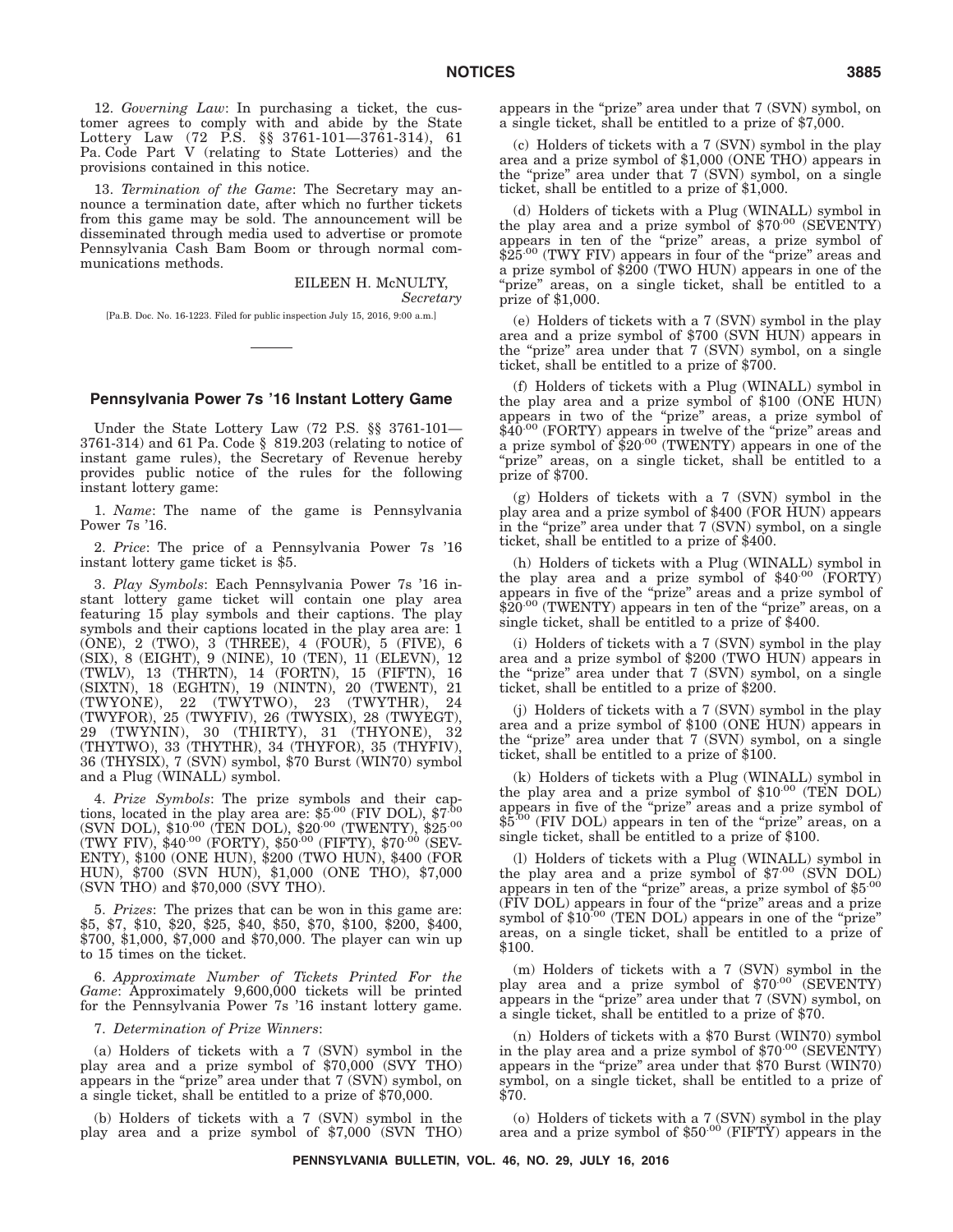12. *Governing Law*: In purchasing a ticket, the customer agrees to comply with and abide by the State Lottery Law (72 P.S. §§ 3761-101—3761-314), 61 Pa. Code Part V (relating to State Lotteries) and the provisions contained in this notice.

13. *Termination of the Game*: The Secretary may announce a termination date, after which no further tickets from this game may be sold. The announcement will be disseminated through media used to advertise or promote Pennsylvania Cash Bam Boom or through normal communications methods.

EILEEN H. McNULTY,
*Secretary*

[Pa.B. Doc. No. 16-1223. Filed for public inspection July 15, 2016, 9:00 a.m.]

---

## Pennsylvania Power 7s '16 Instant Lottery Game

Under the State Lottery Law (72 P.S. §§ 3761-101—3761-314) and 61 Pa. Code § 819.203 (relating to notice of instant game rules), the Secretary of Revenue hereby provides public notice of the rules for the following instant lottery game:

1. *Name*: The name of the game is Pennsylvania Power 7s '16.

2. *Price*: The price of a Pennsylvania Power 7s '16 instant lottery game ticket is $5.

3. *Play Symbols*: Each Pennsylvania Power 7s '16 instant lottery game ticket will contain one play area featuring 15 play symbols and their captions. The play symbols and their captions located in the play area are: 1 (ONE), 2 (TWO), 3 (THREE), 4 (FOUR), 5 (FIVE), 6 (SIX), 8 (EIGHT), 9 (NINE), 10 (TEN), 11 (ELEVN), 12 (TWLV), 13 (THRTN), 14 (FORTN), 15 (FIFTN), 16 (SIXTN), 18 (EGHTN), 19 (NINTN), 20 (TWENT), 21 (TWYONE), 22 (TWYTWO), 23 (TWYTHR), 24 (TWYFOR), 25 (TWYFIV), 26 (TWYSIX), 28 (TWYEGT), 29 (TWYNIN), 30 (THIRTY), 31 (THYONE), 32 (THYTWO), 33 (THYTHR), 34 (THYFOR), 35 (THYFIV), 36 (THYSIX), 7 (SVN) symbol, $70 Burst (WIN70) symbol and a Plug (WINALL) symbol.

4. *Prize Symbols*: The prize symbols and their captions, located in the play area are: $5.00 (FIV DOL), $7.00 (SVN DOL), $10.00 (TEN DOL), $20.00 (TWENTY), $25.00 (TWY FIV), $40.00 (FORTY), $50.00 (FIFTY), $70.00 (SEVENTY), $100 (ONE HUN), $200 (TWO HUN), $400 (FOR HUN), $700 (SVN HUN), $1,000 (ONE THO), $7,000 (SVN THO) and $70,000 (SVY THO).

5. *Prizes*: The prizes that can be won in this game are: $5, $7, $10, $20, $25, $40, $50, $70, $100, $200, $400, $700, $1,000, $7,000 and $70,000. The player can win up to 15 times on the ticket.

6. *Approximate Number of Tickets Printed For the Game*: Approximately 9,600,000 tickets will be printed for the Pennsylvania Power 7s '16 instant lottery game.

7. *Determination of Prize Winners*:

(a) Holders of tickets with a 7 (SVN) symbol in the play area and a prize symbol of $70,000 (SVY THO) appears in the "prize" area under that 7 (SVN) symbol, on a single ticket, shall be entitled to a prize of $70,000.

(b) Holders of tickets with a 7 (SVN) symbol in the play area and a prize symbol of $7,000 (SVN THO) appears in the "prize" area under that 7 (SVN) symbol, on a single ticket, shall be entitled to a prize of $7,000.

(c) Holders of tickets with a 7 (SVN) symbol in the play area and a prize symbol of $1,000 (ONE THO) appears in the "prize" area under that 7 (SVN) symbol, on a single ticket, shall be entitled to a prize of $1,000.

(d) Holders of tickets with a Plug (WINALL) symbol in the play area and a prize symbol of $70.00 (SEVENTY) appears in ten of the "prize" areas, a prize symbol of $25.00 (TWY FIV) appears in four of the "prize" areas and a prize symbol of $200 (TWO HUN) appears in one of the "prize" areas, on a single ticket, shall be entitled to a prize of $1,000.

(e) Holders of tickets with a 7 (SVN) symbol in the play area and a prize symbol of $700 (SVN HUN) appears in the "prize" area under that 7 (SVN) symbol, on a single ticket, shall be entitled to a prize of $700.

(f) Holders of tickets with a Plug (WINALL) symbol in the play area and a prize symbol of $100 (ONE HUN) appears in two of the "prize" areas, a prize symbol of $40.00 (FORTY) appears in twelve of the "prize" areas and a prize symbol of $20.00 (TWENTY) appears in one of the "prize" areas, on a single ticket, shall be entitled to a prize of $700.

(g) Holders of tickets with a 7 (SVN) symbol in the play area and a prize symbol of $400 (FOR HUN) appears in the "prize" area under that 7 (SVN) symbol, on a single ticket, shall be entitled to a prize of $400.

(h) Holders of tickets with a Plug (WINALL) symbol in the play area and a prize symbol of $40.00 (FORTY) appears in five of the "prize" areas and a prize symbol of $20.00 (TWENTY) appears in ten of the "prize" areas, on a single ticket, shall be entitled to a prize of $400.

(i) Holders of tickets with a 7 (SVN) symbol in the play area and a prize symbol of $200 (TWO HUN) appears in the "prize" area under that 7 (SVN) symbol, on a single ticket, shall be entitled to a prize of $200.

(j) Holders of tickets with a 7 (SVN) symbol in the play area and a prize symbol of $100 (ONE HUN) appears in the "prize" area under that 7 (SVN) symbol, on a single ticket, shall be entitled to a prize of $100.

(k) Holders of tickets with a Plug (WINALL) symbol in the play area and a prize symbol of $10.00 (TEN DOL) appears in five of the "prize" areas and a prize symbol of $5.00 (FIV DOL) appears in ten of the "prize" areas, on a single ticket, shall be entitled to a prize of $100.

(l) Holders of tickets with a Plug (WINALL) symbol in the play area and a prize symbol of $7.00 (SVN DOL) appears in ten of the "prize" areas, a prize symbol of $5.00 (FIV DOL) appears in four of the "prize" areas and a prize symbol of $10.00 (TEN DOL) appears in one of the "prize" areas, on a single ticket, shall be entitled to a prize of $100.

(m) Holders of tickets with a 7 (SVN) symbol in the play area and a prize symbol of $70.00 (SEVENTY) appears in the "prize" area under that 7 (SVN) symbol, on a single ticket, shall be entitled to a prize of $70.

(n) Holders of tickets with a $70 Burst (WIN70) symbol in the play area and a prize symbol of $70.00 (SEVENTY) appears in the "prize" area under that $70 Burst (WIN70) symbol, on a single ticket, shall be entitled to a prize of $70.

(o) Holders of tickets with a 7 (SVN) symbol in the play area and a prize symbol of $50.00 (FIFTY) appears in the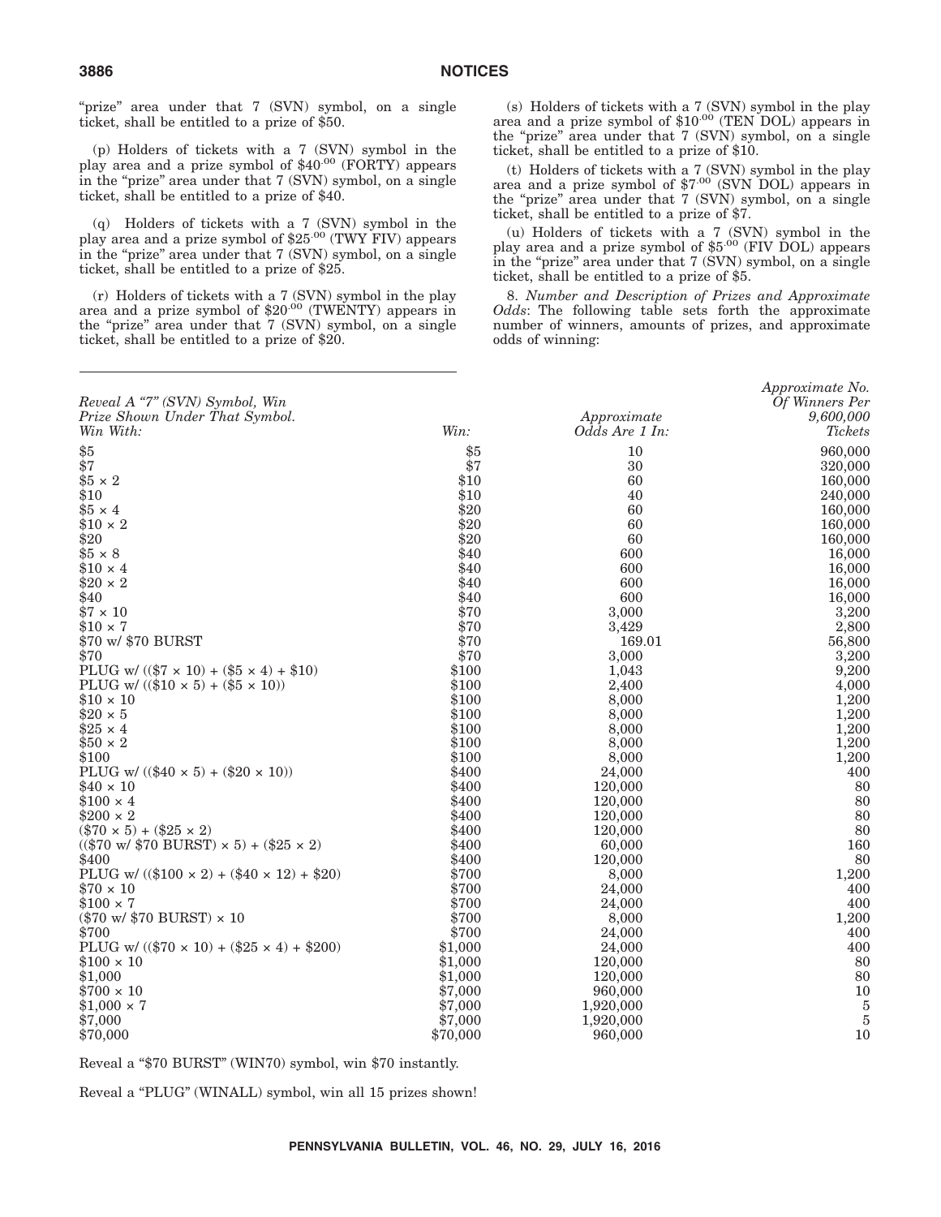"prize" area under that 7 (SVN) symbol, on a single ticket, shall be entitled to a prize of $50.

(p) Holders of tickets with a 7 (SVN) symbol in the play area and a prize symbol of $40.00 (FORTY) appears in the "prize" area under that 7 (SVN) symbol, on a single ticket, shall be entitled to a prize of $40.

(q) Holders of tickets with a 7 (SVN) symbol in the play area and a prize symbol of $25.00 (TWY FIV) appears in the "prize" area under that 7 (SVN) symbol, on a single ticket, shall be entitled to a prize of $25.

(r) Holders of tickets with a 7 (SVN) symbol in the play area and a prize symbol of $20.00 (TWENTY) appears in the "prize" area under that 7 (SVN) symbol, on a single ticket, shall be entitled to a prize of $20.

(s) Holders of tickets with a 7 (SVN) symbol in the play area and a prize symbol of $10.00 (TEN DOL) appears in the "prize" area under that 7 (SVN) symbol, on a single ticket, shall be entitled to a prize of $10.

(t) Holders of tickets with a 7 (SVN) symbol in the play area and a prize symbol of $7.00 (SVN DOL) appears in the "prize" area under that 7 (SVN) symbol, on a single ticket, shall be entitled to a prize of $7.

(u) Holders of tickets with a 7 (SVN) symbol in the play area and a prize symbol of $5.00 (FIV DOL) appears in the "prize" area under that 7 (SVN) symbol, on a single ticket, shall be entitled to a prize of $5.

8. *Number and Description of Prizes and Approximate Odds*: The following table sets forth the approximate number of winners, amounts of prizes, and approximate odds of winning:

| *Reveal A "7" (SVN) Symbol, Win Prize Shown Under That Symbol. Win With:* | *Win:* | *Approximate Odds Are 1 In:* | *Approximate No. Of Winners Per 9,600,000 Tickets* |
|---|---|---|---|
| $5 | $5 | 10 | 960,000 |
| $7 | $7 | 30 | 320,000 |
| $5 × 2 | $10 | 60 | 160,000 |
| $10 | $10 | 40 | 240,000 |
| $5 × 4 | $20 | 60 | 160,000 |
| $10 × 2 | $20 | 60 | 160,000 |
| $20 | $20 | 60 | 160,000 |
| $5 × 8 | $40 | 600 | 16,000 |
| $10 × 4 | $40 | 600 | 16,000 |
| $20 × 2 | $40 | 600 | 16,000 |
| $40 | $40 | 600 | 16,000 |
| $7 × 10 | $70 | 3,000 | 3,200 |
| $10 × 7 | $70 | 3,429 | 2,800 |
| $70 w/ $70 BURST | $70 | 169.01 | 56,800 |
| $70 | $70 | 3,000 | 3,200 |
| PLUG w/ (($7 × 10) + ($5 × 4) + $10) | $100 | 1,043 | 9,200 |
| PLUG w/ (($10 × 5) + ($5 × 10)) | $100 | 2,400 | 4,000 |
| $10 × 10 | $100 | 8,000 | 1,200 |
| $20 × 5 | $100 | 8,000 | 1,200 |
| $25 × 4 | $100 | 8,000 | 1,200 |
| $50 × 2 | $100 | 8,000 | 1,200 |
| $100 | $100 | 8,000 | 1,200 |
| PLUG w/ (($40 × 5) + ($20 × 10)) | $400 | 24,000 | 400 |
| $40 × 10 | $400 | 120,000 | 80 |
| $100 × 4 | $400 | 120,000 | 80 |
| $200 × 2 | $400 | 120,000 | 80 |
| ($70 × 5) + ($25 × 2) | $400 | 120,000 | 80 |
| (($70 w/ $70 BURST) × 5) + ($25 × 2) | $400 | 60,000 | 160 |
| $400 | $400 | 120,000 | 80 |
| PLUG w/ (($100 × 2) + ($40 × 12) + $20) | $700 | 8,000 | 1,200 |
| $70 × 10 | $700 | 24,000 | 400 |
| $100 × 7 | $700 | 24,000 | 400 |
| ($70 w/ $70 BURST) × 10 | $700 | 8,000 | 1,200 |
| $700 | $700 | 24,000 | 400 |
| PLUG w/ (($70 × 10) + ($25 × 4) + $200) | $1,000 | 24,000 | 400 |
| $100 × 10 | $1,000 | 120,000 | 80 |
| $1,000 | $1,000 | 120,000 | 80 |
| $700 × 10 | $7,000 | 960,000 | 10 |
| $1,000 × 7 | $7,000 | 1,920,000 | 5 |
| $7,000 | $7,000 | 1,920,000 | 5 |
| $70,000 | $70,000 | 960,000 | 10 |

Reveal a "$70 BURST" (WIN70) symbol, win $70 instantly.

Reveal a "PLUG" (WINALL) symbol, win all 15 prizes shown!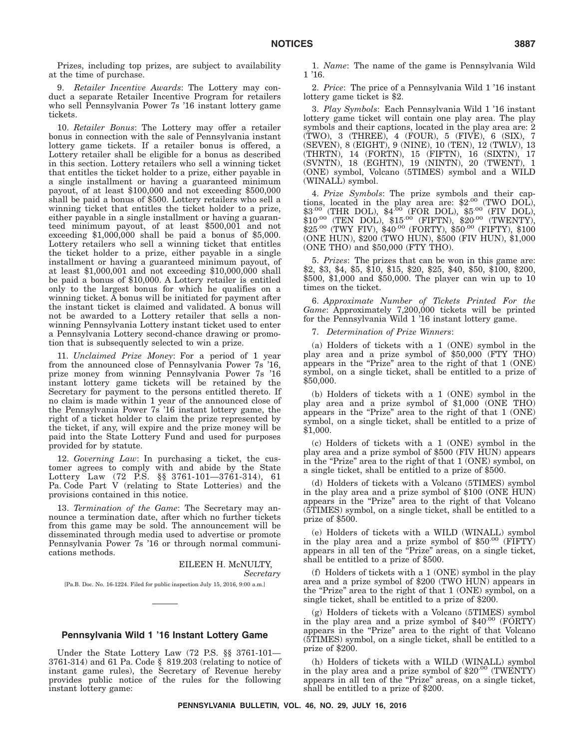Prizes, including top prizes, are subject to availability at the time of purchase.

9. *Retailer Incentive Awards*: The Lottery may conduct a separate Retailer Incentive Program for retailers who sell Pennsylvania Power 7s '16 instant lottery game tickets.

10. *Retailer Bonus*: The Lottery may offer a retailer bonus in connection with the sale of Pennsylvania instant lottery game tickets. If a retailer bonus is offered, a Lottery retailer shall be eligible for a bonus as described in this section. Lottery retailers who sell a winning ticket that entitles the ticket holder to a prize, either payable in a single installment or having a guaranteed minimum payout, of at least $100,000 and not exceeding $500,000 shall be paid a bonus of $500. Lottery retailers who sell a winning ticket that entitles the ticket holder to a prize, either payable in a single installment or having a guaranteed minimum payout, of at least $500,001 and not exceeding $1,000,000 shall be paid a bonus of $5,000. Lottery retailers who sell a winning ticket that entitles the ticket holder to a prize, either payable in a single installment or having a guaranteed minimum payout, of at least $1,000,001 and not exceeding $10,000,000 shall be paid a bonus of $10,000. A Lottery retailer is entitled only to the largest bonus for which he qualifies on a winning ticket. A bonus will be initiated for payment after the instant ticket is claimed and validated. A bonus will not be awarded to a Lottery retailer that sells a non-winning Pennsylvania Lottery instant ticket used to enter a Pennsylvania Lottery second-chance drawing or promotion that is subsequently selected to win a prize.

11. *Unclaimed Prize Money*: For a period of 1 year from the announced close of Pennsylvania Power 7s '16, prize money from winning Pennsylvania Power 7s '16 instant lottery game tickets will be retained by the Secretary for payment to the persons entitled thereto. If no claim is made within 1 year of the announced close of the Pennsylvania Power 7s '16 instant lottery game, the right of a ticket holder to claim the prize represented by the ticket, if any, will expire and the prize money will be paid into the State Lottery Fund and used for purposes provided for by statute.

12. *Governing Law*: In purchasing a ticket, the customer agrees to comply with and abide by the State Lottery Law (72 P.S. §§ 3761-101—3761-314), 61 Pa. Code Part V (relating to State Lotteries) and the provisions contained in this notice.

13. *Termination of the Game*: The Secretary may announce a termination date, after which no further tickets from this game may be sold. The announcement will be disseminated through media used to advertise or promote Pennsylvania Power 7s '16 or through normal communications methods.

EILEEN H. McNULTY,
*Secretary*

[Pa.B. Doc. No. 16-1224. Filed for public inspection July 15, 2016, 9:00 a.m.]

---

## Pennsylvania Wild 1 '16 Instant Lottery Game

Under the State Lottery Law (72 P.S. §§ 3761-101—3761-314) and 61 Pa. Code § 819.203 (relating to notice of instant game rules), the Secretary of Revenue hereby provides public notice of the rules for the following instant lottery game:

1. *Name*: The name of the game is Pennsylvania Wild 1 '16.

2. *Price*: The price of a Pennsylvania Wild 1 '16 instant lottery game ticket is $2.

3. *Play Symbols*: Each Pennsylvania Wild 1 '16 instant lottery game ticket will contain one play area. The play symbols and their captions, located in the play area are: 2 (TWO), 3 (THREE), 4 (FOUR), 5 (FIVE), 6 (SIX), 7 (SEVEN), 8 (EIGHT), 9 (NINE), 10 (TEN), 12 (TWLV), 13 (THRTN), 14 (FORTN), 15 (FIFTN), 16 (SIXTN), 17 (SVNTN), 18 (EGHTN), 19 (NINTN), 20 (TWENT), 1 (ONE) symbol, Volcano (5TIMES) symbol and a WILD (WINALL) symbol.

4. *Prize Symbols*: The prize symbols and their captions, located in the play area are: $2.00 (TWO DOL), $3.00 (THR DOL), $4.00 (FOR DOL), $5.00 (FIV DOL), $10.00 (TEN DOL), $15.00 (FIFTN), $20.00 (TWENTY), $25.00 (TWY FIV), $40.00 (FORTY), $50.00 (FIFTY), $100 (ONE HUN), $200 (TWO HUN), $500 (FIV HUN), $1,000 (ONE THO) and $50,000 (FTY THO).

5. *Prizes*: The prizes that can be won in this game are: $2, $3, $4, $5, $10, $15, $20, $25, $40, $50, $100, $200, $500, $1,000 and $50,000. The player can win up to 10 times on the ticket.

6. *Approximate Number of Tickets Printed For the Game*: Approximately 7,200,000 tickets will be printed for the Pennsylvania Wild 1 '16 instant lottery game.

7. *Determination of Prize Winners*:

(a) Holders of tickets with a 1 (ONE) symbol in the play area and a prize symbol of $50,000 (FTY THO) appears in the "Prize" area to the right of that 1 (ONE) symbol, on a single ticket, shall be entitled to a prize of $50,000.

(b) Holders of tickets with a 1 (ONE) symbol in the play area and a prize symbol of $1,000 (ONE THO) appears in the "Prize" area to the right of that 1 (ONE) symbol, on a single ticket, shall be entitled to a prize of $1,000.

(c) Holders of tickets with a 1 (ONE) symbol in the play area and a prize symbol of $500 (FIV HUN) appears in the "Prize" area to the right of that 1 (ONE) symbol, on a single ticket, shall be entitled to a prize of $500.

(d) Holders of tickets with a Volcano (5TIMES) symbol in the play area and a prize symbol of $100 (ONE HUN) appears in the "Prize" area to the right of that Volcano (5TIMES) symbol, on a single ticket, shall be entitled to a prize of $500.

(e) Holders of tickets with a WILD (WINALL) symbol in the play area and a prize symbol of $50.00 (FIFTY) appears in all ten of the "Prize" areas, on a single ticket, shall be entitled to a prize of $500.

(f) Holders of tickets with a 1 (ONE) symbol in the play area and a prize symbol of $200 (TWO HUN) appears in the "Prize" area to the right of that 1 (ONE) symbol, on a single ticket, shall be entitled to a prize of $200.

(g) Holders of tickets with a Volcano (5TIMES) symbol in the play area and a prize symbol of $40.00 (FORTY) appears in the "Prize" area to the right of that Volcano (5TIMES) symbol, on a single ticket, shall be entitled to a prize of $200.

(h) Holders of tickets with a WILD (WINALL) symbol in the play area and a prize symbol of $20.00 (TWENTY) appears in all ten of the "Prize" areas, on a single ticket, shall be entitled to a prize of $200.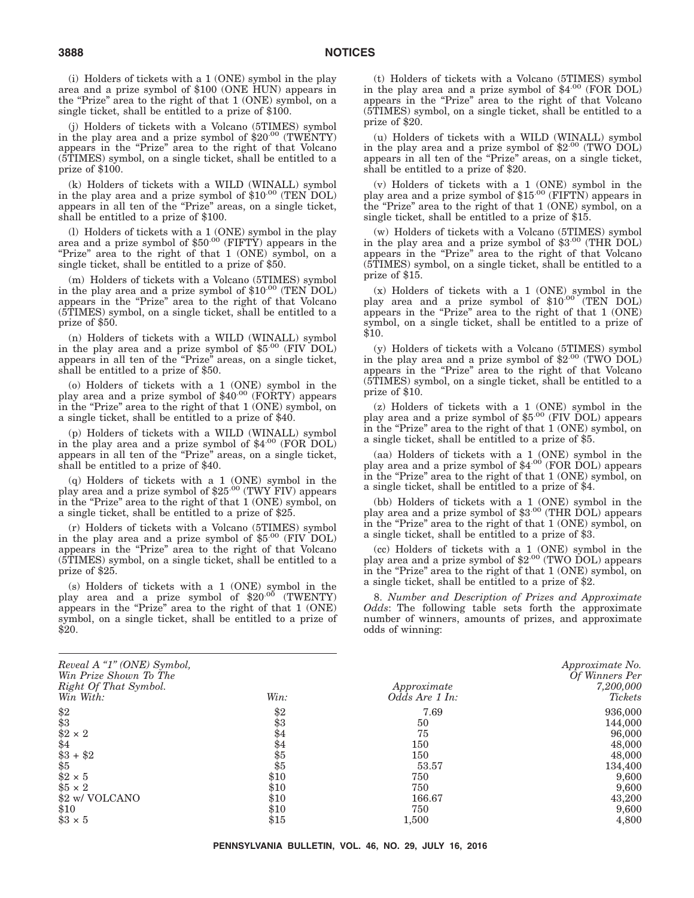(i) Holders of tickets with a 1 (ONE) symbol in the play area and a prize symbol of $100 (ONE HUN) appears in the "Prize" area to the right of that 1 (ONE) symbol, on a single ticket, shall be entitled to a prize of $100.

(j) Holders of tickets with a Volcano (5TIMES) symbol in the play area and a prize symbol of $20.00 (TWENTY) appears in the "Prize" area to the right of that Volcano (5TIMES) symbol, on a single ticket, shall be entitled to a prize of $100.

(k) Holders of tickets with a WILD (WINALL) symbol in the play area and a prize symbol of $10.00 (TEN DOL) appears in all ten of the "Prize" areas, on a single ticket, shall be entitled to a prize of $100.

(l) Holders of tickets with a 1 (ONE) symbol in the play area and a prize symbol of $50.00 (FIFTY) appears in the "Prize" area to the right of that 1 (ONE) symbol, on a single ticket, shall be entitled to a prize of $50.

(m) Holders of tickets with a Volcano (5TIMES) symbol in the play area and a prize symbol of $10.00 (TEN DOL) appears in the "Prize" area to the right of that Volcano (5TIMES) symbol, on a single ticket, shall be entitled to a prize of $50.

(n) Holders of tickets with a WILD (WINALL) symbol in the play area and a prize symbol of $5.00 (FIV DOL) appears in all ten of the "Prize" areas, on a single ticket, shall be entitled to a prize of $50.

(o) Holders of tickets with a 1 (ONE) symbol in the play area and a prize symbol of $40.00 (FORTY) appears in the "Prize" area to the right of that 1 (ONE) symbol, on a single ticket, shall be entitled to a prize of $40.

(p) Holders of tickets with a WILD (WINALL) symbol in the play area and a prize symbol of $4.00 (FOR DOL) appears in all ten of the "Prize" areas, on a single ticket, shall be entitled to a prize of $40.

(q) Holders of tickets with a 1 (ONE) symbol in the play area and a prize symbol of $25.00 (TWY FIV) appears in the "Prize" area to the right of that 1 (ONE) symbol, on a single ticket, shall be entitled to a prize of $25.

(r) Holders of tickets with a Volcano (5TIMES) symbol in the play area and a prize symbol of $5.00 (FIV DOL) appears in the "Prize" area to the right of that Volcano (5TIMES) symbol, on a single ticket, shall be entitled to a prize of $25.

(s) Holders of tickets with a 1 (ONE) symbol in the play area and a prize symbol of $20.00 (TWENTY) appears in the "Prize" area to the right of that 1 (ONE) symbol, on a single ticket, shall be entitled to a prize of $20.

(t) Holders of tickets with a Volcano (5TIMES) symbol in the play area and a prize symbol of $4.00 (FOR DOL) appears in the "Prize" area to the right of that Volcano (5TIMES) symbol, on a single ticket, shall be entitled to a prize of $20.

(u) Holders of tickets with a WILD (WINALL) symbol in the play area and a prize symbol of $2.00 (TWO DOL) appears in all ten of the "Prize" areas, on a single ticket, shall be entitled to a prize of $20.

(v) Holders of tickets with a 1 (ONE) symbol in the play area and a prize symbol of $15.00 (FIFTN) appears in the "Prize" area to the right of that 1 (ONE) symbol, on a single ticket, shall be entitled to a prize of $15.

(w) Holders of tickets with a Volcano (5TIMES) symbol in the play area and a prize symbol of $3.00 (THR DOL) appears in the "Prize" area to the right of that Volcano (5TIMES) symbol, on a single ticket, shall be entitled to a prize of $15.

(x) Holders of tickets with a 1 (ONE) symbol in the play area and a prize symbol of $10.00 (TEN DOL) appears in the "Prize" area to the right of that 1 (ONE) symbol, on a single ticket, shall be entitled to a prize of $10.

(y) Holders of tickets with a Volcano (5TIMES) symbol in the play area and a prize symbol of $2.00 (TWO DOL) appears in the "Prize" area to the right of that Volcano (5TIMES) symbol, on a single ticket, shall be entitled to a prize of $10.

(z) Holders of tickets with a 1 (ONE) symbol in the play area and a prize symbol of $5.00 (FIV DOL) appears in the "Prize" area to the right of that 1 (ONE) symbol, on a single ticket, shall be entitled to a prize of $5.

(aa) Holders of tickets with a 1 (ONE) symbol in the play area and a prize symbol of $4.00 (FOR DOL) appears in the "Prize" area to the right of that 1 (ONE) symbol, on a single ticket, shall be entitled to a prize of $4.

(bb) Holders of tickets with a 1 (ONE) symbol in the play area and a prize symbol of $3.00 (THR DOL) appears in the "Prize" area to the right of that 1 (ONE) symbol, on a single ticket, shall be entitled to a prize of $3.

(cc) Holders of tickets with a 1 (ONE) symbol in the play area and a prize symbol of $2.00 (TWO DOL) appears in the "Prize" area to the right of that 1 (ONE) symbol, on a single ticket, shall be entitled to a prize of $2.

8. *Number and Description of Prizes and Approximate Odds*: The following table sets forth the approximate number of winners, amounts of prizes, and approximate odds of winning:

| *Reveal A "1" (ONE) Symbol, Win Prize Shown To The Right Of That Symbol. Win With:* | *Win:* | *Approximate Odds Are 1 In:* | *Approximate No. Of Winners Per 7,200,000 Tickets* |
|---|---|---|---|
| $2 | $2 | 7.69 | 936,000 |
| $3 | $3 | 50 | 144,000 |
| $2 × 2 | $4 | 75 | 96,000 |
| $4 | $4 | 150 | 48,000 |
| $3 + $2 | $5 | 150 | 48,000 |
| $5 | $5 | 53.57 | 134,400 |
| $2 × 5 | $10 | 750 | 9,600 |
| $5 × 2 | $10 | 750 | 9,600 |
| $2 w/ VOLCANO | $10 | 166.67 | 43,200 |
| $10 | $10 | 750 | 9,600 |
| $3 × 5 | $15 | 1,500 | 4,800 |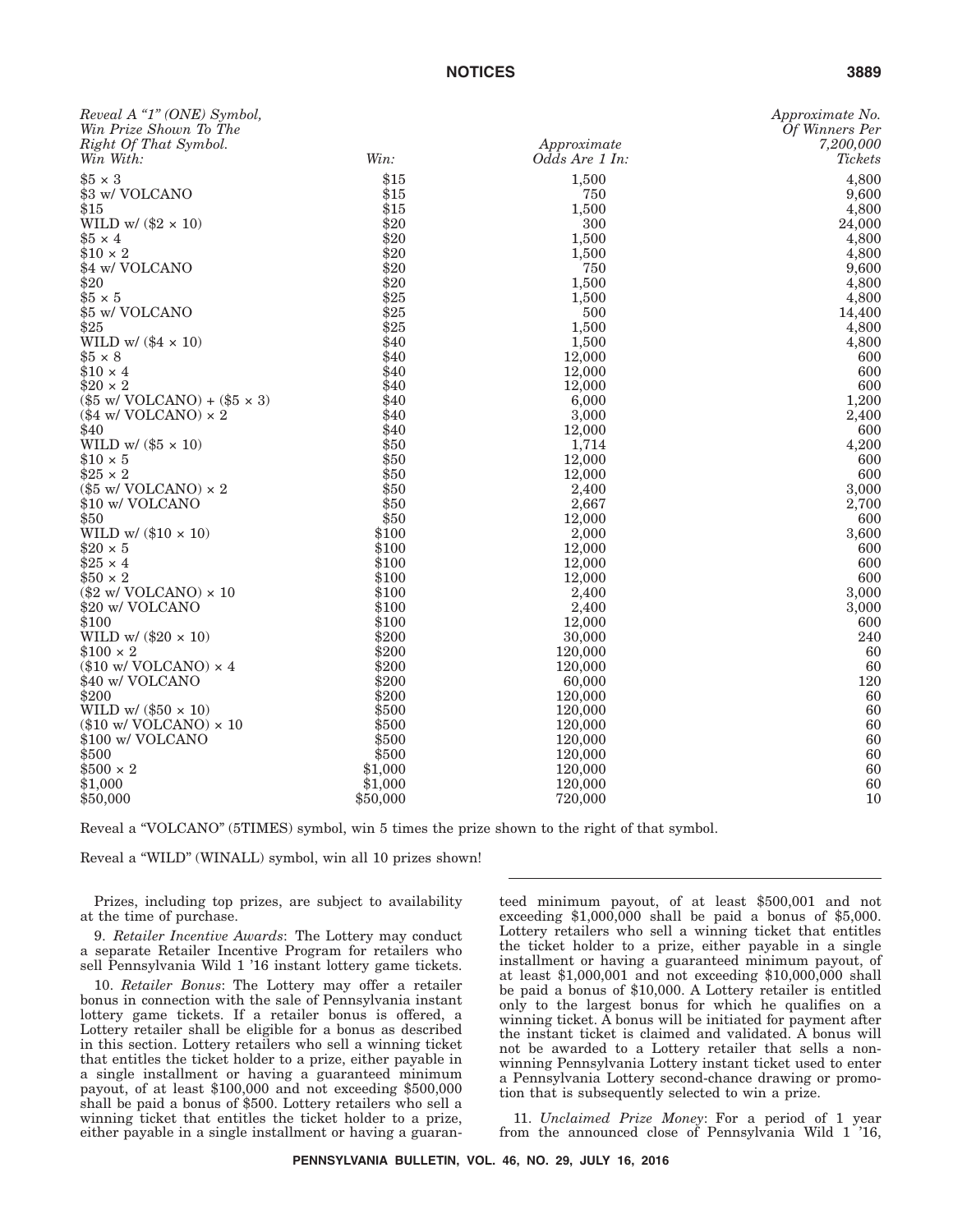| *Reveal A "1" (ONE) Symbol, Win Prize Shown To The Right Of That Symbol. Win With:* | *Win:* | *Approximate Odds Are 1 In:* | *Approximate No. Of Winners Per 7,200,000 Tickets* |
|---|---|---|---|
| $5 × 3 | $15 | 1,500 | 4,800 |
| $3 w/ VOLCANO | $15 | 750 | 9,600 |
| $15 | $15 | 1,500 | 4,800 |
| WILD w/ ($2 × 10) | $20 | 300 | 24,000 |
| $5 × 4 | $20 | 1,500 | 4,800 |
| $10 × 2 | $20 | 1,500 | 4,800 |
| $4 w/ VOLCANO | $20 | 750 | 9,600 |
| $20 | $20 | 1,500 | 4,800 |
| $5 × 5 | $25 | 1,500 | 4,800 |
| $5 w/ VOLCANO | $25 | 500 | 14,400 |
| $25 | $25 | 1,500 | 4,800 |
| WILD w/ ($4 × 10) | $40 | 1,500 | 4,800 |
| $5 × 8 | $40 | 12,000 | 600 |
| $10 × 4 | $40 | 12,000 | 600 |
| $20 × 2 | $40 | 12,000 | 600 |
| ($5 w/ VOLCANO) + ($5 × 3) | $40 | 6,000 | 1,200 |
| ($4 w/ VOLCANO) × 2 | $40 | 3,000 | 2,400 |
| $40 | $40 | 12,000 | 600 |
| WILD w/ ($5 × 10) | $50 | 1,714 | 4,200 |
| $10 × 5 | $50 | 12,000 | 600 |
| $25 × 2 | $50 | 12,000 | 600 |
| ($5 w/ VOLCANO) × 2 | $50 | 2,400 | 3,000 |
| $10 w/ VOLCANO | $50 | 2,667 | 2,700 |
| $50 | $50 | 12,000 | 600 |
| WILD w/ ($10 × 10) | $100 | 2,000 | 3,600 |
| $20 × 5 | $100 | 12,000 | 600 |
| $25 × 4 | $100 | 12,000 | 600 |
| $50 × 2 | $100 | 12,000 | 600 |
| ($2 w/ VOLCANO) × 10 | $100 | 2,400 | 3,000 |
| $20 w/ VOLCANO | $100 | 2,400 | 3,000 |
| $100 | $100 | 12,000 | 600 |
| WILD w/ ($20 × 10) | $200 | 30,000 | 240 |
| $100 × 2 | $200 | 120,000 | 60 |
| ($10 w/ VOLCANO) × 4 | $200 | 120,000 | 60 |
| $40 w/ VOLCANO | $200 | 60,000 | 120 |
| $200 | $200 | 120,000 | 60 |
| WILD w/ ($50 × 10) | $500 | 120,000 | 60 |
| ($10 w/ VOLCANO) × 10 | $500 | 120,000 | 60 |
| $100 w/ VOLCANO | $500 | 120,000 | 60 |
| $500 | $500 | 120,000 | 60 |
| $500 × 2 | $1,000 | 120,000 | 60 |
| $1,000 | $1,000 | 120,000 | 60 |
| $50,000 | $50,000 | 720,000 | 10 |

Reveal a "VOLCANO" (5TIMES) symbol, win 5 times the prize shown to the right of that symbol.

Reveal a "WILD" (WINALL) symbol, win all 10 prizes shown!

Prizes, including top prizes, are subject to availability at the time of purchase.

9. *Retailer Incentive Awards*: The Lottery may conduct a separate Retailer Incentive Program for retailers who sell Pennsylvania Wild 1 '16 instant lottery game tickets.

10. *Retailer Bonus*: The Lottery may offer a retailer bonus in connection with the sale of Pennsylvania instant lottery game tickets. If a retailer bonus is offered, a Lottery retailer shall be eligible for a bonus as described in this section. Lottery retailers who sell a winning ticket that entitles the ticket holder to a prize, either payable in a single installment or having a guaranteed minimum payout, of at least $100,000 and not exceeding $500,000 shall be paid a bonus of $500. Lottery retailers who sell a winning ticket that entitles the ticket holder to a prize, either payable in a single installment or having a guaranteed minimum payout, of at least $500,001 and not exceeding $1,000,000 shall be paid a bonus of $5,000. Lottery retailers who sell a winning ticket that entitles the ticket holder to a prize, either payable in a single installment or having a guaranteed minimum payout, of at least $1,000,001 and not exceeding $10,000,000 shall be paid a bonus of $10,000. A Lottery retailer is entitled only to the largest bonus for which he qualifies on a winning ticket. A bonus will be initiated for payment after the instant ticket is claimed and validated. A bonus will not be awarded to a Lottery retailer that sells a non-winning Pennsylvania Lottery instant ticket used to enter a Pennsylvania Lottery second-chance drawing or promotion that is subsequently selected to win a prize.

11. *Unclaimed Prize Money*: For a period of 1 year from the announced close of Pennsylvania Wild 1 '16,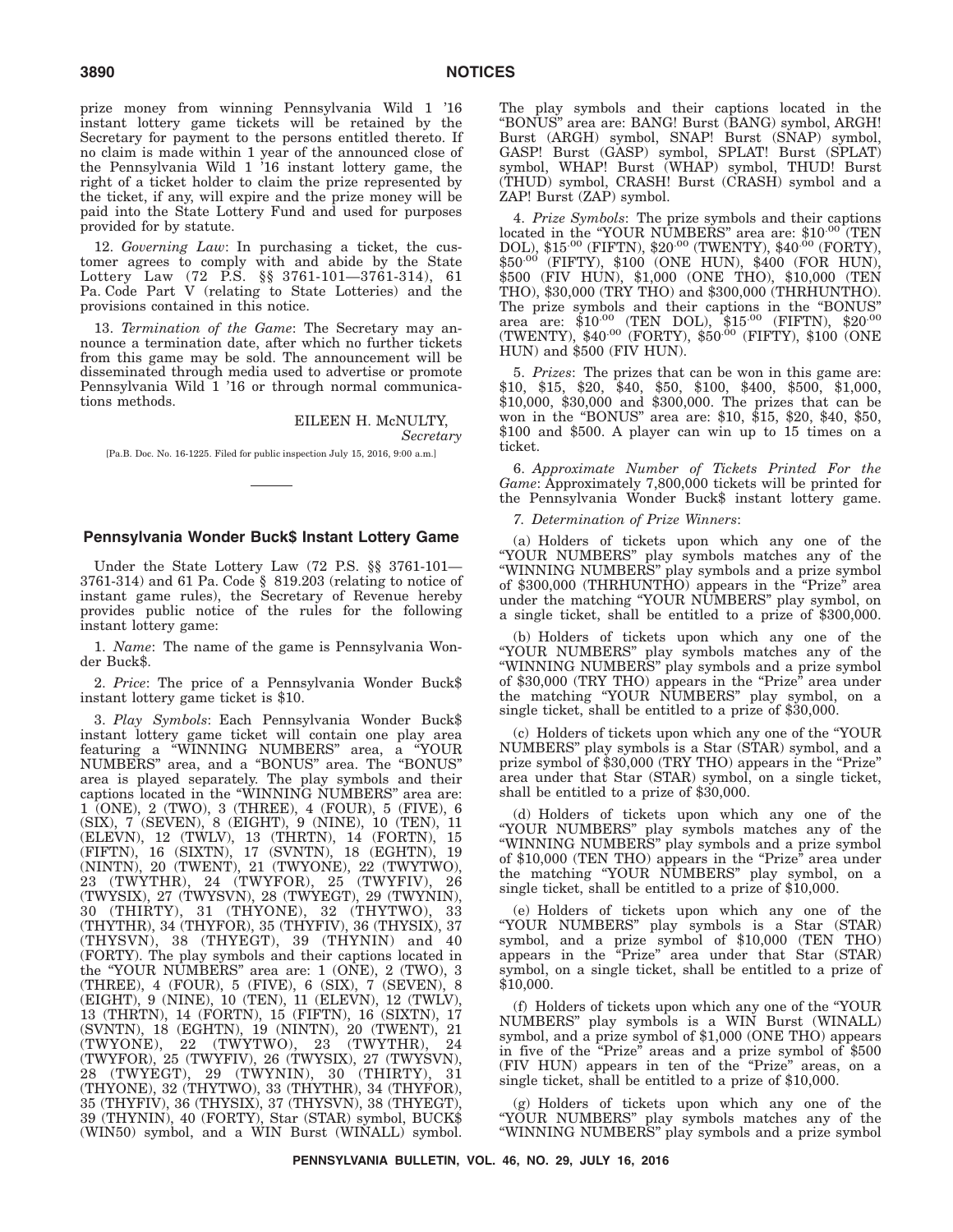prize money from winning Pennsylvania Wild 1 '16 instant lottery game tickets will be retained by the Secretary for payment to the persons entitled thereto. If no claim is made within 1 year of the announced close of the Pennsylvania Wild 1 '16 instant lottery game, the right of a ticket holder to claim the prize represented by the ticket, if any, will expire and the prize money will be paid into the State Lottery Fund and used for purposes provided for by statute.

12. *Governing Law*: In purchasing a ticket, the customer agrees to comply with and abide by the State Lottery Law (72 P.S. §§ 3761-101—3761-314), 61 Pa. Code Part V (relating to State Lotteries) and the provisions contained in this notice.

13. *Termination of the Game*: The Secretary may announce a termination date, after which no further tickets from this game may be sold. The announcement will be disseminated through media used to advertise or promote Pennsylvania Wild 1 '16 or through normal communications methods.

EILEEN H. McNULTY,
*Secretary*

[Pa.B. Doc. No. 16-1225. Filed for public inspection July 15, 2016, 9:00 a.m.]

## Pennsylvania Wonder Buck$ Instant Lottery Game

Under the State Lottery Law (72 P.S. §§ 3761-101—3761-314) and 61 Pa. Code § 819.203 (relating to notice of instant game rules), the Secretary of Revenue hereby provides public notice of the rules for the following instant lottery game:

1. *Name*: The name of the game is Pennsylvania Wonder Buck$.

2. *Price*: The price of a Pennsylvania Wonder Buck$ instant lottery game ticket is $10.

3. *Play Symbols*: Each Pennsylvania Wonder Buck$ instant lottery game ticket will contain one play area featuring a "WINNING NUMBERS" area, a "YOUR NUMBERS" area, and a "BONUS" area. The "BONUS" area is played separately. The play symbols and their captions located in the "WINNING NUMBERS" area are: 1 (ONE), 2 (TWO), 3 (THREE), 4 (FOUR), 5 (FIVE), 6 (SIX), 7 (SEVEN), 8 (EIGHT), 9 (NINE), 10 (TEN), 11 (ELEVN), 12 (TWLV), 13 (THRTN), 14 (FORTN), 15 (FIFTN), 16 (SIXTN), 17 (SVNTN), 18 (EGHTN), 19 (NINTN), 20 (TWENT), 21 (TWYONE), 22 (TWYTWO), 23 (TWYTHR), 24 (TWYFOR), 25 (TWYFIV), 26 (TWYSIX), 27 (TWYSVN), 28 (TWYEGT), 29 (TWYNIN), 30 (THIRTY), 31 (THYONE), 32 (THYTWO), 33 (THYTHR), 34 (THYFOR), 35 (THYFIV), 36 (THYSIX), 37 (THYSVN), 38 (THYEGT), 39 (THYNIN) and 40 (FORTY). The play symbols and their captions located in the "YOUR NUMBERS" area are: 1 (ONE), 2 (TWO), 3 (THREE), 4 (FOUR), 5 (FIVE), 6 (SIX), 7 (SEVEN), 8 (EIGHT), 9 (NINE), 10 (TEN), 11 (ELEVN), 12 (TWLV), 13 (THRTN), 14 (FORTN), 15 (FIFTN), 16 (SIXTN), 17 (SVNTN), 18 (EGHTN), 19 (NINTN), 20 (TWENT), 21 (TWYONE), 22 (TWYTWO), 23 (TWYTHR), 24 (TWYFOR), 25 (TWYFIV), 26 (TWYSIX), 27 (TWYSVN), 28 (TWYEGT), 29 (TWYNIN), 30 (THIRTY), 31 (THYONE), 32 (THYTWO), 33 (THYTHR), 34 (THYFOR), 35 (THYFIV), 36 (THYSIX), 37 (THYSVN), 38 (THYEGT), 39 (THYNIN), 40 (FORTY), Star (STAR) symbol, BUCK$ (WIN50) symbol, and a WIN Burst (WINALL) symbol. The play symbols and their captions located in the "BONUS" area are: BANG! Burst (BANG) symbol, ARGH! Burst (ARGH) symbol, SNAP! Burst (SNAP) symbol, GASP! Burst (GASP) symbol, SPLAT! Burst (SPLAT) symbol, WHAP! Burst (WHAP) symbol, THUD! Burst (THUD) symbol, CRASH! Burst (CRASH) symbol and a ZAP! Burst (ZAP) symbol.

4. *Prize Symbols*: The prize symbols and their captions located in the "YOUR NUMBERS" area are: $\$10^{.00}$ (TEN DOL), $\$15^{.00}$ (FIFTN), $\$20^{.00}$ (TWENTY), $\$40^{.00}$ (FORTY), $\$50^{.00}$ (FIFTY), $100 (ONE HUN), $400 (FOR HUN), $500 (FIV HUN), $1,000 (ONE THO), $10,000 (TEN THO), $30,000 (TRY THO) and $300,000 (THRHUNTHO). The prize symbols and their captions in the "BONUS" area are: $\$10^{.00}$ (TEN DOL), $\$15^{.00}$ (FIFTN), $\$20^{.00}$ (TWENTY), $\$40^{.00}$ (FORTY), $\$50^{.00}$ (FIFTY), $100 (ONE HUN) and $500 (FIV HUN).

5. *Prizes*: The prizes that can be won in this game are: $10, $15, $20, $40, $50, $100, $400, $500, $1,000, $10,000, $30,000 and $300,000. The prizes that can be won in the "BONUS" area are: $10, $15, $20, $40, $50, $100 and $500. A player can win up to 15 times on a ticket.

6. *Approximate Number of Tickets Printed For the Game*: Approximately 7,800,000 tickets will be printed for the Pennsylvania Wonder Buck$ instant lottery game.

7. *Determination of Prize Winners*:

(a) Holders of tickets upon which any one of the "YOUR NUMBERS" play symbols matches any of the "WINNING NUMBERS" play symbols and a prize symbol of $300,000 (THRHUNTHO) appears in the "Prize" area under the matching "YOUR NUMBERS" play symbol, on a single ticket, shall be entitled to a prize of $300,000.

(b) Holders of tickets upon which any one of the "YOUR NUMBERS" play symbols matches any of the "WINNING NUMBERS" play symbols and a prize symbol of $30,000 (TRY THO) appears in the "Prize" area under the matching "YOUR NUMBERS" play symbol, on a single ticket, shall be entitled to a prize of $30,000.

(c) Holders of tickets upon which any one of the "YOUR NUMBERS" play symbols is a Star (STAR) symbol, and a prize symbol of $30,000 (TRY THO) appears in the "Prize" area under that Star (STAR) symbol, on a single ticket, shall be entitled to a prize of $30,000.

(d) Holders of tickets upon which any one of the "YOUR NUMBERS" play symbols matches any of the "WINNING NUMBERS" play symbols and a prize symbol of $10,000 (TEN THO) appears in the "Prize" area under the matching "YOUR NUMBERS" play symbol, on a single ticket, shall be entitled to a prize of $10,000.

(e) Holders of tickets upon which any one of the "YOUR NUMBERS" play symbols is a Star (STAR) symbol, and a prize symbol of $10,000 (TEN THO) appears in the "Prize" area under that Star (STAR) symbol, on a single ticket, shall be entitled to a prize of $10,000.

(f) Holders of tickets upon which any one of the "YOUR NUMBERS" play symbols is a WIN Burst (WINALL) symbol, and a prize symbol of $1,000 (ONE THO) appears in five of the "Prize" areas and a prize symbol of $500 (FIV HUN) appears in ten of the "Prize" areas, on a single ticket, shall be entitled to a prize of $10,000.

(g) Holders of tickets upon which any one of the "YOUR NUMBERS" play symbols matches any of the "WINNING NUMBERS" play symbols and a prize symbol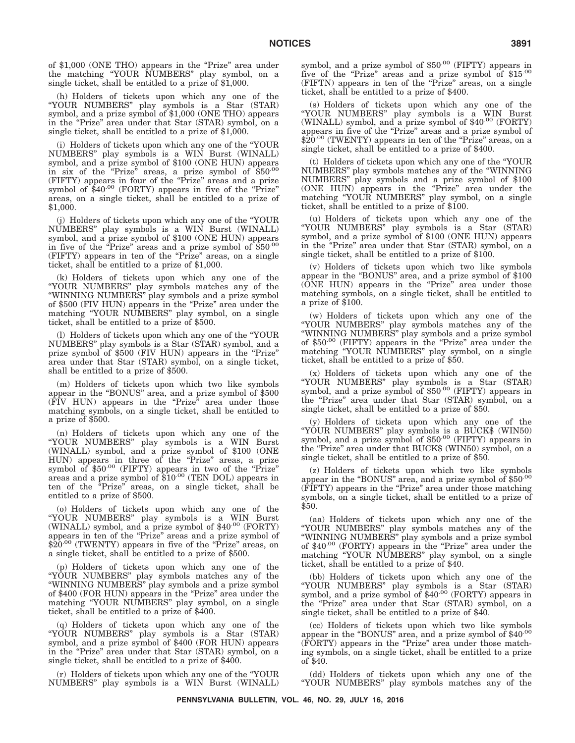of $1,000 (ONE THO) appears in the "Prize" area under the matching "YOUR NUMBERS" play symbol, on a single ticket, shall be entitled to a prize of $1,000.

(h) Holders of tickets upon which any one of the "YOUR NUMBERS" play symbols is a Star (STAR) symbol, and a prize symbol of $1,000 (ONE THO) appears in the "Prize" area under that Star (STAR) symbol, on a single ticket, shall be entitled to a prize of $1,000.

(i) Holders of tickets upon which any one of the "YOUR NUMBERS" play symbols is a WIN Burst (WINALL) symbol, and a prize symbol of $100 (ONE HUN) appears in six of the "Prize" areas, a prize symbol of $50.00 (FIFTY) appears in four of the "Prize" areas and a prize symbol of $40.00 (FORTY) appears in five of the "Prize" areas, on a single ticket, shall be entitled to a prize of $1,000.

(j) Holders of tickets upon which any one of the "YOUR NUMBERS" play symbols is a WIN Burst (WINALL) symbol, and a prize symbol of $100 (ONE HUN) appears in five of the "Prize" areas and a prize symbol of $50.00 (FIFTY) appears in ten of the "Prize" areas, on a single ticket, shall be entitled to a prize of $1,000.

(k) Holders of tickets upon which any one of the "YOUR NUMBERS" play symbols matches any of the "WINNING NUMBERS" play symbols and a prize symbol of $500 (FIV HUN) appears in the "Prize" area under the matching "YOUR NUMBERS" play symbol, on a single ticket, shall be entitled to a prize of $500.

(l) Holders of tickets upon which any one of the "YOUR NUMBERS" play symbols is a Star (STAR) symbol, and a prize symbol of $500 (FIV HUN) appears in the "Prize" area under that Star (STAR) symbol, on a single ticket, shall be entitled to a prize of $500.

(m) Holders of tickets upon which two like symbols appear in the "BONUS" area, and a prize symbol of $500 (FIV HUN) appears in the "Prize" area under those matching symbols, on a single ticket, shall be entitled to a prize of $500.

(n) Holders of tickets upon which any one of the "YOUR NUMBERS" play symbols is a WIN Burst (WINALL) symbol, and a prize symbol of $100 (ONE HUN) appears in three of the "Prize" areas, a prize symbol of $50.00 (FIFTY) appears in two of the "Prize" areas and a prize symbol of $10.00 (TEN DOL) appears in ten of the "Prize" areas, on a single ticket, shall be entitled to a prize of $500.

(o) Holders of tickets upon which any one of the "YOUR NUMBERS" play symbols is a WIN Burst (WINALL) symbol, and a prize symbol of $40.00 (FORTY) appears in ten of the "Prize" areas and a prize symbol of $20.00 (TWENTY) appears in five of the "Prize" areas, on a single ticket, shall be entitled to a prize of $500.

(p) Holders of tickets upon which any one of the "YOUR NUMBERS" play symbols matches any of the "WINNING NUMBERS" play symbols and a prize symbol of $400 (FOR HUN) appears in the "Prize" area under the matching "YOUR NUMBERS" play symbol, on a single ticket, shall be entitled to a prize of $400.

(q) Holders of tickets upon which any one of the "YOUR NUMBERS" play symbols is a Star (STAR) symbol, and a prize symbol of $400 (FOR HUN) appears in the "Prize" area under that Star (STAR) symbol, on a single ticket, shall be entitled to a prize of $400.

(r) Holders of tickets upon which any one of the "YOUR NUMBERS" play symbols is a WIN Burst (WINALL) symbol, and a prize symbol of $50.00 (FIFTY) appears in five of the "Prize" areas and a prize symbol of $15.00 (FIFTN) appears in ten of the "Prize" areas, on a single ticket, shall be entitled to a prize of $400.

(s) Holders of tickets upon which any one of the "YOUR NUMBERS" play symbols is a WIN Burst (WINALL) symbol, and a prize symbol of $40.00 (FORTY) appears in five of the "Prize" areas and a prize symbol of $20.00 (TWENTY) appears in ten of the "Prize" areas, on a single ticket, shall be entitled to a prize of $400.

(t) Holders of tickets upon which any one of the "YOUR NUMBERS" play symbols matches any of the "WINNING NUMBERS" play symbols and a prize symbol of $100 (ONE HUN) appears in the "Prize" area under the matching "YOUR NUMBERS" play symbol, on a single ticket, shall be entitled to a prize of $100.

(u) Holders of tickets upon which any one of the "YOUR NUMBERS" play symbols is a Star (STAR) symbol, and a prize symbol of $100 (ONE HUN) appears in the "Prize" area under that Star (STAR) symbol, on a single ticket, shall be entitled to a prize of $100.

(v) Holders of tickets upon which two like symbols appear in the "BONUS" area, and a prize symbol of $100 (ONE HUN) appears in the "Prize" area under those matching symbols, on a single ticket, shall be entitled to a prize of $100.

(w) Holders of tickets upon which any one of the "YOUR NUMBERS" play symbols matches any of the "WINNING NUMBERS" play symbols and a prize symbol of $50.00 (FIFTY) appears in the "Prize" area under the matching "YOUR NUMBERS" play symbol, on a single ticket, shall be entitled to a prize of $50.

(x) Holders of tickets upon which any one of the "YOUR NUMBERS" play symbols is a Star (STAR) symbol, and a prize symbol of $50.00 (FIFTY) appears in the "Prize" area under that Star (STAR) symbol, on a single ticket, shall be entitled to a prize of $50.

(y) Holders of tickets upon which any one of the "YOUR NUMBERS" play symbols is a BUCK$ (WIN50) symbol, and a prize symbol of $50.00 (FIFTY) appears in the "Prize" area under that BUCK$ (WIN50) symbol, on a single ticket, shall be entitled to a prize of $50.

(z) Holders of tickets upon which two like symbols appear in the "BONUS" area, and a prize symbol of $50.00 (FIFTY) appears in the "Prize" area under those matching symbols, on a single ticket, shall be entitled to a prize of $50.

(aa) Holders of tickets upon which any one of the "YOUR NUMBERS" play symbols matches any of the "WINNING NUMBERS" play symbols and a prize symbol of $40.00 (FORTY) appears in the "Prize" area under the matching "YOUR NUMBERS" play symbol, on a single ticket, shall be entitled to a prize of $40.

(bb) Holders of tickets upon which any one of the "YOUR NUMBERS" play symbols is a Star (STAR) symbol, and a prize symbol of $40.00 (FORTY) appears in the "Prize" area under that Star (STAR) symbol, on a single ticket, shall be entitled to a prize of $40.

(cc) Holders of tickets upon which two like symbols appear in the "BONUS" area, and a prize symbol of $40.00 (FORTY) appears in the "Prize" area under those matching symbols, on a single ticket, shall be entitled to a prize of $40.

(dd) Holders of tickets upon which any one of the "YOUR NUMBERS" play symbols matches any of the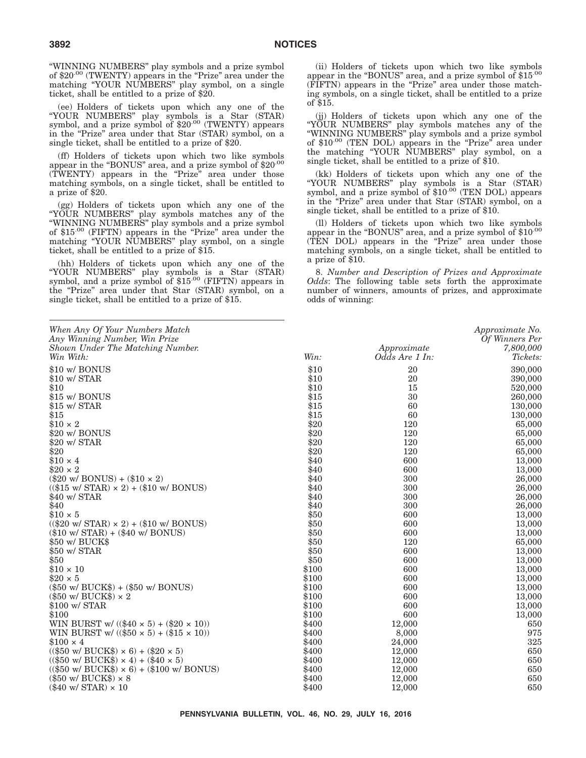"WINNING NUMBERS" play symbols and a prize symbol of $20.00 (TWENTY) appears in the "Prize" area under the matching "YOUR NUMBERS" play symbol, on a single ticket, shall be entitled to a prize of $20.

(ee) Holders of tickets upon which any one of the "YOUR NUMBERS" play symbols is a Star (STAR) symbol, and a prize symbol of $20.00 (TWENTY) appears in the "Prize" area under that Star (STAR) symbol, on a single ticket, shall be entitled to a prize of $20.

(ff) Holders of tickets upon which two like symbols appear in the "BONUS" area, and a prize symbol of $20.00 (TWENTY) appears in the "Prize" area under those matching symbols, on a single ticket, shall be entitled to a prize of $20.

(gg) Holders of tickets upon which any one of the "YOUR NUMBERS" play symbols matches any of the "WINNING NUMBERS" play symbols and a prize symbol of $15.00 (FIFTN) appears in the "Prize" area under the matching "YOUR NUMBERS" play symbol, on a single ticket, shall be entitled to a prize of $15.

(hh) Holders of tickets upon which any one of the "YOUR NUMBERS" play symbols is a Star (STAR) symbol, and a prize symbol of $15.00 (FIFTN) appears in the "Prize" area under that Star (STAR) symbol, on a single ticket, shall be entitled to a prize of $15.

(ii) Holders of tickets upon which two like symbols appear in the "BONUS" area, and a prize symbol of $15.00 (FIFTN) appears in the "Prize" area under those matching symbols, on a single ticket, shall be entitled to a prize of $15.

(jj) Holders of tickets upon which any one of the "YOUR NUMBERS" play symbols matches any of the "WINNING NUMBERS" play symbols and a prize symbol of $10.00 (TEN DOL) appears in the "Prize" area under the matching "YOUR NUMBERS" play symbol, on a single ticket, shall be entitled to a prize of $10.

(kk) Holders of tickets upon which any one of the "YOUR NUMBERS" play symbols is a Star (STAR) symbol, and a prize symbol of $10.00 (TEN DOL) appears in the "Prize" area under that Star (STAR) symbol, on a single ticket, shall be entitled to a prize of $10.

(ll) Holders of tickets upon which two like symbols appear in the "BONUS" area, and a prize symbol of $10.00 (TEN DOL) appears in the "Prize" area under those matching symbols, on a single ticket, shall be entitled to a prize of $10.

8. *Number and Description of Prizes and Approximate Odds*: The following table sets forth the approximate number of winners, amounts of prizes, and approximate odds of winning:

| *When Any Of Your Numbers Match Any Winning Number, Win Prize Shown Under The Matching Number. Win With:* | *Win:* | *Approximate Odds Are 1 In:* | *Approximate No. Of Winners Per 7,800,000 Tickets:* |
|---|---|---|---|
| $10 w/ BONUS | $10 | 20 | 390,000 |
| $10 w/ STAR | $10 | 20 | 390,000 |
| $10 | $10 | 15 | 520,000 |
| $15 w/ BONUS | $15 | 30 | 260,000 |
| $15 w/ STAR | $15 | 60 | 130,000 |
| $15 | $15 | 60 | 130,000 |
| $10 × 2 | $20 | 120 | 65,000 |
| $20 w/ BONUS | $20 | 120 | 65,000 |
| $20 w/ STAR | $20 | 120 | 65,000 |
| $20 | $20 | 120 | 65,000 |
| $10 × 4 | $40 | 600 | 13,000 |
| $20 × 2 | $40 | 600 | 13,000 |
| ($20 w/ BONUS) + ($10 × 2) | $40 | 300 | 26,000 |
| (($15 w/ STAR) × 2) + ($10 w/ BONUS) | $40 | 300 | 26,000 |
| $40 w/ STAR | $40 | 300 | 26,000 |
| $40 | $40 | 300 | 26,000 |
| $10 × 5 | $50 | 600 | 13,000 |
| (($20 w/ STAR) × 2) + ($10 w/ BONUS) | $50 | 600 | 13,000 |
| ($10 w/ STAR) + ($40 w/ BONUS) | $50 | 600 | 13,000 |
| $50 w/ BUCK$ | $50 | 120 | 65,000 |
| $50 w/ STAR | $50 | 600 | 13,000 |
| $50 | $50 | 600 | 13,000 |
| $10 × 10 | $100 | 600 | 13,000 |
| $20 × 5 | $100 | 600 | 13,000 |
| ($50 w/ BUCK$) + ($50 w/ BONUS) | $100 | 600 | 13,000 |
| ($50 w/ BUCK$) × 2 | $100 | 600 | 13,000 |
| $100 w/ STAR | $100 | 600 | 13,000 |
| $100 | $100 | 600 | 13,000 |
| WIN BURST w/ (($40 × 5) + ($20 × 10)) | $400 | 12,000 | 650 |
| WIN BURST w/ (($50 × 5) + ($15 × 10)) | $400 | 8,000 | 975 |
| $100 × 4 | $400 | 24,000 | 325 |
| (($50 w/ BUCK$) × 6) + ($20 × 5) | $400 | 12,000 | 650 |
| (($50 w/ BUCK$) × 4) + ($40 × 5) | $400 | 12,000 | 650 |
| (($50 w/ BUCK$) × 6) + ($100 w/ BONUS) | $400 | 12,000 | 650 |
| ($50 w/ BUCK$) × 8 | $400 | 12,000 | 650 |
| ($40 w/ STAR) × 10 | $400 | 12,000 | 650 |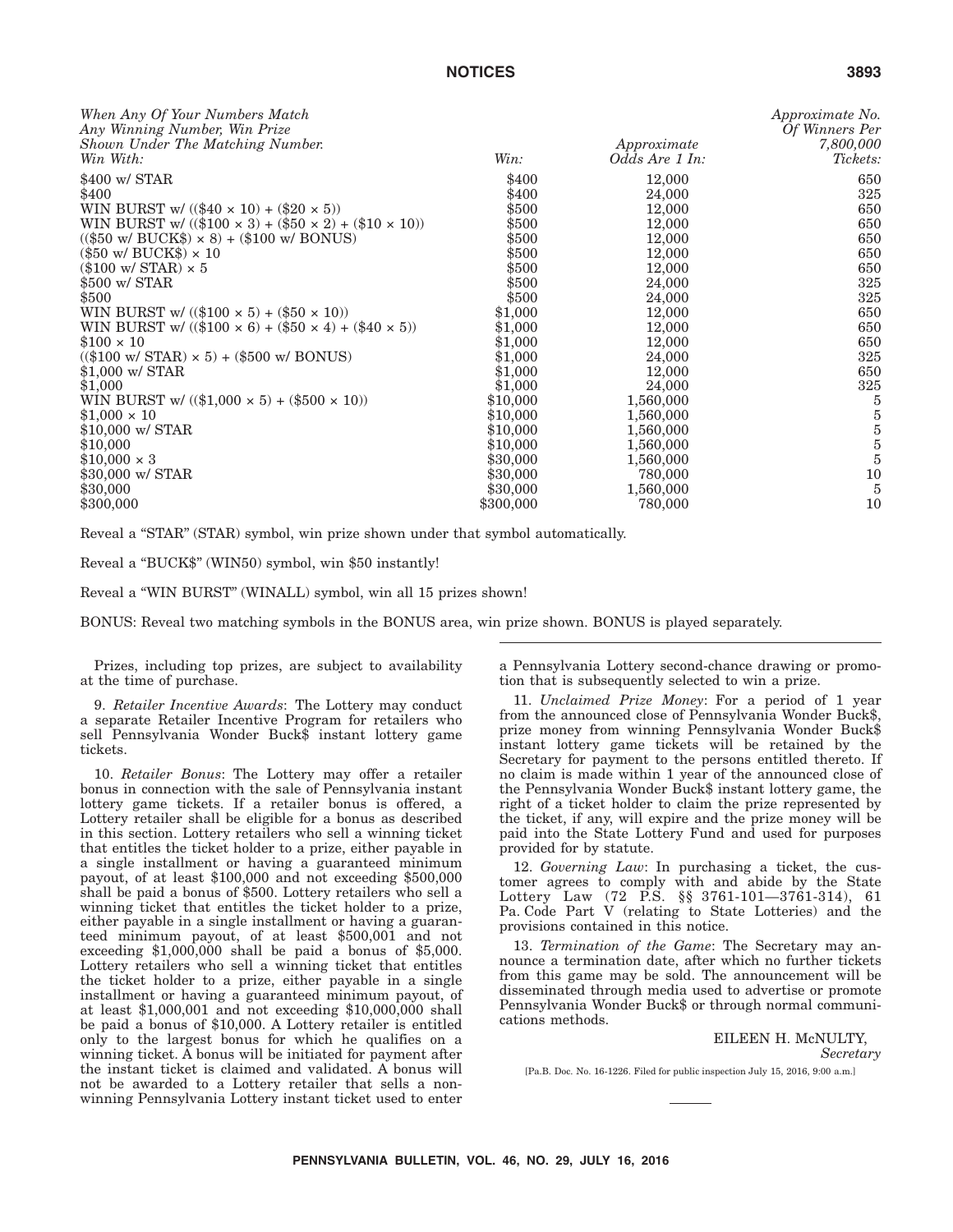| When Any Of Your Numbers Match Any Winning Number, Win Prize Shown Under The Matching Number. Win With: | Win: | Approximate Odds Are 1 In: | Approximate No. Of Winners Per 7,800,000 Tickets: |
|---|---|---|---|
| $400 w/ STAR | $400 | 12,000 | 650 |
| $400 | $400 | 24,000 | 325 |
| WIN BURST w/ (($40 × 10) + ($20 × 5)) | $500 | 12,000 | 650 |
| WIN BURST w/ (($100 × 3) + ($50 × 2) + ($10 × 10)) | $500 | 12,000 | 650 |
| (($50 w/ BUCK$) × 8) + ($100 w/ BONUS) | $500 | 12,000 | 650 |
| ($50 w/ BUCK$) × 10 | $500 | 12,000 | 650 |
| ($100 w/ STAR) × 5 | $500 | 12,000 | 650 |
| $500 w/ STAR | $500 | 24,000 | 325 |
| $500 | $500 | 24,000 | 325 |
| WIN BURST w/ (($100 × 5) + ($50 × 10)) | $1,000 | 12,000 | 650 |
| WIN BURST w/ (($100 × 6) + ($50 × 4) + ($40 × 5)) | $1,000 | 12,000 | 650 |
| $100 × 10 | $1,000 | 12,000 | 650 |
| (($100 w/ STAR) × 5) + ($500 w/ BONUS) | $1,000 | 24,000 | 325 |
| $1,000 w/ STAR | $1,000 | 12,000 | 650 |
| $1,000 | $1,000 | 24,000 | 325 |
| WIN BURST w/ (($1,000 × 5) + ($500 × 10)) | $10,000 | 1,560,000 | 5 |
| $1,000 × 10 | $10,000 | 1,560,000 | 5 |
| $10,000 w/ STAR | $10,000 | 1,560,000 | 5 |
| $10,000 | $10,000 | 1,560,000 | 5 |
| $10,000 × 3 | $30,000 | 1,560,000 | 5 |
| $30,000 w/ STAR | $30,000 | 780,000 | 10 |
| $30,000 | $30,000 | 1,560,000 | 5 |
| $300,000 | $300,000 | 780,000 | 10 |

Reveal a "STAR" (STAR) symbol, win prize shown under that symbol automatically.

Reveal a "BUCK$" (WIN50) symbol, win $50 instantly!

Reveal a "WIN BURST" (WINALL) symbol, win all 15 prizes shown!

BONUS: Reveal two matching symbols in the BONUS area, win prize shown. BONUS is played separately.

Prizes, including top prizes, are subject to availability at the time of purchase.

9. *Retailer Incentive Awards*: The Lottery may conduct a separate Retailer Incentive Program for retailers who sell Pennsylvania Wonder Buck$ instant lottery game tickets.

10. *Retailer Bonus*: The Lottery may offer a retailer bonus in connection with the sale of Pennsylvania instant lottery game tickets. If a retailer bonus is offered, a Lottery retailer shall be eligible for a bonus as described in this section. Lottery retailers who sell a winning ticket that entitles the ticket holder to a prize, either payable in a single installment or having a guaranteed minimum payout, of at least $100,000 and not exceeding $500,000 shall be paid a bonus of $500. Lottery retailers who sell a winning ticket that entitles the ticket holder to a prize, either payable in a single installment or having a guaranteed minimum payout, of at least $500,001 and not exceeding $1,000,000 shall be paid a bonus of $5,000. Lottery retailers who sell a winning ticket that entitles the ticket holder to a prize, either payable in a single installment or having a guaranteed minimum payout, of at least $1,000,001 and not exceeding $10,000,000 shall be paid a bonus of $10,000. A Lottery retailer is entitled only to the largest bonus for which he qualifies on a winning ticket. A bonus will be initiated for payment after the instant ticket is claimed and validated. A bonus will not be awarded to a Lottery retailer that sells a non-winning Pennsylvania Lottery instant ticket used to enter a Pennsylvania Lottery second-chance drawing or promotion that is subsequently selected to win a prize.

11. *Unclaimed Prize Money*: For a period of 1 year from the announced close of Pennsylvania Wonder Buck$, prize money from winning Pennsylvania Wonder Buck$ instant lottery game tickets will be retained by the Secretary for payment to the persons entitled thereto. If no claim is made within 1 year of the announced close of the Pennsylvania Wonder Buck$ instant lottery game, the right of a ticket holder to claim the prize represented by the ticket, if any, will expire and the prize money will be paid into the State Lottery Fund and used for purposes provided for by statute.

12. *Governing Law*: In purchasing a ticket, the customer agrees to comply with and abide by the State Lottery Law (72 P.S. §§ 3761-101—3761-314), 61 Pa. Code Part V (relating to State Lotteries) and the provisions contained in this notice.

13. *Termination of the Game*: The Secretary may announce a termination date, after which no further tickets from this game may be sold. The announcement will be disseminated through media used to advertise or promote Pennsylvania Wonder Buck$ or through normal communications methods.

EILEEN H. McNULTY,
*Secretary*

[Pa.B. Doc. No. 16-1226. Filed for public inspection July 15, 2016, 9:00 a.m.]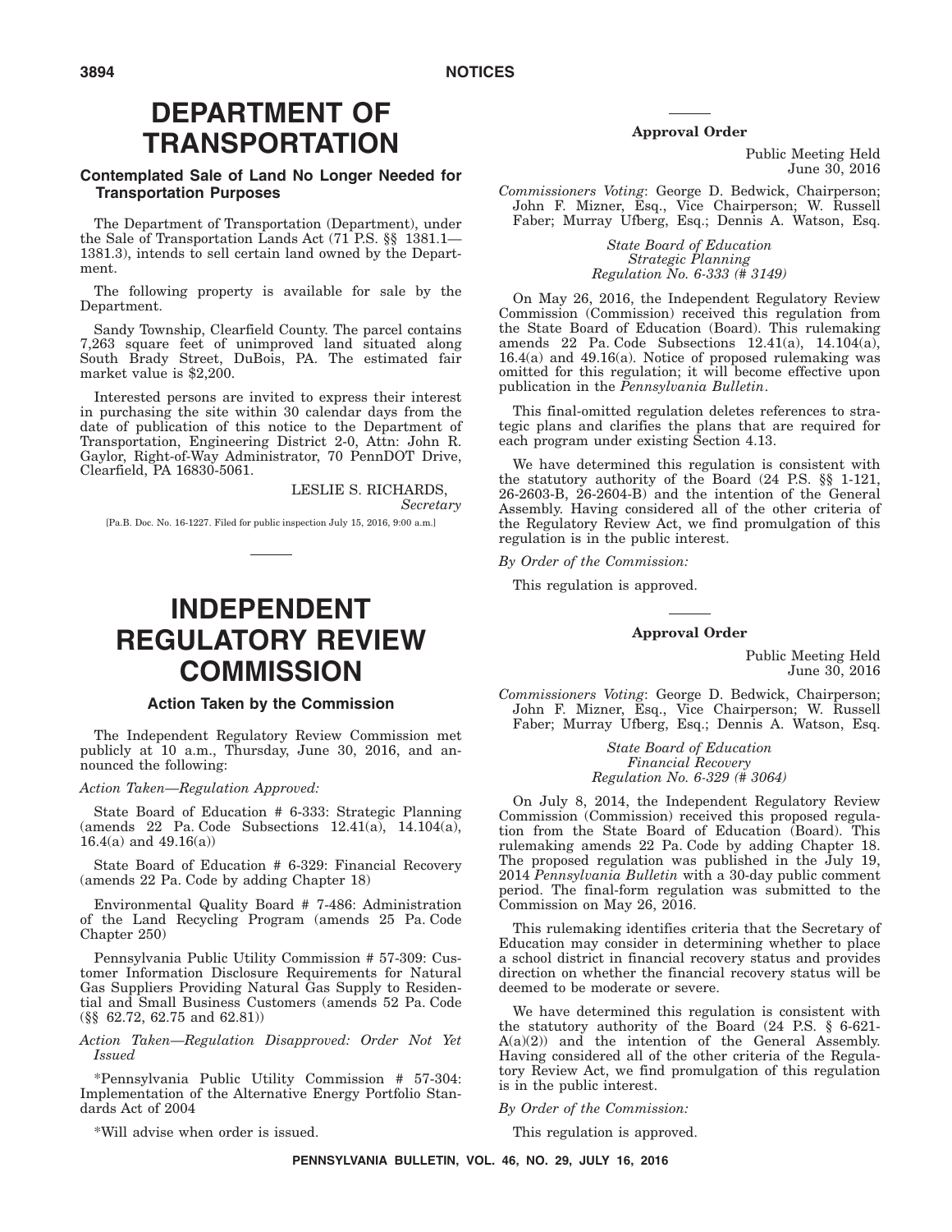# DEPARTMENT OF TRANSPORTATION

## Contemplated Sale of Land No Longer Needed for Transportation Purposes

The Department of Transportation (Department), under the Sale of Transportation Lands Act (71 P.S. §§ 1381.1—1381.3), intends to sell certain land owned by the Department.

The following property is available for sale by the Department.

Sandy Township, Clearfield County. The parcel contains 7,263 square feet of unimproved land situated along South Brady Street, DuBois, PA. The estimated fair market value is $2,200.

Interested persons are invited to express their interest in purchasing the site within 30 calendar days from the date of publication of this notice to the Department of Transportation, Engineering District 2-0, Attn: John R. Gaylor, Right-of-Way Administrator, 70 PennDOT Drive, Clearfield, PA 16830-5061.

LESLIE S. RICHARDS,
*Secretary*

[Pa.B. Doc. No. 16-1227. Filed for public inspection July 15, 2016, 9:00 a.m.]

# INDEPENDENT REGULATORY REVIEW COMMISSION

## Action Taken by the Commission

The Independent Regulatory Review Commission met publicly at 10 a.m., Thursday, June 30, 2016, and announced the following:

*Action Taken—Regulation Approved:*

State Board of Education # 6-333: Strategic Planning (amends 22 Pa. Code Subsections 12.41(a), 14.104(a), 16.4(a) and 49.16(a))

State Board of Education # 6-329: Financial Recovery (amends 22 Pa. Code by adding Chapter 18)

Environmental Quality Board # 7-486: Administration of the Land Recycling Program (amends 25 Pa. Code Chapter 250)

Pennsylvania Public Utility Commission # 57-309: Customer Information Disclosure Requirements for Natural Gas Suppliers Providing Natural Gas Supply to Residential and Small Business Customers (amends 52 Pa. Code (§§ 62.72, 62.75 and 62.81))

*Action Taken—Regulation Disapproved: Order Not Yet Issued*

*Pennsylvania Public Utility Commission # 57-304: Implementation of the Alternative Energy Portfolio Standards Act of 2004

*Will advise when order is issued.

**Approval Order**

Public Meeting Held
June 30, 2016

*Commissioners Voting*: George D. Bedwick, Chairperson; John F. Mizner, Esq., Vice Chairperson; W. Russell Faber; Murray Ufberg, Esq.; Dennis A. Watson, Esq.

*State Board of Education*
*Strategic Planning*
*Regulation No. 6-333 (# 3149)*

On May 26, 2016, the Independent Regulatory Review Commission (Commission) received this regulation from the State Board of Education (Board). This rulemaking amends 22 Pa. Code Subsections 12.41(a), 14.104(a), 16.4(a) and 49.16(a). Notice of proposed rulemaking was omitted for this regulation; it will become effective upon publication in the *Pennsylvania Bulletin*.

This final-omitted regulation deletes references to strategic plans and clarifies the plans that are required for each program under existing Section 4.13.

We have determined this regulation is consistent with the statutory authority of the Board (24 P.S. §§ 1-121, 26-2603-B, 26-2604-B) and the intention of the General Assembly. Having considered all of the other criteria of the Regulatory Review Act, we find promulgation of this regulation is in the public interest.

*By Order of the Commission:*

This regulation is approved.

**Approval Order**

Public Meeting Held
June 30, 2016

*Commissioners Voting*: George D. Bedwick, Chairperson; John F. Mizner, Esq., Vice Chairperson; W. Russell Faber; Murray Ufberg, Esq.; Dennis A. Watson, Esq.

*State Board of Education*
*Financial Recovery*
*Regulation No. 6-329 (# 3064)*

On July 8, 2014, the Independent Regulatory Review Commission (Commission) received this proposed regulation from the State Board of Education (Board). This rulemaking amends 22 Pa. Code by adding Chapter 18. The proposed regulation was published in the July 19, 2014 *Pennsylvania Bulletin* with a 30-day public comment period. The final-form regulation was submitted to the Commission on May 26, 2016.

This rulemaking identifies criteria that the Secretary of Education may consider in determining whether to place a school district in financial recovery status and provides direction on whether the financial recovery status will be deemed to be moderate or severe.

We have determined this regulation is consistent with the statutory authority of the Board (24 P.S. § 6-621-A(a)(2)) and the intention of the General Assembly. Having considered all of the other criteria of the Regulatory Review Act, we find promulgation of this regulation is in the public interest.

*By Order of the Commission:*

This regulation is approved.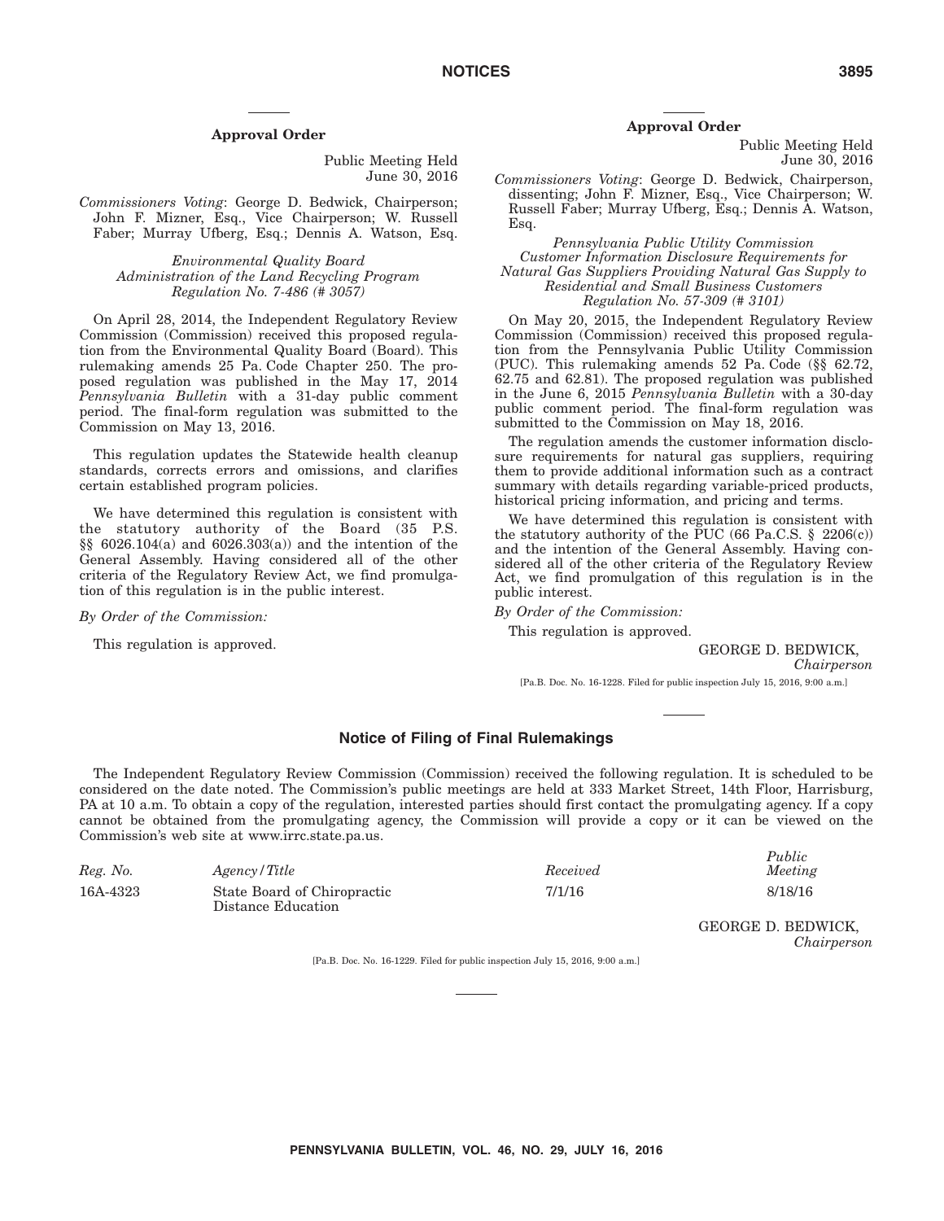### Approval Order

Public Meeting Held
June 30, 2016

*Commissioners Voting*: George D. Bedwick, Chairperson; John F. Mizner, Esq., Vice Chairperson; W. Russell Faber; Murray Ufberg, Esq.; Dennis A. Watson, Esq.

*Environmental Quality Board*
*Administration of the Land Recycling Program*
*Regulation No. 7-486 (# 3057)*

On April 28, 2014, the Independent Regulatory Review Commission (Commission) received this proposed regulation from the Environmental Quality Board (Board). This rulemaking amends 25 Pa. Code Chapter 250. The proposed regulation was published in the May 17, 2014 *Pennsylvania Bulletin* with a 31-day public comment period. The final-form regulation was submitted to the Commission on May 13, 2016.

This regulation updates the Statewide health cleanup standards, corrects errors and omissions, and clarifies certain established program policies.

We have determined this regulation is consistent with the statutory authority of the Board (35 P.S. §§ 6026.104(a) and 6026.303(a)) and the intention of the General Assembly. Having considered all of the other criteria of the Regulatory Review Act, we find promulgation of this regulation is in the public interest.

*By Order of the Commission:*

This regulation is approved.

### Approval Order

Public Meeting Held
June 30, 2016

*Commissioners Voting*: George D. Bedwick, Chairperson, dissenting; John F. Mizner, Esq., Vice Chairperson; W. Russell Faber; Murray Ufberg, Esq.; Dennis A. Watson, Esq.

*Pennsylvania Public Utility Commission*
*Customer Information Disclosure Requirements for Natural Gas Suppliers Providing Natural Gas Supply to Residential and Small Business Customers*
*Regulation No. 57-309 (# 3101)*

On May 20, 2015, the Independent Regulatory Review Commission (Commission) received this proposed regulation from the Pennsylvania Public Utility Commission (PUC). This rulemaking amends 52 Pa. Code (§§ 62.72, 62.75 and 62.81). The proposed regulation was published in the June 6, 2015 *Pennsylvania Bulletin* with a 30-day public comment period. The final-form regulation was submitted to the Commission on May 18, 2016.

The regulation amends the customer information disclosure requirements for natural gas suppliers, requiring them to provide additional information such as a contract summary with details regarding variable-priced products, historical pricing information, and pricing and terms.

We have determined this regulation is consistent with the statutory authority of the PUC (66 Pa.C.S. § 2206(c)) and the intention of the General Assembly. Having considered all of the other criteria of the Regulatory Review Act, we find promulgation of this regulation is in the public interest.

*By Order of the Commission:*

This regulation is approved.

GEORGE D. BEDWICK,
*Chairperson*

[Pa.B. Doc. No. 16-1228. Filed for public inspection July 15, 2016, 9:00 a.m.]

## Notice of Filing of Final Rulemakings

The Independent Regulatory Review Commission (Commission) received the following regulation. It is scheduled to be considered on the date noted. The Commission's public meetings are held at 333 Market Street, 14th Floor, Harrisburg, PA at 10 a.m. To obtain a copy of the regulation, interested parties should first contact the promulgating agency. If a copy cannot be obtained from the promulgating agency, the Commission will provide a copy or it can be viewed on the Commission's web site at www.irrc.state.pa.us.

| *Reg. No.* | *Agency/Title* | *Received* | *Public Meeting* |
|---|---|---|---|
| 16A-4323 | State Board of Chiropractic Distance Education | 7/1/16 | 8/18/16 |

GEORGE D. BEDWICK,
*Chairperson*

[Pa.B. Doc. No. 16-1229. Filed for public inspection July 15, 2016, 9:00 a.m.]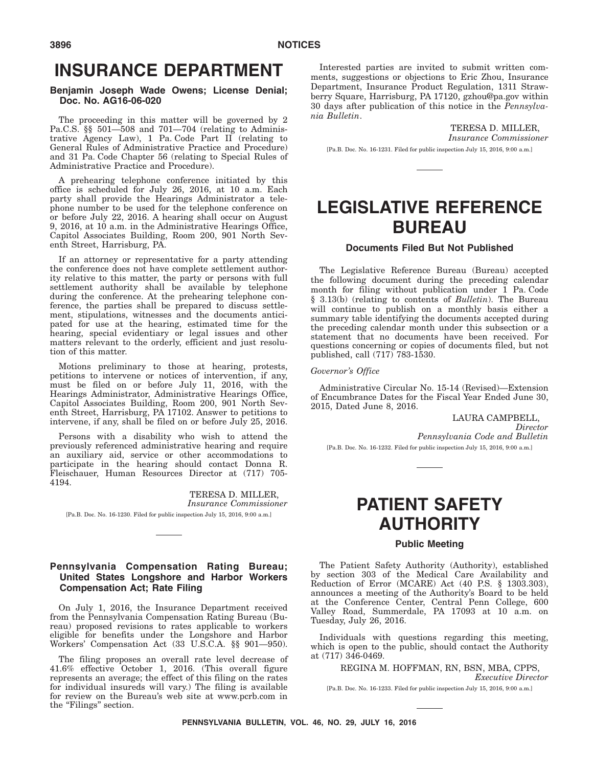# INSURANCE DEPARTMENT

### Benjamin Joseph Wade Owens; License Denial; Doc. No. AG16-06-020

The proceeding in this matter will be governed by 2 Pa.C.S. §§ 501—508 and 701—704 (relating to Administrative Agency Law), 1 Pa. Code Part II (relating to General Rules of Administrative Practice and Procedure) and 31 Pa. Code Chapter 56 (relating to Special Rules of Administrative Practice and Procedure).

A prehearing telephone conference initiated by this office is scheduled for July 26, 2016, at 10 a.m. Each party shall provide the Hearings Administrator a telephone number to be used for the telephone conference on or before July 22, 2016. A hearing shall occur on August 9, 2016, at 10 a.m. in the Administrative Hearings Office, Capitol Associates Building, Room 200, 901 North Seventh Street, Harrisburg, PA.

If an attorney or representative for a party attending the conference does not have complete settlement authority relative to this matter, the party or persons with full settlement authority shall be available by telephone during the conference. At the prehearing telephone conference, the parties shall be prepared to discuss settlement, stipulations, witnesses and the documents anticipated for use at the hearing, estimated time for the hearing, special evidentiary or legal issues and other matters relevant to the orderly, efficient and just resolution of this matter.

Motions preliminary to those at hearing, protests, petitions to intervene or notices of intervention, if any, must be filed on or before July 11, 2016, with the Hearings Administrator, Administrative Hearings Office, Capitol Associates Building, Room 200, 901 North Seventh Street, Harrisburg, PA 17102. Answer to petitions to intervene, if any, shall be filed on or before July 25, 2016.

Persons with a disability who wish to attend the previously referenced administrative hearing and require an auxiliary aid, service or other accommodations to participate in the hearing should contact Donna R. Fleischauer, Human Resources Director at (717) 705-4194.

TERESA D. MILLER,
*Insurance Commissioner*

[Pa.B. Doc. No. 16-1230. Filed for public inspection July 15, 2016, 9:00 a.m.]

### Pennsylvania Compensation Rating Bureau; United States Longshore and Harbor Workers Compensation Act; Rate Filing

On July 1, 2016, the Insurance Department received from the Pennsylvania Compensation Rating Bureau (Bureau) proposed revisions to rates applicable to workers eligible for benefits under the Longshore and Harbor Workers' Compensation Act (33 U.S.C.A. §§ 901—950).

The filing proposes an overall rate level decrease of 41.6% effective October 1, 2016. (This overall figure represents an average; the effect of this filing on the rates for individual insureds will vary.) The filing is available for review on the Bureau's web site at www.pcrb.com in the "Filings" section.

Interested parties are invited to submit written comments, suggestions or objections to Eric Zhou, Insurance Department, Insurance Product Regulation, 1311 Strawberry Square, Harrisburg, PA 17120, gzhou@pa.gov within 30 days after publication of this notice in the *Pennsylvania Bulletin*.

TERESA D. MILLER,
*Insurance Commissioner*

[Pa.B. Doc. No. 16-1231. Filed for public inspection July 15, 2016, 9:00 a.m.]

# LEGISLATIVE REFERENCE BUREAU

### Documents Filed But Not Published

The Legislative Reference Bureau (Bureau) accepted the following document during the preceding calendar month for filing without publication under 1 Pa. Code § 3.13(b) (relating to contents of *Bulletin*). The Bureau will continue to publish on a monthly basis either a summary table identifying the documents accepted during the preceding calendar month under this subsection or a statement that no documents have been received. For questions concerning or copies of documents filed, but not published, call (717) 783-1530.

*Governor's Office*

Administrative Circular No. 15-14 (Revised)—Extension of Encumbrance Dates for the Fiscal Year Ended June 30, 2015, Dated June 8, 2016.

LAURA CAMPBELL,
*Director*
*Pennsylvania Code and Bulletin*

[Pa.B. Doc. No. 16-1232. Filed for public inspection July 15, 2016, 9:00 a.m.]

# PATIENT SAFETY AUTHORITY

### Public Meeting

The Patient Safety Authority (Authority), established by section 303 of the Medical Care Availability and Reduction of Error (MCARE) Act (40 P.S. § 1303.303), announces a meeting of the Authority's Board to be held at the Conference Center, Central Penn College, 600 Valley Road, Summerdale, PA 17093 at 10 a.m. on Tuesday, July 26, 2016.

Individuals with questions regarding this meeting, which is open to the public, should contact the Authority at (717) 346-0469.

REGINA M. HOFFMAN, RN, BSN, MBA, CPPS,
*Executive Director*

[Pa.B. Doc. No. 16-1233. Filed for public inspection July 15, 2016, 9:00 a.m.]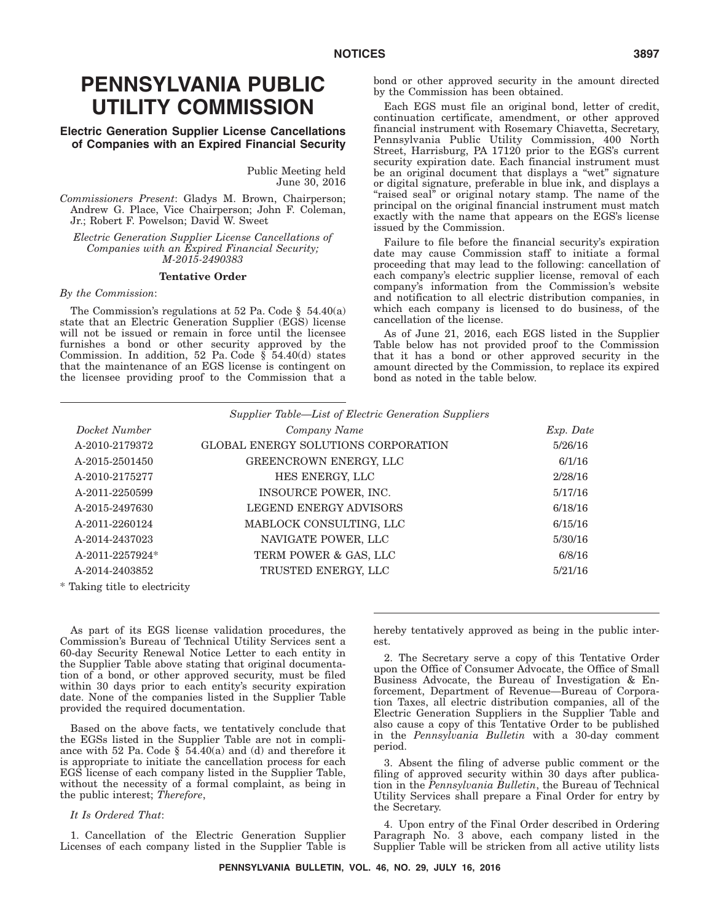# PENNSYLVANIA PUBLIC UTILITY COMMISSION

## Electric Generation Supplier License Cancellations of Companies with an Expired Financial Security

Public Meeting held
June 30, 2016

*Commissioners Present*: Gladys M. Brown, Chairperson; Andrew G. Place, Vice Chairperson; John F. Coleman, Jr.; Robert F. Powelson; David W. Sweet

*Electric Generation Supplier License Cancellations of Companies with an Expired Financial Security; M-2015-2490383*

**Tentative Order**

*By the Commission*:

The Commission's regulations at 52 Pa. Code § 54.40(a) state that an Electric Generation Supplier (EGS) license will not be issued or remain in force until the licensee furnishes a bond or other security approved by the Commission. In addition, 52 Pa. Code § 54.40(d) states that the maintenance of an EGS license is contingent on the licensee providing proof to the Commission that a bond or other approved security in the amount directed by the Commission has been obtained.

Each EGS must file an original bond, letter of credit, continuation certificate, amendment, or other approved financial instrument with Rosemary Chiavetta, Secretary, Pennsylvania Public Utility Commission, 400 North Street, Harrisburg, PA 17120 prior to the EGS's current security expiration date. Each financial instrument must be an original document that displays a "wet" signature or digital signature, preferable in blue ink, and displays a "raised seal" or original notary stamp. The name of the principal on the original financial instrument must match exactly with the name that appears on the EGS's license issued by the Commission.

Failure to file before the financial security's expiration date may cause Commission staff to initiate a formal proceeding that may lead to the following: cancellation of each company's electric supplier license, removal of each company's information from the Commission's website and notification to all electric distribution companies, in which each company is licensed to do business, of the cancellation of the license.

As of June 21, 2016, each EGS listed in the Supplier Table below has not provided proof to the Commission that it has a bond or other approved security in the amount directed by the Commission, to replace its expired bond as noted in the table below.

*Supplier Table—List of Electric Generation Suppliers*

| *Docket Number* | *Company Name* | *Exp. Date* |
|---|---|---|
| A-2010-2179372 | GLOBAL ENERGY SOLUTIONS CORPORATION | 5/26/16 |
| A-2015-2501450 | GREENCROWN ENERGY, LLC | 6/1/16 |
| A-2010-2175277 | HES ENERGY, LLC | 2/28/16 |
| A-2011-2250599 | INSOURCE POWER, INC. | 5/17/16 |
| A-2015-2497630 | LEGEND ENERGY ADVISORS | 6/18/16 |
| A-2011-2260124 | MABLOCK CONSULTING, LLC | 6/15/16 |
| A-2014-2437023 | NAVIGATE POWER, LLC | 5/30/16 |
| A-2011-2257924* | TERM POWER & GAS, LLC | 6/8/16 |
| A-2014-2403852 | TRUSTED ENERGY, LLC | 5/21/16 |

* Taking title to electricity

As part of its EGS license validation procedures, the Commission's Bureau of Technical Utility Services sent a 60-day Security Renewal Notice Letter to each entity in the Supplier Table above stating that original documentation of a bond, or other approved security, must be filed within 30 days prior to each entity's security expiration date. None of the companies listed in the Supplier Table provided the required documentation.

Based on the above facts, we tentatively conclude that the EGSs listed in the Supplier Table are not in compliance with 52 Pa. Code § 54.40(a) and (d) and therefore it is appropriate to initiate the cancellation process for each EGS license of each company listed in the Supplier Table, without the necessity of a formal complaint, as being in the public interest; *Therefore*,

*It Is Ordered That*:

1. Cancellation of the Electric Generation Supplier Licenses of each company listed in the Supplier Table is hereby tentatively approved as being in the public interest.

2. The Secretary serve a copy of this Tentative Order upon the Office of Consumer Advocate, the Office of Small Business Advocate, the Bureau of Investigation & Enforcement, Department of Revenue—Bureau of Corporation Taxes, all electric distribution companies, all of the Electric Generation Suppliers in the Supplier Table and also cause a copy of this Tentative Order to be published in the *Pennsylvania Bulletin* with a 30-day comment period.

3. Absent the filing of adverse public comment or the filing of approved security within 30 days after publication in the *Pennsylvania Bulletin*, the Bureau of Technical Utility Services shall prepare a Final Order for entry by the Secretary.

4. Upon entry of the Final Order described in Ordering Paragraph No. 3 above, each company listed in the Supplier Table will be stricken from all active utility lists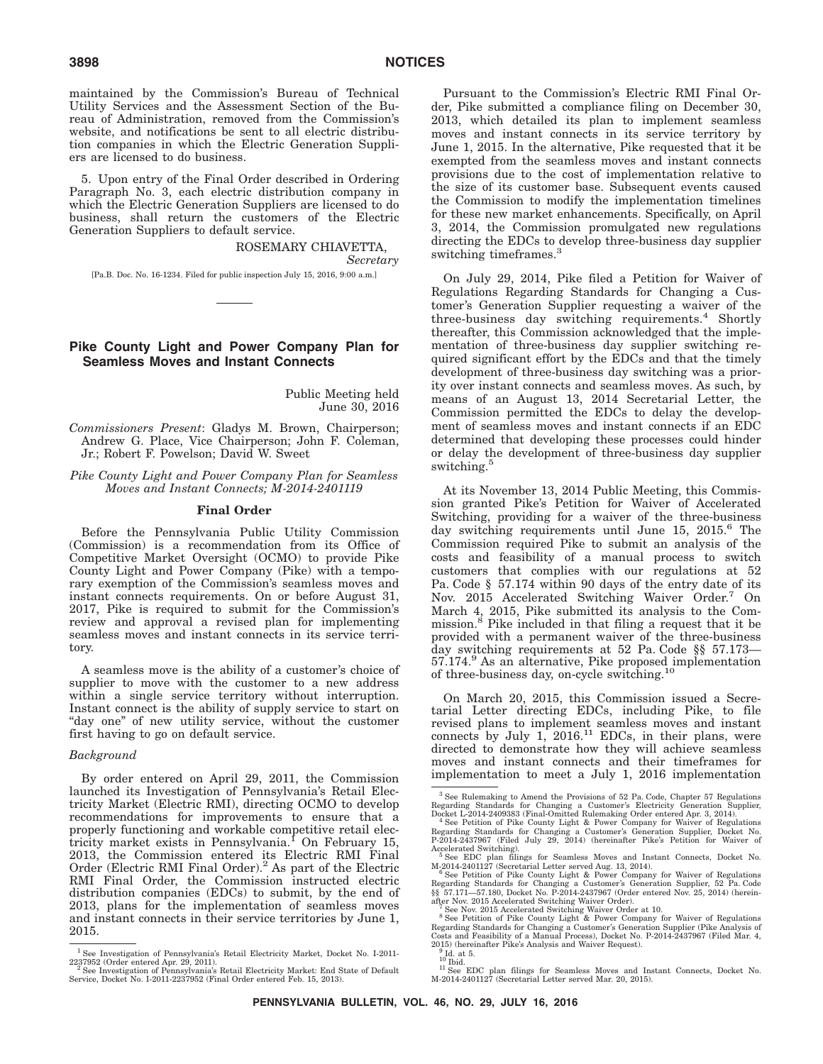maintained by the Commission's Bureau of Technical Utility Services and the Assessment Section of the Bureau of Administration, removed from the Commission's website, and notifications be sent to all electric distribution companies in which the Electric Generation Suppliers are licensed to do business.

5. Upon entry of the Final Order described in Ordering Paragraph No. 3, each electric distribution company in which the Electric Generation Suppliers are licensed to do business, shall return the customers of the Electric Generation Suppliers to default service.

ROSEMARY CHIAVETTA,
*Secretary*

[Pa.B. Doc. No. 16-1234. Filed for public inspection July 15, 2016, 9:00 a.m.]

## Pike County Light and Power Company Plan for Seamless Moves and Instant Connects

Public Meeting held
June 30, 2016

*Commissioners Present*: Gladys M. Brown, Chairperson; Andrew G. Place, Vice Chairperson; John F. Coleman, Jr.; Robert F. Powelson; David W. Sweet

*Pike County Light and Power Company Plan for Seamless Moves and Instant Connects; M-2014-2401119*

### Final Order

Before the Pennsylvania Public Utility Commission (Commission) is a recommendation from its Office of Competitive Market Oversight (OCMO) to provide Pike County Light and Power Company (Pike) with a temporary exemption of the Commission's seamless moves and instant connects requirements. On or before August 31, 2017, Pike is required to submit for the Commission's review and approval a revised plan for implementing seamless moves and instant connects in its service territory.

A seamless move is the ability of a customer's choice of supplier to move with the customer to a new address within a single service territory without interruption. Instant connect is the ability of supply service to start on "day one" of new utility service, without the customer first having to go on default service.

*Background*

By order entered on April 29, 2011, the Commission launched its Investigation of Pennsylvania's Retail Electricity Market (Electric RMI), directing OCMO to develop recommendations for improvements to ensure that a properly functioning and workable competitive retail electricity market exists in Pennsylvania.[1] On February 15, 2013, the Commission entered its Electric RMI Final Order (Electric RMI Final Order).[2] As part of the Electric RMI Final Order, the Commission instructed electric distribution companies (EDCs) to submit, by the end of 2013, plans for the implementation of seamless moves and instant connects in their service territories by June 1, 2015.

Pursuant to the Commission's Electric RMI Final Order, Pike submitted a compliance filing on December 30, 2013, which detailed its plan to implement seamless moves and instant connects in its service territory by June 1, 2015. In the alternative, Pike requested that it be exempted from the seamless moves and instant connects provisions due to the cost of implementation relative to the size of its customer base. Subsequent events caused the Commission to modify the implementation timelines for these new market enhancements. Specifically, on April 3, 2014, the Commission promulgated new regulations directing the EDCs to develop three-business day supplier switching timeframes.[3]

On July 29, 2014, Pike filed a Petition for Waiver of Regulations Regarding Standards for Changing a Customer's Generation Supplier requesting a waiver of the three-business day switching requirements.[4] Shortly thereafter, this Commission acknowledged that the implementation of three-business day supplier switching required significant effort by the EDCs and that the timely development of three-business day switching was a priority over instant connects and seamless moves. As such, by means of an August 13, 2014 Secretarial Letter, the Commission permitted the EDCs to delay the development of seamless moves and instant connects if an EDC determined that developing these processes could hinder or delay the development of three-business day supplier switching.[5]

At its November 13, 2014 Public Meeting, this Commission granted Pike's Petition for Waiver of Accelerated Switching, providing for a waiver of the three-business day switching requirements until June 15, 2015.[6] The Commission required Pike to submit an analysis of the costs and feasibility of a manual process to switch customers that complies with our regulations at 52 Pa. Code § 57.174 within 90 days of the entry date of its Nov. 2015 Accelerated Switching Waiver Order.[7] On March 4, 2015, Pike submitted its analysis to the Commission.[8] Pike included in that filing a request that it be provided with a permanent waiver of the three-business day switching requirements at 52 Pa. Code §§ 57.173—57.174.[9] As an alternative, Pike proposed implementation of three-business day, on-cycle switching.[10]

On March 20, 2015, this Commission issued a Secretarial Letter directing EDCs, including Pike, to file revised plans to implement seamless moves and instant connects by July 1, 2016.[11] EDCs, in their plans, were directed to demonstrate how they will achieve seamless moves and instant connects and their timeframes for implementation to meet a July 1, 2016 implementation

---

[1] See Investigation of Pennsylvania's Retail Electricity Market, Docket No. I-2011-2237952 (Order entered Apr. 29, 2011).

[2] See Investigation of Pennsylvania's Retail Electricity Market: End State of Default Service, Docket No. I-2011-2237952 (Final Order entered Feb. 15, 2013).

[3] See Rulemaking to Amend the Provisions of 52 Pa. Code, Chapter 57 Regulations Regarding Standards for Changing a Customer's Electricity Generation Supplier, Docket L-2014-2409383 (Final-Omitted Rulemaking Order entered Apr. 3, 2014).

[4] See Petition of Pike County Light & Power Company for Waiver of Regulations Regarding Standards for Changing a Customer's Generation Supplier, Docket No. P-2014-2437967 (Filed July 29, 2014) (hereinafter Pike's Petition for Waiver of Accelerated Switching).

[5] See EDC plan filings for Seamless Moves and Instant Connects, Docket No. M-2014-2401127 (Secretarial Letter served Aug. 13, 2014).

[6] See Petition of Pike County Light & Power Company for Waiver of Regulations Regarding Standards for Changing a Customer's Generation Supplier, 52 Pa. Code §§ 57.171—57.180, Docket No. P-2014-2437967 (Order entered Nov. 25, 2014) (hereinafter Nov. 2015 Accelerated Switching Waiver Order).

[7] See Nov. 2015 Accelerated Switching Waiver Order at 10.

[8] See Petition of Pike County Light & Power Company for Waiver of Regulations Regarding Standards for Changing a Customer's Generation Supplier (Pike Analysis of Costs and Feasibility of a Manual Process), Docket No. P-2014-2437967 (Filed Mar. 4, 2015) (hereinafter Pike's Analysis and Waiver Request).

[9] Id. at 5.

[10] Ibid.

[11] See EDC plan filings for Seamless Moves and Instant Connects, Docket No. M-2014-2401127 (Secretarial Letter served Mar. 20, 2015).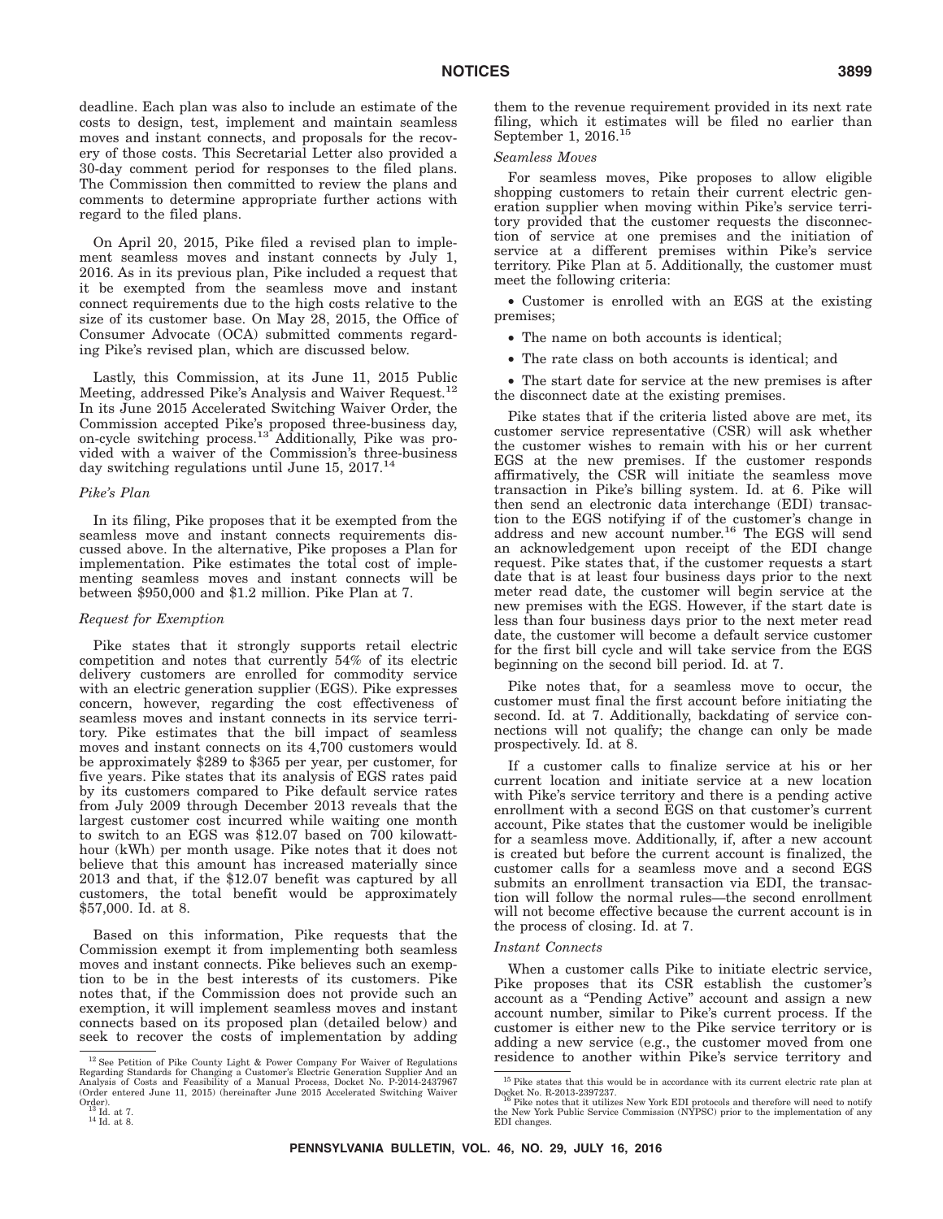deadline. Each plan was also to include an estimate of the costs to design, test, implement and maintain seamless moves and instant connects, and proposals for the recovery of those costs. This Secretarial Letter also provided a 30-day comment period for responses to the filed plans. The Commission then committed to review the plans and comments to determine appropriate further actions with regard to the filed plans.

On April 20, 2015, Pike filed a revised plan to implement seamless moves and instant connects by July 1, 2016. As in its previous plan, Pike included a request that it be exempted from the seamless move and instant connect requirements due to the high costs relative to the size of its customer base. On May 28, 2015, the Office of Consumer Advocate (OCA) submitted comments regarding Pike's revised plan, which are discussed below.

Lastly, this Commission, at its June 11, 2015 Public Meeting, addressed Pike's Analysis and Waiver Request.[12] In its June 2015 Accelerated Switching Waiver Order, the Commission accepted Pike's proposed three-business day, on-cycle switching process.[13] Additionally, Pike was provided with a waiver of the Commission's three-business day switching regulations until June 15, 2017.[14]

*Pike's Plan*

In its filing, Pike proposes that it be exempted from the seamless move and instant connects requirements discussed above. In the alternative, Pike proposes a Plan for implementation. Pike estimates the total cost of implementing seamless moves and instant connects will be between $950,000 and $1.2 million. Pike Plan at 7.

*Request for Exemption*

Pike states that it strongly supports retail electric competition and notes that currently 54% of its electric delivery customers are enrolled for commodity service with an electric generation supplier (EGS). Pike expresses concern, however, regarding the cost effectiveness of seamless moves and instant connects in its service territory. Pike estimates that the bill impact of seamless moves and instant connects on its 4,700 customers would be approximately $289 to $365 per year, per customer, for five years. Pike states that its analysis of EGS rates paid by its customers compared to Pike default service rates from July 2009 through December 2013 reveals that the largest customer cost incurred while waiting one month to switch to an EGS was $12.07 based on 700 kilowatt-hour (kWh) per month usage. Pike notes that it does not believe that this amount has increased materially since 2013 and that, if the $12.07 benefit was captured by all customers, the total benefit would be approximately $57,000. Id. at 8.

Based on this information, Pike requests that the Commission exempt it from implementing both seamless moves and instant connects. Pike believes such an exemption to be in the best interests of its customers. Pike notes that, if the Commission does not provide such an exemption, it will implement seamless moves and instant connects based on its proposed plan (detailed below) and seek to recover the costs of implementation by adding them to the revenue requirement provided in its next rate filing, which it estimates will be filed no earlier than September 1, 2016.[15]

*Seamless Moves*

For seamless moves, Pike proposes to allow eligible shopping customers to retain their current electric generation supplier when moving within Pike's service territory provided that the customer requests the disconnection of service at one premises and the initiation of service at a different premises within Pike's service territory. Pike Plan at 5. Additionally, the customer must meet the following criteria:

- Customer is enrolled with an EGS at the existing premises;
- The name on both accounts is identical;
- The rate class on both accounts is identical; and
- The start date for service at the new premises is after the disconnect date at the existing premises.

Pike states that if the criteria listed above are met, its customer service representative (CSR) will ask whether the customer wishes to remain with his or her current EGS at the new premises. If the customer responds affirmatively, the CSR will initiate the seamless move transaction in Pike's billing system. Id. at 6. Pike will then send an electronic data interchange (EDI) transaction to the EGS notifying if of the customer's change in address and new account number.[16] The EGS will send an acknowledgement upon receipt of the EDI change request. Pike states that, if the customer requests a start date that is at least four business days prior to the next meter read date, the customer will begin service at the new premises with the EGS. However, if the start date is less than four business days prior to the next meter read date, the customer will become a default service customer for the first bill cycle and will take service from the EGS beginning on the second bill period. Id. at 7.

Pike notes that, for a seamless move to occur, the customer must final the first account before initiating the second. Id. at 7. Additionally, backdating of service connections will not qualify; the change can only be made prospectively. Id. at 8.

If a customer calls to finalize service at his or her current location and initiate service at a new location with Pike's service territory and there is a pending active enrollment with a second EGS on that customer's current account, Pike states that the customer would be ineligible for a seamless move. Additionally, if, after a new account is created but before the current account is finalized, the customer calls for a seamless move and a second EGS submits an enrollment transaction via EDI, the transaction will follow the normal rules—the second enrollment will not become effective because the current account is in the process of closing. Id. at 7.

*Instant Connects*

When a customer calls Pike to initiate electric service, Pike proposes that its CSR establish the customer's account as a "Pending Active" account and assign a new account number, similar to Pike's current process. If the customer is either new to the Pike service territory or is adding a new service (e.g., the customer moved from one residence to another within Pike's service territory and

---

[12] See Petition of Pike County Light & Power Company For Waiver of Regulations Regarding Standards for Changing a Customer's Electric Generation Supplier And an Analysis of Costs and Feasibility of a Manual Process, Docket No. P-2014-2437967 (Order entered June 11, 2015) (hereinafter June 2015 Accelerated Switching Waiver Order).

[13] Id. at 7.

[14] Id. at 8.

[15] Pike states that this would be in accordance with its current electric rate plan at Docket No. R-2013-2397237.

[16] Pike notes that it utilizes New York EDI protocols and therefore will need to notify the New York Public Service Commission (NYPSC) prior to the implementation of any EDI changes.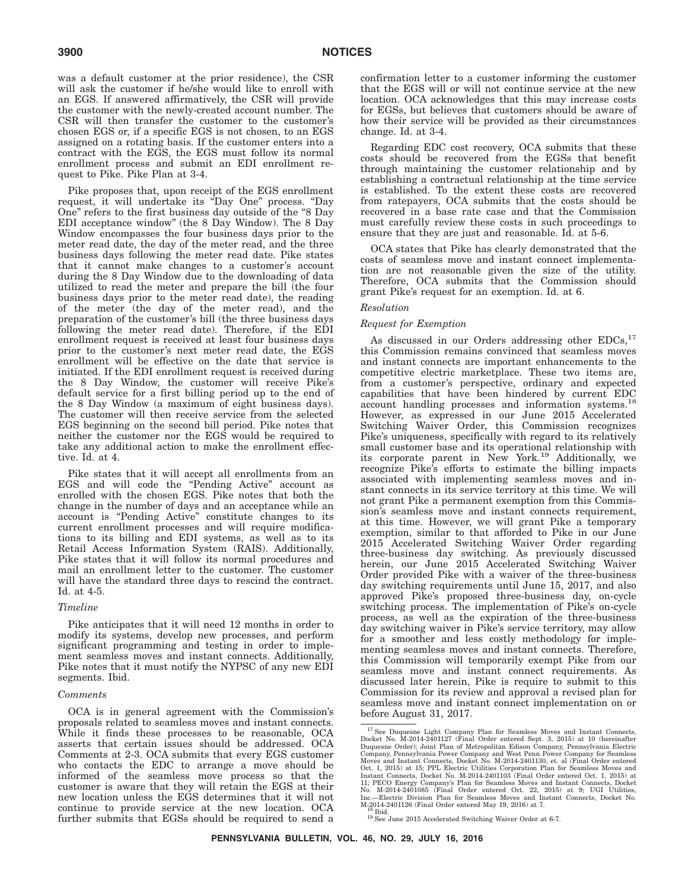was a default customer at the prior residence), the CSR will ask the customer if he/she would like to enroll with an EGS. If answered affirmatively, the CSR will provide the customer with the newly-created account number. The CSR will then transfer the customer to the customer's chosen EGS or, if a specific EGS is not chosen, to an EGS assigned on a rotating basis. If the customer enters into a contract with the EGS, the EGS must follow its normal enrollment process and submit an EDI enrollment request to Pike. Pike Plan at 3-4.

Pike proposes that, upon receipt of the EGS enrollment request, it will undertake its "Day One" process. "Day One" refers to the first business day outside of the "8 Day EDI acceptance window" (the 8 Day Window). The 8 Day Window encompasses the four business days prior to the meter read date, the day of the meter read, and the three business days following the meter read date. Pike states that it cannot make changes to a customer's account during the 8 Day Window due to the downloading of data utilized to read the meter and prepare the bill (the four business days prior to the meter read date), the reading of the meter (the day of the meter read), and the preparation of the customer's bill (the three business days following the meter read date). Therefore, if the EDI enrollment request is received at least four business days prior to the customer's next meter read date, the EGS enrollment will be effective on the date that service is initiated. If the EDI enrollment request is received during the 8 Day Window, the customer will receive Pike's default service for a first billing period up to the end of the 8 Day Window (a maximum of eight business days). The customer will then receive service from the selected EGS beginning on the second bill period. Pike notes that neither the customer nor the EGS would be required to take any additional action to make the enrollment effective. Id. at 4.

Pike states that it will accept all enrollments from an EGS and will code the "Pending Active" account as enrolled with the chosen EGS. Pike notes that both the change in the number of days and an acceptance while an account is "Pending Active" constitute changes to its current enrollment processes and will require modifications to its billing and EDI systems, as well as to its Retail Access Information System (RAIS). Additionally, Pike states that it will follow its normal procedures and mail an enrollment letter to the customer. The customer will have the standard three days to rescind the contract. Id. at 4-5.

*Timeline*

Pike anticipates that it will need 12 months in order to modify its systems, develop new processes, and perform significant programming and testing in order to implement seamless moves and instant connects. Additionally, Pike notes that it must notify the NYPSC of any new EDI segments. Ibid.

*Comments*

OCA is in general agreement with the Commission's proposals related to seamless moves and instant connects. While it finds these processes to be reasonable, OCA asserts that certain issues should be addressed. OCA Comments at 2-3. OCA submits that every EGS customer who contacts the EDC to arrange a move should be informed of the seamless move process so that the customer is aware that they will retain the EGS at their new location unless the EGS determines that it will not continue to provide service at the new location. OCA further submits that EGSs should be required to send a confirmation letter to a customer informing the customer that the EGS will or will not continue service at the new location. OCA acknowledges that this may increase costs for EGSs, but believes that customers should be aware of how their service will be provided as their circumstances change. Id. at 3-4.

Regarding EDC cost recovery, OCA submits that these costs should be recovered from the EGSs that benefit through maintaining the customer relationship and by establishing a contractual relationship at the time service is established. To the extent these costs are recovered from ratepayers, OCA submits that the costs should be recovered in a base rate case and that the Commission must carefully review these costs in such proceedings to ensure that they are just and reasonable. Id. at 5-6.

OCA states that Pike has clearly demonstrated that the costs of seamless move and instant connect implementation are not reasonable given the size of the utility. Therefore, OCA submits that the Commission should grant Pike's request for an exemption. Id. at 6.

*Resolution*

*Request for Exemption*

As discussed in our Orders addressing other EDCs,[17] this Commission remains convinced that seamless moves and instant connects are important enhancements to the competitive electric marketplace. These two items are, from a customer's perspective, ordinary and expected capabilities that have been hindered by current EDC account handling processes and information systems.[18] However, as expressed in our June 2015 Accelerated Switching Waiver Order, this Commission recognizes Pike's uniqueness, specifically with regard to its relatively small customer base and its operational relationship with its corporate parent in New York.[19] Additionally, we recognize Pike's efforts to estimate the billing impacts associated with implementing seamless moves and instant connects in its service territory at this time. We will not grant Pike a permanent exemption from this Commission's seamless move and instant connects requirement, at this time. However, we will grant Pike a temporary exemption, similar to that afforded to Pike in our June 2015 Accelerated Switching Waiver Order regarding three-business day switching. As previously discussed herein, our June 2015 Accelerated Switching Waiver Order provided Pike with a waiver of the three-business day switching requirements until June 15, 2017, and also approved Pike's proposed three-business day, on-cycle switching process. The implementation of Pike's on-cycle process, as well as the expiration of the three-business day switching waiver in Pike's service territory, may allow for a smoother and less costly methodology for implementing seamless moves and instant connects. Therefore, this Commission will temporarily exempt Pike from our seamless move and instant connect requirements. As discussed later herein, Pike is require to submit to this Commission for its review and approval a revised plan for seamless move and instant connect implementation on or before August 31, 2017.

---

[17] See Duquesne Light Company Plan for Seamless Moves and Instant Connects, Docket No. M-2014-2401127 (Final Order entered Sept. 3, 2015) at 10 (hereinafter Duquesne Order); Joint Plan of Metropolitan Edison Company, Pennsylvania Electric Company, Pennsylvania Power Company and West Penn Power Company for Seamless Moves and Instant Connects, Docket No. M-2014-2401130, et. al (Final Order entered Oct. 1, 2015) at 15; PPL Electric Utilities Corporation Plan for Seamless Moves and Instant Connects, Docket No. M-2014-2401103 (Final Order entered Oct. 1, 2015) at 11; PECO Energy Company's Plan for Seamless Moves and Instant Connects, Docket No. M-2014-2401085 (Final Order entered Oct. 22, 2015) at 9; UGI Utilities, Inc.—Electric Division Plan for Seamless Moves and Instant Connects, Docket No. M-2014-2401126 (Final Order entered May 19, 2016) at 7.

[18] Ibid.

[19] See June 2015 Accelerated Switching Waiver Order at 6-7.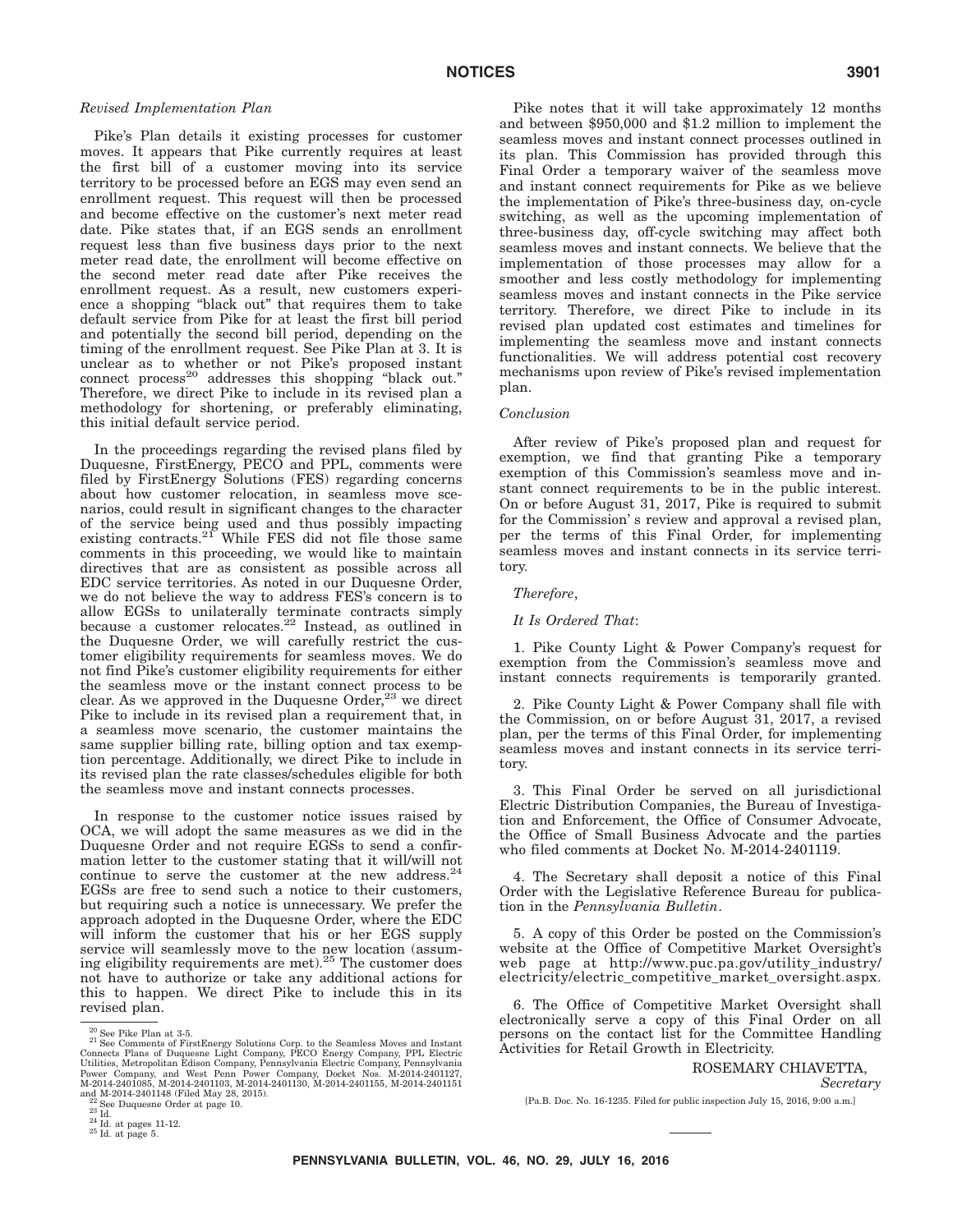*Revised Implementation Plan*

Pike's Plan details it existing processes for customer moves. It appears that Pike currently requires at least the first bill of a customer moving into its service territory to be processed before an EGS may even send an enrollment request. This request will then be processed and become effective on the customer's next meter read date. Pike states that, if an EGS sends an enrollment request less than five business days prior to the next meter read date, the enrollment will become effective on the second meter read date after Pike receives the enrollment request. As a result, new customers experience a shopping "black out" that requires them to take default service from Pike for at least the first bill period and potentially the second bill period, depending on the timing of the enrollment request. See Pike Plan at 3. It is unclear as to whether or not Pike's proposed instant connect process[20] addresses this shopping "black out." Therefore, we direct Pike to include in its revised plan a methodology for shortening, or preferably eliminating, this initial default service period.

In the proceedings regarding the revised plans filed by Duquesne, FirstEnergy, PECO and PPL, comments were filed by FirstEnergy Solutions (FES) regarding concerns about how customer relocation, in seamless move scenarios, could result in significant changes to the character of the service being used and thus possibly impacting existing contracts.[21] While FES did not file those same comments in this proceeding, we would like to maintain directives that are as consistent as possible across all EDC service territories. As noted in our Duquesne Order, we do not believe the way to address FES's concern is to allow EGSs to unilaterally terminate contracts simply because a customer relocates.[22] Instead, as outlined in the Duquesne Order, we will carefully restrict the customer eligibility requirements for seamless moves. We do not find Pike's customer eligibility requirements for either the seamless move or the instant connect process to be clear. As we approved in the Duquesne Order,[23] we direct Pike to include in its revised plan a requirement that, in a seamless move scenario, the customer maintains the same supplier billing rate, billing option and tax exemption percentage. Additionally, we direct Pike to include in its revised plan the rate classes/schedules eligible for both the seamless move and instant connects processes.

In response to the customer notice issues raised by OCA, we will adopt the same measures as we did in the Duquesne Order and not require EGSs to send a confirmation letter to the customer stating that it will/will not continue to serve the customer at the new address.[24] EGSs are free to send such a notice to their customers, but requiring such a notice is unnecessary. We prefer the approach adopted in the Duquesne Order, where the EDC will inform the customer that his or her EGS supply service will seamlessly move to the new location (assuming eligibility requirements are met).[25] The customer does not have to authorize or take any additional actions for this to happen. We direct Pike to include this in its revised plan.

Pike notes that it will take approximately 12 months and between $950,000 and $1.2 million to implement the seamless moves and instant connect processes outlined in its plan. This Commission has provided through this Final Order a temporary waiver of the seamless move and instant connect requirements for Pike as we believe the implementation of Pike's three-business day, on-cycle switching, as well as the upcoming implementation of three-business day, off-cycle switching may affect both seamless moves and instant connects. We believe that the implementation of those processes may allow for a smoother and less costly methodology for implementing seamless moves and instant connects in the Pike service territory. Therefore, we direct Pike to include in its revised plan updated cost estimates and timelines for implementing the seamless move and instant connects functionalities. We will address potential cost recovery mechanisms upon review of Pike's revised implementation plan.

*Conclusion*

After review of Pike's proposed plan and request for exemption, we find that granting Pike a temporary exemption of this Commission's seamless move and instant connect requirements to be in the public interest. On or before August 31, 2017, Pike is required to submit for the Commission' s review and approval a revised plan, per the terms of this Final Order, for implementing seamless moves and instant connects in its service territory.

*Therefore,*

*It Is Ordered That*:

1. Pike County Light & Power Company's request for exemption from the Commission's seamless move and instant connects requirements is temporarily granted.

2. Pike County Light & Power Company shall file with the Commission, on or before August 31, 2017, a revised plan, per the terms of this Final Order, for implementing seamless moves and instant connects in its service territory.

3. This Final Order be served on all jurisdictional Electric Distribution Companies, the Bureau of Investigation and Enforcement, the Office of Consumer Advocate, the Office of Small Business Advocate and the parties who filed comments at Docket No. M-2014-2401119.

4. The Secretary shall deposit a notice of this Final Order with the Legislative Reference Bureau for publication in the *Pennsylvania Bulletin*.

5. A copy of this Order be posted on the Commission's website at the Office of Competitive Market Oversight's web page at http://www.puc.pa.gov/utility_industry/electricity/electric_competitive_market_oversight.aspx.

6. The Office of Competitive Market Oversight shall electronically serve a copy of this Final Order on all persons on the contact list for the Committee Handling Activities for Retail Growth in Electricity.

ROSEMARY CHIAVETTA,
*Secretary*

[Pa.B. Doc. No. 16-1235. Filed for public inspection July 15, 2016, 9:00 a.m.]

---

[20] See Pike Plan at 3-5.

[21] See Comments of FirstEnergy Solutions Corp. to the Seamless Moves and Instant Connects Plans of Duquesne Light Company, PECO Energy Company, PPL Electric Utilities, Metropolitan Edison Company, Pennsylvania Electric Company, Pennsylvania Power Company, and West Penn Power Company, Docket Nos. M-2014-2401127, M-2014-2401085, M-2014-2401103, M-2014-2401130, M-2014-2401155, M-2014-2401151 and M-2014-2401148 (Filed May 28, 2015).

[22] See Duquesne Order at page 10.

[23] Id.

[24] Id. at pages 11-12.

[25] Id. at page 5.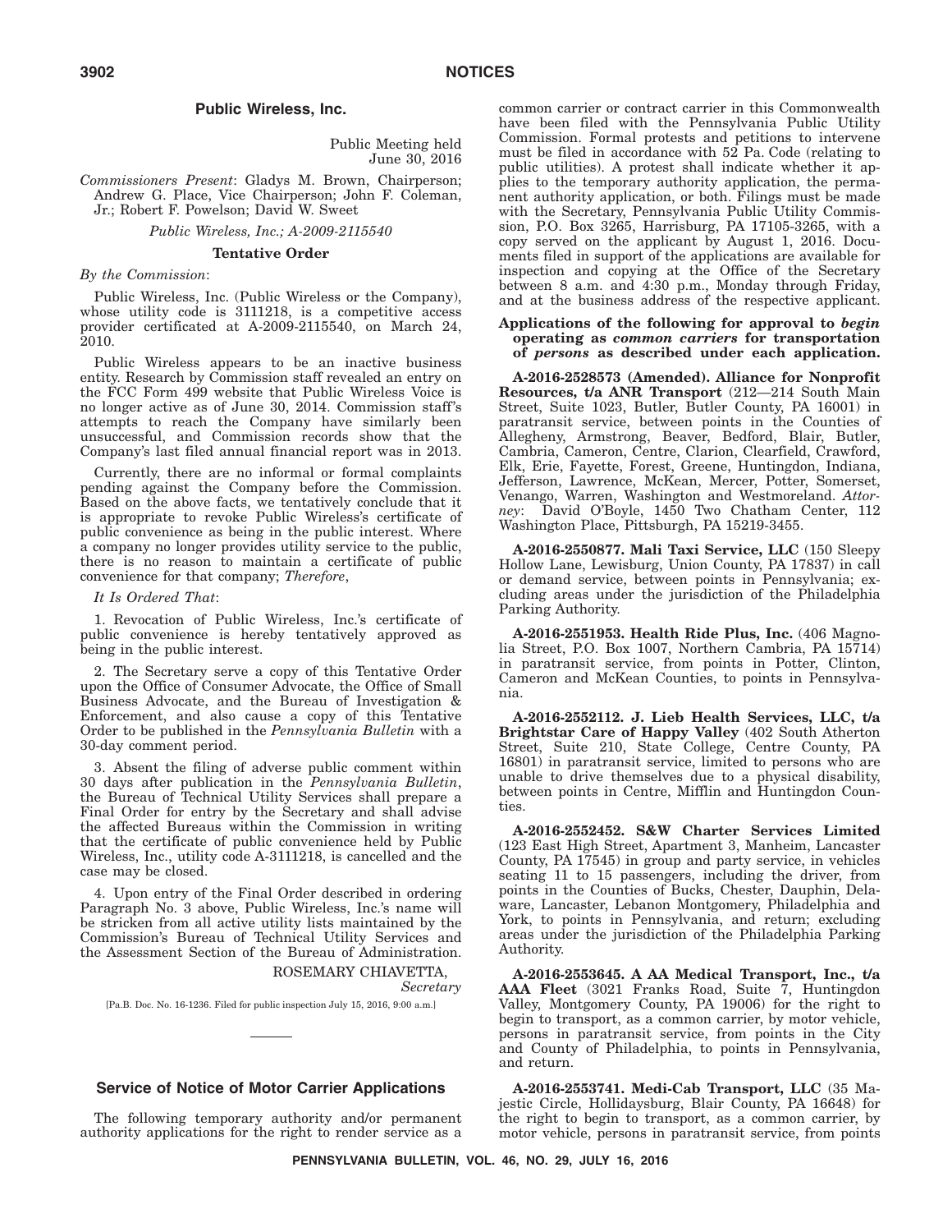## Public Wireless, Inc.

Public Meeting held
June 30, 2016

*Commissioners Present*: Gladys M. Brown, Chairperson; Andrew G. Place, Vice Chairperson; John F. Coleman, Jr.; Robert F. Powelson; David W. Sweet

*Public Wireless, Inc.; A-2009-2115540*

### Tentative Order

*By the Commission*:

Public Wireless, Inc. (Public Wireless or the Company), whose utility code is 3111218, is a competitive access provider certificated at A-2009-2115540, on March 24, 2010.

Public Wireless appears to be an inactive business entity. Research by Commission staff revealed an entry on the FCC Form 499 website that Public Wireless Voice is no longer active as of June 30, 2014. Commission staff's attempts to reach the Company have similarly been unsuccessful, and Commission records show that the Company's last filed annual financial report was in 2013.

Currently, there are no informal or formal complaints pending against the Company before the Commission. Based on the above facts, we tentatively conclude that it is appropriate to revoke Public Wireless's certificate of public convenience as being in the public interest. Where a company no longer provides utility service to the public, there is no reason to maintain a certificate of public convenience for that company; *Therefore*,

*It Is Ordered That*:

1. Revocation of Public Wireless, Inc.'s certificate of public convenience is hereby tentatively approved as being in the public interest.

2. The Secretary serve a copy of this Tentative Order upon the Office of Consumer Advocate, the Office of Small Business Advocate, and the Bureau of Investigation & Enforcement, and also cause a copy of this Tentative Order to be published in the *Pennsylvania Bulletin* with a 30-day comment period.

3. Absent the filing of adverse public comment within 30 days after publication in the *Pennsylvania Bulletin*, the Bureau of Technical Utility Services shall prepare a Final Order for entry by the Secretary and shall advise the affected Bureaus within the Commission in writing that the certificate of public convenience held by Public Wireless, Inc., utility code A-3111218, is cancelled and the case may be closed.

4. Upon entry of the Final Order described in ordering Paragraph No. 3 above, Public Wireless, Inc.'s name will be stricken from all active utility lists maintained by the Commission's Bureau of Technical Utility Services and the Assessment Section of the Bureau of Administration.

ROSEMARY CHIAVETTA,
*Secretary*

[Pa.B. Doc. No. 16-1236. Filed for public inspection July 15, 2016, 9:00 a.m.]

---

## Service of Notice of Motor Carrier Applications

The following temporary authority and/or permanent authority applications for the right to render service as a common carrier or contract carrier in this Commonwealth have been filed with the Pennsylvania Public Utility Commission. Formal protests and petitions to intervene must be filed in accordance with 52 Pa. Code (relating to public utilities). A protest shall indicate whether it applies to the temporary authority application, the permanent authority application, or both. Filings must be made with the Secretary, Pennsylvania Public Utility Commission, P.O. Box 3265, Harrisburg, PA 17105-3265, with a copy served on the applicant by August 1, 2016. Documents filed in support of the applications are available for inspection and copying at the Office of the Secretary between 8 a.m. and 4:30 p.m., Monday through Friday, and at the business address of the respective applicant.

### Applications of the following for approval to *begin* operating as *common carriers* for transportation of *persons* as described under each application.

**A-2016-2528573 (Amended). Alliance for Nonprofit Resources, t/a ANR Transport** (212—214 South Main Street, Suite 1023, Butler, Butler County, PA 16001) in paratransit service, between points in the Counties of Allegheny, Armstrong, Beaver, Bedford, Blair, Butler, Cambria, Cameron, Centre, Clarion, Clearfield, Crawford, Elk, Erie, Fayette, Forest, Greene, Huntingdon, Indiana, Jefferson, Lawrence, McKean, Mercer, Potter, Somerset, Venango, Warren, Washington and Westmoreland. *Attorney*: David O'Boyle, 1450 Two Chatham Center, 112 Washington Place, Pittsburgh, PA 15219-3455.

**A-2016-2550877. Mali Taxi Service, LLC** (150 Sleepy Hollow Lane, Lewisburg, Union County, PA 17837) in call or demand service, between points in Pennsylvania; excluding areas under the jurisdiction of the Philadelphia Parking Authority.

**A-2016-2551953. Health Ride Plus, Inc.** (406 Magnolia Street, P.O. Box 1007, Northern Cambria, PA 15714) in paratransit service, from points in Potter, Clinton, Cameron and McKean Counties, to points in Pennsylvania.

**A-2016-2552112. J. Lieb Health Services, LLC, t/a Brightstar Care of Happy Valley** (402 South Atherton Street, Suite 210, State College, Centre County, PA 16801) in paratransit service, limited to persons who are unable to drive themselves due to a physical disability, between points in Centre, Mifflin and Huntingdon Counties.

**A-2016-2552452. S&W Charter Services Limited** (123 East High Street, Apartment 3, Manheim, Lancaster County, PA 17545) in group and party service, in vehicles seating 11 to 15 passengers, including the driver, from points in the Counties of Bucks, Chester, Dauphin, Delaware, Lancaster, Lebanon Montgomery, Philadelphia and York, to points in Pennsylvania, and return; excluding areas under the jurisdiction of the Philadelphia Parking Authority.

**A-2016-2553645. A AA Medical Transport, Inc., t/a AAA Fleet** (3021 Franks Road, Suite 7, Huntingdon Valley, Montgomery County, PA 19006) for the right to begin to transport, as a common carrier, by motor vehicle, persons in paratransit service, from points in the City and County of Philadelphia, to points in Pennsylvania, and return.

**A-2016-2553741. Medi-Cab Transport, LLC** (35 Majestic Circle, Hollidaysburg, Blair County, PA 16648) for the right to begin to transport, as a common carrier, by motor vehicle, persons in paratransit service, from points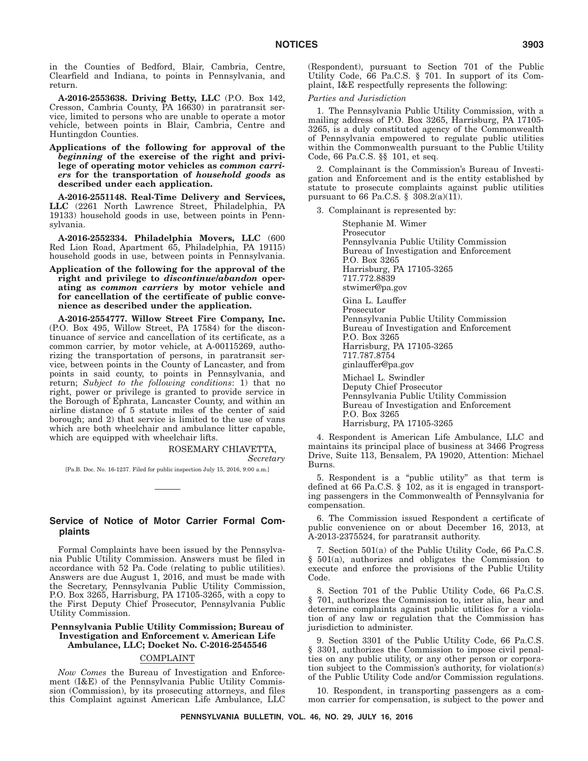in the Counties of Bedford, Blair, Cambria, Centre, Clearfield and Indiana, to points in Pennsylvania, and return.

**A-2016-2553638. Driving Betty, LLC** (P.O. Box 142, Cresson, Cambria County, PA 16630) in paratransit service, limited to persons who are unable to operate a motor vehicle, between points in Blair, Cambria, Centre and Huntingdon Counties.

**Applications of the following for approval of the *beginning* of the exercise of the right and privilege of operating motor vehicles as *common carriers* for the transportation of *household goods* as described under each application.**

**A-2016-2551148. Real-Time Delivery and Services, LLC** (2261 North Lawrence Street, Philadelphia, PA 19133) household goods in use, between points in Pennsylvania.

**A-2016-2552334. Philadelphia Movers, LLC** (600 Red Lion Road, Apartment 65, Philadelphia, PA 19115) household goods in use, between points in Pennsylvania.

**Application of the following for the approval of the right and privilege to *discontinue/abandon* operating as *common carriers* by motor vehicle and for cancellation of the certificate of public convenience as described under the application.**

**A-2016-2554777. Willow Street Fire Company, Inc.** (P.O. Box 495, Willow Street, PA 17584) for the discontinuance of service and cancellation of its certificate, as a common carrier, by motor vehicle, at A-00115269, authorizing the transportation of persons, in paratransit service, between points in the County of Lancaster, and from points in said county, to points in Pennsylvania, and return; *Subject to the following conditions*: 1) that no right, power or privilege is granted to provide service in the Borough of Ephrata, Lancaster County, and within an airline distance of 5 statute miles of the center of said borough; and 2) that service is limited to the use of vans which are both wheelchair and ambulance litter capable, which are equipped with wheelchair lifts.

ROSEMARY CHIAVETTA,
*Secretary*

[Pa.B. Doc. No. 16-1237. Filed for public inspection July 15, 2016, 9:00 a.m.]

## Service of Notice of Motor Carrier Formal Complaints

Formal Complaints have been issued by the Pennsylvania Public Utility Commission. Answers must be filed in accordance with 52 Pa. Code (relating to public utilities). Answers are due August 1, 2016, and must be made with the Secretary, Pennsylvania Public Utility Commission, P.O. Box 3265, Harrisburg, PA 17105-3265, with a copy to the First Deputy Chief Prosecutor, Pennsylvania Public Utility Commission.

### Pennsylvania Public Utility Commission; Bureau of Investigation and Enforcement v. American Life Ambulance, LLC; Docket No. C-2016-2545546

COMPLAINT

*Now Comes* the Bureau of Investigation and Enforcement (I&E) of the Pennsylvania Public Utility Commission (Commission), by its prosecuting attorneys, and files this Complaint against American Life Ambulance, LLC (Respondent), pursuant to Section 701 of the Public Utility Code, 66 Pa.C.S. § 701. In support of its Complaint, I&E respectfully represents the following:

*Parties and Jurisdiction*

1. The Pennsylvania Public Utility Commission, with a mailing address of P.O. Box 3265, Harrisburg, PA 17105-3265, is a duly constituted agency of the Commonwealth of Pennsylvania empowered to regulate public utilities within the Commonwealth pursuant to the Public Utility Code, 66 Pa.C.S. §§ 101, et seq.

2. Complainant is the Commission's Bureau of Investigation and Enforcement and is the entity established by statute to prosecute complaints against public utilities pursuant to 66 Pa.C.S. § 308.2(a)(11).

3. Complainant is represented by:

Stephanie M. Wimer
Prosecutor
Pennsylvania Public Utility Commission
Bureau of Investigation and Enforcement
P.O. Box 3265
Harrisburg, PA 17105-3265
717.772.8839
stwimer@pa.gov

Gina L. Lauffer
Prosecutor
Pennsylvania Public Utility Commission
Bureau of Investigation and Enforcement
P.O. Box 3265
Harrisburg, PA 17105-3265
717.787.8754
ginlauffer@pa.gov

Michael L. Swindler
Deputy Chief Prosecutor
Pennsylvania Public Utility Commission
Bureau of Investigation and Enforcement
P.O. Box 3265
Harrisburg, PA 17105-3265

4. Respondent is American Life Ambulance, LLC and maintains its principal place of business at 3466 Progress Drive, Suite 113, Bensalem, PA 19020, Attention: Michael Burns.

5. Respondent is a "public utility" as that term is defined at 66 Pa.C.S. § 102, as it is engaged in transporting passengers in the Commonwealth of Pennsylvania for compensation.

6. The Commission issued Respondent a certificate of public convenience on or about December 16, 2013, at A-2013-2375524, for paratransit authority.

7. Section 501(a) of the Public Utility Code, 66 Pa.C.S. § 501(a), authorizes and obligates the Commission to execute and enforce the provisions of the Public Utility Code.

8. Section 701 of the Public Utility Code, 66 Pa.C.S. § 701, authorizes the Commission to, inter alia, hear and determine complaints against public utilities for a violation of any law or regulation that the Commission has jurisdiction to administer.

9. Section 3301 of the Public Utility Code, 66 Pa.C.S. § 3301, authorizes the Commission to impose civil penalties on any public utility, or any other person or corporation subject to the Commission's authority, for violation(s) of the Public Utility Code and/or Commission regulations.

10. Respondent, in transporting passengers as a common carrier for compensation, is subject to the power and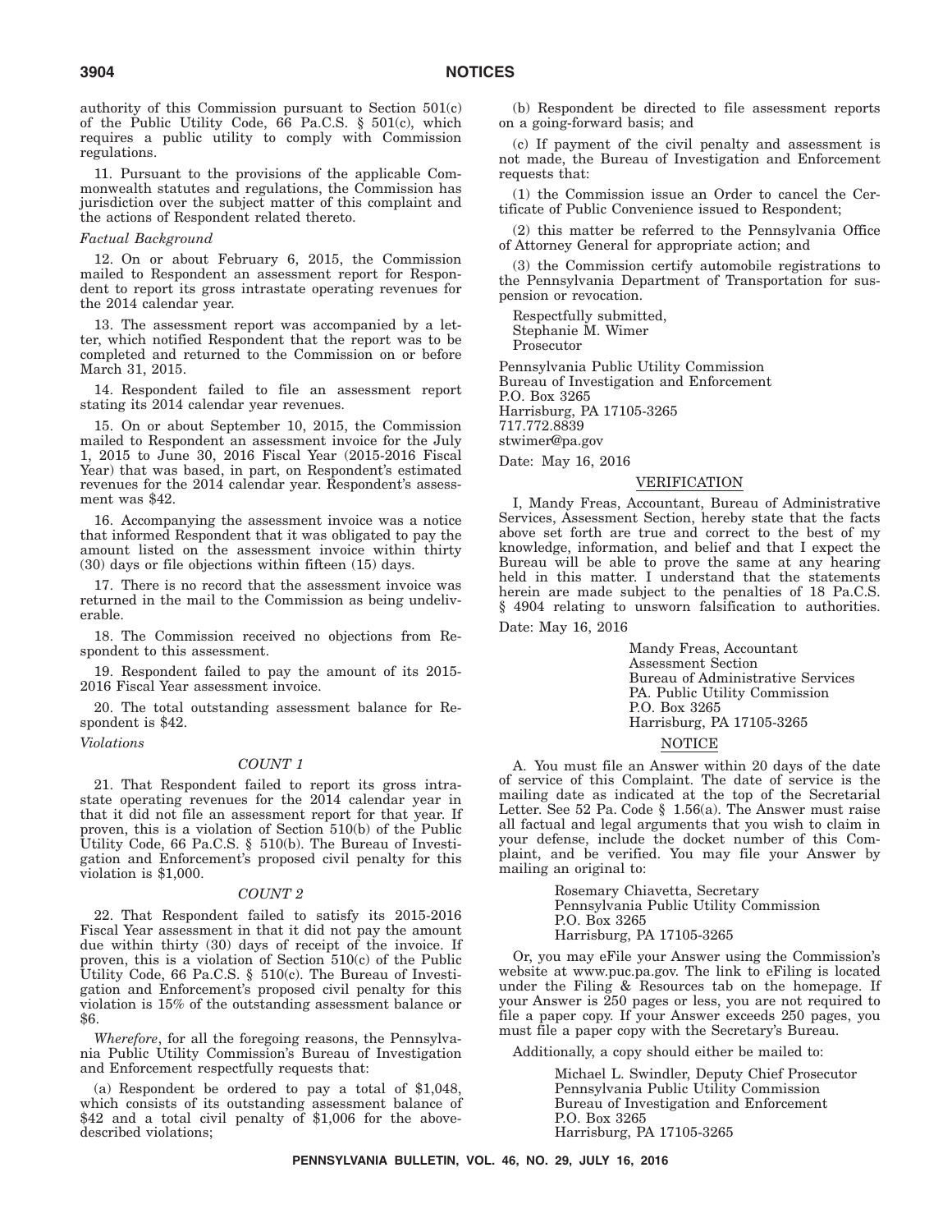authority of this Commission pursuant to Section 501(c) of the Public Utility Code, 66 Pa.C.S. § 501(c), which requires a public utility to comply with Commission regulations.

11. Pursuant to the provisions of the applicable Commonwealth statutes and regulations, the Commission has jurisdiction over the subject matter of this complaint and the actions of Respondent related thereto.

*Factual Background*

12. On or about February 6, 2015, the Commission mailed to Respondent an assessment report for Respondent to report its gross intrastate operating revenues for the 2014 calendar year.

13. The assessment report was accompanied by a letter, which notified Respondent that the report was to be completed and returned to the Commission on or before March 31, 2015.

14. Respondent failed to file an assessment report stating its 2014 calendar year revenues.

15. On or about September 10, 2015, the Commission mailed to Respondent an assessment invoice for the July 1, 2015 to June 30, 2016 Fiscal Year (2015-2016 Fiscal Year) that was based, in part, on Respondent's estimated revenues for the 2014 calendar year. Respondent's assessment was $42.

16. Accompanying the assessment invoice was a notice that informed Respondent that it was obligated to pay the amount listed on the assessment invoice within thirty (30) days or file objections within fifteen (15) days.

17. There is no record that the assessment invoice was returned in the mail to the Commission as being undeliverable.

18. The Commission received no objections from Respondent to this assessment.

19. Respondent failed to pay the amount of its 2015-2016 Fiscal Year assessment invoice.

20. The total outstanding assessment balance for Respondent is $42.

*Violations*

*COUNT 1*

21. That Respondent failed to report its gross intrastate operating revenues for the 2014 calendar year in that it did not file an assessment report for that year. If proven, this is a violation of Section 510(b) of the Public Utility Code, 66 Pa.C.S. § 510(b). The Bureau of Investigation and Enforcement's proposed civil penalty for this violation is $1,000.

*COUNT 2*

22. That Respondent failed to satisfy its 2015-2016 Fiscal Year assessment in that it did not pay the amount due within thirty (30) days of receipt of the invoice. If proven, this is a violation of Section 510(c) of the Public Utility Code, 66 Pa.C.S. § 510(c). The Bureau of Investigation and Enforcement's proposed civil penalty for this violation is 15% of the outstanding assessment balance or $6.

*Wherefore*, for all the foregoing reasons, the Pennsylvania Public Utility Commission's Bureau of Investigation and Enforcement respectfully requests that:

(a) Respondent be ordered to pay a total of $1,048, which consists of its outstanding assessment balance of $42 and a total civil penalty of $1,006 for the above-described violations;

(b) Respondent be directed to file assessment reports on a going-forward basis; and

(c) If payment of the civil penalty and assessment is not made, the Bureau of Investigation and Enforcement requests that:

(1) the Commission issue an Order to cancel the Certificate of Public Convenience issued to Respondent;

(2) this matter be referred to the Pennsylvania Office of Attorney General for appropriate action; and

(3) the Commission certify automobile registrations to the Pennsylvania Department of Transportation for suspension or revocation.

Respectfully submitted,
Stephanie M. Wimer
Prosecutor

Pennsylvania Public Utility Commission
Bureau of Investigation and Enforcement
P.O. Box 3265
Harrisburg, PA 17105-3265
717.772.8839
stwimer@pa.gov

Date: May 16, 2016

## VERIFICATION

I, Mandy Freas, Accountant, Bureau of Administrative Services, Assessment Section, hereby state that the facts above set forth are true and correct to the best of my knowledge, information, and belief and that I expect the Bureau will be able to prove the same at any hearing held in this matter. I understand that the statements herein are made subject to the penalties of 18 Pa.C.S. § 4904 relating to unsworn falsification to authorities.

Date: May 16, 2016

Mandy Freas, Accountant
Assessment Section
Bureau of Administrative Services
PA. Public Utility Commission
P.O. Box 3265
Harrisburg, PA 17105-3265

## NOTICE

A. You must file an Answer within 20 days of the date of service of this Complaint. The date of service is the mailing date as indicated at the top of the Secretarial Letter. See 52 Pa. Code § 1.56(a). The Answer must raise all factual and legal arguments that you wish to claim in your defense, include the docket number of this Complaint, and be verified. You may file your Answer by mailing an original to:

Rosemary Chiavetta, Secretary
Pennsylvania Public Utility Commission
P.O. Box 3265
Harrisburg, PA 17105-3265

Or, you may eFile your Answer using the Commission's website at www.puc.pa.gov. The link to eFiling is located under the Filing & Resources tab on the homepage. If your Answer is 250 pages or less, you are not required to file a paper copy. If your Answer exceeds 250 pages, you must file a paper copy with the Secretary's Bureau.

Additionally, a copy should either be mailed to:

Michael L. Swindler, Deputy Chief Prosecutor
Pennsylvania Public Utility Commission
Bureau of Investigation and Enforcement
P.O. Box 3265
Harrisburg, PA 17105-3265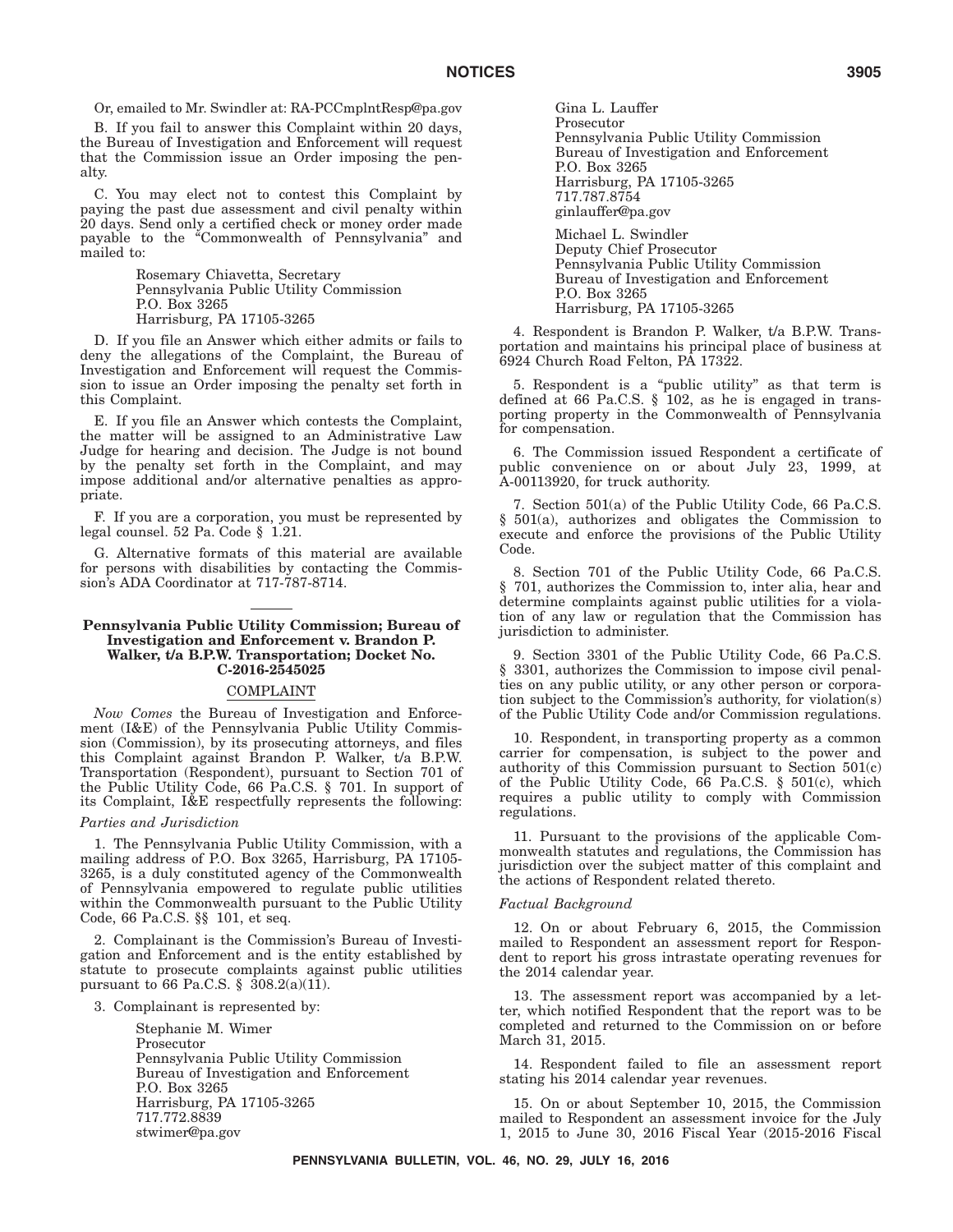Or, emailed to Mr. Swindler at: RA-PCCmplntResp@pa.gov

B. If you fail to answer this Complaint within 20 days, the Bureau of Investigation and Enforcement will request that the Commission issue an Order imposing the penalty.

C. You may elect not to contest this Complaint by paying the past due assessment and civil penalty within 20 days. Send only a certified check or money order made payable to the "Commonwealth of Pennsylvania" and mailed to:

Rosemary Chiavetta, Secretary
Pennsylvania Public Utility Commission
P.O. Box 3265
Harrisburg, PA 17105-3265

D. If you file an Answer which either admits or fails to deny the allegations of the Complaint, the Bureau of Investigation and Enforcement will request the Commission to issue an Order imposing the penalty set forth in this Complaint.

E. If you file an Answer which contests the Complaint, the matter will be assigned to an Administrative Law Judge for hearing and decision. The Judge is not bound by the penalty set forth in the Complaint, and may impose additional and/or alternative penalties as appropriate.

F. If you are a corporation, you must be represented by legal counsel. 52 Pa. Code § 1.21.

G. Alternative formats of this material are available for persons with disabilities by contacting the Commission's ADA Coordinator at 717-787-8714.

**Pennsylvania Public Utility Commission; Bureau of Investigation and Enforcement v. Brandon P. Walker, t/a B.P.W. Transportation; Docket No. C-2016-2545025**

COMPLAINT

*Now Comes* the Bureau of Investigation and Enforcement (I&E) of the Pennsylvania Public Utility Commission (Commission), by its prosecuting attorneys, and files this Complaint against Brandon P. Walker, t/a B.P.W. Transportation (Respondent), pursuant to Section 701 of the Public Utility Code, 66 Pa.C.S. § 701. In support of its Complaint, I&E respectfully represents the following:

*Parties and Jurisdiction*

1. The Pennsylvania Public Utility Commission, with a mailing address of P.O. Box 3265, Harrisburg, PA 17105-3265, is a duly constituted agency of the Commonwealth of Pennsylvania empowered to regulate public utilities within the Commonwealth pursuant to the Public Utility Code, 66 Pa.C.S. §§ 101, et seq.

2. Complainant is the Commission's Bureau of Investigation and Enforcement and is the entity established by statute to prosecute complaints against public utilities pursuant to 66 Pa.C.S. § 308.2(a)(11).

3. Complainant is represented by:

Stephanie M. Wimer
Prosecutor
Pennsylvania Public Utility Commission
Bureau of Investigation and Enforcement
P.O. Box 3265
Harrisburg, PA 17105-3265
717.772.8839
stwimer@pa.gov

Gina L. Lauffer
Prosecutor
Pennsylvania Public Utility Commission
Bureau of Investigation and Enforcement
P.O. Box 3265
Harrisburg, PA 17105-3265
717.787.8754
ginlauffer@pa.gov

Michael L. Swindler
Deputy Chief Prosecutor
Pennsylvania Public Utility Commission
Bureau of Investigation and Enforcement
P.O. Box 3265
Harrisburg, PA 17105-3265

4. Respondent is Brandon P. Walker, t/a B.P.W. Transportation and maintains his principal place of business at 6924 Church Road Felton, PA 17322.

5. Respondent is a "public utility" as that term is defined at 66 Pa.C.S. § 102, as he is engaged in transporting property in the Commonwealth of Pennsylvania for compensation.

6. The Commission issued Respondent a certificate of public convenience on or about July 23, 1999, at A-00113920, for truck authority.

7. Section 501(a) of the Public Utility Code, 66 Pa.C.S. § 501(a), authorizes and obligates the Commission to execute and enforce the provisions of the Public Utility Code.

8. Section 701 of the Public Utility Code, 66 Pa.C.S. § 701, authorizes the Commission to, inter alia, hear and determine complaints against public utilities for a violation of any law or regulation that the Commission has jurisdiction to administer.

9. Section 3301 of the Public Utility Code, 66 Pa.C.S. § 3301, authorizes the Commission to impose civil penalties on any public utility, or any other person or corporation subject to the Commission's authority, for violation(s) of the Public Utility Code and/or Commission regulations.

10. Respondent, in transporting property as a common carrier for compensation, is subject to the power and authority of this Commission pursuant to Section 501(c) of the Public Utility Code, 66 Pa.C.S. § 501(c), which requires a public utility to comply with Commission regulations.

11. Pursuant to the provisions of the applicable Commonwealth statutes and regulations, the Commission has jurisdiction over the subject matter of this complaint and the actions of Respondent related thereto.

*Factual Background*

12. On or about February 6, 2015, the Commission mailed to Respondent an assessment report for Respondent to report his gross intrastate operating revenues for the 2014 calendar year.

13. The assessment report was accompanied by a letter, which notified Respondent that the report was to be completed and returned to the Commission on or before March 31, 2015.

14. Respondent failed to file an assessment report stating his 2014 calendar year revenues.

15. On or about September 10, 2015, the Commission mailed to Respondent an assessment invoice for the July 1, 2015 to June 30, 2016 Fiscal Year (2015-2016 Fiscal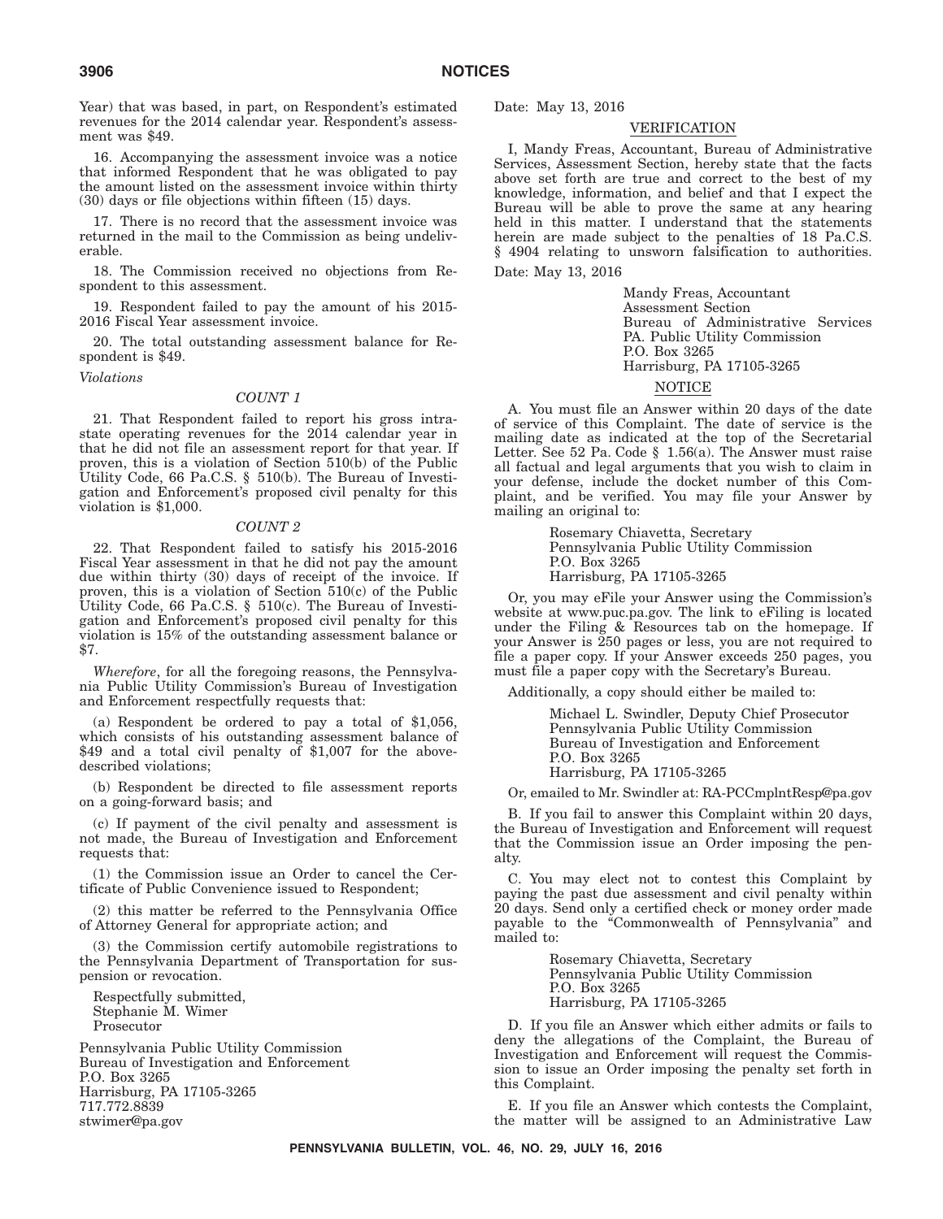Year) that was based, in part, on Respondent's estimated revenues for the 2014 calendar year. Respondent's assessment was $49.

16. Accompanying the assessment invoice was a notice that informed Respondent that he was obligated to pay the amount listed on the assessment invoice within thirty (30) days or file objections within fifteen (15) days.

17. There is no record that the assessment invoice was returned in the mail to the Commission as being undeliverable.

18. The Commission received no objections from Respondent to this assessment.

19. Respondent failed to pay the amount of his 2015-2016 Fiscal Year assessment invoice.

20. The total outstanding assessment balance for Respondent is $49.

*Violations*

*COUNT 1*

21. That Respondent failed to report his gross intrastate operating revenues for the 2014 calendar year in that he did not file an assessment report for that year. If proven, this is a violation of Section 510(b) of the Public Utility Code, 66 Pa.C.S. § 510(b). The Bureau of Investigation and Enforcement's proposed civil penalty for this violation is $1,000.

*COUNT 2*

22. That Respondent failed to satisfy his 2015-2016 Fiscal Year assessment in that he did not pay the amount due within thirty (30) days of receipt of the invoice. If proven, this is a violation of Section 510(c) of the Public Utility Code, 66 Pa.C.S. § 510(c). The Bureau of Investigation and Enforcement's proposed civil penalty for this violation is 15% of the outstanding assessment balance or $7.

*Wherefore*, for all the foregoing reasons, the Pennsylvania Public Utility Commission's Bureau of Investigation and Enforcement respectfully requests that:

(a) Respondent be ordered to pay a total of $1,056, which consists of his outstanding assessment balance of $49 and a total civil penalty of $1,007 for the above-described violations;

(b) Respondent be directed to file assessment reports on a going-forward basis; and

(c) If payment of the civil penalty and assessment is not made, the Bureau of Investigation and Enforcement requests that:

(1) the Commission issue an Order to cancel the Certificate of Public Convenience issued to Respondent;

(2) this matter be referred to the Pennsylvania Office of Attorney General for appropriate action; and

(3) the Commission certify automobile registrations to the Pennsylvania Department of Transportation for suspension or revocation.

Respectfully submitted,
Stephanie M. Wimer
Prosecutor

Pennsylvania Public Utility Commission
Bureau of Investigation and Enforcement
P.O. Box 3265
Harrisburg, PA 17105-3265
717.772.8839
stwimer@pa.gov

Date: May 13, 2016

VERIFICATION

I, Mandy Freas, Accountant, Bureau of Administrative Services, Assessment Section, hereby state that the facts above set forth are true and correct to the best of my knowledge, information, and belief and that I expect the Bureau will be able to prove the same at any hearing held in this matter. I understand that the statements herein are made subject to the penalties of 18 Pa.C.S. § 4904 relating to unsworn falsification to authorities.

Date: May 13, 2016

Mandy Freas, Accountant
Assessment Section
Bureau of Administrative Services
PA. Public Utility Commission
P.O. Box 3265
Harrisburg, PA 17105-3265

NOTICE

A. You must file an Answer within 20 days of the date of service of this Complaint. The date of service is the mailing date as indicated at the top of the Secretarial Letter. See 52 Pa. Code § 1.56(a). The Answer must raise all factual and legal arguments that you wish to claim in your defense, include the docket number of this Complaint, and be verified. You may file your Answer by mailing an original to:

Rosemary Chiavetta, Secretary
Pennsylvania Public Utility Commission
P.O. Box 3265
Harrisburg, PA 17105-3265

Or, you may eFile your Answer using the Commission's website at www.puc.pa.gov. The link to eFiling is located under the Filing & Resources tab on the homepage. If your Answer is 250 pages or less, you are not required to file a paper copy. If your Answer exceeds 250 pages, you must file a paper copy with the Secretary's Bureau.

Additionally, a copy should either be mailed to:

Michael L. Swindler, Deputy Chief Prosecutor
Pennsylvania Public Utility Commission
Bureau of Investigation and Enforcement
P.O. Box 3265
Harrisburg, PA 17105-3265

Or, emailed to Mr. Swindler at: RA-PCCmplntResp@pa.gov

B. If you fail to answer this Complaint within 20 days, the Bureau of Investigation and Enforcement will request that the Commission issue an Order imposing the penalty.

C. You may elect not to contest this Complaint by paying the past due assessment and civil penalty within 20 days. Send only a certified check or money order made payable to the "Commonwealth of Pennsylvania" and mailed to:

Rosemary Chiavetta, Secretary
Pennsylvania Public Utility Commission
P.O. Box 3265
Harrisburg, PA 17105-3265

D. If you file an Answer which either admits or fails to deny the allegations of the Complaint, the Bureau of Investigation and Enforcement will request the Commission to issue an Order imposing the penalty set forth in this Complaint.

E. If you file an Answer which contests the Complaint, the matter will be assigned to an Administrative Law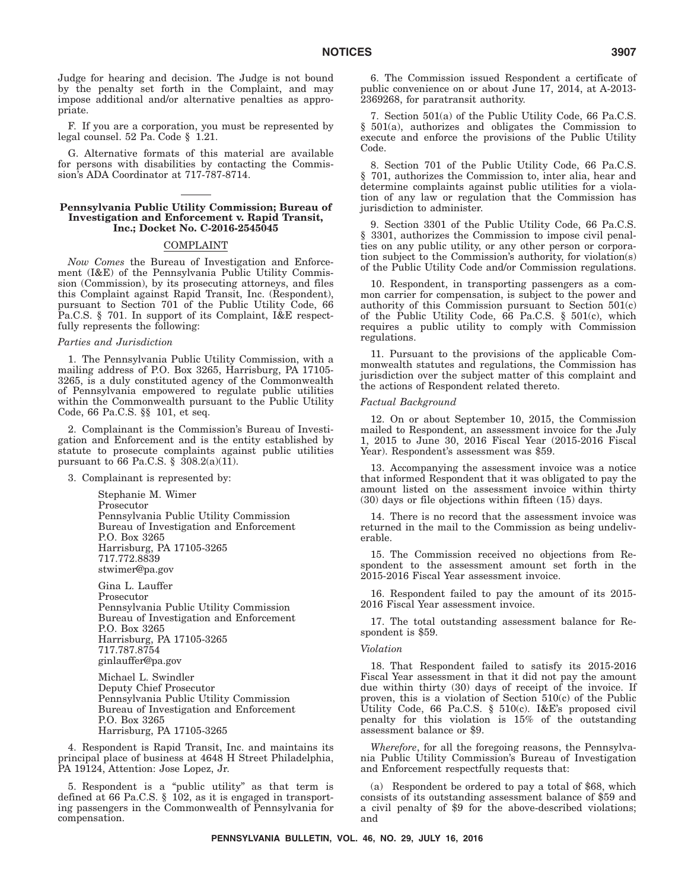Judge for hearing and decision. The Judge is not bound by the penalty set forth in the Complaint, and may impose additional and/or alternative penalties as appropriate.

F. If you are a corporation, you must be represented by legal counsel. 52 Pa. Code § 1.21.

G. Alternative formats of this material are available for persons with disabilities by contacting the Commission's ADA Coordinator at 717-787-8714.

---

**Pennsylvania Public Utility Commission; Bureau of Investigation and Enforcement v. Rapid Transit, Inc.; Docket No. C-2016-2545045**

COMPLAINT

*Now Comes* the Bureau of Investigation and Enforcement (I&E) of the Pennsylvania Public Utility Commission (Commission), by its prosecuting attorneys, and files this Complaint against Rapid Transit, Inc. (Respondent), pursuant to Section 701 of the Public Utility Code, 66 Pa.C.S. § 701. In support of its Complaint, I&E respectfully represents the following:

*Parties and Jurisdiction*

1. The Pennsylvania Public Utility Commission, with a mailing address of P.O. Box 3265, Harrisburg, PA 17105-3265, is a duly constituted agency of the Commonwealth of Pennsylvania empowered to regulate public utilities within the Commonwealth pursuant to the Public Utility Code, 66 Pa.C.S. §§ 101, et seq.

2. Complainant is the Commission's Bureau of Investigation and Enforcement and is the entity established by statute to prosecute complaints against public utilities pursuant to 66 Pa.C.S. § 308.2(a)(11).

3. Complainant is represented by:

Stephanie M. Wimer
Prosecutor
Pennsylvania Public Utility Commission
Bureau of Investigation and Enforcement
P.O. Box 3265
Harrisburg, PA 17105-3265
717.772.8839
stwimer@pa.gov

Gina L. Lauffer
Prosecutor
Pennsylvania Public Utility Commission
Bureau of Investigation and Enforcement
P.O. Box 3265
Harrisburg, PA 17105-3265
717.787.8754
ginlauffer@pa.gov

Michael L. Swindler
Deputy Chief Prosecutor
Pennsylvania Public Utility Commission
Bureau of Investigation and Enforcement
P.O. Box 3265
Harrisburg, PA 17105-3265

4. Respondent is Rapid Transit, Inc. and maintains its principal place of business at 4648 H Street Philadelphia, PA 19124, Attention: Jose Lopez, Jr.

5. Respondent is a "public utility" as that term is defined at 66 Pa.C.S. § 102, as it is engaged in transporting passengers in the Commonwealth of Pennsylvania for compensation.

6. The Commission issued Respondent a certificate of public convenience on or about June 17, 2014, at A-2013-2369268, for paratransit authority.

7. Section 501(a) of the Public Utility Code, 66 Pa.C.S. § 501(a), authorizes and obligates the Commission to execute and enforce the provisions of the Public Utility Code.

8. Section 701 of the Public Utility Code, 66 Pa.C.S. § 701, authorizes the Commission to, inter alia, hear and determine complaints against public utilities for a violation of any law or regulation that the Commission has jurisdiction to administer.

9. Section 3301 of the Public Utility Code, 66 Pa.C.S. § 3301, authorizes the Commission to impose civil penalties on any public utility, or any other person or corporation subject to the Commission's authority, for violation(s) of the Public Utility Code and/or Commission regulations.

10. Respondent, in transporting passengers as a common carrier for compensation, is subject to the power and authority of this Commission pursuant to Section 501(c) of the Public Utility Code, 66 Pa.C.S. § 501(c), which requires a public utility to comply with Commission regulations.

11. Pursuant to the provisions of the applicable Commonwealth statutes and regulations, the Commission has jurisdiction over the subject matter of this complaint and the actions of Respondent related thereto.

*Factual Background*

12. On or about September 10, 2015, the Commission mailed to Respondent, an assessment invoice for the July 1, 2015 to June 30, 2016 Fiscal Year (2015-2016 Fiscal Year). Respondent's assessment was $59.

13. Accompanying the assessment invoice was a notice that informed Respondent that it was obligated to pay the amount listed on the assessment invoice within thirty (30) days or file objections within fifteen (15) days.

14. There is no record that the assessment invoice was returned in the mail to the Commission as being undeliverable.

15. The Commission received no objections from Respondent to the assessment amount set forth in the 2015-2016 Fiscal Year assessment invoice.

16. Respondent failed to pay the amount of its 2015-2016 Fiscal Year assessment invoice.

17. The total outstanding assessment balance for Respondent is $59.

*Violation*

18. That Respondent failed to satisfy its 2015-2016 Fiscal Year assessment in that it did not pay the amount due within thirty (30) days of receipt of the invoice. If proven, this is a violation of Section 510(c) of the Public Utility Code, 66 Pa.C.S. § 510(c). I&E's proposed civil penalty for this violation is 15% of the outstanding assessment balance or $9.

*Wherefore*, for all the foregoing reasons, the Pennsylvania Public Utility Commission's Bureau of Investigation and Enforcement respectfully requests that:

(a) Respondent be ordered to pay a total of $68, which consists of its outstanding assessment balance of $59 and a civil penalty of $9 for the above-described violations; and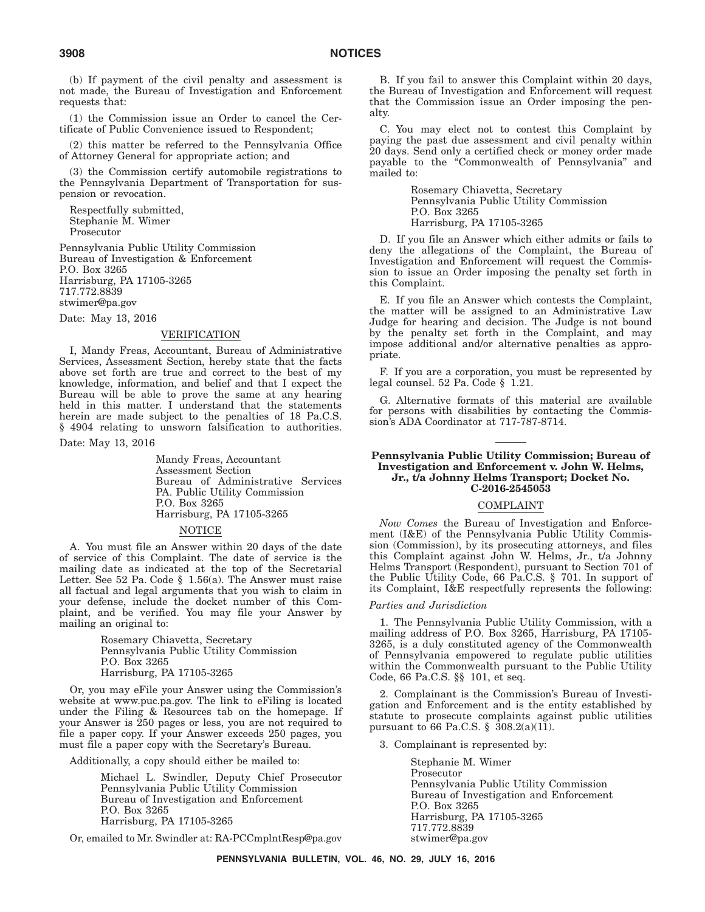(b) If payment of the civil penalty and assessment is not made, the Bureau of Investigation and Enforcement requests that:

(1) the Commission issue an Order to cancel the Certificate of Public Convenience issued to Respondent;

(2) this matter be referred to the Pennsylvania Office of Attorney General for appropriate action; and

(3) the Commission certify automobile registrations to the Pennsylvania Department of Transportation for suspension or revocation.

Respectfully submitted,
Stephanie M. Wimer
Prosecutor

Pennsylvania Public Utility Commission
Bureau of Investigation & Enforcement
P.O. Box 3265
Harrisburg, PA 17105-3265
717.772.8839
stwimer@pa.gov

Date: May 13, 2016

VERIFICATION

I, Mandy Freas, Accountant, Bureau of Administrative Services, Assessment Section, hereby state that the facts above set forth are true and correct to the best of my knowledge, information, and belief and that I expect the Bureau will be able to prove the same at any hearing held in this matter. I understand that the statements herein are made subject to the penalties of 18 Pa.C.S. § 4904 relating to unsworn falsification to authorities.

Date: May 13, 2016

Mandy Freas, Accountant
Assessment Section
Bureau of Administrative Services
PA. Public Utility Commission
P.O. Box 3265
Harrisburg, PA 17105-3265

NOTICE

A. You must file an Answer within 20 days of the date of service of this Complaint. The date of service is the mailing date as indicated at the top of the Secretarial Letter. See 52 Pa. Code § 1.56(a). The Answer must raise all factual and legal arguments that you wish to claim in your defense, include the docket number of this Complaint, and be verified. You may file your Answer by mailing an original to:

Rosemary Chiavetta, Secretary
Pennsylvania Public Utility Commission
P.O. Box 3265
Harrisburg, PA 17105-3265

Or, you may eFile your Answer using the Commission's website at www.puc.pa.gov. The link to eFiling is located under the Filing & Resources tab on the homepage. If your Answer is 250 pages or less, you are not required to file a paper copy. If your Answer exceeds 250 pages, you must file a paper copy with the Secretary's Bureau.

Additionally, a copy should either be mailed to:

Michael L. Swindler, Deputy Chief Prosecutor
Pennsylvania Public Utility Commission
Bureau of Investigation and Enforcement
P.O. Box 3265
Harrisburg, PA 17105-3265

Or, emailed to Mr. Swindler at: RA-PCCmplntResp@pa.gov

B. If you fail to answer this Complaint within 20 days, the Bureau of Investigation and Enforcement will request that the Commission issue an Order imposing the penalty.

C. You may elect not to contest this Complaint by paying the past due assessment and civil penalty within 20 days. Send only a certified check or money order made payable to the "Commonwealth of Pennsylvania" and mailed to:

Rosemary Chiavetta, Secretary
Pennsylvania Public Utility Commission
P.O. Box 3265
Harrisburg, PA 17105-3265

D. If you file an Answer which either admits or fails to deny the allegations of the Complaint, the Bureau of Investigation and Enforcement will request the Commission to issue an Order imposing the penalty set forth in this Complaint.

E. If you file an Answer which contests the Complaint, the matter will be assigned to an Administrative Law Judge for hearing and decision. The Judge is not bound by the penalty set forth in the Complaint, and may impose additional and/or alternative penalties as appropriate.

F. If you are a corporation, you must be represented by legal counsel. 52 Pa. Code § 1.21.

G. Alternative formats of this material are available for persons with disabilities by contacting the Commission's ADA Coordinator at 717-787-8714.

## Pennsylvania Public Utility Commission; Bureau of Investigation and Enforcement v. John W. Helms, Jr., t/a Johnny Helms Transport; Docket No. C-2016-2545053

COMPLAINT

*Now Comes* the Bureau of Investigation and Enforcement (I&E) of the Pennsylvania Public Utility Commission (Commission), by its prosecuting attorneys, and files this Complaint against John W. Helms, Jr., t/a Johnny Helms Transport (Respondent), pursuant to Section 701 of the Public Utility Code, 66 Pa.C.S. § 701. In support of its Complaint, I&E respectfully represents the following:

*Parties and Jurisdiction*

1. The Pennsylvania Public Utility Commission, with a mailing address of P.O. Box 3265, Harrisburg, PA 17105-3265, is a duly constituted agency of the Commonwealth of Pennsylvania empowered to regulate public utilities within the Commonwealth pursuant to the Public Utility Code, 66 Pa.C.S. §§ 101, et seq.

2. Complainant is the Commission's Bureau of Investigation and Enforcement and is the entity established by statute to prosecute complaints against public utilities pursuant to 66 Pa.C.S. § 308.2(a)(11).

3. Complainant is represented by:

Stephanie M. Wimer
Prosecutor
Pennsylvania Public Utility Commission
Bureau of Investigation and Enforcement
P.O. Box 3265
Harrisburg, PA 17105-3265
717.772.8839
stwimer@pa.gov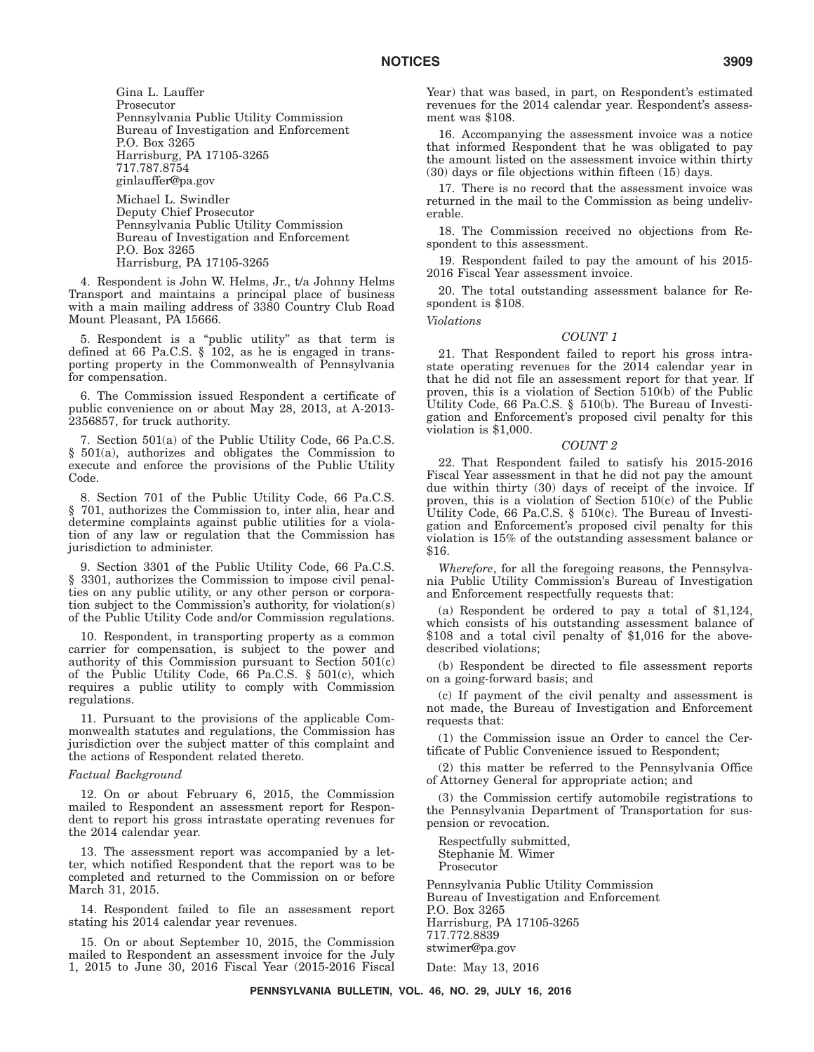Gina L. Lauffer
Prosecutor
Pennsylvania Public Utility Commission
Bureau of Investigation and Enforcement
P.O. Box 3265
Harrisburg, PA 17105-3265
717.787.8754
ginlauffer@pa.gov

Michael L. Swindler
Deputy Chief Prosecutor
Pennsylvania Public Utility Commission
Bureau of Investigation and Enforcement
P.O. Box 3265
Harrisburg, PA 17105-3265

4. Respondent is John W. Helms, Jr., t/a Johnny Helms Transport and maintains a principal place of business with a main mailing address of 3380 Country Club Road Mount Pleasant, PA 15666.

5. Respondent is a "public utility" as that term is defined at 66 Pa.C.S. § 102, as he is engaged in transporting property in the Commonwealth of Pennsylvania for compensation.

6. The Commission issued Respondent a certificate of public convenience on or about May 28, 2013, at A-2013-2356857, for truck authority.

7. Section 501(a) of the Public Utility Code, 66 Pa.C.S. § 501(a), authorizes and obligates the Commission to execute and enforce the provisions of the Public Utility Code.

8. Section 701 of the Public Utility Code, 66 Pa.C.S. § 701, authorizes the Commission to, inter alia, hear and determine complaints against public utilities for a violation of any law or regulation that the Commission has jurisdiction to administer.

9. Section 3301 of the Public Utility Code, 66 Pa.C.S. § 3301, authorizes the Commission to impose civil penalties on any public utility, or any other person or corporation subject to the Commission's authority, for violation(s) of the Public Utility Code and/or Commission regulations.

10. Respondent, in transporting property as a common carrier for compensation, is subject to the power and authority of this Commission pursuant to Section 501(c) of the Public Utility Code, 66 Pa.C.S. § 501(c), which requires a public utility to comply with Commission regulations.

11. Pursuant to the provisions of the applicable Commonwealth statutes and regulations, the Commission has jurisdiction over the subject matter of this complaint and the actions of Respondent related thereto.

*Factual Background*

12. On or about February 6, 2015, the Commission mailed to Respondent an assessment report for Respondent to report his gross intrastate operating revenues for the 2014 calendar year.

13. The assessment report was accompanied by a letter, which notified Respondent that the report was to be completed and returned to the Commission on or before March 31, 2015.

14. Respondent failed to file an assessment report stating his 2014 calendar year revenues.

15. On or about September 10, 2015, the Commission mailed to Respondent an assessment invoice for the July 1, 2015 to June 30, 2016 Fiscal Year (2015-2016 Fiscal Year) that was based, in part, on Respondent's estimated revenues for the 2014 calendar year. Respondent's assessment was $108.

16. Accompanying the assessment invoice was a notice that informed Respondent that he was obligated to pay the amount listed on the assessment invoice within thirty (30) days or file objections within fifteen (15) days.

17. There is no record that the assessment invoice was returned in the mail to the Commission as being undeliverable.

18. The Commission received no objections from Respondent to this assessment.

19. Respondent failed to pay the amount of his 2015-2016 Fiscal Year assessment invoice.

20. The total outstanding assessment balance for Respondent is $108.

*Violations*

*COUNT 1*

21. That Respondent failed to report his gross intrastate operating revenues for the 2014 calendar year in that he did not file an assessment report for that year. If proven, this is a violation of Section 510(b) of the Public Utility Code, 66 Pa.C.S. § 510(b). The Bureau of Investigation and Enforcement's proposed civil penalty for this violation is $1,000.

*COUNT 2*

22. That Respondent failed to satisfy his 2015-2016 Fiscal Year assessment in that he did not pay the amount due within thirty (30) days of receipt of the invoice. If proven, this is a violation of Section 510(c) of the Public Utility Code, 66 Pa.C.S. § 510(c). The Bureau of Investigation and Enforcement's proposed civil penalty for this violation is 15% of the outstanding assessment balance or $16.

*Wherefore*, for all the foregoing reasons, the Pennsylvania Public Utility Commission's Bureau of Investigation and Enforcement respectfully requests that:

(a) Respondent be ordered to pay a total of $1,124, which consists of his outstanding assessment balance of $108 and a total civil penalty of $1,016 for the above-described violations;

(b) Respondent be directed to file assessment reports on a going-forward basis; and

(c) If payment of the civil penalty and assessment is not made, the Bureau of Investigation and Enforcement requests that:

(1) the Commission issue an Order to cancel the Certificate of Public Convenience issued to Respondent;

(2) this matter be referred to the Pennsylvania Office of Attorney General for appropriate action; and

(3) the Commission certify automobile registrations to the Pennsylvania Department of Transportation for suspension or revocation.

Respectfully submitted,
Stephanie M. Wimer
Prosecutor

Pennsylvania Public Utility Commission
Bureau of Investigation and Enforcement
P.O. Box 3265
Harrisburg, PA 17105-3265
717.772.8839
stwimer@pa.gov

Date: May 13, 2016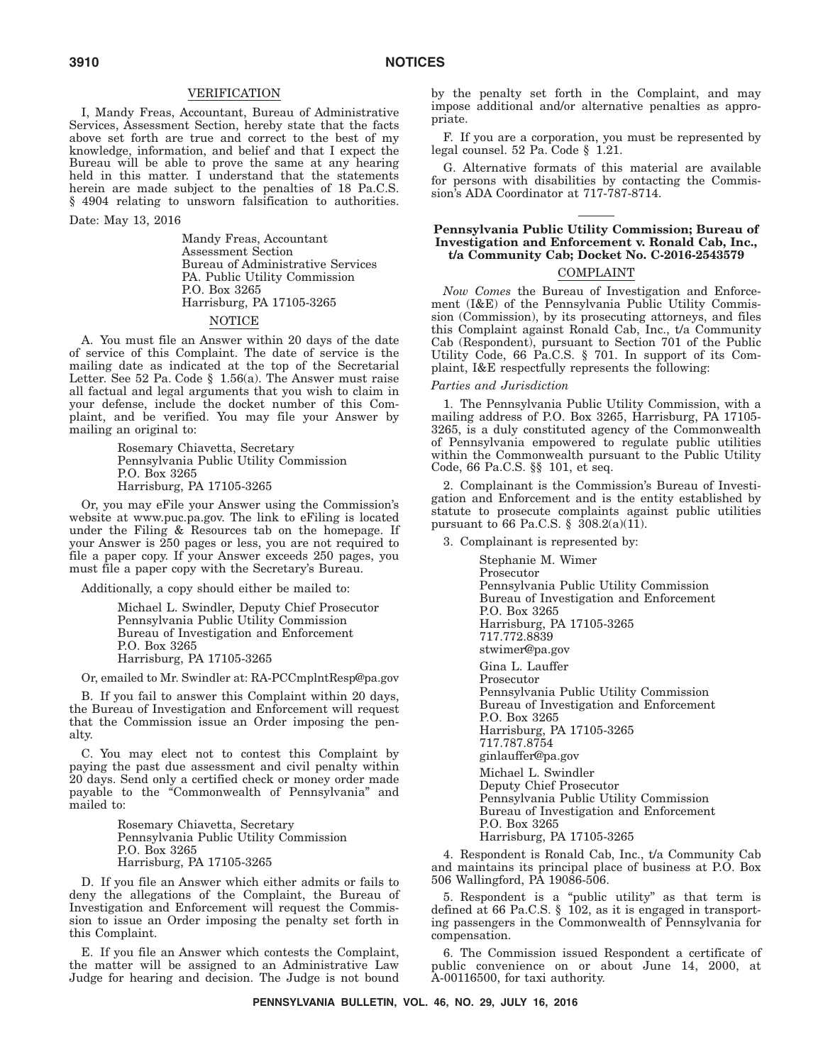VERIFICATION

I, Mandy Freas, Accountant, Bureau of Administrative Services, Assessment Section, hereby state that the facts above set forth are true and correct to the best of my knowledge, information, and belief and that I expect the Bureau will be able to prove the same at any hearing held in this matter. I understand that the statements herein are made subject to the penalties of 18 Pa.C.S. § 4904 relating to unsworn falsification to authorities.

Date: May 13, 2016

Mandy Freas, Accountant
Assessment Section
Bureau of Administrative Services
PA. Public Utility Commission
P.O. Box 3265
Harrisburg, PA 17105-3265

NOTICE

A. You must file an Answer within 20 days of the date of service of this Complaint. The date of service is the mailing date as indicated at the top of the Secretarial Letter. See 52 Pa. Code § 1.56(a). The Answer must raise all factual and legal arguments that you wish to claim in your defense, include the docket number of this Complaint, and be verified. You may file your Answer by mailing an original to:

Rosemary Chiavetta, Secretary
Pennsylvania Public Utility Commission
P.O. Box 3265
Harrisburg, PA 17105-3265

Or, you may eFile your Answer using the Commission's website at www.puc.pa.gov. The link to eFiling is located under the Filing & Resources tab on the homepage. If your Answer is 250 pages or less, you are not required to file a paper copy. If your Answer exceeds 250 pages, you must file a paper copy with the Secretary's Bureau.

Additionally, a copy should either be mailed to:

Michael L. Swindler, Deputy Chief Prosecutor
Pennsylvania Public Utility Commission
Bureau of Investigation and Enforcement
P.O. Box 3265
Harrisburg, PA 17105-3265

Or, emailed to Mr. Swindler at: RA-PCCmplntResp@pa.gov

B. If you fail to answer this Complaint within 20 days, the Bureau of Investigation and Enforcement will request that the Commission issue an Order imposing the penalty.

C. You may elect not to contest this Complaint by paying the past due assessment and civil penalty within 20 days. Send only a certified check or money order made payable to the "Commonwealth of Pennsylvania" and mailed to:

Rosemary Chiavetta, Secretary
Pennsylvania Public Utility Commission
P.O. Box 3265
Harrisburg, PA 17105-3265

D. If you file an Answer which either admits or fails to deny the allegations of the Complaint, the Bureau of Investigation and Enforcement will request the Commission to issue an Order imposing the penalty set forth in this Complaint.

E. If you file an Answer which contests the Complaint, the matter will be assigned to an Administrative Law Judge for hearing and decision. The Judge is not bound by the penalty set forth in the Complaint, and may impose additional and/or alternative penalties as appropriate.

F. If you are a corporation, you must be represented by legal counsel. 52 Pa. Code § 1.21.

G. Alternative formats of this material are available for persons with disabilities by contacting the Commission's ADA Coordinator at 717-787-8714.

---

**Pennsylvania Public Utility Commission; Bureau of Investigation and Enforcement v. Ronald Cab, Inc., t/a Community Cab; Docket No. C-2016-2543579**

COMPLAINT

*Now Comes* the Bureau of Investigation and Enforcement (I&E) of the Pennsylvania Public Utility Commission (Commission), by its prosecuting attorneys, and files this Complaint against Ronald Cab, Inc., t/a Community Cab (Respondent), pursuant to Section 701 of the Public Utility Code, 66 Pa.C.S. § 701. In support of its Complaint, I&E respectfully represents the following:

*Parties and Jurisdiction*

1. The Pennsylvania Public Utility Commission, with a mailing address of P.O. Box 3265, Harrisburg, PA 17105-3265, is a duly constituted agency of the Commonwealth of Pennsylvania empowered to regulate public utilities within the Commonwealth pursuant to the Public Utility Code, 66 Pa.C.S. §§ 101, et seq.

2. Complainant is the Commission's Bureau of Investigation and Enforcement and is the entity established by statute to prosecute complaints against public utilities pursuant to 66 Pa.C.S. § 308.2(a)(11).

3. Complainant is represented by:

Stephanie M. Wimer
Prosecutor
Pennsylvania Public Utility Commission
Bureau of Investigation and Enforcement
P.O. Box 3265
Harrisburg, PA 17105-3265
717.772.8839
stwimer@pa.gov

Gina L. Lauffer
Prosecutor
Pennsylvania Public Utility Commission
Bureau of Investigation and Enforcement
P.O. Box 3265
Harrisburg, PA 17105-3265
717.787.8754
ginlauffer@pa.gov

Michael L. Swindler
Deputy Chief Prosecutor
Pennsylvania Public Utility Commission
Bureau of Investigation and Enforcement
P.O. Box 3265
Harrisburg, PA 17105-3265

4. Respondent is Ronald Cab, Inc., t/a Community Cab and maintains its principal place of business at P.O. Box 506 Wallingford, PA 19086-506.

5. Respondent is a "public utility" as that term is defined at 66 Pa.C.S. § 102, as it is engaged in transporting passengers in the Commonwealth of Pennsylvania for compensation.

6. The Commission issued Respondent a certificate of public convenience on or about June 14, 2000, at A-00116500, for taxi authority.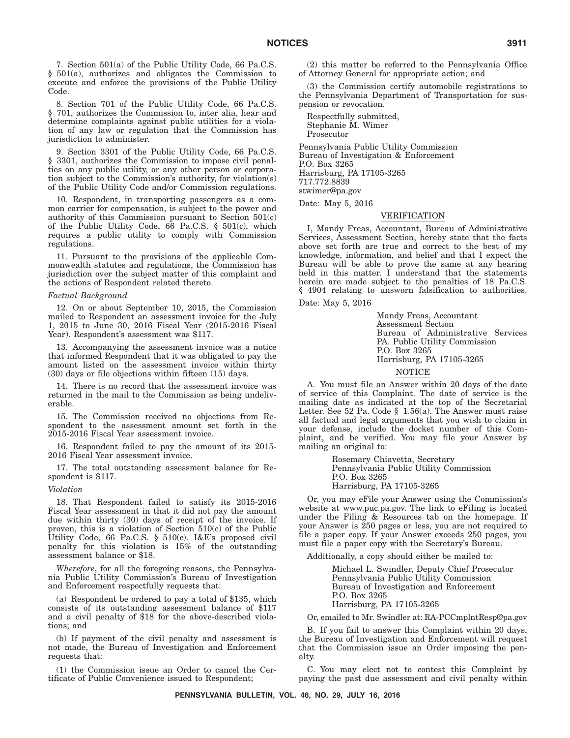7. Section 501(a) of the Public Utility Code, 66 Pa.C.S. § 501(a), authorizes and obligates the Commission to execute and enforce the provisions of the Public Utility Code.

8. Section 701 of the Public Utility Code, 66 Pa.C.S. § 701, authorizes the Commission to, inter alia, hear and determine complaints against public utilities for a violation of any law or regulation that the Commission has jurisdiction to administer.

9. Section 3301 of the Public Utility Code, 66 Pa.C.S. § 3301, authorizes the Commission to impose civil penalties on any public utility, or any other person or corporation subject to the Commission's authority, for violation(s) of the Public Utility Code and/or Commission regulations.

10. Respondent, in transporting passengers as a common carrier for compensation, is subject to the power and authority of this Commission pursuant to Section 501(c) of the Public Utility Code, 66 Pa.C.S. § 501(c), which requires a public utility to comply with Commission regulations.

11. Pursuant to the provisions of the applicable Commonwealth statutes and regulations, the Commission has jurisdiction over the subject matter of this complaint and the actions of Respondent related thereto.

*Factual Background*

12. On or about September 10, 2015, the Commission mailed to Respondent an assessment invoice for the July 1, 2015 to June 30, 2016 Fiscal Year (2015-2016 Fiscal Year). Respondent's assessment was $117.

13. Accompanying the assessment invoice was a notice that informed Respondent that it was obligated to pay the amount listed on the assessment invoice within thirty (30) days or file objections within fifteen (15) days.

14. There is no record that the assessment invoice was returned in the mail to the Commission as being undeliverable.

15. The Commission received no objections from Respondent to the assessment amount set forth in the 2015-2016 Fiscal Year assessment invoice.

16. Respondent failed to pay the amount of its 2015-2016 Fiscal Year assessment invoice.

17. The total outstanding assessment balance for Respondent is $117.

*Violation*

18. That Respondent failed to satisfy its 2015-2016 Fiscal Year assessment in that it did not pay the amount due within thirty (30) days of receipt of the invoice. If proven, this is a violation of Section 510(c) of the Public Utility Code, 66 Pa.C.S. § 510(c). I&E's proposed civil penalty for this violation is 15% of the outstanding assessment balance or $18.

*Wherefore*, for all the foregoing reasons, the Pennsylvania Public Utility Commission's Bureau of Investigation and Enforcement respectfully requests that:

(a) Respondent be ordered to pay a total of $135, which consists of its outstanding assessment balance of $117 and a civil penalty of $18 for the above-described violations; and

(b) If payment of the civil penalty and assessment is not made, the Bureau of Investigation and Enforcement requests that:

(1) the Commission issue an Order to cancel the Certificate of Public Convenience issued to Respondent;

(2) this matter be referred to the Pennsylvania Office of Attorney General for appropriate action; and

(3) the Commission certify automobile registrations to the Pennsylvania Department of Transportation for suspension or revocation.

Respectfully submitted,
Stephanie M. Wimer
Prosecutor

Pennsylvania Public Utility Commission
Bureau of Investigation & Enforcement
P.O. Box 3265
Harrisburg, PA 17105-3265
717.772.8839
stwimer@pa.gov

Date: May 5, 2016

VERIFICATION

I, Mandy Freas, Accountant, Bureau of Administrative Services, Assessment Section, hereby state that the facts above set forth are true and correct to the best of my knowledge, information, and belief and that I expect the Bureau will be able to prove the same at any hearing held in this matter. I understand that the statements herein are made subject to the penalties of 18 Pa.C.S. § 4904 relating to unsworn falsification to authorities.

Date: May 5, 2016

Mandy Freas, Accountant
Assessment Section
Bureau of Administrative Services
PA. Public Utility Commission
P.O. Box 3265
Harrisburg, PA 17105-3265

NOTICE

A. You must file an Answer within 20 days of the date of service of this Complaint. The date of service is the mailing date as indicated at the top of the Secretarial Letter. See 52 Pa. Code § 1.56(a). The Answer must raise all factual and legal arguments that you wish to claim in your defense, include the docket number of this Complaint, and be verified. You may file your Answer by mailing an original to:

Rosemary Chiavetta, Secretary
Pennsylvania Public Utility Commission
P.O. Box 3265
Harrisburg, PA 17105-3265

Or, you may eFile your Answer using the Commission's website at www.puc.pa.gov. The link to eFiling is located under the Filing & Resources tab on the homepage. If your Answer is 250 pages or less, you are not required to file a paper copy. If your Answer exceeds 250 pages, you must file a paper copy with the Secretary's Bureau.

Additionally, a copy should either be mailed to:

Michael L. Swindler, Deputy Chief Prosecutor
Pennsylvania Public Utility Commission
Bureau of Investigation and Enforcement
P.O. Box 3265
Harrisburg, PA 17105-3265

Or, emailed to Mr. Swindler at: RA-PCCmplntResp@pa.gov

B. If you fail to answer this Complaint within 20 days, the Bureau of Investigation and Enforcement will request that the Commission issue an Order imposing the penalty.

C. You may elect not to contest this Complaint by paying the past due assessment and civil penalty within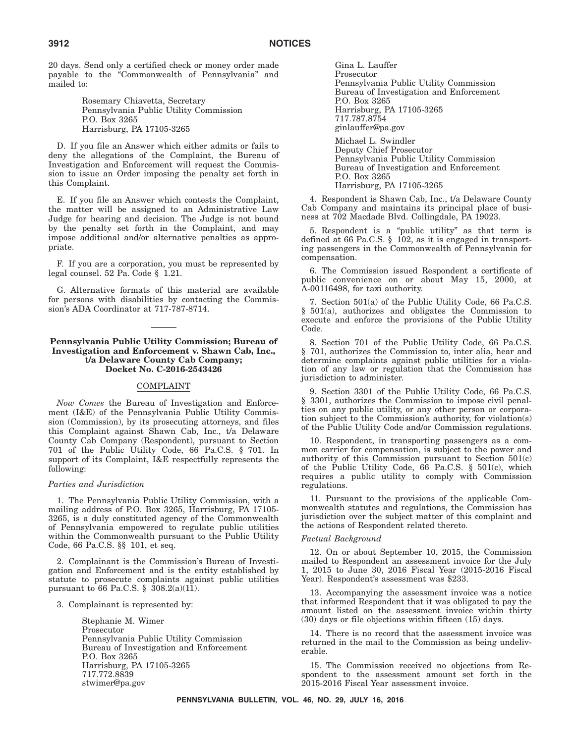20 days. Send only a certified check or money order made payable to the "Commonwealth of Pennsylvania" and mailed to:

Rosemary Chiavetta, Secretary
Pennsylvania Public Utility Commission
P.O. Box 3265
Harrisburg, PA 17105-3265

D. If you file an Answer which either admits or fails to deny the allegations of the Complaint, the Bureau of Investigation and Enforcement will request the Commission to issue an Order imposing the penalty set forth in this Complaint.

E. If you file an Answer which contests the Complaint, the matter will be assigned to an Administrative Law Judge for hearing and decision. The Judge is not bound by the penalty set forth in the Complaint, and may impose additional and/or alternative penalties as appropriate.

F. If you are a corporation, you must be represented by legal counsel. 52 Pa. Code § 1.21.

G. Alternative formats of this material are available for persons with disabilities by contacting the Commission's ADA Coordinator at 717-787-8714.

---

**Pennsylvania Public Utility Commission; Bureau of Investigation and Enforcement v. Shawn Cab, Inc., t/a Delaware County Cab Company; Docket No. C-2016-2543426**

COMPLAINT

*Now Comes* the Bureau of Investigation and Enforcement (I&E) of the Pennsylvania Public Utility Commission (Commission), by its prosecuting attorneys, and files this Complaint against Shawn Cab, Inc., t/a Delaware County Cab Company (Respondent), pursuant to Section 701 of the Public Utility Code, 66 Pa.C.S. § 701. In support of its Complaint, I&E respectfully represents the following:

*Parties and Jurisdiction*

1. The Pennsylvania Public Utility Commission, with a mailing address of P.O. Box 3265, Harrisburg, PA 17105-3265, is a duly constituted agency of the Commonwealth of Pennsylvania empowered to regulate public utilities within the Commonwealth pursuant to the Public Utility Code, 66 Pa.C.S. §§ 101, et seq.

2. Complainant is the Commission's Bureau of Investigation and Enforcement and is the entity established by statute to prosecute complaints against public utilities pursuant to 66 Pa.C.S. § 308.2(a)(11).

3. Complainant is represented by:

Stephanie M. Wimer
Prosecutor
Pennsylvania Public Utility Commission
Bureau of Investigation and Enforcement
P.O. Box 3265
Harrisburg, PA 17105-3265
717.772.8839
stwimer@pa.gov

Gina L. Lauffer
Prosecutor
Pennsylvania Public Utility Commission
Bureau of Investigation and Enforcement
P.O. Box 3265
Harrisburg, PA 17105-3265
717.787.8754
ginlauffer@pa.gov

Michael L. Swindler
Deputy Chief Prosecutor
Pennsylvania Public Utility Commission
Bureau of Investigation and Enforcement
P.O. Box 3265
Harrisburg, PA 17105-3265

4. Respondent is Shawn Cab, Inc., t/a Delaware County Cab Company and maintains its principal place of business at 702 Macdade Blvd. Collingdale, PA 19023.

5. Respondent is a "public utility" as that term is defined at 66 Pa.C.S. § 102, as it is engaged in transporting passengers in the Commonwealth of Pennsylvania for compensation.

6. The Commission issued Respondent a certificate of public convenience on or about May 15, 2000, at A-00116498, for taxi authority.

7. Section 501(a) of the Public Utility Code, 66 Pa.C.S. § 501(a), authorizes and obligates the Commission to execute and enforce the provisions of the Public Utility Code.

8. Section 701 of the Public Utility Code, 66 Pa.C.S. § 701, authorizes the Commission to, inter alia, hear and determine complaints against public utilities for a violation of any law or regulation that the Commission has jurisdiction to administer.

9. Section 3301 of the Public Utility Code, 66 Pa.C.S. § 3301, authorizes the Commission to impose civil penalties on any public utility, or any other person or corporation subject to the Commission's authority, for violation(s) of the Public Utility Code and/or Commission regulations.

10. Respondent, in transporting passengers as a common carrier for compensation, is subject to the power and authority of this Commission pursuant to Section 501(c) of the Public Utility Code, 66 Pa.C.S. § 501(c), which requires a public utility to comply with Commission regulations.

11. Pursuant to the provisions of the applicable Commonwealth statutes and regulations, the Commission has jurisdiction over the subject matter of this complaint and the actions of Respondent related thereto.

*Factual Background*

12. On or about September 10, 2015, the Commission mailed to Respondent an assessment invoice for the July 1, 2015 to June 30, 2016 Fiscal Year (2015-2016 Fiscal Year). Respondent's assessment was $233.

13. Accompanying the assessment invoice was a notice that informed Respondent that it was obligated to pay the amount listed on the assessment invoice within thirty (30) days or file objections within fifteen (15) days.

14. There is no record that the assessment invoice was returned in the mail to the Commission as being undeliverable.

15. The Commission received no objections from Respondent to the assessment amount set forth in the 2015-2016 Fiscal Year assessment invoice.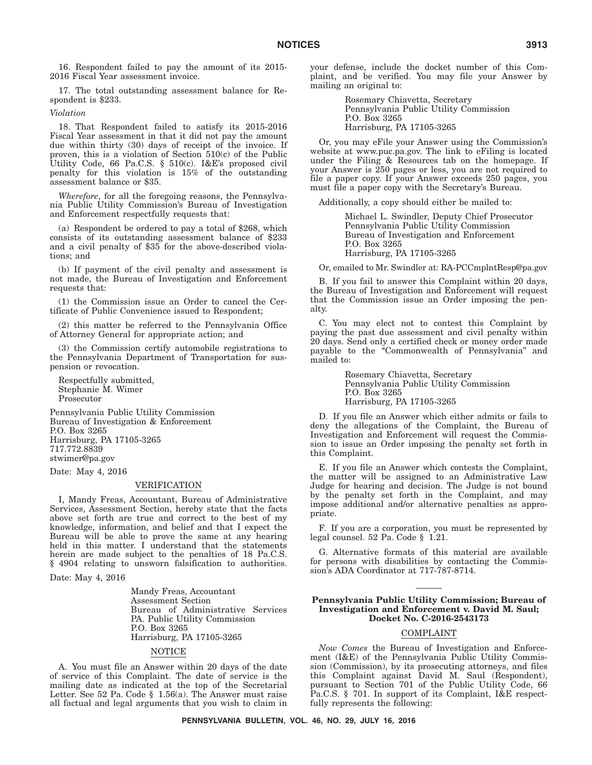16. Respondent failed to pay the amount of its 2015-2016 Fiscal Year assessment invoice.

17. The total outstanding assessment balance for Respondent is $233.

*Violation*

18. That Respondent failed to satisfy its 2015-2016 Fiscal Year assessment in that it did not pay the amount due within thirty (30) days of receipt of the invoice. If proven, this is a violation of Section 510(c) of the Public Utility Code, 66 Pa.C.S. § 510(c). I&E's proposed civil penalty for this violation is 15% of the outstanding assessment balance or $35.

*Wherefore*, for all the foregoing reasons, the Pennsylvania Public Utility Commission's Bureau of Investigation and Enforcement respectfully requests that:

(a) Respondent be ordered to pay a total of $268, which consists of its outstanding assessment balance of $233 and a civil penalty of $35 for the above-described violations; and

(b) If payment of the civil penalty and assessment is not made, the Bureau of Investigation and Enforcement requests that:

(1) the Commission issue an Order to cancel the Certificate of Public Convenience issued to Respondent;

(2) this matter be referred to the Pennsylvania Office of Attorney General for appropriate action; and

(3) the Commission certify automobile registrations to the Pennsylvania Department of Transportation for suspension or revocation.

Respectfully submitted,
Stephanie M. Wimer
Prosecutor

Pennsylvania Public Utility Commission
Bureau of Investigation & Enforcement
P.O. Box 3265
Harrisburg, PA 17105-3265
717.772.8839
stwimer@pa.gov

Date: May 4, 2016

VERIFICATION

I, Mandy Freas, Accountant, Bureau of Administrative Services, Assessment Section, hereby state that the facts above set forth are true and correct to the best of my knowledge, information, and belief and that I expect the Bureau will be able to prove the same at any hearing held in this matter. I understand that the statements herein are made subject to the penalties of 18 Pa.C.S. § 4904 relating to unsworn falsification to authorities.

Date: May 4, 2016

Mandy Freas, Accountant
Assessment Section
Bureau of Administrative Services
PA. Public Utility Commission
P.O. Box 3265
Harrisburg, PA 17105-3265

NOTICE

A. You must file an Answer within 20 days of the date of service of this Complaint. The date of service is the mailing date as indicated at the top of the Secretarial Letter. See 52 Pa. Code § 1.56(a). The Answer must raise all factual and legal arguments that you wish to claim in your defense, include the docket number of this Complaint, and be verified. You may file your Answer by mailing an original to:

Rosemary Chiavetta, Secretary
Pennsylvania Public Utility Commission
P.O. Box 3265
Harrisburg, PA 17105-3265

Or, you may eFile your Answer using the Commission's website at www.puc.pa.gov. The link to eFiling is located under the Filing & Resources tab on the homepage. If your Answer is 250 pages or less, you are not required to file a paper copy. If your Answer exceeds 250 pages, you must file a paper copy with the Secretary's Bureau.

Additionally, a copy should either be mailed to:

Michael L. Swindler, Deputy Chief Prosecutor
Pennsylvania Public Utility Commission
Bureau of Investigation and Enforcement
P.O. Box 3265
Harrisburg, PA 17105-3265

Or, emailed to Mr. Swindler at: RA-PCCmplntResp@pa.gov

B. If you fail to answer this Complaint within 20 days, the Bureau of Investigation and Enforcement will request that the Commission issue an Order imposing the penalty.

C. You may elect not to contest this Complaint by paying the past due assessment and civil penalty within 20 days. Send only a certified check or money order made payable to the "Commonwealth of Pennsylvania" and mailed to:

Rosemary Chiavetta, Secretary
Pennsylvania Public Utility Commission
P.O. Box 3265
Harrisburg, PA 17105-3265

D. If you file an Answer which either admits or fails to deny the allegations of the Complaint, the Bureau of Investigation and Enforcement will request the Commission to issue an Order imposing the penalty set forth in this Complaint.

E. If you file an Answer which contests the Complaint, the matter will be assigned to an Administrative Law Judge for hearing and decision. The Judge is not bound by the penalty set forth in the Complaint, and may impose additional and/or alternative penalties as appropriate.

F. If you are a corporation, you must be represented by legal counsel. 52 Pa. Code § 1.21.

G. Alternative formats of this material are available for persons with disabilities by contacting the Commission's ADA Coordinator at 717-787-8714.

**Pennsylvania Public Utility Commission; Bureau of Investigation and Enforcement v. David M. Saul; Docket No. C-2016-2543173**

COMPLAINT

*Now Comes* the Bureau of Investigation and Enforcement (I&E) of the Pennsylvania Public Utility Commission (Commission), by its prosecuting attorneys, and files this Complaint against David M. Saul (Respondent), pursuant to Section 701 of the Public Utility Code, 66 Pa.C.S. § 701. In support of its Complaint, I&E respectfully represents the following: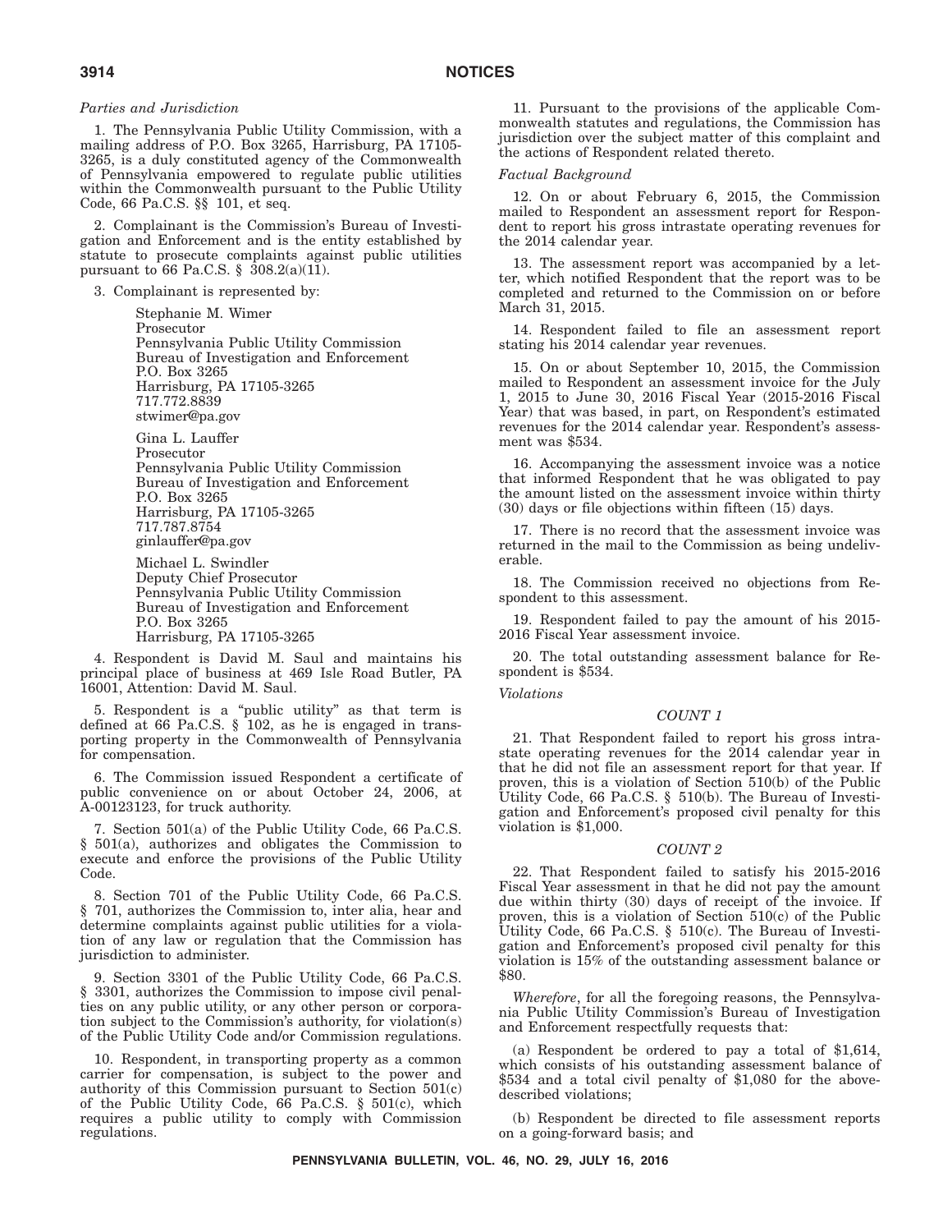*Parties and Jurisdiction*

1. The Pennsylvania Public Utility Commission, with a mailing address of P.O. Box 3265, Harrisburg, PA 17105-3265, is a duly constituted agency of the Commonwealth of Pennsylvania empowered to regulate public utilities within the Commonwealth pursuant to the Public Utility Code, 66 Pa.C.S. §§ 101, et seq.

2. Complainant is the Commission's Bureau of Investigation and Enforcement and is the entity established by statute to prosecute complaints against public utilities pursuant to 66 Pa.C.S. § 308.2(a)(11).

3. Complainant is represented by:

Stephanie M. Wimer
Prosecutor
Pennsylvania Public Utility Commission
Bureau of Investigation and Enforcement
P.O. Box 3265
Harrisburg, PA 17105-3265
717.772.8839
stwimer@pa.gov

Gina L. Lauffer
Prosecutor
Pennsylvania Public Utility Commission
Bureau of Investigation and Enforcement
P.O. Box 3265
Harrisburg, PA 17105-3265
717.787.8754
ginlauffer@pa.gov

Michael L. Swindler
Deputy Chief Prosecutor
Pennsylvania Public Utility Commission
Bureau of Investigation and Enforcement
P.O. Box 3265
Harrisburg, PA 17105-3265

4. Respondent is David M. Saul and maintains his principal place of business at 469 Isle Road Butler, PA 16001, Attention: David M. Saul.

5. Respondent is a "public utility" as that term is defined at 66 Pa.C.S. § 102, as he is engaged in transporting property in the Commonwealth of Pennsylvania for compensation.

6. The Commission issued Respondent a certificate of public convenience on or about October 24, 2006, at A-00123123, for truck authority.

7. Section 501(a) of the Public Utility Code, 66 Pa.C.S. § 501(a), authorizes and obligates the Commission to execute and enforce the provisions of the Public Utility Code.

8. Section 701 of the Public Utility Code, 66 Pa.C.S. § 701, authorizes the Commission to, inter alia, hear and determine complaints against public utilities for a violation of any law or regulation that the Commission has jurisdiction to administer.

9. Section 3301 of the Public Utility Code, 66 Pa.C.S. § 3301, authorizes the Commission to impose civil penalties on any public utility, or any other person or corporation subject to the Commission's authority, for violation(s) of the Public Utility Code and/or Commission regulations.

10. Respondent, in transporting property as a common carrier for compensation, is subject to the power and authority of this Commission pursuant to Section 501(c) of the Public Utility Code, 66 Pa.C.S. § 501(c), which requires a public utility to comply with Commission regulations.

11. Pursuant to the provisions of the applicable Commonwealth statutes and regulations, the Commission has jurisdiction over the subject matter of this complaint and the actions of Respondent related thereto.

*Factual Background*

12. On or about February 6, 2015, the Commission mailed to Respondent an assessment report for Respondent to report his gross intrastate operating revenues for the 2014 calendar year.

13. The assessment report was accompanied by a letter, which notified Respondent that the report was to be completed and returned to the Commission on or before March 31, 2015.

14. Respondent failed to file an assessment report stating his 2014 calendar year revenues.

15. On or about September 10, 2015, the Commission mailed to Respondent an assessment invoice for the July 1, 2015 to June 30, 2016 Fiscal Year (2015-2016 Fiscal Year) that was based, in part, on Respondent's estimated revenues for the 2014 calendar year. Respondent's assessment was $534.

16. Accompanying the assessment invoice was a notice that informed Respondent that he was obligated to pay the amount listed on the assessment invoice within thirty (30) days or file objections within fifteen (15) days.

17. There is no record that the assessment invoice was returned in the mail to the Commission as being undeliverable.

18. The Commission received no objections from Respondent to this assessment.

19. Respondent failed to pay the amount of his 2015-2016 Fiscal Year assessment invoice.

20. The total outstanding assessment balance for Respondent is $534.

*Violations*

*COUNT 1*

21. That Respondent failed to report his gross intrastate operating revenues for the 2014 calendar year in that he did not file an assessment report for that year. If proven, this is a violation of Section 510(b) of the Public Utility Code, 66 Pa.C.S. § 510(b). The Bureau of Investigation and Enforcement's proposed civil penalty for this violation is $1,000.

*COUNT 2*

22. That Respondent failed to satisfy his 2015-2016 Fiscal Year assessment in that he did not pay the amount due within thirty (30) days of receipt of the invoice. If proven, this is a violation of Section 510(c) of the Public Utility Code, 66 Pa.C.S. § 510(c). The Bureau of Investigation and Enforcement's proposed civil penalty for this violation is 15% of the outstanding assessment balance or $80.

*Wherefore*, for all the foregoing reasons, the Pennsylvania Public Utility Commission's Bureau of Investigation and Enforcement respectfully requests that:

(a) Respondent be ordered to pay a total of $1,614, which consists of his outstanding assessment balance of $534 and a total civil penalty of $1,080 for the above-described violations;

(b) Respondent be directed to file assessment reports on a going-forward basis; and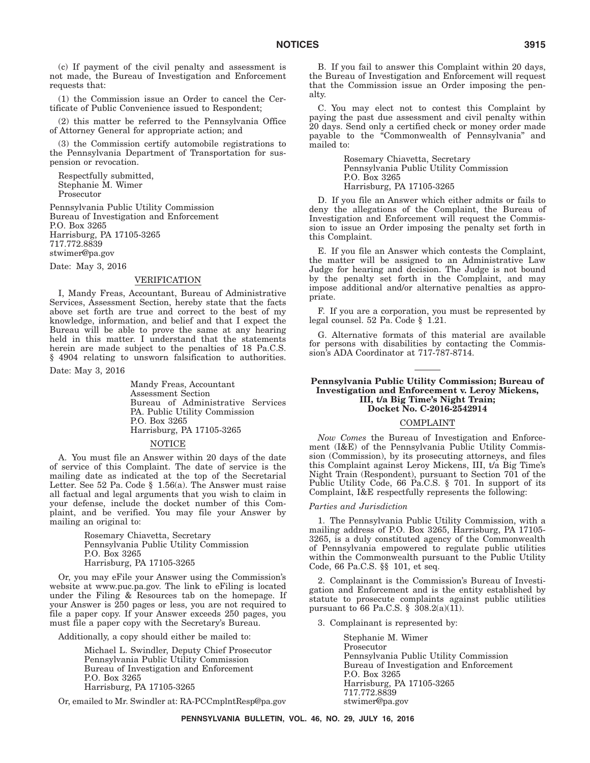(c) If payment of the civil penalty and assessment is not made, the Bureau of Investigation and Enforcement requests that:

(1) the Commission issue an Order to cancel the Certificate of Public Convenience issued to Respondent;

(2) this matter be referred to the Pennsylvania Office of Attorney General for appropriate action; and

(3) the Commission certify automobile registrations to the Pennsylvania Department of Transportation for suspension or revocation.

Respectfully submitted,
Stephanie M. Wimer
Prosecutor

Pennsylvania Public Utility Commission
Bureau of Investigation and Enforcement
P.O. Box 3265
Harrisburg, PA 17105-3265
717.772.8839
stwimer@pa.gov

Date: May 3, 2016

VERIFICATION

I, Mandy Freas, Accountant, Bureau of Administrative Services, Assessment Section, hereby state that the facts above set forth are true and correct to the best of my knowledge, information, and belief and that I expect the Bureau will be able to prove the same at any hearing held in this matter. I understand that the statements herein are made subject to the penalties of 18 Pa.C.S. § 4904 relating to unsworn falsification to authorities.

Date: May 3, 2016

Mandy Freas, Accountant
Assessment Section
Bureau of Administrative Services
PA. Public Utility Commission
P.O. Box 3265
Harrisburg, PA 17105-3265

NOTICE

A. You must file an Answer within 20 days of the date of service of this Complaint. The date of service is the mailing date as indicated at the top of the Secretarial Letter. See 52 Pa. Code § 1.56(a). The Answer must raise all factual and legal arguments that you wish to claim in your defense, include the docket number of this Complaint, and be verified. You may file your Answer by mailing an original to:

Rosemary Chiavetta, Secretary
Pennsylvania Public Utility Commission
P.O. Box 3265
Harrisburg, PA 17105-3265

Or, you may eFile your Answer using the Commission's website at www.puc.pa.gov. The link to eFiling is located under the Filing & Resources tab on the homepage. If your Answer is 250 pages or less, you are not required to file a paper copy. If your Answer exceeds 250 pages, you must file a paper copy with the Secretary's Bureau.

Additionally, a copy should either be mailed to:

Michael L. Swindler, Deputy Chief Prosecutor
Pennsylvania Public Utility Commission
Bureau of Investigation and Enforcement
P.O. Box 3265
Harrisburg, PA 17105-3265

Or, emailed to Mr. Swindler at: RA-PCCmplntResp@pa.gov

B. If you fail to answer this Complaint within 20 days, the Bureau of Investigation and Enforcement will request that the Commission issue an Order imposing the penalty.

C. You may elect not to contest this Complaint by paying the past due assessment and civil penalty within 20 days. Send only a certified check or money order made payable to the "Commonwealth of Pennsylvania" and mailed to:

Rosemary Chiavetta, Secretary
Pennsylvania Public Utility Commission
P.O. Box 3265
Harrisburg, PA 17105-3265

D. If you file an Answer which either admits or fails to deny the allegations of the Complaint, the Bureau of Investigation and Enforcement will request the Commission to issue an Order imposing the penalty set forth in this Complaint.

E. If you file an Answer which contests the Complaint, the matter will be assigned to an Administrative Law Judge for hearing and decision. The Judge is not bound by the penalty set forth in the Complaint, and may impose additional and/or alternative penalties as appropriate.

F. If you are a corporation, you must be represented by legal counsel. 52 Pa. Code § 1.21.

G. Alternative formats of this material are available for persons with disabilities by contacting the Commission's ADA Coordinator at 717-787-8714.

**Pennsylvania Public Utility Commission; Bureau of Investigation and Enforcement v. Leroy Mickens, III, t/a Big Time's Night Train; Docket No. C-2016-2542914**

COMPLAINT

*Now Comes* the Bureau of Investigation and Enforcement (I&E) of the Pennsylvania Public Utility Commission (Commission), by its prosecuting attorneys, and files this Complaint against Leroy Mickens, III, t/a Big Time's Night Train (Respondent), pursuant to Section 701 of the Public Utility Code, 66 Pa.C.S. § 701. In support of its Complaint, I&E respectfully represents the following:

*Parties and Jurisdiction*

1. The Pennsylvania Public Utility Commission, with a mailing address of P.O. Box 3265, Harrisburg, PA 17105-3265, is a duly constituted agency of the Commonwealth of Pennsylvania empowered to regulate public utilities within the Commonwealth pursuant to the Public Utility Code, 66 Pa.C.S. §§ 101, et seq.

2. Complainant is the Commission's Bureau of Investigation and Enforcement and is the entity established by statute to prosecute complaints against public utilities pursuant to 66 Pa.C.S. § 308.2(a)(11).

3. Complainant is represented by:

Stephanie M. Wimer
Prosecutor
Pennsylvania Public Utility Commission
Bureau of Investigation and Enforcement
P.O. Box 3265
Harrisburg, PA 17105-3265
717.772.8839
stwimer@pa.gov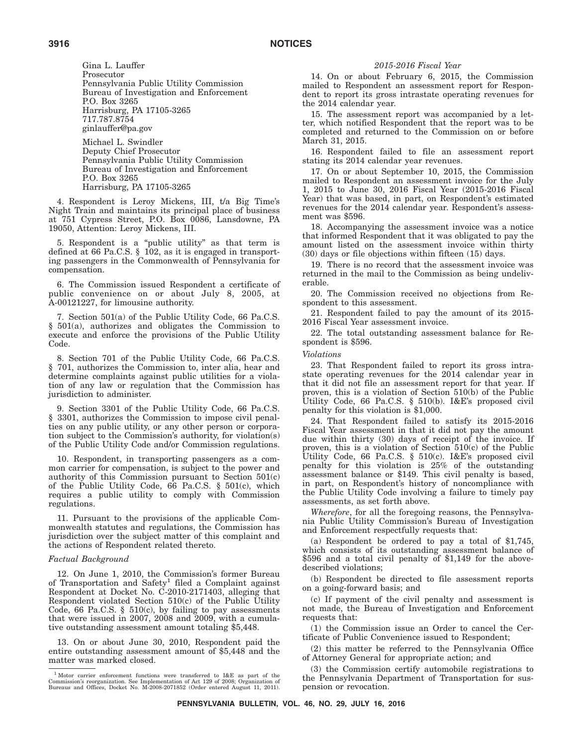Gina L. Lauffer
Prosecutor
Pennsylvania Public Utility Commission
Bureau of Investigation and Enforcement
P.O. Box 3265
Harrisburg, PA 17105-3265
717.787.8754
ginlauffer@pa.gov

Michael L. Swindler
Deputy Chief Prosecutor
Pennsylvania Public Utility Commission
Bureau of Investigation and Enforcement
P.O. Box 3265
Harrisburg, PA 17105-3265

4. Respondent is Leroy Mickens, III, t/a Big Time's Night Train and maintains its principal place of business at 751 Cypress Street, P.O. Box 0086, Lansdowne, PA 19050, Attention: Leroy Mickens, III.

5. Respondent is a "public utility" as that term is defined at 66 Pa.C.S. § 102, as it is engaged in transporting passengers in the Commonwealth of Pennsylvania for compensation.

6. The Commission issued Respondent a certificate of public convenience on or about July 8, 2005, at A-00121227, for limousine authority.

7. Section 501(a) of the Public Utility Code, 66 Pa.C.S. § 501(a), authorizes and obligates the Commission to execute and enforce the provisions of the Public Utility Code.

8. Section 701 of the Public Utility Code, 66 Pa.C.S. § 701, authorizes the Commission to, inter alia, hear and determine complaints against public utilities for a violation of any law or regulation that the Commission has jurisdiction to administer.

9. Section 3301 of the Public Utility Code, 66 Pa.C.S. § 3301, authorizes the Commission to impose civil penalties on any public utility, or any other person or corporation subject to the Commission's authority, for violation(s) of the Public Utility Code and/or Commission regulations.

10. Respondent, in transporting passengers as a common carrier for compensation, is subject to the power and authority of this Commission pursuant to Section 501(c) of the Public Utility Code, 66 Pa.C.S. § 501(c), which requires a public utility to comply with Commission regulations.

11. Pursuant to the provisions of the applicable Commonwealth statutes and regulations, the Commission has jurisdiction over the subject matter of this complaint and the actions of Respondent related thereto.

*Factual Background*

12. On June 1, 2010, the Commission's former Bureau of Transportation and Safety[1] filed a Complaint against Respondent at Docket No. C-2010-2171403, alleging that Respondent violated Section 510(c) of the Public Utility Code, 66 Pa.C.S. § 510(c), by failing to pay assessments that were issued in 2007, 2008 and 2009, with a cumulative outstanding assessment amount totaling $5,448.

13. On or about June 30, 2010, Respondent paid the entire outstanding assessment amount of $5,448 and the matter was marked closed.

*2015-2016 Fiscal Year*

14. On or about February 6, 2015, the Commission mailed to Respondent an assessment report for Respondent to report its gross intrastate operating revenues for the 2014 calendar year.

15. The assessment report was accompanied by a letter, which notified Respondent that the report was to be completed and returned to the Commission on or before March 31, 2015.

16. Respondent failed to file an assessment report stating its 2014 calendar year revenues.

17. On or about September 10, 2015, the Commission mailed to Respondent an assessment invoice for the July 1, 2015 to June 30, 2016 Fiscal Year (2015-2016 Fiscal Year) that was based, in part, on Respondent's estimated revenues for the 2014 calendar year. Respondent's assessment was $596.

18. Accompanying the assessment invoice was a notice that informed Respondent that it was obligated to pay the amount listed on the assessment invoice within thirty (30) days or file objections within fifteen (15) days.

19. There is no record that the assessment invoice was returned in the mail to the Commission as being undeliverable.

20. The Commission received no objections from Respondent to this assessment.

21. Respondent failed to pay the amount of its 2015-2016 Fiscal Year assessment invoice.

22. The total outstanding assessment balance for Respondent is $596.

*Violations*

23. That Respondent failed to report its gross intrastate operating revenues for the 2014 calendar year in that it did not file an assessment report for that year. If proven, this is a violation of Section 510(b) of the Public Utility Code, 66 Pa.C.S. § 510(b). I&E's proposed civil penalty for this violation is $1,000.

24. That Respondent failed to satisfy its 2015-2016 Fiscal Year assessment in that it did not pay the amount due within thirty (30) days of receipt of the invoice. If proven, this is a violation of Section 510(c) of the Public Utility Code, 66 Pa.C.S. § 510(c). I&E's proposed civil penalty for this violation is 25% of the outstanding assessment balance or $149. This civil penalty is based, in part, on Respondent's history of noncompliance with the Public Utility Code involving a failure to timely pay assessments, as set forth above.

*Wherefore*, for all the foregoing reasons, the Pennsylvania Public Utility Commission's Bureau of Investigation and Enforcement respectfully requests that:

(a) Respondent be ordered to pay a total of $1,745, which consists of its outstanding assessment balance of $596 and a total civil penalty of $1,149 for the above-described violations;

(b) Respondent be directed to file assessment reports on a going-forward basis; and

(c) If payment of the civil penalty and assessment is not made, the Bureau of Investigation and Enforcement requests that:

(1) the Commission issue an Order to cancel the Certificate of Public Convenience issued to Respondent;

(2) this matter be referred to the Pennsylvania Office of Attorney General for appropriate action; and

(3) the Commission certify automobile registrations to the Pennsylvania Department of Transportation for suspension or revocation.

[1] Motor carrier enforcement functions were transferred to I&E as part of the Commission's reorganization. See Implementation of Act 129 of 2008; Organization of Bureaus and Offices, Docket No. M-2008-2071852 (Order entered August 11, 2011).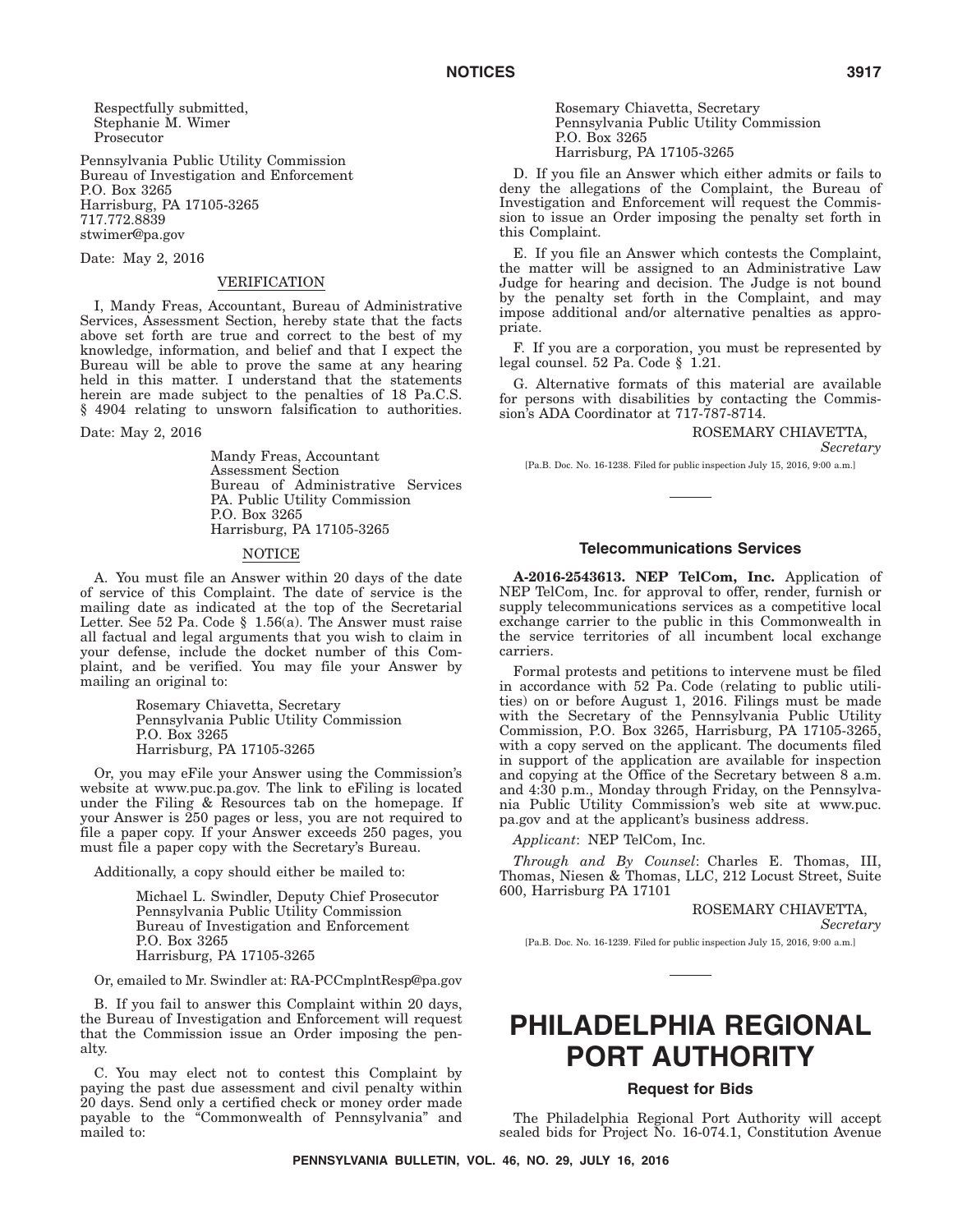Respectfully submitted,
Stephanie M. Wimer
Prosecutor

Pennsylvania Public Utility Commission
Bureau of Investigation and Enforcement
P.O. Box 3265
Harrisburg, PA 17105-3265
717.772.8839
stwimer@pa.gov

Date: May 2, 2016

VERIFICATION

I, Mandy Freas, Accountant, Bureau of Administrative Services, Assessment Section, hereby state that the facts above set forth are true and correct to the best of my knowledge, information, and belief and that I expect the Bureau will be able to prove the same at any hearing held in this matter. I understand that the statements herein are made subject to the penalties of 18 Pa.C.S. § 4904 relating to unsworn falsification to authorities.

Date: May 2, 2016

Mandy Freas, Accountant
Assessment Section
Bureau of Administrative Services
PA. Public Utility Commission
P.O. Box 3265
Harrisburg, PA 17105-3265

NOTICE

A. You must file an Answer within 20 days of the date of service of this Complaint. The date of service is the mailing date as indicated at the top of the Secretarial Letter. See 52 Pa. Code § 1.56(a). The Answer must raise all factual and legal arguments that you wish to claim in your defense, include the docket number of this Complaint, and be verified. You may file your Answer by mailing an original to:

Rosemary Chiavetta, Secretary
Pennsylvania Public Utility Commission
P.O. Box 3265
Harrisburg, PA 17105-3265

Or, you may eFile your Answer using the Commission's website at www.puc.pa.gov. The link to eFiling is located under the Filing & Resources tab on the homepage. If your Answer is 250 pages or less, you are not required to file a paper copy. If your Answer exceeds 250 pages, you must file a paper copy with the Secretary's Bureau.

Additionally, a copy should either be mailed to:

Michael L. Swindler, Deputy Chief Prosecutor
Pennsylvania Public Utility Commission
Bureau of Investigation and Enforcement
P.O. Box 3265
Harrisburg, PA 17105-3265

Or, emailed to Mr. Swindler at: RA-PCCmplntResp@pa.gov

B. If you fail to answer this Complaint within 20 days, the Bureau of Investigation and Enforcement will request that the Commission issue an Order imposing the penalty.

C. You may elect not to contest this Complaint by paying the past due assessment and civil penalty within 20 days. Send only a certified check or money order made payable to the "Commonwealth of Pennsylvania" and mailed to:

Rosemary Chiavetta, Secretary
Pennsylvania Public Utility Commission
P.O. Box 3265
Harrisburg, PA 17105-3265

D. If you file an Answer which either admits or fails to deny the allegations of the Complaint, the Bureau of Investigation and Enforcement will request the Commission to issue an Order imposing the penalty set forth in this Complaint.

E. If you file an Answer which contests the Complaint, the matter will be assigned to an Administrative Law Judge for hearing and decision. The Judge is not bound by the penalty set forth in the Complaint, and may impose additional and/or alternative penalties as appropriate.

F. If you are a corporation, you must be represented by legal counsel. 52 Pa. Code § 1.21.

G. Alternative formats of this material are available for persons with disabilities by contacting the Commission's ADA Coordinator at 717-787-8714.

ROSEMARY CHIAVETTA,
*Secretary*

[Pa.B. Doc. No. 16-1238. Filed for public inspection July 15, 2016, 9:00 a.m.]

### Telecommunications Services

**A-2016-2543613. NEP TelCom, Inc.** Application of NEP TelCom, Inc. for approval to offer, render, furnish or supply telecommunications services as a competitive local exchange carrier to the public in this Commonwealth in the service territories of all incumbent local exchange carriers.

Formal protests and petitions to intervene must be filed in accordance with 52 Pa. Code (relating to public utilities) on or before August 1, 2016. Filings must be made with the Secretary of the Pennsylvania Public Utility Commission, P.O. Box 3265, Harrisburg, PA 17105-3265, with a copy served on the applicant. The documents filed in support of the application are available for inspection and copying at the Office of the Secretary between 8 a.m. and 4:30 p.m., Monday through Friday, on the Pennsylvania Public Utility Commission's web site at www.puc.pa.gov and at the applicant's business address.

*Applicant*: NEP TelCom, Inc.

*Through and By Counsel*: Charles E. Thomas, III, Thomas, Niesen & Thomas, LLC, 212 Locust Street, Suite 600, Harrisburg PA 17101

ROSEMARY CHIAVETTA,
*Secretary*

[Pa.B. Doc. No. 16-1239. Filed for public inspection July 15, 2016, 9:00 a.m.]

# PHILADELPHIA REGIONAL PORT AUTHORITY

### Request for Bids

The Philadelphia Regional Port Authority will accept sealed bids for Project No. 16-074.1, Constitution Avenue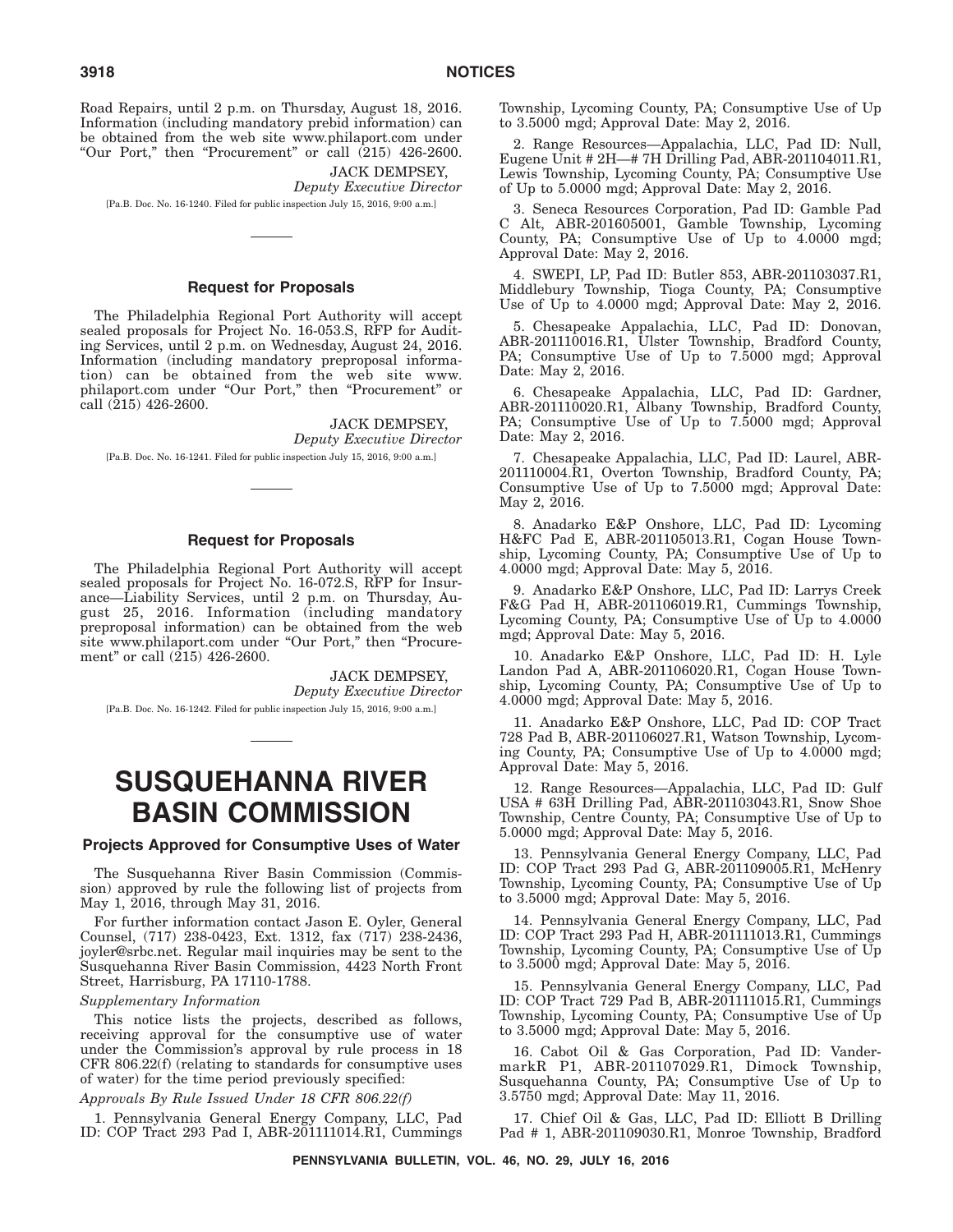Road Repairs, until 2 p.m. on Thursday, August 18, 2016. Information (including mandatory prebid information) can be obtained from the web site www.philaport.com under "Our Port," then "Procurement" or call (215) 426-2600.

JACK DEMPSEY,
*Deputy Executive Director*

[Pa.B. Doc. No. 16-1240. Filed for public inspection July 15, 2016, 9:00 a.m.]

### Request for Proposals

The Philadelphia Regional Port Authority will accept sealed proposals for Project No. 16-053.S, RFP for Auditing Services, until 2 p.m. on Wednesday, August 24, 2016. Information (including mandatory preproposal information) can be obtained from the web site www.philaport.com under "Our Port," then "Procurement" or call (215) 426-2600.

JACK DEMPSEY,
*Deputy Executive Director*

[Pa.B. Doc. No. 16-1241. Filed for public inspection July 15, 2016, 9:00 a.m.]

### Request for Proposals

The Philadelphia Regional Port Authority will accept sealed proposals for Project No. 16-072.S, RFP for Insurance—Liability Services, until 2 p.m. on Thursday, August 25, 2016. Information (including mandatory preproposal information) can be obtained from the web site www.philaport.com under "Our Port," then "Procurement" or call (215) 426-2600.

JACK DEMPSEY,
*Deputy Executive Director*

[Pa.B. Doc. No. 16-1242. Filed for public inspection July 15, 2016, 9:00 a.m.]

# SUSQUEHANNA RIVER BASIN COMMISSION

### Projects Approved for Consumptive Uses of Water

The Susquehanna River Basin Commission (Commission) approved by rule the following list of projects from May 1, 2016, through May 31, 2016.

For further information contact Jason E. Oyler, General Counsel, (717) 238-0423, Ext. 1312, fax (717) 238-2436, joyler@srbc.net. Regular mail inquiries may be sent to the Susquehanna River Basin Commission, 4423 North Front Street, Harrisburg, PA 17110-1788.

*Supplementary Information*

This notice lists the projects, described as follows, receiving approval for the consumptive use of water under the Commission's approval by rule process in 18 CFR 806.22(f) (relating to standards for consumptive uses of water) for the time period previously specified:

*Approvals By Rule Issued Under 18 CFR 806.22(f)*

1. Pennsylvania General Energy Company, LLC, Pad ID: COP Tract 293 Pad I, ABR-201111014.R1, Cummings Township, Lycoming County, PA; Consumptive Use of Up to 3.5000 mgd; Approval Date: May 2, 2016.

2. Range Resources—Appalachia, LLC, Pad ID: Null, Eugene Unit # 2H—# 7H Drilling Pad, ABR-201104011.R1, Lewis Township, Lycoming County, PA; Consumptive Use of Up to 5.0000 mgd; Approval Date: May 2, 2016.

3. Seneca Resources Corporation, Pad ID: Gamble Pad C Alt, ABR-201605001, Gamble Township, Lycoming County, PA; Consumptive Use of Up to 4.0000 mgd; Approval Date: May 2, 2016.

4. SWEPI, LP, Pad ID: Butler 853, ABR-201103037.R1, Middlebury Township, Tioga County, PA; Consumptive Use of Up to 4.0000 mgd; Approval Date: May 2, 2016.

5. Chesapeake Appalachia, LLC, Pad ID: Donovan, ABR-201110016.R1, Ulster Township, Bradford County, PA; Consumptive Use of Up to 7.5000 mgd; Approval Date: May 2, 2016.

6. Chesapeake Appalachia, LLC, Pad ID: Gardner, ABR-201110020.R1, Albany Township, Bradford County, PA; Consumptive Use of Up to 7.5000 mgd; Approval Date: May 2, 2016.

7. Chesapeake Appalachia, LLC, Pad ID: Laurel, ABR-201110004.R1, Overton Township, Bradford County, PA; Consumptive Use of Up to 7.5000 mgd; Approval Date: May 2, 2016.

8. Anadarko E&P Onshore, LLC, Pad ID: Lycoming H&FC Pad E, ABR-201105013.R1, Cogan House Township, Lycoming County, PA; Consumptive Use of Up to 4.0000 mgd; Approval Date: May 5, 2016.

9. Anadarko E&P Onshore, LLC, Pad ID: Larrys Creek F&G Pad H, ABR-201106019.R1, Cummings Township, Lycoming County, PA; Consumptive Use of Up to 4.0000 mgd; Approval Date: May 5, 2016.

10. Anadarko E&P Onshore, LLC, Pad ID: H. Lyle Landon Pad A, ABR-201106020.R1, Cogan House Township, Lycoming County, PA; Consumptive Use of Up to 4.0000 mgd; Approval Date: May 5, 2016.

11. Anadarko E&P Onshore, LLC, Pad ID: COP Tract 728 Pad B, ABR-201106027.R1, Watson Township, Lycoming County, PA; Consumptive Use of Up to 4.0000 mgd; Approval Date: May 5, 2016.

12. Range Resources—Appalachia, LLC, Pad ID: Gulf USA # 63H Drilling Pad, ABR-201103043.R1, Snow Shoe Township, Centre County, PA; Consumptive Use of Up to 5.0000 mgd; Approval Date: May 5, 2016.

13. Pennsylvania General Energy Company, LLC, Pad ID: COP Tract 293 Pad G, ABR-201109005.R1, McHenry Township, Lycoming County, PA; Consumptive Use of Up to 3.5000 mgd; Approval Date: May 5, 2016.

14. Pennsylvania General Energy Company, LLC, Pad ID: COP Tract 293 Pad H, ABR-201111013.R1, Cummings Township, Lycoming County, PA; Consumptive Use of Up to 3.5000 mgd; Approval Date: May 5, 2016.

15. Pennsylvania General Energy Company, LLC, Pad ID: COP Tract 729 Pad B, ABR-201111015.R1, Cummings Township, Lycoming County, PA; Consumptive Use of Up to 3.5000 mgd; Approval Date: May 5, 2016.

16. Cabot Oil & Gas Corporation, Pad ID: VandermarkR P1, ABR-201107029.R1, Dimock Township, Susquehanna County, PA; Consumptive Use of Up to 3.5750 mgd; Approval Date: May 11, 2016.

17. Chief Oil & Gas, LLC, Pad ID: Elliott B Drilling Pad # 1, ABR-201109030.R1, Monroe Township, Bradford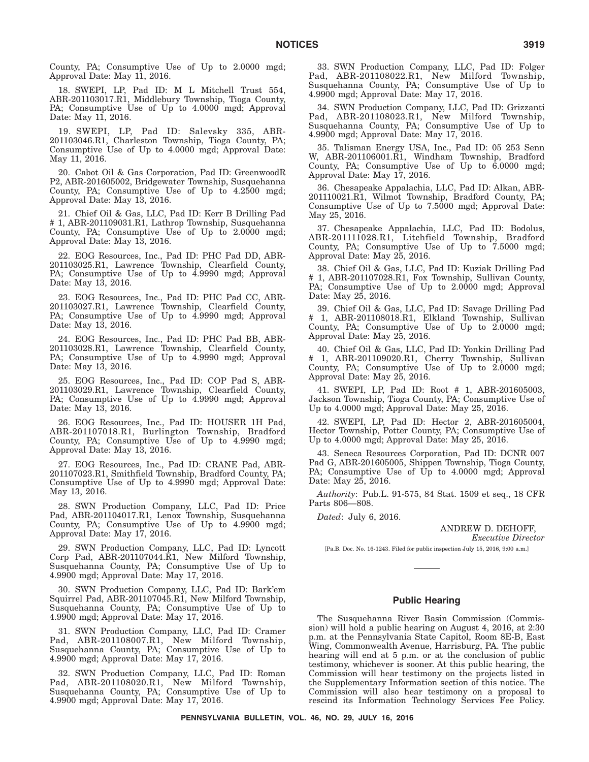County, PA; Consumptive Use of Up to 2.0000 mgd; Approval Date: May 11, 2016.

18. SWEPI, LP, Pad ID: M L Mitchell Trust 554, ABR-201103017.R1, Middlebury Township, Tioga County, PA; Consumptive Use of Up to 4.0000 mgd; Approval Date: May 11, 2016.

19. SWEPI, LP, Pad ID: Salevsky 335, ABR-201103046.R1, Charleston Township, Tioga County, PA; Consumptive Use of Up to 4.0000 mgd; Approval Date: May 11, 2016.

20. Cabot Oil & Gas Corporation, Pad ID: GreenwoodR P2, ABR-201605002, Bridgewater Township, Susquehanna County, PA; Consumptive Use of Up to 4.2500 mgd; Approval Date: May 13, 2016.

21. Chief Oil & Gas, LLC, Pad ID: Kerr B Drilling Pad # 1, ABR-201109031.R1, Lathrop Township, Susquehanna County, PA; Consumptive Use of Up to 2.0000 mgd; Approval Date: May 13, 2016.

22. EOG Resources, Inc., Pad ID: PHC Pad DD, ABR-201103025.R1, Lawrence Township, Clearfield County, PA; Consumptive Use of Up to 4.9990 mgd; Approval Date: May 13, 2016.

23. EOG Resources, Inc., Pad ID: PHC Pad CC, ABR-201103027.R1, Lawrence Township, Clearfield County, PA; Consumptive Use of Up to 4.9990 mgd; Approval Date: May 13, 2016.

24. EOG Resources, Inc., Pad ID: PHC Pad BB, ABR-201103028.R1, Lawrence Township, Clearfield County, PA; Consumptive Use of Up to 4.9990 mgd; Approval Date: May 13, 2016.

25. EOG Resources, Inc., Pad ID: COP Pad S, ABR-201103029.R1, Lawrence Township, Clearfield County, PA; Consumptive Use of Up to 4.9990 mgd; Approval Date: May 13, 2016.

26. EOG Resources, Inc., Pad ID: HOUSER 1H Pad, ABR-201107018.R1, Burlington Township, Bradford County, PA; Consumptive Use of Up to 4.9990 mgd; Approval Date: May 13, 2016.

27. EOG Resources, Inc., Pad ID: CRANE Pad, ABR-201107023.R1, Smithfield Township, Bradford County, PA; Consumptive Use of Up to 4.9990 mgd; Approval Date: May 13, 2016.

28. SWN Production Company, LLC, Pad ID: Price Pad, ABR-201104017.R1, Lenox Township, Susquehanna County, PA; Consumptive Use of Up to 4.9900 mgd; Approval Date: May 17, 2016.

29. SWN Production Company, LLC, Pad ID: Lyncott Corp Pad, ABR-201107044.R1, New Milford Township, Susquehanna County, PA; Consumptive Use of Up to 4.9900 mgd; Approval Date: May 17, 2016.

30. SWN Production Company, LLC, Pad ID: Bark'em Squirrel Pad, ABR-201107045.R1, New Milford Township, Susquehanna County, PA; Consumptive Use of Up to 4.9900 mgd; Approval Date: May 17, 2016.

31. SWN Production Company, LLC, Pad ID: Cramer Pad, ABR-201108007.R1, New Milford Township, Susquehanna County, PA; Consumptive Use of Up to 4.9900 mgd; Approval Date: May 17, 2016.

32. SWN Production Company, LLC, Pad ID: Roman Pad, ABR-201108020.R1, New Milford Township, Susquehanna County, PA; Consumptive Use of Up to 4.9900 mgd; Approval Date: May 17, 2016.

33. SWN Production Company, LLC, Pad ID: Folger Pad, ABR-201108022.R1, New Milford Township, Susquehanna County, PA; Consumptive Use of Up to 4.9900 mgd; Approval Date: May 17, 2016.

34. SWN Production Company, LLC, Pad ID: Grizzanti Pad, ABR-201108023.R1, New Milford Township, Susquehanna County, PA; Consumptive Use of Up to 4.9900 mgd; Approval Date: May 17, 2016.

35. Talisman Energy USA, Inc., Pad ID: 05 253 Senn W, ABR-201106001.R1, Windham Township, Bradford County, PA; Consumptive Use of Up to 6.0000 mgd; Approval Date: May 17, 2016.

36. Chesapeake Appalachia, LLC, Pad ID: Alkan, ABR-201110021.R1, Wilmot Township, Bradford County, PA; Consumptive Use of Up to 7.5000 mgd; Approval Date: May 25, 2016.

37. Chesapeake Appalachia, LLC, Pad ID: Bodolus, ABR-201111028.R1, Litchfield Township, Bradford County, PA; Consumptive Use of Up to 7.5000 mgd; Approval Date: May 25, 2016.

38. Chief Oil & Gas, LLC, Pad ID: Kuziak Drilling Pad # 1, ABR-201107028.R1, Fox Township, Sullivan County, PA; Consumptive Use of Up to 2.0000 mgd; Approval Date: May 25, 2016.

39. Chief Oil & Gas, LLC, Pad ID: Savage Drilling Pad # 1, ABR-201108018.R1, Elkland Township, Sullivan County, PA; Consumptive Use of Up to 2.0000 mgd; Approval Date: May 25, 2016.

40. Chief Oil & Gas, LLC, Pad ID: Yonkin Drilling Pad # 1, ABR-201109020.R1, Cherry Township, Sullivan County, PA; Consumptive Use of Up to 2.0000 mgd; Approval Date: May 25, 2016.

41. SWEPI, LP, Pad ID: Root # 1, ABR-201605003, Jackson Township, Tioga County, PA; Consumptive Use of Up to 4.0000 mgd; Approval Date: May 25, 2016.

42. SWEPI, LP, Pad ID: Hector 2, ABR-201605004, Hector Township, Potter County, PA; Consumptive Use of Up to 4.0000 mgd; Approval Date: May 25, 2016.

43. Seneca Resources Corporation, Pad ID: DCNR 007 Pad G, ABR-201605005, Shippen Township, Tioga County, PA; Consumptive Use of Up to 4.0000 mgd; Approval Date: May 25, 2016.

*Authority*: Pub.L. 91-575, 84 Stat. 1509 et seq., 18 CFR Parts 806—808.

*Dated*: July 6, 2016.

ANDREW D. DEHOFF,
*Executive Director*

[Pa.B. Doc. No. 16-1243. Filed for public inspection July 15, 2016, 9:00 a.m.]

## Public Hearing

The Susquehanna River Basin Commission (Commission) will hold a public hearing on August 4, 2016, at 2:30 p.m. at the Pennsylvania State Capitol, Room 8E-B, East Wing, Commonwealth Avenue, Harrisburg, PA. The public hearing will end at 5 p.m. or at the conclusion of public testimony, whichever is sooner. At this public hearing, the Commission will hear testimony on the projects listed in the Supplementary Information section of this notice. The Commission will also hear testimony on a proposal to rescind its Information Technology Services Fee Policy.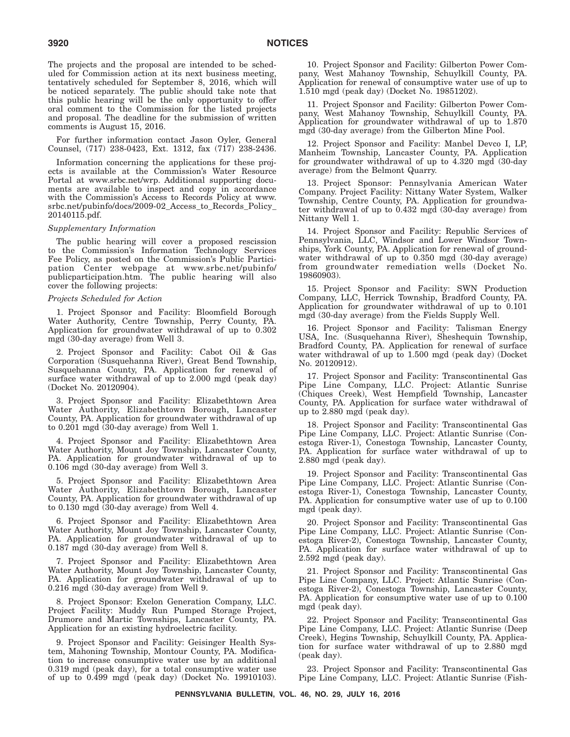The projects and the proposal are intended to be scheduled for Commission action at its next business meeting, tentatively scheduled for September 8, 2016, which will be noticed separately. The public should take note that this public hearing will be the only opportunity to offer oral comment to the Commission for the listed projects and proposal. The deadline for the submission of written comments is August 15, 2016.

For further information contact Jason Oyler, General Counsel, (717) 238-0423, Ext. 1312, fax (717) 238-2436.

Information concerning the applications for these projects is available at the Commission's Water Resource Portal at www.srbc.net/wrp. Additional supporting documents are available to inspect and copy in accordance with the Commission's Access to Records Policy at www.srbc.net/pubinfo/docs/2009-02_Access_to_Records_Policy_20140115.pdf.

*Supplementary Information*

The public hearing will cover a proposed rescission to the Commission's Information Technology Services Fee Policy, as posted on the Commission's Public Participation Center webpage at www.srbc.net/pubinfo/publicparticipation.htm. The public hearing will also cover the following projects:

*Projects Scheduled for Action*

1. Project Sponsor and Facility: Bloomfield Borough Water Authority, Centre Township, Perry County, PA. Application for groundwater withdrawal of up to 0.302 mgd (30-day average) from Well 3.

2. Project Sponsor and Facility: Cabot Oil & Gas Corporation (Susquehanna River), Great Bend Township, Susquehanna County, PA. Application for renewal of surface water withdrawal of up to 2.000 mgd (peak day) (Docket No. 20120904).

3. Project Sponsor and Facility: Elizabethtown Area Water Authority, Elizabethtown Borough, Lancaster County, PA. Application for groundwater withdrawal of up to 0.201 mgd (30-day average) from Well 1.

4. Project Sponsor and Facility: Elizabethtown Area Water Authority, Mount Joy Township, Lancaster County, PA. Application for groundwater withdrawal of up to 0.106 mgd (30-day average) from Well 3.

5. Project Sponsor and Facility: Elizabethtown Area Water Authority, Elizabethtown Borough, Lancaster County, PA. Application for groundwater withdrawal of up to 0.130 mgd (30-day average) from Well 4.

6. Project Sponsor and Facility: Elizabethtown Area Water Authority, Mount Joy Township, Lancaster County, PA. Application for groundwater withdrawal of up to 0.187 mgd (30-day average) from Well 8.

7. Project Sponsor and Facility: Elizabethtown Area Water Authority, Mount Joy Township, Lancaster County, PA. Application for groundwater withdrawal of up to 0.216 mgd (30-day average) from Well 9.

8. Project Sponsor: Exelon Generation Company, LLC. Project Facility: Muddy Run Pumped Storage Project, Drumore and Martic Townships, Lancaster County, PA. Application for an existing hydroelectric facility.

9. Project Sponsor and Facility: Geisinger Health System, Mahoning Township, Montour County, PA. Modification to increase consumptive water use by an additional 0.319 mgd (peak day), for a total consumptive water use of up to 0.499 mgd (peak day) (Docket No. 19910103).

10. Project Sponsor and Facility: Gilberton Power Company, West Mahanoy Township, Schuylkill County, PA. Application for renewal of consumptive water use of up to 1.510 mgd (peak day) (Docket No. 19851202).

11. Project Sponsor and Facility: Gilberton Power Company, West Mahanoy Township, Schuylkill County, PA. Application for groundwater withdrawal of up to 1.870 mgd (30-day average) from the Gilberton Mine Pool.

12. Project Sponsor and Facility: Manbel Devco I, LP, Manheim Township, Lancaster County, PA. Application for groundwater withdrawal of up to 4.320 mgd (30-day average) from the Belmont Quarry.

13. Project Sponsor: Pennsylvania American Water Company. Project Facility: Nittany Water System, Walker Township, Centre County, PA. Application for groundwater withdrawal of up to 0.432 mgd (30-day average) from Nittany Well 1.

14. Project Sponsor and Facility: Republic Services of Pennsylvania, LLC, Windsor and Lower Windsor Townships, York County, PA. Application for renewal of groundwater withdrawal of up to 0.350 mgd (30-day average) from groundwater remediation wells (Docket No. 19860903).

15. Project Sponsor and Facility: SWN Production Company, LLC, Herrick Township, Bradford County, PA. Application for groundwater withdrawal of up to 0.101 mgd (30-day average) from the Fields Supply Well.

16. Project Sponsor and Facility: Talisman Energy USA, Inc. (Susquehanna River), Sheshequin Township, Bradford County, PA. Application for renewal of surface water withdrawal of up to 1.500 mgd (peak day) (Docket No. 20120912).

17. Project Sponsor and Facility: Transcontinental Gas Pipe Line Company, LLC. Project: Atlantic Sunrise (Chiques Creek), West Hempfield Township, Lancaster County, PA. Application for surface water withdrawal of up to 2.880 mgd (peak day).

18. Project Sponsor and Facility: Transcontinental Gas Pipe Line Company, LLC. Project: Atlantic Sunrise (Conestoga River-1), Conestoga Township, Lancaster County, PA. Application for surface water withdrawal of up to 2.880 mgd (peak day).

19. Project Sponsor and Facility: Transcontinental Gas Pipe Line Company, LLC. Project: Atlantic Sunrise (Conestoga River-1), Conestoga Township, Lancaster County, PA. Application for consumptive water use of up to 0.100 mgd (peak day).

20. Project Sponsor and Facility: Transcontinental Gas Pipe Line Company, LLC. Project: Atlantic Sunrise (Conestoga River-2), Conestoga Township, Lancaster County, PA. Application for surface water withdrawal of up to 2.592 mgd (peak day).

21. Project Sponsor and Facility: Transcontinental Gas Pipe Line Company, LLC. Project: Atlantic Sunrise (Conestoga River-2), Conestoga Township, Lancaster County, PA. Application for consumptive water use of up to 0.100 mgd (peak day).

22. Project Sponsor and Facility: Transcontinental Gas Pipe Line Company, LLC. Project: Atlantic Sunrise (Deep Creek), Hegins Township, Schuylkill County, PA. Application for surface water withdrawal of up to 2.880 mgd (peak day).

23. Project Sponsor and Facility: Transcontinental Gas Pipe Line Company, LLC. Project: Atlantic Sunrise (Fish-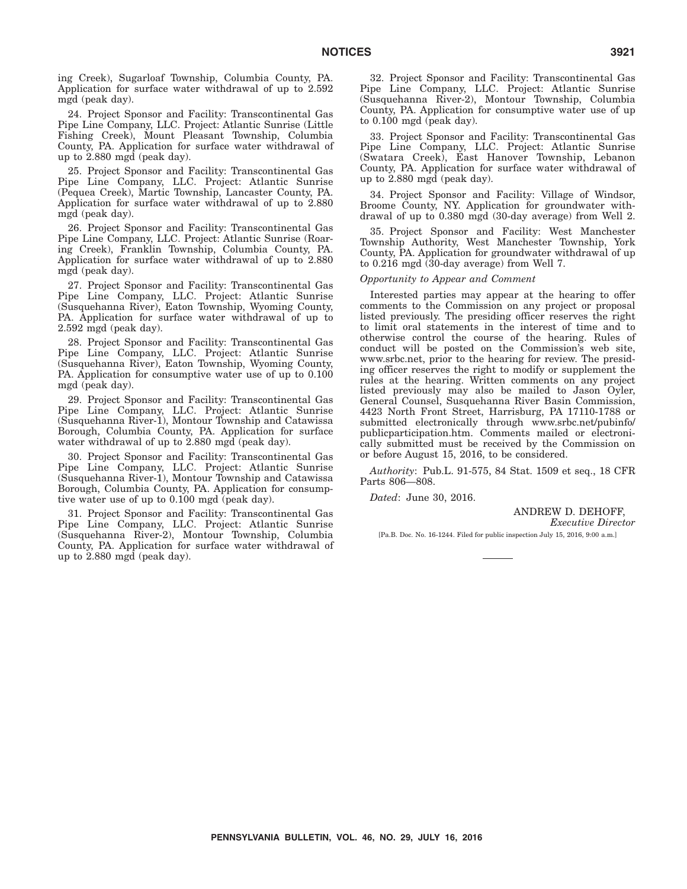ing Creek), Sugarloaf Township, Columbia County, PA. Application for surface water withdrawal of up to 2.592 mgd (peak day).

24. Project Sponsor and Facility: Transcontinental Gas Pipe Line Company, LLC. Project: Atlantic Sunrise (Little Fishing Creek), Mount Pleasant Township, Columbia County, PA. Application for surface water withdrawal of up to 2.880 mgd (peak day).

25. Project Sponsor and Facility: Transcontinental Gas Pipe Line Company, LLC. Project: Atlantic Sunrise (Pequea Creek), Martic Township, Lancaster County, PA. Application for surface water withdrawal of up to 2.880 mgd (peak day).

26. Project Sponsor and Facility: Transcontinental Gas Pipe Line Company, LLC. Project: Atlantic Sunrise (Roaring Creek), Franklin Township, Columbia County, PA. Application for surface water withdrawal of up to 2.880 mgd (peak day).

27. Project Sponsor and Facility: Transcontinental Gas Pipe Line Company, LLC. Project: Atlantic Sunrise (Susquehanna River), Eaton Township, Wyoming County, PA. Application for surface water withdrawal of up to 2.592 mgd (peak day).

28. Project Sponsor and Facility: Transcontinental Gas Pipe Line Company, LLC. Project: Atlantic Sunrise (Susquehanna River), Eaton Township, Wyoming County, PA. Application for consumptive water use of up to 0.100 mgd (peak day).

29. Project Sponsor and Facility: Transcontinental Gas Pipe Line Company, LLC. Project: Atlantic Sunrise (Susquehanna River-1), Montour Township and Catawissa Borough, Columbia County, PA. Application for surface water withdrawal of up to 2.880 mgd (peak day).

30. Project Sponsor and Facility: Transcontinental Gas Pipe Line Company, LLC. Project: Atlantic Sunrise (Susquehanna River-1), Montour Township and Catawissa Borough, Columbia County, PA. Application for consumptive water use of up to 0.100 mgd (peak day).

31. Project Sponsor and Facility: Transcontinental Gas Pipe Line Company, LLC. Project: Atlantic Sunrise (Susquehanna River-2), Montour Township, Columbia County, PA. Application for surface water withdrawal of up to 2.880 mgd (peak day).

32. Project Sponsor and Facility: Transcontinental Gas Pipe Line Company, LLC. Project: Atlantic Sunrise (Susquehanna River-2), Montour Township, Columbia County, PA. Application for consumptive water use of up to 0.100 mgd (peak day).

33. Project Sponsor and Facility: Transcontinental Gas Pipe Line Company, LLC. Project: Atlantic Sunrise (Swatara Creek), East Hanover Township, Lebanon County, PA. Application for surface water withdrawal of up to 2.880 mgd (peak day).

34. Project Sponsor and Facility: Village of Windsor, Broome County, NY. Application for groundwater withdrawal of up to 0.380 mgd (30-day average) from Well 2.

35. Project Sponsor and Facility: West Manchester Township Authority, West Manchester Township, York County, PA. Application for groundwater withdrawal of up to 0.216 mgd (30-day average) from Well 7.

*Opportunity to Appear and Comment*

Interested parties may appear at the hearing to offer comments to the Commission on any project or proposal listed previously. The presiding officer reserves the right to limit oral statements in the interest of time and to otherwise control the course of the hearing. Rules of conduct will be posted on the Commission's web site, www.srbc.net, prior to the hearing for review. The presiding officer reserves the right to modify or supplement the rules at the hearing. Written comments on any project listed previously may also be mailed to Jason Oyler, General Counsel, Susquehanna River Basin Commission, 4423 North Front Street, Harrisburg, PA 17110-1788 or submitted electronically through www.srbc.net/pubinfo/publicparticipation.htm. Comments mailed or electronically submitted must be received by the Commission on or before August 15, 2016, to be considered.

*Authority*: Pub.L. 91-575, 84 Stat. 1509 et seq., 18 CFR Parts 806—808.

*Dated*: June 30, 2016.

ANDREW D. DEHOFF,
*Executive Director*

[Pa.B. Doc. No. 16-1244. Filed for public inspection July 15, 2016, 9:00 a.m.]